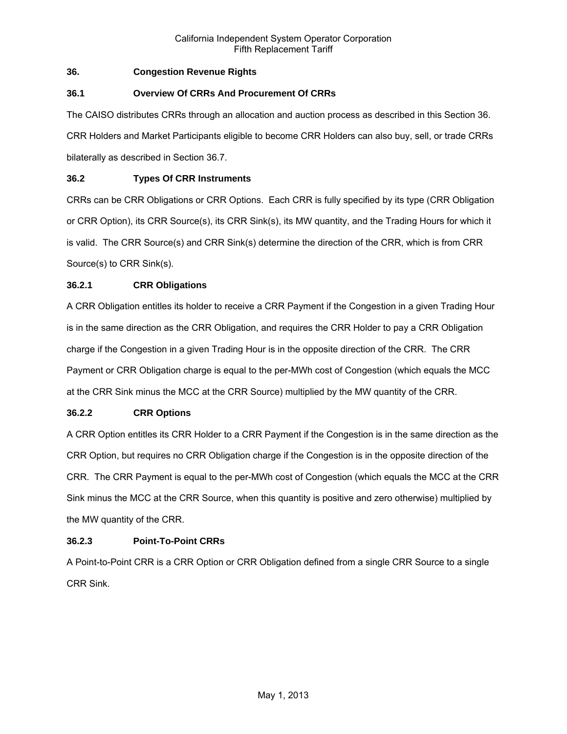## 36. Congestion Revenue Rights

### 36.1 Overview Of CRRs And Procurement Of CRRs

The CAISO distributes CRRs through an allocation and auction process as described in this Section 36. CRR Holders and Market Participants eligible to become CRR Holders can also buy, sell, or trade CRRs bilaterally as described in Section 36.7.

### 36.2 Types Of CRR Instruments

CRRs can be CRR Obligations or CRR Options. Each CRR is fully specified by its type (CRR Obligation or CRR Option), its CRR Source(s), its CRR Sink(s), its MW quantity, and the Trading Hours for which it is valid. The CRR Source(s) and CRR Sink(s) determine the direction of the CRR, which is from CRR Source(s) to CRR Sink(s).

#### 36.2.1 CRR Obligations

A CRR Obligation entitles its holder to receive a CRR Payment if the Congestion in a given Trading Hour is in the same direction as the CRR Obligation, and requires the CRR Holder to pay a CRR Obligation charge if the Congestion in a given Trading Hour is in the opposite direction of the CRR. The CRR Payment or CRR Obligation charge is equal to the per-MWh cost of Congestion (which equals the MCC at the CRR Sink minus the MCC at the CRR Source) multiplied by the MW quantity of the CRR.

#### 36.2.2 CRR Options

A CRR Option entitles its CRR Holder to a CRR Payment if the Congestion is in the same direction as the CRR Option, but requires no CRR Obligation charge if the Congestion is in the opposite direction of the CRR. The CRR Payment is equal to the per-MWh cost of Congestion (which equals the MCC at the CRR Sink minus the MCC at the CRR Source, when this quantity is positive and zero otherwise) multiplied by the MW quantity of the CRR.

#### 36.2.3 Point-To-Point CRRs

A Point-to-Point CRR is a CRR Option or CRR Obligation defined from a single CRR Source to a single CRR Sink.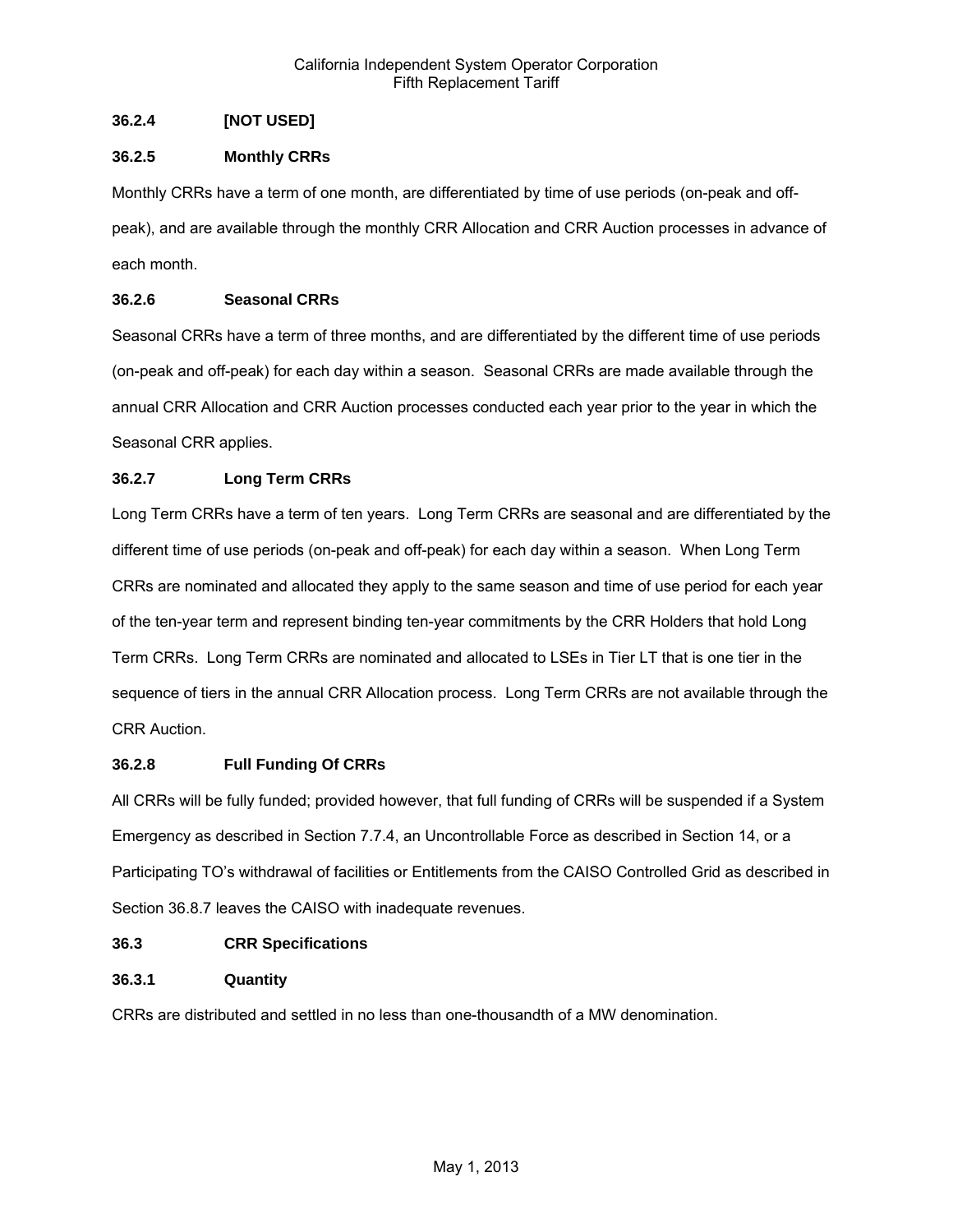### 36.2.4 [NOT USED]

### 36.2.5 Monthly CRRs

Monthly CRRs have a term of one month, are differentiated by time of use periods (on-peak and off-peak), and are available through the monthly CRR Allocation and CRR Auction processes in advance of each month.

### 36.2.6 Seasonal CRRs

Seasonal CRRs have a term of three months, and are differentiated by the different time of use periods (on-peak and off-peak) for each day within a season. Seasonal CRRs are made available through the annual CRR Allocation and CRR Auction processes conducted each year prior to the year in which the Seasonal CRR applies.

### 36.2.7 Long Term CRRs

Long Term CRRs have a term of ten years. Long Term CRRs are seasonal and are differentiated by the different time of use periods (on-peak and off-peak) for each day within a season. When Long Term CRRs are nominated and allocated they apply to the same season and time of use period for each year of the ten-year term and represent binding ten-year commitments by the CRR Holders that hold Long Term CRRs. Long Term CRRs are nominated and allocated to LSEs in Tier LT that is one tier in the sequence of tiers in the annual CRR Allocation process. Long Term CRRs are not available through the CRR Auction.

### 36.2.8 Full Funding Of CRRs

All CRRs will be fully funded; provided however, that full funding of CRRs will be suspended if a System Emergency as described in Section 7.7.4, an Uncontrollable Force as described in Section 14, or a Participating TO's withdrawal of facilities or Entitlements from the CAISO Controlled Grid as described in Section 36.8.7 leaves the CAISO with inadequate revenues.

## 36.3 CRR Specifications

### 36.3.1 Quantity

CRRs are distributed and settled in no less than one-thousandth of a MW denomination.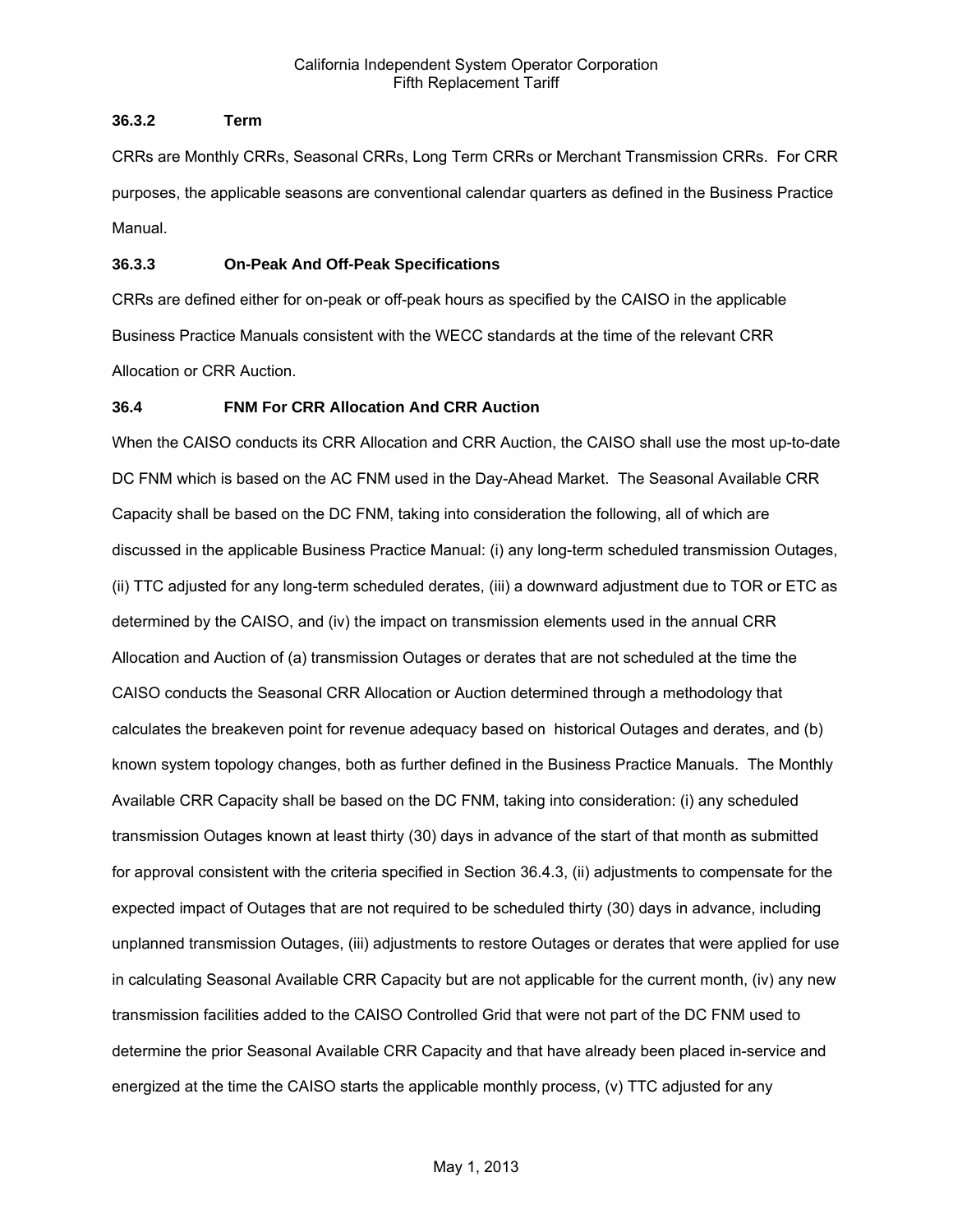### 36.3.2 Term

CRRs are Monthly CRRs, Seasonal CRRs, Long Term CRRs or Merchant Transmission CRRs. For CRR purposes, the applicable seasons are conventional calendar quarters as defined in the Business Practice Manual.

### 36.3.3 On-Peak And Off-Peak Specifications

CRRs are defined either for on-peak or off-peak hours as specified by the CAISO in the applicable Business Practice Manuals consistent with the WECC standards at the time of the relevant CRR Allocation or CRR Auction.

## 36.4 FNM For CRR Allocation And CRR Auction

When the CAISO conducts its CRR Allocation and CRR Auction, the CAISO shall use the most up-to-date DC FNM which is based on the AC FNM used in the Day-Ahead Market. The Seasonal Available CRR Capacity shall be based on the DC FNM, taking into consideration the following, all of which are discussed in the applicable Business Practice Manual: (i) any long-term scheduled transmission Outages, (ii) TTC adjusted for any long-term scheduled derates, (iii) a downward adjustment due to TOR or ETC as determined by the CAISO, and (iv) the impact on transmission elements used in the annual CRR Allocation and Auction of (a) transmission Outages or derates that are not scheduled at the time the CAISO conducts the Seasonal CRR Allocation or Auction determined through a methodology that calculates the breakeven point for revenue adequacy based on historical Outages and derates, and (b) known system topology changes, both as further defined in the Business Practice Manuals. The Monthly Available CRR Capacity shall be based on the DC FNM, taking into consideration: (i) any scheduled transmission Outages known at least thirty (30) days in advance of the start of that month as submitted for approval consistent with the criteria specified in Section 36.4.3, (ii) adjustments to compensate for the expected impact of Outages that are not required to be scheduled thirty (30) days in advance, including unplanned transmission Outages, (iii) adjustments to restore Outages or derates that were applied for use in calculating Seasonal Available CRR Capacity but are not applicable for the current month, (iv) any new transmission facilities added to the CAISO Controlled Grid that were not part of the DC FNM used to determine the prior Seasonal Available CRR Capacity and that have already been placed in-service and energized at the time the CAISO starts the applicable monthly process, (v) TTC adjusted for any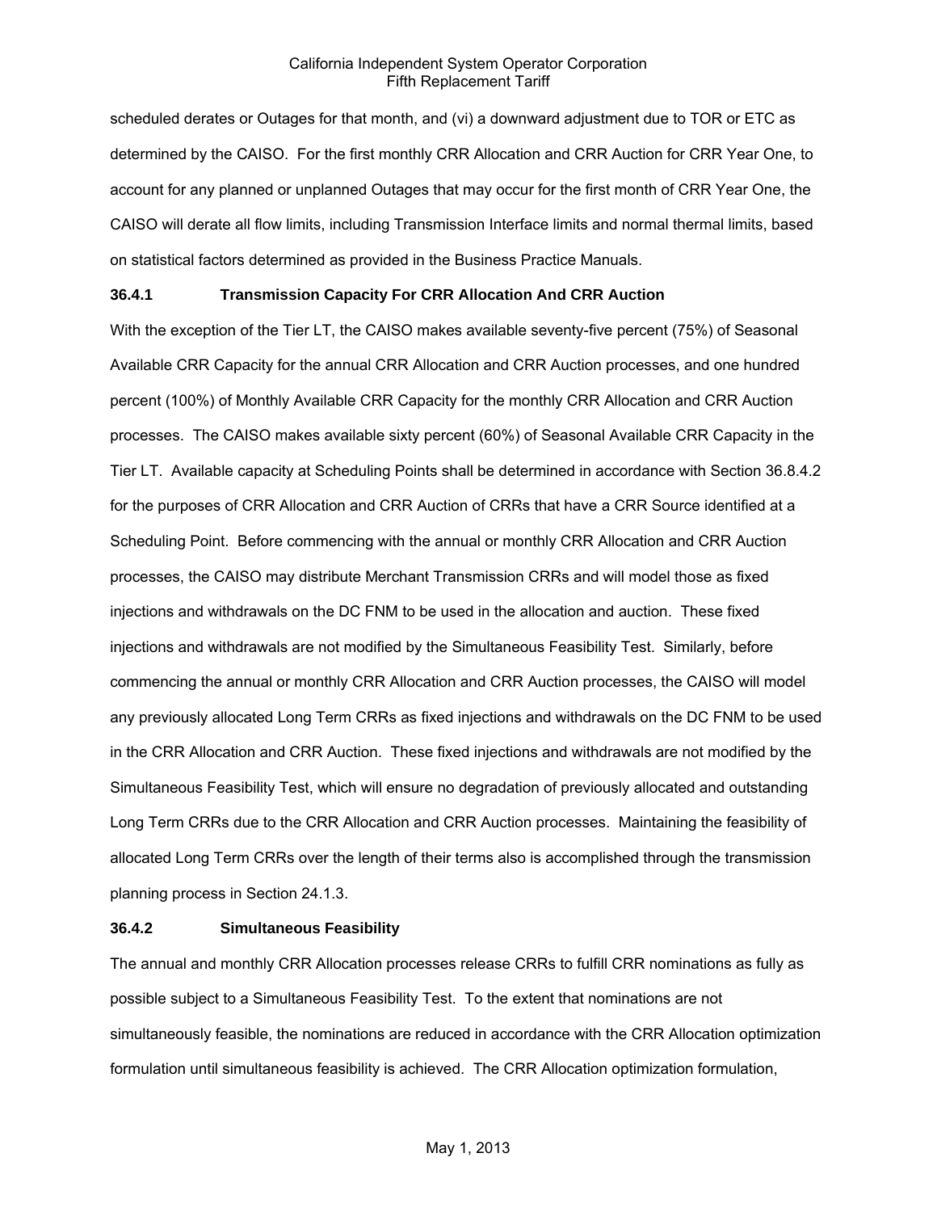scheduled derates or Outages for that month, and (vi) a downward adjustment due to TOR or ETC as determined by the CAISO. For the first monthly CRR Allocation and CRR Auction for CRR Year One, to account for any planned or unplanned Outages that may occur for the first month of CRR Year One, the CAISO will derate all flow limits, including Transmission Interface limits and normal thermal limits, based on statistical factors determined as provided in the Business Practice Manuals.

### 36.4.1 Transmission Capacity For CRR Allocation And CRR Auction

With the exception of the Tier LT, the CAISO makes available seventy-five percent (75%) of Seasonal Available CRR Capacity for the annual CRR Allocation and CRR Auction processes, and one hundred percent (100%) of Monthly Available CRR Capacity for the monthly CRR Allocation and CRR Auction processes. The CAISO makes available sixty percent (60%) of Seasonal Available CRR Capacity in the Tier LT. Available capacity at Scheduling Points shall be determined in accordance with Section 36.8.4.2 for the purposes of CRR Allocation and CRR Auction of CRRs that have a CRR Source identified at a Scheduling Point. Before commencing with the annual or monthly CRR Allocation and CRR Auction processes, the CAISO may distribute Merchant Transmission CRRs and will model those as fixed injections and withdrawals on the DC FNM to be used in the allocation and auction. These fixed injections and withdrawals are not modified by the Simultaneous Feasibility Test. Similarly, before commencing the annual or monthly CRR Allocation and CRR Auction processes, the CAISO will model any previously allocated Long Term CRRs as fixed injections and withdrawals on the DC FNM to be used in the CRR Allocation and CRR Auction. These fixed injections and withdrawals are not modified by the Simultaneous Feasibility Test, which will ensure no degradation of previously allocated and outstanding Long Term CRRs due to the CRR Allocation and CRR Auction processes. Maintaining the feasibility of allocated Long Term CRRs over the length of their terms also is accomplished through the transmission planning process in Section 24.1.3.

### 36.4.2 Simultaneous Feasibility

The annual and monthly CRR Allocation processes release CRRs to fulfill CRR nominations as fully as possible subject to a Simultaneous Feasibility Test. To the extent that nominations are not simultaneously feasible, the nominations are reduced in accordance with the CRR Allocation optimization formulation until simultaneous feasibility is achieved. The CRR Allocation optimization formulation,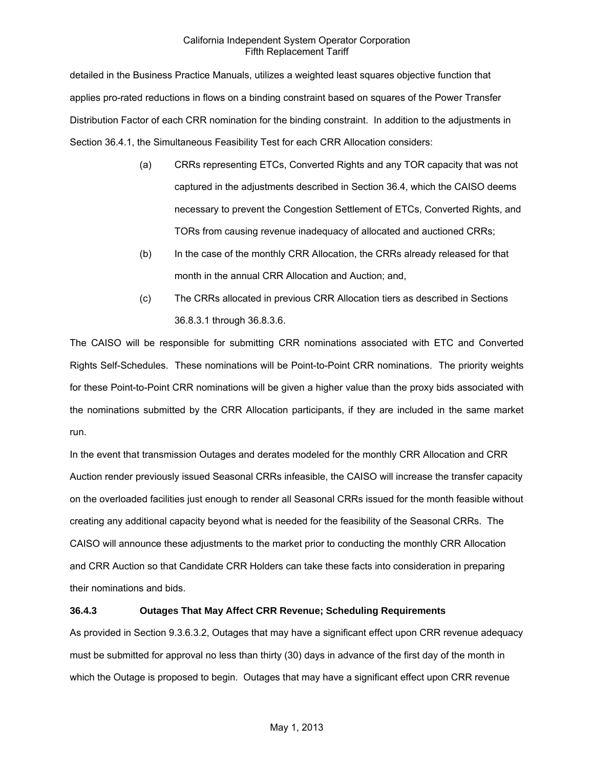detailed in the Business Practice Manuals, utilizes a weighted least squares objective function that applies pro-rated reductions in flows on a binding constraint based on squares of the Power Transfer Distribution Factor of each CRR nomination for the binding constraint. In addition to the adjustments in Section 36.4.1, the Simultaneous Feasibility Test for each CRR Allocation considers:

(a) CRRs representing ETCs, Converted Rights and any TOR capacity that was not captured in the adjustments described in Section 36.4, which the CAISO deems necessary to prevent the Congestion Settlement of ETCs, Converted Rights, and TORs from causing revenue inadequacy of allocated and auctioned CRRs;

(b) In the case of the monthly CRR Allocation, the CRRs already released for that month in the annual CRR Allocation and Auction; and,

(c) The CRRs allocated in previous CRR Allocation tiers as described in Sections 36.8.3.1 through 36.8.3.6.

The CAISO will be responsible for submitting CRR nominations associated with ETC and Converted Rights Self-Schedules. These nominations will be Point-to-Point CRR nominations. The priority weights for these Point-to-Point CRR nominations will be given a higher value than the proxy bids associated with the nominations submitted by the CRR Allocation participants, if they are included in the same market run.

In the event that transmission Outages and derates modeled for the monthly CRR Allocation and CRR Auction render previously issued Seasonal CRRs infeasible, the CAISO will increase the transfer capacity on the overloaded facilities just enough to render all Seasonal CRRs issued for the month feasible without creating any additional capacity beyond what is needed for the feasibility of the Seasonal CRRs. The CAISO will announce these adjustments to the market prior to conducting the monthly CRR Allocation and CRR Auction so that Candidate CRR Holders can take these facts into consideration in preparing their nominations and bids.

### 36.4.3 Outages That May Affect CRR Revenue; Scheduling Requirements

As provided in Section 9.3.6.3.2, Outages that may have a significant effect upon CRR revenue adequacy must be submitted for approval no less than thirty (30) days in advance of the first day of the month in which the Outage is proposed to begin. Outages that may have a significant effect upon CRR revenue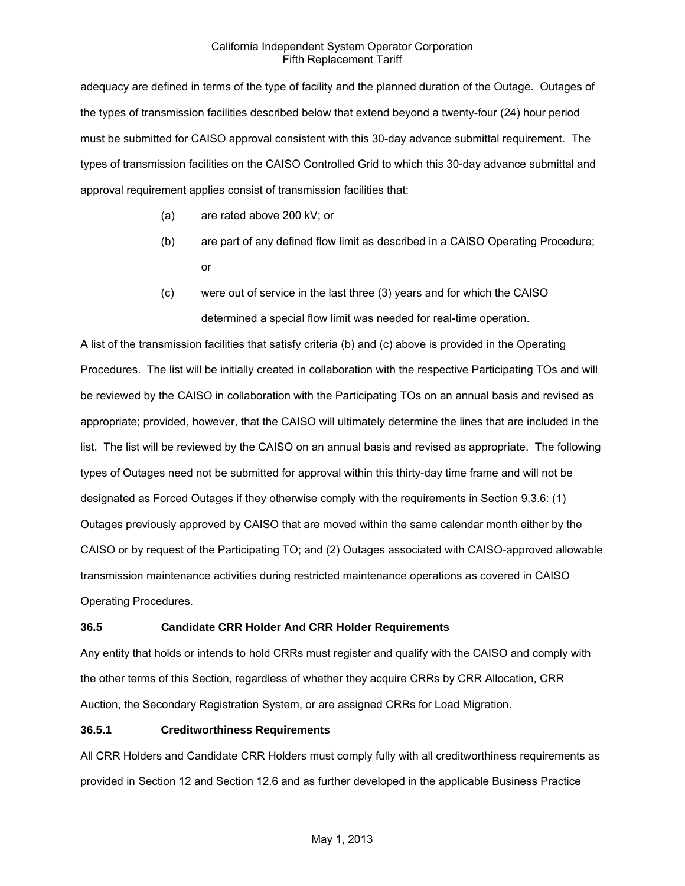adequacy are defined in terms of the type of facility and the planned duration of the Outage. Outages of the types of transmission facilities described below that extend beyond a twenty-four (24) hour period must be submitted for CAISO approval consistent with this 30-day advance submittal requirement. The types of transmission facilities on the CAISO Controlled Grid to which this 30-day advance submittal and approval requirement applies consist of transmission facilities that:

(a) are rated above 200 kV; or

(b) are part of any defined flow limit as described in a CAISO Operating Procedure; or

(c) were out of service in the last three (3) years and for which the CAISO determined a special flow limit was needed for real-time operation.

A list of the transmission facilities that satisfy criteria (b) and (c) above is provided in the Operating Procedures. The list will be initially created in collaboration with the respective Participating TOs and will be reviewed by the CAISO in collaboration with the Participating TOs on an annual basis and revised as appropriate; provided, however, that the CAISO will ultimately determine the lines that are included in the list. The list will be reviewed by the CAISO on an annual basis and revised as appropriate. The following types of Outages need not be submitted for approval within this thirty-day time frame and will not be designated as Forced Outages if they otherwise comply with the requirements in Section 9.3.6: (1) Outages previously approved by CAISO that are moved within the same calendar month either by the CAISO or by request of the Participating TO; and (2) Outages associated with CAISO-approved allowable transmission maintenance activities during restricted maintenance operations as covered in CAISO Operating Procedures.

### 36.5 Candidate CRR Holder And CRR Holder Requirements

Any entity that holds or intends to hold CRRs must register and qualify with the CAISO and comply with the other terms of this Section, regardless of whether they acquire CRRs by CRR Allocation, CRR Auction, the Secondary Registration System, or are assigned CRRs for Load Migration.

#### 36.5.1 Creditworthiness Requirements

All CRR Holders and Candidate CRR Holders must comply fully with all creditworthiness requirements as provided in Section 12 and Section 12.6 and as further developed in the applicable Business Practice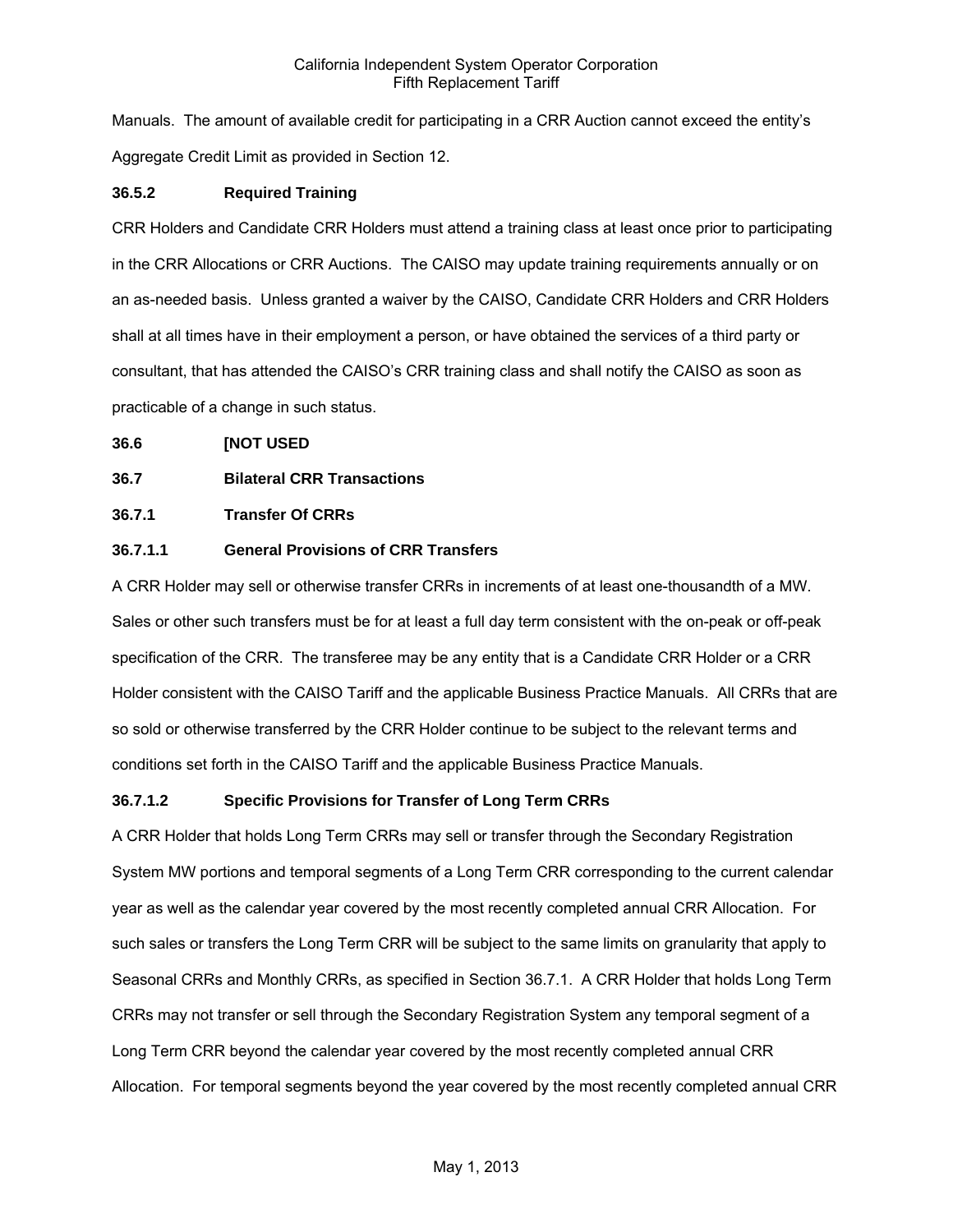Manuals. The amount of available credit for participating in a CRR Auction cannot exceed the entity's Aggregate Credit Limit as provided in Section 12.

**36.5.2 Required Training**

CRR Holders and Candidate CRR Holders must attend a training class at least once prior to participating in the CRR Allocations or CRR Auctions. The CAISO may update training requirements annually or on an as-needed basis. Unless granted a waiver by the CAISO, Candidate CRR Holders and CRR Holders shall at all times have in their employment a person, or have obtained the services of a third party or consultant, that has attended the CAISO's CRR training class and shall notify the CAISO as soon as practicable of a change in such status.

**36.6 [NOT USED**

**36.7 Bilateral CRR Transactions**

**36.7.1 Transfer Of CRRs**

**36.7.1.1 General Provisions of CRR Transfers**

A CRR Holder may sell or otherwise transfer CRRs in increments of at least one-thousandth of a MW. Sales or other such transfers must be for at least a full day term consistent with the on-peak or off-peak specification of the CRR. The transferee may be any entity that is a Candidate CRR Holder or a CRR Holder consistent with the CAISO Tariff and the applicable Business Practice Manuals. All CRRs that are so sold or otherwise transferred by the CRR Holder continue to be subject to the relevant terms and conditions set forth in the CAISO Tariff and the applicable Business Practice Manuals.

**36.7.1.2 Specific Provisions for Transfer of Long Term CRRs**

A CRR Holder that holds Long Term CRRs may sell or transfer through the Secondary Registration System MW portions and temporal segments of a Long Term CRR corresponding to the current calendar year as well as the calendar year covered by the most recently completed annual CRR Allocation. For such sales or transfers the Long Term CRR will be subject to the same limits on granularity that apply to Seasonal CRRs and Monthly CRRs, as specified in Section 36.7.1. A CRR Holder that holds Long Term CRRs may not transfer or sell through the Secondary Registration System any temporal segment of a Long Term CRR beyond the calendar year covered by the most recently completed annual CRR Allocation. For temporal segments beyond the year covered by the most recently completed annual CRR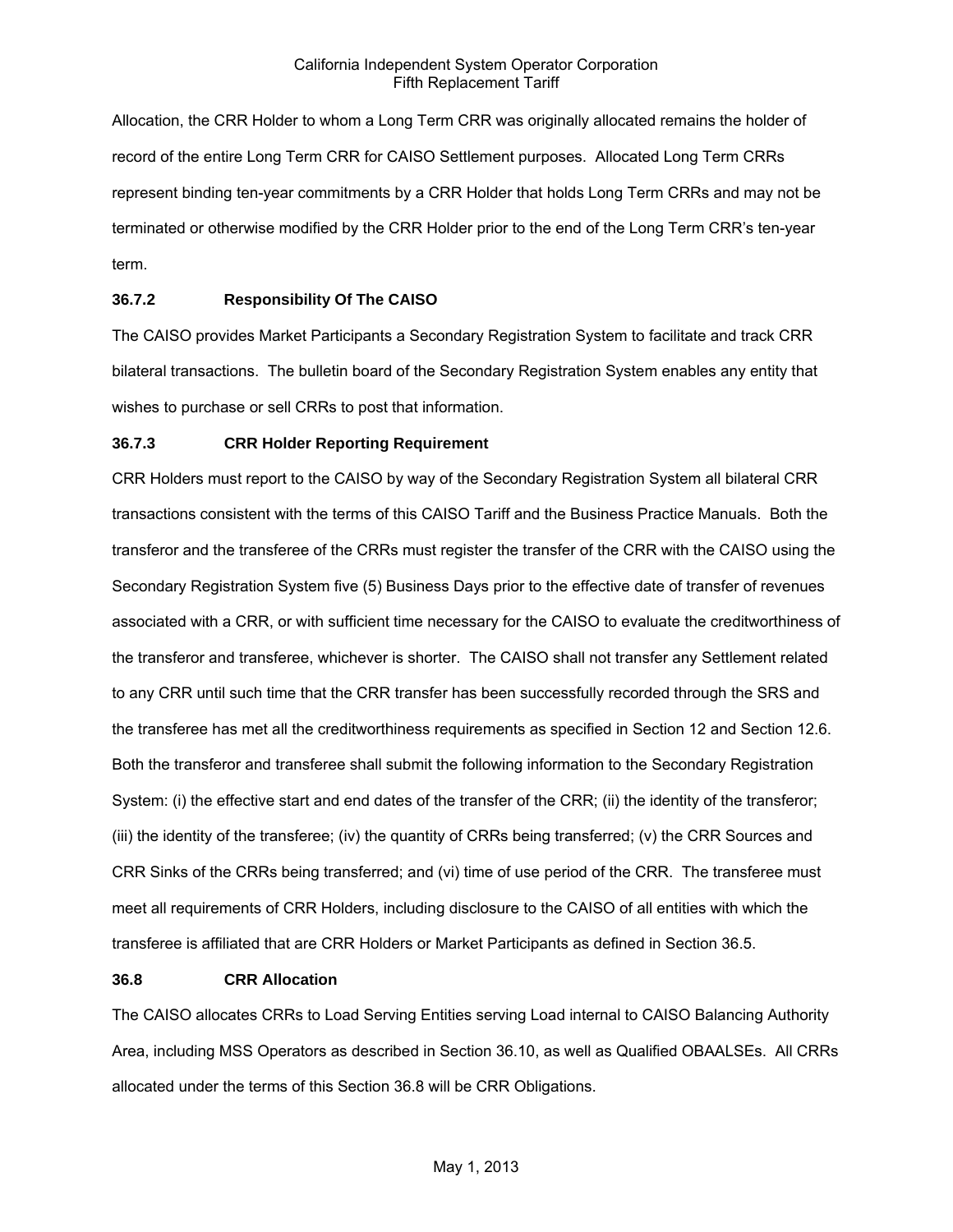Allocation, the CRR Holder to whom a Long Term CRR was originally allocated remains the holder of record of the entire Long Term CRR for CAISO Settlement purposes. Allocated Long Term CRRs represent binding ten-year commitments by a CRR Holder that holds Long Term CRRs and may not be terminated or otherwise modified by the CRR Holder prior to the end of the Long Term CRR's ten-year term.

### 36.7.2 Responsibility Of The CAISO

The CAISO provides Market Participants a Secondary Registration System to facilitate and track CRR bilateral transactions. The bulletin board of the Secondary Registration System enables any entity that wishes to purchase or sell CRRs to post that information.

### 36.7.3 CRR Holder Reporting Requirement

CRR Holders must report to the CAISO by way of the Secondary Registration System all bilateral CRR transactions consistent with the terms of this CAISO Tariff and the Business Practice Manuals. Both the transferor and the transferee of the CRRs must register the transfer of the CRR with the CAISO using the Secondary Registration System five (5) Business Days prior to the effective date of transfer of revenues associated with a CRR, or with sufficient time necessary for the CAISO to evaluate the creditworthiness of the transferor and transferee, whichever is shorter. The CAISO shall not transfer any Settlement related to any CRR until such time that the CRR transfer has been successfully recorded through the SRS and the transferee has met all the creditworthiness requirements as specified in Section 12 and Section 12.6. Both the transferor and transferee shall submit the following information to the Secondary Registration System: (i) the effective start and end dates of the transfer of the CRR; (ii) the identity of the transferor; (iii) the identity of the transferee; (iv) the quantity of CRRs being transferred; (v) the CRR Sources and CRR Sinks of the CRRs being transferred; and (vi) time of use period of the CRR. The transferee must meet all requirements of CRR Holders, including disclosure to the CAISO of all entities with which the transferee is affiliated that are CRR Holders or Market Participants as defined in Section 36.5.

## 36.8 CRR Allocation

The CAISO allocates CRRs to Load Serving Entities serving Load internal to CAISO Balancing Authority Area, including MSS Operators as described in Section 36.10, as well as Qualified OBAALSEs. All CRRs allocated under the terms of this Section 36.8 will be CRR Obligations.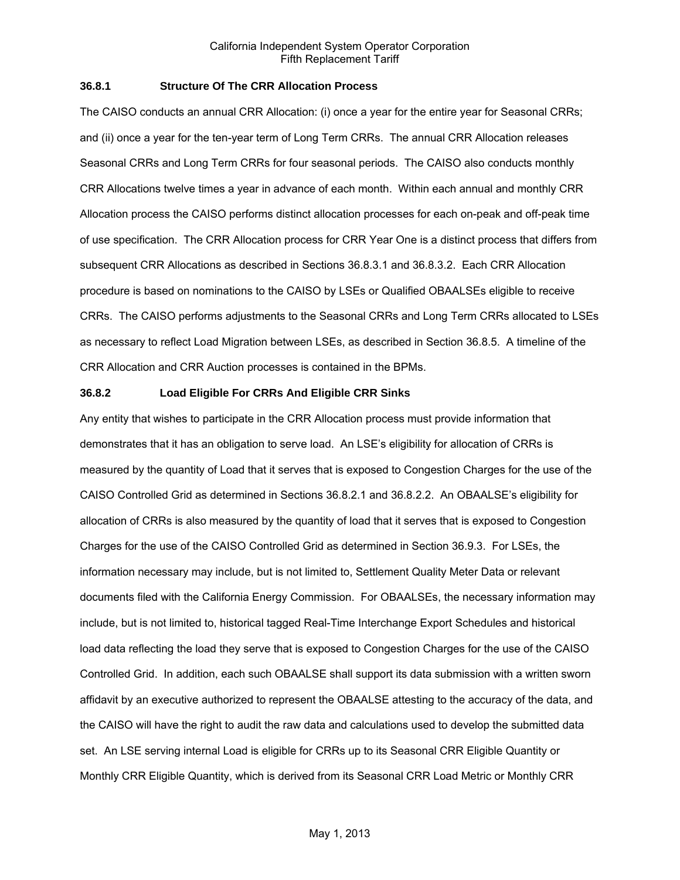### 36.8.1 Structure Of The CRR Allocation Process

The CAISO conducts an annual CRR Allocation: (i) once a year for the entire year for Seasonal CRRs; and (ii) once a year for the ten-year term of Long Term CRRs. The annual CRR Allocation releases Seasonal CRRs and Long Term CRRs for four seasonal periods. The CAISO also conducts monthly CRR Allocations twelve times a year in advance of each month. Within each annual and monthly CRR Allocation process the CAISO performs distinct allocation processes for each on-peak and off-peak time of use specification. The CRR Allocation process for CRR Year One is a distinct process that differs from subsequent CRR Allocations as described in Sections 36.8.3.1 and 36.8.3.2. Each CRR Allocation procedure is based on nominations to the CAISO by LSEs or Qualified OBAALSEs eligible to receive CRRs. The CAISO performs adjustments to the Seasonal CRRs and Long Term CRRs allocated to LSEs as necessary to reflect Load Migration between LSEs, as described in Section 36.8.5. A timeline of the CRR Allocation and CRR Auction processes is contained in the BPMs.

### 36.8.2 Load Eligible For CRRs And Eligible CRR Sinks

Any entity that wishes to participate in the CRR Allocation process must provide information that demonstrates that it has an obligation to serve load. An LSE's eligibility for allocation of CRRs is measured by the quantity of Load that it serves that is exposed to Congestion Charges for the use of the CAISO Controlled Grid as determined in Sections 36.8.2.1 and 36.8.2.2. An OBAALSE's eligibility for allocation of CRRs is also measured by the quantity of load that it serves that is exposed to Congestion Charges for the use of the CAISO Controlled Grid as determined in Section 36.9.3. For LSEs, the information necessary may include, but is not limited to, Settlement Quality Meter Data or relevant documents filed with the California Energy Commission. For OBAALSEs, the necessary information may include, but is not limited to, historical tagged Real-Time Interchange Export Schedules and historical load data reflecting the load they serve that is exposed to Congestion Charges for the use of the CAISO Controlled Grid. In addition, each such OBAALSE shall support its data submission with a written sworn affidavit by an executive authorized to represent the OBAALSE attesting to the accuracy of the data, and the CAISO will have the right to audit the raw data and calculations used to develop the submitted data set. An LSE serving internal Load is eligible for CRRs up to its Seasonal CRR Eligible Quantity or Monthly CRR Eligible Quantity, which is derived from its Seasonal CRR Load Metric or Monthly CRR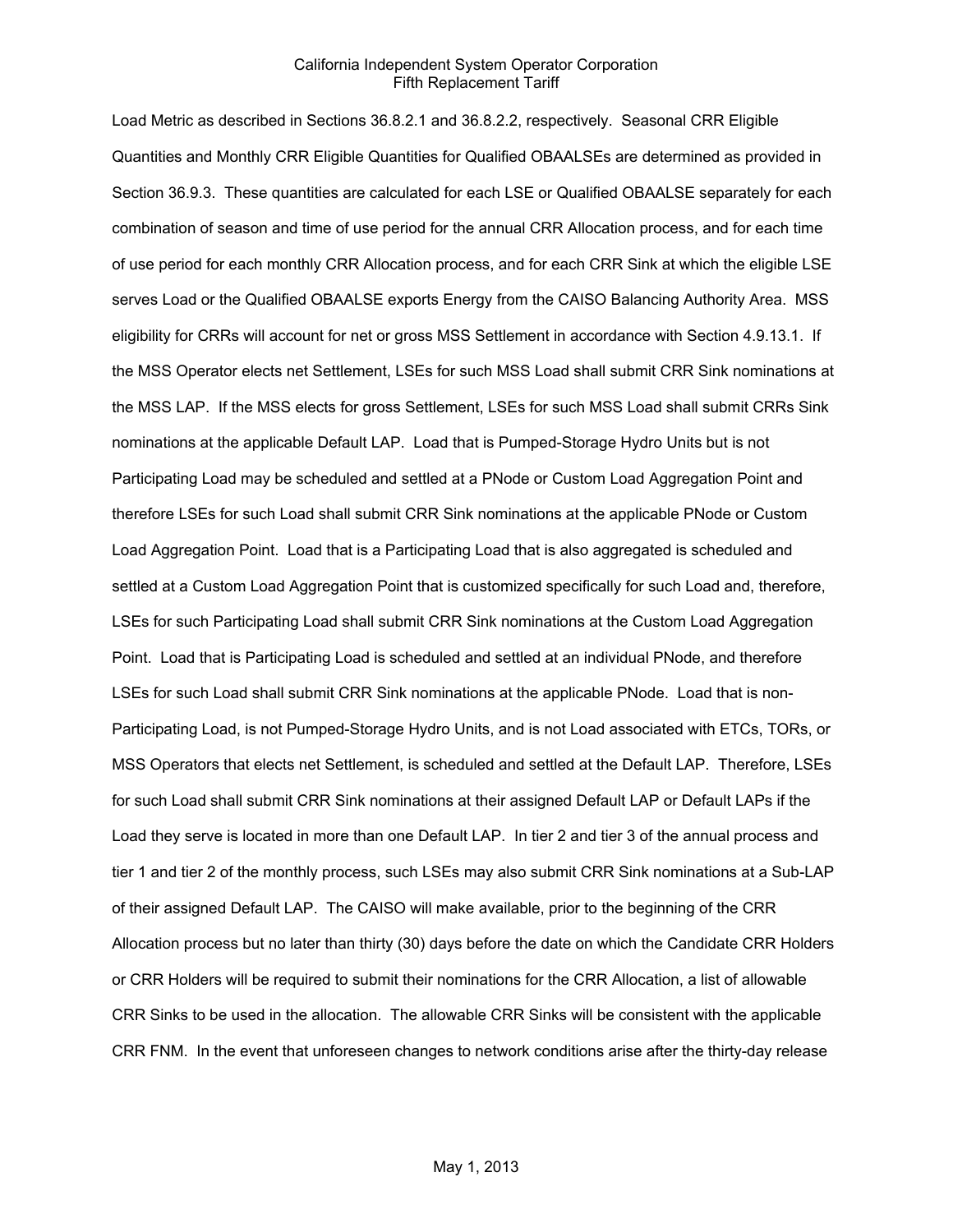Load Metric as described in Sections 36.8.2.1 and 36.8.2.2, respectively. Seasonal CRR Eligible Quantities and Monthly CRR Eligible Quantities for Qualified OBAALSEs are determined as provided in Section 36.9.3. These quantities are calculated for each LSE or Qualified OBAALSE separately for each combination of season and time of use period for the annual CRR Allocation process, and for each time of use period for each monthly CRR Allocation process, and for each CRR Sink at which the eligible LSE serves Load or the Qualified OBAALSE exports Energy from the CAISO Balancing Authority Area. MSS eligibility for CRRs will account for net or gross MSS Settlement in accordance with Section 4.9.13.1. If the MSS Operator elects net Settlement, LSEs for such MSS Load shall submit CRR Sink nominations at the MSS LAP. If the MSS elects for gross Settlement, LSEs for such MSS Load shall submit CRRs Sink nominations at the applicable Default LAP. Load that is Pumped-Storage Hydro Units but is not Participating Load may be scheduled and settled at a PNode or Custom Load Aggregation Point and therefore LSEs for such Load shall submit CRR Sink nominations at the applicable PNode or Custom Load Aggregation Point. Load that is a Participating Load that is also aggregated is scheduled and settled at a Custom Load Aggregation Point that is customized specifically for such Load and, therefore, LSEs for such Participating Load shall submit CRR Sink nominations at the Custom Load Aggregation Point. Load that is Participating Load is scheduled and settled at an individual PNode, and therefore LSEs for such Load shall submit CRR Sink nominations at the applicable PNode. Load that is non-Participating Load, is not Pumped-Storage Hydro Units, and is not Load associated with ETCs, TORs, or MSS Operators that elects net Settlement, is scheduled and settled at the Default LAP. Therefore, LSEs for such Load shall submit CRR Sink nominations at their assigned Default LAP or Default LAPs if the Load they serve is located in more than one Default LAP. In tier 2 and tier 3 of the annual process and tier 1 and tier 2 of the monthly process, such LSEs may also submit CRR Sink nominations at a Sub-LAP of their assigned Default LAP. The CAISO will make available, prior to the beginning of the CRR Allocation process but no later than thirty (30) days before the date on which the Candidate CRR Holders or CRR Holders will be required to submit their nominations for the CRR Allocation, a list of allowable CRR Sinks to be used in the allocation. The allowable CRR Sinks will be consistent with the applicable CRR FNM. In the event that unforeseen changes to network conditions arise after the thirty-day release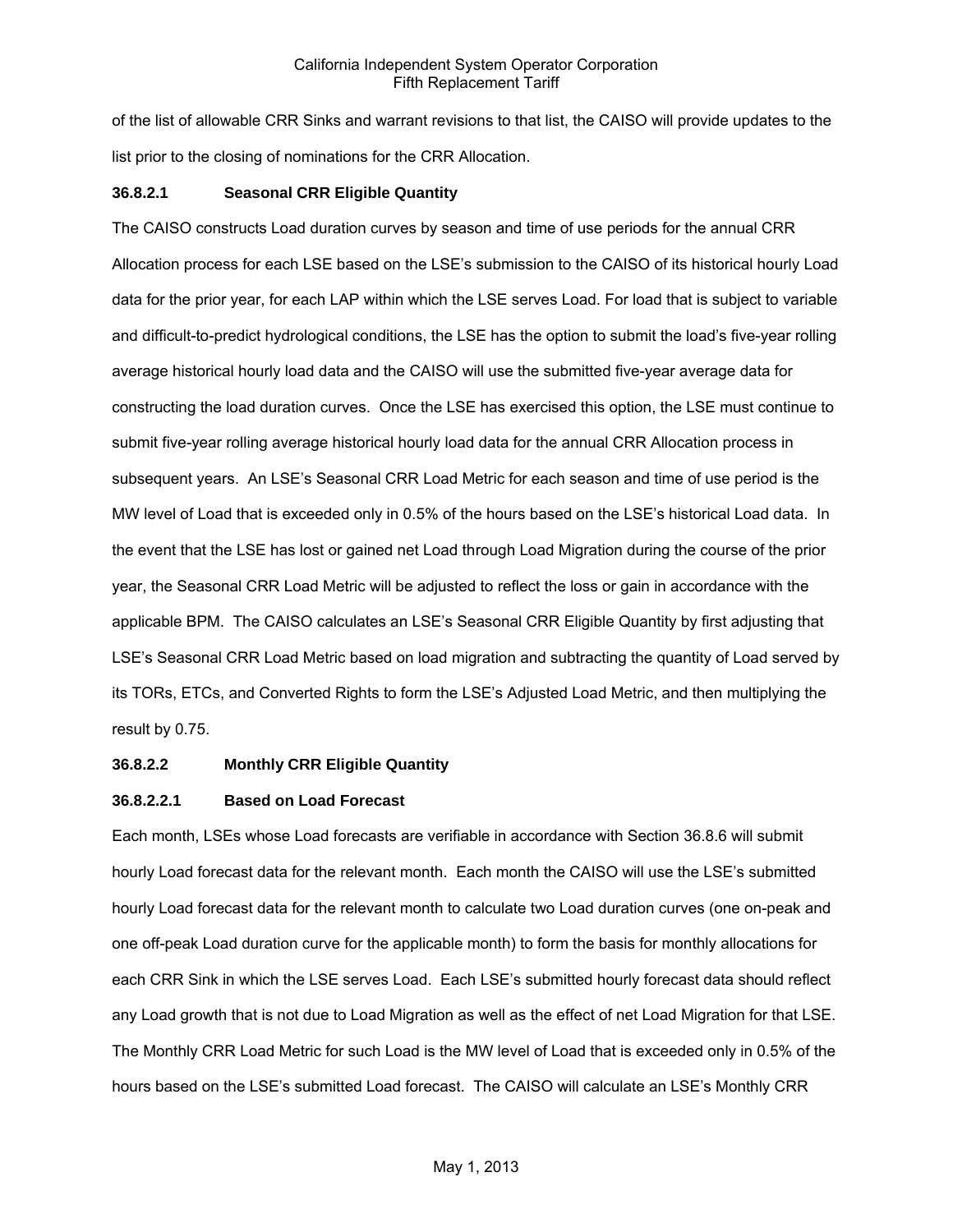of the list of allowable CRR Sinks and warrant revisions to that list, the CAISO will provide updates to the list prior to the closing of nominations for the CRR Allocation.

### 36.8.2.1 Seasonal CRR Eligible Quantity

The CAISO constructs Load duration curves by season and time of use periods for the annual CRR Allocation process for each LSE based on the LSE's submission to the CAISO of its historical hourly Load data for the prior year, for each LAP within which the LSE serves Load. For load that is subject to variable and difficult-to-predict hydrological conditions, the LSE has the option to submit the load's five-year rolling average historical hourly load data and the CAISO will use the submitted five-year average data for constructing the load duration curves. Once the LSE has exercised this option, the LSE must continue to submit five-year rolling average historical hourly load data for the annual CRR Allocation process in subsequent years. An LSE's Seasonal CRR Load Metric for each season and time of use period is the MW level of Load that is exceeded only in 0.5% of the hours based on the LSE's historical Load data. In the event that the LSE has lost or gained net Load through Load Migration during the course of the prior year, the Seasonal CRR Load Metric will be adjusted to reflect the loss or gain in accordance with the applicable BPM. The CAISO calculates an LSE's Seasonal CRR Eligible Quantity by first adjusting that LSE's Seasonal CRR Load Metric based on load migration and subtracting the quantity of Load served by its TORs, ETCs, and Converted Rights to form the LSE's Adjusted Load Metric, and then multiplying the result by 0.75.

### 36.8.2.2 Monthly CRR Eligible Quantity

#### 36.8.2.2.1 Based on Load Forecast

Each month, LSEs whose Load forecasts are verifiable in accordance with Section 36.8.6 will submit hourly Load forecast data for the relevant month. Each month the CAISO will use the LSE's submitted hourly Load forecast data for the relevant month to calculate two Load duration curves (one on-peak and one off-peak Load duration curve for the applicable month) to form the basis for monthly allocations for each CRR Sink in which the LSE serves Load. Each LSE's submitted hourly forecast data should reflect any Load growth that is not due to Load Migration as well as the effect of net Load Migration for that LSE. The Monthly CRR Load Metric for such Load is the MW level of Load that is exceeded only in 0.5% of the hours based on the LSE's submitted Load forecast. The CAISO will calculate an LSE's Monthly CRR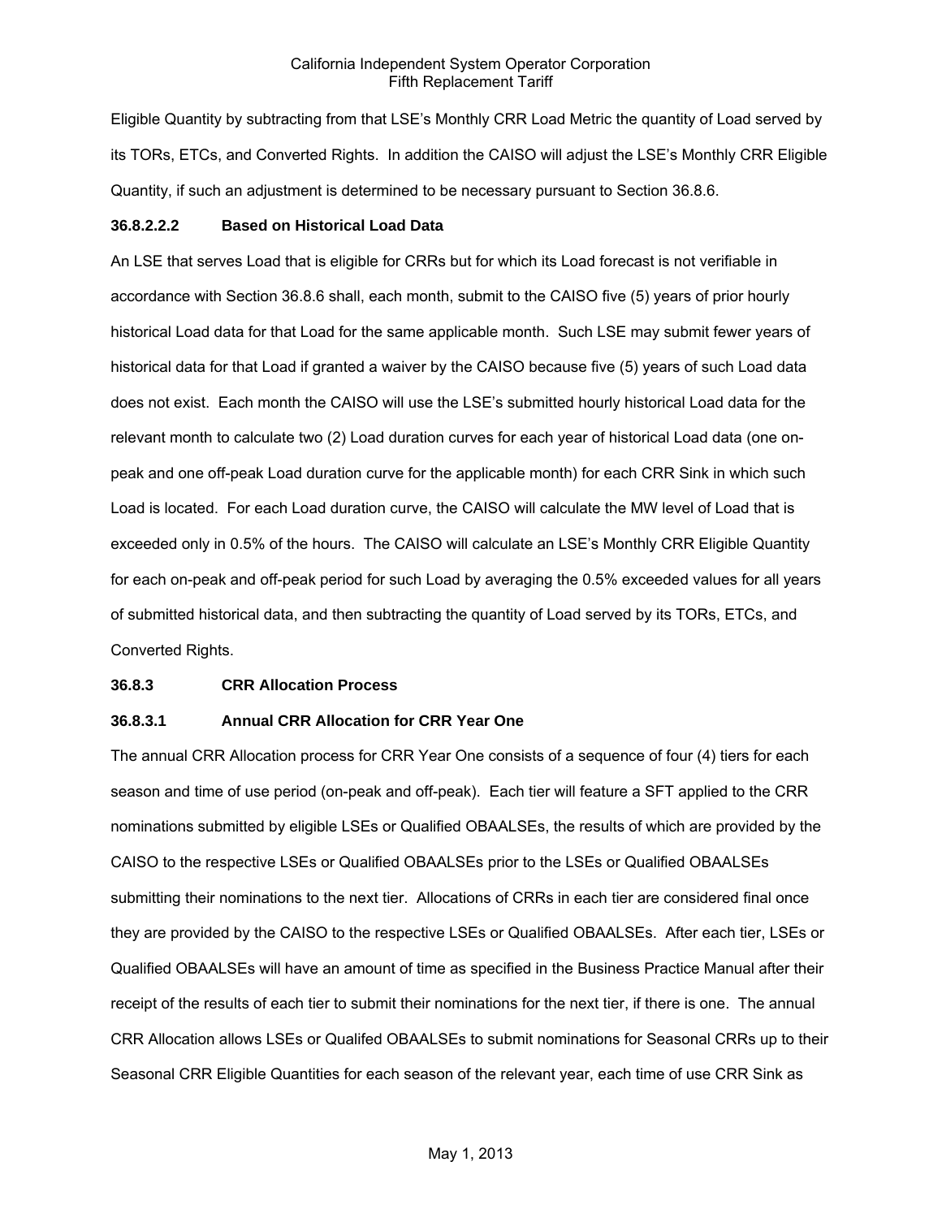Eligible Quantity by subtracting from that LSE's Monthly CRR Load Metric the quantity of Load served by its TORs, ETCs, and Converted Rights. In addition the CAISO will adjust the LSE's Monthly CRR Eligible Quantity, if such an adjustment is determined to be necessary pursuant to Section 36.8.6.

**36.8.2.2.2 Based on Historical Load Data**

An LSE that serves Load that is eligible for CRRs but for which its Load forecast is not verifiable in accordance with Section 36.8.6 shall, each month, submit to the CAISO five (5) years of prior hourly historical Load data for that Load for the same applicable month. Such LSE may submit fewer years of historical data for that Load if granted a waiver by the CAISO because five (5) years of such Load data does not exist. Each month the CAISO will use the LSE's submitted hourly historical Load data for the relevant month to calculate two (2) Load duration curves for each year of historical Load data (one on-peak and one off-peak Load duration curve for the applicable month) for each CRR Sink in which such Load is located. For each Load duration curve, the CAISO will calculate the MW level of Load that is exceeded only in 0.5% of the hours. The CAISO will calculate an LSE's Monthly CRR Eligible Quantity for each on-peak and off-peak period for such Load by averaging the 0.5% exceeded values for all years of submitted historical data, and then subtracting the quantity of Load served by its TORs, ETCs, and Converted Rights.

**36.8.3 CRR Allocation Process**

**36.8.3.1 Annual CRR Allocation for CRR Year One**

The annual CRR Allocation process for CRR Year One consists of a sequence of four (4) tiers for each season and time of use period (on-peak and off-peak). Each tier will feature a SFT applied to the CRR nominations submitted by eligible LSEs or Qualified OBAALSEs, the results of which are provided by the CAISO to the respective LSEs or Qualified OBAALSEs prior to the LSEs or Qualified OBAALSEs submitting their nominations to the next tier. Allocations of CRRs in each tier are considered final once they are provided by the CAISO to the respective LSEs or Qualified OBAALSEs. After each tier, LSEs or Qualified OBAALSEs will have an amount of time as specified in the Business Practice Manual after their receipt of the results of each tier to submit their nominations for the next tier, if there is one. The annual CRR Allocation allows LSEs or Qualifed OBAALSEs to submit nominations for Seasonal CRRs up to their Seasonal CRR Eligible Quantities for each season of the relevant year, each time of use CRR Sink as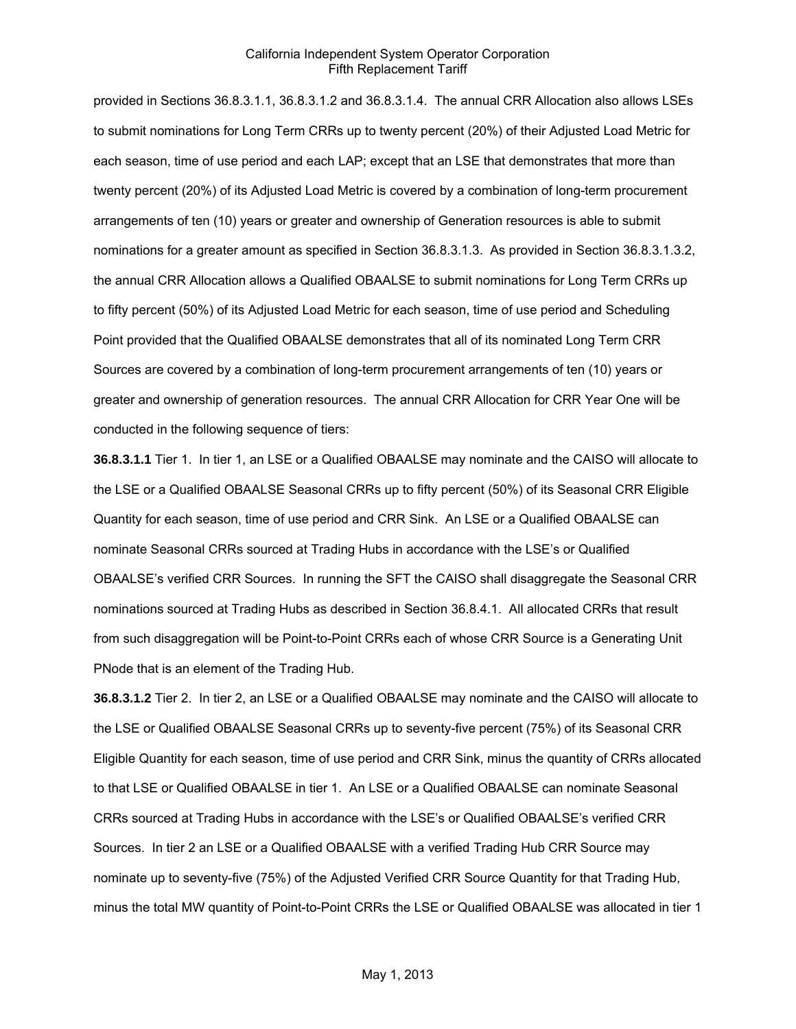provided in Sections 36.8.3.1.1, 36.8.3.1.2 and 36.8.3.1.4. The annual CRR Allocation also allows LSEs to submit nominations for Long Term CRRs up to twenty percent (20%) of their Adjusted Load Metric for each season, time of use period and each LAP; except that an LSE that demonstrates that more than twenty percent (20%) of its Adjusted Load Metric is covered by a combination of long-term procurement arrangements of ten (10) years or greater and ownership of Generation resources is able to submit nominations for a greater amount as specified in Section 36.8.3.1.3. As provided in Section 36.8.3.1.3.2, the annual CRR Allocation allows a Qualified OBAALSE to submit nominations for Long Term CRRs up to fifty percent (50%) of its Adjusted Load Metric for each season, time of use period and Scheduling Point provided that the Qualified OBAALSE demonstrates that all of its nominated Long Term CRR Sources are covered by a combination of long-term procurement arrangements of ten (10) years or greater and ownership of generation resources. The annual CRR Allocation for CRR Year One will be conducted in the following sequence of tiers:

**36.8.3.1.1** Tier 1. In tier 1, an LSE or a Qualified OBAALSE may nominate and the CAISO will allocate to the LSE or a Qualified OBAALSE Seasonal CRRs up to fifty percent (50%) of its Seasonal CRR Eligible Quantity for each season, time of use period and CRR Sink. An LSE or a Qualified OBAALSE can nominate Seasonal CRRs sourced at Trading Hubs in accordance with the LSE's or Qualified OBAALSE's verified CRR Sources. In running the SFT the CAISO shall disaggregate the Seasonal CRR nominations sourced at Trading Hubs as described in Section 36.8.4.1. All allocated CRRs that result from such disaggregation will be Point-to-Point CRRs each of whose CRR Source is a Generating Unit PNode that is an element of the Trading Hub.

**36.8.3.1.2** Tier 2. In tier 2, an LSE or a Qualified OBAALSE may nominate and the CAISO will allocate to the LSE or Qualified OBAALSE Seasonal CRRs up to seventy-five percent (75%) of its Seasonal CRR Eligible Quantity for each season, time of use period and CRR Sink, minus the quantity of CRRs allocated to that LSE or Qualified OBAALSE in tier 1. An LSE or a Qualified OBAALSE can nominate Seasonal CRRs sourced at Trading Hubs in accordance with the LSE's or Qualified OBAALSE's verified CRR Sources. In tier 2 an LSE or a Qualified OBAALSE with a verified Trading Hub CRR Source may nominate up to seventy-five (75%) of the Adjusted Verified CRR Source Quantity for that Trading Hub, minus the total MW quantity of Point-to-Point CRRs the LSE or Qualified OBAALSE was allocated in tier 1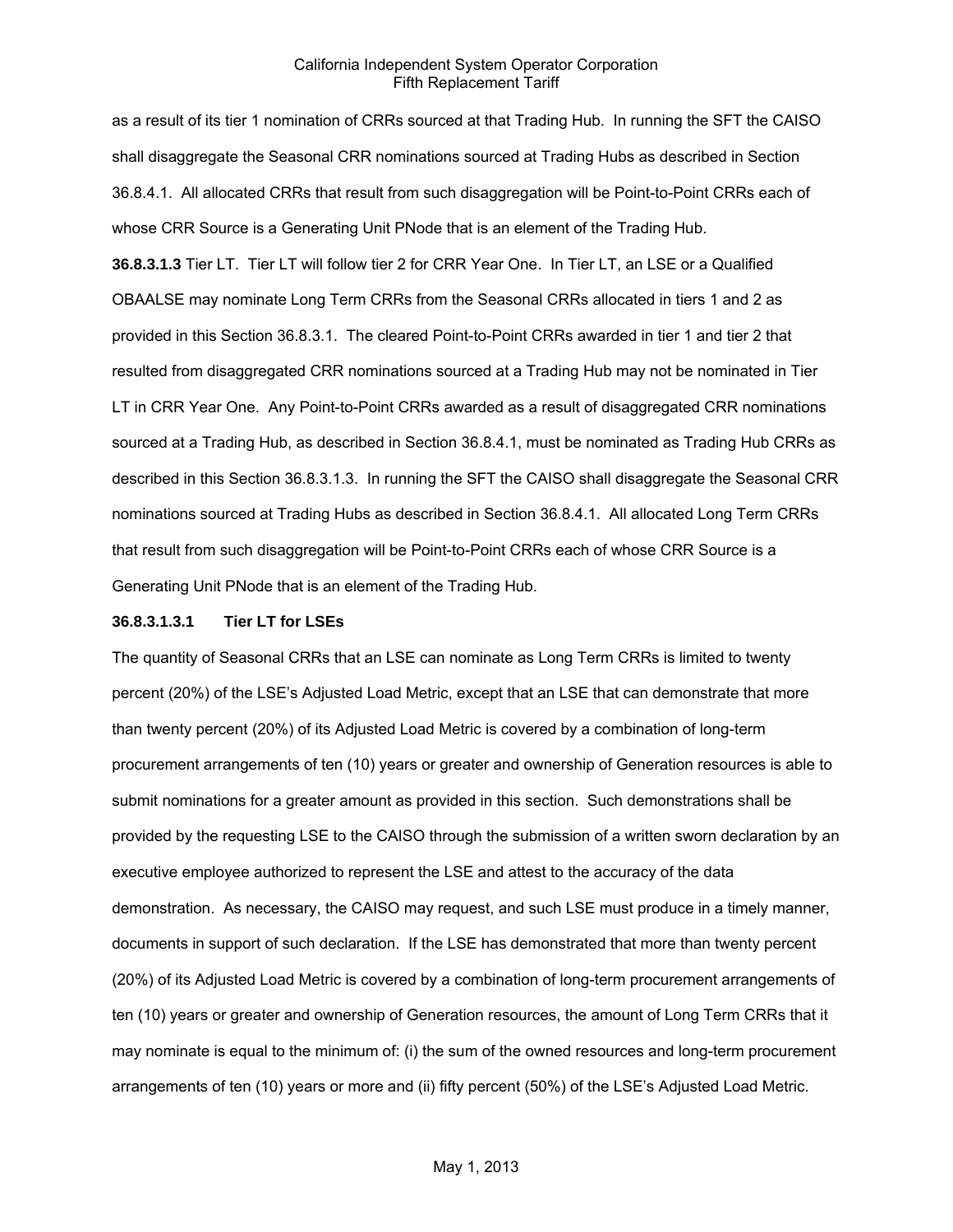as a result of its tier 1 nomination of CRRs sourced at that Trading Hub. In running the SFT the CAISO shall disaggregate the Seasonal CRR nominations sourced at Trading Hubs as described in Section 36.8.4.1. All allocated CRRs that result from such disaggregation will be Point-to-Point CRRs each of whose CRR Source is a Generating Unit PNode that is an element of the Trading Hub.

**36.8.3.1.3** Tier LT. Tier LT will follow tier 2 for CRR Year One. In Tier LT, an LSE or a Qualified OBAALSE may nominate Long Term CRRs from the Seasonal CRRs allocated in tiers 1 and 2 as provided in this Section 36.8.3.1. The cleared Point-to-Point CRRs awarded in tier 1 and tier 2 that resulted from disaggregated CRR nominations sourced at a Trading Hub may not be nominated in Tier LT in CRR Year One. Any Point-to-Point CRRs awarded as a result of disaggregated CRR nominations sourced at a Trading Hub, as described in Section 36.8.4.1, must be nominated as Trading Hub CRRs as described in this Section 36.8.3.1.3. In running the SFT the CAISO shall disaggregate the Seasonal CRR nominations sourced at Trading Hubs as described in Section 36.8.4.1. All allocated Long Term CRRs that result from such disaggregation will be Point-to-Point CRRs each of whose CRR Source is a Generating Unit PNode that is an element of the Trading Hub.

**36.8.3.1.3.1 Tier LT for LSEs**

The quantity of Seasonal CRRs that an LSE can nominate as Long Term CRRs is limited to twenty percent (20%) of the LSE's Adjusted Load Metric, except that an LSE that can demonstrate that more than twenty percent (20%) of its Adjusted Load Metric is covered by a combination of long-term procurement arrangements of ten (10) years or greater and ownership of Generation resources is able to submit nominations for a greater amount as provided in this section. Such demonstrations shall be provided by the requesting LSE to the CAISO through the submission of a written sworn declaration by an executive employee authorized to represent the LSE and attest to the accuracy of the data demonstration. As necessary, the CAISO may request, and such LSE must produce in a timely manner, documents in support of such declaration. If the LSE has demonstrated that more than twenty percent (20%) of its Adjusted Load Metric is covered by a combination of long-term procurement arrangements of ten (10) years or greater and ownership of Generation resources, the amount of Long Term CRRs that it may nominate is equal to the minimum of: (i) the sum of the owned resources and long-term procurement arrangements of ten (10) years or more and (ii) fifty percent (50%) of the LSE's Adjusted Load Metric.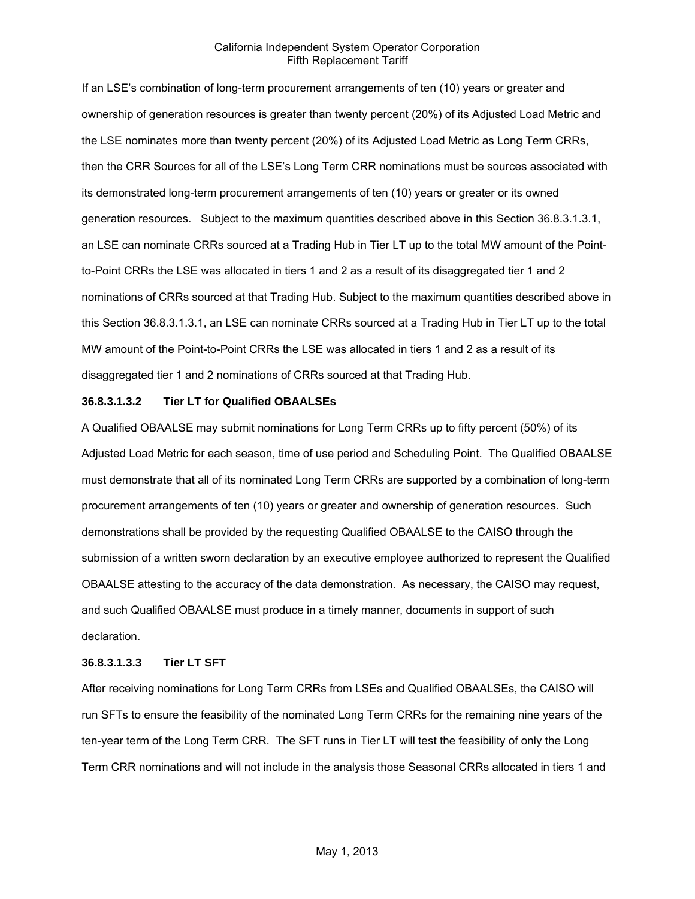If an LSE's combination of long-term procurement arrangements of ten (10) years or greater and ownership of generation resources is greater than twenty percent (20%) of its Adjusted Load Metric and the LSE nominates more than twenty percent (20%) of its Adjusted Load Metric as Long Term CRRs, then the CRR Sources for all of the LSE's Long Term CRR nominations must be sources associated with its demonstrated long-term procurement arrangements of ten (10) years or greater or its owned generation resources. Subject to the maximum quantities described above in this Section 36.8.3.1.3.1, an LSE can nominate CRRs sourced at a Trading Hub in Tier LT up to the total MW amount of the Point-to-Point CRRs the LSE was allocated in tiers 1 and 2 as a result of its disaggregated tier 1 and 2 nominations of CRRs sourced at that Trading Hub. Subject to the maximum quantities described above in this Section 36.8.3.1.3.1, an LSE can nominate CRRs sourced at a Trading Hub in Tier LT up to the total MW amount of the Point-to-Point CRRs the LSE was allocated in tiers 1 and 2 as a result of its disaggregated tier 1 and 2 nominations of CRRs sourced at that Trading Hub.

**36.8.3.1.3.2 Tier LT for Qualified OBAALSEs**

A Qualified OBAALSE may submit nominations for Long Term CRRs up to fifty percent (50%) of its Adjusted Load Metric for each season, time of use period and Scheduling Point. The Qualified OBAALSE must demonstrate that all of its nominated Long Term CRRs are supported by a combination of long-term procurement arrangements of ten (10) years or greater and ownership of generation resources. Such demonstrations shall be provided by the requesting Qualified OBAALSE to the CAISO through the submission of a written sworn declaration by an executive employee authorized to represent the Qualified OBAALSE attesting to the accuracy of the data demonstration. As necessary, the CAISO may request, and such Qualified OBAALSE must produce in a timely manner, documents in support of such declaration.

**36.8.3.1.3.3 Tier LT SFT**

After receiving nominations for Long Term CRRs from LSEs and Qualified OBAALSEs, the CAISO will run SFTs to ensure the feasibility of the nominated Long Term CRRs for the remaining nine years of the ten-year term of the Long Term CRR. The SFT runs in Tier LT will test the feasibility of only the Long Term CRR nominations and will not include in the analysis those Seasonal CRRs allocated in tiers 1 and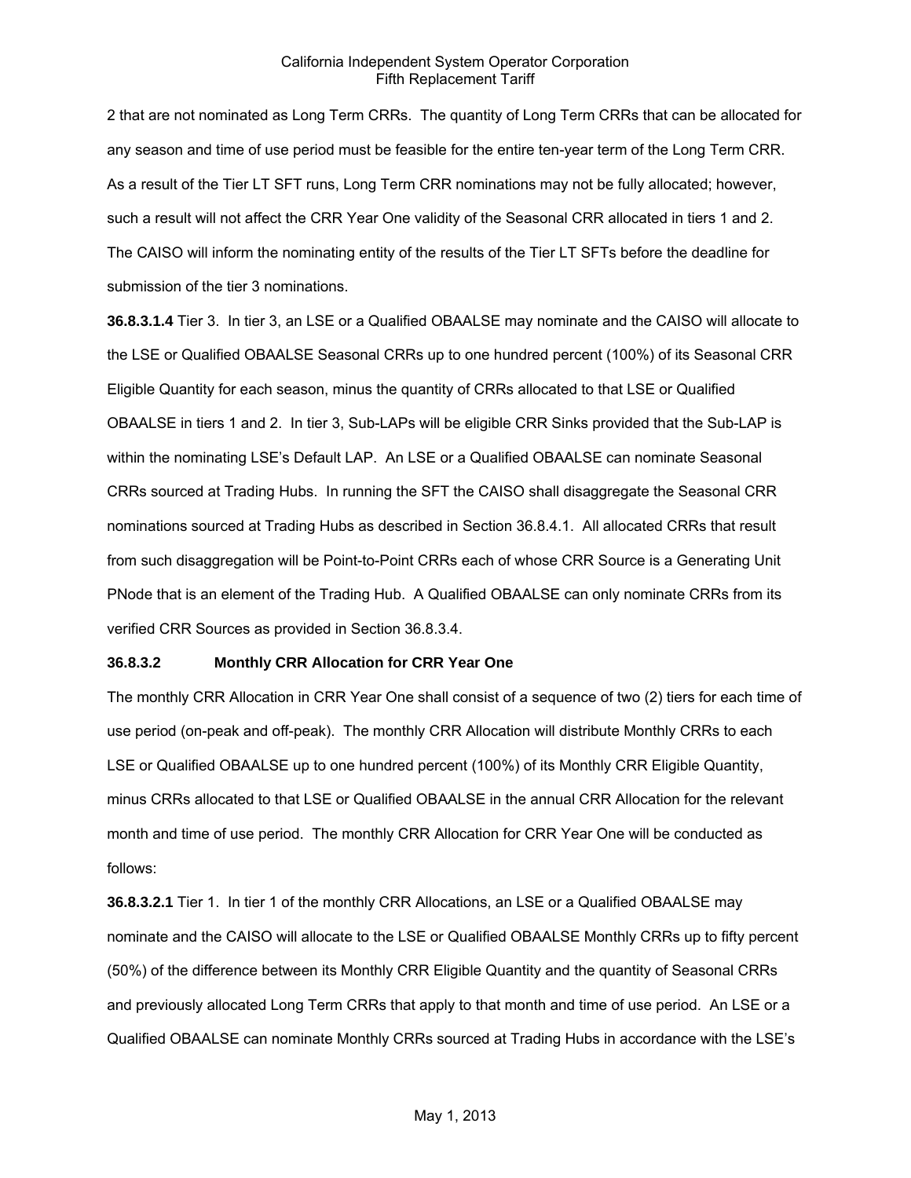2 that are not nominated as Long Term CRRs. The quantity of Long Term CRRs that can be allocated for any season and time of use period must be feasible for the entire ten-year term of the Long Term CRR. As a result of the Tier LT SFT runs, Long Term CRR nominations may not be fully allocated; however, such a result will not affect the CRR Year One validity of the Seasonal CRR allocated in tiers 1 and 2. The CAISO will inform the nominating entity of the results of the Tier LT SFTs before the deadline for submission of the tier 3 nominations.

**36.8.3.1.4** Tier 3. In tier 3, an LSE or a Qualified OBAALSE may nominate and the CAISO will allocate to the LSE or Qualified OBAALSE Seasonal CRRs up to one hundred percent (100%) of its Seasonal CRR Eligible Quantity for each season, minus the quantity of CRRs allocated to that LSE or Qualified OBAALSE in tiers 1 and 2. In tier 3, Sub-LAPs will be eligible CRR Sinks provided that the Sub-LAP is within the nominating LSE's Default LAP. An LSE or a Qualified OBAALSE can nominate Seasonal CRRs sourced at Trading Hubs. In running the SFT the CAISO shall disaggregate the Seasonal CRR nominations sourced at Trading Hubs as described in Section 36.8.4.1. All allocated CRRs that result from such disaggregation will be Point-to-Point CRRs each of whose CRR Source is a Generating Unit PNode that is an element of the Trading Hub. A Qualified OBAALSE can only nominate CRRs from its verified CRR Sources as provided in Section 36.8.3.4.

### 36.8.3.2 Monthly CRR Allocation for CRR Year One

The monthly CRR Allocation in CRR Year One shall consist of a sequence of two (2) tiers for each time of use period (on-peak and off-peak). The monthly CRR Allocation will distribute Monthly CRRs to each LSE or Qualified OBAALSE up to one hundred percent (100%) of its Monthly CRR Eligible Quantity, minus CRRs allocated to that LSE or Qualified OBAALSE in the annual CRR Allocation for the relevant month and time of use period. The monthly CRR Allocation for CRR Year One will be conducted as follows:

**36.8.3.2.1** Tier 1. In tier 1 of the monthly CRR Allocations, an LSE or a Qualified OBAALSE may nominate and the CAISO will allocate to the LSE or Qualified OBAALSE Monthly CRRs up to fifty percent (50%) of the difference between its Monthly CRR Eligible Quantity and the quantity of Seasonal CRRs and previously allocated Long Term CRRs that apply to that month and time of use period. An LSE or a Qualified OBAALSE can nominate Monthly CRRs sourced at Trading Hubs in accordance with the LSE's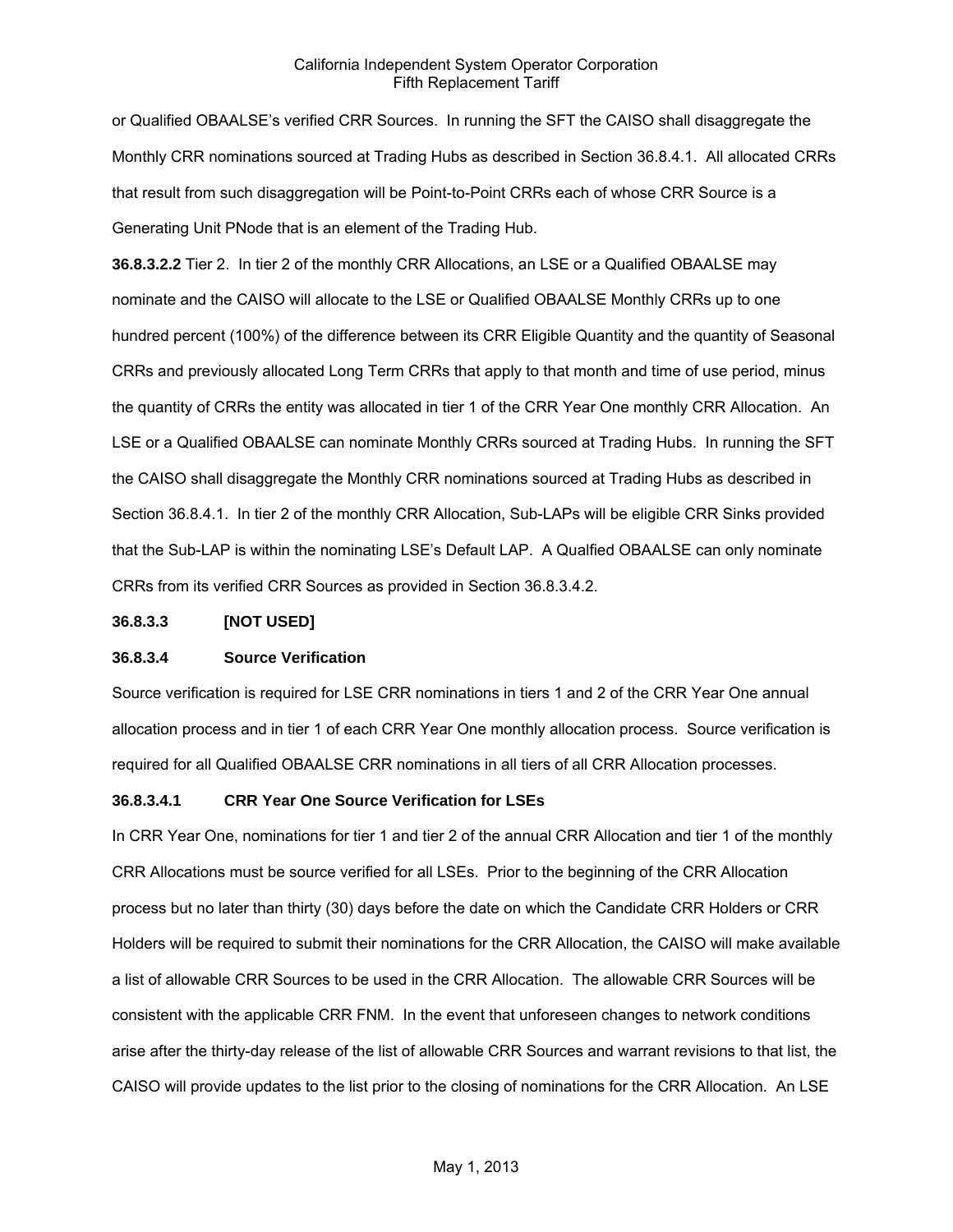or Qualified OBAALSE's verified CRR Sources. In running the SFT the CAISO shall disaggregate the Monthly CRR nominations sourced at Trading Hubs as described in Section 36.8.4.1. All allocated CRRs that result from such disaggregation will be Point-to-Point CRRs each of whose CRR Source is a Generating Unit PNode that is an element of the Trading Hub.

**36.8.3.2.2** Tier 2. In tier 2 of the monthly CRR Allocations, an LSE or a Qualified OBAALSE may nominate and the CAISO will allocate to the LSE or Qualified OBAALSE Monthly CRRs up to one hundred percent (100%) of the difference between its CRR Eligible Quantity and the quantity of Seasonal CRRs and previously allocated Long Term CRRs that apply to that month and time of use period, minus the quantity of CRRs the entity was allocated in tier 1 of the CRR Year One monthly CRR Allocation. An LSE or a Qualified OBAALSE can nominate Monthly CRRs sourced at Trading Hubs. In running the SFT the CAISO shall disaggregate the Monthly CRR nominations sourced at Trading Hubs as described in Section 36.8.4.1. In tier 2 of the monthly CRR Allocation, Sub-LAPs will be eligible CRR Sinks provided that the Sub-LAP is within the nominating LSE's Default LAP. A Qualfied OBAALSE can only nominate CRRs from its verified CRR Sources as provided in Section 36.8.3.4.2.

**36.8.3.3 [NOT USED]**

**36.8.3.4 Source Verification**

Source verification is required for LSE CRR nominations in tiers 1 and 2 of the CRR Year One annual allocation process and in tier 1 of each CRR Year One monthly allocation process. Source verification is required for all Qualified OBAALSE CRR nominations in all tiers of all CRR Allocation processes.

**36.8.3.4.1 CRR Year One Source Verification for LSEs**

In CRR Year One, nominations for tier 1 and tier 2 of the annual CRR Allocation and tier 1 of the monthly CRR Allocations must be source verified for all LSEs. Prior to the beginning of the CRR Allocation process but no later than thirty (30) days before the date on which the Candidate CRR Holders or CRR Holders will be required to submit their nominations for the CRR Allocation, the CAISO will make available a list of allowable CRR Sources to be used in the CRR Allocation. The allowable CRR Sources will be consistent with the applicable CRR FNM. In the event that unforeseen changes to network conditions arise after the thirty-day release of the list of allowable CRR Sources and warrant revisions to that list, the CAISO will provide updates to the list prior to the closing of nominations for the CRR Allocation. An LSE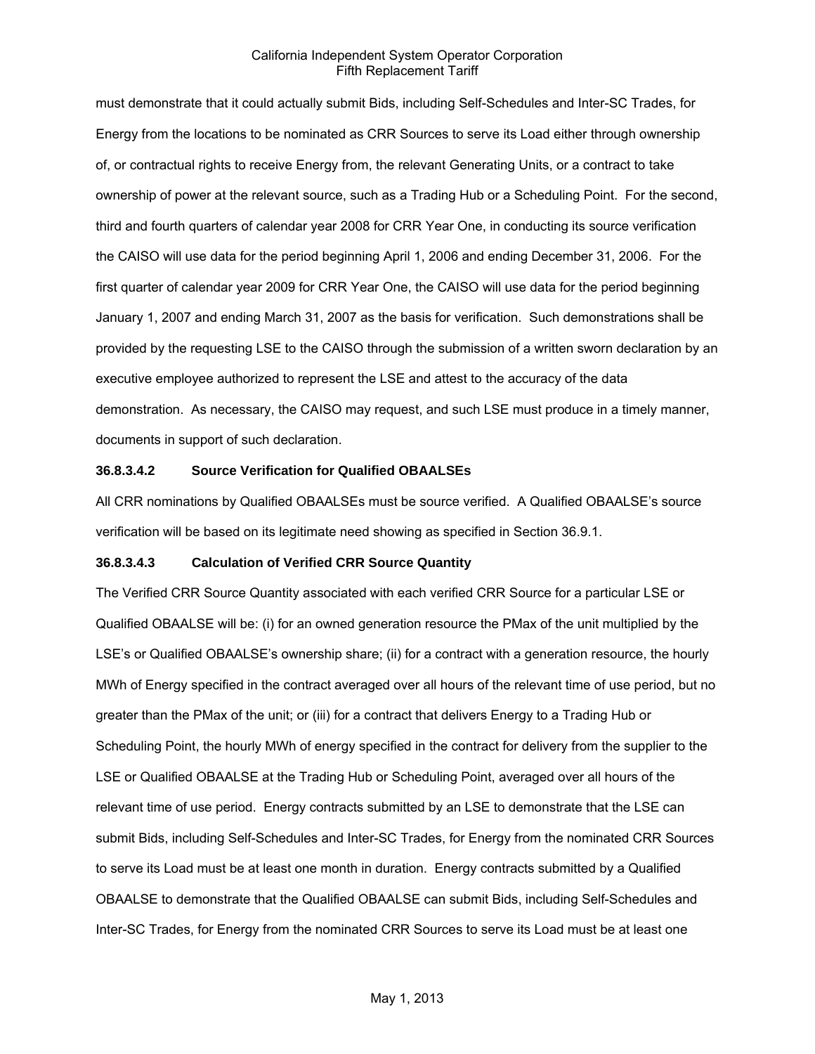must demonstrate that it could actually submit Bids, including Self-Schedules and Inter-SC Trades, for Energy from the locations to be nominated as CRR Sources to serve its Load either through ownership of, or contractual rights to receive Energy from, the relevant Generating Units, or a contract to take ownership of power at the relevant source, such as a Trading Hub or a Scheduling Point. For the second, third and fourth quarters of calendar year 2008 for CRR Year One, in conducting its source verification the CAISO will use data for the period beginning April 1, 2006 and ending December 31, 2006. For the first quarter of calendar year 2009 for CRR Year One, the CAISO will use data for the period beginning January 1, 2007 and ending March 31, 2007 as the basis for verification. Such demonstrations shall be provided by the requesting LSE to the CAISO through the submission of a written sworn declaration by an executive employee authorized to represent the LSE and attest to the accuracy of the data demonstration. As necessary, the CAISO may request, and such LSE must produce in a timely manner, documents in support of such declaration.

**36.8.3.4.2 Source Verification for Qualified OBAALSEs**

All CRR nominations by Qualified OBAALSEs must be source verified. A Qualified OBAALSE's source verification will be based on its legitimate need showing as specified in Section 36.9.1.

**36.8.3.4.3 Calculation of Verified CRR Source Quantity**

The Verified CRR Source Quantity associated with each verified CRR Source for a particular LSE or Qualified OBAALSE will be: (i) for an owned generation resource the PMax of the unit multiplied by the LSE's or Qualified OBAALSE's ownership share; (ii) for a contract with a generation resource, the hourly MWh of Energy specified in the contract averaged over all hours of the relevant time of use period, but no greater than the PMax of the unit; or (iii) for a contract that delivers Energy to a Trading Hub or Scheduling Point, the hourly MWh of energy specified in the contract for delivery from the supplier to the LSE or Qualified OBAALSE at the Trading Hub or Scheduling Point, averaged over all hours of the relevant time of use period. Energy contracts submitted by an LSE to demonstrate that the LSE can submit Bids, including Self-Schedules and Inter-SC Trades, for Energy from the nominated CRR Sources to serve its Load must be at least one month in duration. Energy contracts submitted by a Qualified OBAALSE to demonstrate that the Qualified OBAALSE can submit Bids, including Self-Schedules and Inter-SC Trades, for Energy from the nominated CRR Sources to serve its Load must be at least one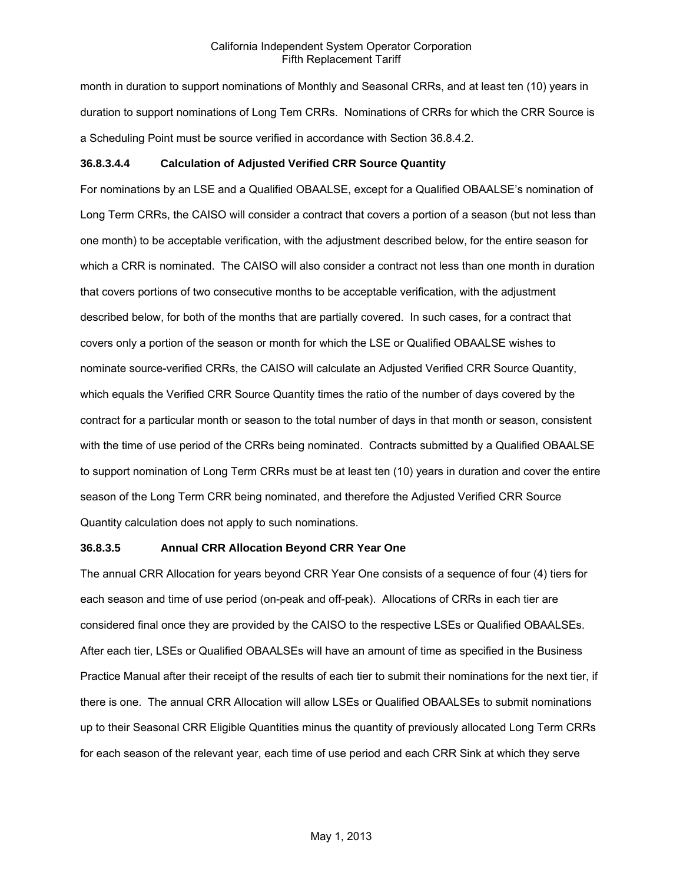month in duration to support nominations of Monthly and Seasonal CRRs, and at least ten (10) years in duration to support nominations of Long Tem CRRs. Nominations of CRRs for which the CRR Source is a Scheduling Point must be source verified in accordance with Section 36.8.4.2.

**36.8.3.4.4 Calculation of Adjusted Verified CRR Source Quantity**

For nominations by an LSE and a Qualified OBAALSE, except for a Qualified OBAALSE's nomination of Long Term CRRs, the CAISO will consider a contract that covers a portion of a season (but not less than one month) to be acceptable verification, with the adjustment described below, for the entire season for which a CRR is nominated. The CAISO will also consider a contract not less than one month in duration that covers portions of two consecutive months to be acceptable verification, with the adjustment described below, for both of the months that are partially covered. In such cases, for a contract that covers only a portion of the season or month for which the LSE or Qualified OBAALSE wishes to nominate source-verified CRRs, the CAISO will calculate an Adjusted Verified CRR Source Quantity, which equals the Verified CRR Source Quantity times the ratio of the number of days covered by the contract for a particular month or season to the total number of days in that month or season, consistent with the time of use period of the CRRs being nominated. Contracts submitted by a Qualified OBAALSE to support nomination of Long Term CRRs must be at least ten (10) years in duration and cover the entire season of the Long Term CRR being nominated, and therefore the Adjusted Verified CRR Source Quantity calculation does not apply to such nominations.

**36.8.3.5 Annual CRR Allocation Beyond CRR Year One**

The annual CRR Allocation for years beyond CRR Year One consists of a sequence of four (4) tiers for each season and time of use period (on-peak and off-peak). Allocations of CRRs in each tier are considered final once they are provided by the CAISO to the respective LSEs or Qualified OBAALSEs. After each tier, LSEs or Qualified OBAALSEs will have an amount of time as specified in the Business Practice Manual after their receipt of the results of each tier to submit their nominations for the next tier, if there is one. The annual CRR Allocation will allow LSEs or Qualified OBAALSEs to submit nominations up to their Seasonal CRR Eligible Quantities minus the quantity of previously allocated Long Term CRRs for each season of the relevant year, each time of use period and each CRR Sink at which they serve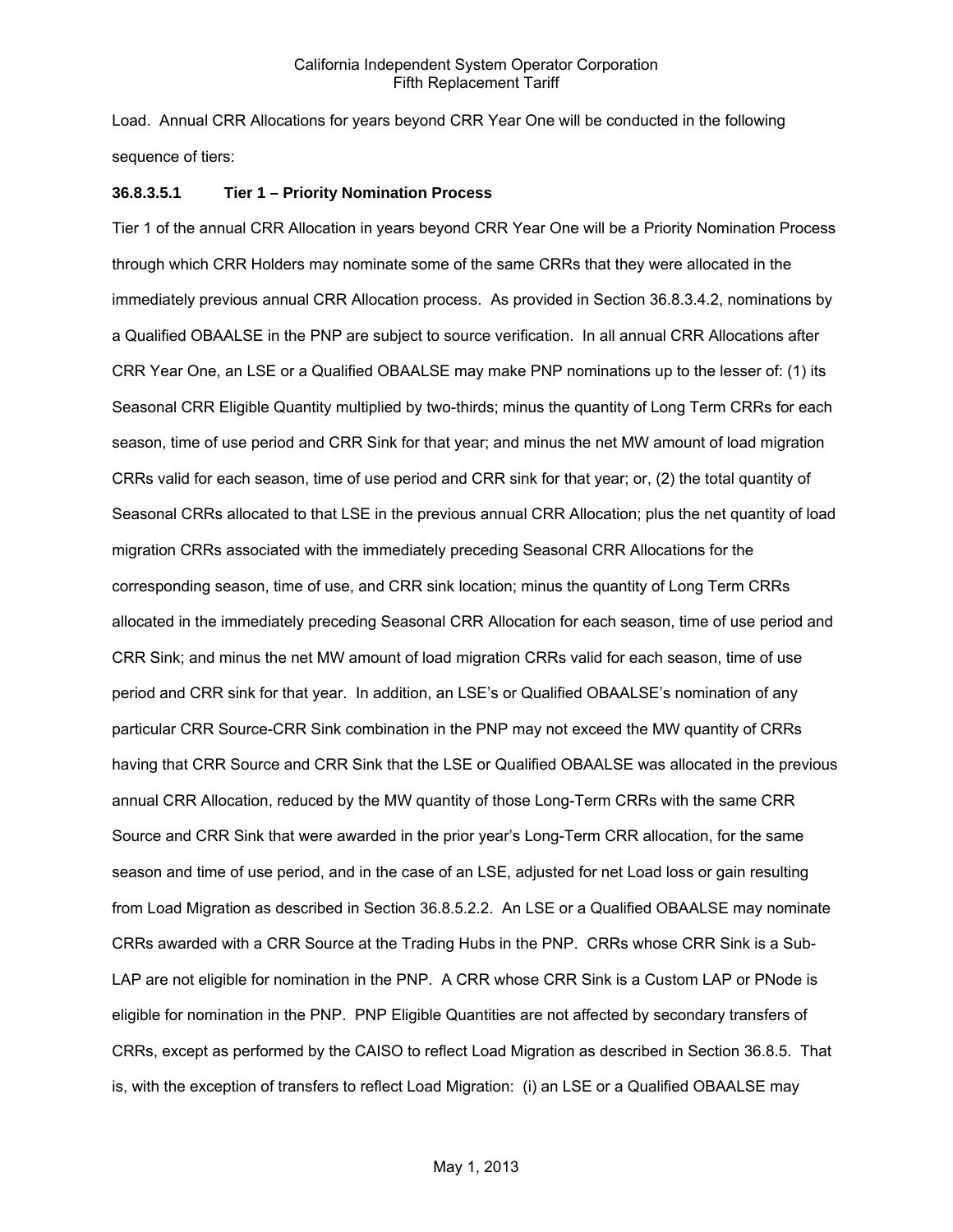Load. Annual CRR Allocations for years beyond CRR Year One will be conducted in the following sequence of tiers:

**36.8.3.5.1 Tier 1 – Priority Nomination Process**

Tier 1 of the annual CRR Allocation in years beyond CRR Year One will be a Priority Nomination Process through which CRR Holders may nominate some of the same CRRs that they were allocated in the immediately previous annual CRR Allocation process. As provided in Section 36.8.3.4.2, nominations by a Qualified OBAALSE in the PNP are subject to source verification. In all annual CRR Allocations after CRR Year One, an LSE or a Qualified OBAALSE may make PNP nominations up to the lesser of: (1) its Seasonal CRR Eligible Quantity multiplied by two-thirds; minus the quantity of Long Term CRRs for each season, time of use period and CRR Sink for that year; and minus the net MW amount of load migration CRRs valid for each season, time of use period and CRR sink for that year; or, (2) the total quantity of Seasonal CRRs allocated to that LSE in the previous annual CRR Allocation; plus the net quantity of load migration CRRs associated with the immediately preceding Seasonal CRR Allocations for the corresponding season, time of use, and CRR sink location; minus the quantity of Long Term CRRs allocated in the immediately preceding Seasonal CRR Allocation for each season, time of use period and CRR Sink; and minus the net MW amount of load migration CRRs valid for each season, time of use period and CRR sink for that year. In addition, an LSE's or Qualified OBAALSE's nomination of any particular CRR Source-CRR Sink combination in the PNP may not exceed the MW quantity of CRRs having that CRR Source and CRR Sink that the LSE or Qualified OBAALSE was allocated in the previous annual CRR Allocation, reduced by the MW quantity of those Long-Term CRRs with the same CRR Source and CRR Sink that were awarded in the prior year's Long-Term CRR allocation, for the same season and time of use period, and in the case of an LSE, adjusted for net Load loss or gain resulting from Load Migration as described in Section 36.8.5.2.2. An LSE or a Qualified OBAALSE may nominate CRRs awarded with a CRR Source at the Trading Hubs in the PNP. CRRs whose CRR Sink is a Sub-LAP are not eligible for nomination in the PNP. A CRR whose CRR Sink is a Custom LAP or PNode is eligible for nomination in the PNP. PNP Eligible Quantities are not affected by secondary transfers of CRRs, except as performed by the CAISO to reflect Load Migration as described in Section 36.8.5. That is, with the exception of transfers to reflect Load Migration: (i) an LSE or a Qualified OBAALSE may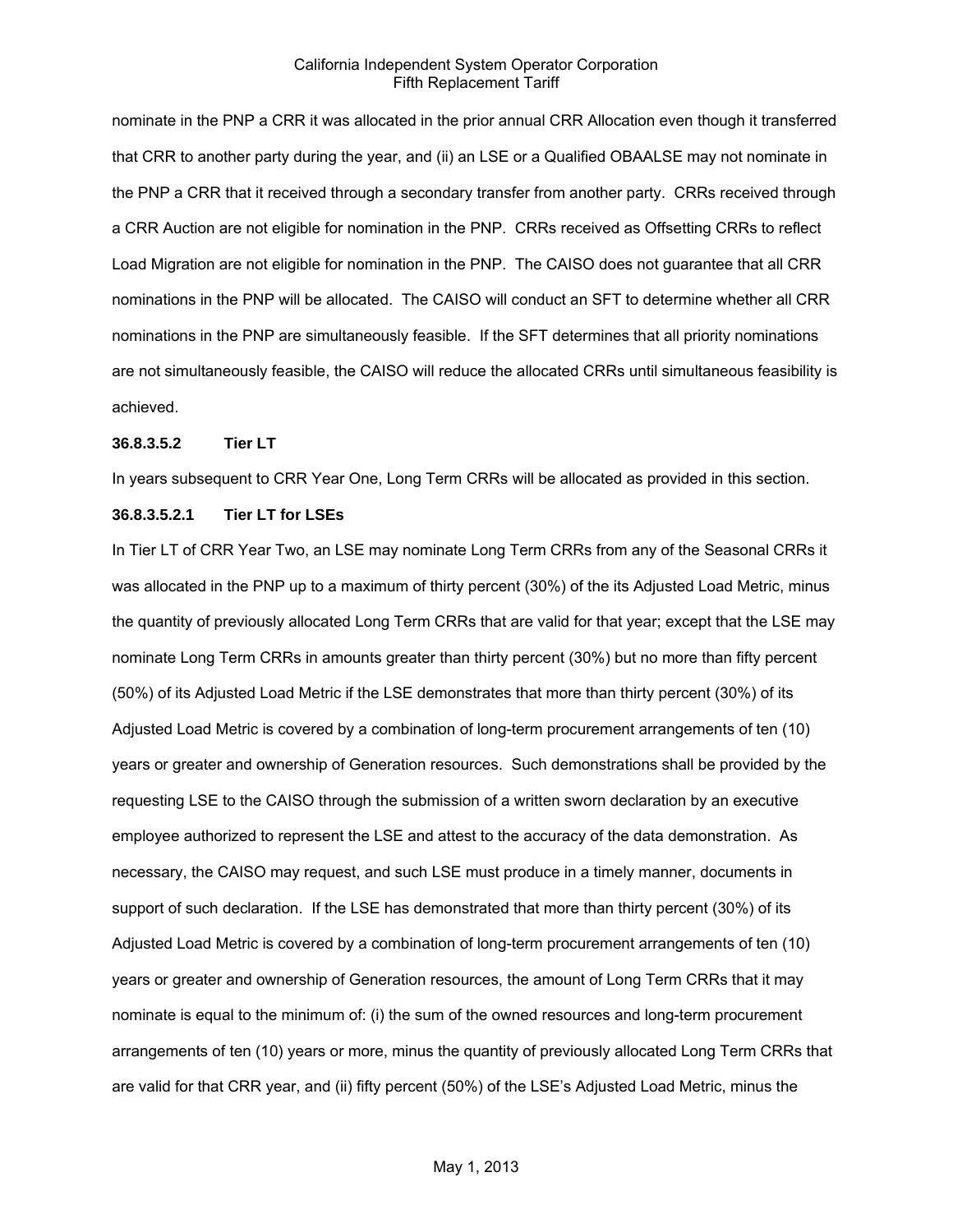nominate in the PNP a CRR it was allocated in the prior annual CRR Allocation even though it transferred that CRR to another party during the year, and (ii) an LSE or a Qualified OBAALSE may not nominate in the PNP a CRR that it received through a secondary transfer from another party. CRRs received through a CRR Auction are not eligible for nomination in the PNP. CRRs received as Offsetting CRRs to reflect Load Migration are not eligible for nomination in the PNP. The CAISO does not guarantee that all CRR nominations in the PNP will be allocated. The CAISO will conduct an SFT to determine whether all CRR nominations in the PNP are simultaneously feasible. If the SFT determines that all priority nominations are not simultaneously feasible, the CAISO will reduce the allocated CRRs until simultaneous feasibility is achieved.

**36.8.3.5.2 Tier LT**

In years subsequent to CRR Year One, Long Term CRRs will be allocated as provided in this section.

**36.8.3.5.2.1 Tier LT for LSEs**

In Tier LT of CRR Year Two, an LSE may nominate Long Term CRRs from any of the Seasonal CRRs it was allocated in the PNP up to a maximum of thirty percent (30%) of the its Adjusted Load Metric, minus the quantity of previously allocated Long Term CRRs that are valid for that year; except that the LSE may nominate Long Term CRRs in amounts greater than thirty percent (30%) but no more than fifty percent (50%) of its Adjusted Load Metric if the LSE demonstrates that more than thirty percent (30%) of its Adjusted Load Metric is covered by a combination of long-term procurement arrangements of ten (10) years or greater and ownership of Generation resources. Such demonstrations shall be provided by the requesting LSE to the CAISO through the submission of a written sworn declaration by an executive employee authorized to represent the LSE and attest to the accuracy of the data demonstration. As necessary, the CAISO may request, and such LSE must produce in a timely manner, documents in support of such declaration. If the LSE has demonstrated that more than thirty percent (30%) of its Adjusted Load Metric is covered by a combination of long-term procurement arrangements of ten (10) years or greater and ownership of Generation resources, the amount of Long Term CRRs that it may nominate is equal to the minimum of: (i) the sum of the owned resources and long-term procurement arrangements of ten (10) years or more, minus the quantity of previously allocated Long Term CRRs that are valid for that CRR year, and (ii) fifty percent (50%) of the LSE's Adjusted Load Metric, minus the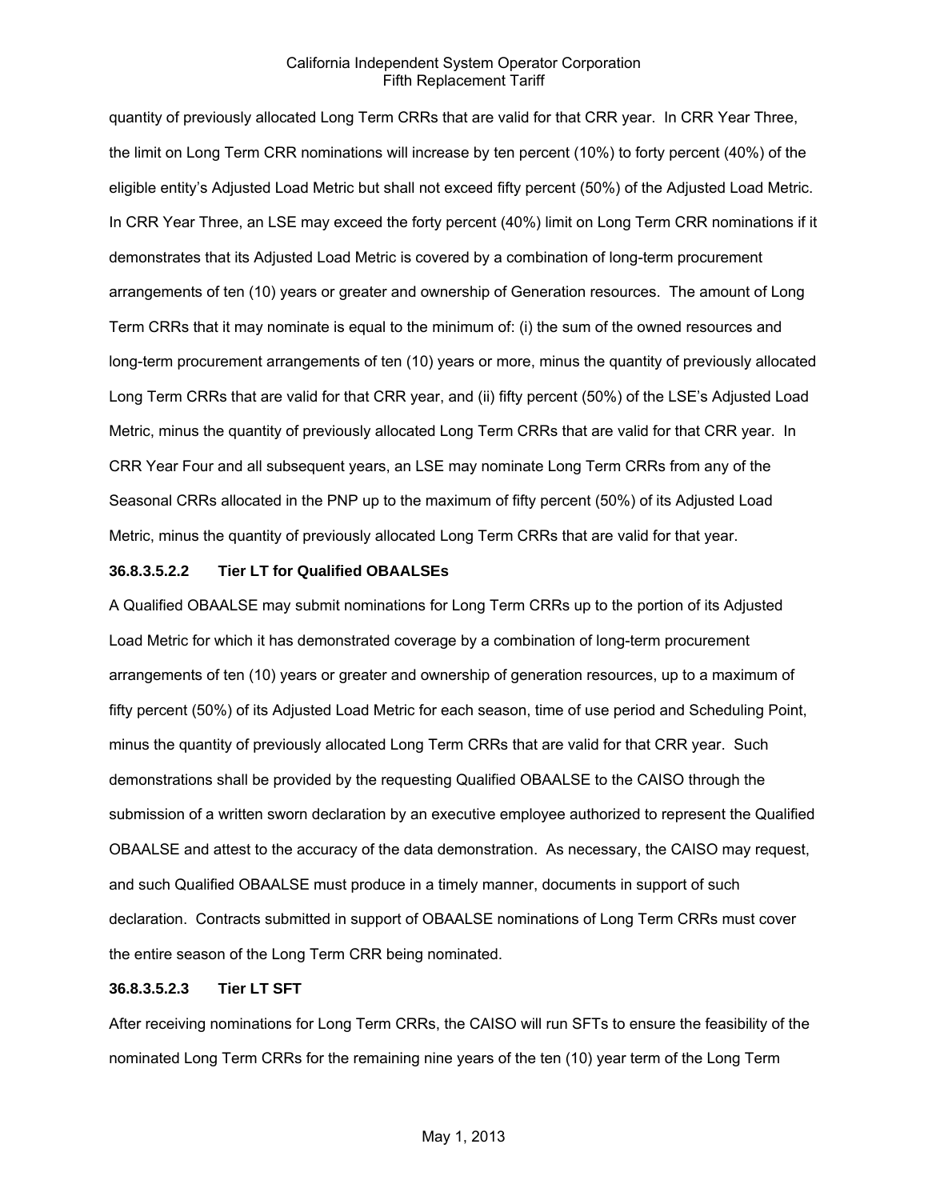quantity of previously allocated Long Term CRRs that are valid for that CRR year. In CRR Year Three, the limit on Long Term CRR nominations will increase by ten percent (10%) to forty percent (40%) of the eligible entity's Adjusted Load Metric but shall not exceed fifty percent (50%) of the Adjusted Load Metric. In CRR Year Three, an LSE may exceed the forty percent (40%) limit on Long Term CRR nominations if it demonstrates that its Adjusted Load Metric is covered by a combination of long-term procurement arrangements of ten (10) years or greater and ownership of Generation resources. The amount of Long Term CRRs that it may nominate is equal to the minimum of: (i) the sum of the owned resources and long-term procurement arrangements of ten (10) years or more, minus the quantity of previously allocated Long Term CRRs that are valid for that CRR year, and (ii) fifty percent (50%) of the LSE's Adjusted Load Metric, minus the quantity of previously allocated Long Term CRRs that are valid for that CRR year. In CRR Year Four and all subsequent years, an LSE may nominate Long Term CRRs from any of the Seasonal CRRs allocated in the PNP up to the maximum of fifty percent (50%) of its Adjusted Load Metric, minus the quantity of previously allocated Long Term CRRs that are valid for that year.

**36.8.3.5.2.2 Tier LT for Qualified OBAALSEs**

A Qualified OBAALSE may submit nominations for Long Term CRRs up to the portion of its Adjusted Load Metric for which it has demonstrated coverage by a combination of long-term procurement arrangements of ten (10) years or greater and ownership of generation resources, up to a maximum of fifty percent (50%) of its Adjusted Load Metric for each season, time of use period and Scheduling Point, minus the quantity of previously allocated Long Term CRRs that are valid for that CRR year. Such demonstrations shall be provided by the requesting Qualified OBAALSE to the CAISO through the submission of a written sworn declaration by an executive employee authorized to represent the Qualified OBAALSE and attest to the accuracy of the data demonstration. As necessary, the CAISO may request, and such Qualified OBAALSE must produce in a timely manner, documents in support of such declaration. Contracts submitted in support of OBAALSE nominations of Long Term CRRs must cover the entire season of the Long Term CRR being nominated.

**36.8.3.5.2.3 Tier LT SFT**

After receiving nominations for Long Term CRRs, the CAISO will run SFTs to ensure the feasibility of the nominated Long Term CRRs for the remaining nine years of the ten (10) year term of the Long Term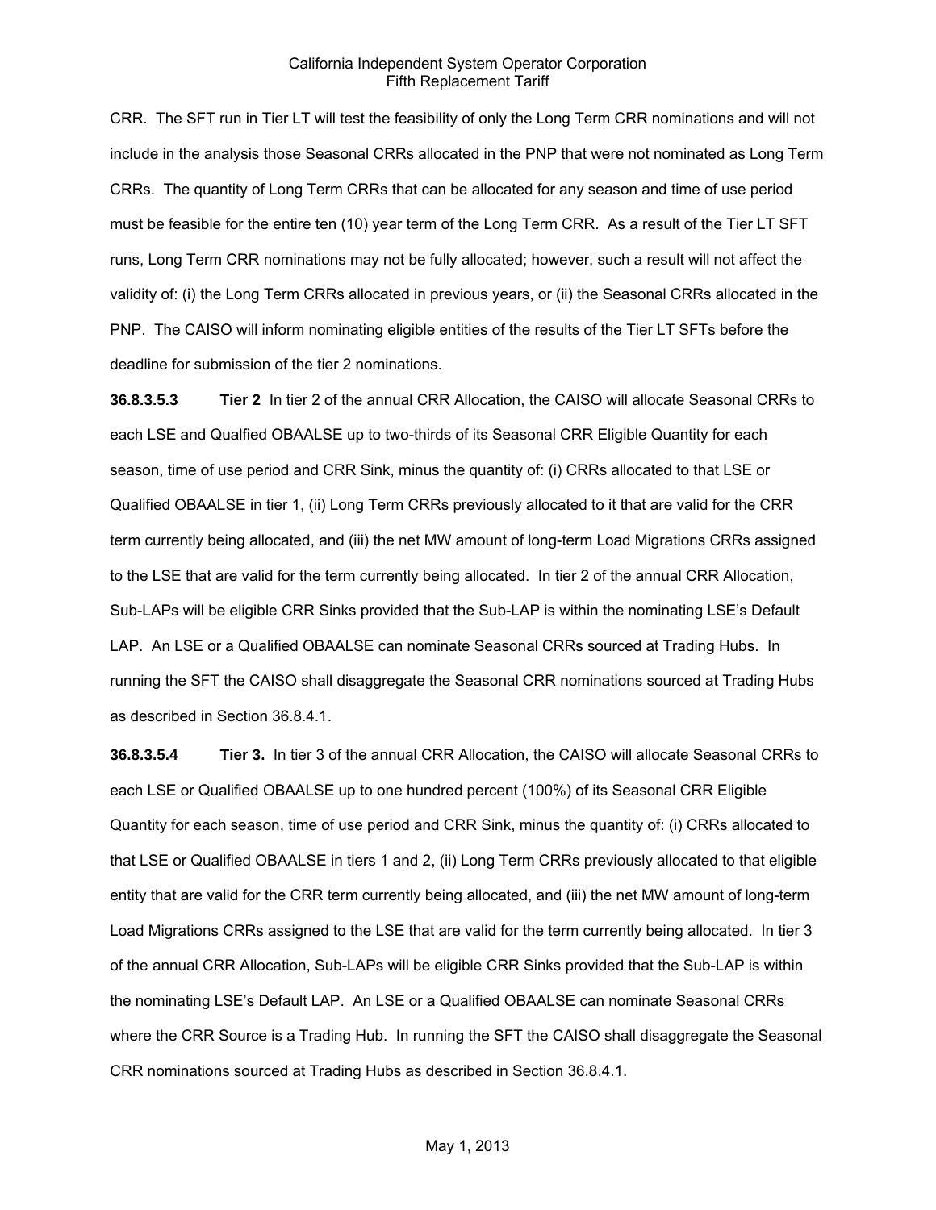CRR. The SFT run in Tier LT will test the feasibility of only the Long Term CRR nominations and will not include in the analysis those Seasonal CRRs allocated in the PNP that were not nominated as Long Term CRRs. The quantity of Long Term CRRs that can be allocated for any season and time of use period must be feasible for the entire ten (10) year term of the Long Term CRR. As a result of the Tier LT SFT runs, Long Term CRR nominations may not be fully allocated; however, such a result will not affect the validity of: (i) the Long Term CRRs allocated in previous years, or (ii) the Seasonal CRRs allocated in the PNP. The CAISO will inform nominating eligible entities of the results of the Tier LT SFTs before the deadline for submission of the tier 2 nominations.

**36.8.3.5.3 Tier 2** In tier 2 of the annual CRR Allocation, the CAISO will allocate Seasonal CRRs to each LSE and Qualfied OBAALSE up to two-thirds of its Seasonal CRR Eligible Quantity for each season, time of use period and CRR Sink, minus the quantity of: (i) CRRs allocated to that LSE or Qualified OBAALSE in tier 1, (ii) Long Term CRRs previously allocated to it that are valid for the CRR term currently being allocated, and (iii) the net MW amount of long-term Load Migrations CRRs assigned to the LSE that are valid for the term currently being allocated. In tier 2 of the annual CRR Allocation, Sub-LAPs will be eligible CRR Sinks provided that the Sub-LAP is within the nominating LSE's Default LAP. An LSE or a Qualified OBAALSE can nominate Seasonal CRRs sourced at Trading Hubs. In running the SFT the CAISO shall disaggregate the Seasonal CRR nominations sourced at Trading Hubs as described in Section 36.8.4.1.

**36.8.3.5.4 Tier 3.** In tier 3 of the annual CRR Allocation, the CAISO will allocate Seasonal CRRs to each LSE or Qualified OBAALSE up to one hundred percent (100%) of its Seasonal CRR Eligible Quantity for each season, time of use period and CRR Sink, minus the quantity of: (i) CRRs allocated to that LSE or Qualified OBAALSE in tiers 1 and 2, (ii) Long Term CRRs previously allocated to that eligible entity that are valid for the CRR term currently being allocated, and (iii) the net MW amount of long-term Load Migrations CRRs assigned to the LSE that are valid for the term currently being allocated. In tier 3 of the annual CRR Allocation, Sub-LAPs will be eligible CRR Sinks provided that the Sub-LAP is within the nominating LSE's Default LAP. An LSE or a Qualified OBAALSE can nominate Seasonal CRRs where the CRR Source is a Trading Hub. In running the SFT the CAISO shall disaggregate the Seasonal CRR nominations sourced at Trading Hubs as described in Section 36.8.4.1.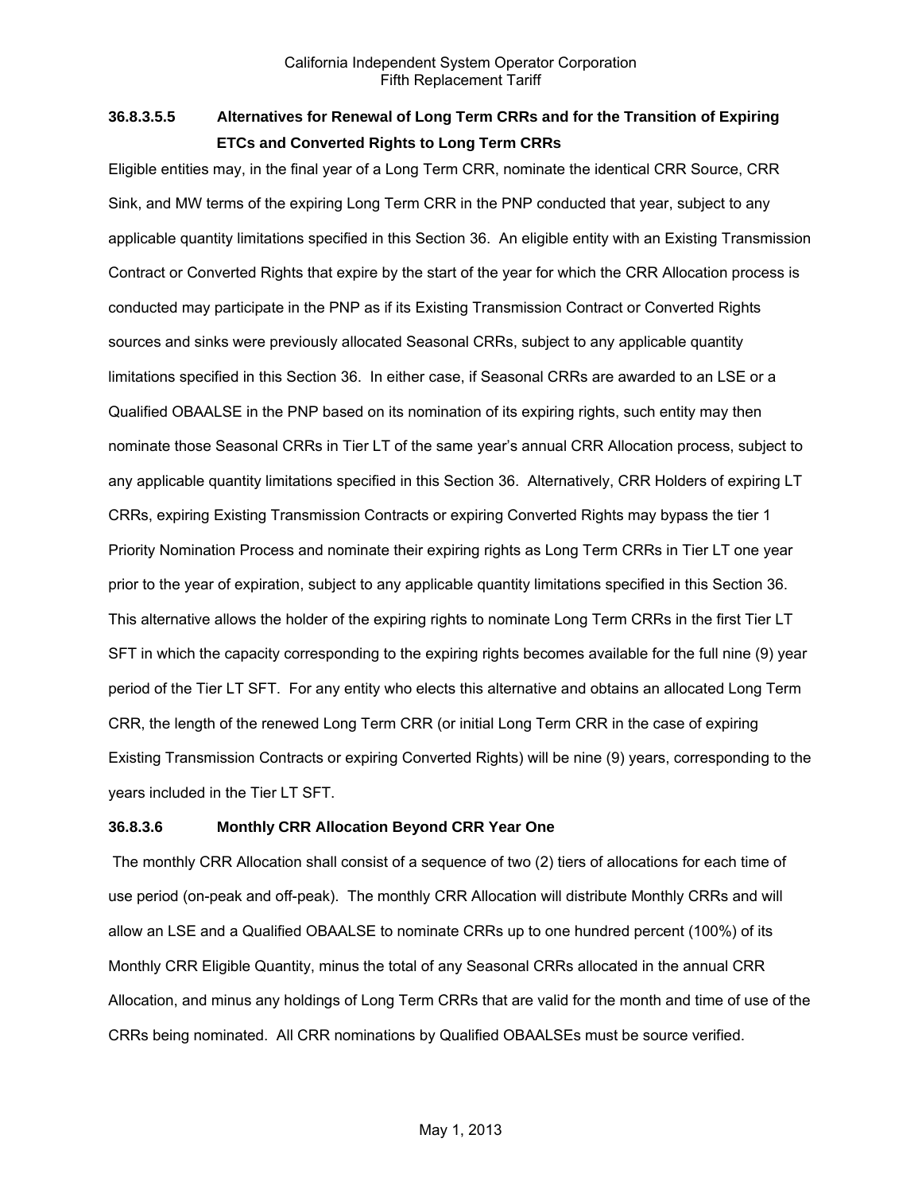### 36.8.3.5.5 Alternatives for Renewal of Long Term CRRs and for the Transition of Expiring ETCs and Converted Rights to Long Term CRRs

Eligible entities may, in the final year of a Long Term CRR, nominate the identical CRR Source, CRR Sink, and MW terms of the expiring Long Term CRR in the PNP conducted that year, subject to any applicable quantity limitations specified in this Section 36. An eligible entity with an Existing Transmission Contract or Converted Rights that expire by the start of the year for which the CRR Allocation process is conducted may participate in the PNP as if its Existing Transmission Contract or Converted Rights sources and sinks were previously allocated Seasonal CRRs, subject to any applicable quantity limitations specified in this Section 36. In either case, if Seasonal CRRs are awarded to an LSE or a Qualified OBAALSE in the PNP based on its nomination of its expiring rights, such entity may then nominate those Seasonal CRRs in Tier LT of the same year's annual CRR Allocation process, subject to any applicable quantity limitations specified in this Section 36. Alternatively, CRR Holders of expiring LT CRRs, expiring Existing Transmission Contracts or expiring Converted Rights may bypass the tier 1 Priority Nomination Process and nominate their expiring rights as Long Term CRRs in Tier LT one year prior to the year of expiration, subject to any applicable quantity limitations specified in this Section 36. This alternative allows the holder of the expiring rights to nominate Long Term CRRs in the first Tier LT SFT in which the capacity corresponding to the expiring rights becomes available for the full nine (9) year period of the Tier LT SFT. For any entity who elects this alternative and obtains an allocated Long Term CRR, the length of the renewed Long Term CRR (or initial Long Term CRR in the case of expiring Existing Transmission Contracts or expiring Converted Rights) will be nine (9) years, corresponding to the years included in the Tier LT SFT.

### 36.8.3.6 Monthly CRR Allocation Beyond CRR Year One

The monthly CRR Allocation shall consist of a sequence of two (2) tiers of allocations for each time of use period (on-peak and off-peak). The monthly CRR Allocation will distribute Monthly CRRs and will allow an LSE and a Qualified OBAALSE to nominate CRRs up to one hundred percent (100%) of its Monthly CRR Eligible Quantity, minus the total of any Seasonal CRRs allocated in the annual CRR Allocation, and minus any holdings of Long Term CRRs that are valid for the month and time of use of the CRRs being nominated. All CRR nominations by Qualified OBAALSEs must be source verified.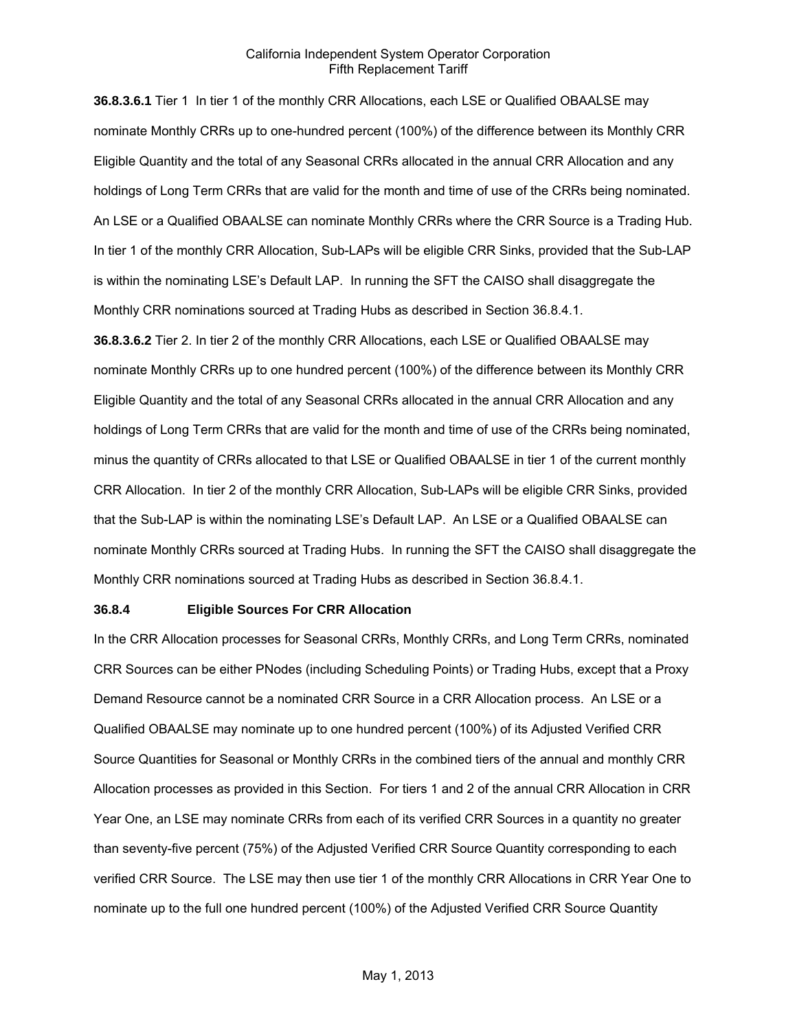**36.8.3.6.1** Tier 1 In tier 1 of the monthly CRR Allocations, each LSE or Qualified OBAALSE may nominate Monthly CRRs up to one-hundred percent (100%) of the difference between its Monthly CRR Eligible Quantity and the total of any Seasonal CRRs allocated in the annual CRR Allocation and any holdings of Long Term CRRs that are valid for the month and time of use of the CRRs being nominated. An LSE or a Qualified OBAALSE can nominate Monthly CRRs where the CRR Source is a Trading Hub. In tier 1 of the monthly CRR Allocation, Sub-LAPs will be eligible CRR Sinks, provided that the Sub-LAP is within the nominating LSE's Default LAP. In running the SFT the CAISO shall disaggregate the Monthly CRR nominations sourced at Trading Hubs as described in Section 36.8.4.1.

**36.8.3.6.2** Tier 2. In tier 2 of the monthly CRR Allocations, each LSE or Qualified OBAALSE may nominate Monthly CRRs up to one hundred percent (100%) of the difference between its Monthly CRR Eligible Quantity and the total of any Seasonal CRRs allocated in the annual CRR Allocation and any holdings of Long Term CRRs that are valid for the month and time of use of the CRRs being nominated, minus the quantity of CRRs allocated to that LSE or Qualified OBAALSE in tier 1 of the current monthly CRR Allocation. In tier 2 of the monthly CRR Allocation, Sub-LAPs will be eligible CRR Sinks, provided that the Sub-LAP is within the nominating LSE's Default LAP. An LSE or a Qualified OBAALSE can nominate Monthly CRRs sourced at Trading Hubs. In running the SFT the CAISO shall disaggregate the Monthly CRR nominations sourced at Trading Hubs as described in Section 36.8.4.1.

### 36.8.4 Eligible Sources For CRR Allocation

In the CRR Allocation processes for Seasonal CRRs, Monthly CRRs, and Long Term CRRs, nominated CRR Sources can be either PNodes (including Scheduling Points) or Trading Hubs, except that a Proxy Demand Resource cannot be a nominated CRR Source in a CRR Allocation process. An LSE or a Qualified OBAALSE may nominate up to one hundred percent (100%) of its Adjusted Verified CRR Source Quantities for Seasonal or Monthly CRRs in the combined tiers of the annual and monthly CRR Allocation processes as provided in this Section. For tiers 1 and 2 of the annual CRR Allocation in CRR Year One, an LSE may nominate CRRs from each of its verified CRR Sources in a quantity no greater than seventy-five percent (75%) of the Adjusted Verified CRR Source Quantity corresponding to each verified CRR Source. The LSE may then use tier 1 of the monthly CRR Allocations in CRR Year One to nominate up to the full one hundred percent (100%) of the Adjusted Verified CRR Source Quantity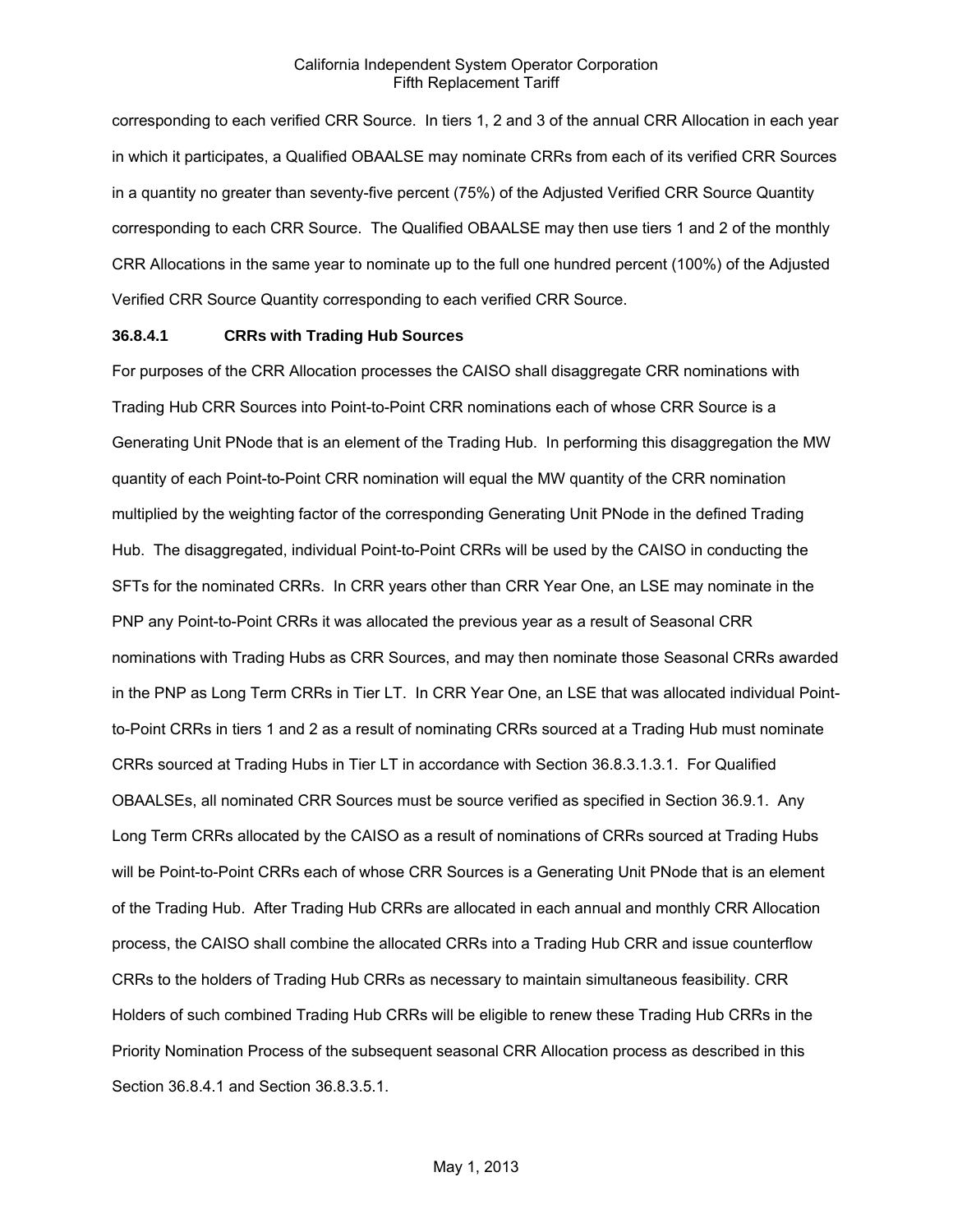corresponding to each verified CRR Source. In tiers 1, 2 and 3 of the annual CRR Allocation in each year in which it participates, a Qualified OBAALSE may nominate CRRs from each of its verified CRR Sources in a quantity no greater than seventy-five percent (75%) of the Adjusted Verified CRR Source Quantity corresponding to each CRR Source. The Qualified OBAALSE may then use tiers 1 and 2 of the monthly CRR Allocations in the same year to nominate up to the full one hundred percent (100%) of the Adjusted Verified CRR Source Quantity corresponding to each verified CRR Source.

### 36.8.4.1 CRRs with Trading Hub Sources

For purposes of the CRR Allocation processes the CAISO shall disaggregate CRR nominations with Trading Hub CRR Sources into Point-to-Point CRR nominations each of whose CRR Source is a Generating Unit PNode that is an element of the Trading Hub. In performing this disaggregation the MW quantity of each Point-to-Point CRR nomination will equal the MW quantity of the CRR nomination multiplied by the weighting factor of the corresponding Generating Unit PNode in the defined Trading Hub. The disaggregated, individual Point-to-Point CRRs will be used by the CAISO in conducting the SFTs for the nominated CRRs. In CRR years other than CRR Year One, an LSE may nominate in the PNP any Point-to-Point CRRs it was allocated the previous year as a result of Seasonal CRR nominations with Trading Hubs as CRR Sources, and may then nominate those Seasonal CRRs awarded in the PNP as Long Term CRRs in Tier LT. In CRR Year One, an LSE that was allocated individual Point-to-Point CRRs in tiers 1 and 2 as a result of nominating CRRs sourced at a Trading Hub must nominate CRRs sourced at Trading Hubs in Tier LT in accordance with Section 36.8.3.1.3.1. For Qualified OBAALSEs, all nominated CRR Sources must be source verified as specified in Section 36.9.1. Any Long Term CRRs allocated by the CAISO as a result of nominations of CRRs sourced at Trading Hubs will be Point-to-Point CRRs each of whose CRR Sources is a Generating Unit PNode that is an element of the Trading Hub. After Trading Hub CRRs are allocated in each annual and monthly CRR Allocation process, the CAISO shall combine the allocated CRRs into a Trading Hub CRR and issue counterflow CRRs to the holders of Trading Hub CRRs as necessary to maintain simultaneous feasibility. CRR Holders of such combined Trading Hub CRRs will be eligible to renew these Trading Hub CRRs in the Priority Nomination Process of the subsequent seasonal CRR Allocation process as described in this Section 36.8.4.1 and Section 36.8.3.5.1.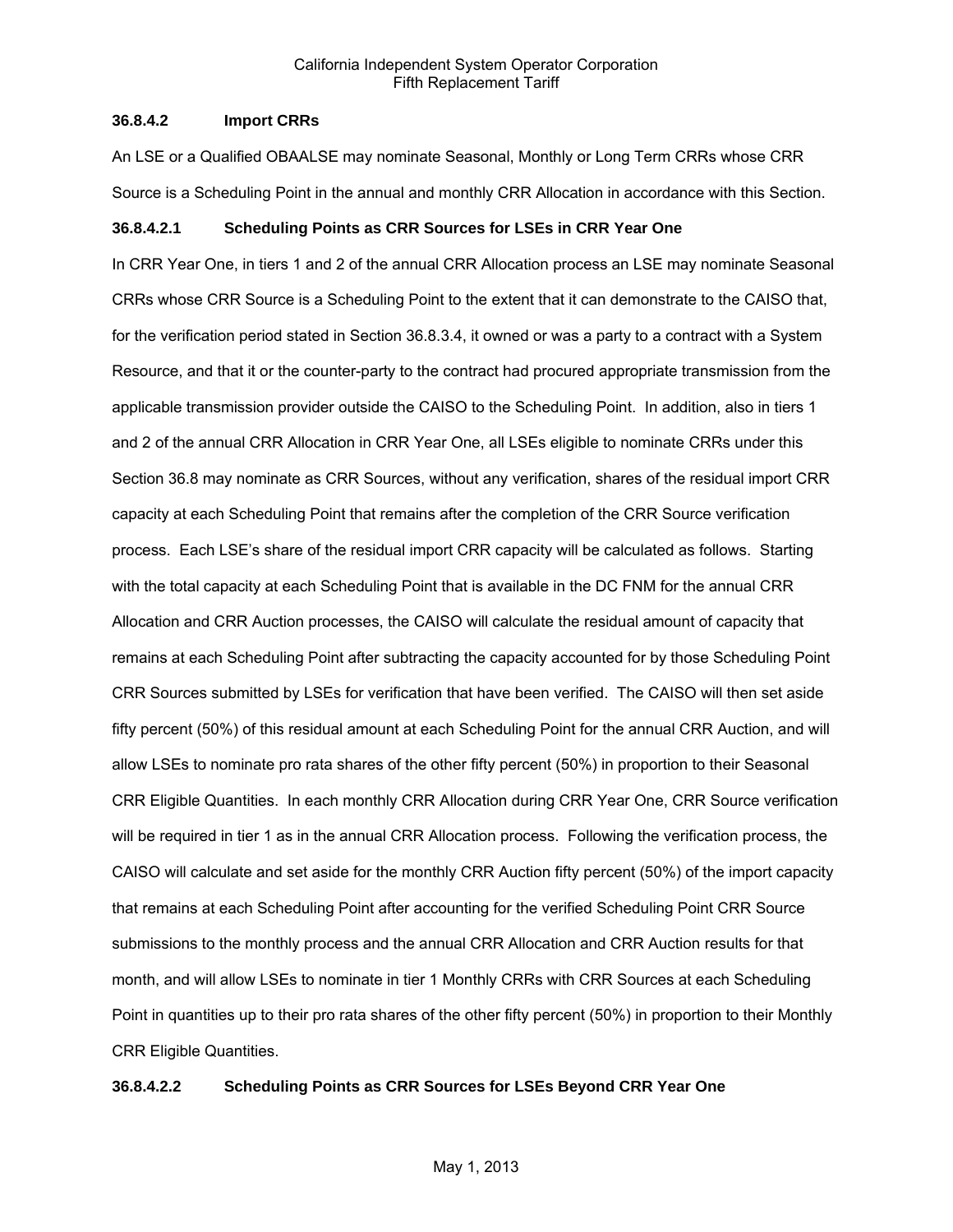### 36.8.4.2 Import CRRs

An LSE or a Qualified OBAALSE may nominate Seasonal, Monthly or Long Term CRRs whose CRR Source is a Scheduling Point in the annual and monthly CRR Allocation in accordance with this Section.

#### 36.8.4.2.1 Scheduling Points as CRR Sources for LSEs in CRR Year One

In CRR Year One, in tiers 1 and 2 of the annual CRR Allocation process an LSE may nominate Seasonal CRRs whose CRR Source is a Scheduling Point to the extent that it can demonstrate to the CAISO that, for the verification period stated in Section 36.8.3.4, it owned or was a party to a contract with a System Resource, and that it or the counter-party to the contract had procured appropriate transmission from the applicable transmission provider outside the CAISO to the Scheduling Point. In addition, also in tiers 1 and 2 of the annual CRR Allocation in CRR Year One, all LSEs eligible to nominate CRRs under this Section 36.8 may nominate as CRR Sources, without any verification, shares of the residual import CRR capacity at each Scheduling Point that remains after the completion of the CRR Source verification process. Each LSE's share of the residual import CRR capacity will be calculated as follows. Starting with the total capacity at each Scheduling Point that is available in the DC FNM for the annual CRR Allocation and CRR Auction processes, the CAISO will calculate the residual amount of capacity that remains at each Scheduling Point after subtracting the capacity accounted for by those Scheduling Point CRR Sources submitted by LSEs for verification that have been verified. The CAISO will then set aside fifty percent (50%) of this residual amount at each Scheduling Point for the annual CRR Auction, and will allow LSEs to nominate pro rata shares of the other fifty percent (50%) in proportion to their Seasonal CRR Eligible Quantities. In each monthly CRR Allocation during CRR Year One, CRR Source verification will be required in tier 1 as in the annual CRR Allocation process. Following the verification process, the CAISO will calculate and set aside for the monthly CRR Auction fifty percent (50%) of the import capacity that remains at each Scheduling Point after accounting for the verified Scheduling Point CRR Source submissions to the monthly process and the annual CRR Allocation and CRR Auction results for that month, and will allow LSEs to nominate in tier 1 Monthly CRRs with CRR Sources at each Scheduling Point in quantities up to their pro rata shares of the other fifty percent (50%) in proportion to their Monthly CRR Eligible Quantities.

#### 36.8.4.2.2 Scheduling Points as CRR Sources for LSEs Beyond CRR Year One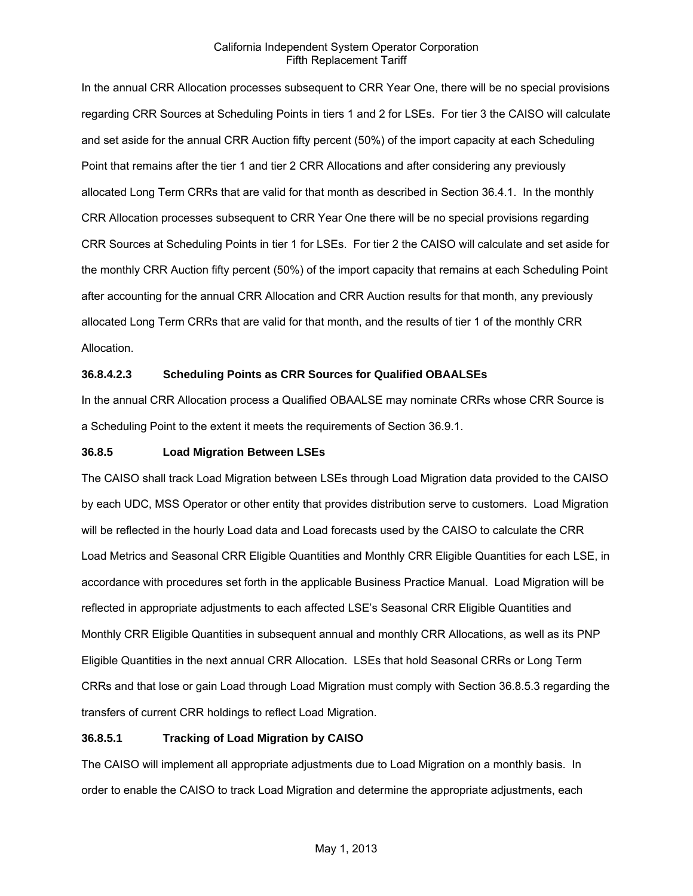In the annual CRR Allocation processes subsequent to CRR Year One, there will be no special provisions regarding CRR Sources at Scheduling Points in tiers 1 and 2 for LSEs. For tier 3 the CAISO will calculate and set aside for the annual CRR Auction fifty percent (50%) of the import capacity at each Scheduling Point that remains after the tier 1 and tier 2 CRR Allocations and after considering any previously allocated Long Term CRRs that are valid for that month as described in Section 36.4.1. In the monthly CRR Allocation processes subsequent to CRR Year One there will be no special provisions regarding CRR Sources at Scheduling Points in tier 1 for LSEs. For tier 2 the CAISO will calculate and set aside for the monthly CRR Auction fifty percent (50%) of the import capacity that remains at each Scheduling Point after accounting for the annual CRR Allocation and CRR Auction results for that month, any previously allocated Long Term CRRs that are valid for that month, and the results of tier 1 of the monthly CRR Allocation.

**36.8.4.2.3 Scheduling Points as CRR Sources for Qualified OBAALSEs**

In the annual CRR Allocation process a Qualified OBAALSE may nominate CRRs whose CRR Source is a Scheduling Point to the extent it meets the requirements of Section 36.9.1.

**36.8.5 Load Migration Between LSEs**

The CAISO shall track Load Migration between LSEs through Load Migration data provided to the CAISO by each UDC, MSS Operator or other entity that provides distribution serve to customers. Load Migration will be reflected in the hourly Load data and Load forecasts used by the CAISO to calculate the CRR Load Metrics and Seasonal CRR Eligible Quantities and Monthly CRR Eligible Quantities for each LSE, in accordance with procedures set forth in the applicable Business Practice Manual. Load Migration will be reflected in appropriate adjustments to each affected LSE's Seasonal CRR Eligible Quantities and Monthly CRR Eligible Quantities in subsequent annual and monthly CRR Allocations, as well as its PNP Eligible Quantities in the next annual CRR Allocation. LSEs that hold Seasonal CRRs or Long Term CRRs and that lose or gain Load through Load Migration must comply with Section 36.8.5.3 regarding the transfers of current CRR holdings to reflect Load Migration.

**36.8.5.1 Tracking of Load Migration by CAISO**

The CAISO will implement all appropriate adjustments due to Load Migration on a monthly basis. In order to enable the CAISO to track Load Migration and determine the appropriate adjustments, each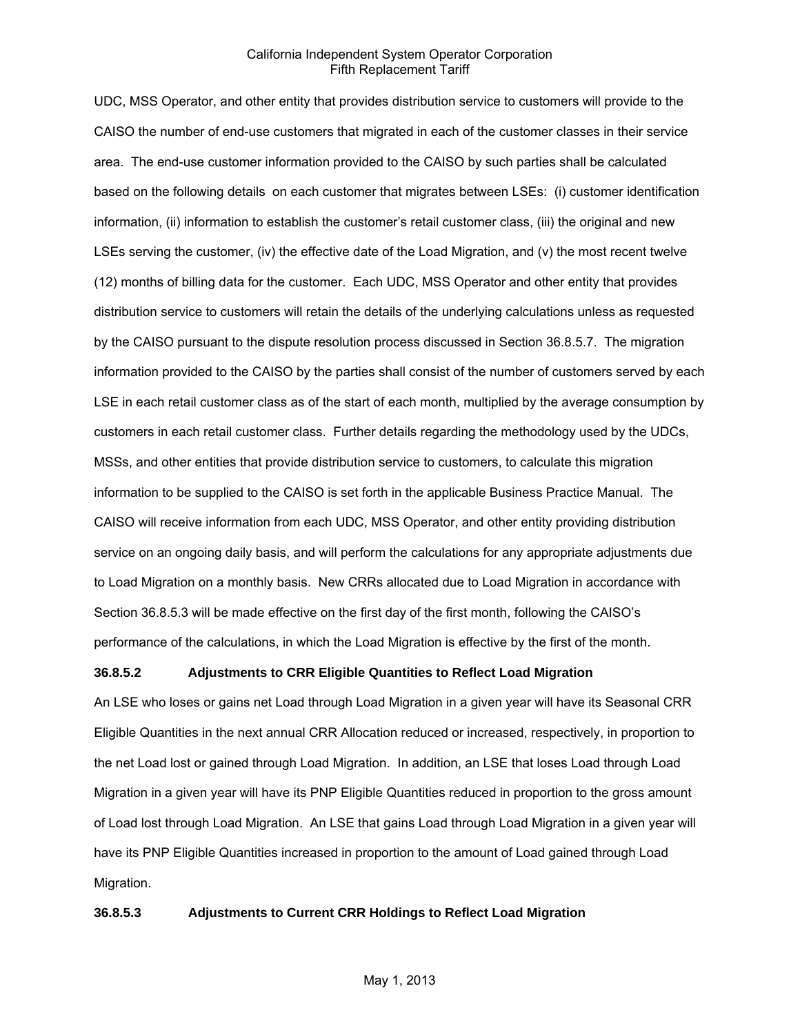UDC, MSS Operator, and other entity that provides distribution service to customers will provide to the CAISO the number of end-use customers that migrated in each of the customer classes in their service area. The end-use customer information provided to the CAISO by such parties shall be calculated based on the following details on each customer that migrates between LSEs: (i) customer identification information, (ii) information to establish the customer's retail customer class, (iii) the original and new LSEs serving the customer, (iv) the effective date of the Load Migration, and (v) the most recent twelve (12) months of billing data for the customer. Each UDC, MSS Operator and other entity that provides distribution service to customers will retain the details of the underlying calculations unless as requested by the CAISO pursuant to the dispute resolution process discussed in Section 36.8.5.7. The migration information provided to the CAISO by the parties shall consist of the number of customers served by each LSE in each retail customer class as of the start of each month, multiplied by the average consumption by customers in each retail customer class. Further details regarding the methodology used by the UDCs, MSSs, and other entities that provide distribution service to customers, to calculate this migration information to be supplied to the CAISO is set forth in the applicable Business Practice Manual. The CAISO will receive information from each UDC, MSS Operator, and other entity providing distribution service on an ongoing daily basis, and will perform the calculations for any appropriate adjustments due to Load Migration on a monthly basis. New CRRs allocated due to Load Migration in accordance with Section 36.8.5.3 will be made effective on the first day of the first month, following the CAISO's performance of the calculations, in which the Load Migration is effective by the first of the month.

**36.8.5.2 Adjustments to CRR Eligible Quantities to Reflect Load Migration**

An LSE who loses or gains net Load through Load Migration in a given year will have its Seasonal CRR Eligible Quantities in the next annual CRR Allocation reduced or increased, respectively, in proportion to the net Load lost or gained through Load Migration. In addition, an LSE that loses Load through Load Migration in a given year will have its PNP Eligible Quantities reduced in proportion to the gross amount of Load lost through Load Migration. An LSE that gains Load through Load Migration in a given year will have its PNP Eligible Quantities increased in proportion to the amount of Load gained through Load Migration.

**36.8.5.3 Adjustments to Current CRR Holdings to Reflect Load Migration**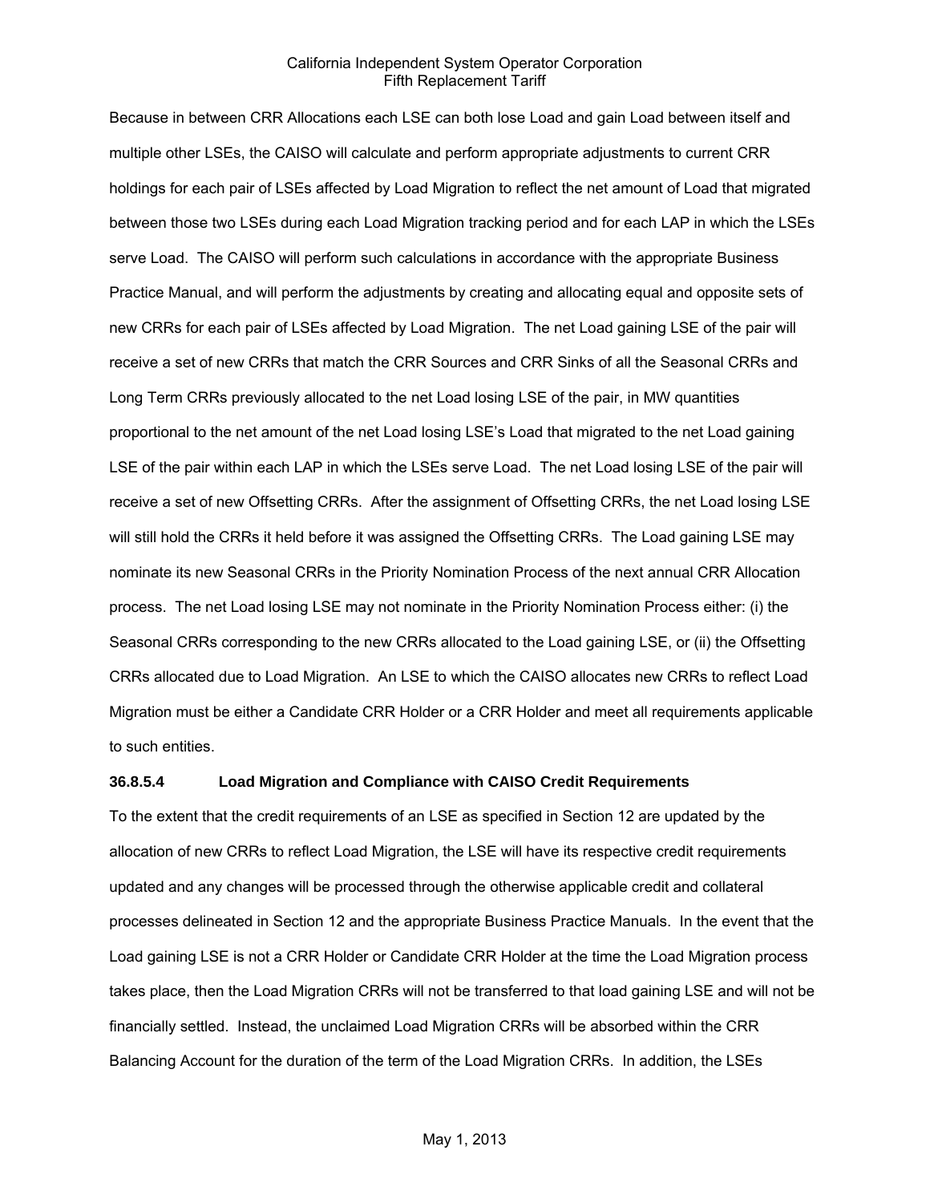Because in between CRR Allocations each LSE can both lose Load and gain Load between itself and multiple other LSEs, the CAISO will calculate and perform appropriate adjustments to current CRR holdings for each pair of LSEs affected by Load Migration to reflect the net amount of Load that migrated between those two LSEs during each Load Migration tracking period and for each LAP in which the LSEs serve Load. The CAISO will perform such calculations in accordance with the appropriate Business Practice Manual, and will perform the adjustments by creating and allocating equal and opposite sets of new CRRs for each pair of LSEs affected by Load Migration. The net Load gaining LSE of the pair will receive a set of new CRRs that match the CRR Sources and CRR Sinks of all the Seasonal CRRs and Long Term CRRs previously allocated to the net Load losing LSE of the pair, in MW quantities proportional to the net amount of the net Load losing LSE's Load that migrated to the net Load gaining LSE of the pair within each LAP in which the LSEs serve Load. The net Load losing LSE of the pair will receive a set of new Offsetting CRRs. After the assignment of Offsetting CRRs, the net Load losing LSE will still hold the CRRs it held before it was assigned the Offsetting CRRs. The Load gaining LSE may nominate its new Seasonal CRRs in the Priority Nomination Process of the next annual CRR Allocation process. The net Load losing LSE may not nominate in the Priority Nomination Process either: (i) the Seasonal CRRs corresponding to the new CRRs allocated to the Load gaining LSE, or (ii) the Offsetting CRRs allocated due to Load Migration. An LSE to which the CAISO allocates new CRRs to reflect Load Migration must be either a Candidate CRR Holder or a CRR Holder and meet all requirements applicable to such entities.

**36.8.5.4 Load Migration and Compliance with CAISO Credit Requirements**

To the extent that the credit requirements of an LSE as specified in Section 12 are updated by the allocation of new CRRs to reflect Load Migration, the LSE will have its respective credit requirements updated and any changes will be processed through the otherwise applicable credit and collateral processes delineated in Section 12 and the appropriate Business Practice Manuals. In the event that the Load gaining LSE is not a CRR Holder or Candidate CRR Holder at the time the Load Migration process takes place, then the Load Migration CRRs will not be transferred to that load gaining LSE and will not be financially settled. Instead, the unclaimed Load Migration CRRs will be absorbed within the CRR Balancing Account for the duration of the term of the Load Migration CRRs. In addition, the LSEs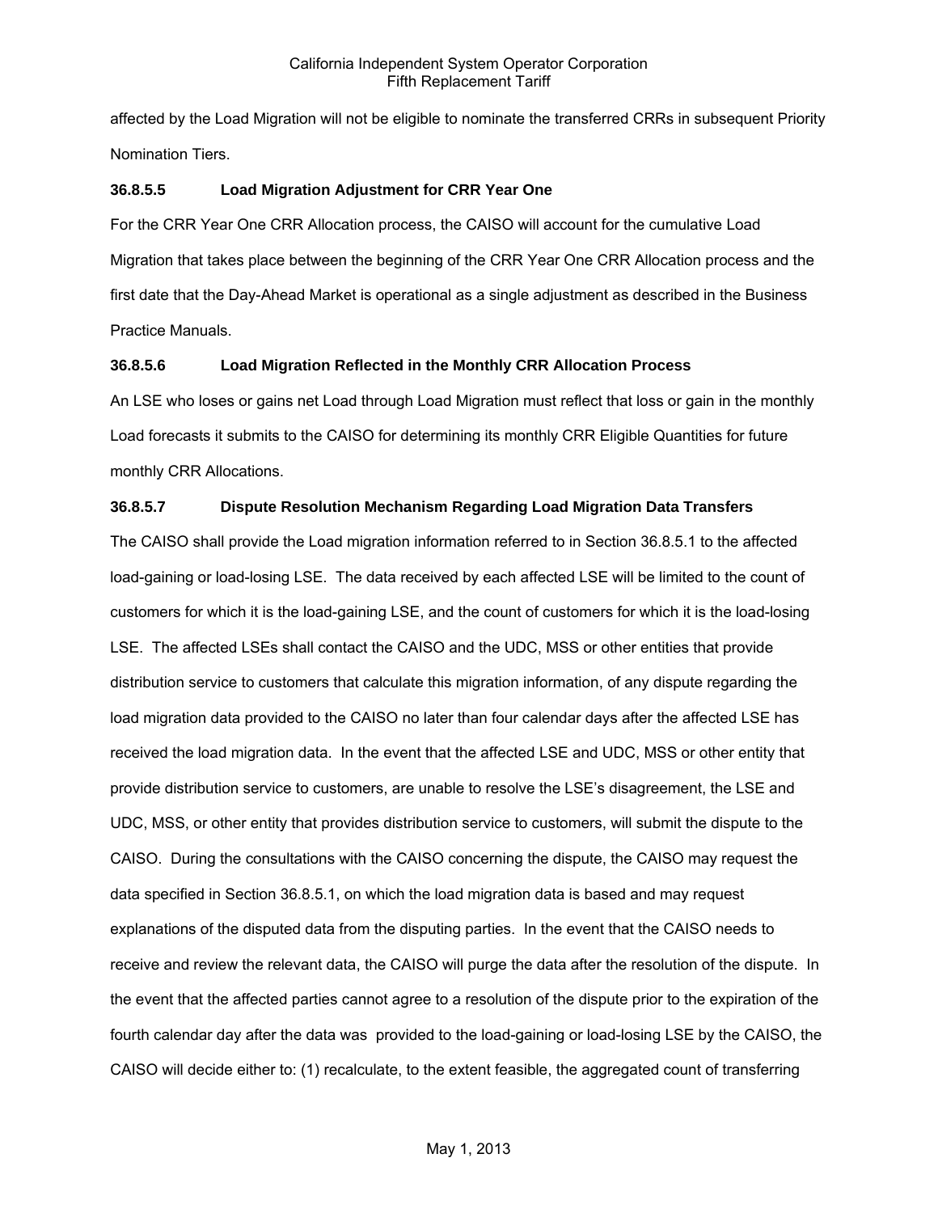affected by the Load Migration will not be eligible to nominate the transferred CRRs in subsequent Priority Nomination Tiers.

### 36.8.5.5 Load Migration Adjustment for CRR Year One

For the CRR Year One CRR Allocation process, the CAISO will account for the cumulative Load Migration that takes place between the beginning of the CRR Year One CRR Allocation process and the first date that the Day-Ahead Market is operational as a single adjustment as described in the Business Practice Manuals.

### 36.8.5.6 Load Migration Reflected in the Monthly CRR Allocation Process

An LSE who loses or gains net Load through Load Migration must reflect that loss or gain in the monthly Load forecasts it submits to the CAISO for determining its monthly CRR Eligible Quantities for future monthly CRR Allocations.

### 36.8.5.7 Dispute Resolution Mechanism Regarding Load Migration Data Transfers

The CAISO shall provide the Load migration information referred to in Section 36.8.5.1 to the affected load-gaining or load-losing LSE. The data received by each affected LSE will be limited to the count of customers for which it is the load-gaining LSE, and the count of customers for which it is the load-losing LSE. The affected LSEs shall contact the CAISO and the UDC, MSS or other entities that provide distribution service to customers that calculate this migration information, of any dispute regarding the load migration data provided to the CAISO no later than four calendar days after the affected LSE has received the load migration data. In the event that the affected LSE and UDC, MSS or other entity that provide distribution service to customers, are unable to resolve the LSE's disagreement, the LSE and UDC, MSS, or other entity that provides distribution service to customers, will submit the dispute to the CAISO. During the consultations with the CAISO concerning the dispute, the CAISO may request the data specified in Section 36.8.5.1, on which the load migration data is based and may request explanations of the disputed data from the disputing parties. In the event that the CAISO needs to receive and review the relevant data, the CAISO will purge the data after the resolution of the dispute. In the event that the affected parties cannot agree to a resolution of the dispute prior to the expiration of the fourth calendar day after the data was provided to the load-gaining or load-losing LSE by the CAISO, the CAISO will decide either to: (1) recalculate, to the extent feasible, the aggregated count of transferring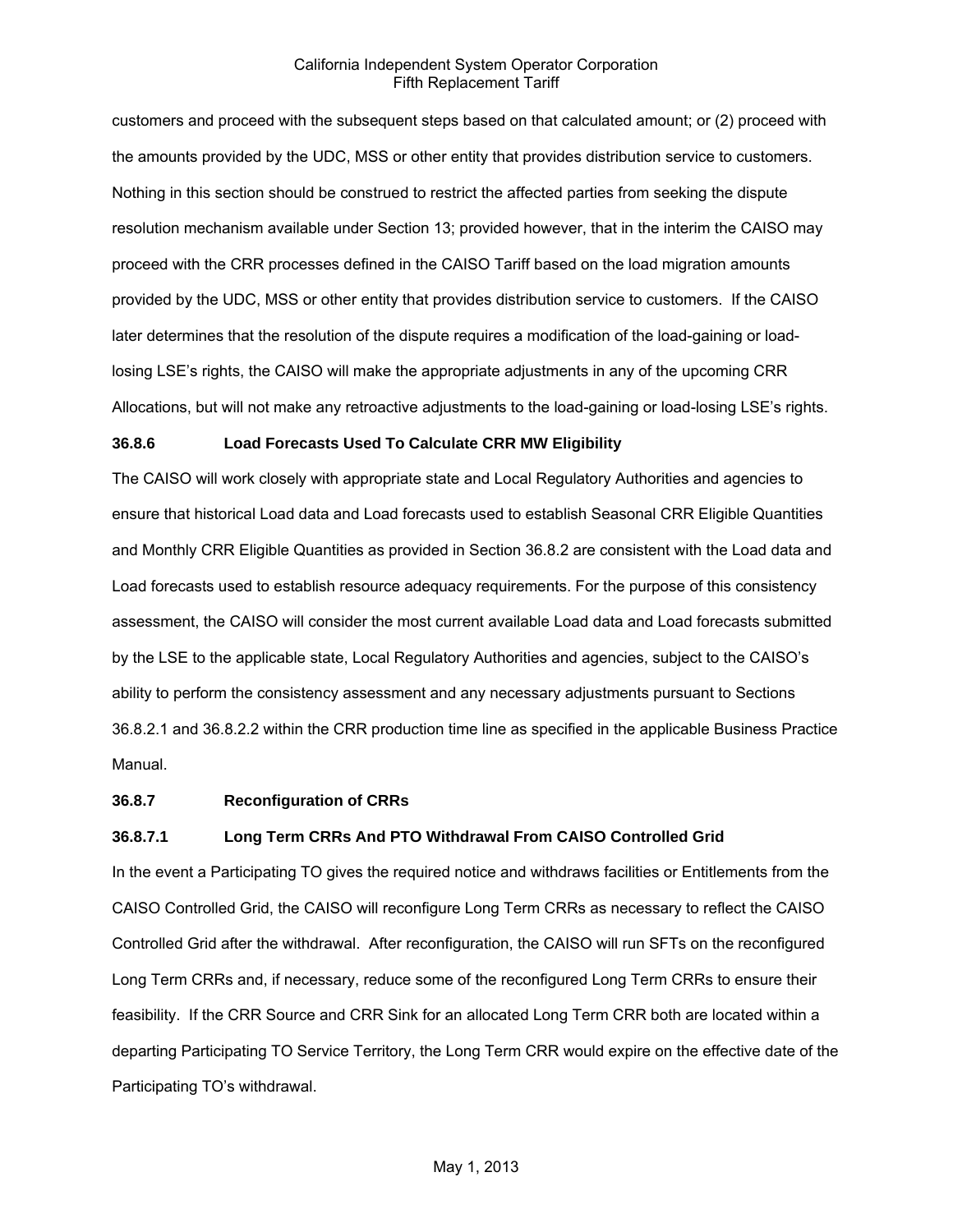customers and proceed with the subsequent steps based on that calculated amount; or (2) proceed with the amounts provided by the UDC, MSS or other entity that provides distribution service to customers. Nothing in this section should be construed to restrict the affected parties from seeking the dispute resolution mechanism available under Section 13; provided however, that in the interim the CAISO may proceed with the CRR processes defined in the CAISO Tariff based on the load migration amounts provided by the UDC, MSS or other entity that provides distribution service to customers. If the CAISO later determines that the resolution of the dispute requires a modification of the load-gaining or load-losing LSE's rights, the CAISO will make the appropriate adjustments in any of the upcoming CRR Allocations, but will not make any retroactive adjustments to the load-gaining or load-losing LSE's rights.

**36.8.6 Load Forecasts Used To Calculate CRR MW Eligibility**

The CAISO will work closely with appropriate state and Local Regulatory Authorities and agencies to ensure that historical Load data and Load forecasts used to establish Seasonal CRR Eligible Quantities and Monthly CRR Eligible Quantities as provided in Section 36.8.2 are consistent with the Load data and Load forecasts used to establish resource adequacy requirements. For the purpose of this consistency assessment, the CAISO will consider the most current available Load data and Load forecasts submitted by the LSE to the applicable state, Local Regulatory Authorities and agencies, subject to the CAISO's ability to perform the consistency assessment and any necessary adjustments pursuant to Sections 36.8.2.1 and 36.8.2.2 within the CRR production time line as specified in the applicable Business Practice Manual.

**36.8.7 Reconfiguration of CRRs**

**36.8.7.1 Long Term CRRs And PTO Withdrawal From CAISO Controlled Grid**

In the event a Participating TO gives the required notice and withdraws facilities or Entitlements from the CAISO Controlled Grid, the CAISO will reconfigure Long Term CRRs as necessary to reflect the CAISO Controlled Grid after the withdrawal. After reconfiguration, the CAISO will run SFTs on the reconfigured Long Term CRRs and, if necessary, reduce some of the reconfigured Long Term CRRs to ensure their feasibility. If the CRR Source and CRR Sink for an allocated Long Term CRR both are located within a departing Participating TO Service Territory, the Long Term CRR would expire on the effective date of the Participating TO's withdrawal.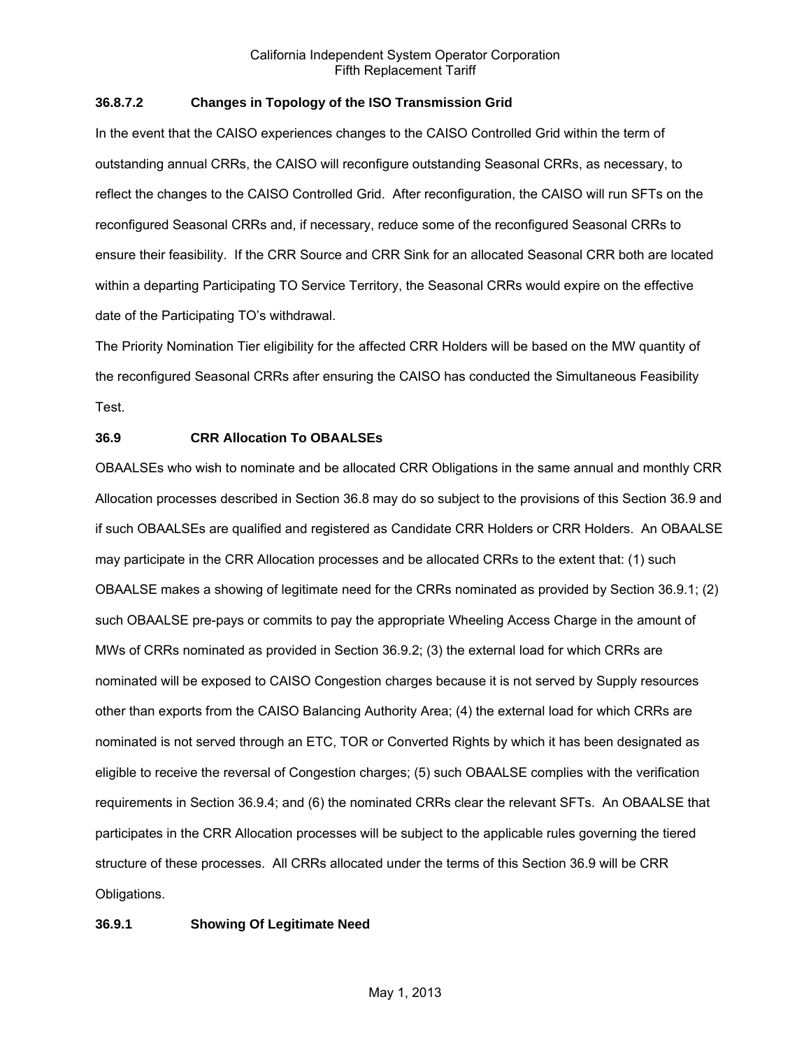### 36.8.7.2 Changes in Topology of the ISO Transmission Grid

In the event that the CAISO experiences changes to the CAISO Controlled Grid within the term of outstanding annual CRRs, the CAISO will reconfigure outstanding Seasonal CRRs, as necessary, to reflect the changes to the CAISO Controlled Grid. After reconfiguration, the CAISO will run SFTs on the reconfigured Seasonal CRRs and, if necessary, reduce some of the reconfigured Seasonal CRRs to ensure their feasibility. If the CRR Source and CRR Sink for an allocated Seasonal CRR both are located within a departing Participating TO Service Territory, the Seasonal CRRs would expire on the effective date of the Participating TO's withdrawal.

The Priority Nomination Tier eligibility for the affected CRR Holders will be based on the MW quantity of the reconfigured Seasonal CRRs after ensuring the CAISO has conducted the Simultaneous Feasibility Test.

## 36.9 CRR Allocation To OBAALSEs

OBAALSEs who wish to nominate and be allocated CRR Obligations in the same annual and monthly CRR Allocation processes described in Section 36.8 may do so subject to the provisions of this Section 36.9 and if such OBAALSEs are qualified and registered as Candidate CRR Holders or CRR Holders. An OBAALSE may participate in the CRR Allocation processes and be allocated CRRs to the extent that: (1) such OBAALSE makes a showing of legitimate need for the CRRs nominated as provided by Section 36.9.1; (2) such OBAALSE pre-pays or commits to pay the appropriate Wheeling Access Charge in the amount of MWs of CRRs nominated as provided in Section 36.9.2; (3) the external load for which CRRs are nominated will be exposed to CAISO Congestion charges because it is not served by Supply resources other than exports from the CAISO Balancing Authority Area; (4) the external load for which CRRs are nominated is not served through an ETC, TOR or Converted Rights by which it has been designated as eligible to receive the reversal of Congestion charges; (5) such OBAALSE complies with the verification requirements in Section 36.9.4; and (6) the nominated CRRs clear the relevant SFTs. An OBAALSE that participates in the CRR Allocation processes will be subject to the applicable rules governing the tiered structure of these processes. All CRRs allocated under the terms of this Section 36.9 will be CRR Obligations.

### 36.9.1 Showing Of Legitimate Need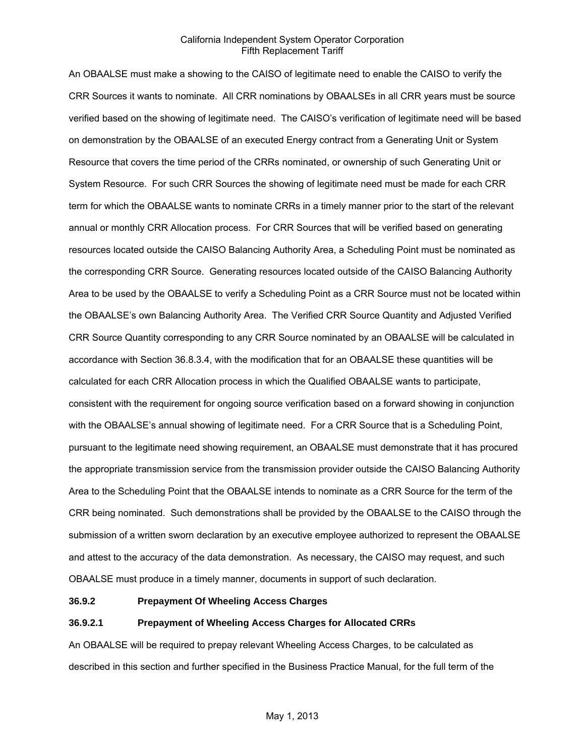An OBAALSE must make a showing to the CAISO of legitimate need to enable the CAISO to verify the CRR Sources it wants to nominate. All CRR nominations by OBAALSEs in all CRR years must be source verified based on the showing of legitimate need. The CAISO's verification of legitimate need will be based on demonstration by the OBAALSE of an executed Energy contract from a Generating Unit or System Resource that covers the time period of the CRRs nominated, or ownership of such Generating Unit or System Resource. For such CRR Sources the showing of legitimate need must be made for each CRR term for which the OBAALSE wants to nominate CRRs in a timely manner prior to the start of the relevant annual or monthly CRR Allocation process. For CRR Sources that will be verified based on generating resources located outside the CAISO Balancing Authority Area, a Scheduling Point must be nominated as the corresponding CRR Source. Generating resources located outside of the CAISO Balancing Authority Area to be used by the OBAALSE to verify a Scheduling Point as a CRR Source must not be located within the OBAALSE's own Balancing Authority Area. The Verified CRR Source Quantity and Adjusted Verified CRR Source Quantity corresponding to any CRR Source nominated by an OBAALSE will be calculated in accordance with Section 36.8.3.4, with the modification that for an OBAALSE these quantities will be calculated for each CRR Allocation process in which the Qualified OBAALSE wants to participate, consistent with the requirement for ongoing source verification based on a forward showing in conjunction with the OBAALSE's annual showing of legitimate need. For a CRR Source that is a Scheduling Point, pursuant to the legitimate need showing requirement, an OBAALSE must demonstrate that it has procured the appropriate transmission service from the transmission provider outside the CAISO Balancing Authority Area to the Scheduling Point that the OBAALSE intends to nominate as a CRR Source for the term of the CRR being nominated. Such demonstrations shall be provided by the OBAALSE to the CAISO through the submission of a written sworn declaration by an executive employee authorized to represent the OBAALSE and attest to the accuracy of the data demonstration. As necessary, the CAISO may request, and such OBAALSE must produce in a timely manner, documents in support of such declaration.

**36.9.2 Prepayment Of Wheeling Access Charges**

**36.9.2.1 Prepayment of Wheeling Access Charges for Allocated CRRs**

An OBAALSE will be required to prepay relevant Wheeling Access Charges, to be calculated as described in this section and further specified in the Business Practice Manual, for the full term of the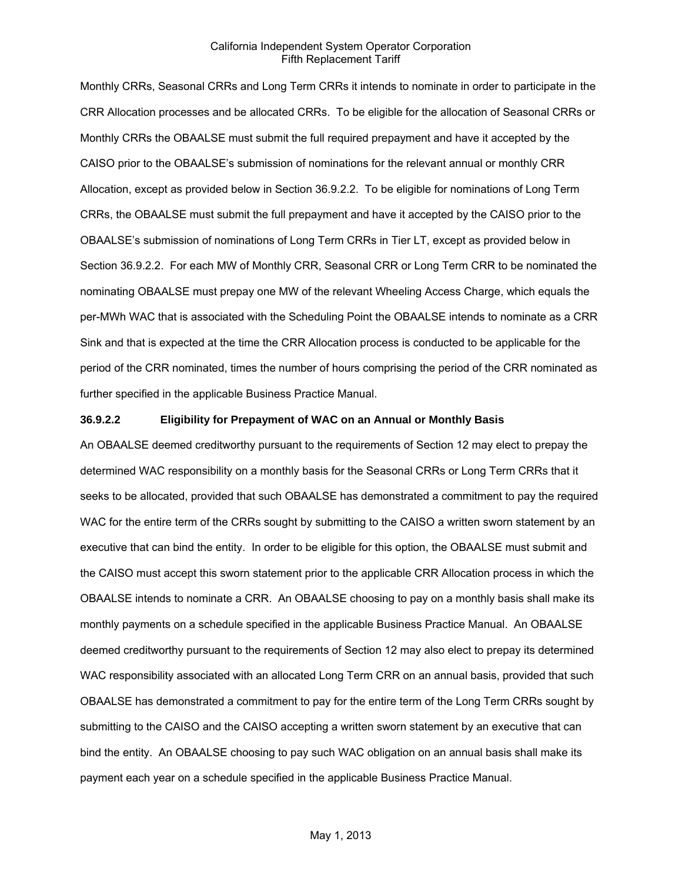Monthly CRRs, Seasonal CRRs and Long Term CRRs it intends to nominate in order to participate in the CRR Allocation processes and be allocated CRRs. To be eligible for the allocation of Seasonal CRRs or Monthly CRRs the OBAALSE must submit the full required prepayment and have it accepted by the CAISO prior to the OBAALSE's submission of nominations for the relevant annual or monthly CRR Allocation, except as provided below in Section 36.9.2.2. To be eligible for nominations of Long Term CRRs, the OBAALSE must submit the full prepayment and have it accepted by the CAISO prior to the OBAALSE's submission of nominations of Long Term CRRs in Tier LT, except as provided below in Section 36.9.2.2. For each MW of Monthly CRR, Seasonal CRR or Long Term CRR to be nominated the nominating OBAALSE must prepay one MW of the relevant Wheeling Access Charge, which equals the per-MWh WAC that is associated with the Scheduling Point the OBAALSE intends to nominate as a CRR Sink and that is expected at the time the CRR Allocation process is conducted to be applicable for the period of the CRR nominated, times the number of hours comprising the period of the CRR nominated as further specified in the applicable Business Practice Manual.

**36.9.2.2 Eligibility for Prepayment of WAC on an Annual or Monthly Basis**

An OBAALSE deemed creditworthy pursuant to the requirements of Section 12 may elect to prepay the determined WAC responsibility on a monthly basis for the Seasonal CRRs or Long Term CRRs that it seeks to be allocated, provided that such OBAALSE has demonstrated a commitment to pay the required WAC for the entire term of the CRRs sought by submitting to the CAISO a written sworn statement by an executive that can bind the entity. In order to be eligible for this option, the OBAALSE must submit and the CAISO must accept this sworn statement prior to the applicable CRR Allocation process in which the OBAALSE intends to nominate a CRR. An OBAALSE choosing to pay on a monthly basis shall make its monthly payments on a schedule specified in the applicable Business Practice Manual. An OBAALSE deemed creditworthy pursuant to the requirements of Section 12 may also elect to prepay its determined WAC responsibility associated with an allocated Long Term CRR on an annual basis, provided that such OBAALSE has demonstrated a commitment to pay for the entire term of the Long Term CRRs sought by submitting to the CAISO and the CAISO accepting a written sworn statement by an executive that can bind the entity. An OBAALSE choosing to pay such WAC obligation on an annual basis shall make its payment each year on a schedule specified in the applicable Business Practice Manual.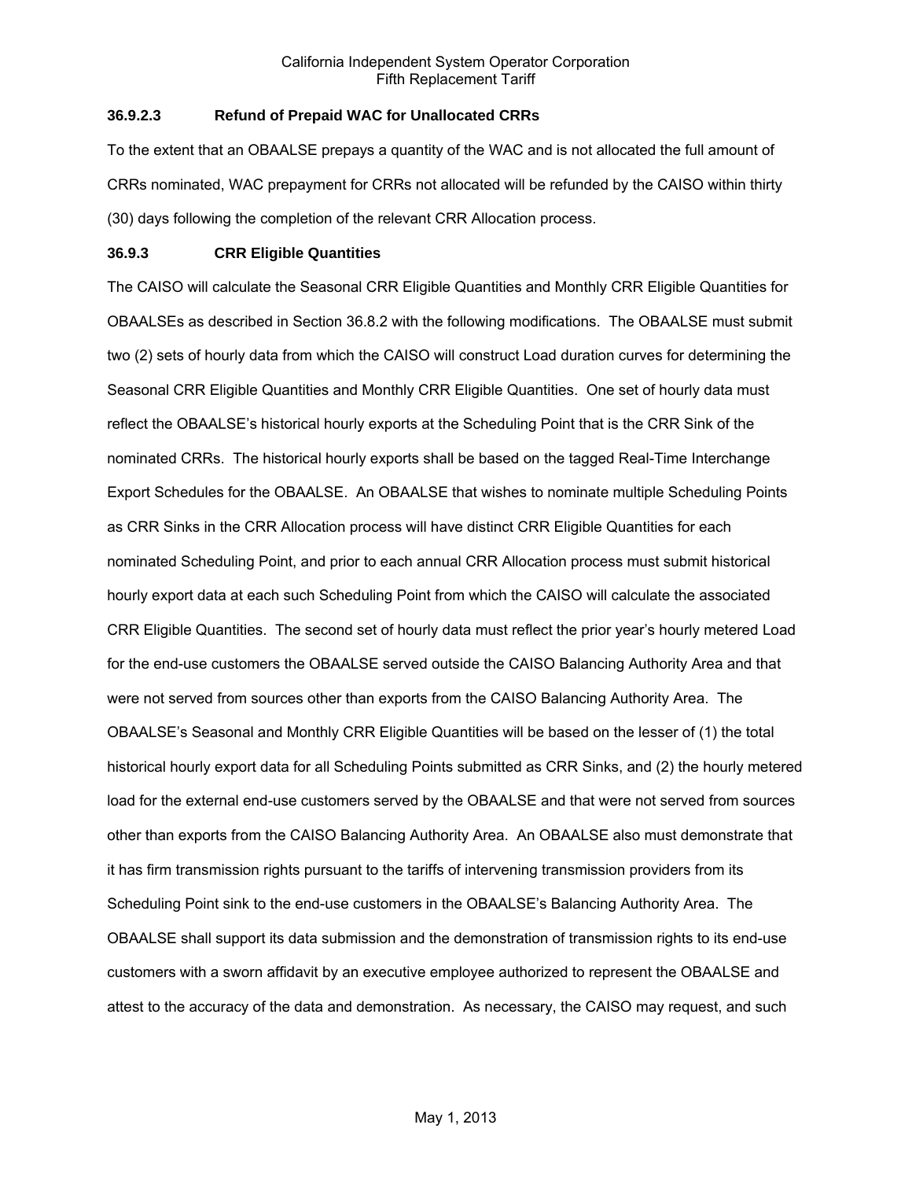### 36.9.2.3 Refund of Prepaid WAC for Unallocated CRRs

To the extent that an OBAALSE prepays a quantity of the WAC and is not allocated the full amount of CRRs nominated, WAC prepayment for CRRs not allocated will be refunded by the CAISO within thirty (30) days following the completion of the relevant CRR Allocation process.

### 36.9.3 CRR Eligible Quantities

The CAISO will calculate the Seasonal CRR Eligible Quantities and Monthly CRR Eligible Quantities for OBAALSEs as described in Section 36.8.2 with the following modifications. The OBAALSE must submit two (2) sets of hourly data from which the CAISO will construct Load duration curves for determining the Seasonal CRR Eligible Quantities and Monthly CRR Eligible Quantities. One set of hourly data must reflect the OBAALSE's historical hourly exports at the Scheduling Point that is the CRR Sink of the nominated CRRs. The historical hourly exports shall be based on the tagged Real-Time Interchange Export Schedules for the OBAALSE. An OBAALSE that wishes to nominate multiple Scheduling Points as CRR Sinks in the CRR Allocation process will have distinct CRR Eligible Quantities for each nominated Scheduling Point, and prior to each annual CRR Allocation process must submit historical hourly export data at each such Scheduling Point from which the CAISO will calculate the associated CRR Eligible Quantities. The second set of hourly data must reflect the prior year's hourly metered Load for the end-use customers the OBAALSE served outside the CAISO Balancing Authority Area and that were not served from sources other than exports from the CAISO Balancing Authority Area. The OBAALSE's Seasonal and Monthly CRR Eligible Quantities will be based on the lesser of (1) the total historical hourly export data for all Scheduling Points submitted as CRR Sinks, and (2) the hourly metered load for the external end-use customers served by the OBAALSE and that were not served from sources other than exports from the CAISO Balancing Authority Area. An OBAALSE also must demonstrate that it has firm transmission rights pursuant to the tariffs of intervening transmission providers from its Scheduling Point sink to the end-use customers in the OBAALSE's Balancing Authority Area. The OBAALSE shall support its data submission and the demonstration of transmission rights to its end-use customers with a sworn affidavit by an executive employee authorized to represent the OBAALSE and attest to the accuracy of the data and demonstration. As necessary, the CAISO may request, and such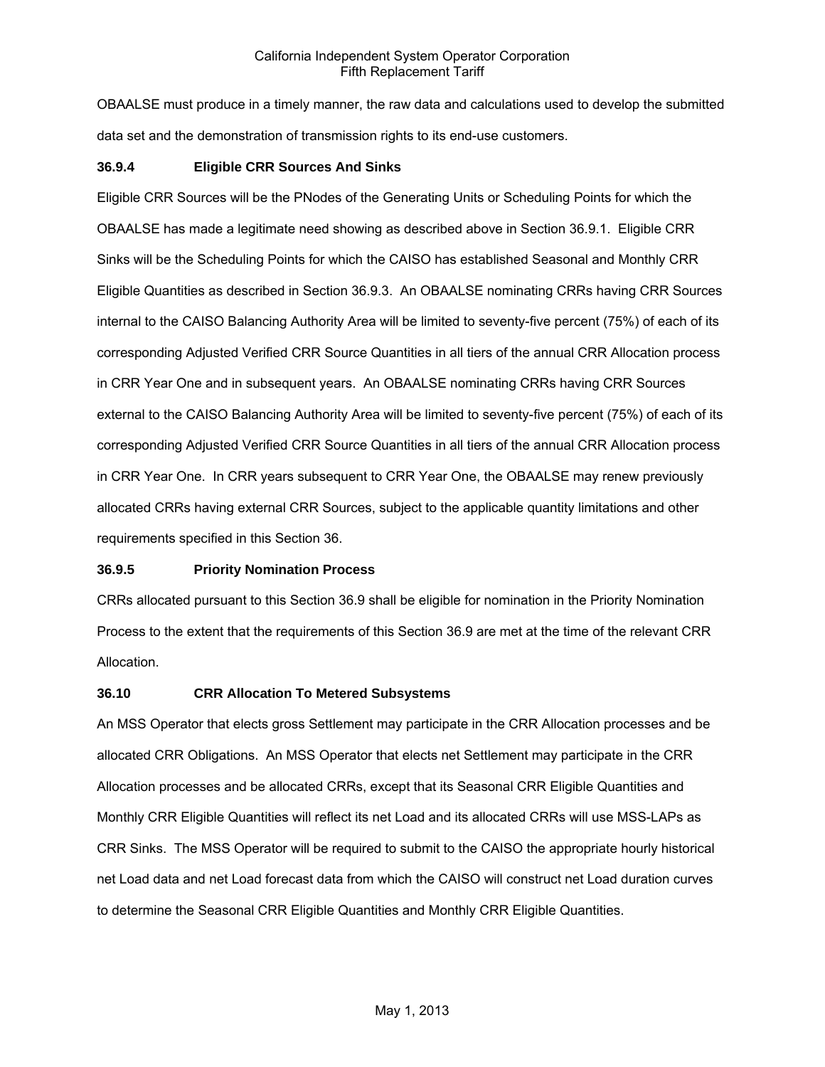OBAALSE must produce in a timely manner, the raw data and calculations used to develop the submitted data set and the demonstration of transmission rights to its end-use customers.

### 36.9.4 Eligible CRR Sources And Sinks

Eligible CRR Sources will be the PNodes of the Generating Units or Scheduling Points for which the OBAALSE has made a legitimate need showing as described above in Section 36.9.1. Eligible CRR Sinks will be the Scheduling Points for which the CAISO has established Seasonal and Monthly CRR Eligible Quantities as described in Section 36.9.3. An OBAALSE nominating CRRs having CRR Sources internal to the CAISO Balancing Authority Area will be limited to seventy-five percent (75%) of each of its corresponding Adjusted Verified CRR Source Quantities in all tiers of the annual CRR Allocation process in CRR Year One and in subsequent years. An OBAALSE nominating CRRs having CRR Sources external to the CAISO Balancing Authority Area will be limited to seventy-five percent (75%) of each of its corresponding Adjusted Verified CRR Source Quantities in all tiers of the annual CRR Allocation process in CRR Year One. In CRR years subsequent to CRR Year One, the OBAALSE may renew previously allocated CRRs having external CRR Sources, subject to the applicable quantity limitations and other requirements specified in this Section 36.

### 36.9.5 Priority Nomination Process

CRRs allocated pursuant to this Section 36.9 shall be eligible for nomination in the Priority Nomination Process to the extent that the requirements of this Section 36.9 are met at the time of the relevant CRR Allocation.

## 36.10 CRR Allocation To Metered Subsystems

An MSS Operator that elects gross Settlement may participate in the CRR Allocation processes and be allocated CRR Obligations. An MSS Operator that elects net Settlement may participate in the CRR Allocation processes and be allocated CRRs, except that its Seasonal CRR Eligible Quantities and Monthly CRR Eligible Quantities will reflect its net Load and its allocated CRRs will use MSS-LAPs as CRR Sinks. The MSS Operator will be required to submit to the CAISO the appropriate hourly historical net Load data and net Load forecast data from which the CAISO will construct net Load duration curves to determine the Seasonal CRR Eligible Quantities and Monthly CRR Eligible Quantities.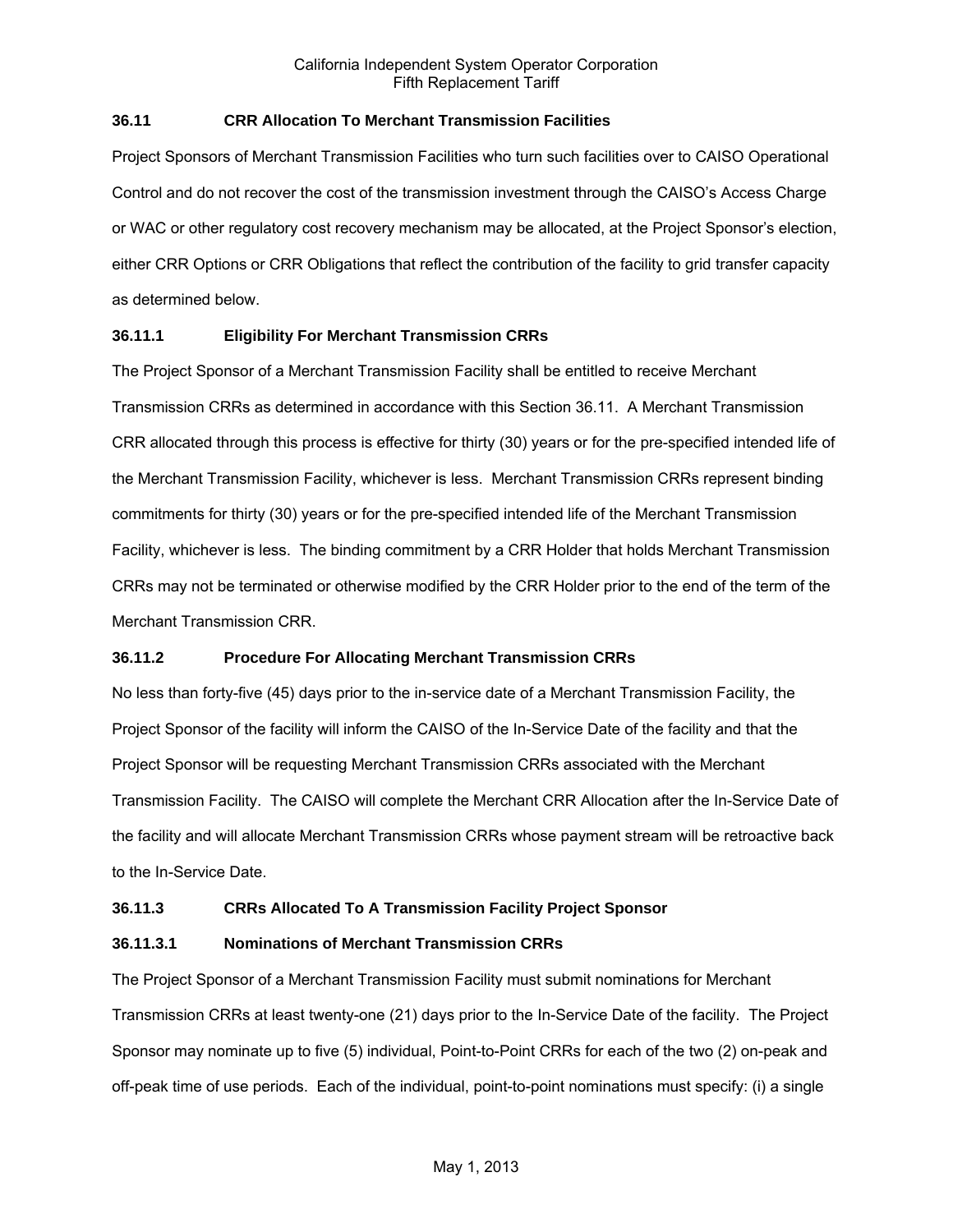### 36.11 CRR Allocation To Merchant Transmission Facilities

Project Sponsors of Merchant Transmission Facilities who turn such facilities over to CAISO Operational Control and do not recover the cost of the transmission investment through the CAISO's Access Charge or WAC or other regulatory cost recovery mechanism may be allocated, at the Project Sponsor's election, either CRR Options or CRR Obligations that reflect the contribution of the facility to grid transfer capacity as determined below.

#### 36.11.1 Eligibility For Merchant Transmission CRRs

The Project Sponsor of a Merchant Transmission Facility shall be entitled to receive Merchant Transmission CRRs as determined in accordance with this Section 36.11. A Merchant Transmission CRR allocated through this process is effective for thirty (30) years or for the pre-specified intended life of the Merchant Transmission Facility, whichever is less. Merchant Transmission CRRs represent binding commitments for thirty (30) years or for the pre-specified intended life of the Merchant Transmission Facility, whichever is less. The binding commitment by a CRR Holder that holds Merchant Transmission CRRs may not be terminated or otherwise modified by the CRR Holder prior to the end of the term of the Merchant Transmission CRR.

#### 36.11.2 Procedure For Allocating Merchant Transmission CRRs

No less than forty-five (45) days prior to the in-service date of a Merchant Transmission Facility, the Project Sponsor of the facility will inform the CAISO of the In-Service Date of the facility and that the Project Sponsor will be requesting Merchant Transmission CRRs associated with the Merchant Transmission Facility. The CAISO will complete the Merchant CRR Allocation after the In-Service Date of the facility and will allocate Merchant Transmission CRRs whose payment stream will be retroactive back to the In-Service Date.

#### 36.11.3 CRRs Allocated To A Transmission Facility Project Sponsor

##### 36.11.3.1 Nominations of Merchant Transmission CRRs

The Project Sponsor of a Merchant Transmission Facility must submit nominations for Merchant Transmission CRRs at least twenty-one (21) days prior to the In-Service Date of the facility. The Project Sponsor may nominate up to five (5) individual, Point-to-Point CRRs for each of the two (2) on-peak and off-peak time of use periods. Each of the individual, point-to-point nominations must specify: (i) a single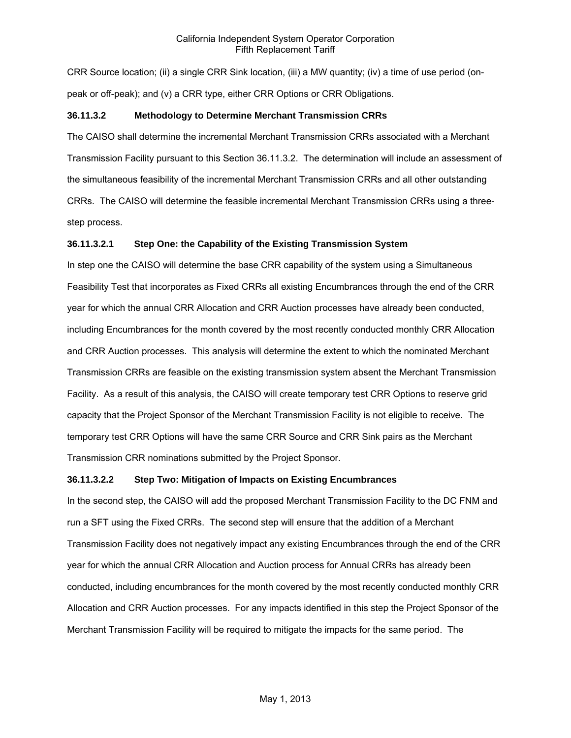CRR Source location; (ii) a single CRR Sink location, (iii) a MW quantity; (iv) a time of use period (on-peak or off-peak); and (v) a CRR type, either CRR Options or CRR Obligations.

### 36.11.3.2 Methodology to Determine Merchant Transmission CRRs

The CAISO shall determine the incremental Merchant Transmission CRRs associated with a Merchant Transmission Facility pursuant to this Section 36.11.3.2. The determination will include an assessment of the simultaneous feasibility of the incremental Merchant Transmission CRRs and all other outstanding CRRs. The CAISO will determine the feasible incremental Merchant Transmission CRRs using a three-step process.

#### 36.11.3.2.1 Step One: the Capability of the Existing Transmission System

In step one the CAISO will determine the base CRR capability of the system using a Simultaneous Feasibility Test that incorporates as Fixed CRRs all existing Encumbrances through the end of the CRR year for which the annual CRR Allocation and CRR Auction processes have already been conducted, including Encumbrances for the month covered by the most recently conducted monthly CRR Allocation and CRR Auction processes. This analysis will determine the extent to which the nominated Merchant Transmission CRRs are feasible on the existing transmission system absent the Merchant Transmission Facility. As a result of this analysis, the CAISO will create temporary test CRR Options to reserve grid capacity that the Project Sponsor of the Merchant Transmission Facility is not eligible to receive. The temporary test CRR Options will have the same CRR Source and CRR Sink pairs as the Merchant Transmission CRR nominations submitted by the Project Sponsor.

#### 36.11.3.2.2 Step Two: Mitigation of Impacts on Existing Encumbrances

In the second step, the CAISO will add the proposed Merchant Transmission Facility to the DC FNM and run a SFT using the Fixed CRRs. The second step will ensure that the addition of a Merchant Transmission Facility does not negatively impact any existing Encumbrances through the end of the CRR year for which the annual CRR Allocation and Auction process for Annual CRRs has already been conducted, including encumbrances for the month covered by the most recently conducted monthly CRR Allocation and CRR Auction processes. For any impacts identified in this step the Project Sponsor of the Merchant Transmission Facility will be required to mitigate the impacts for the same period. The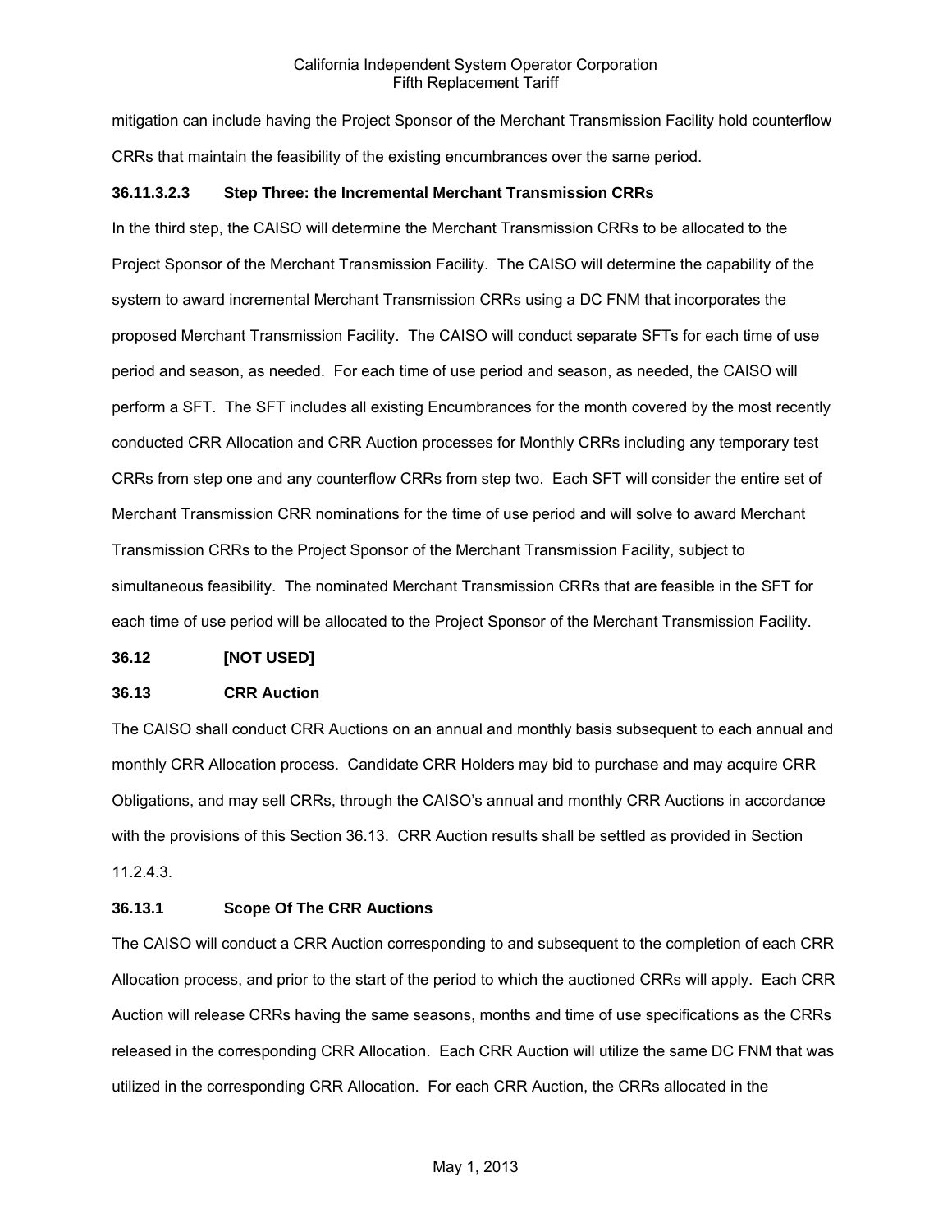mitigation can include having the Project Sponsor of the Merchant Transmission Facility hold counterflow CRRs that maintain the feasibility of the existing encumbrances over the same period.

**36.11.3.2.3 Step Three: the Incremental Merchant Transmission CRRs**

In the third step, the CAISO will determine the Merchant Transmission CRRs to be allocated to the Project Sponsor of the Merchant Transmission Facility. The CAISO will determine the capability of the system to award incremental Merchant Transmission CRRs using a DC FNM that incorporates the proposed Merchant Transmission Facility. The CAISO will conduct separate SFTs for each time of use period and season, as needed. For each time of use period and season, as needed, the CAISO will perform a SFT. The SFT includes all existing Encumbrances for the month covered by the most recently conducted CRR Allocation and CRR Auction processes for Monthly CRRs including any temporary test CRRs from step one and any counterflow CRRs from step two. Each SFT will consider the entire set of Merchant Transmission CRR nominations for the time of use period and will solve to award Merchant Transmission CRRs to the Project Sponsor of the Merchant Transmission Facility, subject to simultaneous feasibility. The nominated Merchant Transmission CRRs that are feasible in the SFT for each time of use period will be allocated to the Project Sponsor of the Merchant Transmission Facility.

**36.12 [NOT USED]**

**36.13 CRR Auction**

The CAISO shall conduct CRR Auctions on an annual and monthly basis subsequent to each annual and monthly CRR Allocation process. Candidate CRR Holders may bid to purchase and may acquire CRR Obligations, and may sell CRRs, through the CAISO's annual and monthly CRR Auctions in accordance with the provisions of this Section 36.13. CRR Auction results shall be settled as provided in Section 11.2.4.3.

**36.13.1 Scope Of The CRR Auctions**

The CAISO will conduct a CRR Auction corresponding to and subsequent to the completion of each CRR Allocation process, and prior to the start of the period to which the auctioned CRRs will apply. Each CRR Auction will release CRRs having the same seasons, months and time of use specifications as the CRRs released in the corresponding CRR Allocation. Each CRR Auction will utilize the same DC FNM that was utilized in the corresponding CRR Allocation. For each CRR Auction, the CRRs allocated in the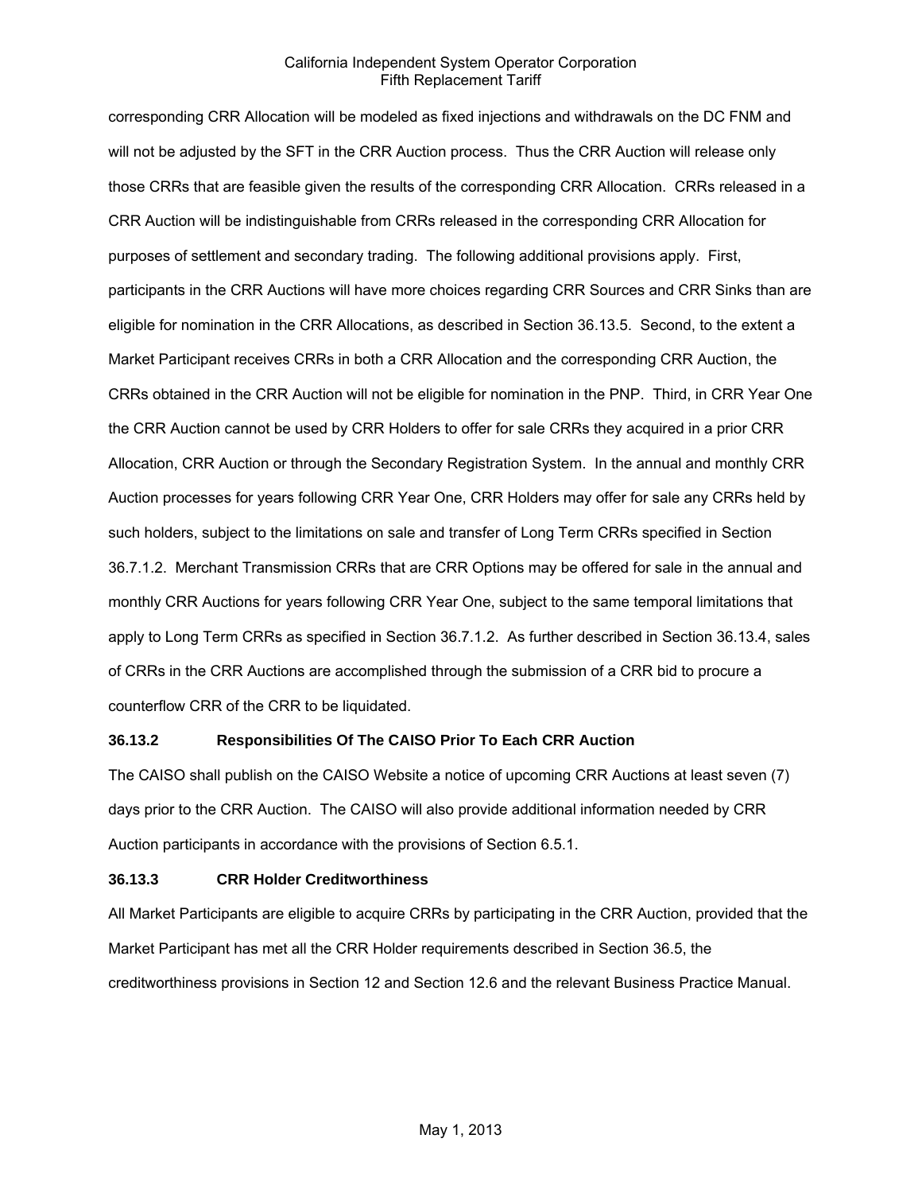corresponding CRR Allocation will be modeled as fixed injections and withdrawals on the DC FNM and will not be adjusted by the SFT in the CRR Auction process. Thus the CRR Auction will release only those CRRs that are feasible given the results of the corresponding CRR Allocation. CRRs released in a CRR Auction will be indistinguishable from CRRs released in the corresponding CRR Allocation for purposes of settlement and secondary trading. The following additional provisions apply. First, participants in the CRR Auctions will have more choices regarding CRR Sources and CRR Sinks than are eligible for nomination in the CRR Allocations, as described in Section 36.13.5. Second, to the extent a Market Participant receives CRRs in both a CRR Allocation and the corresponding CRR Auction, the CRRs obtained in the CRR Auction will not be eligible for nomination in the PNP. Third, in CRR Year One the CRR Auction cannot be used by CRR Holders to offer for sale CRRs they acquired in a prior CRR Allocation, CRR Auction or through the Secondary Registration System. In the annual and monthly CRR Auction processes for years following CRR Year One, CRR Holders may offer for sale any CRRs held by such holders, subject to the limitations on sale and transfer of Long Term CRRs specified in Section 36.7.1.2. Merchant Transmission CRRs that are CRR Options may be offered for sale in the annual and monthly CRR Auctions for years following CRR Year One, subject to the same temporal limitations that apply to Long Term CRRs as specified in Section 36.7.1.2. As further described in Section 36.13.4, sales of CRRs in the CRR Auctions are accomplished through the submission of a CRR bid to procure a counterflow CRR of the CRR to be liquidated.

**36.13.2 Responsibilities Of The CAISO Prior To Each CRR Auction**

The CAISO shall publish on the CAISO Website a notice of upcoming CRR Auctions at least seven (7) days prior to the CRR Auction. The CAISO will also provide additional information needed by CRR Auction participants in accordance with the provisions of Section 6.5.1.

**36.13.3 CRR Holder Creditworthiness**

All Market Participants are eligible to acquire CRRs by participating in the CRR Auction, provided that the Market Participant has met all the CRR Holder requirements described in Section 36.5, the creditworthiness provisions in Section 12 and Section 12.6 and the relevant Business Practice Manual.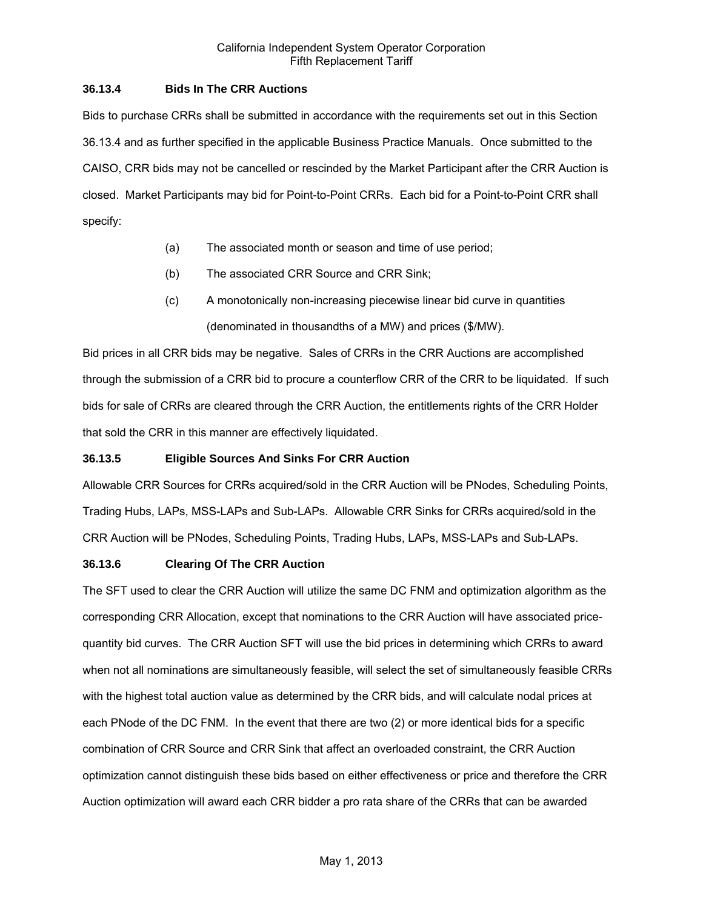### 36.13.4 Bids In The CRR Auctions

Bids to purchase CRRs shall be submitted in accordance with the requirements set out in this Section 36.13.4 and as further specified in the applicable Business Practice Manuals. Once submitted to the CAISO, CRR bids may not be cancelled or rescinded by the Market Participant after the CRR Auction is closed. Market Participants may bid for Point-to-Point CRRs. Each bid for a Point-to-Point CRR shall specify:

(a) The associated month or season and time of use period;

(b) The associated CRR Source and CRR Sink;

(c) A monotonically non-increasing piecewise linear bid curve in quantities (denominated in thousandths of a MW) and prices ($/MW).

Bid prices in all CRR bids may be negative. Sales of CRRs in the CRR Auctions are accomplished through the submission of a CRR bid to procure a counterflow CRR of the CRR to be liquidated. If such bids for sale of CRRs are cleared through the CRR Auction, the entitlements rights of the CRR Holder that sold the CRR in this manner are effectively liquidated.

### 36.13.5 Eligible Sources And Sinks For CRR Auction

Allowable CRR Sources for CRRs acquired/sold in the CRR Auction will be PNodes, Scheduling Points, Trading Hubs, LAPs, MSS-LAPs and Sub-LAPs. Allowable CRR Sinks for CRRs acquired/sold in the CRR Auction will be PNodes, Scheduling Points, Trading Hubs, LAPs, MSS-LAPs and Sub-LAPs.

### 36.13.6 Clearing Of The CRR Auction

The SFT used to clear the CRR Auction will utilize the same DC FNM and optimization algorithm as the corresponding CRR Allocation, except that nominations to the CRR Auction will have associated price-quantity bid curves. The CRR Auction SFT will use the bid prices in determining which CRRs to award when not all nominations are simultaneously feasible, will select the set of simultaneously feasible CRRs with the highest total auction value as determined by the CRR bids, and will calculate nodal prices at each PNode of the DC FNM. In the event that there are two (2) or more identical bids for a specific combination of CRR Source and CRR Sink that affect an overloaded constraint, the CRR Auction optimization cannot distinguish these bids based on either effectiveness or price and therefore the CRR Auction optimization will award each CRR bidder a pro rata share of the CRRs that can be awarded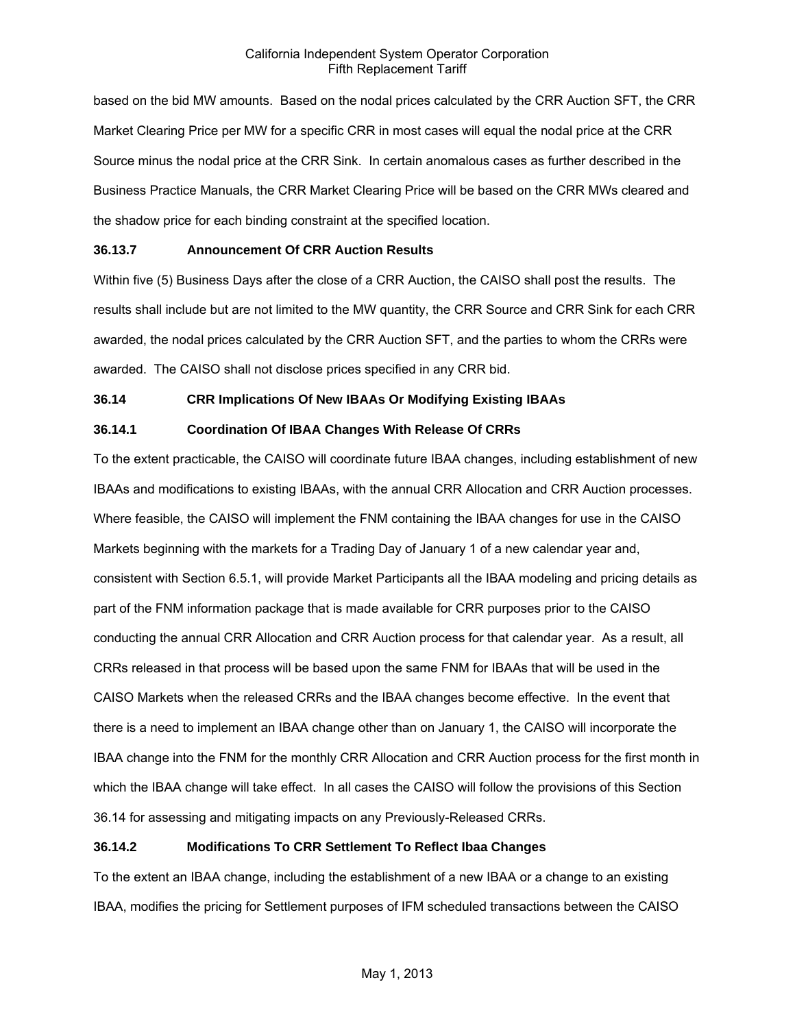based on the bid MW amounts. Based on the nodal prices calculated by the CRR Auction SFT, the CRR Market Clearing Price per MW for a specific CRR in most cases will equal the nodal price at the CRR Source minus the nodal price at the CRR Sink. In certain anomalous cases as further described in the Business Practice Manuals, the CRR Market Clearing Price will be based on the CRR MWs cleared and the shadow price for each binding constraint at the specified location.

**36.13.7 Announcement Of CRR Auction Results**

Within five (5) Business Days after the close of a CRR Auction, the CAISO shall post the results. The results shall include but are not limited to the MW quantity, the CRR Source and CRR Sink for each CRR awarded, the nodal prices calculated by the CRR Auction SFT, and the parties to whom the CRRs were awarded. The CAISO shall not disclose prices specified in any CRR bid.

**36.14 CRR Implications Of New IBAAs Or Modifying Existing IBAAs**

**36.14.1 Coordination Of IBAA Changes With Release Of CRRs**

To the extent practicable, the CAISO will coordinate future IBAA changes, including establishment of new IBAAs and modifications to existing IBAAs, with the annual CRR Allocation and CRR Auction processes. Where feasible, the CAISO will implement the FNM containing the IBAA changes for use in the CAISO Markets beginning with the markets for a Trading Day of January 1 of a new calendar year and, consistent with Section 6.5.1, will provide Market Participants all the IBAA modeling and pricing details as part of the FNM information package that is made available for CRR purposes prior to the CAISO conducting the annual CRR Allocation and CRR Auction process for that calendar year. As a result, all CRRs released in that process will be based upon the same FNM for IBAAs that will be used in the CAISO Markets when the released CRRs and the IBAA changes become effective. In the event that there is a need to implement an IBAA change other than on January 1, the CAISO will incorporate the IBAA change into the FNM for the monthly CRR Allocation and CRR Auction process for the first month in which the IBAA change will take effect. In all cases the CAISO will follow the provisions of this Section 36.14 for assessing and mitigating impacts on any Previously-Released CRRs.

**36.14.2 Modifications To CRR Settlement To Reflect Ibaa Changes**

To the extent an IBAA change, including the establishment of a new IBAA or a change to an existing IBAA, modifies the pricing for Settlement purposes of IFM scheduled transactions between the CAISO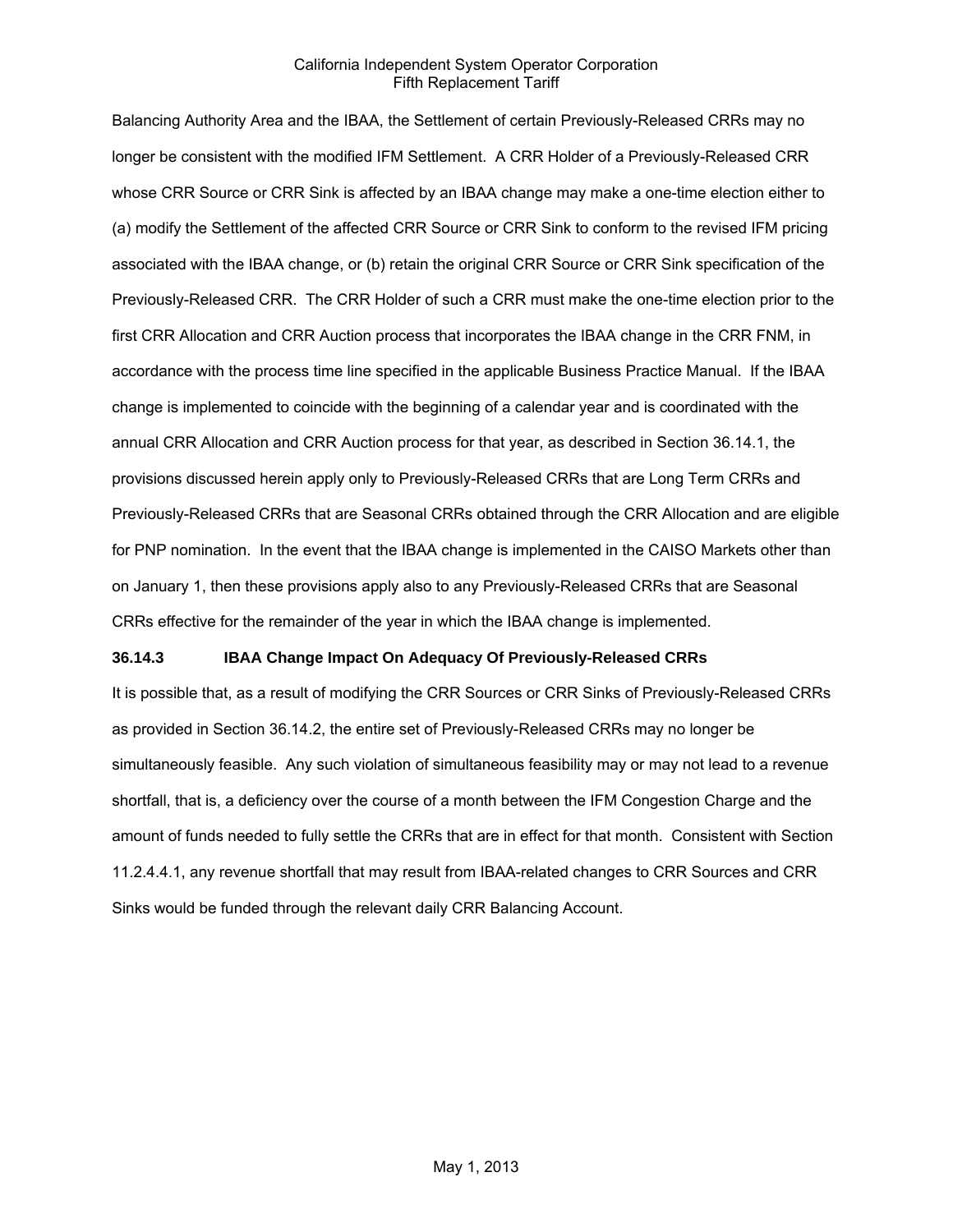Balancing Authority Area and the IBAA, the Settlement of certain Previously-Released CRRs may no longer be consistent with the modified IFM Settlement. A CRR Holder of a Previously-Released CRR whose CRR Source or CRR Sink is affected by an IBAA change may make a one-time election either to (a) modify the Settlement of the affected CRR Source or CRR Sink to conform to the revised IFM pricing associated with the IBAA change, or (b) retain the original CRR Source or CRR Sink specification of the Previously-Released CRR. The CRR Holder of such a CRR must make the one-time election prior to the first CRR Allocation and CRR Auction process that incorporates the IBAA change in the CRR FNM, in accordance with the process time line specified in the applicable Business Practice Manual. If the IBAA change is implemented to coincide with the beginning of a calendar year and is coordinated with the annual CRR Allocation and CRR Auction process for that year, as described in Section 36.14.1, the provisions discussed herein apply only to Previously-Released CRRs that are Long Term CRRs and Previously-Released CRRs that are Seasonal CRRs obtained through the CRR Allocation and are eligible for PNP nomination. In the event that the IBAA change is implemented in the CAISO Markets other than on January 1, then these provisions apply also to any Previously-Released CRRs that are Seasonal CRRs effective for the remainder of the year in which the IBAA change is implemented.

**36.14.3 IBAA Change Impact On Adequacy Of Previously-Released CRRs**

It is possible that, as a result of modifying the CRR Sources or CRR Sinks of Previously-Released CRRs as provided in Section 36.14.2, the entire set of Previously-Released CRRs may no longer be simultaneously feasible. Any such violation of simultaneous feasibility may or may not lead to a revenue shortfall, that is, a deficiency over the course of a month between the IFM Congestion Charge and the amount of funds needed to fully settle the CRRs that are in effect for that month. Consistent with Section 11.2.4.4.1, any revenue shortfall that may result from IBAA-related changes to CRR Sources and CRR Sinks would be funded through the relevant daily CRR Balancing Account.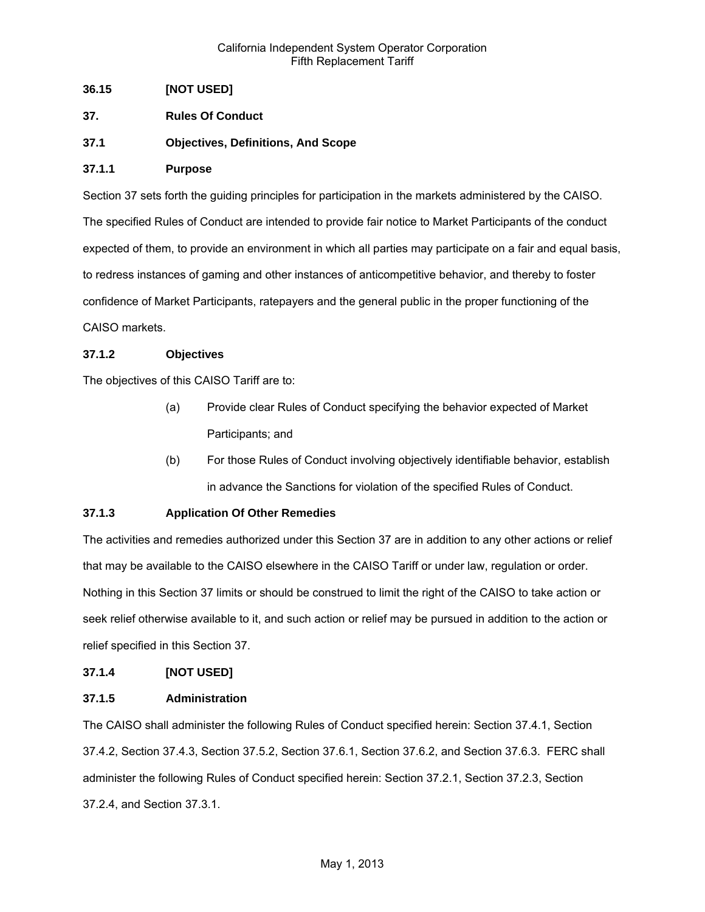**36.15 [NOT USED]**

**37. Rules Of Conduct**

**37.1 Objectives, Definitions, And Scope**

**37.1.1 Purpose**

Section 37 sets forth the guiding principles for participation in the markets administered by the CAISO. The specified Rules of Conduct are intended to provide fair notice to Market Participants of the conduct expected of them, to provide an environment in which all parties may participate on a fair and equal basis, to redress instances of gaming and other instances of anticompetitive behavior, and thereby to foster confidence of Market Participants, ratepayers and the general public in the proper functioning of the CAISO markets.

**37.1.2 Objectives**

The objectives of this CAISO Tariff are to:

(a) Provide clear Rules of Conduct specifying the behavior expected of Market Participants; and

(b) For those Rules of Conduct involving objectively identifiable behavior, establish in advance the Sanctions for violation of the specified Rules of Conduct.

**37.1.3 Application Of Other Remedies**

The activities and remedies authorized under this Section 37 are in addition to any other actions or relief that may be available to the CAISO elsewhere in the CAISO Tariff or under law, regulation or order. Nothing in this Section 37 limits or should be construed to limit the right of the CAISO to take action or seek relief otherwise available to it, and such action or relief may be pursued in addition to the action or relief specified in this Section 37.

**37.1.4 [NOT USED]**

**37.1.5 Administration**

The CAISO shall administer the following Rules of Conduct specified herein: Section 37.4.1, Section 37.4.2, Section 37.4.3, Section 37.5.2, Section 37.6.1, Section 37.6.2, and Section 37.6.3. FERC shall administer the following Rules of Conduct specified herein: Section 37.2.1, Section 37.2.3, Section 37.2.4, and Section 37.3.1.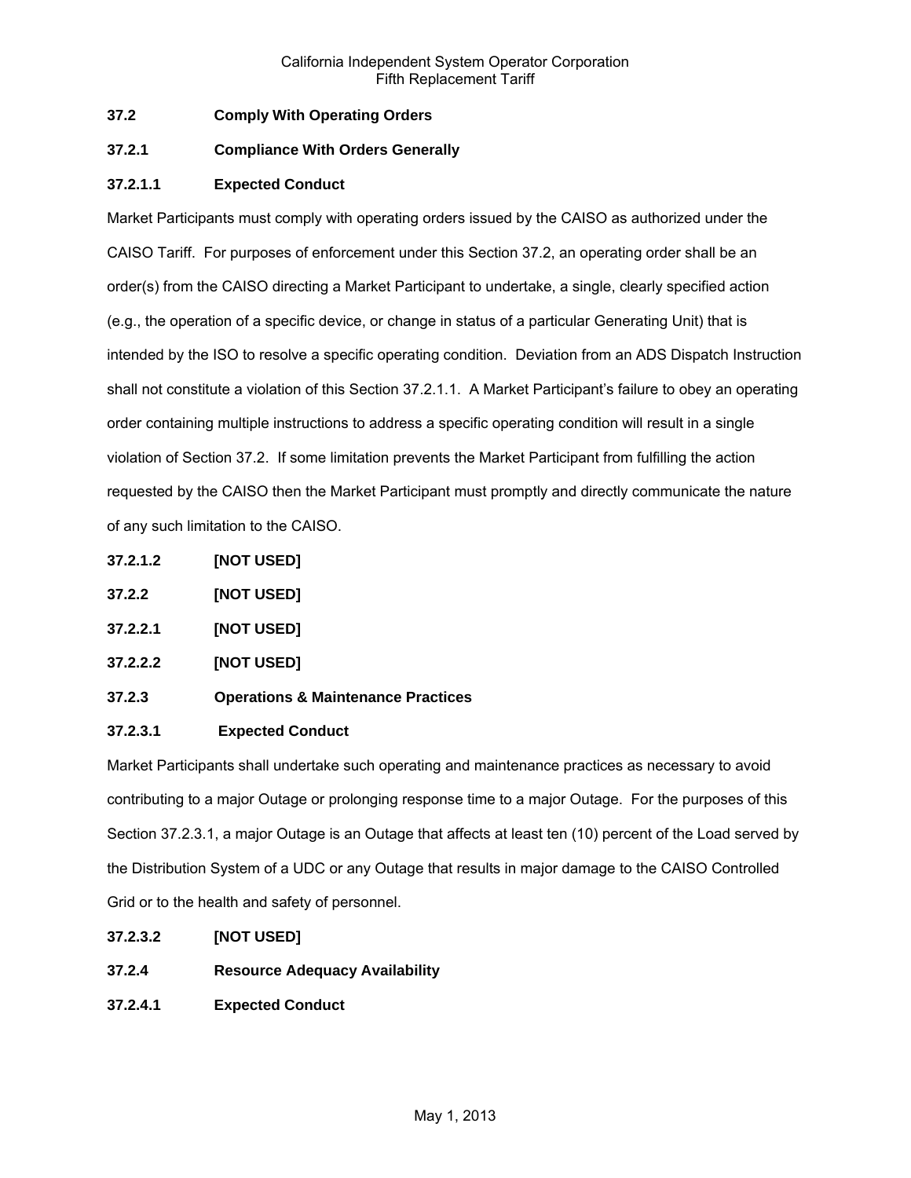### 37.2 Comply With Operating Orders

### 37.2.1 Compliance With Orders Generally

#### 37.2.1.1 Expected Conduct

Market Participants must comply with operating orders issued by the CAISO as authorized under the CAISO Tariff. For purposes of enforcement under this Section 37.2, an operating order shall be an order(s) from the CAISO directing a Market Participant to undertake, a single, clearly specified action (e.g., the operation of a specific device, or change in status of a particular Generating Unit) that is intended by the ISO to resolve a specific operating condition. Deviation from an ADS Dispatch Instruction shall not constitute a violation of this Section 37.2.1.1. A Market Participant's failure to obey an operating order containing multiple instructions to address a specific operating condition will result in a single violation of Section 37.2. If some limitation prevents the Market Participant from fulfilling the action requested by the CAISO then the Market Participant must promptly and directly communicate the nature of any such limitation to the CAISO.

#### 37.2.1.2 [NOT USED]

### 37.2.2 [NOT USED]

#### 37.2.2.1 [NOT USED]

#### 37.2.2.2 [NOT USED]

### 37.2.3 Operations & Maintenance Practices

#### 37.2.3.1 Expected Conduct

Market Participants shall undertake such operating and maintenance practices as necessary to avoid contributing to a major Outage or prolonging response time to a major Outage. For the purposes of this Section 37.2.3.1, a major Outage is an Outage that affects at least ten (10) percent of the Load served by the Distribution System of a UDC or any Outage that results in major damage to the CAISO Controlled Grid or to the health and safety of personnel.

#### 37.2.3.2 [NOT USED]

### 37.2.4 Resource Adequacy Availability

#### 37.2.4.1 Expected Conduct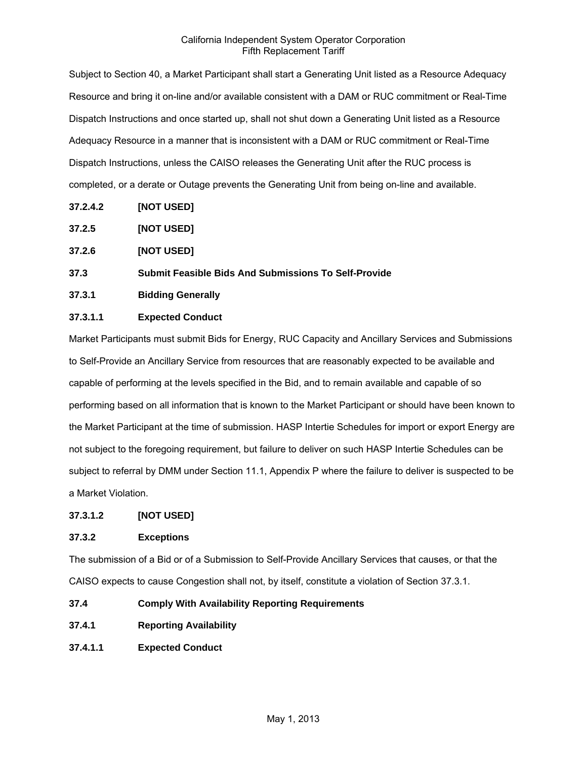Subject to Section 40, a Market Participant shall start a Generating Unit listed as a Resource Adequacy Resource and bring it on-line and/or available consistent with a DAM or RUC commitment or Real-Time Dispatch Instructions and once started up, shall not shut down a Generating Unit listed as a Resource Adequacy Resource in a manner that is inconsistent with a DAM or RUC commitment or Real-Time Dispatch Instructions, unless the CAISO releases the Generating Unit after the RUC process is completed, or a derate or Outage prevents the Generating Unit from being on-line and available.

**37.2.4.2 [NOT USED]**

**37.2.5 [NOT USED]**

**37.2.6 [NOT USED]**

**37.3 Submit Feasible Bids And Submissions To Self-Provide**

**37.3.1 Bidding Generally**

**37.3.1.1 Expected Conduct**

Market Participants must submit Bids for Energy, RUC Capacity and Ancillary Services and Submissions to Self-Provide an Ancillary Service from resources that are reasonably expected to be available and capable of performing at the levels specified in the Bid, and to remain available and capable of so performing based on all information that is known to the Market Participant or should have been known to the Market Participant at the time of submission. HASP Intertie Schedules for import or export Energy are not subject to the foregoing requirement, but failure to deliver on such HASP Intertie Schedules can be subject to referral by DMM under Section 11.1, Appendix P where the failure to deliver is suspected to be a Market Violation.

**37.3.1.2 [NOT USED]**

**37.3.2 Exceptions**

The submission of a Bid or of a Submission to Self-Provide Ancillary Services that causes, or that the CAISO expects to cause Congestion shall not, by itself, constitute a violation of Section 37.3.1.

**37.4 Comply With Availability Reporting Requirements**

**37.4.1 Reporting Availability**

**37.4.1.1 Expected Conduct**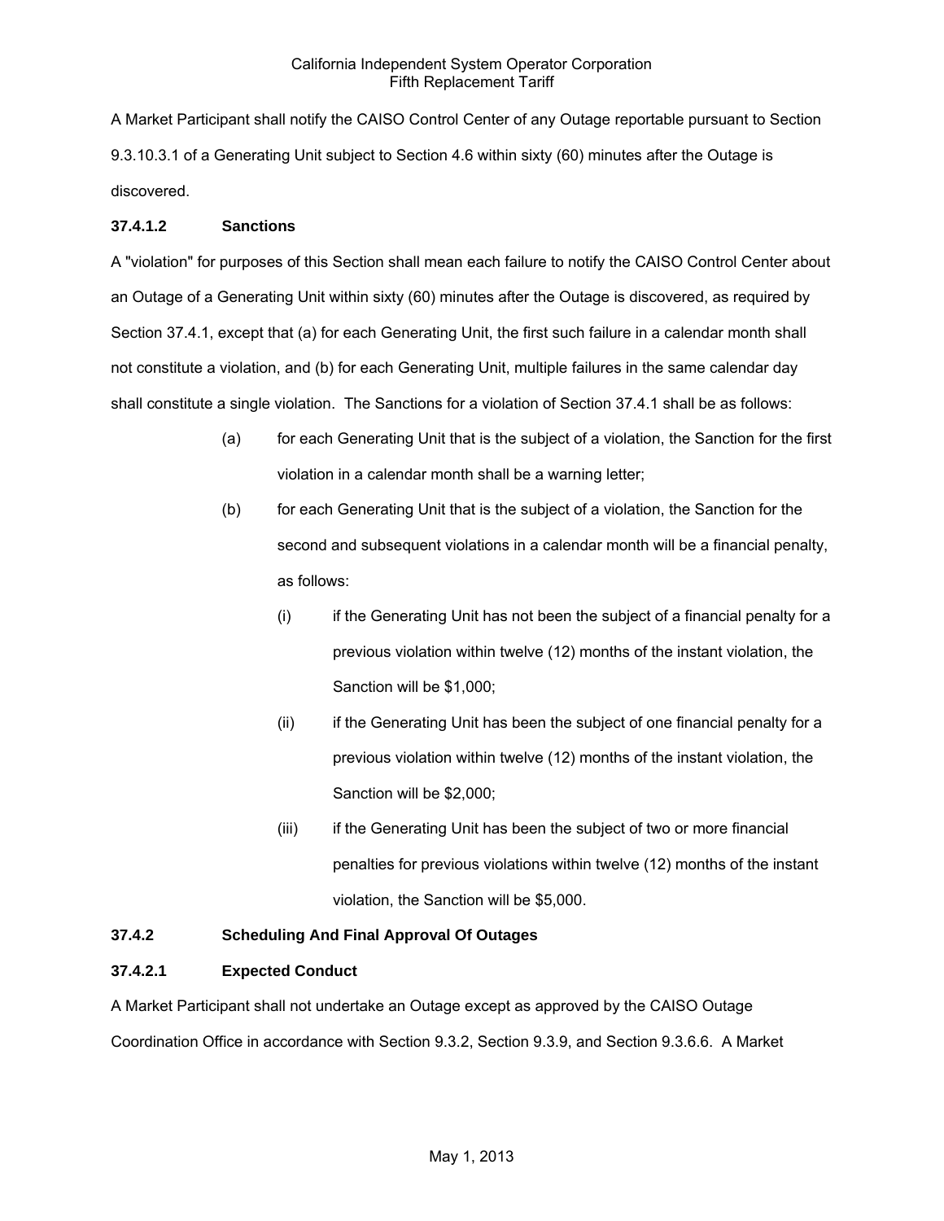A Market Participant shall notify the CAISO Control Center of any Outage reportable pursuant to Section 9.3.10.3.1 of a Generating Unit subject to Section 4.6 within sixty (60) minutes after the Outage is discovered.

**37.4.1.2 Sanctions**

A "violation" for purposes of this Section shall mean each failure to notify the CAISO Control Center about an Outage of a Generating Unit within sixty (60) minutes after the Outage is discovered, as required by Section 37.4.1, except that (a) for each Generating Unit, the first such failure in a calendar month shall not constitute a violation, and (b) for each Generating Unit, multiple failures in the same calendar day shall constitute a single violation. The Sanctions for a violation of Section 37.4.1 shall be as follows:

(a) for each Generating Unit that is the subject of a violation, the Sanction for the first violation in a calendar month shall be a warning letter;

(b) for each Generating Unit that is the subject of a violation, the Sanction for the second and subsequent violations in a calendar month will be a financial penalty, as follows:

  (i) if the Generating Unit has not been the subject of a financial penalty for a previous violation within twelve (12) months of the instant violation, the Sanction will be $1,000;

  (ii) if the Generating Unit has been the subject of one financial penalty for a previous violation within twelve (12) months of the instant violation, the Sanction will be $2,000;

  (iii) if the Generating Unit has been the subject of two or more financial penalties for previous violations within twelve (12) months of the instant violation, the Sanction will be $5,000.

**37.4.2 Scheduling And Final Approval Of Outages**

**37.4.2.1 Expected Conduct**

A Market Participant shall not undertake an Outage except as approved by the CAISO Outage Coordination Office in accordance with Section 9.3.2, Section 9.3.9, and Section 9.3.6.6. A Market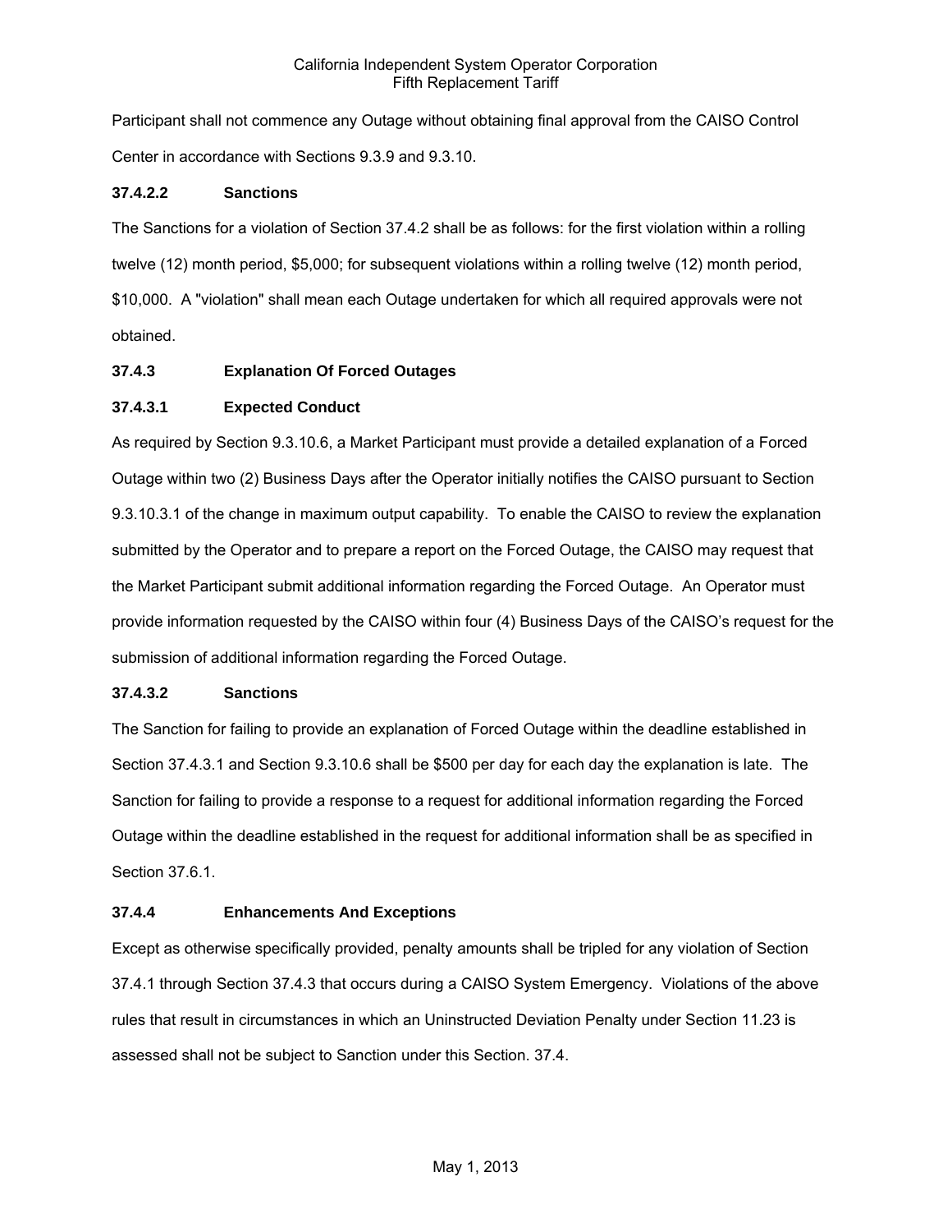Participant shall not commence any Outage without obtaining final approval from the CAISO Control Center in accordance with Sections 9.3.9 and 9.3.10.

**37.4.2.2 Sanctions**

The Sanctions for a violation of Section 37.4.2 shall be as follows: for the first violation within a rolling twelve (12) month period, $5,000; for subsequent violations within a rolling twelve (12) month period, $10,000. A "violation" shall mean each Outage undertaken for which all required approvals were not obtained.

**37.4.3 Explanation Of Forced Outages**

**37.4.3.1 Expected Conduct**

As required by Section 9.3.10.6, a Market Participant must provide a detailed explanation of a Forced Outage within two (2) Business Days after the Operator initially notifies the CAISO pursuant to Section 9.3.10.3.1 of the change in maximum output capability. To enable the CAISO to review the explanation submitted by the Operator and to prepare a report on the Forced Outage, the CAISO may request that the Market Participant submit additional information regarding the Forced Outage. An Operator must provide information requested by the CAISO within four (4) Business Days of the CAISO's request for the submission of additional information regarding the Forced Outage.

**37.4.3.2 Sanctions**

The Sanction for failing to provide an explanation of Forced Outage within the deadline established in Section 37.4.3.1 and Section 9.3.10.6 shall be $500 per day for each day the explanation is late. The Sanction for failing to provide a response to a request for additional information regarding the Forced Outage within the deadline established in the request for additional information shall be as specified in Section 37.6.1.

**37.4.4 Enhancements And Exceptions**

Except as otherwise specifically provided, penalty amounts shall be tripled for any violation of Section 37.4.1 through Section 37.4.3 that occurs during a CAISO System Emergency. Violations of the above rules that result in circumstances in which an Uninstructed Deviation Penalty under Section 11.23 is assessed shall not be subject to Sanction under this Section. 37.4.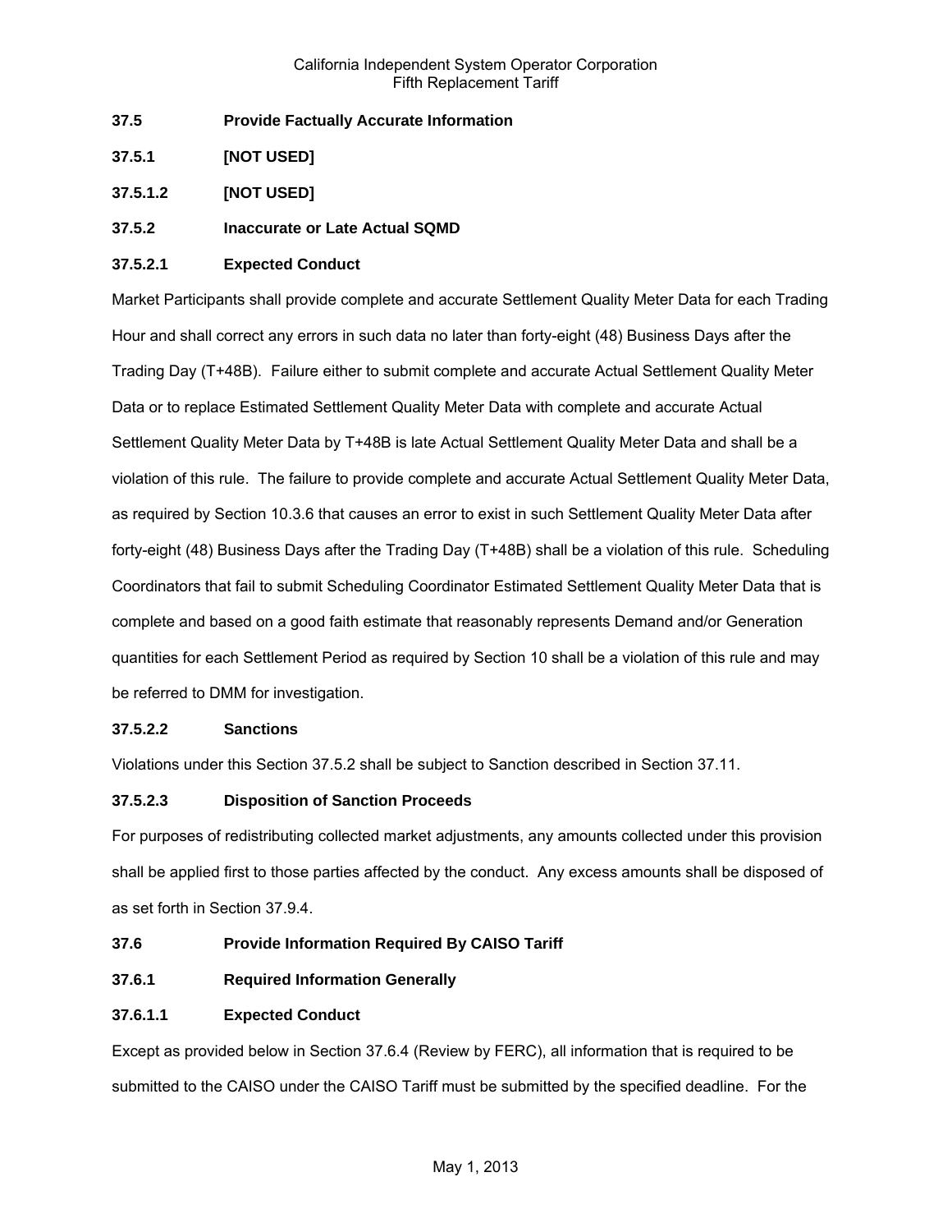### 37.5 Provide Factually Accurate Information

### 37.5.1 [NOT USED]

### 37.5.1.2 [NOT USED]

### 37.5.2 Inaccurate or Late Actual SQMD

#### 37.5.2.1 Expected Conduct

Market Participants shall provide complete and accurate Settlement Quality Meter Data for each Trading Hour and shall correct any errors in such data no later than forty-eight (48) Business Days after the Trading Day (T+48B). Failure either to submit complete and accurate Actual Settlement Quality Meter Data or to replace Estimated Settlement Quality Meter Data with complete and accurate Actual Settlement Quality Meter Data by T+48B is late Actual Settlement Quality Meter Data and shall be a violation of this rule. The failure to provide complete and accurate Actual Settlement Quality Meter Data, as required by Section 10.3.6 that causes an error to exist in such Settlement Quality Meter Data after forty-eight (48) Business Days after the Trading Day (T+48B) shall be a violation of this rule. Scheduling Coordinators that fail to submit Scheduling Coordinator Estimated Settlement Quality Meter Data that is complete and based on a good faith estimate that reasonably represents Demand and/or Generation quantities for each Settlement Period as required by Section 10 shall be a violation of this rule and may be referred to DMM for investigation.

#### 37.5.2.2 Sanctions

Violations under this Section 37.5.2 shall be subject to Sanction described in Section 37.11.

#### 37.5.2.3 Disposition of Sanction Proceeds

For purposes of redistributing collected market adjustments, any amounts collected under this provision shall be applied first to those parties affected by the conduct. Any excess amounts shall be disposed of as set forth in Section 37.9.4.

### 37.6 Provide Information Required By CAISO Tariff

### 37.6.1 Required Information Generally

#### 37.6.1.1 Expected Conduct

Except as provided below in Section 37.6.4 (Review by FERC), all information that is required to be submitted to the CAISO under the CAISO Tariff must be submitted by the specified deadline. For the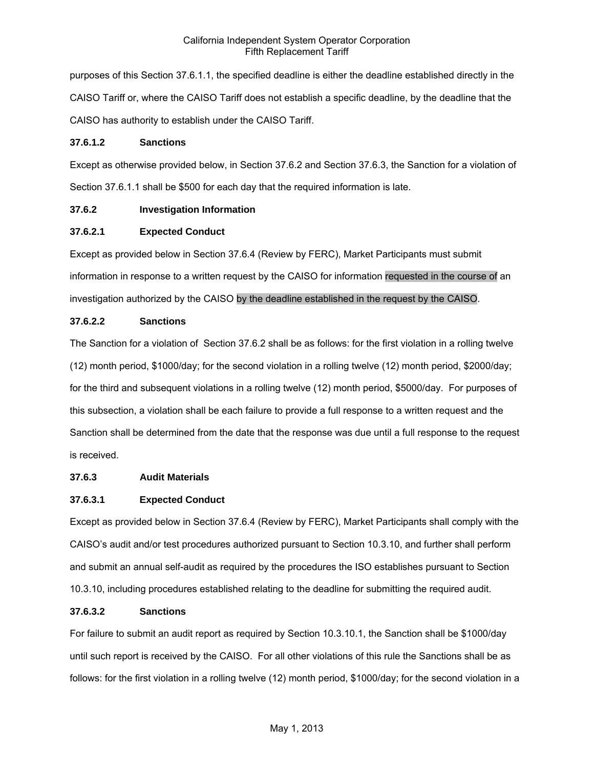purposes of this Section 37.6.1.1, the specified deadline is either the deadline established directly in the CAISO Tariff or, where the CAISO Tariff does not establish a specific deadline, by the deadline that the CAISO has authority to establish under the CAISO Tariff.

**37.6.1.2 Sanctions**

Except as otherwise provided below, in Section 37.6.2 and Section 37.6.3, the Sanction for a violation of Section 37.6.1.1 shall be $500 for each day that the required information is late.

**37.6.2 Investigation Information**

**37.6.2.1 Expected Conduct**

Except as provided below in Section 37.6.4 (Review by FERC), Market Participants must submit information in response to a written request by the CAISO for information requested in the course of an investigation authorized by the CAISO by the deadline established in the request by the CAISO.

**37.6.2.2 Sanctions**

The Sanction for a violation of Section 37.6.2 shall be as follows: for the first violation in a rolling twelve (12) month period, $1000/day; for the second violation in a rolling twelve (12) month period, $2000/day; for the third and subsequent violations in a rolling twelve (12) month period, $5000/day. For purposes of this subsection, a violation shall be each failure to provide a full response to a written request and the Sanction shall be determined from the date that the response was due until a full response to the request is received.

**37.6.3 Audit Materials**

**37.6.3.1 Expected Conduct**

Except as provided below in Section 37.6.4 (Review by FERC), Market Participants shall comply with the CAISO's audit and/or test procedures authorized pursuant to Section 10.3.10, and further shall perform and submit an annual self-audit as required by the procedures the ISO establishes pursuant to Section 10.3.10, including procedures established relating to the deadline for submitting the required audit.

**37.6.3.2 Sanctions**

For failure to submit an audit report as required by Section 10.3.10.1, the Sanction shall be $1000/day until such report is received by the CAISO. For all other violations of this rule the Sanctions shall be as follows: for the first violation in a rolling twelve (12) month period, $1000/day; for the second violation in a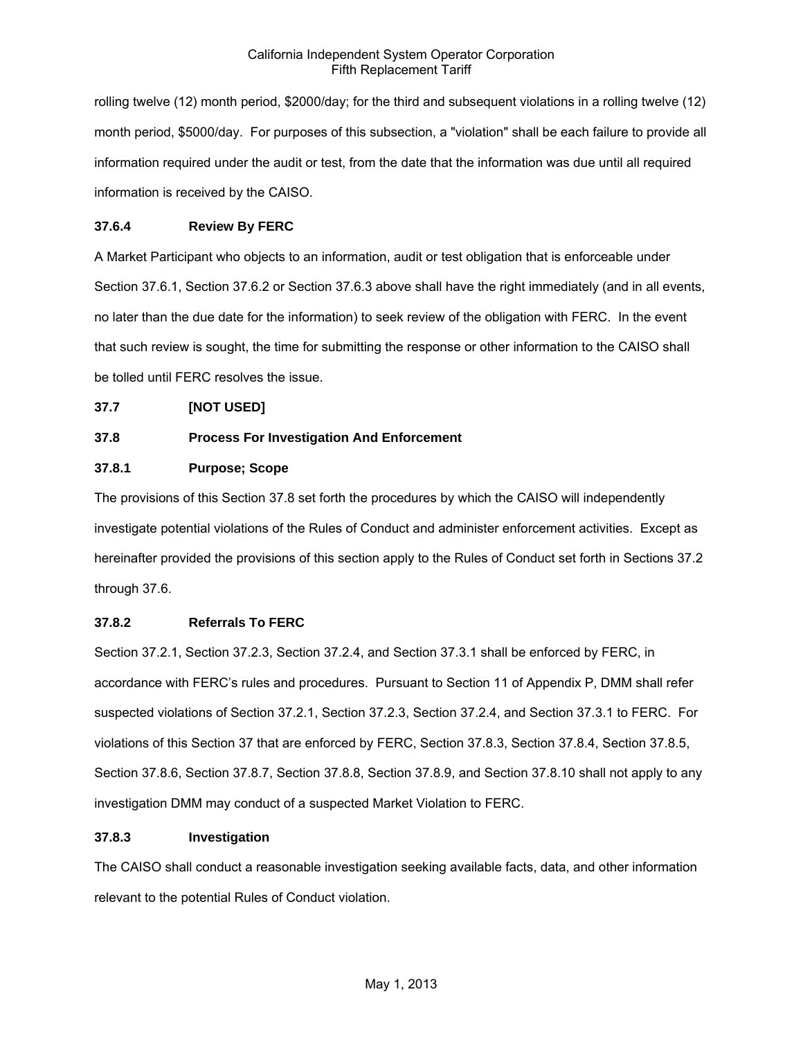rolling twelve (12) month period, $2000/day; for the third and subsequent violations in a rolling twelve (12) month period, $5000/day. For purposes of this subsection, a "violation" shall be each failure to provide all information required under the audit or test, from the date that the information was due until all required information is received by the CAISO.

### 37.6.4 Review By FERC

A Market Participant who objects to an information, audit or test obligation that is enforceable under Section 37.6.1, Section 37.6.2 or Section 37.6.3 above shall have the right immediately (and in all events, no later than the due date for the information) to seek review of the obligation with FERC. In the event that such review is sought, the time for submitting the response or other information to the CAISO shall be tolled until FERC resolves the issue.

## 37.7 [NOT USED]

## 37.8 Process For Investigation And Enforcement

### 37.8.1 Purpose; Scope

The provisions of this Section 37.8 set forth the procedures by which the CAISO will independently investigate potential violations of the Rules of Conduct and administer enforcement activities. Except as hereinafter provided the provisions of this section apply to the Rules of Conduct set forth in Sections 37.2 through 37.6.

### 37.8.2 Referrals To FERC

Section 37.2.1, Section 37.2.3, Section 37.2.4, and Section 37.3.1 shall be enforced by FERC, in accordance with FERC's rules and procedures. Pursuant to Section 11 of Appendix P, DMM shall refer suspected violations of Section 37.2.1, Section 37.2.3, Section 37.2.4, and Section 37.3.1 to FERC. For violations of this Section 37 that are enforced by FERC, Section 37.8.3, Section 37.8.4, Section 37.8.5, Section 37.8.6, Section 37.8.7, Section 37.8.8, Section 37.8.9, and Section 37.8.10 shall not apply to any investigation DMM may conduct of a suspected Market Violation to FERC.

### 37.8.3 Investigation

The CAISO shall conduct a reasonable investigation seeking available facts, data, and other information relevant to the potential Rules of Conduct violation.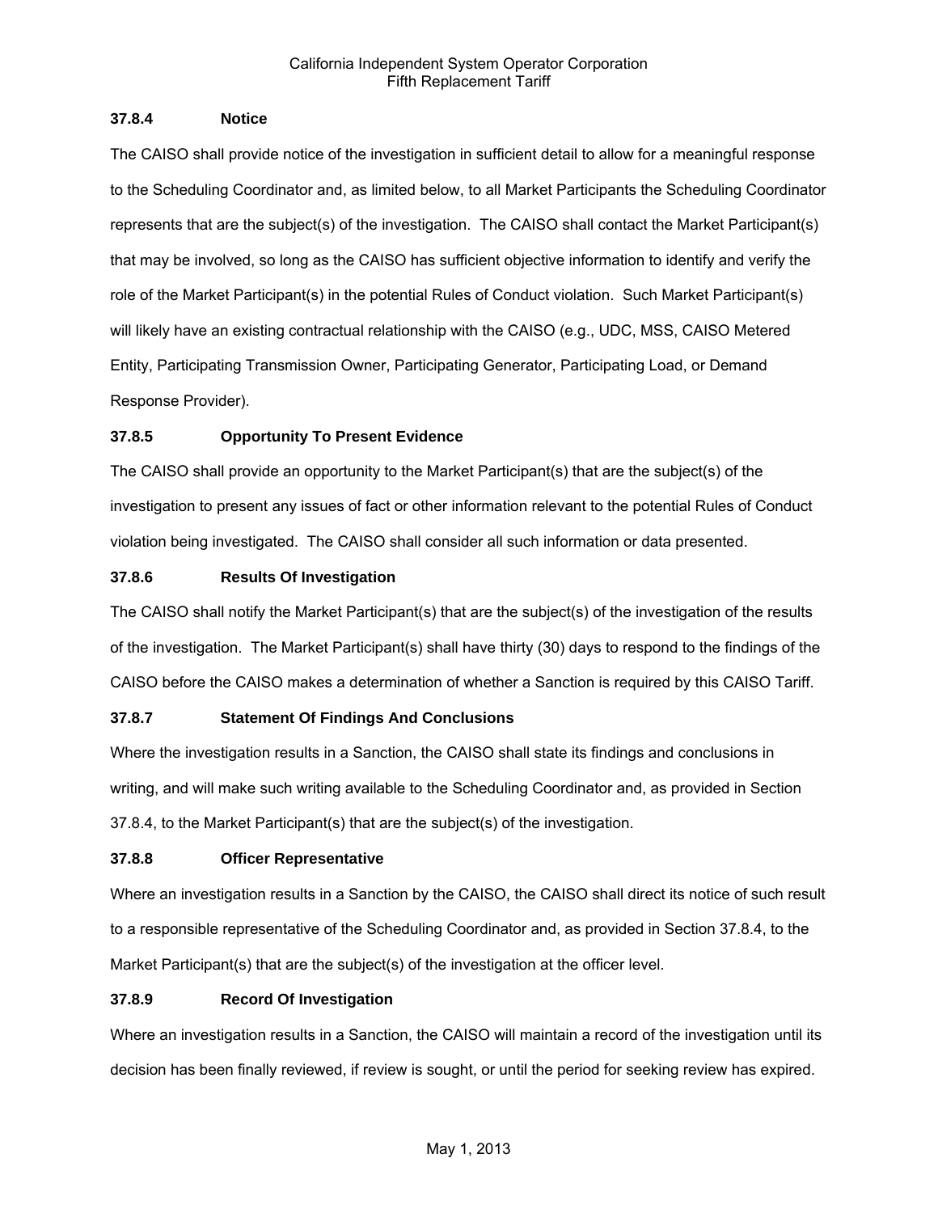#### 37.8.4 Notice

The CAISO shall provide notice of the investigation in sufficient detail to allow for a meaningful response to the Scheduling Coordinator and, as limited below, to all Market Participants the Scheduling Coordinator represents that are the subject(s) of the investigation. The CAISO shall contact the Market Participant(s) that may be involved, so long as the CAISO has sufficient objective information to identify and verify the role of the Market Participant(s) in the potential Rules of Conduct violation. Such Market Participant(s) will likely have an existing contractual relationship with the CAISO (e.g., UDC, MSS, CAISO Metered Entity, Participating Transmission Owner, Participating Generator, Participating Load, or Demand Response Provider).

#### 37.8.5 Opportunity To Present Evidence

The CAISO shall provide an opportunity to the Market Participant(s) that are the subject(s) of the investigation to present any issues of fact or other information relevant to the potential Rules of Conduct violation being investigated. The CAISO shall consider all such information or data presented.

#### 37.8.6 Results Of Investigation

The CAISO shall notify the Market Participant(s) that are the subject(s) of the investigation of the results of the investigation. The Market Participant(s) shall have thirty (30) days to respond to the findings of the CAISO before the CAISO makes a determination of whether a Sanction is required by this CAISO Tariff.

#### 37.8.7 Statement Of Findings And Conclusions

Where the investigation results in a Sanction, the CAISO shall state its findings and conclusions in writing, and will make such writing available to the Scheduling Coordinator and, as provided in Section 37.8.4, to the Market Participant(s) that are the subject(s) of the investigation.

#### 37.8.8 Officer Representative

Where an investigation results in a Sanction by the CAISO, the CAISO shall direct its notice of such result to a responsible representative of the Scheduling Coordinator and, as provided in Section 37.8.4, to the Market Participant(s) that are the subject(s) of the investigation at the officer level.

#### 37.8.9 Record Of Investigation

Where an investigation results in a Sanction, the CAISO will maintain a record of the investigation until its decision has been finally reviewed, if review is sought, or until the period for seeking review has expired.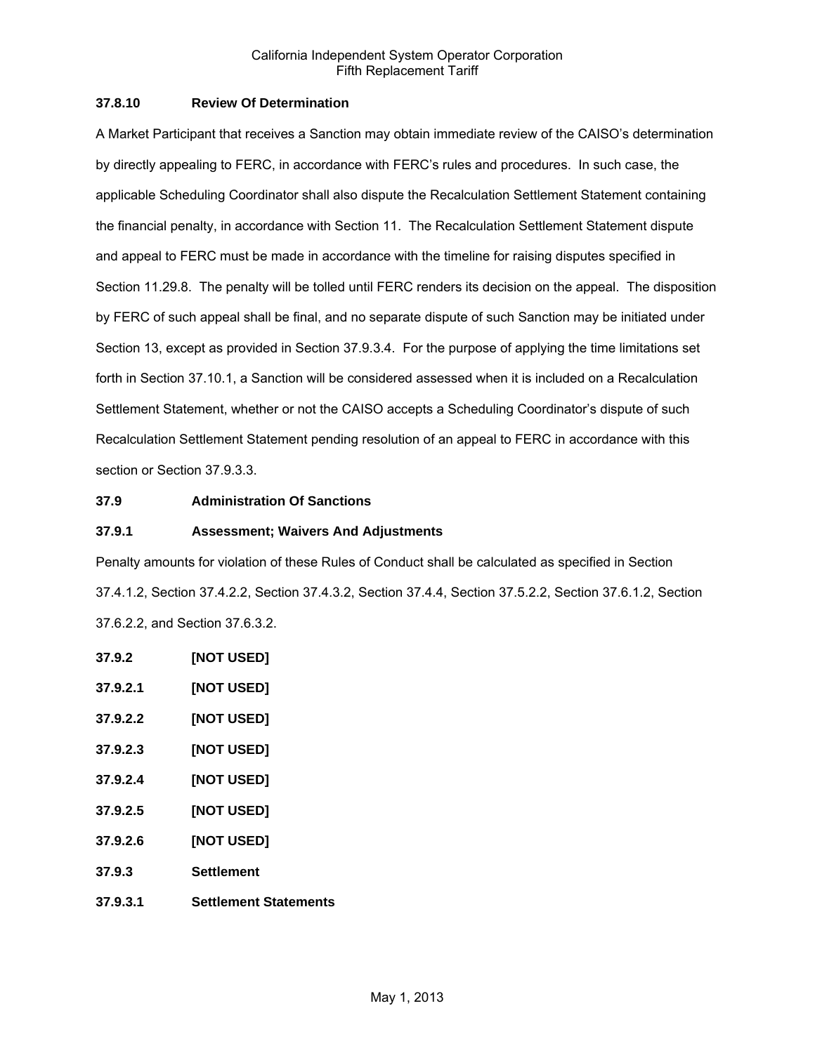### 37.8.10 Review Of Determination

A Market Participant that receives a Sanction may obtain immediate review of the CAISO's determination by directly appealing to FERC, in accordance with FERC's rules and procedures. In such case, the applicable Scheduling Coordinator shall also dispute the Recalculation Settlement Statement containing the financial penalty, in accordance with Section 11. The Recalculation Settlement Statement dispute and appeal to FERC must be made in accordance with the timeline for raising disputes specified in Section 11.29.8. The penalty will be tolled until FERC renders its decision on the appeal. The disposition by FERC of such appeal shall be final, and no separate dispute of such Sanction may be initiated under Section 13, except as provided in Section 37.9.3.4. For the purpose of applying the time limitations set forth in Section 37.10.1, a Sanction will be considered assessed when it is included on a Recalculation Settlement Statement, whether or not the CAISO accepts a Scheduling Coordinator's dispute of such Recalculation Settlement Statement pending resolution of an appeal to FERC in accordance with this section or Section 37.9.3.3.

## 37.9 Administration Of Sanctions

### 37.9.1 Assessment; Waivers And Adjustments

Penalty amounts for violation of these Rules of Conduct shall be calculated as specified in Section 37.4.1.2, Section 37.4.2.2, Section 37.4.3.2, Section 37.4.4, Section 37.5.2.2, Section 37.6.1.2, Section 37.6.2.2, and Section 37.6.3.2.

### 37.9.2 [NOT USED]

#### 37.9.2.1 [NOT USED]

#### 37.9.2.2 [NOT USED]

#### 37.9.2.3 [NOT USED]

#### 37.9.2.4 [NOT USED]

#### 37.9.2.5 [NOT USED]

#### 37.9.2.6 [NOT USED]

### 37.9.3 Settlement

#### 37.9.3.1 Settlement Statements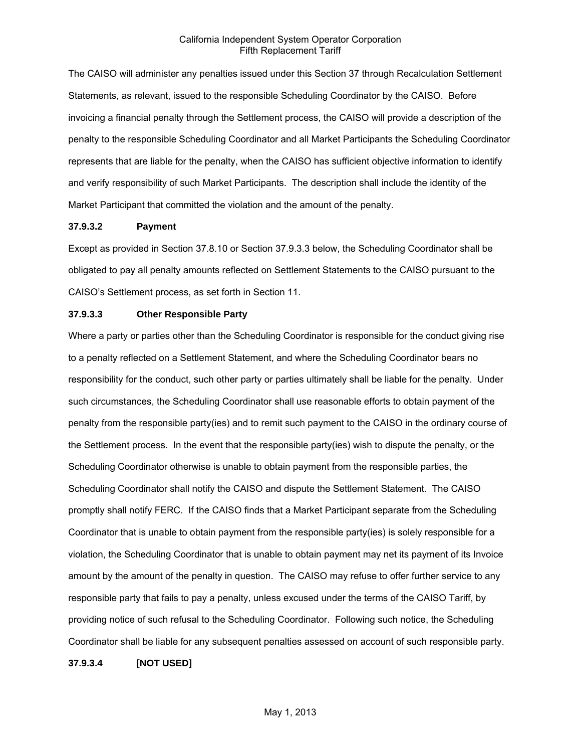The CAISO will administer any penalties issued under this Section 37 through Recalculation Settlement Statements, as relevant, issued to the responsible Scheduling Coordinator by the CAISO. Before invoicing a financial penalty through the Settlement process, the CAISO will provide a description of the penalty to the responsible Scheduling Coordinator and all Market Participants the Scheduling Coordinator represents that are liable for the penalty, when the CAISO has sufficient objective information to identify and verify responsibility of such Market Participants. The description shall include the identity of the Market Participant that committed the violation and the amount of the penalty.

**37.9.3.2 Payment**

Except as provided in Section 37.8.10 or Section 37.9.3.3 below, the Scheduling Coordinator shall be obligated to pay all penalty amounts reflected on Settlement Statements to the CAISO pursuant to the CAISO's Settlement process, as set forth in Section 11.

**37.9.3.3 Other Responsible Party**

Where a party or parties other than the Scheduling Coordinator is responsible for the conduct giving rise to a penalty reflected on a Settlement Statement, and where the Scheduling Coordinator bears no responsibility for the conduct, such other party or parties ultimately shall be liable for the penalty. Under such circumstances, the Scheduling Coordinator shall use reasonable efforts to obtain payment of the penalty from the responsible party(ies) and to remit such payment to the CAISO in the ordinary course of the Settlement process. In the event that the responsible party(ies) wish to dispute the penalty, or the Scheduling Coordinator otherwise is unable to obtain payment from the responsible parties, the Scheduling Coordinator shall notify the CAISO and dispute the Settlement Statement. The CAISO promptly shall notify FERC. If the CAISO finds that a Market Participant separate from the Scheduling Coordinator that is unable to obtain payment from the responsible party(ies) is solely responsible for a violation, the Scheduling Coordinator that is unable to obtain payment may net its payment of its Invoice amount by the amount of the penalty in question. The CAISO may refuse to offer further service to any responsible party that fails to pay a penalty, unless excused under the terms of the CAISO Tariff, by providing notice of such refusal to the Scheduling Coordinator. Following such notice, the Scheduling Coordinator shall be liable for any subsequent penalties assessed on account of such responsible party.

**37.9.3.4 [NOT USED]**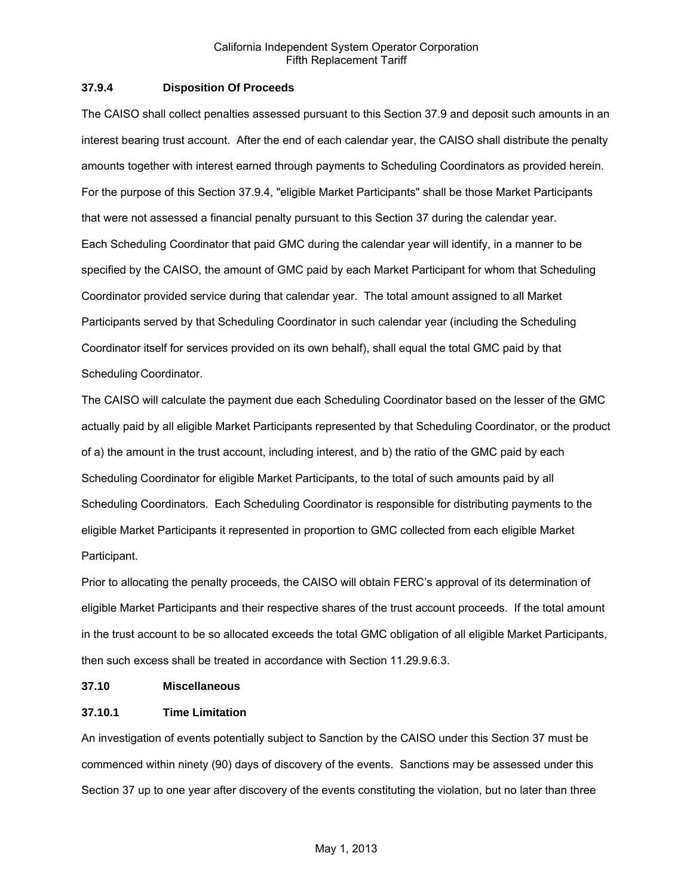### 37.9.4 Disposition Of Proceeds

The CAISO shall collect penalties assessed pursuant to this Section 37.9 and deposit such amounts in an interest bearing trust account. After the end of each calendar year, the CAISO shall distribute the penalty amounts together with interest earned through payments to Scheduling Coordinators as provided herein. For the purpose of this Section 37.9.4, "eligible Market Participants" shall be those Market Participants that were not assessed a financial penalty pursuant to this Section 37 during the calendar year.

Each Scheduling Coordinator that paid GMC during the calendar year will identify, in a manner to be specified by the CAISO, the amount of GMC paid by each Market Participant for whom that Scheduling Coordinator provided service during that calendar year. The total amount assigned to all Market Participants served by that Scheduling Coordinator in such calendar year (including the Scheduling Coordinator itself for services provided on its own behalf), shall equal the total GMC paid by that Scheduling Coordinator.

The CAISO will calculate the payment due each Scheduling Coordinator based on the lesser of the GMC actually paid by all eligible Market Participants represented by that Scheduling Coordinator, or the product of a) the amount in the trust account, including interest, and b) the ratio of the GMC paid by each Scheduling Coordinator for eligible Market Participants, to the total of such amounts paid by all Scheduling Coordinators. Each Scheduling Coordinator is responsible for distributing payments to the eligible Market Participants it represented in proportion to GMC collected from each eligible Market Participant.

Prior to allocating the penalty proceeds, the CAISO will obtain FERC's approval of its determination of eligible Market Participants and their respective shares of the trust account proceeds. If the total amount in the trust account to be so allocated exceeds the total GMC obligation of all eligible Market Participants, then such excess shall be treated in accordance with Section 11.29.9.6.3.

## 37.10 Miscellaneous

### 37.10.1 Time Limitation

An investigation of events potentially subject to Sanction by the CAISO under this Section 37 must be commenced within ninety (90) days of discovery of the events. Sanctions may be assessed under this Section 37 up to one year after discovery of the events constituting the violation, but no later than three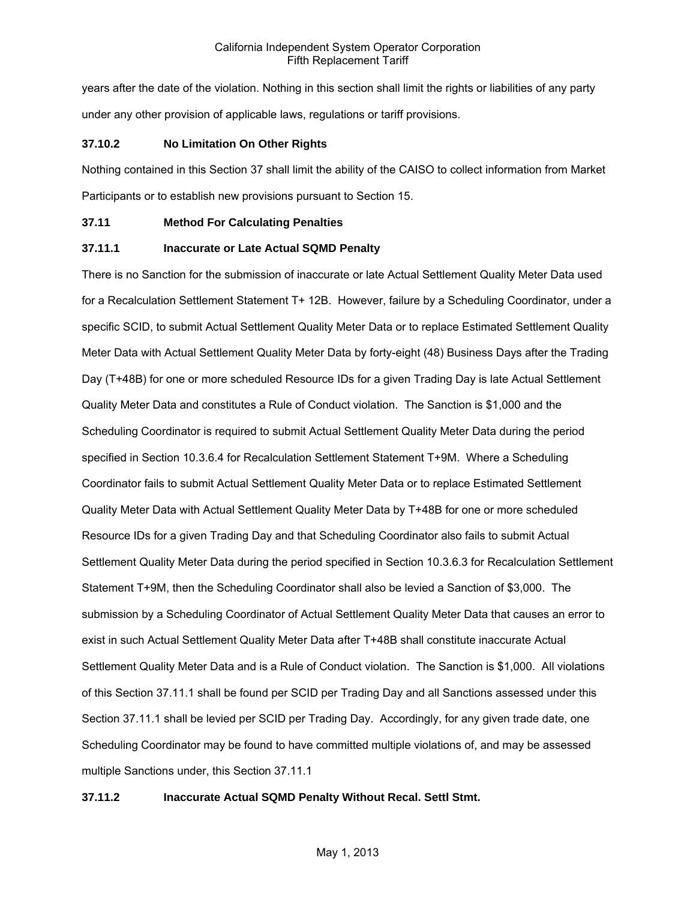years after the date of the violation. Nothing in this section shall limit the rights or liabilities of any party under any other provision of applicable laws, regulations or tariff provisions.

### 37.10.2 No Limitation On Other Rights

Nothing contained in this Section 37 shall limit the ability of the CAISO to collect information from Market Participants or to establish new provisions pursuant to Section 15.

## 37.11 Method For Calculating Penalties

### 37.11.1 Inaccurate or Late Actual SQMD Penalty

There is no Sanction for the submission of inaccurate or late Actual Settlement Quality Meter Data used for a Recalculation Settlement Statement T+ 12B. However, failure by a Scheduling Coordinator, under a specific SCID, to submit Actual Settlement Quality Meter Data or to replace Estimated Settlement Quality Meter Data with Actual Settlement Quality Meter Data by forty-eight (48) Business Days after the Trading Day (T+48B) for one or more scheduled Resource IDs for a given Trading Day is late Actual Settlement Quality Meter Data and constitutes a Rule of Conduct violation. The Sanction is $1,000 and the Scheduling Coordinator is required to submit Actual Settlement Quality Meter Data during the period specified in Section 10.3.6.4 for Recalculation Settlement Statement T+9M. Where a Scheduling Coordinator fails to submit Actual Settlement Quality Meter Data or to replace Estimated Settlement Quality Meter Data with Actual Settlement Quality Meter Data by T+48B for one or more scheduled Resource IDs for a given Trading Day and that Scheduling Coordinator also fails to submit Actual Settlement Quality Meter Data during the period specified in Section 10.3.6.3 for Recalculation Settlement Statement T+9M, then the Scheduling Coordinator shall also be levied a Sanction of $3,000. The submission by a Scheduling Coordinator of Actual Settlement Quality Meter Data that causes an error to exist in such Actual Settlement Quality Meter Data after T+48B shall constitute inaccurate Actual Settlement Quality Meter Data and is a Rule of Conduct violation. The Sanction is $1,000. All violations of this Section 37.11.1 shall be found per SCID per Trading Day and all Sanctions assessed under this Section 37.11.1 shall be levied per SCID per Trading Day. Accordingly, for any given trade date, one Scheduling Coordinator may be found to have committed multiple violations of, and may be assessed multiple Sanctions under, this Section 37.11.1

### 37.11.2 Inaccurate Actual SQMD Penalty Without Recal. Settl Stmt.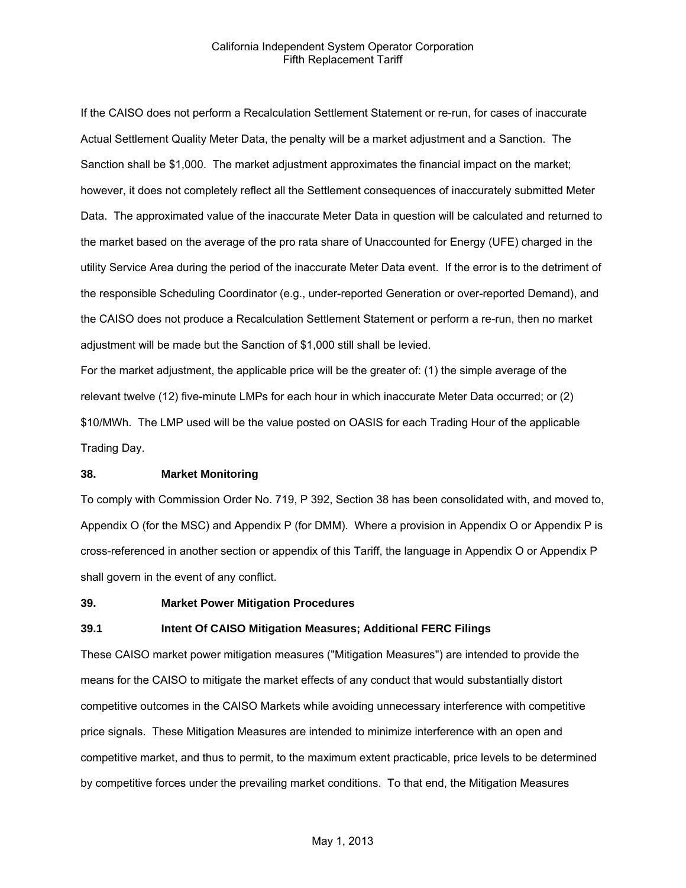If the CAISO does not perform a Recalculation Settlement Statement or re-run, for cases of inaccurate Actual Settlement Quality Meter Data, the penalty will be a market adjustment and a Sanction. The Sanction shall be $1,000. The market adjustment approximates the financial impact on the market; however, it does not completely reflect all the Settlement consequences of inaccurately submitted Meter Data. The approximated value of the inaccurate Meter Data in question will be calculated and returned to the market based on the average of the pro rata share of Unaccounted for Energy (UFE) charged in the utility Service Area during the period of the inaccurate Meter Data event. If the error is to the detriment of the responsible Scheduling Coordinator (e.g., under-reported Generation or over-reported Demand), and the CAISO does not produce a Recalculation Settlement Statement or perform a re-run, then no market adjustment will be made but the Sanction of $1,000 still shall be levied.

For the market adjustment, the applicable price will be the greater of: (1) the simple average of the relevant twelve (12) five-minute LMPs for each hour in which inaccurate Meter Data occurred; or (2) $10/MWh. The LMP used will be the value posted on OASIS for each Trading Hour of the applicable Trading Day.

## 38. Market Monitoring

To comply with Commission Order No. 719, P 392, Section 38 has been consolidated with, and moved to, Appendix O (for the MSC) and Appendix P (for DMM). Where a provision in Appendix O or Appendix P is cross-referenced in another section or appendix of this Tariff, the language in Appendix O or Appendix P shall govern in the event of any conflict.

## 39. Market Power Mitigation Procedures

### 39.1 Intent Of CAISO Mitigation Measures; Additional FERC Filings

These CAISO market power mitigation measures ("Mitigation Measures") are intended to provide the means for the CAISO to mitigate the market effects of any conduct that would substantially distort competitive outcomes in the CAISO Markets while avoiding unnecessary interference with competitive price signals. These Mitigation Measures are intended to minimize interference with an open and competitive market, and thus to permit, to the maximum extent practicable, price levels to be determined by competitive forces under the prevailing market conditions. To that end, the Mitigation Measures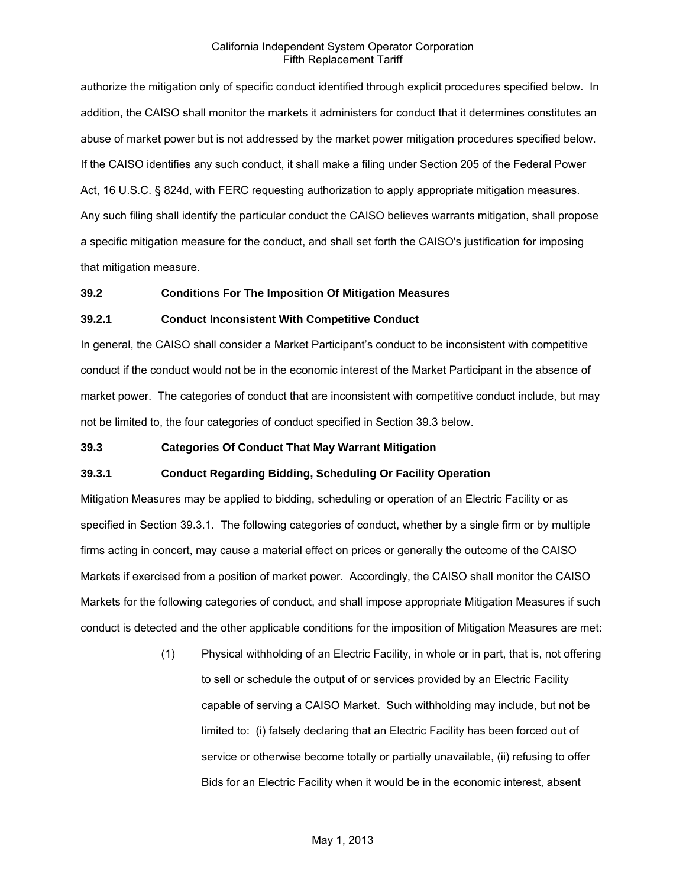authorize the mitigation only of specific conduct identified through explicit procedures specified below. In addition, the CAISO shall monitor the markets it administers for conduct that it determines constitutes an abuse of market power but is not addressed by the market power mitigation procedures specified below. If the CAISO identifies any such conduct, it shall make a filing under Section 205 of the Federal Power Act, 16 U.S.C. § 824d, with FERC requesting authorization to apply appropriate mitigation measures. Any such filing shall identify the particular conduct the CAISO believes warrants mitigation, shall propose a specific mitigation measure for the conduct, and shall set forth the CAISO's justification for imposing that mitigation measure.

**39.2 Conditions For The Imposition Of Mitigation Measures**

**39.2.1 Conduct Inconsistent With Competitive Conduct**

In general, the CAISO shall consider a Market Participant's conduct to be inconsistent with competitive conduct if the conduct would not be in the economic interest of the Market Participant in the absence of market power. The categories of conduct that are inconsistent with competitive conduct include, but may not be limited to, the four categories of conduct specified in Section 39.3 below.

**39.3 Categories Of Conduct That May Warrant Mitigation**

**39.3.1 Conduct Regarding Bidding, Scheduling Or Facility Operation**

Mitigation Measures may be applied to bidding, scheduling or operation of an Electric Facility or as specified in Section 39.3.1. The following categories of conduct, whether by a single firm or by multiple firms acting in concert, may cause a material effect on prices or generally the outcome of the CAISO Markets if exercised from a position of market power. Accordingly, the CAISO shall monitor the CAISO Markets for the following categories of conduct, and shall impose appropriate Mitigation Measures if such conduct is detected and the other applicable conditions for the imposition of Mitigation Measures are met:

(1) Physical withholding of an Electric Facility, in whole or in part, that is, not offering to sell or schedule the output of or services provided by an Electric Facility capable of serving a CAISO Market. Such withholding may include, but not be limited to: (i) falsely declaring that an Electric Facility has been forced out of service or otherwise become totally or partially unavailable, (ii) refusing to offer Bids for an Electric Facility when it would be in the economic interest, absent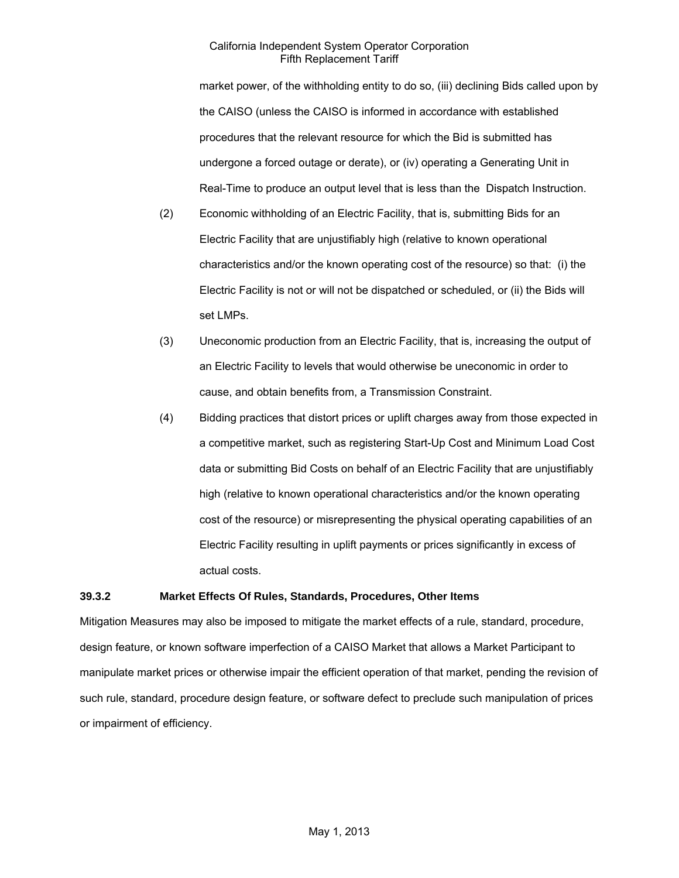market power, of the withholding entity to do so, (iii) declining Bids called upon by the CAISO (unless the CAISO is informed in accordance with established procedures that the relevant resource for which the Bid is submitted has undergone a forced outage or derate), or (iv) operating a Generating Unit in Real-Time to produce an output level that is less than the Dispatch Instruction.

(2) Economic withholding of an Electric Facility, that is, submitting Bids for an Electric Facility that are unjustifiably high (relative to known operational characteristics and/or the known operating cost of the resource) so that: (i) the Electric Facility is not or will not be dispatched or scheduled, or (ii) the Bids will set LMPs.

(3) Uneconomic production from an Electric Facility, that is, increasing the output of an Electric Facility to levels that would otherwise be uneconomic in order to cause, and obtain benefits from, a Transmission Constraint.

(4) Bidding practices that distort prices or uplift charges away from those expected in a competitive market, such as registering Start-Up Cost and Minimum Load Cost data or submitting Bid Costs on behalf of an Electric Facility that are unjustifiably high (relative to known operational characteristics and/or the known operating cost of the resource) or misrepresenting the physical operating capabilities of an Electric Facility resulting in uplift payments or prices significantly in excess of actual costs.

### 39.3.2 Market Effects Of Rules, Standards, Procedures, Other Items

Mitigation Measures may also be imposed to mitigate the market effects of a rule, standard, procedure, design feature, or known software imperfection of a CAISO Market that allows a Market Participant to manipulate market prices or otherwise impair the efficient operation of that market, pending the revision of such rule, standard, procedure design feature, or software defect to preclude such manipulation of prices or impairment of efficiency.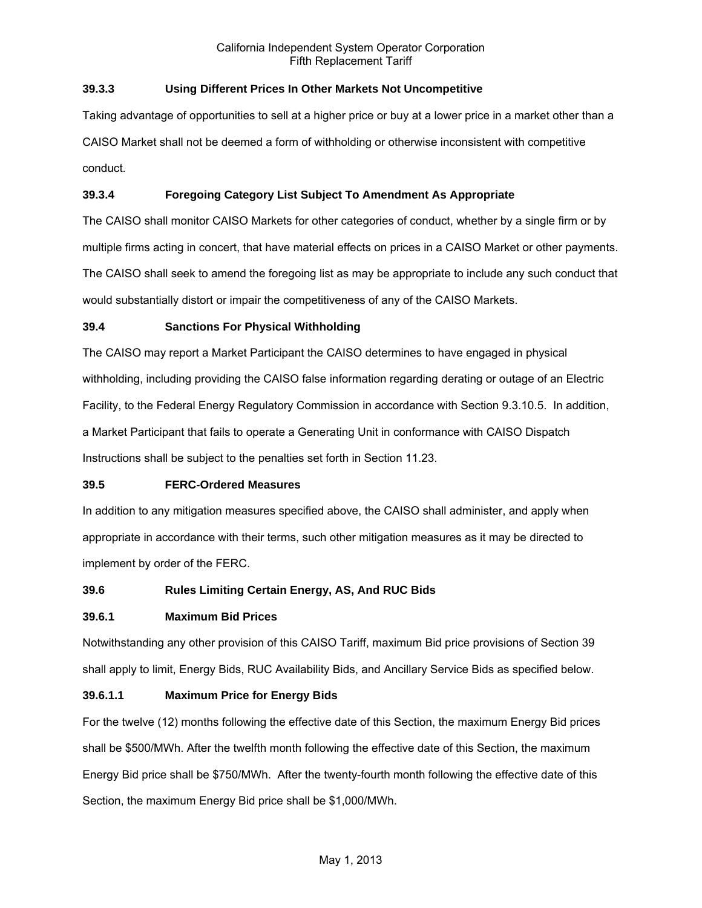### 39.3.3 Using Different Prices In Other Markets Not Uncompetitive

Taking advantage of opportunities to sell at a higher price or buy at a lower price in a market other than a CAISO Market shall not be deemed a form of withholding or otherwise inconsistent with competitive conduct.

### 39.3.4 Foregoing Category List Subject To Amendment As Appropriate

The CAISO shall monitor CAISO Markets for other categories of conduct, whether by a single firm or by multiple firms acting in concert, that have material effects on prices in a CAISO Market or other payments. The CAISO shall seek to amend the foregoing list as may be appropriate to include any such conduct that would substantially distort or impair the competitiveness of any of the CAISO Markets.

## 39.4 Sanctions For Physical Withholding

The CAISO may report a Market Participant the CAISO determines to have engaged in physical withholding, including providing the CAISO false information regarding derating or outage of an Electric Facility, to the Federal Energy Regulatory Commission in accordance with Section 9.3.10.5. In addition, a Market Participant that fails to operate a Generating Unit in conformance with CAISO Dispatch Instructions shall be subject to the penalties set forth in Section 11.23.

## 39.5 FERC-Ordered Measures

In addition to any mitigation measures specified above, the CAISO shall administer, and apply when appropriate in accordance with their terms, such other mitigation measures as it may be directed to implement by order of the FERC.

## 39.6 Rules Limiting Certain Energy, AS, And RUC Bids

### 39.6.1 Maximum Bid Prices

Notwithstanding any other provision of this CAISO Tariff, maximum Bid price provisions of Section 39 shall apply to limit, Energy Bids, RUC Availability Bids, and Ancillary Service Bids as specified below.

#### 39.6.1.1 Maximum Price for Energy Bids

For the twelve (12) months following the effective date of this Section, the maximum Energy Bid prices shall be $500/MWh. After the twelfth month following the effective date of this Section, the maximum Energy Bid price shall be $750/MWh. After the twenty-fourth month following the effective date of this Section, the maximum Energy Bid price shall be $1,000/MWh.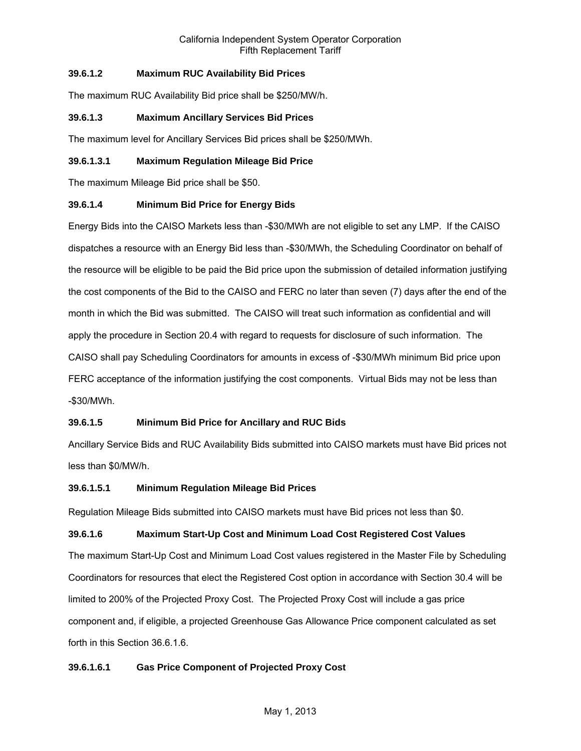### 39.6.1.2 Maximum RUC Availability Bid Prices

The maximum RUC Availability Bid price shall be $250/MW/h.

### 39.6.1.3 Maximum Ancillary Services Bid Prices

The maximum level for Ancillary Services Bid prices shall be $250/MWh.

#### 39.6.1.3.1 Maximum Regulation Mileage Bid Price

The maximum Mileage Bid price shall be $50.

### 39.6.1.4 Minimum Bid Price for Energy Bids

Energy Bids into the CAISO Markets less than -$30/MWh are not eligible to set any LMP. If the CAISO dispatches a resource with an Energy Bid less than -$30/MWh, the Scheduling Coordinator on behalf of the resource will be eligible to be paid the Bid price upon the submission of detailed information justifying the cost components of the Bid to the CAISO and FERC no later than seven (7) days after the end of the month in which the Bid was submitted. The CAISO will treat such information as confidential and will apply the procedure in Section 20.4 with regard to requests for disclosure of such information. The CAISO shall pay Scheduling Coordinators for amounts in excess of -$30/MWh minimum Bid price upon FERC acceptance of the information justifying the cost components. Virtual Bids may not be less than -$30/MWh.

### 39.6.1.5 Minimum Bid Price for Ancillary and RUC Bids

Ancillary Service Bids and RUC Availability Bids submitted into CAISO markets must have Bid prices not less than $0/MW/h.

#### 39.6.1.5.1 Minimum Regulation Mileage Bid Prices

Regulation Mileage Bids submitted into CAISO markets must have Bid prices not less than $0.

### 39.6.1.6 Maximum Start-Up Cost and Minimum Load Cost Registered Cost Values

The maximum Start-Up Cost and Minimum Load Cost values registered in the Master File by Scheduling Coordinators for resources that elect the Registered Cost option in accordance with Section 30.4 will be limited to 200% of the Projected Proxy Cost. The Projected Proxy Cost will include a gas price component and, if eligible, a projected Greenhouse Gas Allowance Price component calculated as set forth in this Section 36.6.1.6.

#### 39.6.1.6.1 Gas Price Component of Projected Proxy Cost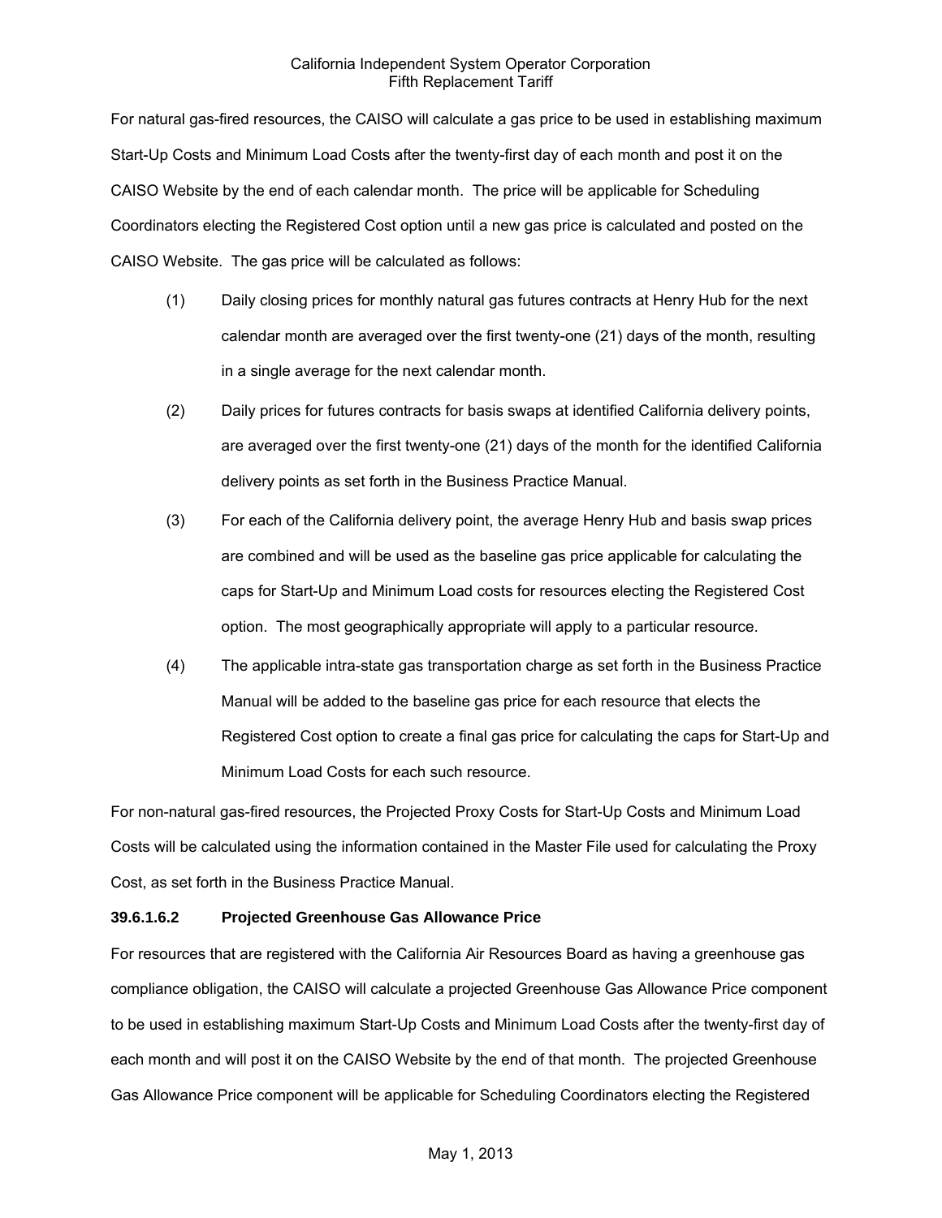For natural gas-fired resources, the CAISO will calculate a gas price to be used in establishing maximum Start-Up Costs and Minimum Load Costs after the twenty-first day of each month and post it on the CAISO Website by the end of each calendar month. The price will be applicable for Scheduling Coordinators electing the Registered Cost option until a new gas price is calculated and posted on the CAISO Website. The gas price will be calculated as follows:

(1) Daily closing prices for monthly natural gas futures contracts at Henry Hub for the next calendar month are averaged over the first twenty-one (21) days of the month, resulting in a single average for the next calendar month.

(2) Daily prices for futures contracts for basis swaps at identified California delivery points, are averaged over the first twenty-one (21) days of the month for the identified California delivery points as set forth in the Business Practice Manual.

(3) For each of the California delivery point, the average Henry Hub and basis swap prices are combined and will be used as the baseline gas price applicable for calculating the caps for Start-Up and Minimum Load costs for resources electing the Registered Cost option. The most geographically appropriate will apply to a particular resource.

(4) The applicable intra-state gas transportation charge as set forth in the Business Practice Manual will be added to the baseline gas price for each resource that elects the Registered Cost option to create a final gas price for calculating the caps for Start-Up and Minimum Load Costs for each such resource.

For non-natural gas-fired resources, the Projected Proxy Costs for Start-Up Costs and Minimum Load Costs will be calculated using the information contained in the Master File used for calculating the Proxy Cost, as set forth in the Business Practice Manual.

**39.6.1.6.2 Projected Greenhouse Gas Allowance Price**

For resources that are registered with the California Air Resources Board as having a greenhouse gas compliance obligation, the CAISO will calculate a projected Greenhouse Gas Allowance Price component to be used in establishing maximum Start-Up Costs and Minimum Load Costs after the twenty-first day of each month and will post it on the CAISO Website by the end of that month. The projected Greenhouse Gas Allowance Price component will be applicable for Scheduling Coordinators electing the Registered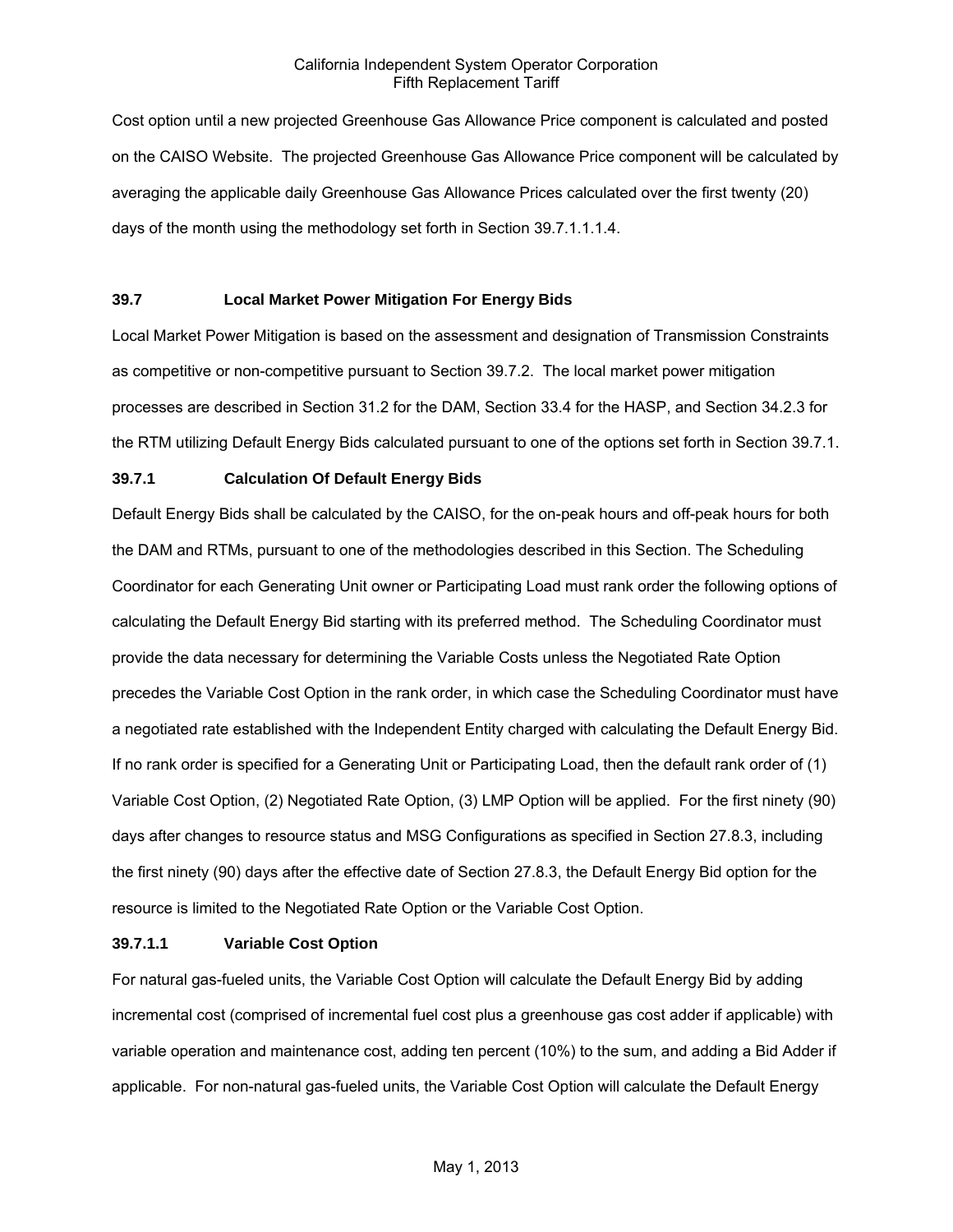Cost option until a new projected Greenhouse Gas Allowance Price component is calculated and posted on the CAISO Website. The projected Greenhouse Gas Allowance Price component will be calculated by averaging the applicable daily Greenhouse Gas Allowance Prices calculated over the first twenty (20) days of the month using the methodology set forth in Section 39.7.1.1.1.4.

### 39.7 Local Market Power Mitigation For Energy Bids

Local Market Power Mitigation is based on the assessment and designation of Transmission Constraints as competitive or non-competitive pursuant to Section 39.7.2. The local market power mitigation processes are described in Section 31.2 for the DAM, Section 33.4 for the HASP, and Section 34.2.3 for the RTM utilizing Default Energy Bids calculated pursuant to one of the options set forth in Section 39.7.1.

### 39.7.1 Calculation Of Default Energy Bids

Default Energy Bids shall be calculated by the CAISO, for the on-peak hours and off-peak hours for both the DAM and RTMs, pursuant to one of the methodologies described in this Section. The Scheduling Coordinator for each Generating Unit owner or Participating Load must rank order the following options of calculating the Default Energy Bid starting with its preferred method. The Scheduling Coordinator must provide the data necessary for determining the Variable Costs unless the Negotiated Rate Option precedes the Variable Cost Option in the rank order, in which case the Scheduling Coordinator must have a negotiated rate established with the Independent Entity charged with calculating the Default Energy Bid. If no rank order is specified for a Generating Unit or Participating Load, then the default rank order of (1) Variable Cost Option, (2) Negotiated Rate Option, (3) LMP Option will be applied. For the first ninety (90) days after changes to resource status and MSG Configurations as specified in Section 27.8.3, including the first ninety (90) days after the effective date of Section 27.8.3, the Default Energy Bid option for the resource is limited to the Negotiated Rate Option or the Variable Cost Option.

### 39.7.1.1 Variable Cost Option

For natural gas-fueled units, the Variable Cost Option will calculate the Default Energy Bid by adding incremental cost (comprised of incremental fuel cost plus a greenhouse gas cost adder if applicable) with variable operation and maintenance cost, adding ten percent (10%) to the sum, and adding a Bid Adder if applicable. For non-natural gas-fueled units, the Variable Cost Option will calculate the Default Energy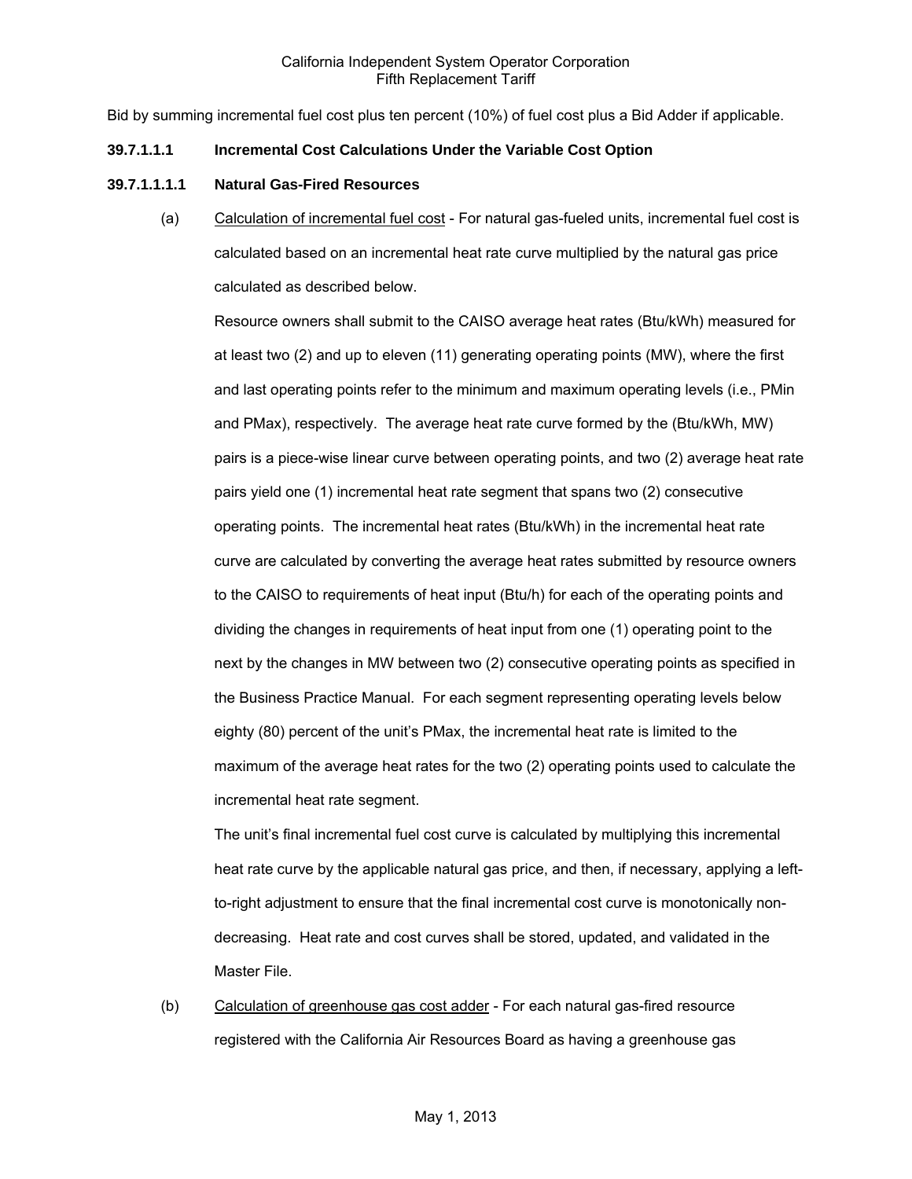Bid by summing incremental fuel cost plus ten percent (10%) of fuel cost plus a Bid Adder if applicable.

**39.7.1.1.1 Incremental Cost Calculations Under the Variable Cost Option**

**39.7.1.1.1.1 Natural Gas-Fired Resources**

(a) Calculation of incremental fuel cost - For natural gas-fueled units, incremental fuel cost is calculated based on an incremental heat rate curve multiplied by the natural gas price calculated as described below.

Resource owners shall submit to the CAISO average heat rates (Btu/kWh) measured for at least two (2) and up to eleven (11) generating operating points (MW), where the first and last operating points refer to the minimum and maximum operating levels (i.e., PMin and PMax), respectively. The average heat rate curve formed by the (Btu/kWh, MW) pairs is a piece-wise linear curve between operating points, and two (2) average heat rate pairs yield one (1) incremental heat rate segment that spans two (2) consecutive operating points. The incremental heat rates (Btu/kWh) in the incremental heat rate curve are calculated by converting the average heat rates submitted by resource owners to the CAISO to requirements of heat input (Btu/h) for each of the operating points and dividing the changes in requirements of heat input from one (1) operating point to the next by the changes in MW between two (2) consecutive operating points as specified in the Business Practice Manual. For each segment representing operating levels below eighty (80) percent of the unit's PMax, the incremental heat rate is limited to the maximum of the average heat rates for the two (2) operating points used to calculate the incremental heat rate segment.

The unit's final incremental fuel cost curve is calculated by multiplying this incremental heat rate curve by the applicable natural gas price, and then, if necessary, applying a left-to-right adjustment to ensure that the final incremental cost curve is monotonically non-decreasing. Heat rate and cost curves shall be stored, updated, and validated in the Master File.

(b) Calculation of greenhouse gas cost adder - For each natural gas-fired resource registered with the California Air Resources Board as having a greenhouse gas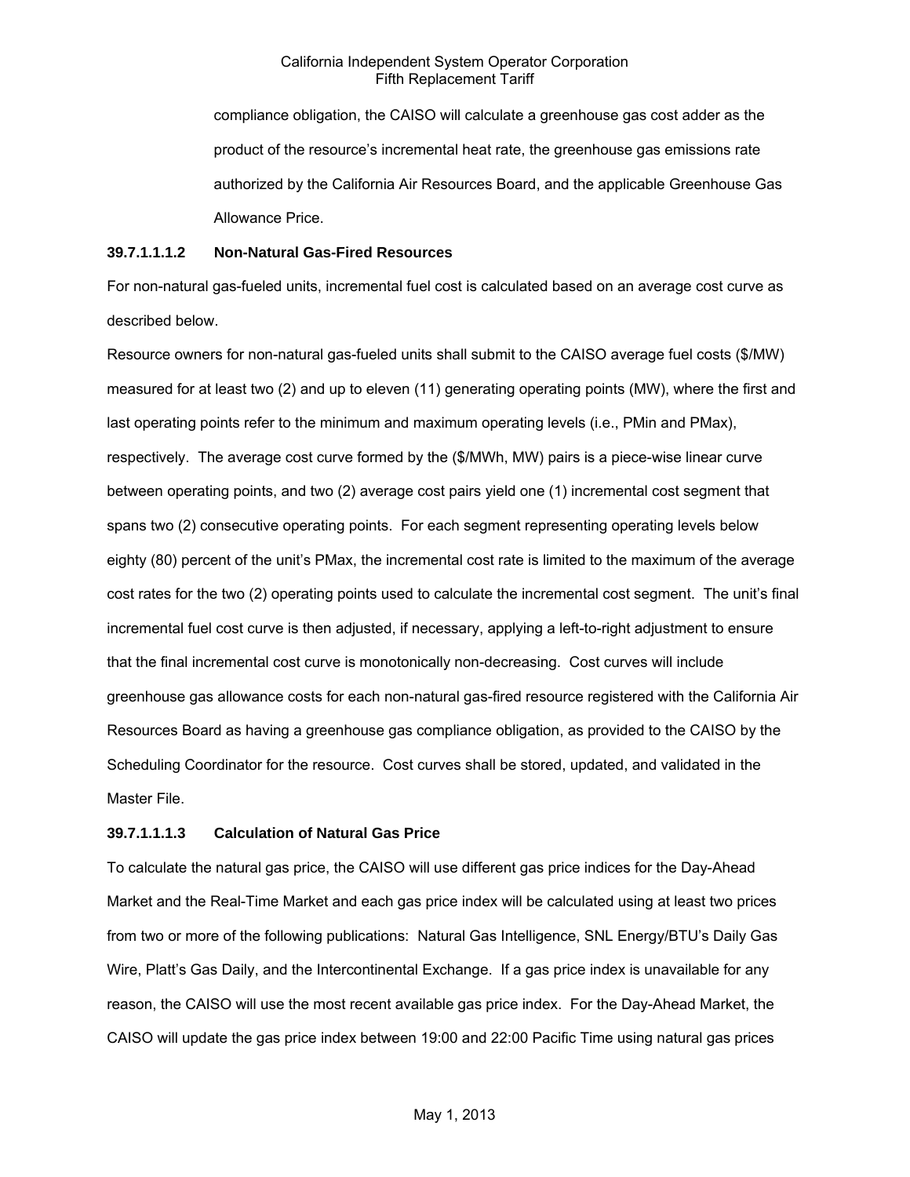compliance obligation, the CAISO will calculate a greenhouse gas cost adder as the product of the resource's incremental heat rate, the greenhouse gas emissions rate authorized by the California Air Resources Board, and the applicable Greenhouse Gas Allowance Price.

**39.7.1.1.1.2 Non-Natural Gas-Fired Resources**

For non-natural gas-fueled units, incremental fuel cost is calculated based on an average cost curve as described below.

Resource owners for non-natural gas-fueled units shall submit to the CAISO average fuel costs ($/MW) measured for at least two (2) and up to eleven (11) generating operating points (MW), where the first and last operating points refer to the minimum and maximum operating levels (i.e., PMin and PMax), respectively. The average cost curve formed by the ($/MWh, MW) pairs is a piece-wise linear curve between operating points, and two (2) average cost pairs yield one (1) incremental cost segment that spans two (2) consecutive operating points. For each segment representing operating levels below eighty (80) percent of the unit's PMax, the incremental cost rate is limited to the maximum of the average cost rates for the two (2) operating points used to calculate the incremental cost segment. The unit's final incremental fuel cost curve is then adjusted, if necessary, applying a left-to-right adjustment to ensure that the final incremental cost curve is monotonically non-decreasing. Cost curves will include greenhouse gas allowance costs for each non-natural gas-fired resource registered with the California Air Resources Board as having a greenhouse gas compliance obligation, as provided to the CAISO by the Scheduling Coordinator for the resource. Cost curves shall be stored, updated, and validated in the Master File.

**39.7.1.1.1.3 Calculation of Natural Gas Price**

To calculate the natural gas price, the CAISO will use different gas price indices for the Day-Ahead Market and the Real-Time Market and each gas price index will be calculated using at least two prices from two or more of the following publications: Natural Gas Intelligence, SNL Energy/BTU's Daily Gas Wire, Platt's Gas Daily, and the Intercontinental Exchange. If a gas price index is unavailable for any reason, the CAISO will use the most recent available gas price index. For the Day-Ahead Market, the CAISO will update the gas price index between 19:00 and 22:00 Pacific Time using natural gas prices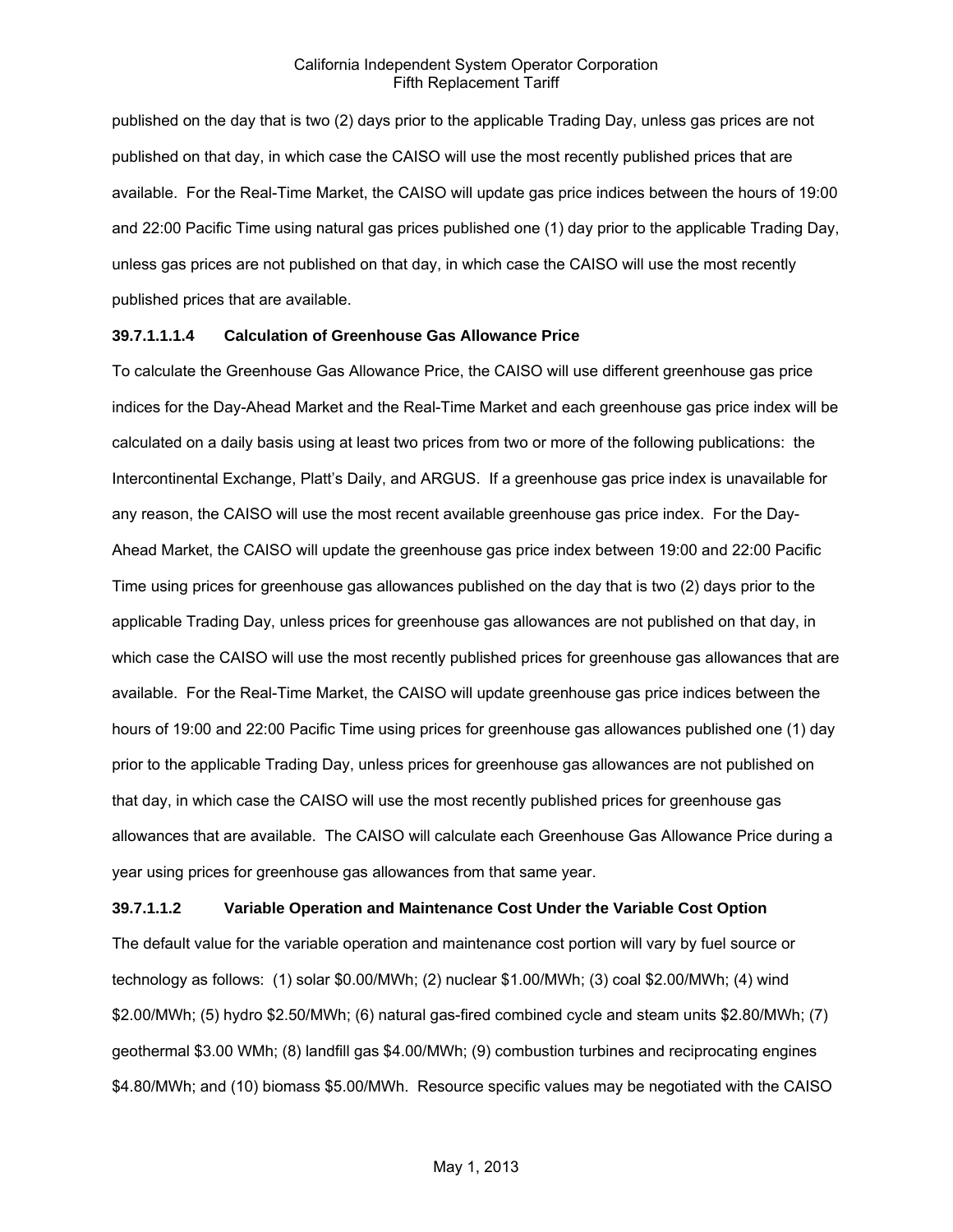published on the day that is two (2) days prior to the applicable Trading Day, unless gas prices are not published on that day, in which case the CAISO will use the most recently published prices that are available. For the Real-Time Market, the CAISO will update gas price indices between the hours of 19:00 and 22:00 Pacific Time using natural gas prices published one (1) day prior to the applicable Trading Day, unless gas prices are not published on that day, in which case the CAISO will use the most recently published prices that are available.

**39.7.1.1.1.4 Calculation of Greenhouse Gas Allowance Price**

To calculate the Greenhouse Gas Allowance Price, the CAISO will use different greenhouse gas price indices for the Day-Ahead Market and the Real-Time Market and each greenhouse gas price index will be calculated on a daily basis using at least two prices from two or more of the following publications: the Intercontinental Exchange, Platt's Daily, and ARGUS. If a greenhouse gas price index is unavailable for any reason, the CAISO will use the most recent available greenhouse gas price index. For the Day-Ahead Market, the CAISO will update the greenhouse gas price index between 19:00 and 22:00 Pacific Time using prices for greenhouse gas allowances published on the day that is two (2) days prior to the applicable Trading Day, unless prices for greenhouse gas allowances are not published on that day, in which case the CAISO will use the most recently published prices for greenhouse gas allowances that are available. For the Real-Time Market, the CAISO will update greenhouse gas price indices between the hours of 19:00 and 22:00 Pacific Time using prices for greenhouse gas allowances published one (1) day prior to the applicable Trading Day, unless prices for greenhouse gas allowances are not published on that day, in which case the CAISO will use the most recently published prices for greenhouse gas allowances that are available. The CAISO will calculate each Greenhouse Gas Allowance Price during a year using prices for greenhouse gas allowances from that same year.

**39.7.1.1.2 Variable Operation and Maintenance Cost Under the Variable Cost Option**

The default value for the variable operation and maintenance cost portion will vary by fuel source or technology as follows: (1) solar $0.00/MWh; (2) nuclear $1.00/MWh; (3) coal $2.00/MWh; (4) wind $2.00/MWh; (5) hydro $2.50/MWh; (6) natural gas-fired combined cycle and steam units $2.80/MWh; (7) geothermal $3.00 WMh; (8) landfill gas $4.00/MWh; (9) combustion turbines and reciprocating engines $4.80/MWh; and (10) biomass $5.00/MWh. Resource specific values may be negotiated with the CAISO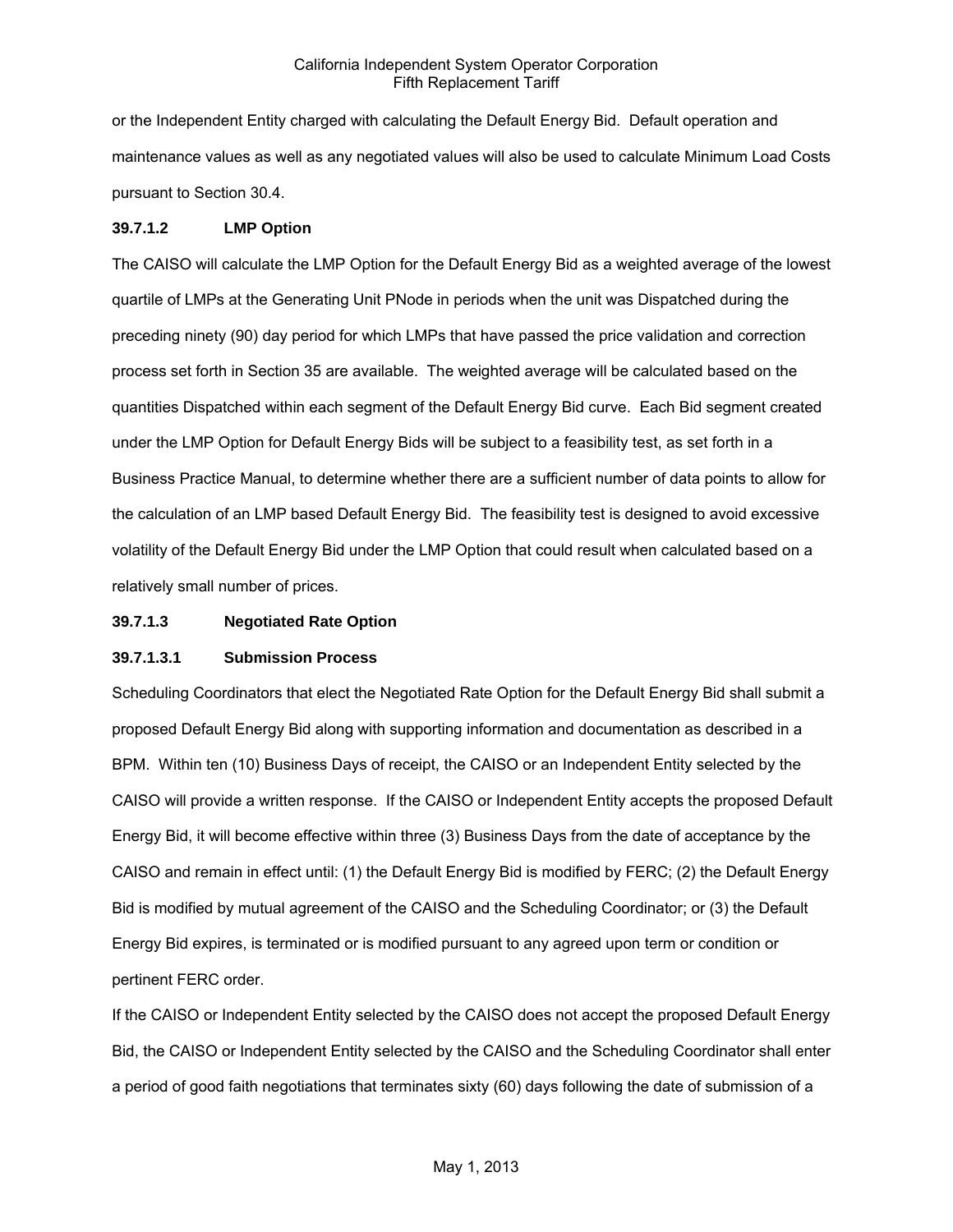or the Independent Entity charged with calculating the Default Energy Bid. Default operation and maintenance values as well as any negotiated values will also be used to calculate Minimum Load Costs pursuant to Section 30.4.

**39.7.1.2 LMP Option**

The CAISO will calculate the LMP Option for the Default Energy Bid as a weighted average of the lowest quartile of LMPs at the Generating Unit PNode in periods when the unit was Dispatched during the preceding ninety (90) day period for which LMPs that have passed the price validation and correction process set forth in Section 35 are available. The weighted average will be calculated based on the quantities Dispatched within each segment of the Default Energy Bid curve. Each Bid segment created under the LMP Option for Default Energy Bids will be subject to a feasibility test, as set forth in a Business Practice Manual, to determine whether there are a sufficient number of data points to allow for the calculation of an LMP based Default Energy Bid. The feasibility test is designed to avoid excessive volatility of the Default Energy Bid under the LMP Option that could result when calculated based on a relatively small number of prices.

**39.7.1.3 Negotiated Rate Option**

**39.7.1.3.1 Submission Process**

Scheduling Coordinators that elect the Negotiated Rate Option for the Default Energy Bid shall submit a proposed Default Energy Bid along with supporting information and documentation as described in a BPM. Within ten (10) Business Days of receipt, the CAISO or an Independent Entity selected by the CAISO will provide a written response. If the CAISO or Independent Entity accepts the proposed Default Energy Bid, it will become effective within three (3) Business Days from the date of acceptance by the CAISO and remain in effect until: (1) the Default Energy Bid is modified by FERC; (2) the Default Energy Bid is modified by mutual agreement of the CAISO and the Scheduling Coordinator; or (3) the Default Energy Bid expires, is terminated or is modified pursuant to any agreed upon term or condition or pertinent FERC order.

If the CAISO or Independent Entity selected by the CAISO does not accept the proposed Default Energy Bid, the CAISO or Independent Entity selected by the CAISO and the Scheduling Coordinator shall enter a period of good faith negotiations that terminates sixty (60) days following the date of submission of a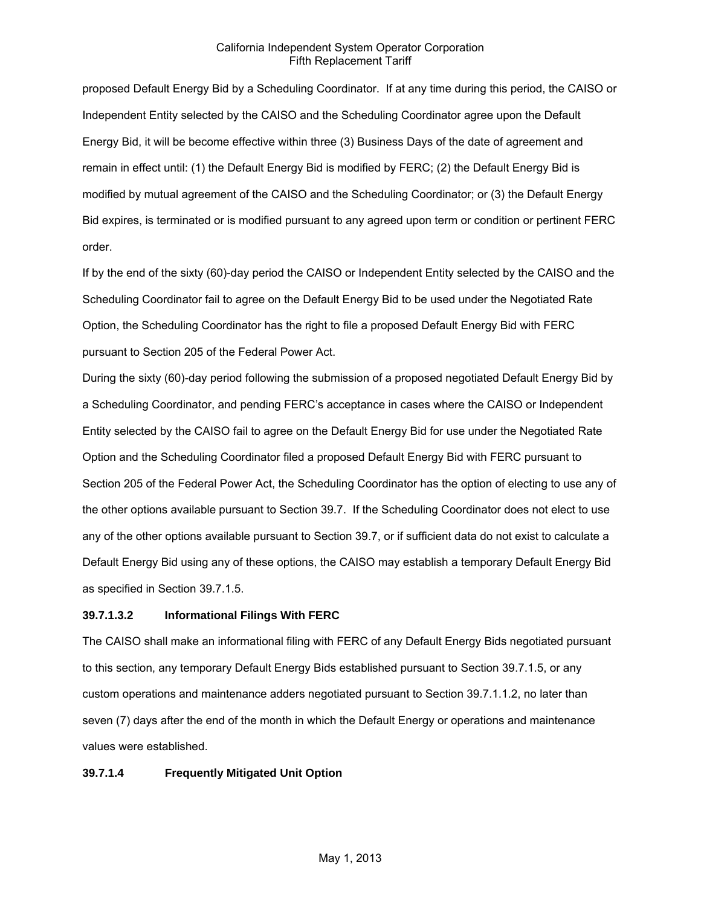proposed Default Energy Bid by a Scheduling Coordinator. If at any time during this period, the CAISO or Independent Entity selected by the CAISO and the Scheduling Coordinator agree upon the Default Energy Bid, it will be become effective within three (3) Business Days of the date of agreement and remain in effect until: (1) the Default Energy Bid is modified by FERC; (2) the Default Energy Bid is modified by mutual agreement of the CAISO and the Scheduling Coordinator; or (3) the Default Energy Bid expires, is terminated or is modified pursuant to any agreed upon term or condition or pertinent FERC order.

If by the end of the sixty (60)-day period the CAISO or Independent Entity selected by the CAISO and the Scheduling Coordinator fail to agree on the Default Energy Bid to be used under the Negotiated Rate Option, the Scheduling Coordinator has the right to file a proposed Default Energy Bid with FERC pursuant to Section 205 of the Federal Power Act.

During the sixty (60)-day period following the submission of a proposed negotiated Default Energy Bid by a Scheduling Coordinator, and pending FERC's acceptance in cases where the CAISO or Independent Entity selected by the CAISO fail to agree on the Default Energy Bid for use under the Negotiated Rate Option and the Scheduling Coordinator filed a proposed Default Energy Bid with FERC pursuant to Section 205 of the Federal Power Act, the Scheduling Coordinator has the option of electing to use any of the other options available pursuant to Section 39.7. If the Scheduling Coordinator does not elect to use any of the other options available pursuant to Section 39.7, or if sufficient data do not exist to calculate a Default Energy Bid using any of these options, the CAISO may establish a temporary Default Energy Bid as specified in Section 39.7.1.5.

**39.7.1.3.2 Informational Filings With FERC**

The CAISO shall make an informational filing with FERC of any Default Energy Bids negotiated pursuant to this section, any temporary Default Energy Bids established pursuant to Section 39.7.1.5, or any custom operations and maintenance adders negotiated pursuant to Section 39.7.1.1.2, no later than seven (7) days after the end of the month in which the Default Energy or operations and maintenance values were established.

**39.7.1.4 Frequently Mitigated Unit Option**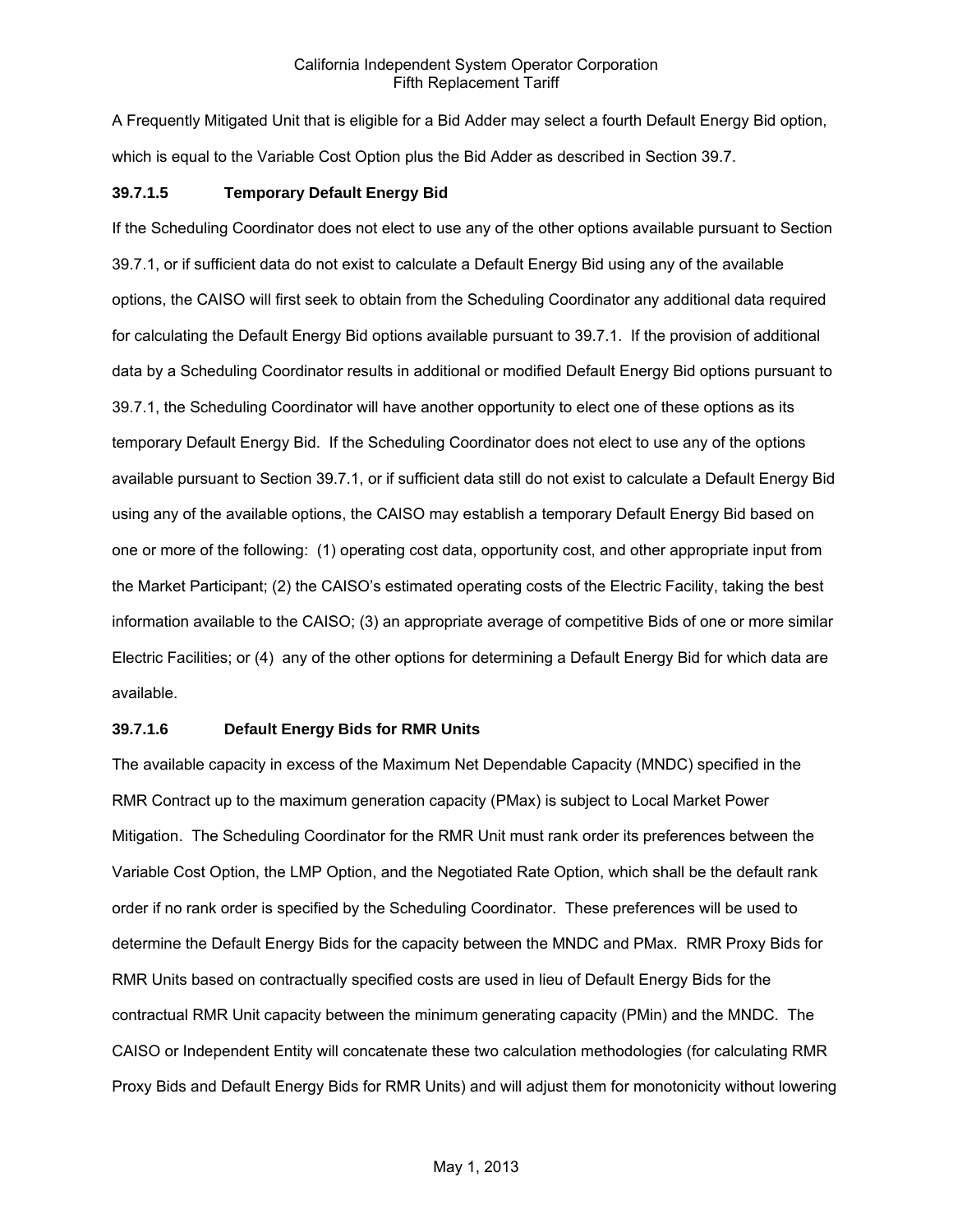A Frequently Mitigated Unit that is eligible for a Bid Adder may select a fourth Default Energy Bid option, which is equal to the Variable Cost Option plus the Bid Adder as described in Section 39.7.

**39.7.1.5 Temporary Default Energy Bid**

If the Scheduling Coordinator does not elect to use any of the other options available pursuant to Section 39.7.1, or if sufficient data do not exist to calculate a Default Energy Bid using any of the available options, the CAISO will first seek to obtain from the Scheduling Coordinator any additional data required for calculating the Default Energy Bid options available pursuant to 39.7.1. If the provision of additional data by a Scheduling Coordinator results in additional or modified Default Energy Bid options pursuant to 39.7.1, the Scheduling Coordinator will have another opportunity to elect one of these options as its temporary Default Energy Bid. If the Scheduling Coordinator does not elect to use any of the options available pursuant to Section 39.7.1, or if sufficient data still do not exist to calculate a Default Energy Bid using any of the available options, the CAISO may establish a temporary Default Energy Bid based on one or more of the following: (1) operating cost data, opportunity cost, and other appropriate input from the Market Participant; (2) the CAISO's estimated operating costs of the Electric Facility, taking the best information available to the CAISO; (3) an appropriate average of competitive Bids of one or more similar Electric Facilities; or (4) any of the other options for determining a Default Energy Bid for which data are available.

**39.7.1.6 Default Energy Bids for RMR Units**

The available capacity in excess of the Maximum Net Dependable Capacity (MNDC) specified in the RMR Contract up to the maximum generation capacity (PMax) is subject to Local Market Power Mitigation. The Scheduling Coordinator for the RMR Unit must rank order its preferences between the Variable Cost Option, the LMP Option, and the Negotiated Rate Option, which shall be the default rank order if no rank order is specified by the Scheduling Coordinator. These preferences will be used to determine the Default Energy Bids for the capacity between the MNDC and PMax. RMR Proxy Bids for RMR Units based on contractually specified costs are used in lieu of Default Energy Bids for the contractual RMR Unit capacity between the minimum generating capacity (PMin) and the MNDC. The CAISO or Independent Entity will concatenate these two calculation methodologies (for calculating RMR Proxy Bids and Default Energy Bids for RMR Units) and will adjust them for monotonicity without lowering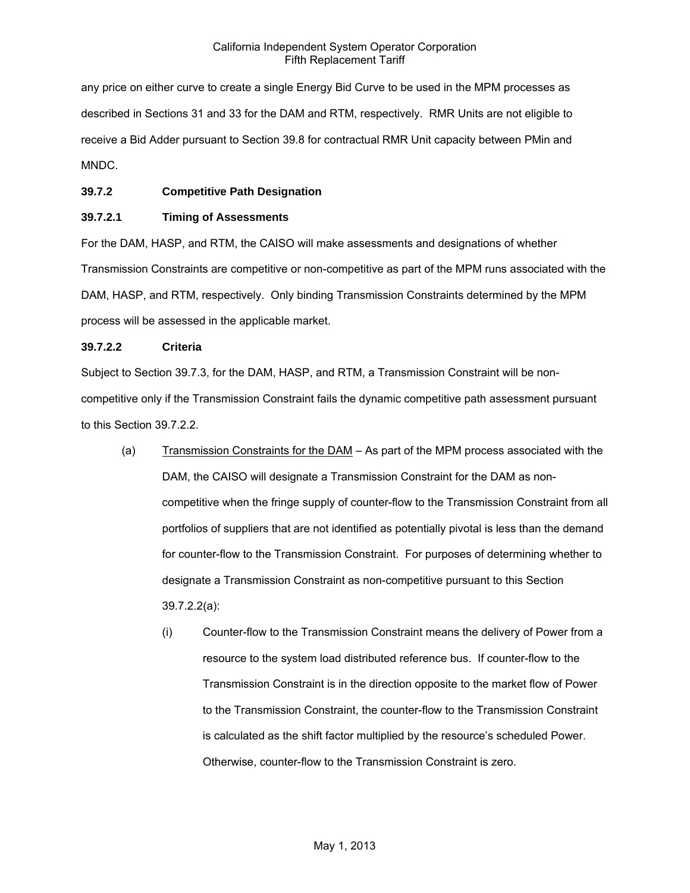any price on either curve to create a single Energy Bid Curve to be used in the MPM processes as described in Sections 31 and 33 for the DAM and RTM, respectively. RMR Units are not eligible to receive a Bid Adder pursuant to Section 39.8 for contractual RMR Unit capacity between PMin and MNDC.

**39.7.2 Competitive Path Designation**

**39.7.2.1 Timing of Assessments**

For the DAM, HASP, and RTM, the CAISO will make assessments and designations of whether Transmission Constraints are competitive or non-competitive as part of the MPM runs associated with the DAM, HASP, and RTM, respectively. Only binding Transmission Constraints determined by the MPM process will be assessed in the applicable market.

**39.7.2.2 Criteria**

Subject to Section 39.7.3, for the DAM, HASP, and RTM, a Transmission Constraint will be non-competitive only if the Transmission Constraint fails the dynamic competitive path assessment pursuant to this Section 39.7.2.2.

(a) Transmission Constraints for the DAM – As part of the MPM process associated with the DAM, the CAISO will designate a Transmission Constraint for the DAM as non-competitive when the fringe supply of counter-flow to the Transmission Constraint from all portfolios of suppliers that are not identified as potentially pivotal is less than the demand for counter-flow to the Transmission Constraint. For purposes of determining whether to designate a Transmission Constraint as non-competitive pursuant to this Section 39.7.2.2(a):

(i) Counter-flow to the Transmission Constraint means the delivery of Power from a resource to the system load distributed reference bus. If counter-flow to the Transmission Constraint is in the direction opposite to the market flow of Power to the Transmission Constraint, the counter-flow to the Transmission Constraint is calculated as the shift factor multiplied by the resource's scheduled Power. Otherwise, counter-flow to the Transmission Constraint is zero.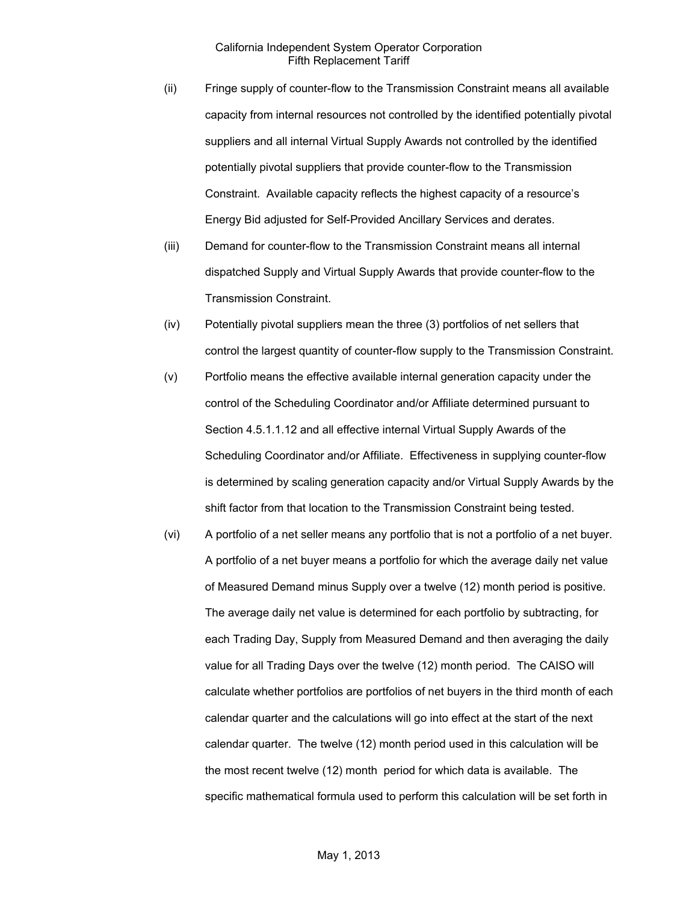(ii) Fringe supply of counter-flow to the Transmission Constraint means all available capacity from internal resources not controlled by the identified potentially pivotal suppliers and all internal Virtual Supply Awards not controlled by the identified potentially pivotal suppliers that provide counter-flow to the Transmission Constraint. Available capacity reflects the highest capacity of a resource's Energy Bid adjusted for Self-Provided Ancillary Services and derates.

(iii) Demand for counter-flow to the Transmission Constraint means all internal dispatched Supply and Virtual Supply Awards that provide counter-flow to the Transmission Constraint.

(iv) Potentially pivotal suppliers mean the three (3) portfolios of net sellers that control the largest quantity of counter-flow supply to the Transmission Constraint.

(v) Portfolio means the effective available internal generation capacity under the control of the Scheduling Coordinator and/or Affiliate determined pursuant to Section 4.5.1.1.12 and all effective internal Virtual Supply Awards of the Scheduling Coordinator and/or Affiliate. Effectiveness in supplying counter-flow is determined by scaling generation capacity and/or Virtual Supply Awards by the shift factor from that location to the Transmission Constraint being tested.

(vi) A portfolio of a net seller means any portfolio that is not a portfolio of a net buyer. A portfolio of a net buyer means a portfolio for which the average daily net value of Measured Demand minus Supply over a twelve (12) month period is positive. The average daily net value is determined for each portfolio by subtracting, for each Trading Day, Supply from Measured Demand and then averaging the daily value for all Trading Days over the twelve (12) month period. The CAISO will calculate whether portfolios are portfolios of net buyers in the third month of each calendar quarter and the calculations will go into effect at the start of the next calendar quarter. The twelve (12) month period used in this calculation will be the most recent twelve (12) month period for which data is available. The specific mathematical formula used to perform this calculation will be set forth in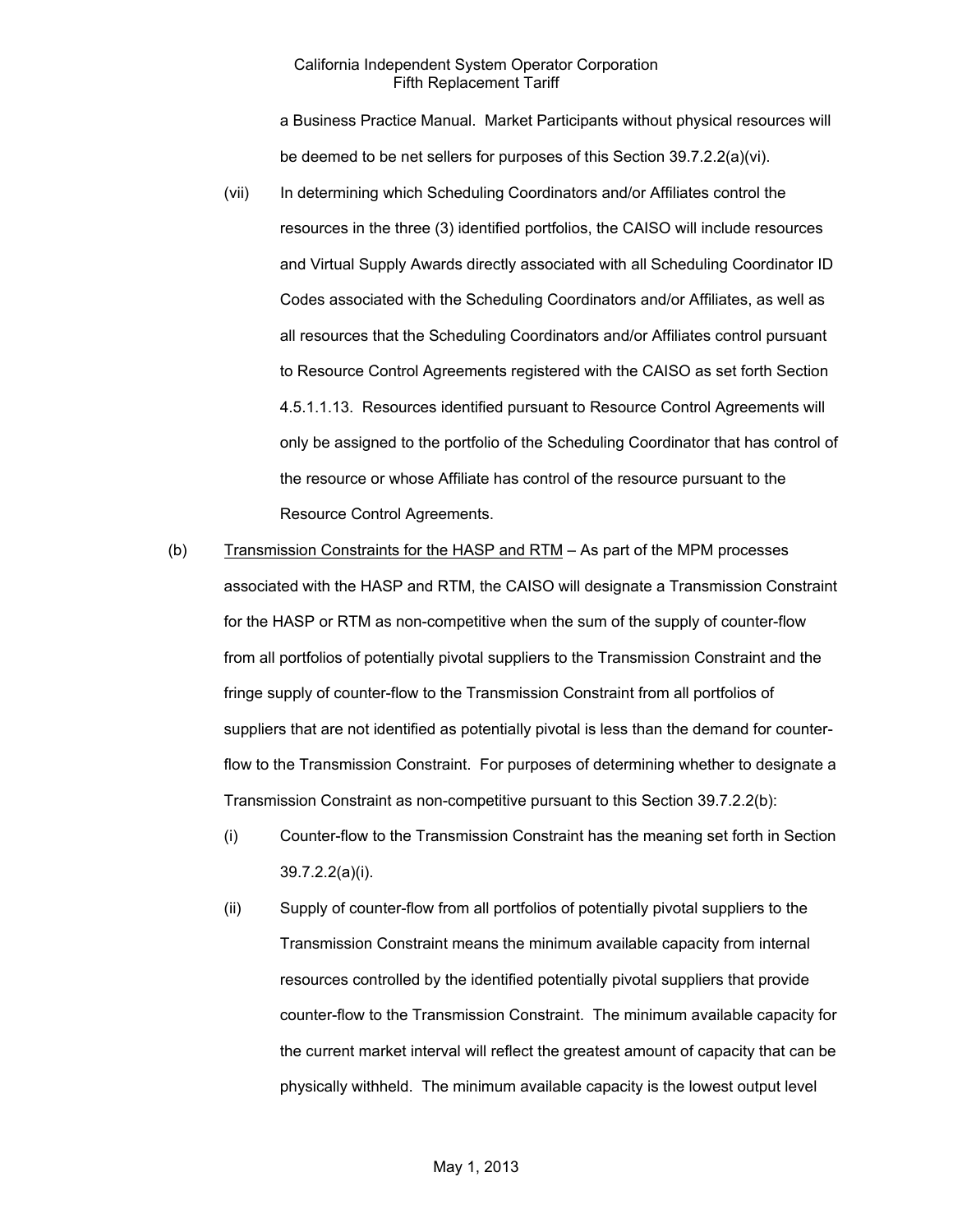a Business Practice Manual. Market Participants without physical resources will be deemed to be net sellers for purposes of this Section 39.7.2.2(a)(vi).

(vii) In determining which Scheduling Coordinators and/or Affiliates control the resources in the three (3) identified portfolios, the CAISO will include resources and Virtual Supply Awards directly associated with all Scheduling Coordinator ID Codes associated with the Scheduling Coordinators and/or Affiliates, as well as all resources that the Scheduling Coordinators and/or Affiliates control pursuant to Resource Control Agreements registered with the CAISO as set forth Section 4.5.1.1.13. Resources identified pursuant to Resource Control Agreements will only be assigned to the portfolio of the Scheduling Coordinator that has control of the resource or whose Affiliate has control of the resource pursuant to the Resource Control Agreements.

(b) Transmission Constraints for the HASP and RTM – As part of the MPM processes associated with the HASP and RTM, the CAISO will designate a Transmission Constraint for the HASP or RTM as non-competitive when the sum of the supply of counter-flow from all portfolios of potentially pivotal suppliers to the Transmission Constraint and the fringe supply of counter-flow to the Transmission Constraint from all portfolios of suppliers that are not identified as potentially pivotal is less than the demand for counter-flow to the Transmission Constraint. For purposes of determining whether to designate a Transmission Constraint as non-competitive pursuant to this Section 39.7.2.2(b):

(i) Counter-flow to the Transmission Constraint has the meaning set forth in Section 39.7.2.2(a)(i).

(ii) Supply of counter-flow from all portfolios of potentially pivotal suppliers to the Transmission Constraint means the minimum available capacity from internal resources controlled by the identified potentially pivotal suppliers that provide counter-flow to the Transmission Constraint. The minimum available capacity for the current market interval will reflect the greatest amount of capacity that can be physically withheld. The minimum available capacity is the lowest output level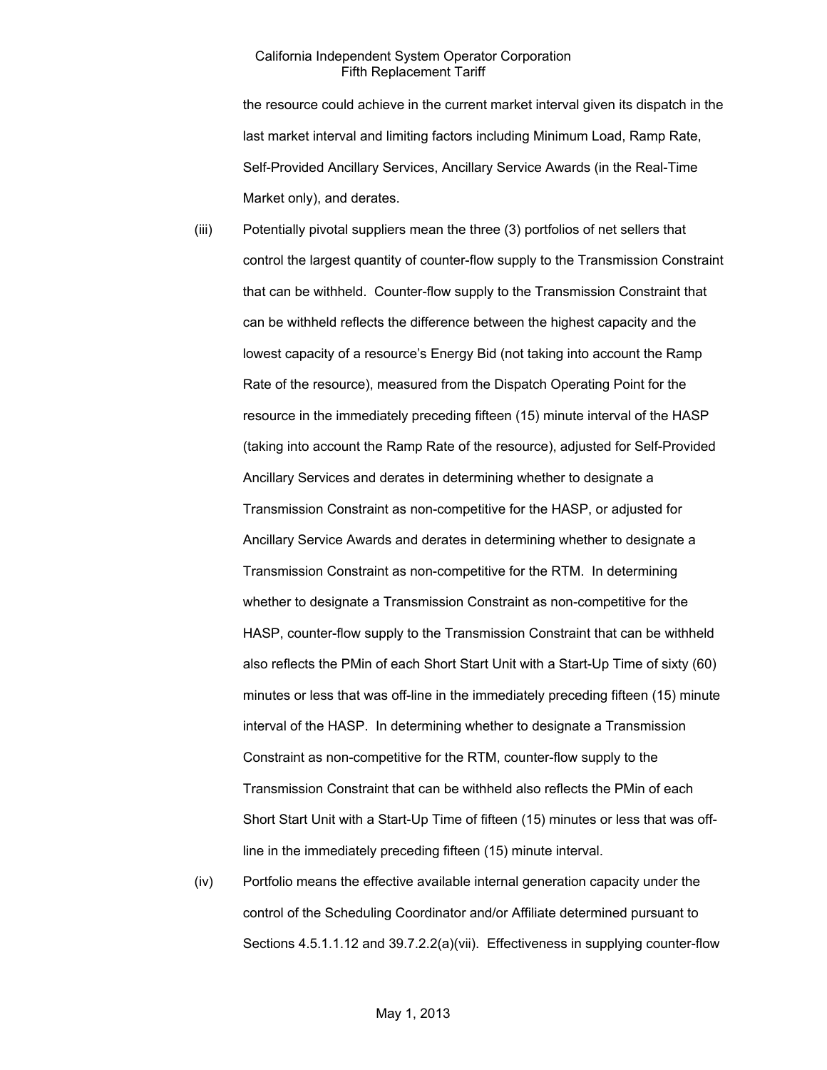the resource could achieve in the current market interval given its dispatch in the last market interval and limiting factors including Minimum Load, Ramp Rate, Self-Provided Ancillary Services, Ancillary Service Awards (in the Real-Time Market only), and derates.

(iii) Potentially pivotal suppliers mean the three (3) portfolios of net sellers that control the largest quantity of counter-flow supply to the Transmission Constraint that can be withheld. Counter-flow supply to the Transmission Constraint that can be withheld reflects the difference between the highest capacity and the lowest capacity of a resource's Energy Bid (not taking into account the Ramp Rate of the resource), measured from the Dispatch Operating Point for the resource in the immediately preceding fifteen (15) minute interval of the HASP (taking into account the Ramp Rate of the resource), adjusted for Self-Provided Ancillary Services and derates in determining whether to designate a Transmission Constraint as non-competitive for the HASP, or adjusted for Ancillary Service Awards and derates in determining whether to designate a Transmission Constraint as non-competitive for the RTM. In determining whether to designate a Transmission Constraint as non-competitive for the HASP, counter-flow supply to the Transmission Constraint that can be withheld also reflects the PMin of each Short Start Unit with a Start-Up Time of sixty (60) minutes or less that was off-line in the immediately preceding fifteen (15) minute interval of the HASP. In determining whether to designate a Transmission Constraint as non-competitive for the RTM, counter-flow supply to the Transmission Constraint that can be withheld also reflects the PMin of each Short Start Unit with a Start-Up Time of fifteen (15) minutes or less that was off-line in the immediately preceding fifteen (15) minute interval.

(iv) Portfolio means the effective available internal generation capacity under the control of the Scheduling Coordinator and/or Affiliate determined pursuant to Sections 4.5.1.1.12 and 39.7.2.2(a)(vii). Effectiveness in supplying counter-flow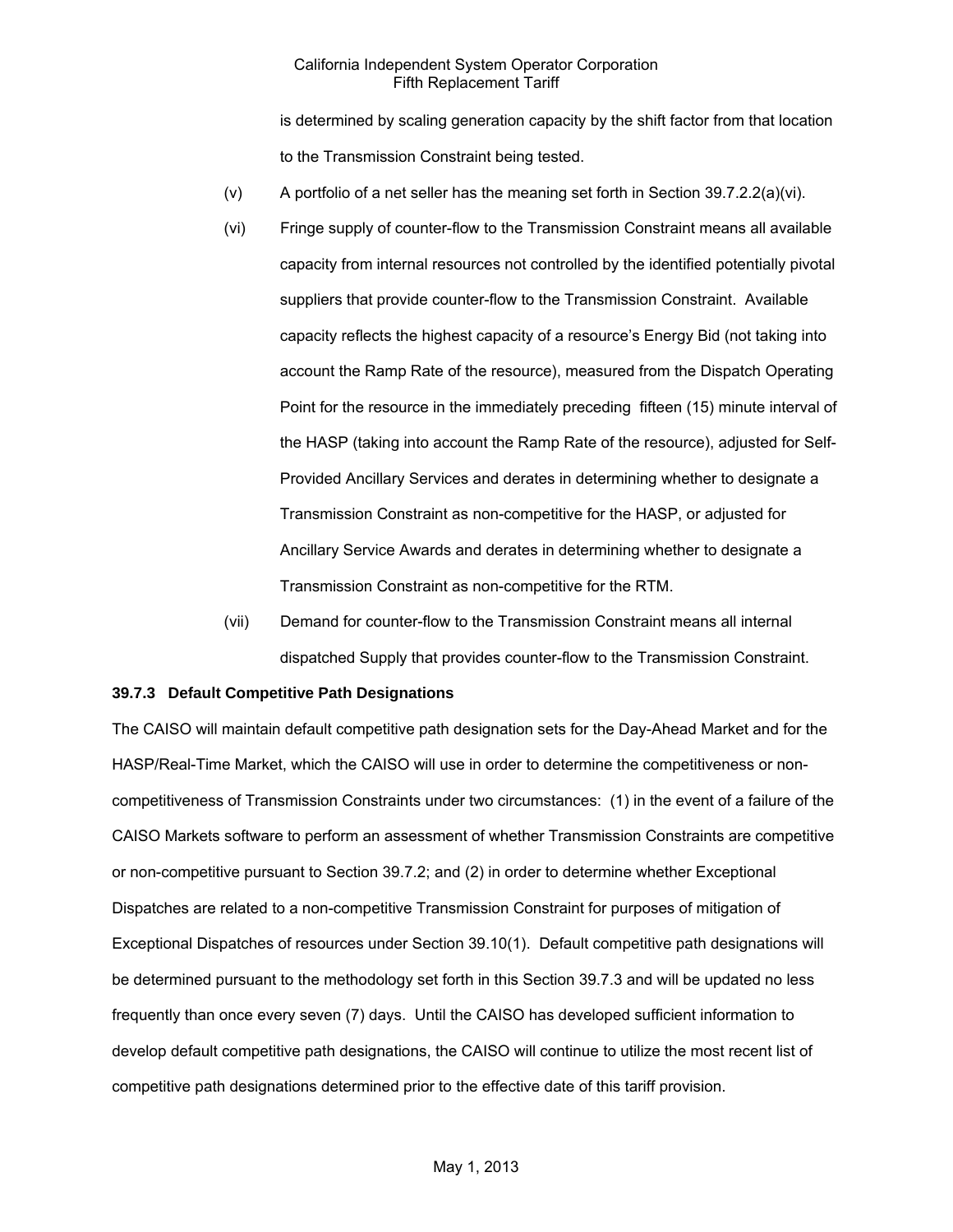is determined by scaling generation capacity by the shift factor from that location to the Transmission Constraint being tested.

(v) A portfolio of a net seller has the meaning set forth in Section 39.7.2.2(a)(vi).

(vi) Fringe supply of counter-flow to the Transmission Constraint means all available capacity from internal resources not controlled by the identified potentially pivotal suppliers that provide counter-flow to the Transmission Constraint. Available capacity reflects the highest capacity of a resource's Energy Bid (not taking into account the Ramp Rate of the resource), measured from the Dispatch Operating Point for the resource in the immediately preceding fifteen (15) minute interval of the HASP (taking into account the Ramp Rate of the resource), adjusted for Self-Provided Ancillary Services and derates in determining whether to designate a Transmission Constraint as non-competitive for the HASP, or adjusted for Ancillary Service Awards and derates in determining whether to designate a Transmission Constraint as non-competitive for the RTM.

(vii) Demand for counter-flow to the Transmission Constraint means all internal dispatched Supply that provides counter-flow to the Transmission Constraint.

**39.7.3 Default Competitive Path Designations**

The CAISO will maintain default competitive path designation sets for the Day-Ahead Market and for the HASP/Real-Time Market, which the CAISO will use in order to determine the competitiveness or non-competitiveness of Transmission Constraints under two circumstances: (1) in the event of a failure of the CAISO Markets software to perform an assessment of whether Transmission Constraints are competitive or non-competitive pursuant to Section 39.7.2; and (2) in order to determine whether Exceptional Dispatches are related to a non-competitive Transmission Constraint for purposes of mitigation of Exceptional Dispatches of resources under Section 39.10(1). Default competitive path designations will be determined pursuant to the methodology set forth in this Section 39.7.3 and will be updated no less frequently than once every seven (7) days. Until the CAISO has developed sufficient information to develop default competitive path designations, the CAISO will continue to utilize the most recent list of competitive path designations determined prior to the effective date of this tariff provision.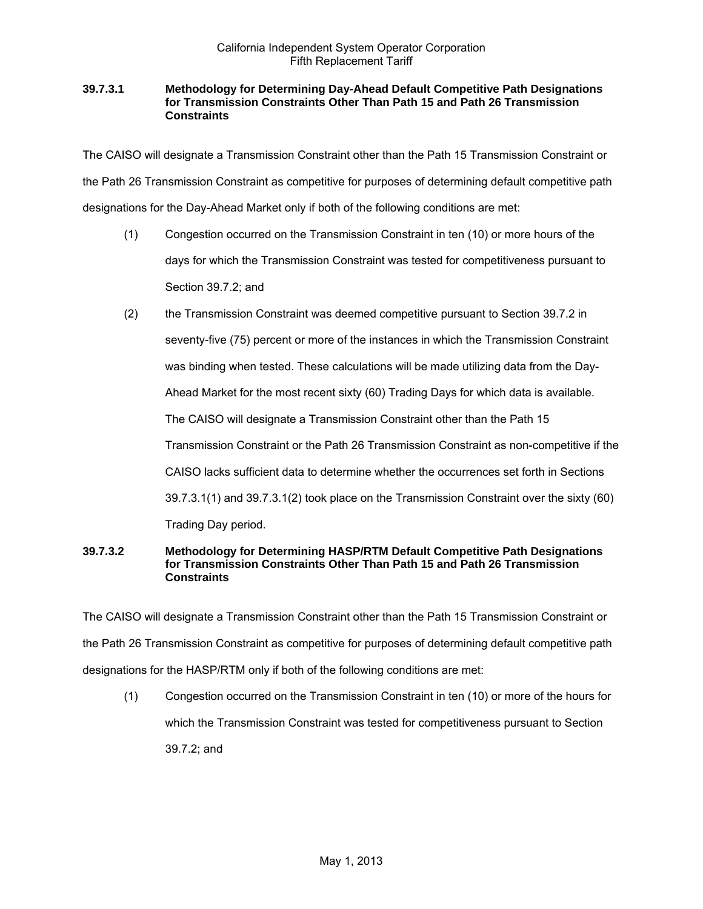#### 39.7.3.1 Methodology for Determining Day-Ahead Default Competitive Path Designations for Transmission Constraints Other Than Path 15 and Path 26 Transmission Constraints

The CAISO will designate a Transmission Constraint other than the Path 15 Transmission Constraint or the Path 26 Transmission Constraint as competitive for purposes of determining default competitive path designations for the Day-Ahead Market only if both of the following conditions are met:

(1) Congestion occurred on the Transmission Constraint in ten (10) or more hours of the days for which the Transmission Constraint was tested for competitiveness pursuant to Section 39.7.2; and

(2) the Transmission Constraint was deemed competitive pursuant to Section 39.7.2 in seventy-five (75) percent or more of the instances in which the Transmission Constraint was binding when tested. These calculations will be made utilizing data from the Day-Ahead Market for the most recent sixty (60) Trading Days for which data is available. The CAISO will designate a Transmission Constraint other than the Path 15 Transmission Constraint or the Path 26 Transmission Constraint as non-competitive if the CAISO lacks sufficient data to determine whether the occurrences set forth in Sections 39.7.3.1(1) and 39.7.3.1(2) took place on the Transmission Constraint over the sixty (60) Trading Day period.

#### 39.7.3.2 Methodology for Determining HASP/RTM Default Competitive Path Designations for Transmission Constraints Other Than Path 15 and Path 26 Transmission Constraints

The CAISO will designate a Transmission Constraint other than the Path 15 Transmission Constraint or the Path 26 Transmission Constraint as competitive for purposes of determining default competitive path designations for the HASP/RTM only if both of the following conditions are met:

(1) Congestion occurred on the Transmission Constraint in ten (10) or more of the hours for which the Transmission Constraint was tested for competitiveness pursuant to Section 39.7.2; and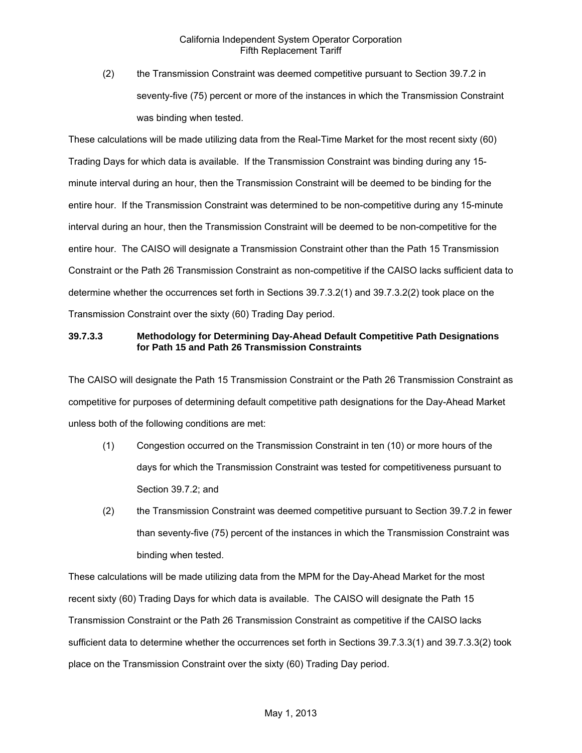(2) the Transmission Constraint was deemed competitive pursuant to Section 39.7.2 in seventy-five (75) percent or more of the instances in which the Transmission Constraint was binding when tested.

These calculations will be made utilizing data from the Real-Time Market for the most recent sixty (60) Trading Days for which data is available. If the Transmission Constraint was binding during any 15-minute interval during an hour, then the Transmission Constraint will be deemed to be binding for the entire hour. If the Transmission Constraint was determined to be non-competitive during any 15-minute interval during an hour, then the Transmission Constraint will be deemed to be non-competitive for the entire hour. The CAISO will designate a Transmission Constraint other than the Path 15 Transmission Constraint or the Path 26 Transmission Constraint as non-competitive if the CAISO lacks sufficient data to determine whether the occurrences set forth in Sections 39.7.3.2(1) and 39.7.3.2(2) took place on the Transmission Constraint over the sixty (60) Trading Day period.

### 39.7.3.3 Methodology for Determining Day-Ahead Default Competitive Path Designations for Path 15 and Path 26 Transmission Constraints

The CAISO will designate the Path 15 Transmission Constraint or the Path 26 Transmission Constraint as competitive for purposes of determining default competitive path designations for the Day-Ahead Market unless both of the following conditions are met:

(1) Congestion occurred on the Transmission Constraint in ten (10) or more hours of the days for which the Transmission Constraint was tested for competitiveness pursuant to Section 39.7.2; and

(2) the Transmission Constraint was deemed competitive pursuant to Section 39.7.2 in fewer than seventy-five (75) percent of the instances in which the Transmission Constraint was binding when tested.

These calculations will be made utilizing data from the MPM for the Day-Ahead Market for the most recent sixty (60) Trading Days for which data is available. The CAISO will designate the Path 15 Transmission Constraint or the Path 26 Transmission Constraint as competitive if the CAISO lacks sufficient data to determine whether the occurrences set forth in Sections 39.7.3.3(1) and 39.7.3.3(2) took place on the Transmission Constraint over the sixty (60) Trading Day period.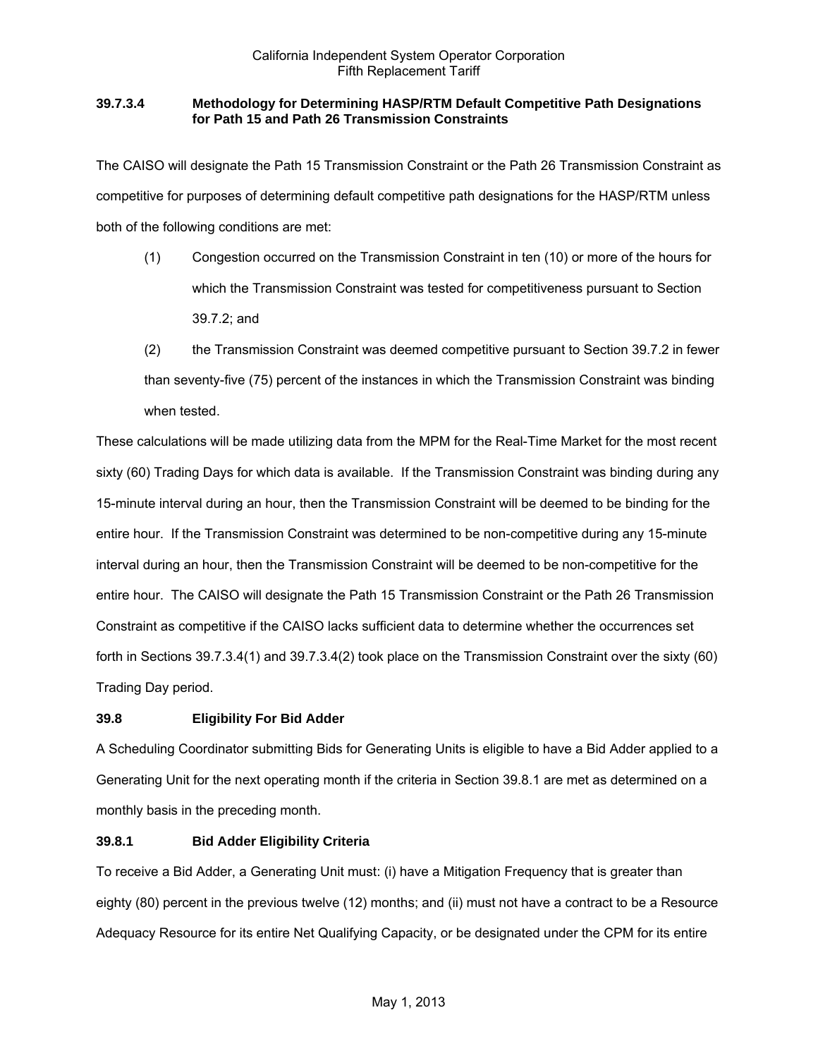### 39.7.3.4 Methodology for Determining HASP/RTM Default Competitive Path Designations for Path 15 and Path 26 Transmission Constraints

The CAISO will designate the Path 15 Transmission Constraint or the Path 26 Transmission Constraint as competitive for purposes of determining default competitive path designations for the HASP/RTM unless both of the following conditions are met:

(1) Congestion occurred on the Transmission Constraint in ten (10) or more of the hours for which the Transmission Constraint was tested for competitiveness pursuant to Section 39.7.2; and

(2) the Transmission Constraint was deemed competitive pursuant to Section 39.7.2 in fewer than seventy-five (75) percent of the instances in which the Transmission Constraint was binding when tested.

These calculations will be made utilizing data from the MPM for the Real-Time Market for the most recent sixty (60) Trading Days for which data is available. If the Transmission Constraint was binding during any 15-minute interval during an hour, then the Transmission Constraint will be deemed to be binding for the entire hour. If the Transmission Constraint was determined to be non-competitive during any 15-minute interval during an hour, then the Transmission Constraint will be deemed to be non-competitive for the entire hour. The CAISO will designate the Path 15 Transmission Constraint or the Path 26 Transmission Constraint as competitive if the CAISO lacks sufficient data to determine whether the occurrences set forth in Sections 39.7.3.4(1) and 39.7.3.4(2) took place on the Transmission Constraint over the sixty (60) Trading Day period.

### 39.8 Eligibility For Bid Adder

A Scheduling Coordinator submitting Bids for Generating Units is eligible to have a Bid Adder applied to a Generating Unit for the next operating month if the criteria in Section 39.8.1 are met as determined on a monthly basis in the preceding month.

### 39.8.1 Bid Adder Eligibility Criteria

To receive a Bid Adder, a Generating Unit must: (i) have a Mitigation Frequency that is greater than eighty (80) percent in the previous twelve (12) months; and (ii) must not have a contract to be a Resource Adequacy Resource for its entire Net Qualifying Capacity, or be designated under the CPM for its entire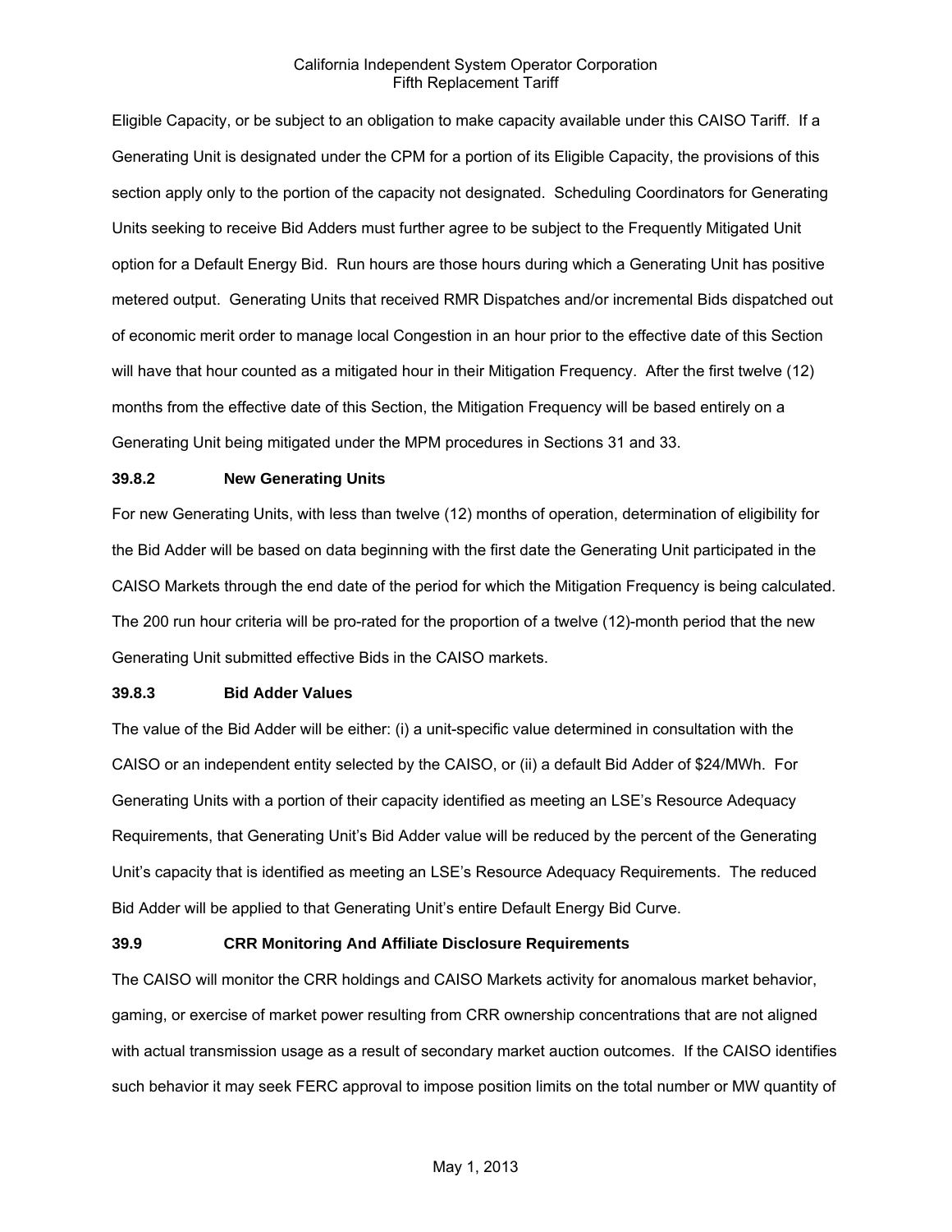Eligible Capacity, or be subject to an obligation to make capacity available under this CAISO Tariff. If a Generating Unit is designated under the CPM for a portion of its Eligible Capacity, the provisions of this section apply only to the portion of the capacity not designated. Scheduling Coordinators for Generating Units seeking to receive Bid Adders must further agree to be subject to the Frequently Mitigated Unit option for a Default Energy Bid. Run hours are those hours during which a Generating Unit has positive metered output. Generating Units that received RMR Dispatches and/or incremental Bids dispatched out of economic merit order to manage local Congestion in an hour prior to the effective date of this Section will have that hour counted as a mitigated hour in their Mitigation Frequency. After the first twelve (12) months from the effective date of this Section, the Mitigation Frequency will be based entirely on a Generating Unit being mitigated under the MPM procedures in Sections 31 and 33.

**39.8.2 New Generating Units**

For new Generating Units, with less than twelve (12) months of operation, determination of eligibility for the Bid Adder will be based on data beginning with the first date the Generating Unit participated in the CAISO Markets through the end date of the period for which the Mitigation Frequency is being calculated. The 200 run hour criteria will be pro-rated for the proportion of a twelve (12)-month period that the new Generating Unit submitted effective Bids in the CAISO markets.

**39.8.3 Bid Adder Values**

The value of the Bid Adder will be either: (i) a unit-specific value determined in consultation with the CAISO or an independent entity selected by the CAISO, or (ii) a default Bid Adder of $24/MWh. For Generating Units with a portion of their capacity identified as meeting an LSE's Resource Adequacy Requirements, that Generating Unit's Bid Adder value will be reduced by the percent of the Generating Unit's capacity that is identified as meeting an LSE's Resource Adequacy Requirements. The reduced Bid Adder will be applied to that Generating Unit's entire Default Energy Bid Curve.

**39.9 CRR Monitoring And Affiliate Disclosure Requirements**

The CAISO will monitor the CRR holdings and CAISO Markets activity for anomalous market behavior, gaming, or exercise of market power resulting from CRR ownership concentrations that are not aligned with actual transmission usage as a result of secondary market auction outcomes. If the CAISO identifies such behavior it may seek FERC approval to impose position limits on the total number or MW quantity of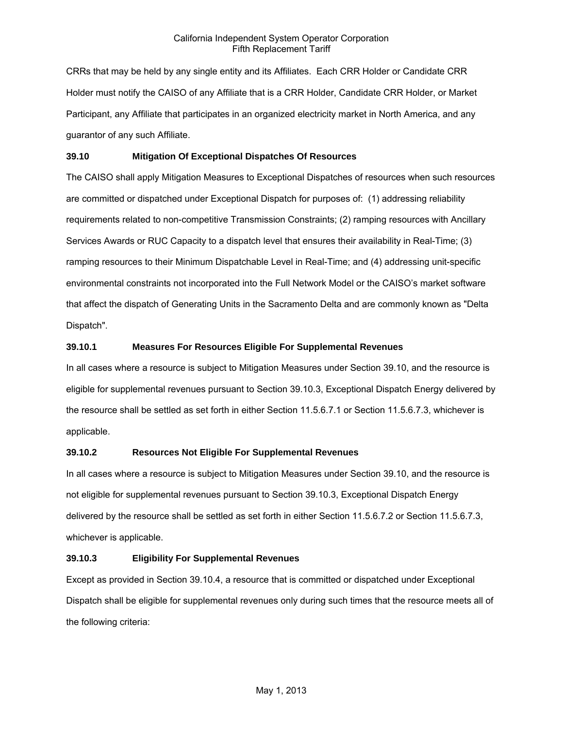CRRs that may be held by any single entity and its Affiliates. Each CRR Holder or Candidate CRR Holder must notify the CAISO of any Affiliate that is a CRR Holder, Candidate CRR Holder, or Market Participant, any Affiliate that participates in an organized electricity market in North America, and any guarantor of any such Affiliate.

### 39.10 Mitigation Of Exceptional Dispatches Of Resources

The CAISO shall apply Mitigation Measures to Exceptional Dispatches of resources when such resources are committed or dispatched under Exceptional Dispatch for purposes of: (1) addressing reliability requirements related to non-competitive Transmission Constraints; (2) ramping resources with Ancillary Services Awards or RUC Capacity to a dispatch level that ensures their availability in Real-Time; (3) ramping resources to their Minimum Dispatchable Level in Real-Time; and (4) addressing unit-specific environmental constraints not incorporated into the Full Network Model or the CAISO's market software that affect the dispatch of Generating Units in the Sacramento Delta and are commonly known as "Delta Dispatch".

### 39.10.1 Measures For Resources Eligible For Supplemental Revenues

In all cases where a resource is subject to Mitigation Measures under Section 39.10, and the resource is eligible for supplemental revenues pursuant to Section 39.10.3, Exceptional Dispatch Energy delivered by the resource shall be settled as set forth in either Section 11.5.6.7.1 or Section 11.5.6.7.3, whichever is applicable.

### 39.10.2 Resources Not Eligible For Supplemental Revenues

In all cases where a resource is subject to Mitigation Measures under Section 39.10, and the resource is not eligible for supplemental revenues pursuant to Section 39.10.3, Exceptional Dispatch Energy delivered by the resource shall be settled as set forth in either Section 11.5.6.7.2 or Section 11.5.6.7.3, whichever is applicable.

### 39.10.3 Eligibility For Supplemental Revenues

Except as provided in Section 39.10.4, a resource that is committed or dispatched under Exceptional Dispatch shall be eligible for supplemental revenues only during such times that the resource meets all of the following criteria: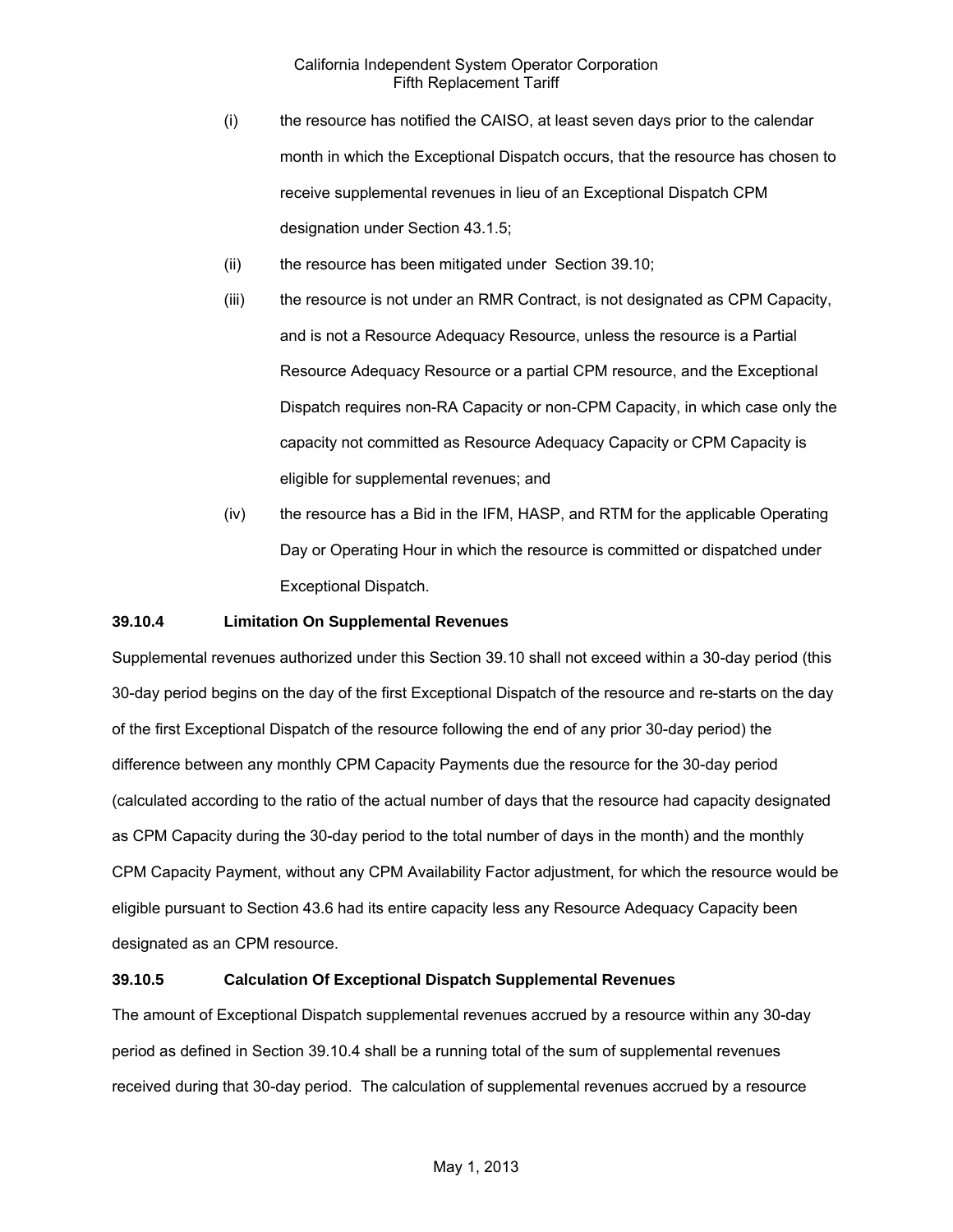(i) the resource has notified the CAISO, at least seven days prior to the calendar month in which the Exceptional Dispatch occurs, that the resource has chosen to receive supplemental revenues in lieu of an Exceptional Dispatch CPM designation under Section 43.1.5;

(ii) the resource has been mitigated under Section 39.10;

(iii) the resource is not under an RMR Contract, is not designated as CPM Capacity, and is not a Resource Adequacy Resource, unless the resource is a Partial Resource Adequacy Resource or a partial CPM resource, and the Exceptional Dispatch requires non-RA Capacity or non-CPM Capacity, in which case only the capacity not committed as Resource Adequacy Capacity or CPM Capacity is eligible for supplemental revenues; and

(iv) the resource has a Bid in the IFM, HASP, and RTM for the applicable Operating Day or Operating Hour in which the resource is committed or dispatched under Exceptional Dispatch.

**39.10.4 Limitation On Supplemental Revenues**

Supplemental revenues authorized under this Section 39.10 shall not exceed within a 30-day period (this 30-day period begins on the day of the first Exceptional Dispatch of the resource and re-starts on the day of the first Exceptional Dispatch of the resource following the end of any prior 30-day period) the difference between any monthly CPM Capacity Payments due the resource for the 30-day period (calculated according to the ratio of the actual number of days that the resource had capacity designated as CPM Capacity during the 30-day period to the total number of days in the month) and the monthly CPM Capacity Payment, without any CPM Availability Factor adjustment, for which the resource would be eligible pursuant to Section 43.6 had its entire capacity less any Resource Adequacy Capacity been designated as an CPM resource.

**39.10.5 Calculation Of Exceptional Dispatch Supplemental Revenues**

The amount of Exceptional Dispatch supplemental revenues accrued by a resource within any 30-day period as defined in Section 39.10.4 shall be a running total of the sum of supplemental revenues received during that 30-day period. The calculation of supplemental revenues accrued by a resource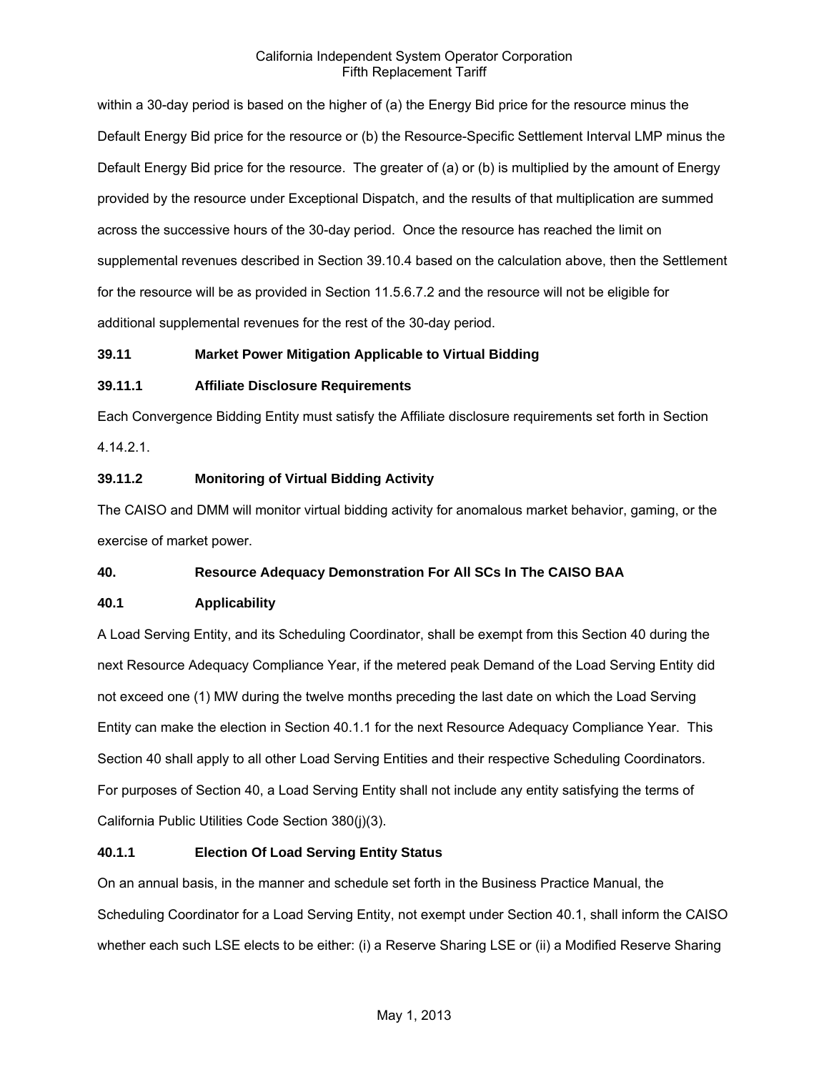within a 30-day period is based on the higher of (a) the Energy Bid price for the resource minus the Default Energy Bid price for the resource or (b) the Resource-Specific Settlement Interval LMP minus the Default Energy Bid price for the resource. The greater of (a) or (b) is multiplied by the amount of Energy provided by the resource under Exceptional Dispatch, and the results of that multiplication are summed across the successive hours of the 30-day period. Once the resource has reached the limit on supplemental revenues described in Section 39.10.4 based on the calculation above, then the Settlement for the resource will be as provided in Section 11.5.6.7.2 and the resource will not be eligible for additional supplemental revenues for the rest of the 30-day period.

**39.11 Market Power Mitigation Applicable to Virtual Bidding**

**39.11.1 Affiliate Disclosure Requirements**

Each Convergence Bidding Entity must satisfy the Affiliate disclosure requirements set forth in Section 4.14.2.1.

**39.11.2 Monitoring of Virtual Bidding Activity**

The CAISO and DMM will monitor virtual bidding activity for anomalous market behavior, gaming, or the exercise of market power.

**40. Resource Adequacy Demonstration For All SCs In The CAISO BAA**

**40.1 Applicability**

A Load Serving Entity, and its Scheduling Coordinator, shall be exempt from this Section 40 during the next Resource Adequacy Compliance Year, if the metered peak Demand of the Load Serving Entity did not exceed one (1) MW during the twelve months preceding the last date on which the Load Serving Entity can make the election in Section 40.1.1 for the next Resource Adequacy Compliance Year. This Section 40 shall apply to all other Load Serving Entities and their respective Scheduling Coordinators. For purposes of Section 40, a Load Serving Entity shall not include any entity satisfying the terms of California Public Utilities Code Section 380(j)(3).

**40.1.1 Election Of Load Serving Entity Status**

On an annual basis, in the manner and schedule set forth in the Business Practice Manual, the Scheduling Coordinator for a Load Serving Entity, not exempt under Section 40.1, shall inform the CAISO whether each such LSE elects to be either: (i) a Reserve Sharing LSE or (ii) a Modified Reserve Sharing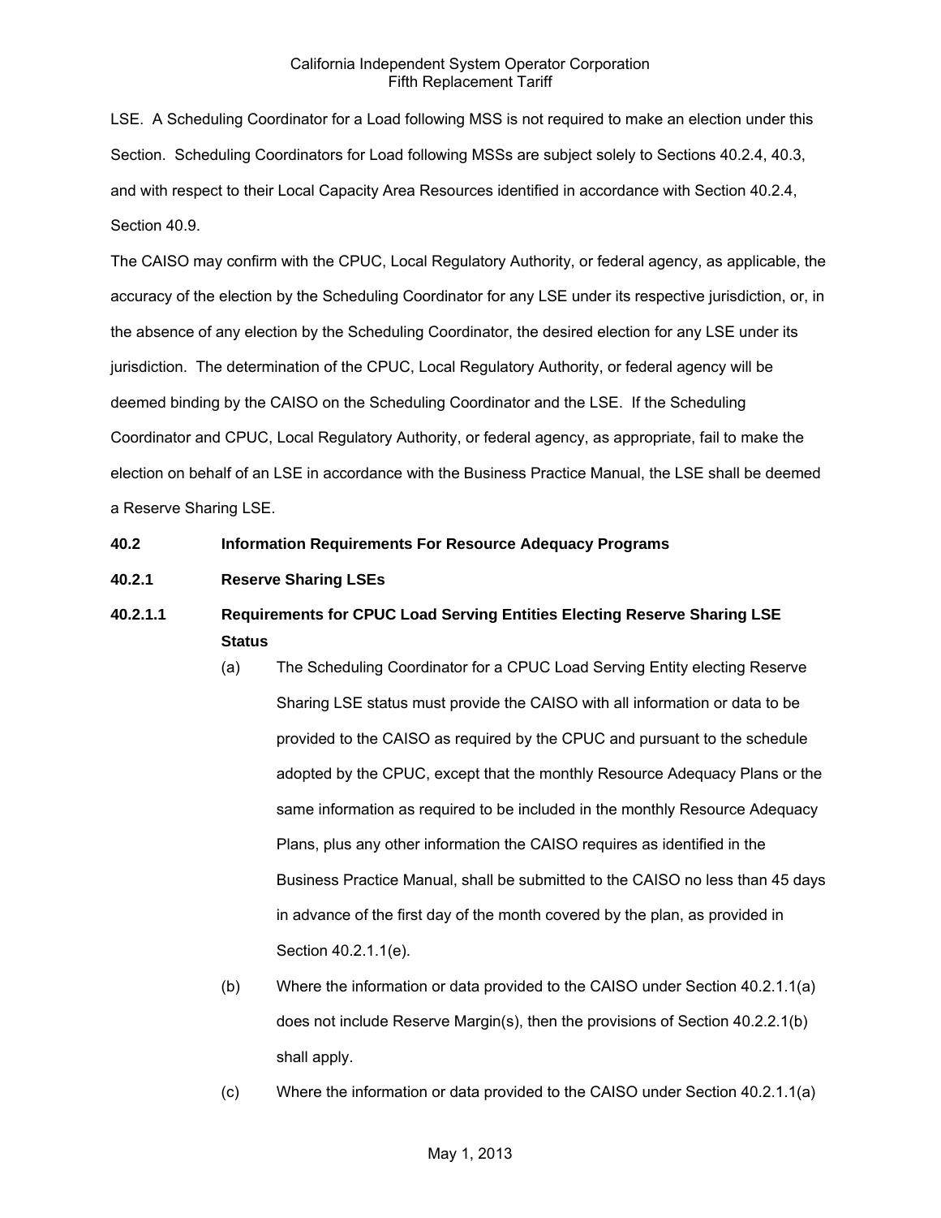LSE. A Scheduling Coordinator for a Load following MSS is not required to make an election under this Section. Scheduling Coordinators for Load following MSSs are subject solely to Sections 40.2.4, 40.3, and with respect to their Local Capacity Area Resources identified in accordance with Section 40.2.4, Section 40.9.

The CAISO may confirm with the CPUC, Local Regulatory Authority, or federal agency, as applicable, the accuracy of the election by the Scheduling Coordinator for any LSE under its respective jurisdiction, or, in the absence of any election by the Scheduling Coordinator, the desired election for any LSE under its jurisdiction. The determination of the CPUC, Local Regulatory Authority, or federal agency will be deemed binding by the CAISO on the Scheduling Coordinator and the LSE. If the Scheduling Coordinator and CPUC, Local Regulatory Authority, or federal agency, as appropriate, fail to make the election on behalf of an LSE in accordance with the Business Practice Manual, the LSE shall be deemed a Reserve Sharing LSE.

**40.2 Information Requirements For Resource Adequacy Programs**

**40.2.1 Reserve Sharing LSEs**

**40.2.1.1 Requirements for CPUC Load Serving Entities Electing Reserve Sharing LSE Status**

(a) The Scheduling Coordinator for a CPUC Load Serving Entity electing Reserve Sharing LSE status must provide the CAISO with all information or data to be provided to the CAISO as required by the CPUC and pursuant to the schedule adopted by the CPUC, except that the monthly Resource Adequacy Plans or the same information as required to be included in the monthly Resource Adequacy Plans, plus any other information the CAISO requires as identified in the Business Practice Manual, shall be submitted to the CAISO no less than 45 days in advance of the first day of the month covered by the plan, as provided in Section 40.2.1.1(e).

(b) Where the information or data provided to the CAISO under Section 40.2.1.1(a) does not include Reserve Margin(s), then the provisions of Section 40.2.2.1(b) shall apply.

(c) Where the information or data provided to the CAISO under Section 40.2.1.1(a)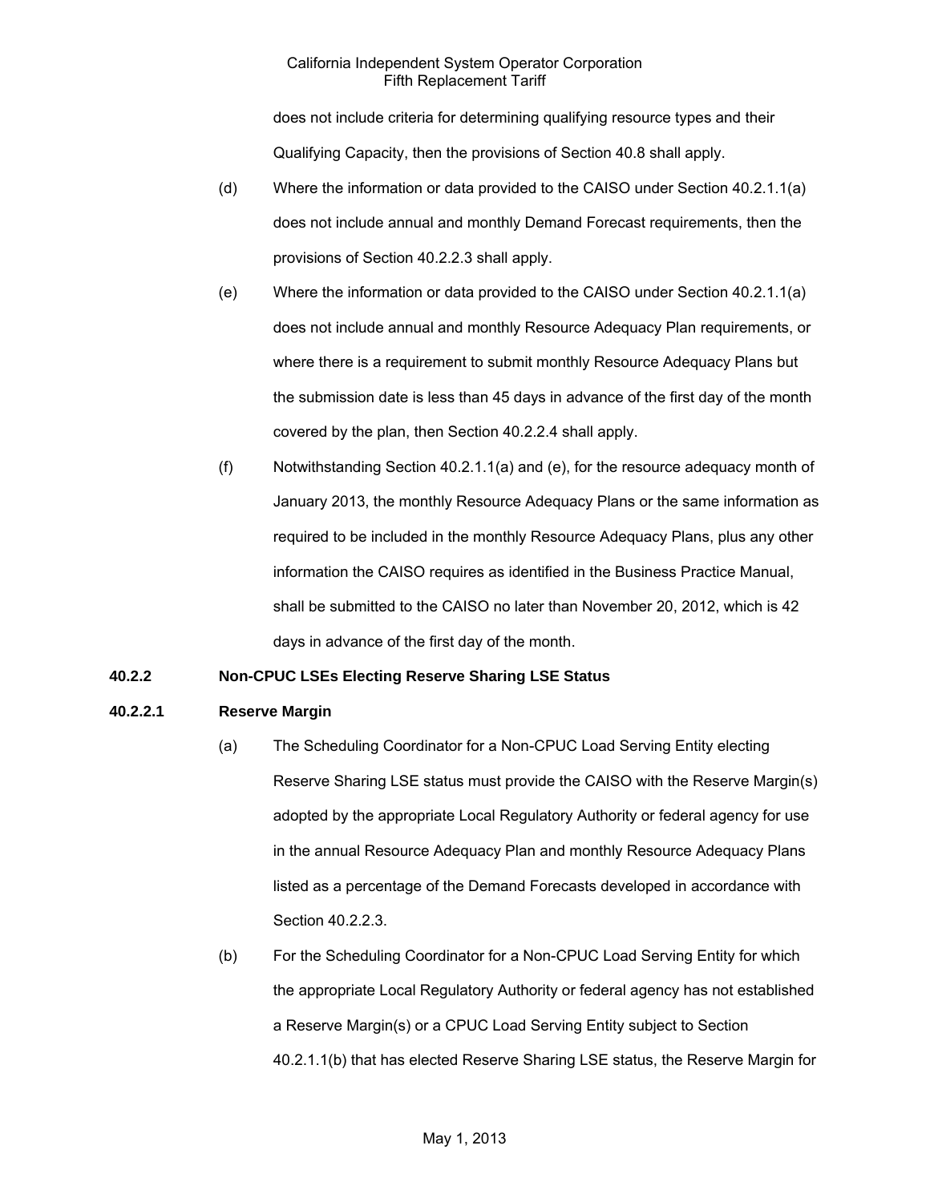does not include criteria for determining qualifying resource types and their Qualifying Capacity, then the provisions of Section 40.8 shall apply.

(d) Where the information or data provided to the CAISO under Section 40.2.1.1(a) does not include annual and monthly Demand Forecast requirements, then the provisions of Section 40.2.2.3 shall apply.

(e) Where the information or data provided to the CAISO under Section 40.2.1.1(a) does not include annual and monthly Resource Adequacy Plan requirements, or where there is a requirement to submit monthly Resource Adequacy Plans but the submission date is less than 45 days in advance of the first day of the month covered by the plan, then Section 40.2.2.4 shall apply.

(f) Notwithstanding Section 40.2.1.1(a) and (e), for the resource adequacy month of January 2013, the monthly Resource Adequacy Plans or the same information as required to be included in the monthly Resource Adequacy Plans, plus any other information the CAISO requires as identified in the Business Practice Manual, shall be submitted to the CAISO no later than November 20, 2012, which is 42 days in advance of the first day of the month.

**40.2.2 Non-CPUC LSEs Electing Reserve Sharing LSE Status**

**40.2.2.1 Reserve Margin**

(a) The Scheduling Coordinator for a Non-CPUC Load Serving Entity electing Reserve Sharing LSE status must provide the CAISO with the Reserve Margin(s) adopted by the appropriate Local Regulatory Authority or federal agency for use in the annual Resource Adequacy Plan and monthly Resource Adequacy Plans listed as a percentage of the Demand Forecasts developed in accordance with Section 40.2.2.3.

(b) For the Scheduling Coordinator for a Non-CPUC Load Serving Entity for which the appropriate Local Regulatory Authority or federal agency has not established a Reserve Margin(s) or a CPUC Load Serving Entity subject to Section 40.2.1.1(b) that has elected Reserve Sharing LSE status, the Reserve Margin for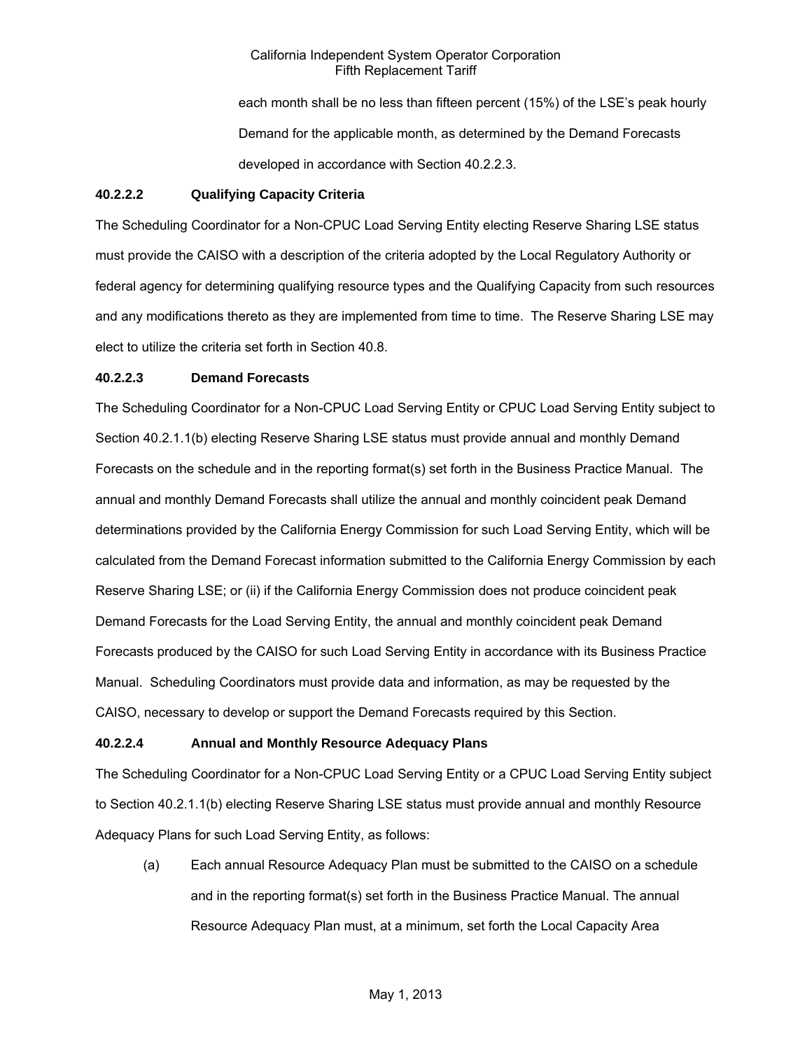each month shall be no less than fifteen percent (15%) of the LSE's peak hourly Demand for the applicable month, as determined by the Demand Forecasts developed in accordance with Section 40.2.2.3.

**40.2.2.2 Qualifying Capacity Criteria**

The Scheduling Coordinator for a Non-CPUC Load Serving Entity electing Reserve Sharing LSE status must provide the CAISO with a description of the criteria adopted by the Local Regulatory Authority or federal agency for determining qualifying resource types and the Qualifying Capacity from such resources and any modifications thereto as they are implemented from time to time. The Reserve Sharing LSE may elect to utilize the criteria set forth in Section 40.8.

**40.2.2.3 Demand Forecasts**

The Scheduling Coordinator for a Non-CPUC Load Serving Entity or CPUC Load Serving Entity subject to Section 40.2.1.1(b) electing Reserve Sharing LSE status must provide annual and monthly Demand Forecasts on the schedule and in the reporting format(s) set forth in the Business Practice Manual. The annual and monthly Demand Forecasts shall utilize the annual and monthly coincident peak Demand determinations provided by the California Energy Commission for such Load Serving Entity, which will be calculated from the Demand Forecast information submitted to the California Energy Commission by each Reserve Sharing LSE; or (ii) if the California Energy Commission does not produce coincident peak Demand Forecasts for the Load Serving Entity, the annual and monthly coincident peak Demand Forecasts produced by the CAISO for such Load Serving Entity in accordance with its Business Practice Manual. Scheduling Coordinators must provide data and information, as may be requested by the CAISO, necessary to develop or support the Demand Forecasts required by this Section.

**40.2.2.4 Annual and Monthly Resource Adequacy Plans**

The Scheduling Coordinator for a Non-CPUC Load Serving Entity or a CPUC Load Serving Entity subject to Section 40.2.1.1(b) electing Reserve Sharing LSE status must provide annual and monthly Resource Adequacy Plans for such Load Serving Entity, as follows:

(a) Each annual Resource Adequacy Plan must be submitted to the CAISO on a schedule and in the reporting format(s) set forth in the Business Practice Manual. The annual Resource Adequacy Plan must, at a minimum, set forth the Local Capacity Area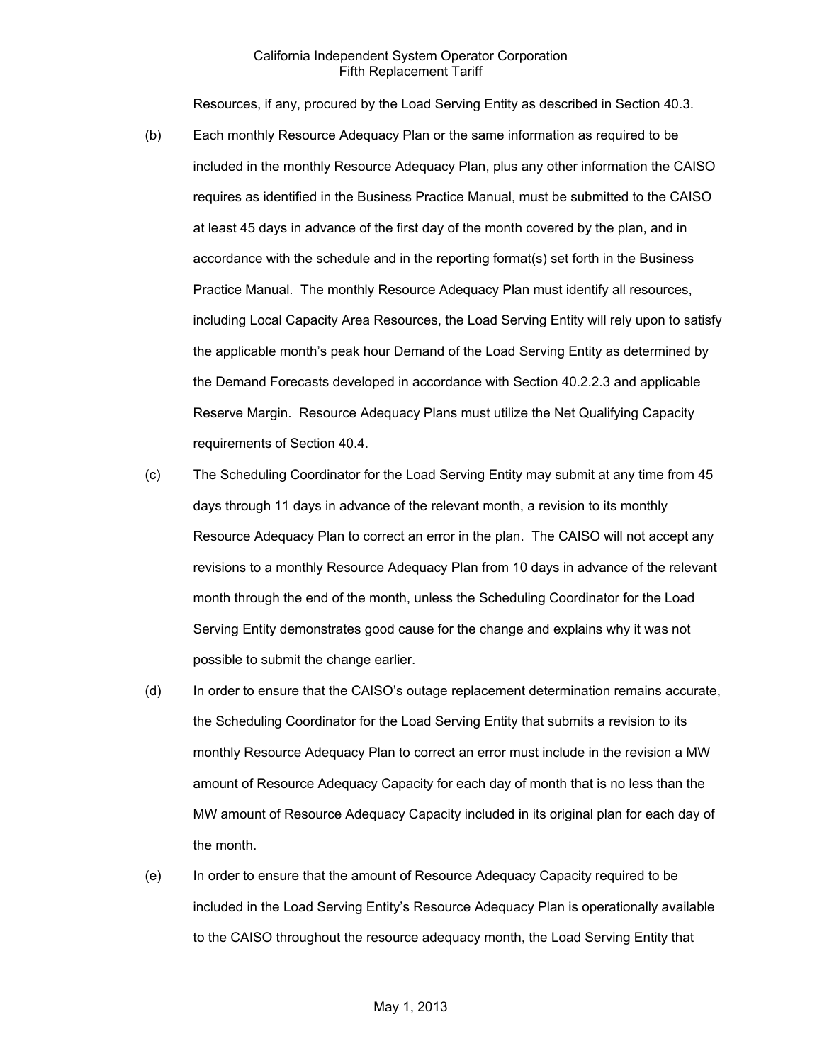Resources, if any, procured by the Load Serving Entity as described in Section 40.3.

(b) Each monthly Resource Adequacy Plan or the same information as required to be included in the monthly Resource Adequacy Plan, plus any other information the CAISO requires as identified in the Business Practice Manual, must be submitted to the CAISO at least 45 days in advance of the first day of the month covered by the plan, and in accordance with the schedule and in the reporting format(s) set forth in the Business Practice Manual. The monthly Resource Adequacy Plan must identify all resources, including Local Capacity Area Resources, the Load Serving Entity will rely upon to satisfy the applicable month's peak hour Demand of the Load Serving Entity as determined by the Demand Forecasts developed in accordance with Section 40.2.2.3 and applicable Reserve Margin. Resource Adequacy Plans must utilize the Net Qualifying Capacity requirements of Section 40.4.

(c) The Scheduling Coordinator for the Load Serving Entity may submit at any time from 45 days through 11 days in advance of the relevant month, a revision to its monthly Resource Adequacy Plan to correct an error in the plan. The CAISO will not accept any revisions to a monthly Resource Adequacy Plan from 10 days in advance of the relevant month through the end of the month, unless the Scheduling Coordinator for the Load Serving Entity demonstrates good cause for the change and explains why it was not possible to submit the change earlier.

(d) In order to ensure that the CAISO's outage replacement determination remains accurate, the Scheduling Coordinator for the Load Serving Entity that submits a revision to its monthly Resource Adequacy Plan to correct an error must include in the revision a MW amount of Resource Adequacy Capacity for each day of month that is no less than the MW amount of Resource Adequacy Capacity included in its original plan for each day of the month.

(e) In order to ensure that the amount of Resource Adequacy Capacity required to be included in the Load Serving Entity's Resource Adequacy Plan is operationally available to the CAISO throughout the resource adequacy month, the Load Serving Entity that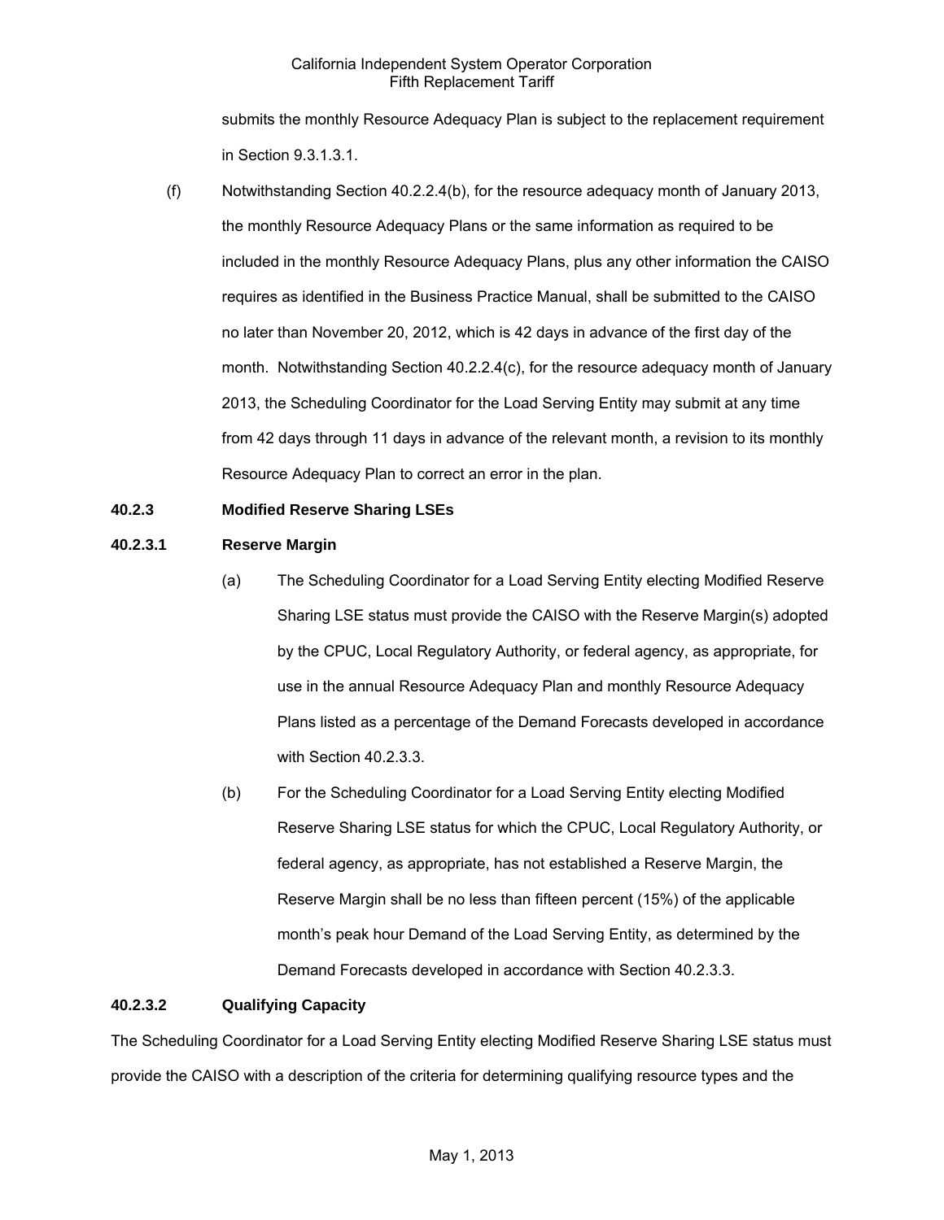submits the monthly Resource Adequacy Plan is subject to the replacement requirement in Section 9.3.1.3.1.

(f) Notwithstanding Section 40.2.2.4(b), for the resource adequacy month of January 2013, the monthly Resource Adequacy Plans or the same information as required to be included in the monthly Resource Adequacy Plans, plus any other information the CAISO requires as identified in the Business Practice Manual, shall be submitted to the CAISO no later than November 20, 2012, which is 42 days in advance of the first day of the month. Notwithstanding Section 40.2.2.4(c), for the resource adequacy month of January 2013, the Scheduling Coordinator for the Load Serving Entity may submit at any time from 42 days through 11 days in advance of the relevant month, a revision to its monthly Resource Adequacy Plan to correct an error in the plan.

**40.2.3 Modified Reserve Sharing LSEs**

**40.2.3.1 Reserve Margin**

(a) The Scheduling Coordinator for a Load Serving Entity electing Modified Reserve Sharing LSE status must provide the CAISO with the Reserve Margin(s) adopted by the CPUC, Local Regulatory Authority, or federal agency, as appropriate, for use in the annual Resource Adequacy Plan and monthly Resource Adequacy Plans listed as a percentage of the Demand Forecasts developed in accordance with Section 40.2.3.3.

(b) For the Scheduling Coordinator for a Load Serving Entity electing Modified Reserve Sharing LSE status for which the CPUC, Local Regulatory Authority, or federal agency, as appropriate, has not established a Reserve Margin, the Reserve Margin shall be no less than fifteen percent (15%) of the applicable month's peak hour Demand of the Load Serving Entity, as determined by the Demand Forecasts developed in accordance with Section 40.2.3.3.

**40.2.3.2 Qualifying Capacity**

The Scheduling Coordinator for a Load Serving Entity electing Modified Reserve Sharing LSE status must provide the CAISO with a description of the criteria for determining qualifying resource types and the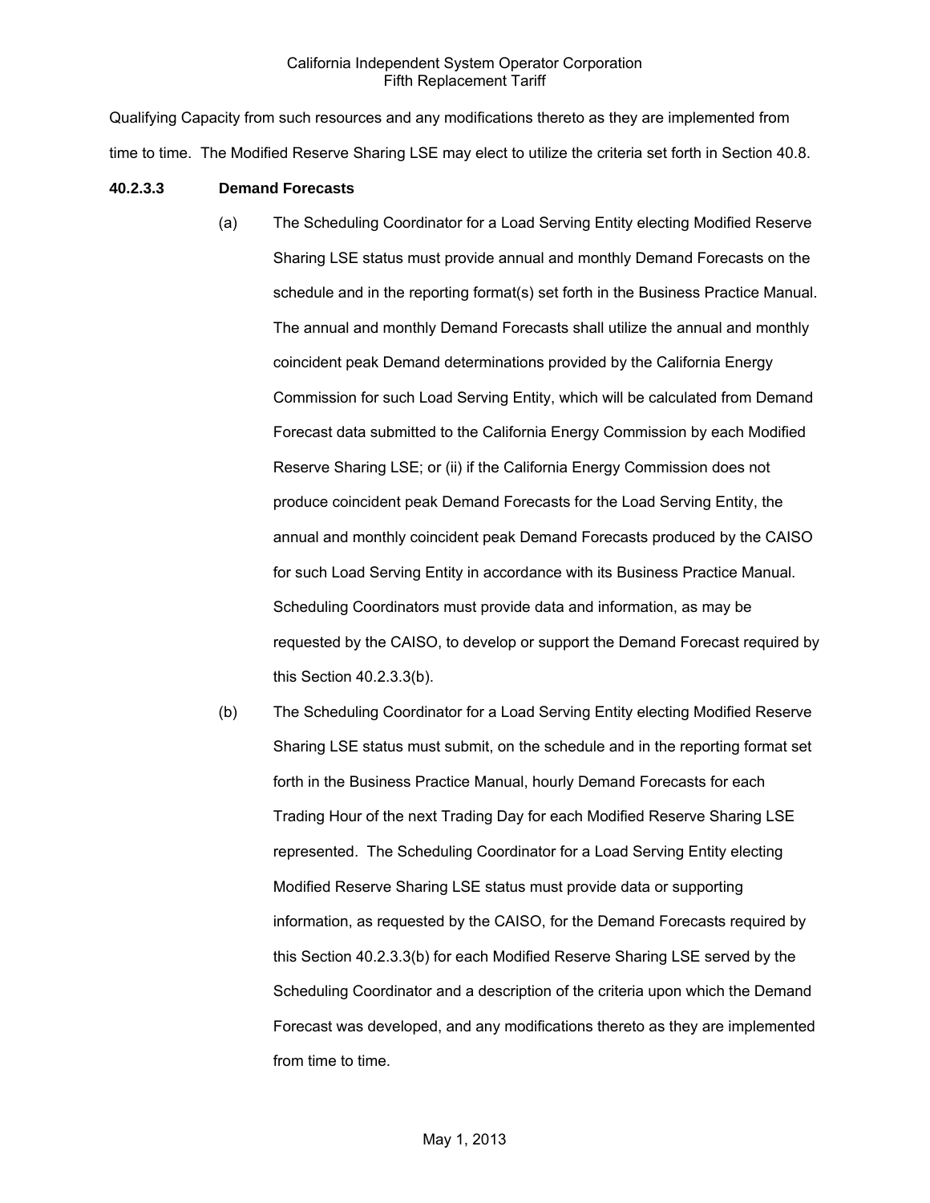Qualifying Capacity from such resources and any modifications thereto as they are implemented from time to time. The Modified Reserve Sharing LSE may elect to utilize the criteria set forth in Section 40.8.

**40.2.3.3 Demand Forecasts**

(a) The Scheduling Coordinator for a Load Serving Entity electing Modified Reserve Sharing LSE status must provide annual and monthly Demand Forecasts on the schedule and in the reporting format(s) set forth in the Business Practice Manual. The annual and monthly Demand Forecasts shall utilize the annual and monthly coincident peak Demand determinations provided by the California Energy Commission for such Load Serving Entity, which will be calculated from Demand Forecast data submitted to the California Energy Commission by each Modified Reserve Sharing LSE; or (ii) if the California Energy Commission does not produce coincident peak Demand Forecasts for the Load Serving Entity, the annual and monthly coincident peak Demand Forecasts produced by the CAISO for such Load Serving Entity in accordance with its Business Practice Manual. Scheduling Coordinators must provide data and information, as may be requested by the CAISO, to develop or support the Demand Forecast required by this Section 40.2.3.3(b).

(b) The Scheduling Coordinator for a Load Serving Entity electing Modified Reserve Sharing LSE status must submit, on the schedule and in the reporting format set forth in the Business Practice Manual, hourly Demand Forecasts for each Trading Hour of the next Trading Day for each Modified Reserve Sharing LSE represented. The Scheduling Coordinator for a Load Serving Entity electing Modified Reserve Sharing LSE status must provide data or supporting information, as requested by the CAISO, for the Demand Forecasts required by this Section 40.2.3.3(b) for each Modified Reserve Sharing LSE served by the Scheduling Coordinator and a description of the criteria upon which the Demand Forecast was developed, and any modifications thereto as they are implemented from time to time.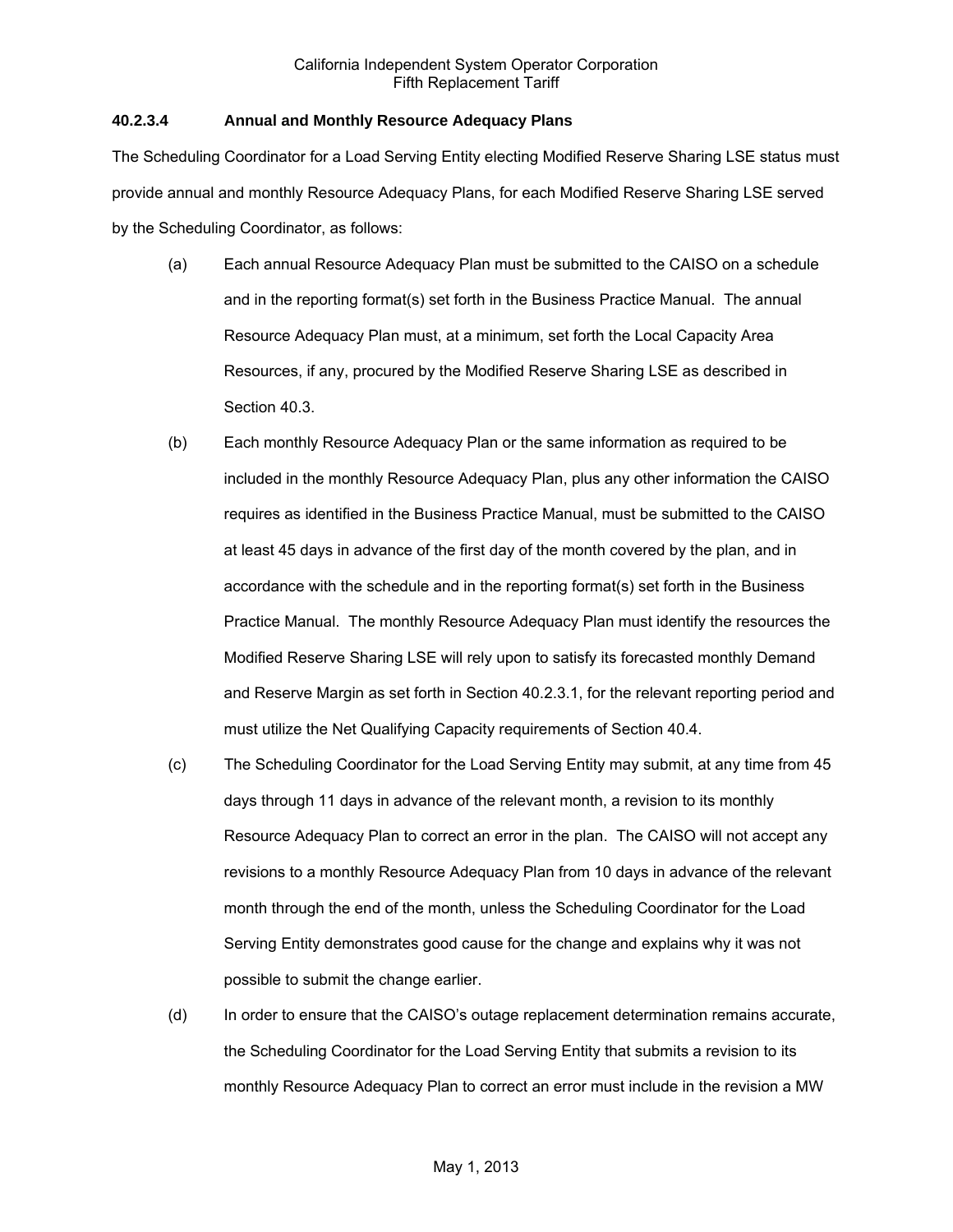### 40.2.3.4 Annual and Monthly Resource Adequacy Plans

The Scheduling Coordinator for a Load Serving Entity electing Modified Reserve Sharing LSE status must provide annual and monthly Resource Adequacy Plans, for each Modified Reserve Sharing LSE served by the Scheduling Coordinator, as follows:

(a) Each annual Resource Adequacy Plan must be submitted to the CAISO on a schedule and in the reporting format(s) set forth in the Business Practice Manual. The annual Resource Adequacy Plan must, at a minimum, set forth the Local Capacity Area Resources, if any, procured by the Modified Reserve Sharing LSE as described in Section 40.3.

(b) Each monthly Resource Adequacy Plan or the same information as required to be included in the monthly Resource Adequacy Plan, plus any other information the CAISO requires as identified in the Business Practice Manual, must be submitted to the CAISO at least 45 days in advance of the first day of the month covered by the plan, and in accordance with the schedule and in the reporting format(s) set forth in the Business Practice Manual. The monthly Resource Adequacy Plan must identify the resources the Modified Reserve Sharing LSE will rely upon to satisfy its forecasted monthly Demand and Reserve Margin as set forth in Section 40.2.3.1, for the relevant reporting period and must utilize the Net Qualifying Capacity requirements of Section 40.4.

(c) The Scheduling Coordinator for the Load Serving Entity may submit, at any time from 45 days through 11 days in advance of the relevant month, a revision to its monthly Resource Adequacy Plan to correct an error in the plan. The CAISO will not accept any revisions to a monthly Resource Adequacy Plan from 10 days in advance of the relevant month through the end of the month, unless the Scheduling Coordinator for the Load Serving Entity demonstrates good cause for the change and explains why it was not possible to submit the change earlier.

(d) In order to ensure that the CAISO's outage replacement determination remains accurate, the Scheduling Coordinator for the Load Serving Entity that submits a revision to its monthly Resource Adequacy Plan to correct an error must include in the revision a MW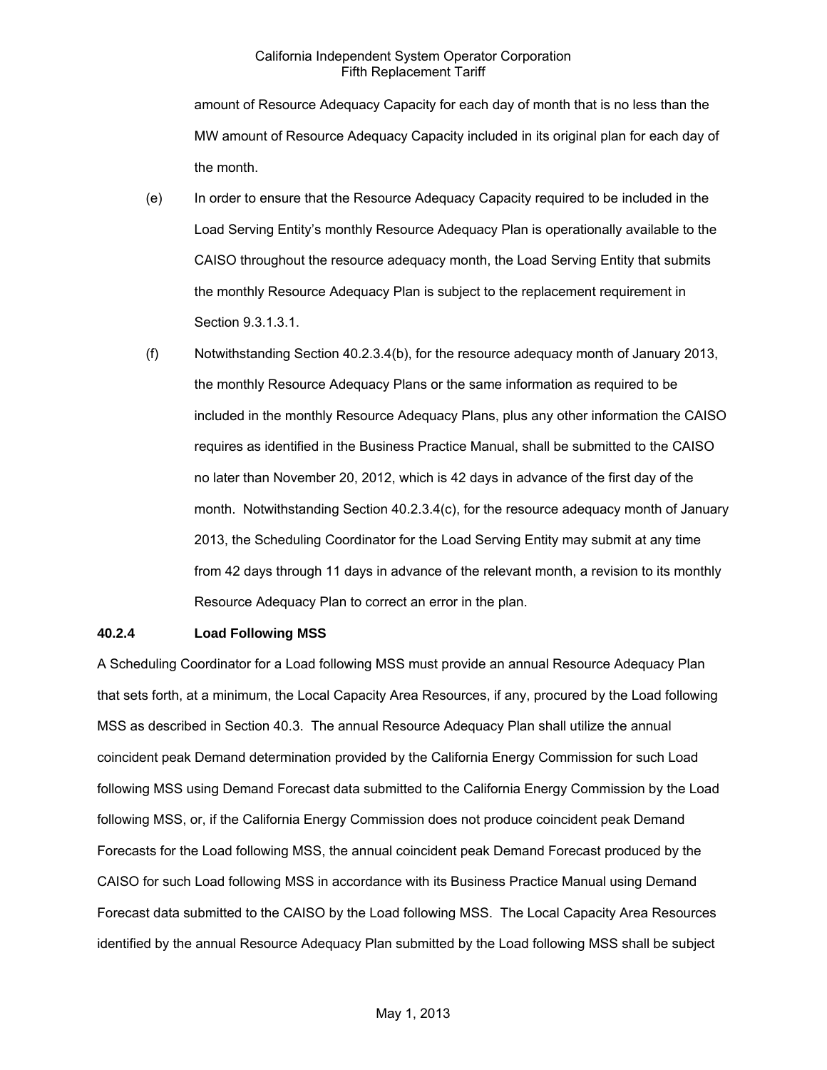amount of Resource Adequacy Capacity for each day of month that is no less than the MW amount of Resource Adequacy Capacity included in its original plan for each day of the month.

(e) In order to ensure that the Resource Adequacy Capacity required to be included in the Load Serving Entity's monthly Resource Adequacy Plan is operationally available to the CAISO throughout the resource adequacy month, the Load Serving Entity that submits the monthly Resource Adequacy Plan is subject to the replacement requirement in Section 9.3.1.3.1.

(f) Notwithstanding Section 40.2.3.4(b), for the resource adequacy month of January 2013, the monthly Resource Adequacy Plans or the same information as required to be included in the monthly Resource Adequacy Plans, plus any other information the CAISO requires as identified in the Business Practice Manual, shall be submitted to the CAISO no later than November 20, 2012, which is 42 days in advance of the first day of the month. Notwithstanding Section 40.2.3.4(c), for the resource adequacy month of January 2013, the Scheduling Coordinator for the Load Serving Entity may submit at any time from 42 days through 11 days in advance of the relevant month, a revision to its monthly Resource Adequacy Plan to correct an error in the plan.

**40.2.4 Load Following MSS**

A Scheduling Coordinator for a Load following MSS must provide an annual Resource Adequacy Plan that sets forth, at a minimum, the Local Capacity Area Resources, if any, procured by the Load following MSS as described in Section 40.3. The annual Resource Adequacy Plan shall utilize the annual coincident peak Demand determination provided by the California Energy Commission for such Load following MSS using Demand Forecast data submitted to the California Energy Commission by the Load following MSS, or, if the California Energy Commission does not produce coincident peak Demand Forecasts for the Load following MSS, the annual coincident peak Demand Forecast produced by the CAISO for such Load following MSS in accordance with its Business Practice Manual using Demand Forecast data submitted to the CAISO by the Load following MSS. The Local Capacity Area Resources identified by the annual Resource Adequacy Plan submitted by the Load following MSS shall be subject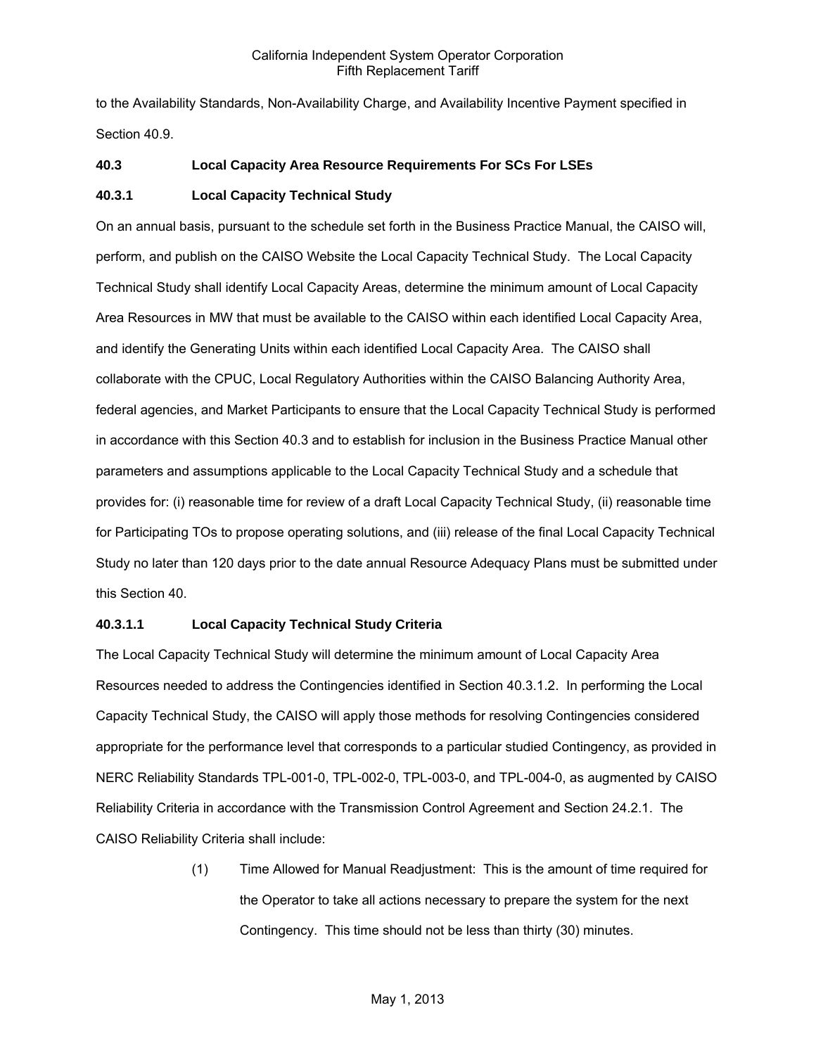to the Availability Standards, Non-Availability Charge, and Availability Incentive Payment specified in Section 40.9.

### 40.3 Local Capacity Area Resource Requirements For SCs For LSEs

### 40.3.1 Local Capacity Technical Study

On an annual basis, pursuant to the schedule set forth in the Business Practice Manual, the CAISO will, perform, and publish on the CAISO Website the Local Capacity Technical Study. The Local Capacity Technical Study shall identify Local Capacity Areas, determine the minimum amount of Local Capacity Area Resources in MW that must be available to the CAISO within each identified Local Capacity Area, and identify the Generating Units within each identified Local Capacity Area. The CAISO shall collaborate with the CPUC, Local Regulatory Authorities within the CAISO Balancing Authority Area, federal agencies, and Market Participants to ensure that the Local Capacity Technical Study is performed in accordance with this Section 40.3 and to establish for inclusion in the Business Practice Manual other parameters and assumptions applicable to the Local Capacity Technical Study and a schedule that provides for: (i) reasonable time for review of a draft Local Capacity Technical Study, (ii) reasonable time for Participating TOs to propose operating solutions, and (iii) release of the final Local Capacity Technical Study no later than 120 days prior to the date annual Resource Adequacy Plans must be submitted under this Section 40.

### 40.3.1.1 Local Capacity Technical Study Criteria

The Local Capacity Technical Study will determine the minimum amount of Local Capacity Area Resources needed to address the Contingencies identified in Section 40.3.1.2. In performing the Local Capacity Technical Study, the CAISO will apply those methods for resolving Contingencies considered appropriate for the performance level that corresponds to a particular studied Contingency, as provided in NERC Reliability Standards TPL-001-0, TPL-002-0, TPL-003-0, and TPL-004-0, as augmented by CAISO Reliability Criteria in accordance with the Transmission Control Agreement and Section 24.2.1. The CAISO Reliability Criteria shall include:

(1) Time Allowed for Manual Readjustment: This is the amount of time required for the Operator to take all actions necessary to prepare the system for the next Contingency. This time should not be less than thirty (30) minutes.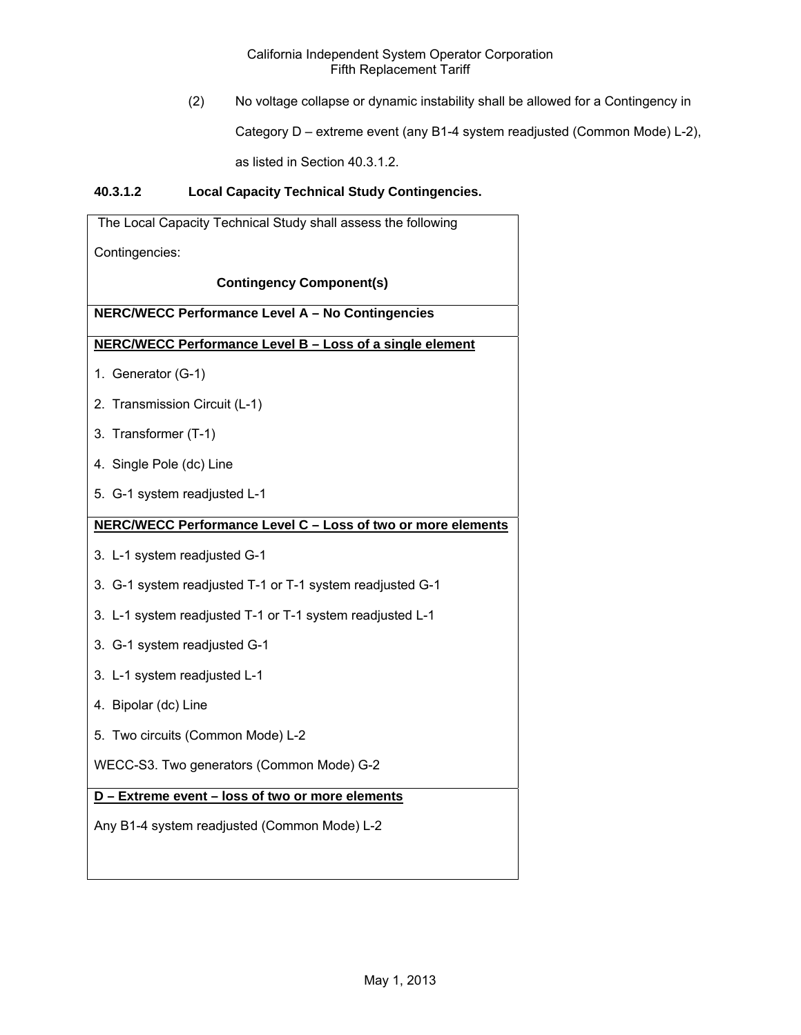(2) No voltage collapse or dynamic instability shall be allowed for a Contingency in Category D – extreme event (any B1-4 system readjusted (Common Mode) L-2), as listed in Section 40.3.1.2.

**40.3.1.2 Local Capacity Technical Study Contingencies.**

| The Local Capacity Technical Study shall assess the following Contingencies:<br><br>**Contingency Component(s)** |
|---|
| **NERC/WECC Performance Level A – No Contingencies** |
| **NERC/WECC Performance Level B – Loss of a single element**<br><br>1. Generator (G-1)<br><br>2. Transmission Circuit (L-1)<br><br>3. Transformer (T-1)<br><br>4. Single Pole (dc) Line<br><br>5. G-1 system readjusted L-1 |
| **NERC/WECC Performance Level C – Loss of two or more elements**<br><br>3. L-1 system readjusted G-1<br><br>3. G-1 system readjusted T-1 or T-1 system readjusted G-1<br><br>3. L-1 system readjusted T-1 or T-1 system readjusted L-1<br><br>3. G-1 system readjusted G-1<br><br>3. L-1 system readjusted L-1<br><br>4. Bipolar (dc) Line<br><br>5. Two circuits (Common Mode) L-2<br><br>WECC-S3. Two generators (Common Mode) G-2 |
| **D – Extreme event – loss of two or more elements**<br><br>Any B1-4 system readjusted (Common Mode) L-2 |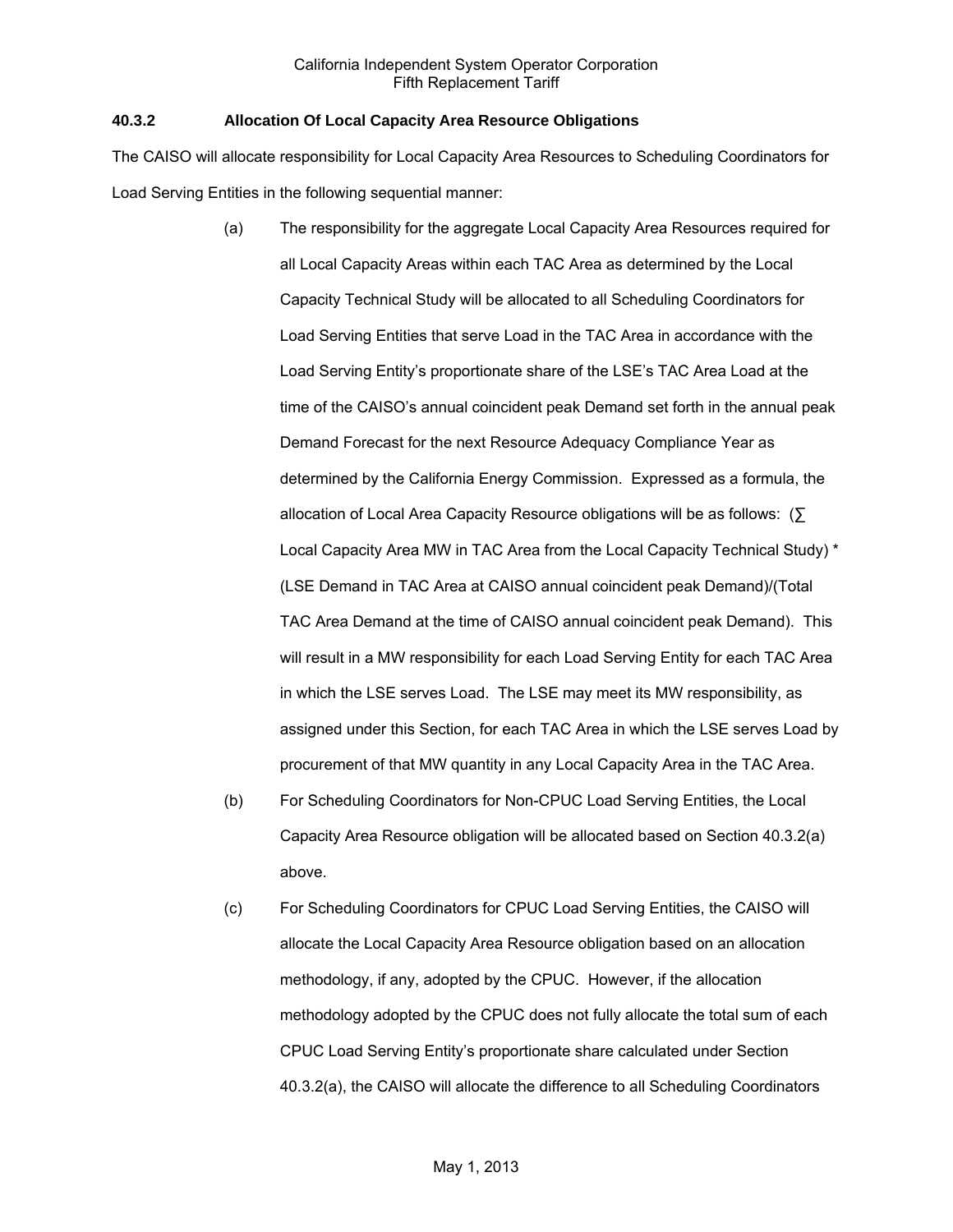### 40.3.2 Allocation Of Local Capacity Area Resource Obligations

The CAISO will allocate responsibility for Local Capacity Area Resources to Scheduling Coordinators for Load Serving Entities in the following sequential manner:

(a) The responsibility for the aggregate Local Capacity Area Resources required for all Local Capacity Areas within each TAC Area as determined by the Local Capacity Technical Study will be allocated to all Scheduling Coordinators for Load Serving Entities that serve Load in the TAC Area in accordance with the Load Serving Entity's proportionate share of the LSE's TAC Area Load at the time of the CAISO's annual coincident peak Demand set forth in the annual peak Demand Forecast for the next Resource Adequacy Compliance Year as determined by the California Energy Commission. Expressed as a formula, the allocation of Local Area Capacity Resource obligations will be as follows: (∑ Local Capacity Area MW in TAC Area from the Local Capacity Technical Study) * (LSE Demand in TAC Area at CAISO annual coincident peak Demand)/(Total TAC Area Demand at the time of CAISO annual coincident peak Demand). This will result in a MW responsibility for each Load Serving Entity for each TAC Area in which the LSE serves Load. The LSE may meet its MW responsibility, as assigned under this Section, for each TAC Area in which the LSE serves Load by procurement of that MW quantity in any Local Capacity Area in the TAC Area.

(b) For Scheduling Coordinators for Non-CPUC Load Serving Entities, the Local Capacity Area Resource obligation will be allocated based on Section 40.3.2(a) above.

(c) For Scheduling Coordinators for CPUC Load Serving Entities, the CAISO will allocate the Local Capacity Area Resource obligation based on an allocation methodology, if any, adopted by the CPUC. However, if the allocation methodology adopted by the CPUC does not fully allocate the total sum of each CPUC Load Serving Entity's proportionate share calculated under Section 40.3.2(a), the CAISO will allocate the difference to all Scheduling Coordinators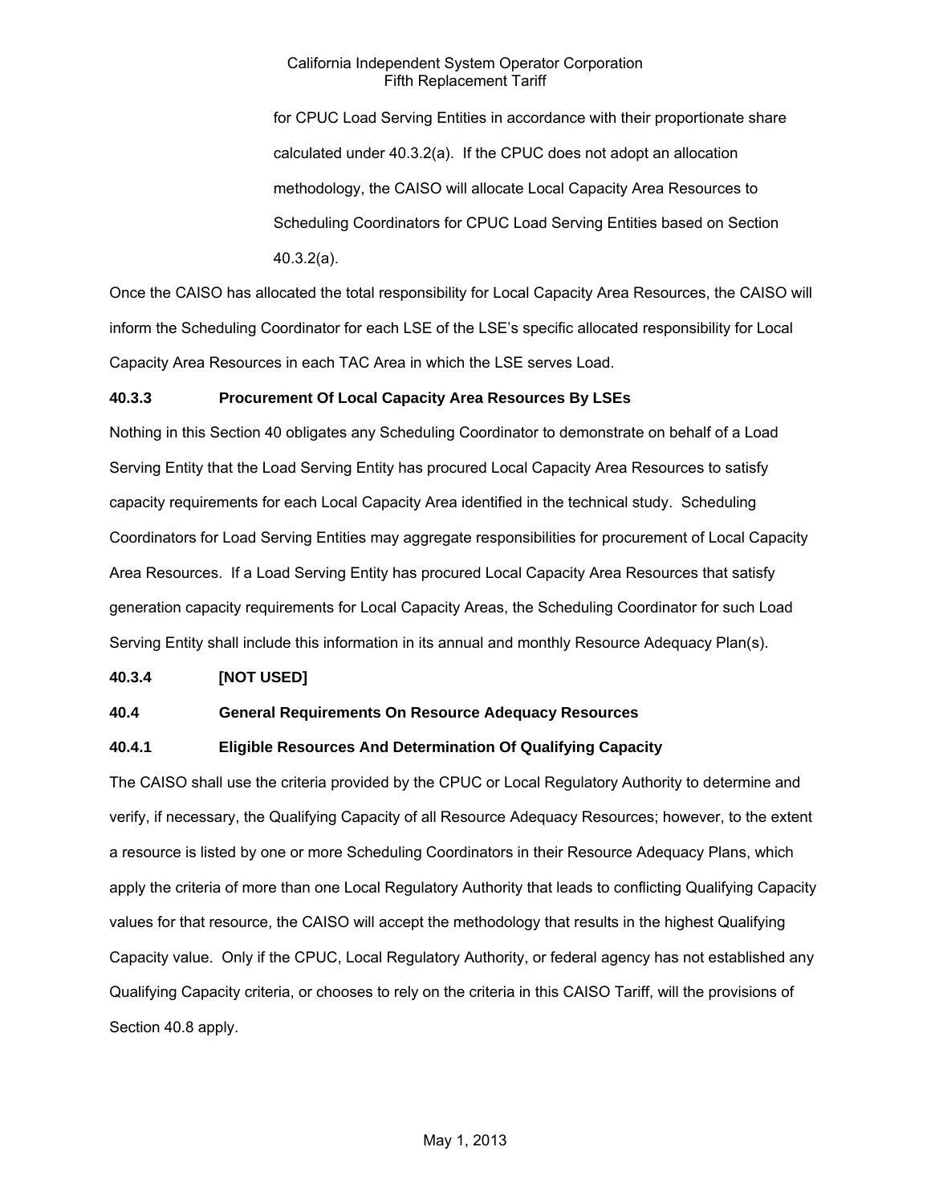for CPUC Load Serving Entities in accordance with their proportionate share calculated under 40.3.2(a). If the CPUC does not adopt an allocation methodology, the CAISO will allocate Local Capacity Area Resources to Scheduling Coordinators for CPUC Load Serving Entities based on Section 40.3.2(a).

Once the CAISO has allocated the total responsibility for Local Capacity Area Resources, the CAISO will inform the Scheduling Coordinator for each LSE of the LSE's specific allocated responsibility for Local Capacity Area Resources in each TAC Area in which the LSE serves Load.

**40.3.3 Procurement Of Local Capacity Area Resources By LSEs**

Nothing in this Section 40 obligates any Scheduling Coordinator to demonstrate on behalf of a Load Serving Entity that the Load Serving Entity has procured Local Capacity Area Resources to satisfy capacity requirements for each Local Capacity Area identified in the technical study. Scheduling Coordinators for Load Serving Entities may aggregate responsibilities for procurement of Local Capacity Area Resources. If a Load Serving Entity has procured Local Capacity Area Resources that satisfy generation capacity requirements for Local Capacity Areas, the Scheduling Coordinator for such Load Serving Entity shall include this information in its annual and monthly Resource Adequacy Plan(s).

**40.3.4 [NOT USED]**

**40.4 General Requirements On Resource Adequacy Resources**

**40.4.1 Eligible Resources And Determination Of Qualifying Capacity**

The CAISO shall use the criteria provided by the CPUC or Local Regulatory Authority to determine and verify, if necessary, the Qualifying Capacity of all Resource Adequacy Resources; however, to the extent a resource is listed by one or more Scheduling Coordinators in their Resource Adequacy Plans, which apply the criteria of more than one Local Regulatory Authority that leads to conflicting Qualifying Capacity values for that resource, the CAISO will accept the methodology that results in the highest Qualifying Capacity value. Only if the CPUC, Local Regulatory Authority, or federal agency has not established any Qualifying Capacity criteria, or chooses to rely on the criteria in this CAISO Tariff, will the provisions of Section 40.8 apply.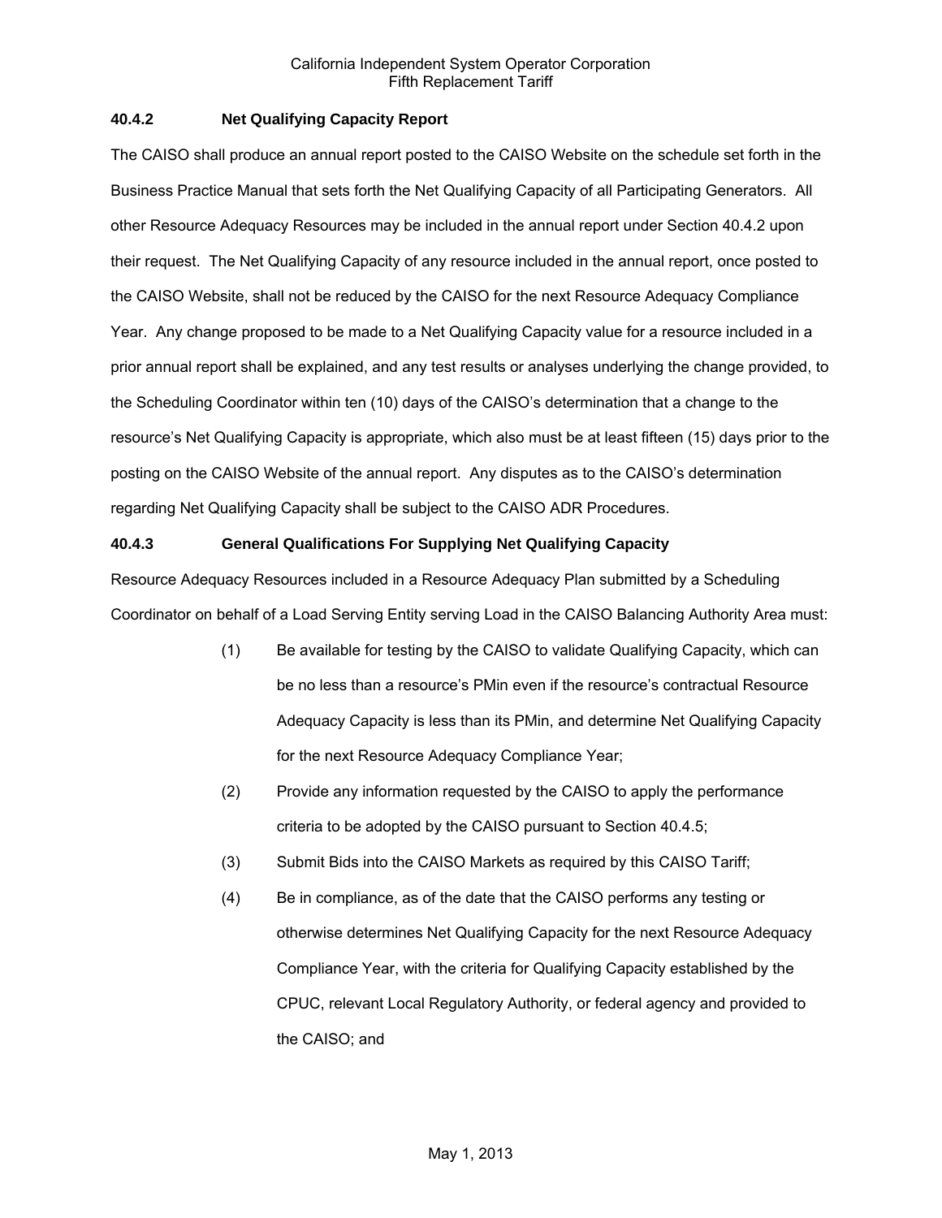#### 40.4.2 Net Qualifying Capacity Report

The CAISO shall produce an annual report posted to the CAISO Website on the schedule set forth in the Business Practice Manual that sets forth the Net Qualifying Capacity of all Participating Generators. All other Resource Adequacy Resources may be included in the annual report under Section 40.4.2 upon their request. The Net Qualifying Capacity of any resource included in the annual report, once posted to the CAISO Website, shall not be reduced by the CAISO for the next Resource Adequacy Compliance Year. Any change proposed to be made to a Net Qualifying Capacity value for a resource included in a prior annual report shall be explained, and any test results or analyses underlying the change provided, to the Scheduling Coordinator within ten (10) days of the CAISO's determination that a change to the resource's Net Qualifying Capacity is appropriate, which also must be at least fifteen (15) days prior to the posting on the CAISO Website of the annual report. Any disputes as to the CAISO's determination regarding Net Qualifying Capacity shall be subject to the CAISO ADR Procedures.

#### 40.4.3 General Qualifications For Supplying Net Qualifying Capacity

Resource Adequacy Resources included in a Resource Adequacy Plan submitted by a Scheduling Coordinator on behalf of a Load Serving Entity serving Load in the CAISO Balancing Authority Area must:

(1) Be available for testing by the CAISO to validate Qualifying Capacity, which can be no less than a resource's PMin even if the resource's contractual Resource Adequacy Capacity is less than its PMin, and determine Net Qualifying Capacity for the next Resource Adequacy Compliance Year;

(2) Provide any information requested by the CAISO to apply the performance criteria to be adopted by the CAISO pursuant to Section 40.4.5;

(3) Submit Bids into the CAISO Markets as required by this CAISO Tariff;

(4) Be in compliance, as of the date that the CAISO performs any testing or otherwise determines Net Qualifying Capacity for the next Resource Adequacy Compliance Year, with the criteria for Qualifying Capacity established by the CPUC, relevant Local Regulatory Authority, or federal agency and provided to the CAISO; and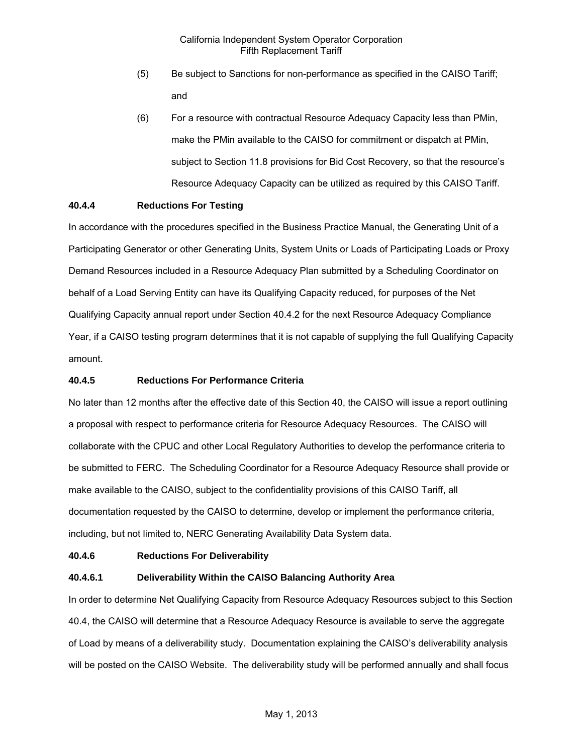(5) Be subject to Sanctions for non-performance as specified in the CAISO Tariff; and

(6) For a resource with contractual Resource Adequacy Capacity less than PMin, make the PMin available to the CAISO for commitment or dispatch at PMin, subject to Section 11.8 provisions for Bid Cost Recovery, so that the resource's Resource Adequacy Capacity can be utilized as required by this CAISO Tariff.

**40.4.4 Reductions For Testing**

In accordance with the procedures specified in the Business Practice Manual, the Generating Unit of a Participating Generator or other Generating Units, System Units or Loads of Participating Loads or Proxy Demand Resources included in a Resource Adequacy Plan submitted by a Scheduling Coordinator on behalf of a Load Serving Entity can have its Qualifying Capacity reduced, for purposes of the Net Qualifying Capacity annual report under Section 40.4.2 for the next Resource Adequacy Compliance Year, if a CAISO testing program determines that it is not capable of supplying the full Qualifying Capacity amount.

**40.4.5 Reductions For Performance Criteria**

No later than 12 months after the effective date of this Section 40, the CAISO will issue a report outlining a proposal with respect to performance criteria for Resource Adequacy Resources. The CAISO will collaborate with the CPUC and other Local Regulatory Authorities to develop the performance criteria to be submitted to FERC. The Scheduling Coordinator for a Resource Adequacy Resource shall provide or make available to the CAISO, subject to the confidentiality provisions of this CAISO Tariff, all documentation requested by the CAISO to determine, develop or implement the performance criteria, including, but not limited to, NERC Generating Availability Data System data.

**40.4.6 Reductions For Deliverability**

**40.4.6.1 Deliverability Within the CAISO Balancing Authority Area**

In order to determine Net Qualifying Capacity from Resource Adequacy Resources subject to this Section 40.4, the CAISO will determine that a Resource Adequacy Resource is available to serve the aggregate of Load by means of a deliverability study. Documentation explaining the CAISO's deliverability analysis will be posted on the CAISO Website. The deliverability study will be performed annually and shall focus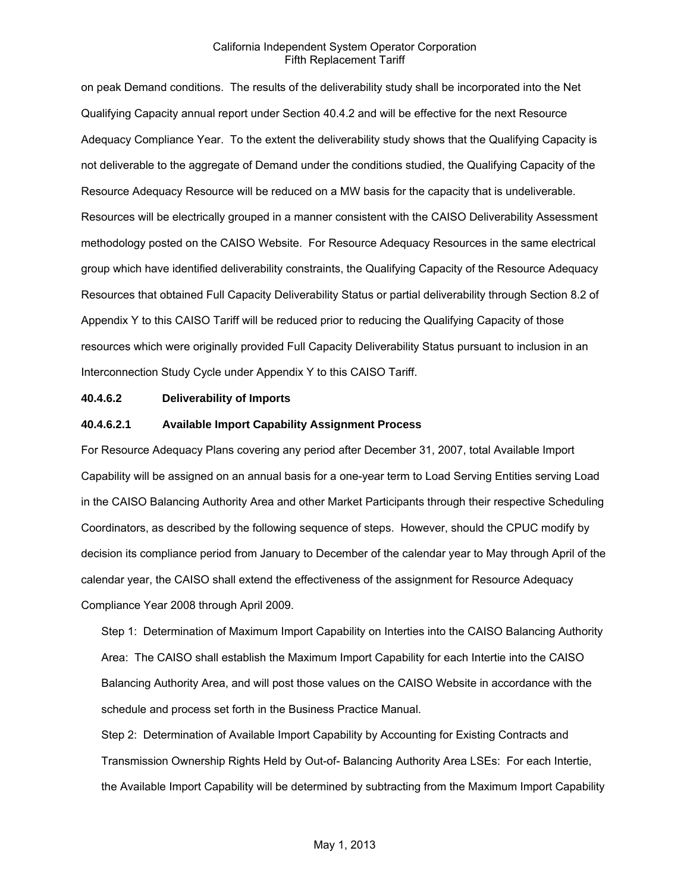on peak Demand conditions. The results of the deliverability study shall be incorporated into the Net Qualifying Capacity annual report under Section 40.4.2 and will be effective for the next Resource Adequacy Compliance Year. To the extent the deliverability study shows that the Qualifying Capacity is not deliverable to the aggregate of Demand under the conditions studied, the Qualifying Capacity of the Resource Adequacy Resource will be reduced on a MW basis for the capacity that is undeliverable. Resources will be electrically grouped in a manner consistent with the CAISO Deliverability Assessment methodology posted on the CAISO Website. For Resource Adequacy Resources in the same electrical group which have identified deliverability constraints, the Qualifying Capacity of the Resource Adequacy Resources that obtained Full Capacity Deliverability Status or partial deliverability through Section 8.2 of Appendix Y to this CAISO Tariff will be reduced prior to reducing the Qualifying Capacity of those resources which were originally provided Full Capacity Deliverability Status pursuant to inclusion in an Interconnection Study Cycle under Appendix Y to this CAISO Tariff.

**40.4.6.2 Deliverability of Imports**

**40.4.6.2.1 Available Import Capability Assignment Process**

For Resource Adequacy Plans covering any period after December 31, 2007, total Available Import Capability will be assigned on an annual basis for a one-year term to Load Serving Entities serving Load in the CAISO Balancing Authority Area and other Market Participants through their respective Scheduling Coordinators, as described by the following sequence of steps. However, should the CPUC modify by decision its compliance period from January to December of the calendar year to May through April of the calendar year, the CAISO shall extend the effectiveness of the assignment for Resource Adequacy Compliance Year 2008 through April 2009.

Step 1: Determination of Maximum Import Capability on Interties into the CAISO Balancing Authority Area: The CAISO shall establish the Maximum Import Capability for each Intertie into the CAISO Balancing Authority Area, and will post those values on the CAISO Website in accordance with the schedule and process set forth in the Business Practice Manual.

Step 2: Determination of Available Import Capability by Accounting for Existing Contracts and Transmission Ownership Rights Held by Out-of- Balancing Authority Area LSEs: For each Intertie, the Available Import Capability will be determined by subtracting from the Maximum Import Capability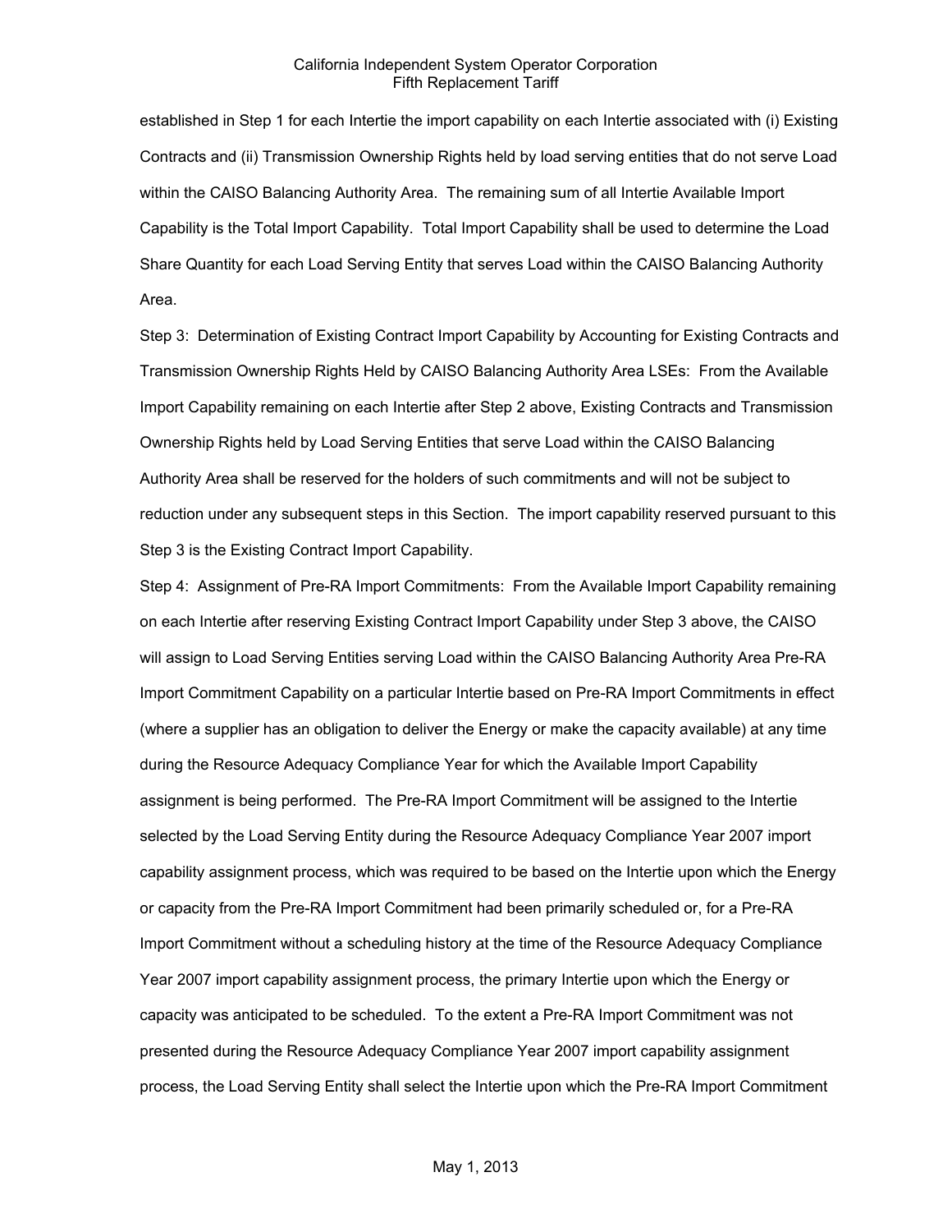established in Step 1 for each Intertie the import capability on each Intertie associated with (i) Existing Contracts and (ii) Transmission Ownership Rights held by load serving entities that do not serve Load within the CAISO Balancing Authority Area. The remaining sum of all Intertie Available Import Capability is the Total Import Capability. Total Import Capability shall be used to determine the Load Share Quantity for each Load Serving Entity that serves Load within the CAISO Balancing Authority Area.

Step 3: Determination of Existing Contract Import Capability by Accounting for Existing Contracts and Transmission Ownership Rights Held by CAISO Balancing Authority Area LSEs: From the Available Import Capability remaining on each Intertie after Step 2 above, Existing Contracts and Transmission Ownership Rights held by Load Serving Entities that serve Load within the CAISO Balancing Authority Area shall be reserved for the holders of such commitments and will not be subject to reduction under any subsequent steps in this Section. The import capability reserved pursuant to this Step 3 is the Existing Contract Import Capability.

Step 4: Assignment of Pre-RA Import Commitments: From the Available Import Capability remaining on each Intertie after reserving Existing Contract Import Capability under Step 3 above, the CAISO will assign to Load Serving Entities serving Load within the CAISO Balancing Authority Area Pre-RA Import Commitment Capability on a particular Intertie based on Pre-RA Import Commitments in effect (where a supplier has an obligation to deliver the Energy or make the capacity available) at any time during the Resource Adequacy Compliance Year for which the Available Import Capability assignment is being performed. The Pre-RA Import Commitment will be assigned to the Intertie selected by the Load Serving Entity during the Resource Adequacy Compliance Year 2007 import capability assignment process, which was required to be based on the Intertie upon which the Energy or capacity from the Pre-RA Import Commitment had been primarily scheduled or, for a Pre-RA Import Commitment without a scheduling history at the time of the Resource Adequacy Compliance Year 2007 import capability assignment process, the primary Intertie upon which the Energy or capacity was anticipated to be scheduled. To the extent a Pre-RA Import Commitment was not presented during the Resource Adequacy Compliance Year 2007 import capability assignment process, the Load Serving Entity shall select the Intertie upon which the Pre-RA Import Commitment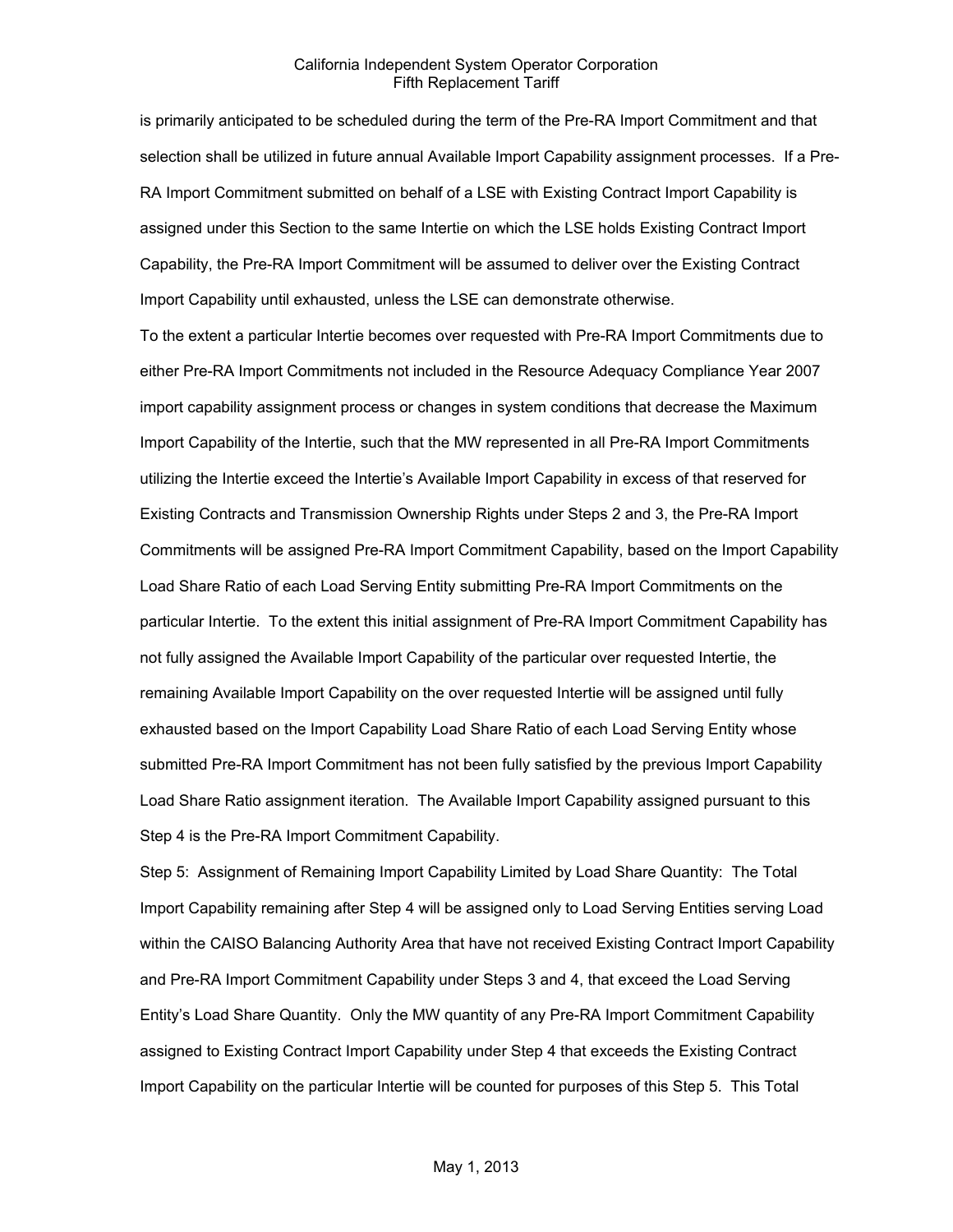is primarily anticipated to be scheduled during the term of the Pre-RA Import Commitment and that selection shall be utilized in future annual Available Import Capability assignment processes. If a Pre-RA Import Commitment submitted on behalf of a LSE with Existing Contract Import Capability is assigned under this Section to the same Intertie on which the LSE holds Existing Contract Import Capability, the Pre-RA Import Commitment will be assumed to deliver over the Existing Contract Import Capability until exhausted, unless the LSE can demonstrate otherwise.

To the extent a particular Intertie becomes over requested with Pre-RA Import Commitments due to either Pre-RA Import Commitments not included in the Resource Adequacy Compliance Year 2007 import capability assignment process or changes in system conditions that decrease the Maximum Import Capability of the Intertie, such that the MW represented in all Pre-RA Import Commitments utilizing the Intertie exceed the Intertie's Available Import Capability in excess of that reserved for Existing Contracts and Transmission Ownership Rights under Steps 2 and 3, the Pre-RA Import Commitments will be assigned Pre-RA Import Commitment Capability, based on the Import Capability Load Share Ratio of each Load Serving Entity submitting Pre-RA Import Commitments on the particular Intertie. To the extent this initial assignment of Pre-RA Import Commitment Capability has not fully assigned the Available Import Capability of the particular over requested Intertie, the remaining Available Import Capability on the over requested Intertie will be assigned until fully exhausted based on the Import Capability Load Share Ratio of each Load Serving Entity whose submitted Pre-RA Import Commitment has not been fully satisfied by the previous Import Capability Load Share Ratio assignment iteration. The Available Import Capability assigned pursuant to this Step 4 is the Pre-RA Import Commitment Capability.

Step 5: Assignment of Remaining Import Capability Limited by Load Share Quantity: The Total Import Capability remaining after Step 4 will be assigned only to Load Serving Entities serving Load within the CAISO Balancing Authority Area that have not received Existing Contract Import Capability and Pre-RA Import Commitment Capability under Steps 3 and 4, that exceed the Load Serving Entity's Load Share Quantity. Only the MW quantity of any Pre-RA Import Commitment Capability assigned to Existing Contract Import Capability under Step 4 that exceeds the Existing Contract Import Capability on the particular Intertie will be counted for purposes of this Step 5. This Total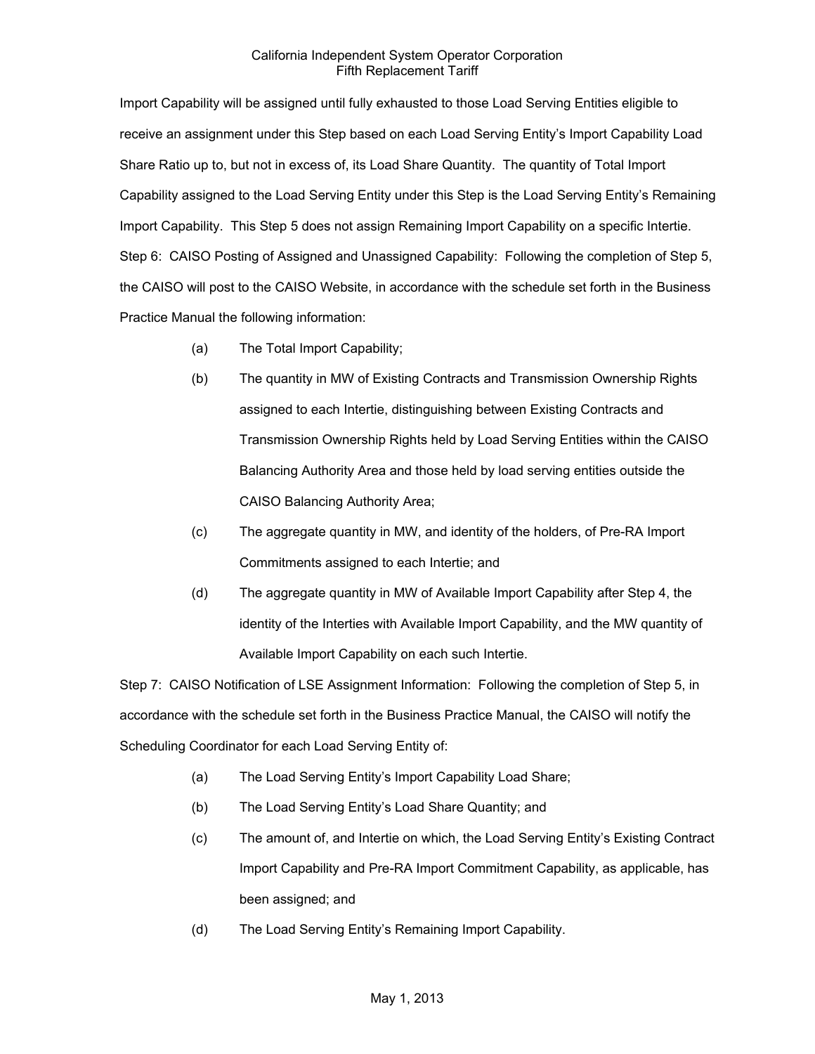Import Capability will be assigned until fully exhausted to those Load Serving Entities eligible to receive an assignment under this Step based on each Load Serving Entity's Import Capability Load Share Ratio up to, but not in excess of, its Load Share Quantity. The quantity of Total Import Capability assigned to the Load Serving Entity under this Step is the Load Serving Entity's Remaining Import Capability. This Step 5 does not assign Remaining Import Capability on a specific Intertie.

Step 6: CAISO Posting of Assigned and Unassigned Capability: Following the completion of Step 5, the CAISO will post to the CAISO Website, in accordance with the schedule set forth in the Business Practice Manual the following information:

(a) The Total Import Capability;

(b) The quantity in MW of Existing Contracts and Transmission Ownership Rights assigned to each Intertie, distinguishing between Existing Contracts and Transmission Ownership Rights held by Load Serving Entities within the CAISO Balancing Authority Area and those held by load serving entities outside the CAISO Balancing Authority Area;

(c) The aggregate quantity in MW, and identity of the holders, of Pre-RA Import Commitments assigned to each Intertie; and

(d) The aggregate quantity in MW of Available Import Capability after Step 4, the identity of the Interties with Available Import Capability, and the MW quantity of Available Import Capability on each such Intertie.

Step 7: CAISO Notification of LSE Assignment Information: Following the completion of Step 5, in accordance with the schedule set forth in the Business Practice Manual, the CAISO will notify the Scheduling Coordinator for each Load Serving Entity of:

(a) The Load Serving Entity's Import Capability Load Share;

(b) The Load Serving Entity's Load Share Quantity; and

(c) The amount of, and Intertie on which, the Load Serving Entity's Existing Contract Import Capability and Pre-RA Import Commitment Capability, as applicable, has been assigned; and

(d) The Load Serving Entity's Remaining Import Capability.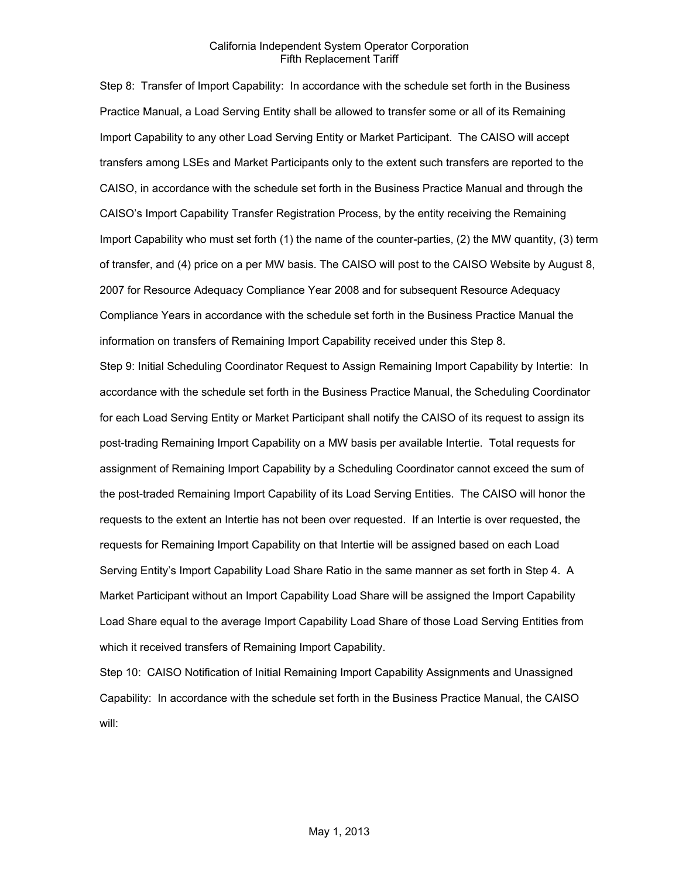Step 8: Transfer of Import Capability: In accordance with the schedule set forth in the Business Practice Manual, a Load Serving Entity shall be allowed to transfer some or all of its Remaining Import Capability to any other Load Serving Entity or Market Participant. The CAISO will accept transfers among LSEs and Market Participants only to the extent such transfers are reported to the CAISO, in accordance with the schedule set forth in the Business Practice Manual and through the CAISO's Import Capability Transfer Registration Process, by the entity receiving the Remaining Import Capability who must set forth (1) the name of the counter-parties, (2) the MW quantity, (3) term of transfer, and (4) price on a per MW basis. The CAISO will post to the CAISO Website by August 8, 2007 for Resource Adequacy Compliance Year 2008 and for subsequent Resource Adequacy Compliance Years in accordance with the schedule set forth in the Business Practice Manual the information on transfers of Remaining Import Capability received under this Step 8.

Step 9: Initial Scheduling Coordinator Request to Assign Remaining Import Capability by Intertie: In accordance with the schedule set forth in the Business Practice Manual, the Scheduling Coordinator for each Load Serving Entity or Market Participant shall notify the CAISO of its request to assign its post-trading Remaining Import Capability on a MW basis per available Intertie. Total requests for assignment of Remaining Import Capability by a Scheduling Coordinator cannot exceed the sum of the post-traded Remaining Import Capability of its Load Serving Entities. The CAISO will honor the requests to the extent an Intertie has not been over requested. If an Intertie is over requested, the requests for Remaining Import Capability on that Intertie will be assigned based on each Load Serving Entity's Import Capability Load Share Ratio in the same manner as set forth in Step 4. A Market Participant without an Import Capability Load Share will be assigned the Import Capability Load Share equal to the average Import Capability Load Share of those Load Serving Entities from which it received transfers of Remaining Import Capability.

Step 10: CAISO Notification of Initial Remaining Import Capability Assignments and Unassigned Capability: In accordance with the schedule set forth in the Business Practice Manual, the CAISO will: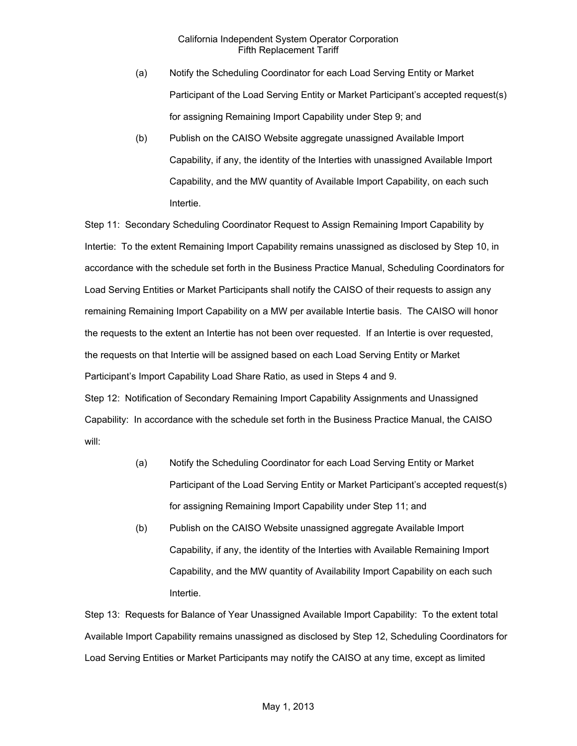(a) Notify the Scheduling Coordinator for each Load Serving Entity or Market Participant of the Load Serving Entity or Market Participant's accepted request(s) for assigning Remaining Import Capability under Step 9; and

(b) Publish on the CAISO Website aggregate unassigned Available Import Capability, if any, the identity of the Interties with unassigned Available Import Capability, and the MW quantity of Available Import Capability, on each such Intertie.

Step 11: Secondary Scheduling Coordinator Request to Assign Remaining Import Capability by Intertie: To the extent Remaining Import Capability remains unassigned as disclosed by Step 10, in accordance with the schedule set forth in the Business Practice Manual, Scheduling Coordinators for Load Serving Entities or Market Participants shall notify the CAISO of their requests to assign any remaining Remaining Import Capability on a MW per available Intertie basis. The CAISO will honor the requests to the extent an Intertie has not been over requested. If an Intertie is over requested, the requests on that Intertie will be assigned based on each Load Serving Entity or Market Participant's Import Capability Load Share Ratio, as used in Steps 4 and 9.

Step 12: Notification of Secondary Remaining Import Capability Assignments and Unassigned Capability: In accordance with the schedule set forth in the Business Practice Manual, the CAISO will:

(a) Notify the Scheduling Coordinator for each Load Serving Entity or Market Participant of the Load Serving Entity or Market Participant's accepted request(s) for assigning Remaining Import Capability under Step 11; and

(b) Publish on the CAISO Website unassigned aggregate Available Import Capability, if any, the identity of the Interties with Available Remaining Import Capability, and the MW quantity of Availability Import Capability on each such Intertie.

Step 13: Requests for Balance of Year Unassigned Available Import Capability: To the extent total Available Import Capability remains unassigned as disclosed by Step 12, Scheduling Coordinators for Load Serving Entities or Market Participants may notify the CAISO at any time, except as limited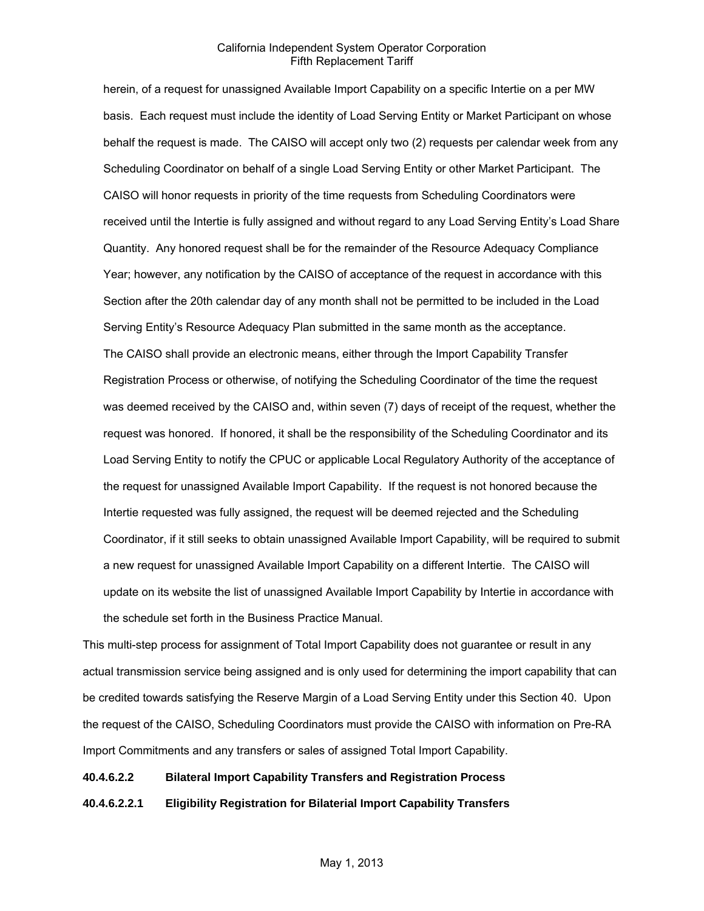herein, of a request for unassigned Available Import Capability on a specific Intertie on a per MW basis. Each request must include the identity of Load Serving Entity or Market Participant on whose behalf the request is made. The CAISO will accept only two (2) requests per calendar week from any Scheduling Coordinator on behalf of a single Load Serving Entity or other Market Participant. The CAISO will honor requests in priority of the time requests from Scheduling Coordinators were received until the Intertie is fully assigned and without regard to any Load Serving Entity's Load Share Quantity. Any honored request shall be for the remainder of the Resource Adequacy Compliance Year; however, any notification by the CAISO of acceptance of the request in accordance with this Section after the 20th calendar day of any month shall not be permitted to be included in the Load Serving Entity's Resource Adequacy Plan submitted in the same month as the acceptance.

The CAISO shall provide an electronic means, either through the Import Capability Transfer Registration Process or otherwise, of notifying the Scheduling Coordinator of the time the request was deemed received by the CAISO and, within seven (7) days of receipt of the request, whether the request was honored. If honored, it shall be the responsibility of the Scheduling Coordinator and its Load Serving Entity to notify the CPUC or applicable Local Regulatory Authority of the acceptance of the request for unassigned Available Import Capability. If the request is not honored because the Intertie requested was fully assigned, the request will be deemed rejected and the Scheduling Coordinator, if it still seeks to obtain unassigned Available Import Capability, will be required to submit a new request for unassigned Available Import Capability on a different Intertie. The CAISO will update on its website the list of unassigned Available Import Capability by Intertie in accordance with the schedule set forth in the Business Practice Manual.

This multi-step process for assignment of Total Import Capability does not guarantee or result in any actual transmission service being assigned and is only used for determining the import capability that can be credited towards satisfying the Reserve Margin of a Load Serving Entity under this Section 40. Upon the request of the CAISO, Scheduling Coordinators must provide the CAISO with information on Pre-RA Import Commitments and any transfers or sales of assigned Total Import Capability.

**40.4.6.2.2 Bilateral Import Capability Transfers and Registration Process**

**40.4.6.2.2.1 Eligibility Registration for Bilaterial Import Capability Transfers**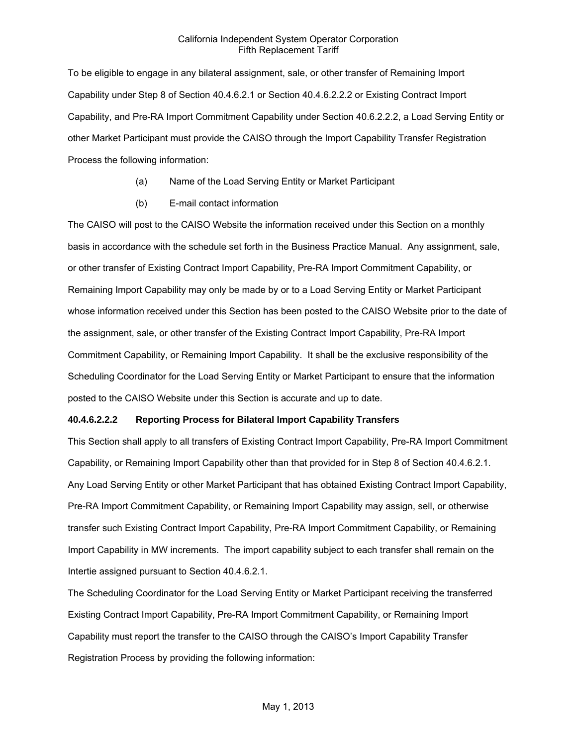To be eligible to engage in any bilateral assignment, sale, or other transfer of Remaining Import Capability under Step 8 of Section 40.4.6.2.1 or Section 40.4.6.2.2.2 or Existing Contract Import Capability, and Pre-RA Import Commitment Capability under Section 40.6.2.2.2, a Load Serving Entity or other Market Participant must provide the CAISO through the Import Capability Transfer Registration Process the following information:

(a) Name of the Load Serving Entity or Market Participant

(b) E-mail contact information

The CAISO will post to the CAISO Website the information received under this Section on a monthly basis in accordance with the schedule set forth in the Business Practice Manual. Any assignment, sale, or other transfer of Existing Contract Import Capability, Pre-RA Import Commitment Capability, or Remaining Import Capability may only be made by or to a Load Serving Entity or Market Participant whose information received under this Section has been posted to the CAISO Website prior to the date of the assignment, sale, or other transfer of the Existing Contract Import Capability, Pre-RA Import Commitment Capability, or Remaining Import Capability. It shall be the exclusive responsibility of the Scheduling Coordinator for the Load Serving Entity or Market Participant to ensure that the information posted to the CAISO Website under this Section is accurate and up to date.

**40.4.6.2.2.2 Reporting Process for Bilateral Import Capability Transfers**

This Section shall apply to all transfers of Existing Contract Import Capability, Pre-RA Import Commitment Capability, or Remaining Import Capability other than that provided for in Step 8 of Section 40.4.6.2.1. Any Load Serving Entity or other Market Participant that has obtained Existing Contract Import Capability, Pre-RA Import Commitment Capability, or Remaining Import Capability may assign, sell, or otherwise transfer such Existing Contract Import Capability, Pre-RA Import Commitment Capability, or Remaining Import Capability in MW increments. The import capability subject to each transfer shall remain on the Intertie assigned pursuant to Section 40.4.6.2.1.

The Scheduling Coordinator for the Load Serving Entity or Market Participant receiving the transferred Existing Contract Import Capability, Pre-RA Import Commitment Capability, or Remaining Import Capability must report the transfer to the CAISO through the CAISO's Import Capability Transfer Registration Process by providing the following information: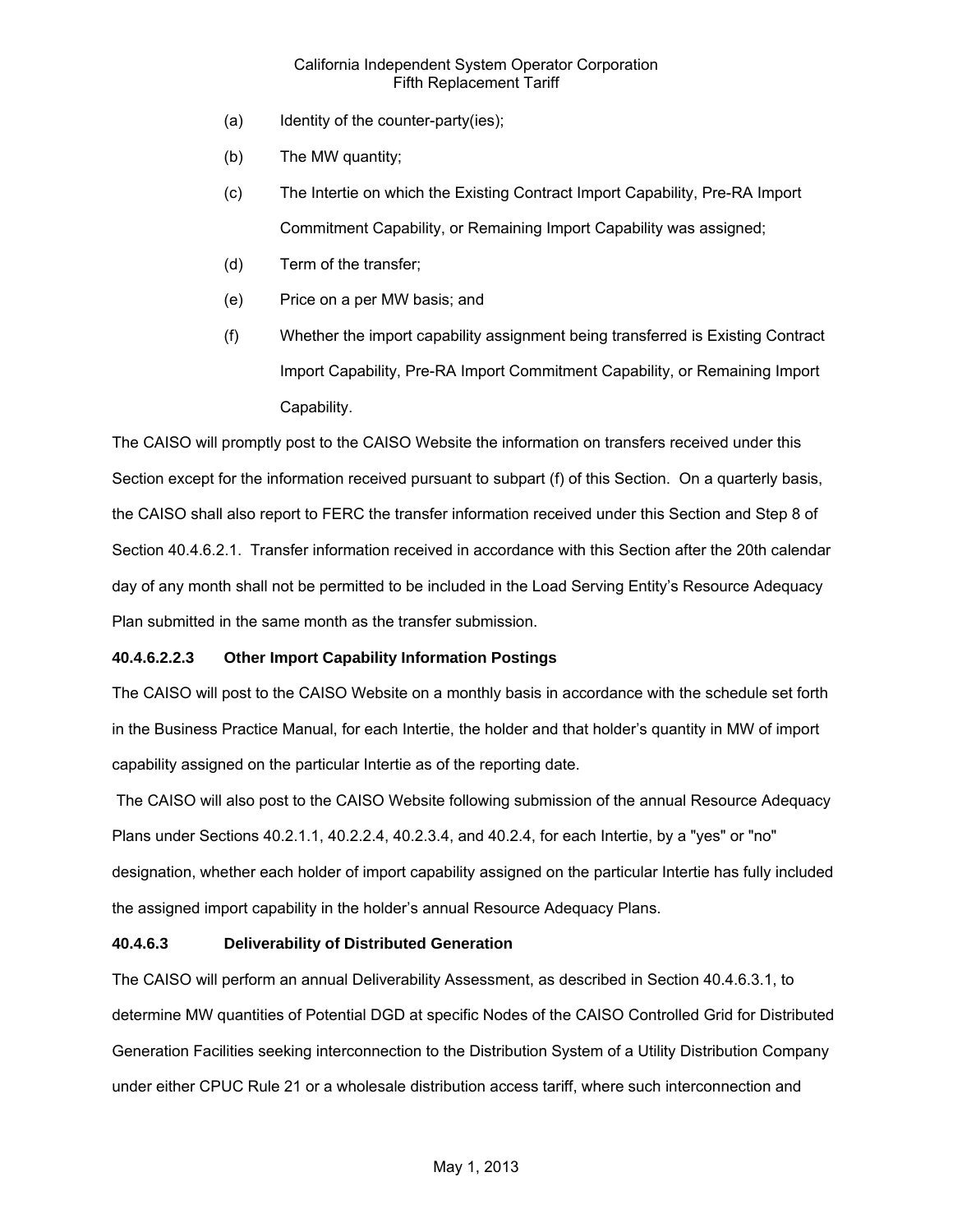(a) Identity of the counter-party(ies);

(b) The MW quantity;

(c) The Intertie on which the Existing Contract Import Capability, Pre-RA Import Commitment Capability, or Remaining Import Capability was assigned;

(d) Term of the transfer;

(e) Price on a per MW basis; and

(f) Whether the import capability assignment being transferred is Existing Contract Import Capability, Pre-RA Import Commitment Capability, or Remaining Import Capability.

The CAISO will promptly post to the CAISO Website the information on transfers received under this Section except for the information received pursuant to subpart (f) of this Section. On a quarterly basis, the CAISO shall also report to FERC the transfer information received under this Section and Step 8 of Section 40.4.6.2.1. Transfer information received in accordance with this Section after the 20th calendar day of any month shall not be permitted to be included in the Load Serving Entity's Resource Adequacy Plan submitted in the same month as the transfer submission.

**40.4.6.2.2.3 Other Import Capability Information Postings**

The CAISO will post to the CAISO Website on a monthly basis in accordance with the schedule set forth in the Business Practice Manual, for each Intertie, the holder and that holder's quantity in MW of import capability assigned on the particular Intertie as of the reporting date.

The CAISO will also post to the CAISO Website following submission of the annual Resource Adequacy Plans under Sections 40.2.1.1, 40.2.2.4, 40.2.3.4, and 40.2.4, for each Intertie, by a "yes" or "no" designation, whether each holder of import capability assigned on the particular Intertie has fully included the assigned import capability in the holder's annual Resource Adequacy Plans.

**40.4.6.3 Deliverability of Distributed Generation**

The CAISO will perform an annual Deliverability Assessment, as described in Section 40.4.6.3.1, to determine MW quantities of Potential DGD at specific Nodes of the CAISO Controlled Grid for Distributed Generation Facilities seeking interconnection to the Distribution System of a Utility Distribution Company under either CPUC Rule 21 or a wholesale distribution access tariff, where such interconnection and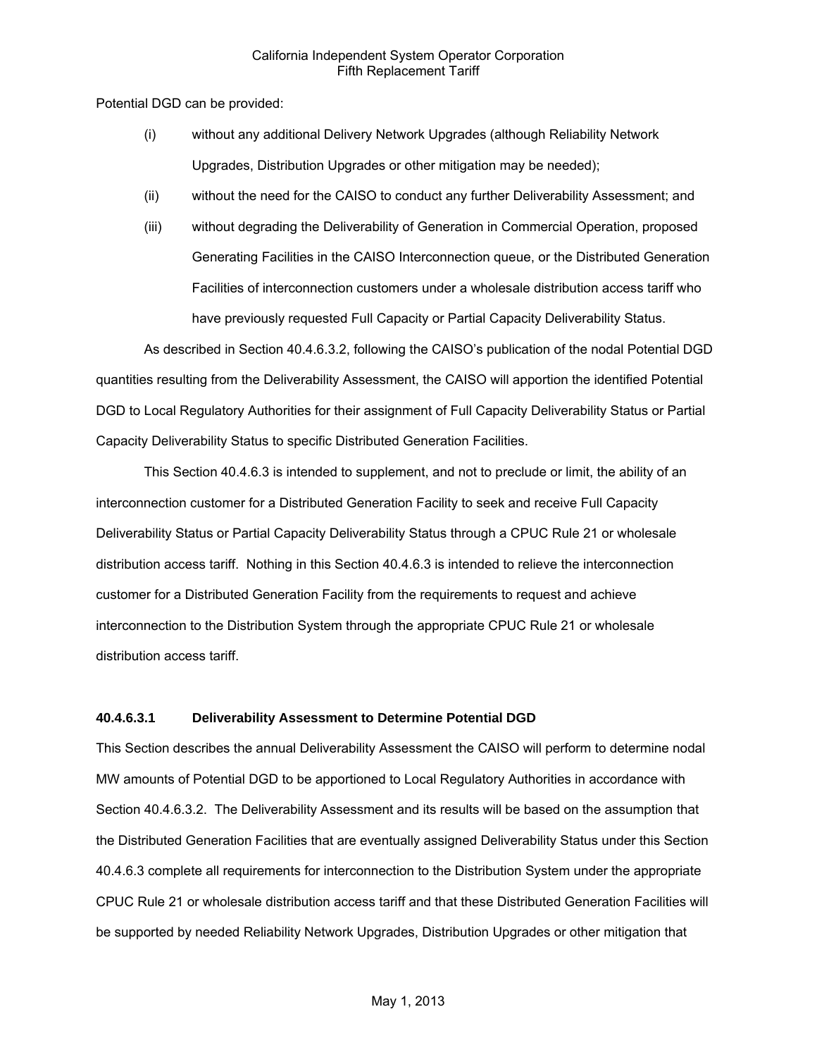Potential DGD can be provided:

(i) without any additional Delivery Network Upgrades (although Reliability Network Upgrades, Distribution Upgrades or other mitigation may be needed);

(ii) without the need for the CAISO to conduct any further Deliverability Assessment; and

(iii) without degrading the Deliverability of Generation in Commercial Operation, proposed Generating Facilities in the CAISO Interconnection queue, or the Distributed Generation Facilities of interconnection customers under a wholesale distribution access tariff who have previously requested Full Capacity or Partial Capacity Deliverability Status.

As described in Section 40.4.6.3.2, following the CAISO's publication of the nodal Potential DGD quantities resulting from the Deliverability Assessment, the CAISO will apportion the identified Potential DGD to Local Regulatory Authorities for their assignment of Full Capacity Deliverability Status or Partial Capacity Deliverability Status to specific Distributed Generation Facilities.

This Section 40.4.6.3 is intended to supplement, and not to preclude or limit, the ability of an interconnection customer for a Distributed Generation Facility to seek and receive Full Capacity Deliverability Status or Partial Capacity Deliverability Status through a CPUC Rule 21 or wholesale distribution access tariff. Nothing in this Section 40.4.6.3 is intended to relieve the interconnection customer for a Distributed Generation Facility from the requirements to request and achieve interconnection to the Distribution System through the appropriate CPUC Rule 21 or wholesale distribution access tariff.

**40.4.6.3.1 Deliverability Assessment to Determine Potential DGD**

This Section describes the annual Deliverability Assessment the CAISO will perform to determine nodal MW amounts of Potential DGD to be apportioned to Local Regulatory Authorities in accordance with Section 40.4.6.3.2. The Deliverability Assessment and its results will be based on the assumption that the Distributed Generation Facilities that are eventually assigned Deliverability Status under this Section 40.4.6.3 complete all requirements for interconnection to the Distribution System under the appropriate CPUC Rule 21 or wholesale distribution access tariff and that these Distributed Generation Facilities will be supported by needed Reliability Network Upgrades, Distribution Upgrades or other mitigation that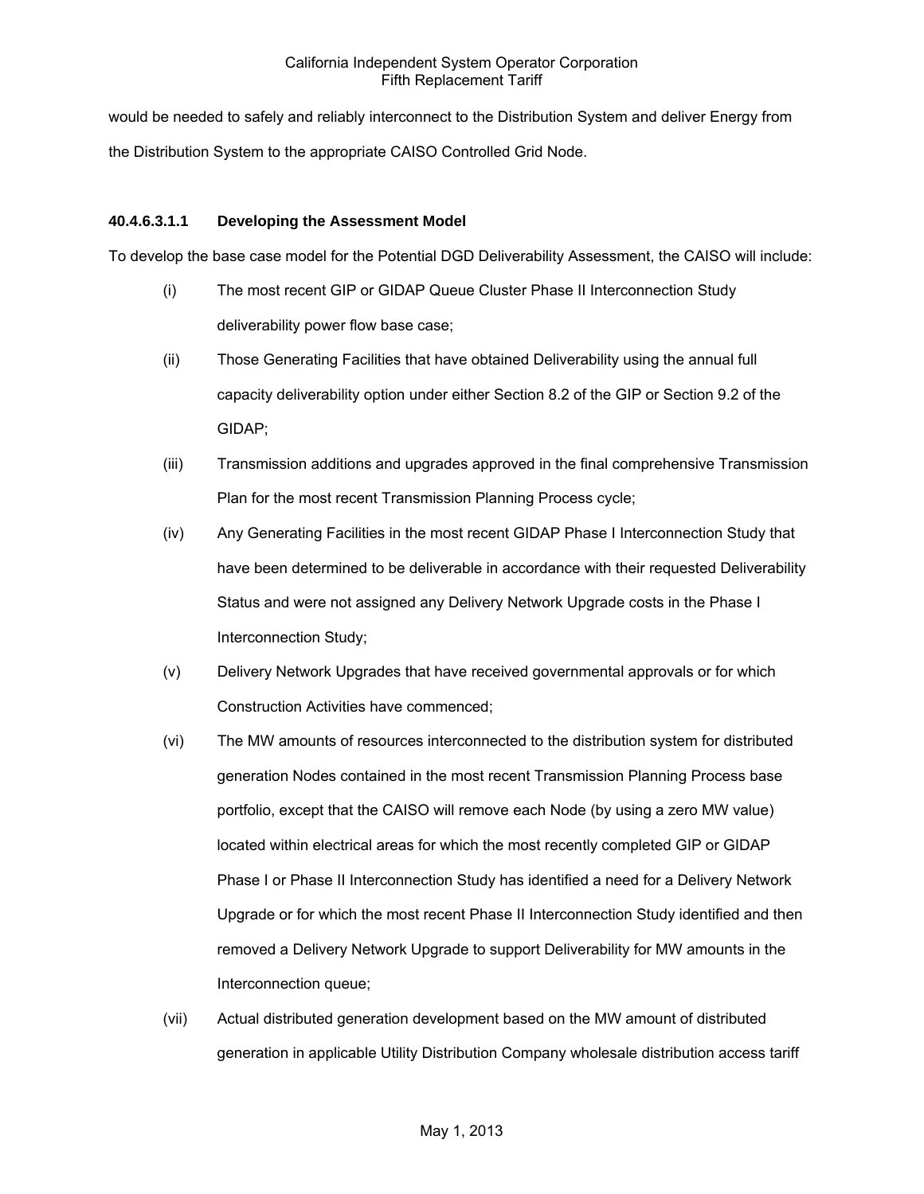would be needed to safely and reliably interconnect to the Distribution System and deliver Energy from the Distribution System to the appropriate CAISO Controlled Grid Node.

#### 40.4.6.3.1.1 Developing the Assessment Model

To develop the base case model for the Potential DGD Deliverability Assessment, the CAISO will include:

(i) The most recent GIP or GIDAP Queue Cluster Phase II Interconnection Study deliverability power flow base case;

(ii) Those Generating Facilities that have obtained Deliverability using the annual full capacity deliverability option under either Section 8.2 of the GIP or Section 9.2 of the GIDAP;

(iii) Transmission additions and upgrades approved in the final comprehensive Transmission Plan for the most recent Transmission Planning Process cycle;

(iv) Any Generating Facilities in the most recent GIDAP Phase I Interconnection Study that have been determined to be deliverable in accordance with their requested Deliverability Status and were not assigned any Delivery Network Upgrade costs in the Phase I Interconnection Study;

(v) Delivery Network Upgrades that have received governmental approvals or for which Construction Activities have commenced;

(vi) The MW amounts of resources interconnected to the distribution system for distributed generation Nodes contained in the most recent Transmission Planning Process base portfolio, except that the CAISO will remove each Node (by using a zero MW value) located within electrical areas for which the most recently completed GIP or GIDAP Phase I or Phase II Interconnection Study has identified a need for a Delivery Network Upgrade or for which the most recent Phase II Interconnection Study identified and then removed a Delivery Network Upgrade to support Deliverability for MW amounts in the Interconnection queue;

(vii) Actual distributed generation development based on the MW amount of distributed generation in applicable Utility Distribution Company wholesale distribution access tariff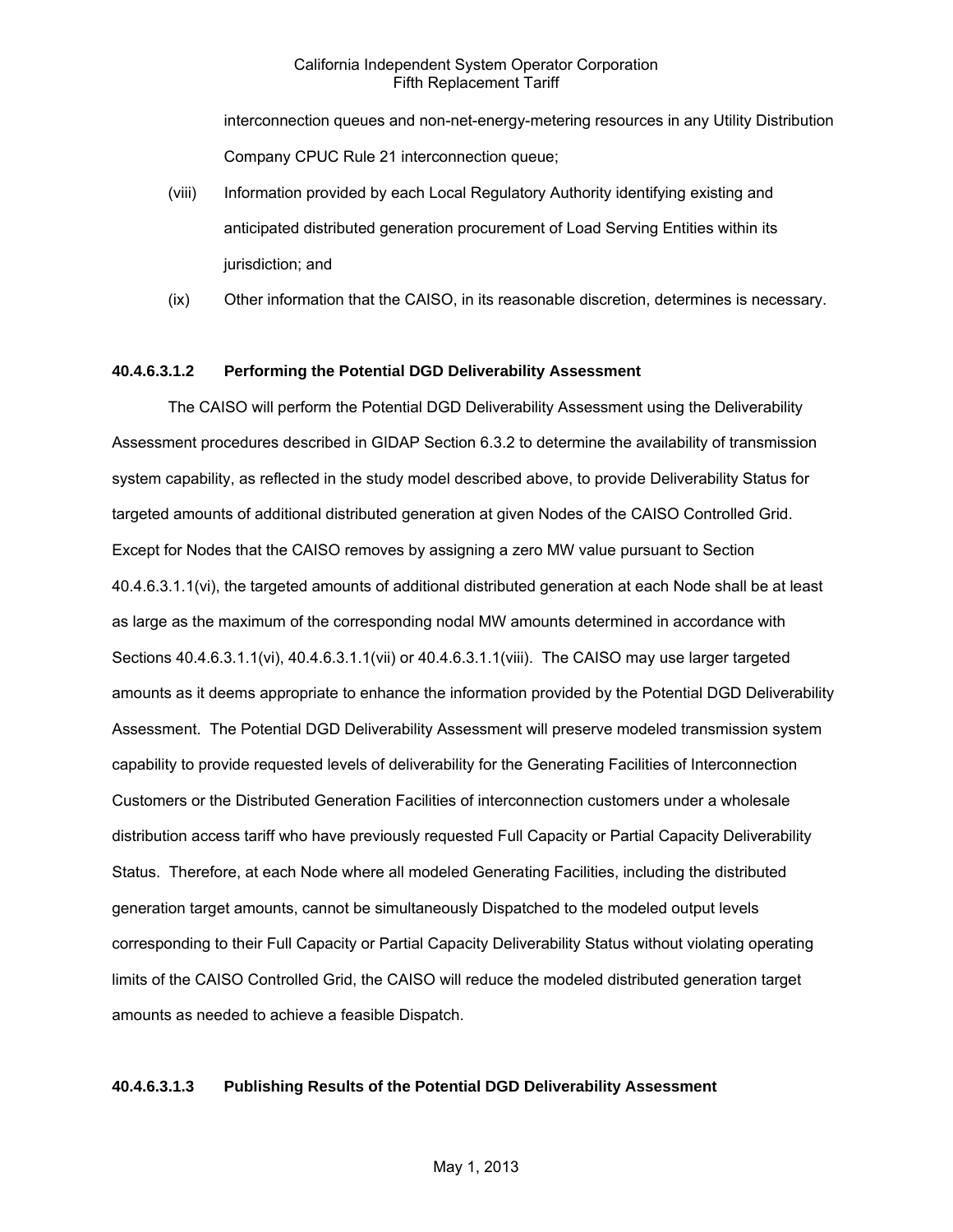interconnection queues and non-net-energy-metering resources in any Utility Distribution Company CPUC Rule 21 interconnection queue;

(viii) Information provided by each Local Regulatory Authority identifying existing and anticipated distributed generation procurement of Load Serving Entities within its jurisdiction; and

(ix) Other information that the CAISO, in its reasonable discretion, determines is necessary.

**40.4.6.3.1.2 Performing the Potential DGD Deliverability Assessment**

The CAISO will perform the Potential DGD Deliverability Assessment using the Deliverability Assessment procedures described in GIDAP Section 6.3.2 to determine the availability of transmission system capability, as reflected in the study model described above, to provide Deliverability Status for targeted amounts of additional distributed generation at given Nodes of the CAISO Controlled Grid. Except for Nodes that the CAISO removes by assigning a zero MW value pursuant to Section 40.4.6.3.1.1(vi), the targeted amounts of additional distributed generation at each Node shall be at least as large as the maximum of the corresponding nodal MW amounts determined in accordance with Sections 40.4.6.3.1.1(vi), 40.4.6.3.1.1(vii) or 40.4.6.3.1.1(viii). The CAISO may use larger targeted amounts as it deems appropriate to enhance the information provided by the Potential DGD Deliverability Assessment. The Potential DGD Deliverability Assessment will preserve modeled transmission system capability to provide requested levels of deliverability for the Generating Facilities of Interconnection Customers or the Distributed Generation Facilities of interconnection customers under a wholesale distribution access tariff who have previously requested Full Capacity or Partial Capacity Deliverability Status. Therefore, at each Node where all modeled Generating Facilities, including the distributed generation target amounts, cannot be simultaneously Dispatched to the modeled output levels corresponding to their Full Capacity or Partial Capacity Deliverability Status without violating operating limits of the CAISO Controlled Grid, the CAISO will reduce the modeled distributed generation target amounts as needed to achieve a feasible Dispatch.

**40.4.6.3.1.3 Publishing Results of the Potential DGD Deliverability Assessment**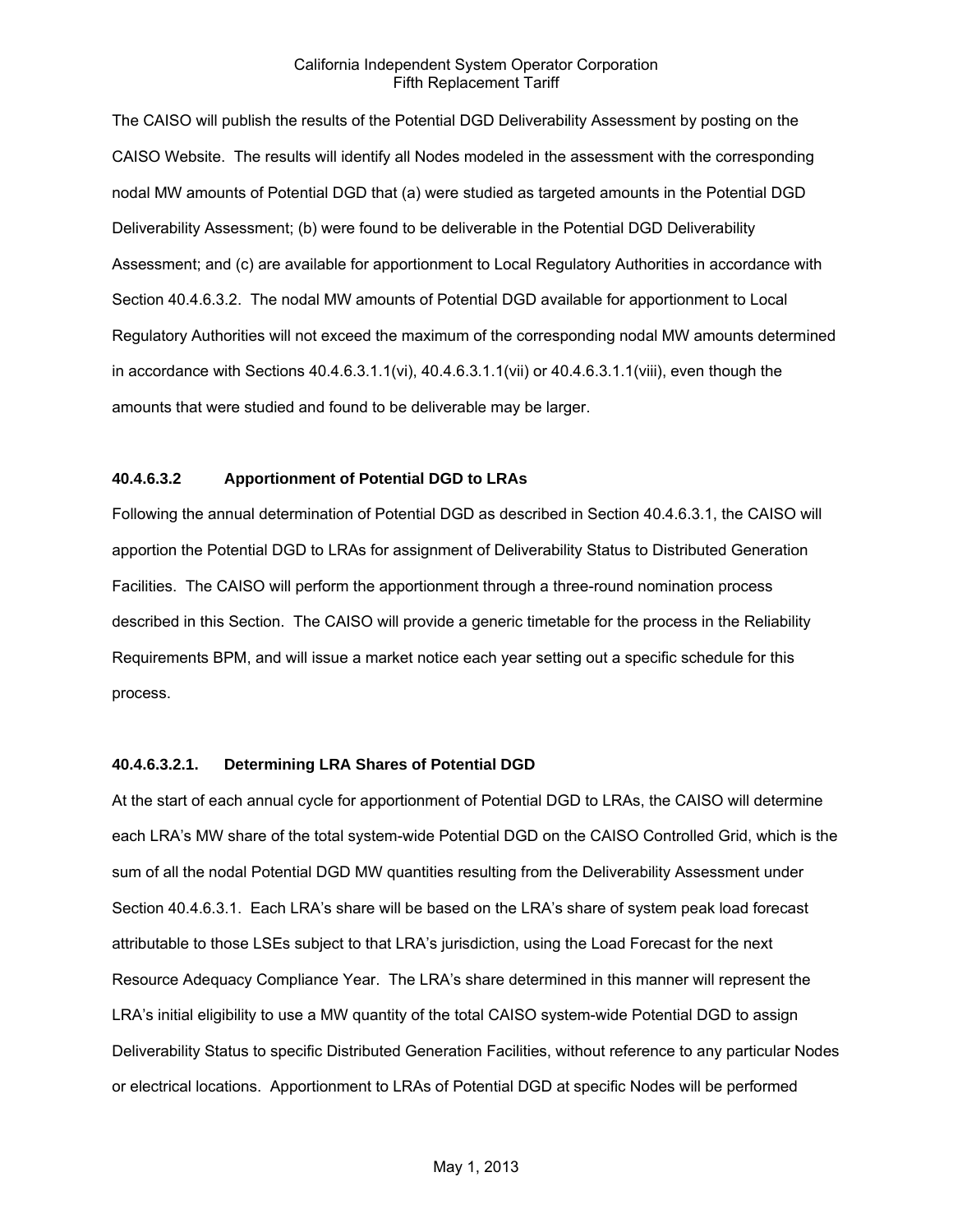The CAISO will publish the results of the Potential DGD Deliverability Assessment by posting on the CAISO Website. The results will identify all Nodes modeled in the assessment with the corresponding nodal MW amounts of Potential DGD that (a) were studied as targeted amounts in the Potential DGD Deliverability Assessment; (b) were found to be deliverable in the Potential DGD Deliverability Assessment; and (c) are available for apportionment to Local Regulatory Authorities in accordance with Section 40.4.6.3.2. The nodal MW amounts of Potential DGD available for apportionment to Local Regulatory Authorities will not exceed the maximum of the corresponding nodal MW amounts determined in accordance with Sections 40.4.6.3.1.1(vi), 40.4.6.3.1.1(vii) or 40.4.6.3.1.1(viii), even though the amounts that were studied and found to be deliverable may be larger.

**40.4.6.3.2 Apportionment of Potential DGD to LRAs**

Following the annual determination of Potential DGD as described in Section 40.4.6.3.1, the CAISO will apportion the Potential DGD to LRAs for assignment of Deliverability Status to Distributed Generation Facilities. The CAISO will perform the apportionment through a three-round nomination process described in this Section. The CAISO will provide a generic timetable for the process in the Reliability Requirements BPM, and will issue a market notice each year setting out a specific schedule for this process.

**40.4.6.3.2.1. Determining LRA Shares of Potential DGD**

At the start of each annual cycle for apportionment of Potential DGD to LRAs, the CAISO will determine each LRA's MW share of the total system-wide Potential DGD on the CAISO Controlled Grid, which is the sum of all the nodal Potential DGD MW quantities resulting from the Deliverability Assessment under Section 40.4.6.3.1. Each LRA's share will be based on the LRA's share of system peak load forecast attributable to those LSEs subject to that LRA's jurisdiction, using the Load Forecast for the next Resource Adequacy Compliance Year. The LRA's share determined in this manner will represent the LRA's initial eligibility to use a MW quantity of the total CAISO system-wide Potential DGD to assign Deliverability Status to specific Distributed Generation Facilities, without reference to any particular Nodes or electrical locations. Apportionment to LRAs of Potential DGD at specific Nodes will be performed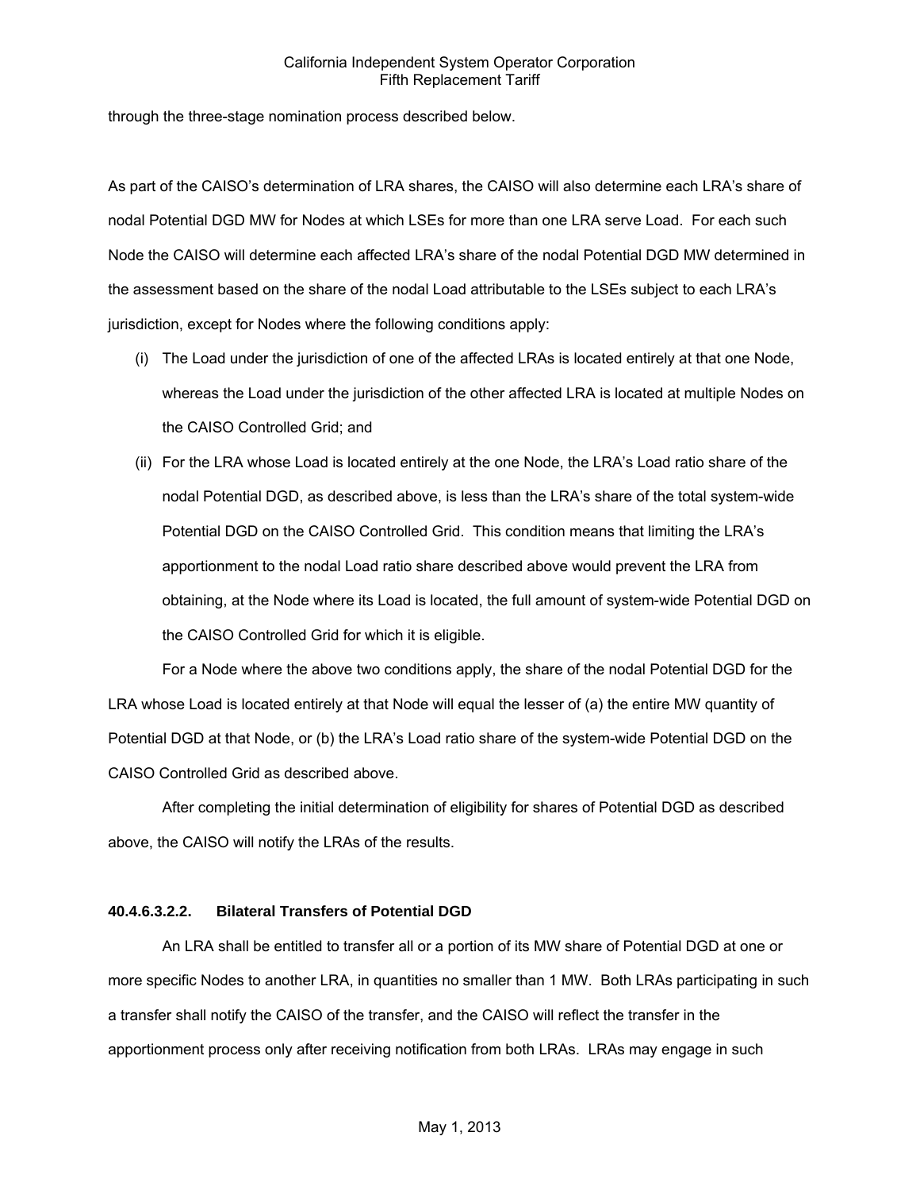through the three-stage nomination process described below.

As part of the CAISO's determination of LRA shares, the CAISO will also determine each LRA's share of nodal Potential DGD MW for Nodes at which LSEs for more than one LRA serve Load. For each such Node the CAISO will determine each affected LRA's share of the nodal Potential DGD MW determined in the assessment based on the share of the nodal Load attributable to the LSEs subject to each LRA's jurisdiction, except for Nodes where the following conditions apply:

(i) The Load under the jurisdiction of one of the affected LRAs is located entirely at that one Node, whereas the Load under the jurisdiction of the other affected LRA is located at multiple Nodes on the CAISO Controlled Grid; and

(ii) For the LRA whose Load is located entirely at the one Node, the LRA's Load ratio share of the nodal Potential DGD, as described above, is less than the LRA's share of the total system-wide Potential DGD on the CAISO Controlled Grid. This condition means that limiting the LRA's apportionment to the nodal Load ratio share described above would prevent the LRA from obtaining, at the Node where its Load is located, the full amount of system-wide Potential DGD on the CAISO Controlled Grid for which it is eligible.

For a Node where the above two conditions apply, the share of the nodal Potential DGD for the LRA whose Load is located entirely at that Node will equal the lesser of (a) the entire MW quantity of Potential DGD at that Node, or (b) the LRA's Load ratio share of the system-wide Potential DGD on the CAISO Controlled Grid as described above.

After completing the initial determination of eligibility for shares of Potential DGD as described above, the CAISO will notify the LRAs of the results.

**40.4.6.3.2.2. Bilateral Transfers of Potential DGD**

An LRA shall be entitled to transfer all or a portion of its MW share of Potential DGD at one or more specific Nodes to another LRA, in quantities no smaller than 1 MW. Both LRAs participating in such a transfer shall notify the CAISO of the transfer, and the CAISO will reflect the transfer in the apportionment process only after receiving notification from both LRAs. LRAs may engage in such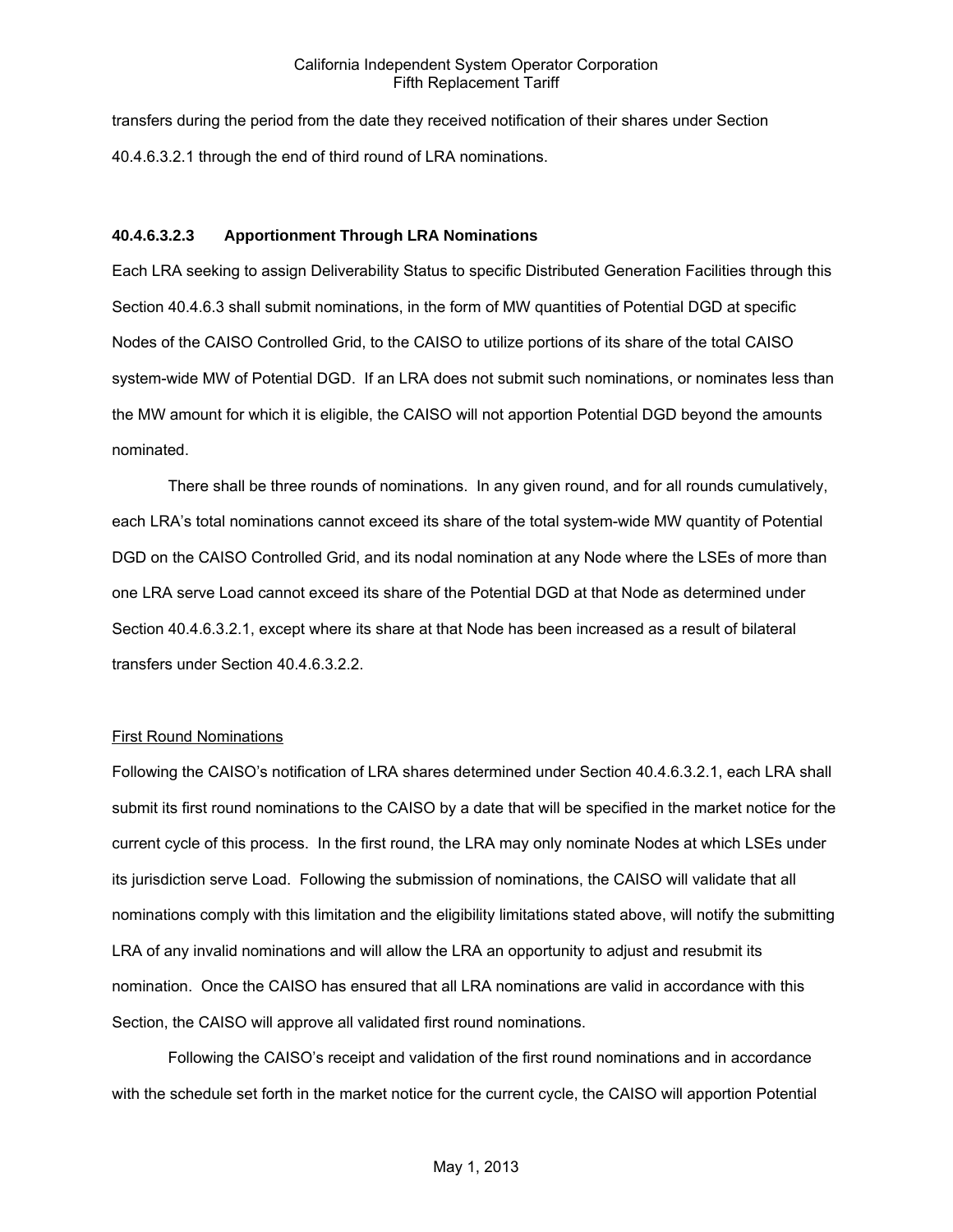transfers during the period from the date they received notification of their shares under Section 40.4.6.3.2.1 through the end of third round of LRA nominations.

#### 40.4.6.3.2.3 Apportionment Through LRA Nominations

Each LRA seeking to assign Deliverability Status to specific Distributed Generation Facilities through this Section 40.4.6.3 shall submit nominations, in the form of MW quantities of Potential DGD at specific Nodes of the CAISO Controlled Grid, to the CAISO to utilize portions of its share of the total CAISO system-wide MW of Potential DGD. If an LRA does not submit such nominations, or nominates less than the MW amount for which it is eligible, the CAISO will not apportion Potential DGD beyond the amounts nominated.

There shall be three rounds of nominations. In any given round, and for all rounds cumulatively, each LRA's total nominations cannot exceed its share of the total system-wide MW quantity of Potential DGD on the CAISO Controlled Grid, and its nodal nomination at any Node where the LSEs of more than one LRA serve Load cannot exceed its share of the Potential DGD at that Node as determined under Section 40.4.6.3.2.1, except where its share at that Node has been increased as a result of bilateral transfers under Section 40.4.6.3.2.2.

First Round Nominations

Following the CAISO's notification of LRA shares determined under Section 40.4.6.3.2.1, each LRA shall submit its first round nominations to the CAISO by a date that will be specified in the market notice for the current cycle of this process. In the first round, the LRA may only nominate Nodes at which LSEs under its jurisdiction serve Load. Following the submission of nominations, the CAISO will validate that all nominations comply with this limitation and the eligibility limitations stated above, will notify the submitting LRA of any invalid nominations and will allow the LRA an opportunity to adjust and resubmit its nomination. Once the CAISO has ensured that all LRA nominations are valid in accordance with this Section, the CAISO will approve all validated first round nominations.

Following the CAISO's receipt and validation of the first round nominations and in accordance with the schedule set forth in the market notice for the current cycle, the CAISO will apportion Potential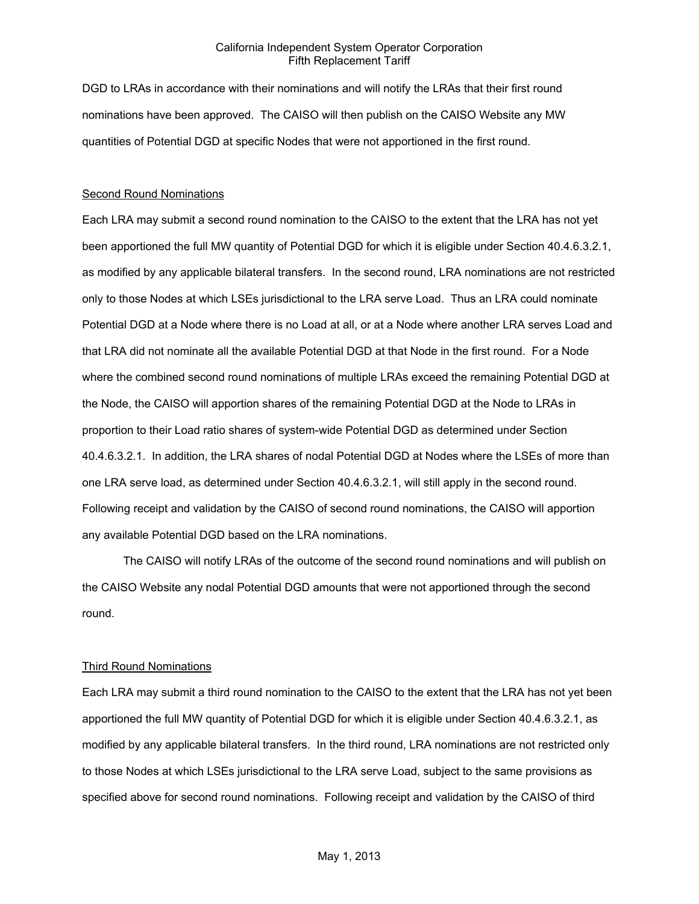DGD to LRAs in accordance with their nominations and will notify the LRAs that their first round nominations have been approved. The CAISO will then publish on the CAISO Website any MW quantities of Potential DGD at specific Nodes that were not apportioned in the first round.

Second Round Nominations

Each LRA may submit a second round nomination to the CAISO to the extent that the LRA has not yet been apportioned the full MW quantity of Potential DGD for which it is eligible under Section 40.4.6.3.2.1, as modified by any applicable bilateral transfers. In the second round, LRA nominations are not restricted only to those Nodes at which LSEs jurisdictional to the LRA serve Load. Thus an LRA could nominate Potential DGD at a Node where there is no Load at all, or at a Node where another LRA serves Load and that LRA did not nominate all the available Potential DGD at that Node in the first round. For a Node where the combined second round nominations of multiple LRAs exceed the remaining Potential DGD at the Node, the CAISO will apportion shares of the remaining Potential DGD at the Node to LRAs in proportion to their Load ratio shares of system-wide Potential DGD as determined under Section 40.4.6.3.2.1. In addition, the LRA shares of nodal Potential DGD at Nodes where the LSEs of more than one LRA serve load, as determined under Section 40.4.6.3.2.1, will still apply in the second round. Following receipt and validation by the CAISO of second round nominations, the CAISO will apportion any available Potential DGD based on the LRA nominations.

The CAISO will notify LRAs of the outcome of the second round nominations and will publish on the CAISO Website any nodal Potential DGD amounts that were not apportioned through the second round.

Third Round Nominations

Each LRA may submit a third round nomination to the CAISO to the extent that the LRA has not yet been apportioned the full MW quantity of Potential DGD for which it is eligible under Section 40.4.6.3.2.1, as modified by any applicable bilateral transfers. In the third round, LRA nominations are not restricted only to those Nodes at which LSEs jurisdictional to the LRA serve Load, subject to the same provisions as specified above for second round nominations. Following receipt and validation by the CAISO of third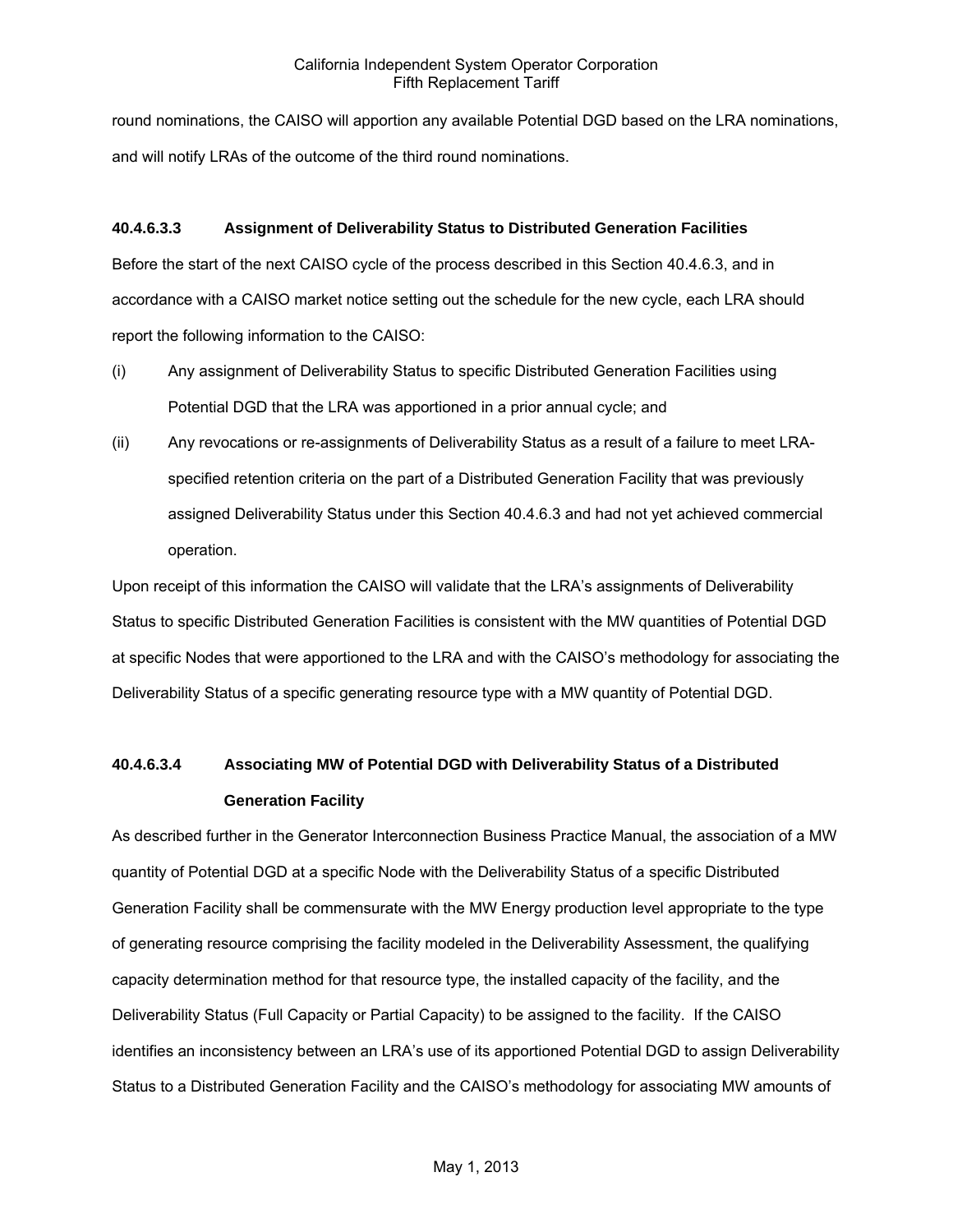round nominations, the CAISO will apportion any available Potential DGD based on the LRA nominations, and will notify LRAs of the outcome of the third round nominations.

#### 40.4.6.3.3 Assignment of Deliverability Status to Distributed Generation Facilities

Before the start of the next CAISO cycle of the process described in this Section 40.4.6.3, and in accordance with a CAISO market notice setting out the schedule for the new cycle, each LRA should report the following information to the CAISO:

(i) Any assignment of Deliverability Status to specific Distributed Generation Facilities using Potential DGD that the LRA was apportioned in a prior annual cycle; and

(ii) Any revocations or re-assignments of Deliverability Status as a result of a failure to meet LRA-specified retention criteria on the part of a Distributed Generation Facility that was previously assigned Deliverability Status under this Section 40.4.6.3 and had not yet achieved commercial operation.

Upon receipt of this information the CAISO will validate that the LRA's assignments of Deliverability Status to specific Distributed Generation Facilities is consistent with the MW quantities of Potential DGD at specific Nodes that were apportioned to the LRA and with the CAISO's methodology for associating the Deliverability Status of a specific generating resource type with a MW quantity of Potential DGD.

#### 40.4.6.3.4 Associating MW of Potential DGD with Deliverability Status of a Distributed Generation Facility

As described further in the Generator Interconnection Business Practice Manual, the association of a MW quantity of Potential DGD at a specific Node with the Deliverability Status of a specific Distributed Generation Facility shall be commensurate with the MW Energy production level appropriate to the type of generating resource comprising the facility modeled in the Deliverability Assessment, the qualifying capacity determination method for that resource type, the installed capacity of the facility, and the Deliverability Status (Full Capacity or Partial Capacity) to be assigned to the facility. If the CAISO identifies an inconsistency between an LRA's use of its apportioned Potential DGD to assign Deliverability Status to a Distributed Generation Facility and the CAISO's methodology for associating MW amounts of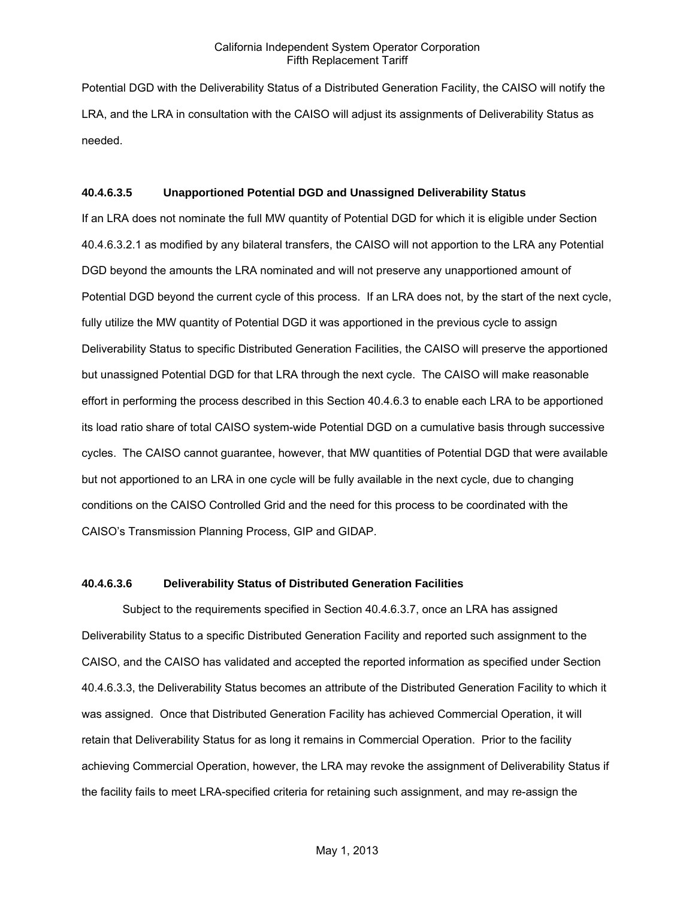Potential DGD with the Deliverability Status of a Distributed Generation Facility, the CAISO will notify the LRA, and the LRA in consultation with the CAISO will adjust its assignments of Deliverability Status as needed.

#### 40.4.6.3.5 Unapportioned Potential DGD and Unassigned Deliverability Status

If an LRA does not nominate the full MW quantity of Potential DGD for which it is eligible under Section 40.4.6.3.2.1 as modified by any bilateral transfers, the CAISO will not apportion to the LRA any Potential DGD beyond the amounts the LRA nominated and will not preserve any unapportioned amount of Potential DGD beyond the current cycle of this process. If an LRA does not, by the start of the next cycle, fully utilize the MW quantity of Potential DGD it was apportioned in the previous cycle to assign Deliverability Status to specific Distributed Generation Facilities, the CAISO will preserve the apportioned but unassigned Potential DGD for that LRA through the next cycle. The CAISO will make reasonable effort in performing the process described in this Section 40.4.6.3 to enable each LRA to be apportioned its load ratio share of total CAISO system-wide Potential DGD on a cumulative basis through successive cycles. The CAISO cannot guarantee, however, that MW quantities of Potential DGD that were available but not apportioned to an LRA in one cycle will be fully available in the next cycle, due to changing conditions on the CAISO Controlled Grid and the need for this process to be coordinated with the CAISO's Transmission Planning Process, GIP and GIDAP.

#### 40.4.6.3.6 Deliverability Status of Distributed Generation Facilities

Subject to the requirements specified in Section 40.4.6.3.7, once an LRA has assigned Deliverability Status to a specific Distributed Generation Facility and reported such assignment to the CAISO, and the CAISO has validated and accepted the reported information as specified under Section 40.4.6.3.3, the Deliverability Status becomes an attribute of the Distributed Generation Facility to which it was assigned. Once that Distributed Generation Facility has achieved Commercial Operation, it will retain that Deliverability Status for as long it remains in Commercial Operation. Prior to the facility achieving Commercial Operation, however, the LRA may revoke the assignment of Deliverability Status if the facility fails to meet LRA-specified criteria for retaining such assignment, and may re-assign the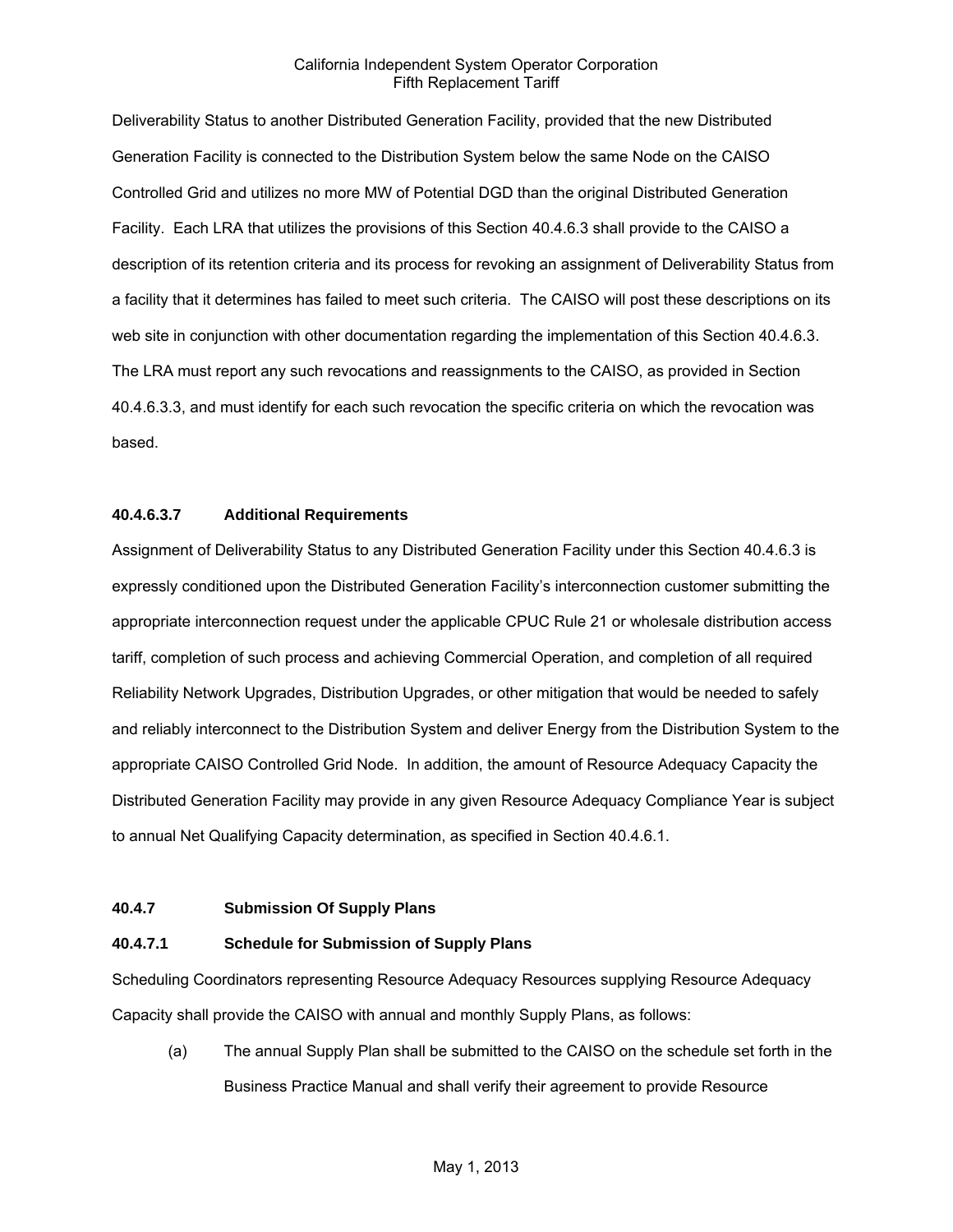Deliverability Status to another Distributed Generation Facility, provided that the new Distributed Generation Facility is connected to the Distribution System below the same Node on the CAISO Controlled Grid and utilizes no more MW of Potential DGD than the original Distributed Generation Facility. Each LRA that utilizes the provisions of this Section 40.4.6.3 shall provide to the CAISO a description of its retention criteria and its process for revoking an assignment of Deliverability Status from a facility that it determines has failed to meet such criteria. The CAISO will post these descriptions on its web site in conjunction with other documentation regarding the implementation of this Section 40.4.6.3. The LRA must report any such revocations and reassignments to the CAISO, as provided in Section 40.4.6.3.3, and must identify for each such revocation the specific criteria on which the revocation was based.

**40.4.6.3.7 Additional Requirements**

Assignment of Deliverability Status to any Distributed Generation Facility under this Section 40.4.6.3 is expressly conditioned upon the Distributed Generation Facility's interconnection customer submitting the appropriate interconnection request under the applicable CPUC Rule 21 or wholesale distribution access tariff, completion of such process and achieving Commercial Operation, and completion of all required Reliability Network Upgrades, Distribution Upgrades, or other mitigation that would be needed to safely and reliably interconnect to the Distribution System and deliver Energy from the Distribution System to the appropriate CAISO Controlled Grid Node. In addition, the amount of Resource Adequacy Capacity the Distributed Generation Facility may provide in any given Resource Adequacy Compliance Year is subject to annual Net Qualifying Capacity determination, as specified in Section 40.4.6.1.

**40.4.7 Submission Of Supply Plans**

**40.4.7.1 Schedule for Submission of Supply Plans**

Scheduling Coordinators representing Resource Adequacy Resources supplying Resource Adequacy Capacity shall provide the CAISO with annual and monthly Supply Plans, as follows:

(a) The annual Supply Plan shall be submitted to the CAISO on the schedule set forth in the Business Practice Manual and shall verify their agreement to provide Resource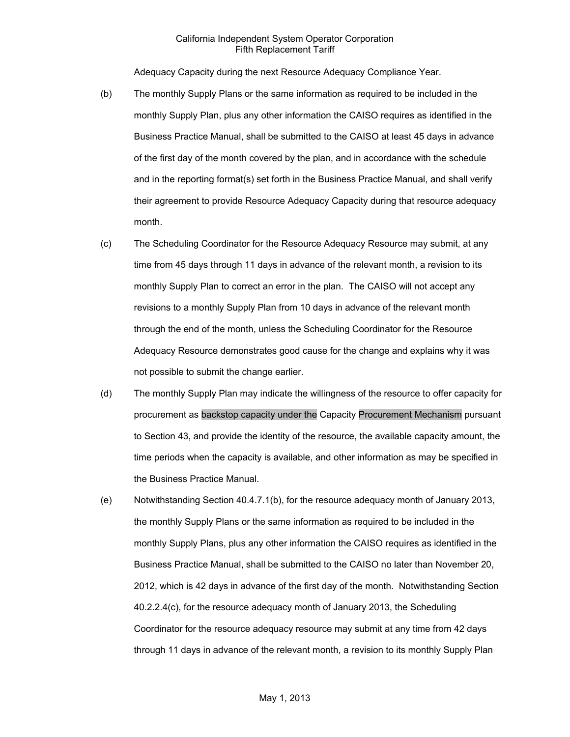Adequacy Capacity during the next Resource Adequacy Compliance Year.

(b) The monthly Supply Plans or the same information as required to be included in the monthly Supply Plan, plus any other information the CAISO requires as identified in the Business Practice Manual, shall be submitted to the CAISO at least 45 days in advance of the first day of the month covered by the plan, and in accordance with the schedule and in the reporting format(s) set forth in the Business Practice Manual, and shall verify their agreement to provide Resource Adequacy Capacity during that resource adequacy month.

(c) The Scheduling Coordinator for the Resource Adequacy Resource may submit, at any time from 45 days through 11 days in advance of the relevant month, a revision to its monthly Supply Plan to correct an error in the plan. The CAISO will not accept any revisions to a monthly Supply Plan from 10 days in advance of the relevant month through the end of the month, unless the Scheduling Coordinator for the Resource Adequacy Resource demonstrates good cause for the change and explains why it was not possible to submit the change earlier.

(d) The monthly Supply Plan may indicate the willingness of the resource to offer capacity for procurement as backstop capacity under the Capacity Procurement Mechanism pursuant to Section 43, and provide the identity of the resource, the available capacity amount, the time periods when the capacity is available, and other information as may be specified in the Business Practice Manual.

(e) Notwithstanding Section 40.4.7.1(b), for the resource adequacy month of January 2013, the monthly Supply Plans or the same information as required to be included in the monthly Supply Plans, plus any other information the CAISO requires as identified in the Business Practice Manual, shall be submitted to the CAISO no later than November 20, 2012, which is 42 days in advance of the first day of the month. Notwithstanding Section 40.2.2.4(c), for the resource adequacy month of January 2013, the Scheduling Coordinator for the resource adequacy resource may submit at any time from 42 days through 11 days in advance of the relevant month, a revision to its monthly Supply Plan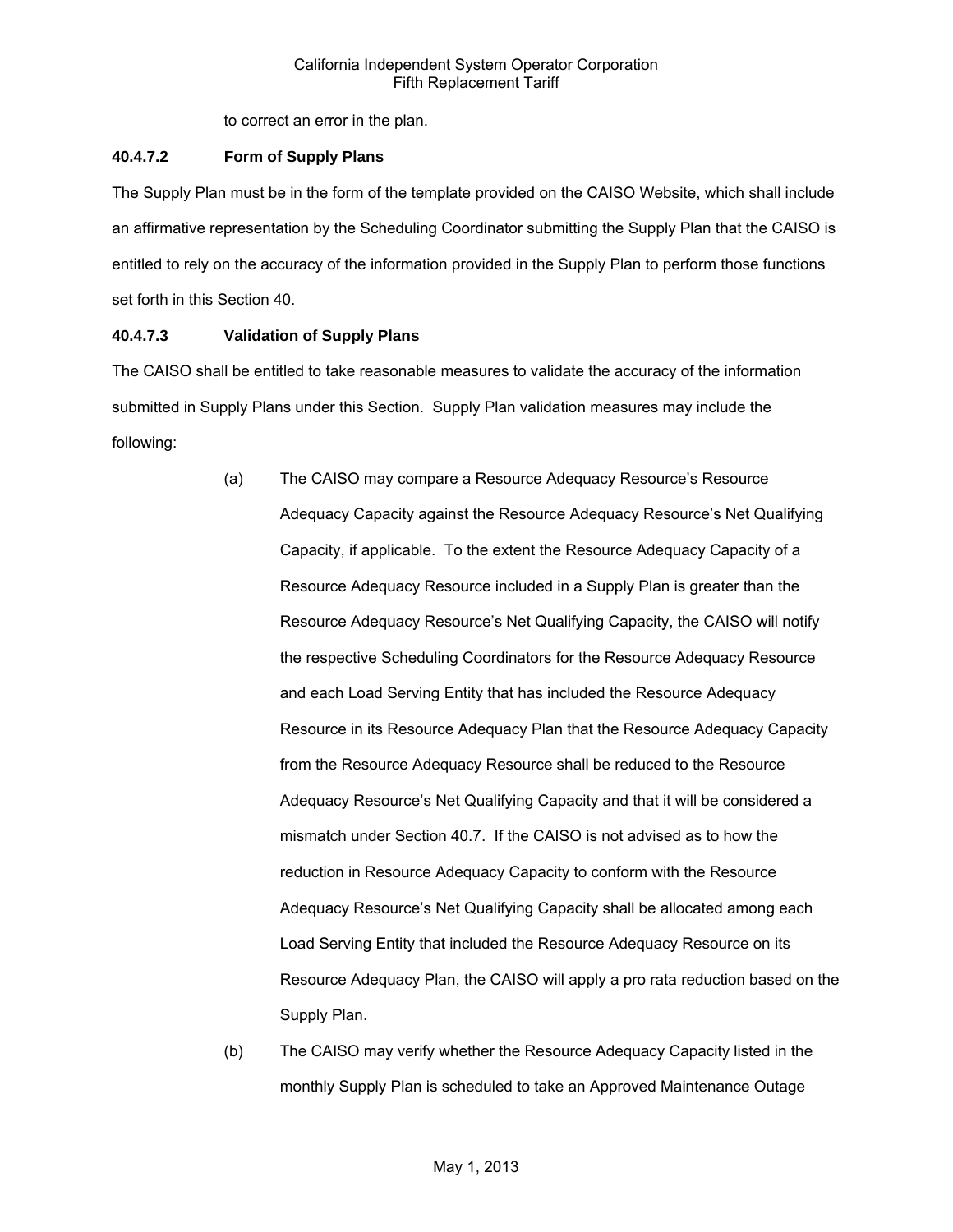to correct an error in the plan.

**40.4.7.2 Form of Supply Plans**

The Supply Plan must be in the form of the template provided on the CAISO Website, which shall include an affirmative representation by the Scheduling Coordinator submitting the Supply Plan that the CAISO is entitled to rely on the accuracy of the information provided in the Supply Plan to perform those functions set forth in this Section 40.

**40.4.7.3 Validation of Supply Plans**

The CAISO shall be entitled to take reasonable measures to validate the accuracy of the information submitted in Supply Plans under this Section. Supply Plan validation measures may include the following:

(a) The CAISO may compare a Resource Adequacy Resource's Resource Adequacy Capacity against the Resource Adequacy Resource's Net Qualifying Capacity, if applicable. To the extent the Resource Adequacy Capacity of a Resource Adequacy Resource included in a Supply Plan is greater than the Resource Adequacy Resource's Net Qualifying Capacity, the CAISO will notify the respective Scheduling Coordinators for the Resource Adequacy Resource and each Load Serving Entity that has included the Resource Adequacy Resource in its Resource Adequacy Plan that the Resource Adequacy Capacity from the Resource Adequacy Resource shall be reduced to the Resource Adequacy Resource's Net Qualifying Capacity and that it will be considered a mismatch under Section 40.7. If the CAISO is not advised as to how the reduction in Resource Adequacy Capacity to conform with the Resource Adequacy Resource's Net Qualifying Capacity shall be allocated among each Load Serving Entity that included the Resource Adequacy Resource on its Resource Adequacy Plan, the CAISO will apply a pro rata reduction based on the Supply Plan.

(b) The CAISO may verify whether the Resource Adequacy Capacity listed in the monthly Supply Plan is scheduled to take an Approved Maintenance Outage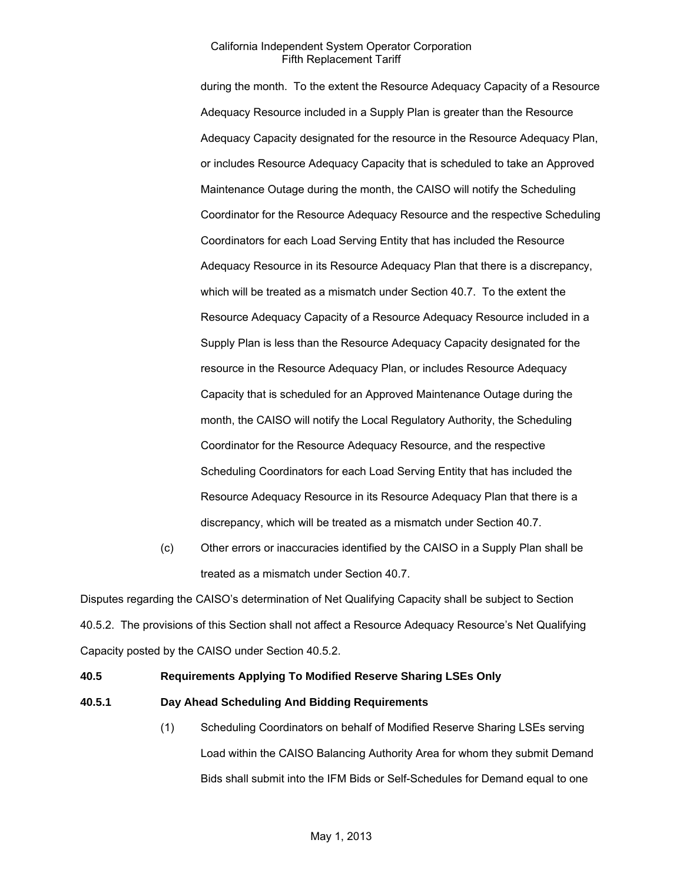during the month. To the extent the Resource Adequacy Capacity of a Resource Adequacy Resource included in a Supply Plan is greater than the Resource Adequacy Capacity designated for the resource in the Resource Adequacy Plan, or includes Resource Adequacy Capacity that is scheduled to take an Approved Maintenance Outage during the month, the CAISO will notify the Scheduling Coordinator for the Resource Adequacy Resource and the respective Scheduling Coordinators for each Load Serving Entity that has included the Resource Adequacy Resource in its Resource Adequacy Plan that there is a discrepancy, which will be treated as a mismatch under Section 40.7. To the extent the Resource Adequacy Capacity of a Resource Adequacy Resource included in a Supply Plan is less than the Resource Adequacy Capacity designated for the resource in the Resource Adequacy Plan, or includes Resource Adequacy Capacity that is scheduled for an Approved Maintenance Outage during the month, the CAISO will notify the Local Regulatory Authority, the Scheduling Coordinator for the Resource Adequacy Resource, and the respective Scheduling Coordinators for each Load Serving Entity that has included the Resource Adequacy Resource in its Resource Adequacy Plan that there is a discrepancy, which will be treated as a mismatch under Section 40.7.

(c) Other errors or inaccuracies identified by the CAISO in a Supply Plan shall be treated as a mismatch under Section 40.7.

Disputes regarding the CAISO's determination of Net Qualifying Capacity shall be subject to Section 40.5.2. The provisions of this Section shall not affect a Resource Adequacy Resource's Net Qualifying Capacity posted by the CAISO under Section 40.5.2.

**40.5 Requirements Applying To Modified Reserve Sharing LSEs Only**

**40.5.1 Day Ahead Scheduling And Bidding Requirements**

(1) Scheduling Coordinators on behalf of Modified Reserve Sharing LSEs serving Load within the CAISO Balancing Authority Area for whom they submit Demand Bids shall submit into the IFM Bids or Self-Schedules for Demand equal to one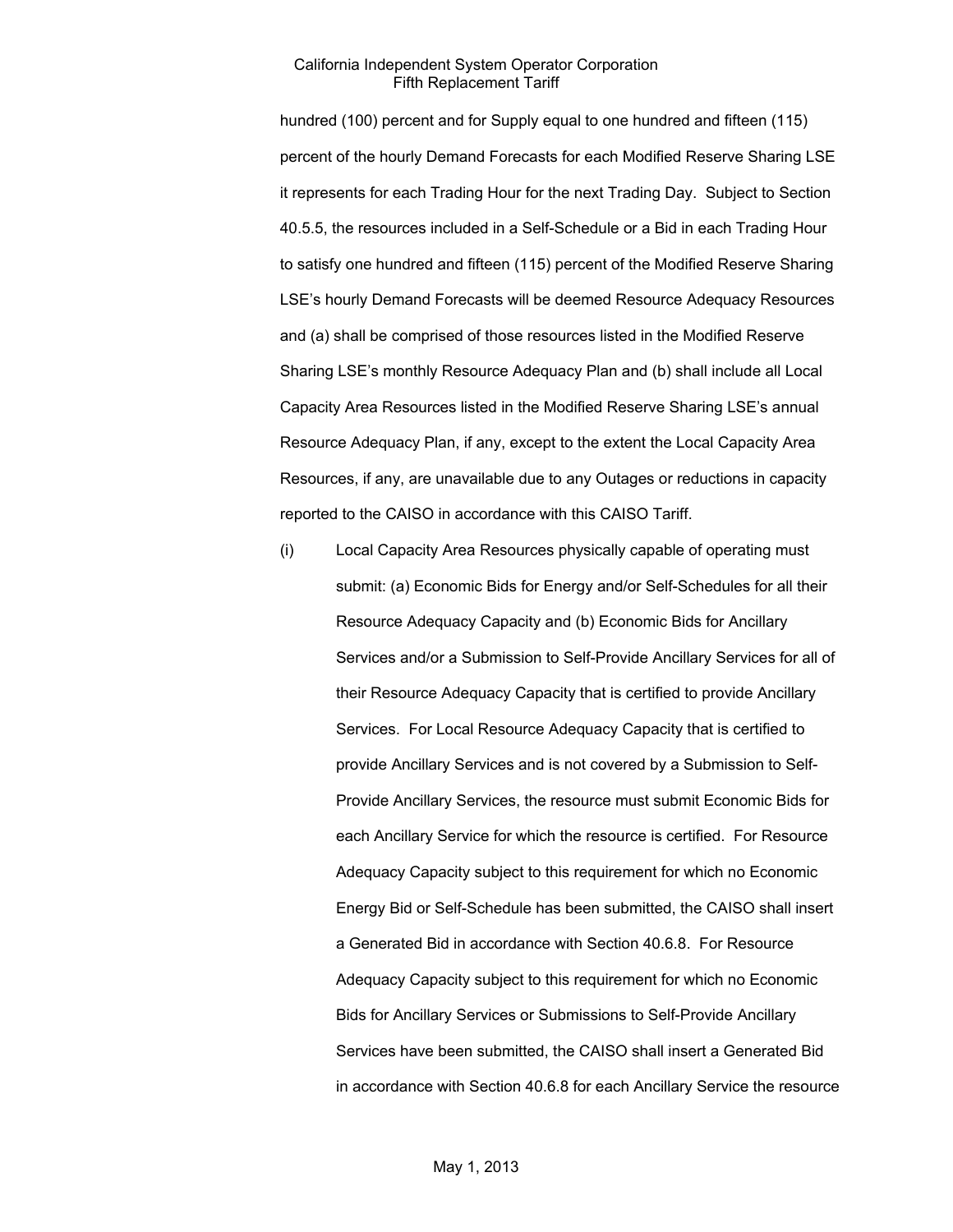hundred (100) percent and for Supply equal to one hundred and fifteen (115) percent of the hourly Demand Forecasts for each Modified Reserve Sharing LSE it represents for each Trading Hour for the next Trading Day. Subject to Section 40.5.5, the resources included in a Self-Schedule or a Bid in each Trading Hour to satisfy one hundred and fifteen (115) percent of the Modified Reserve Sharing LSE's hourly Demand Forecasts will be deemed Resource Adequacy Resources and (a) shall be comprised of those resources listed in the Modified Reserve Sharing LSE's monthly Resource Adequacy Plan and (b) shall include all Local Capacity Area Resources listed in the Modified Reserve Sharing LSE's annual Resource Adequacy Plan, if any, except to the extent the Local Capacity Area Resources, if any, are unavailable due to any Outages or reductions in capacity reported to the CAISO in accordance with this CAISO Tariff.

(i) Local Capacity Area Resources physically capable of operating must submit: (a) Economic Bids for Energy and/or Self-Schedules for all their Resource Adequacy Capacity and (b) Economic Bids for Ancillary Services and/or a Submission to Self-Provide Ancillary Services for all of their Resource Adequacy Capacity that is certified to provide Ancillary Services. For Local Resource Adequacy Capacity that is certified to provide Ancillary Services and is not covered by a Submission to Self-Provide Ancillary Services, the resource must submit Economic Bids for each Ancillary Service for which the resource is certified. For Resource Adequacy Capacity subject to this requirement for which no Economic Energy Bid or Self-Schedule has been submitted, the CAISO shall insert a Generated Bid in accordance with Section 40.6.8. For Resource Adequacy Capacity subject to this requirement for which no Economic Bids for Ancillary Services or Submissions to Self-Provide Ancillary Services have been submitted, the CAISO shall insert a Generated Bid in accordance with Section 40.6.8 for each Ancillary Service the resource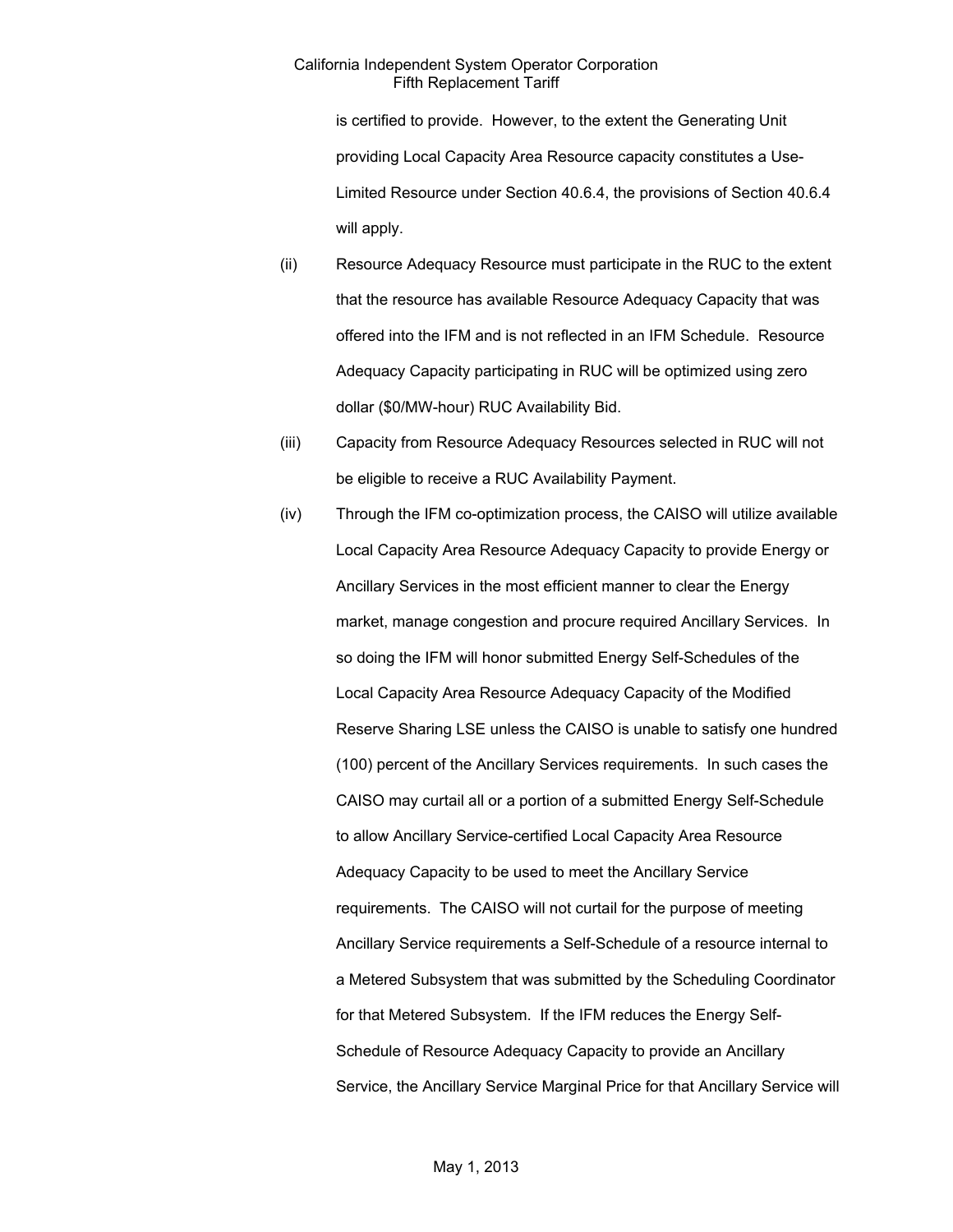is certified to provide. However, to the extent the Generating Unit providing Local Capacity Area Resource capacity constitutes a Use-Limited Resource under Section 40.6.4, the provisions of Section 40.6.4 will apply.

(ii) Resource Adequacy Resource must participate in the RUC to the extent that the resource has available Resource Adequacy Capacity that was offered into the IFM and is not reflected in an IFM Schedule. Resource Adequacy Capacity participating in RUC will be optimized using zero dollar ($0/MW-hour) RUC Availability Bid.

(iii) Capacity from Resource Adequacy Resources selected in RUC will not be eligible to receive a RUC Availability Payment.

(iv) Through the IFM co-optimization process, the CAISO will utilize available Local Capacity Area Resource Adequacy Capacity to provide Energy or Ancillary Services in the most efficient manner to clear the Energy market, manage congestion and procure required Ancillary Services. In so doing the IFM will honor submitted Energy Self-Schedules of the Local Capacity Area Resource Adequacy Capacity of the Modified Reserve Sharing LSE unless the CAISO is unable to satisfy one hundred (100) percent of the Ancillary Services requirements. In such cases the CAISO may curtail all or a portion of a submitted Energy Self-Schedule to allow Ancillary Service-certified Local Capacity Area Resource Adequacy Capacity to be used to meet the Ancillary Service requirements. The CAISO will not curtail for the purpose of meeting Ancillary Service requirements a Self-Schedule of a resource internal to a Metered Subsystem that was submitted by the Scheduling Coordinator for that Metered Subsystem. If the IFM reduces the Energy Self-Schedule of Resource Adequacy Capacity to provide an Ancillary Service, the Ancillary Service Marginal Price for that Ancillary Service will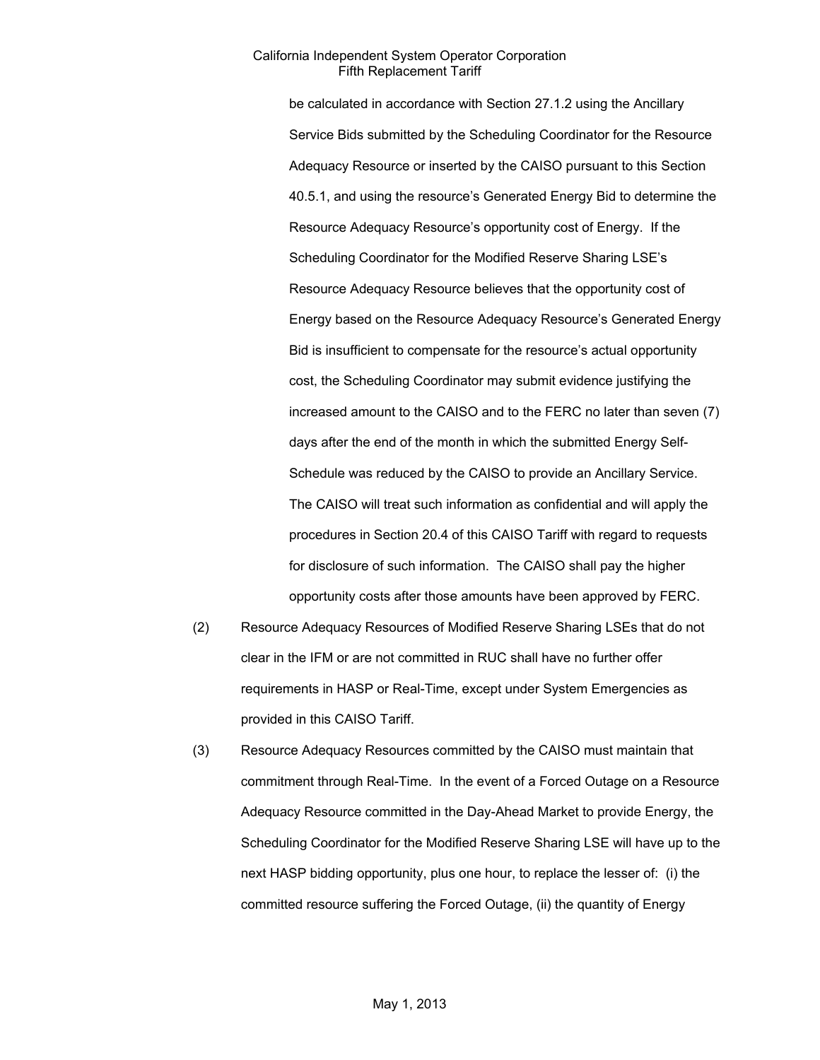be calculated in accordance with Section 27.1.2 using the Ancillary Service Bids submitted by the Scheduling Coordinator for the Resource Adequacy Resource or inserted by the CAISO pursuant to this Section 40.5.1, and using the resource's Generated Energy Bid to determine the Resource Adequacy Resource's opportunity cost of Energy. If the Scheduling Coordinator for the Modified Reserve Sharing LSE's Resource Adequacy Resource believes that the opportunity cost of Energy based on the Resource Adequacy Resource's Generated Energy Bid is insufficient to compensate for the resource's actual opportunity cost, the Scheduling Coordinator may submit evidence justifying the increased amount to the CAISO and to the FERC no later than seven (7) days after the end of the month in which the submitted Energy Self-Schedule was reduced by the CAISO to provide an Ancillary Service. The CAISO will treat such information as confidential and will apply the procedures in Section 20.4 of this CAISO Tariff with regard to requests for disclosure of such information. The CAISO shall pay the higher opportunity costs after those amounts have been approved by FERC.

(2) Resource Adequacy Resources of Modified Reserve Sharing LSEs that do not clear in the IFM or are not committed in RUC shall have no further offer requirements in HASP or Real-Time, except under System Emergencies as provided in this CAISO Tariff.

(3) Resource Adequacy Resources committed by the CAISO must maintain that commitment through Real-Time. In the event of a Forced Outage on a Resource Adequacy Resource committed in the Day-Ahead Market to provide Energy, the Scheduling Coordinator for the Modified Reserve Sharing LSE will have up to the next HASP bidding opportunity, plus one hour, to replace the lesser of: (i) the committed resource suffering the Forced Outage, (ii) the quantity of Energy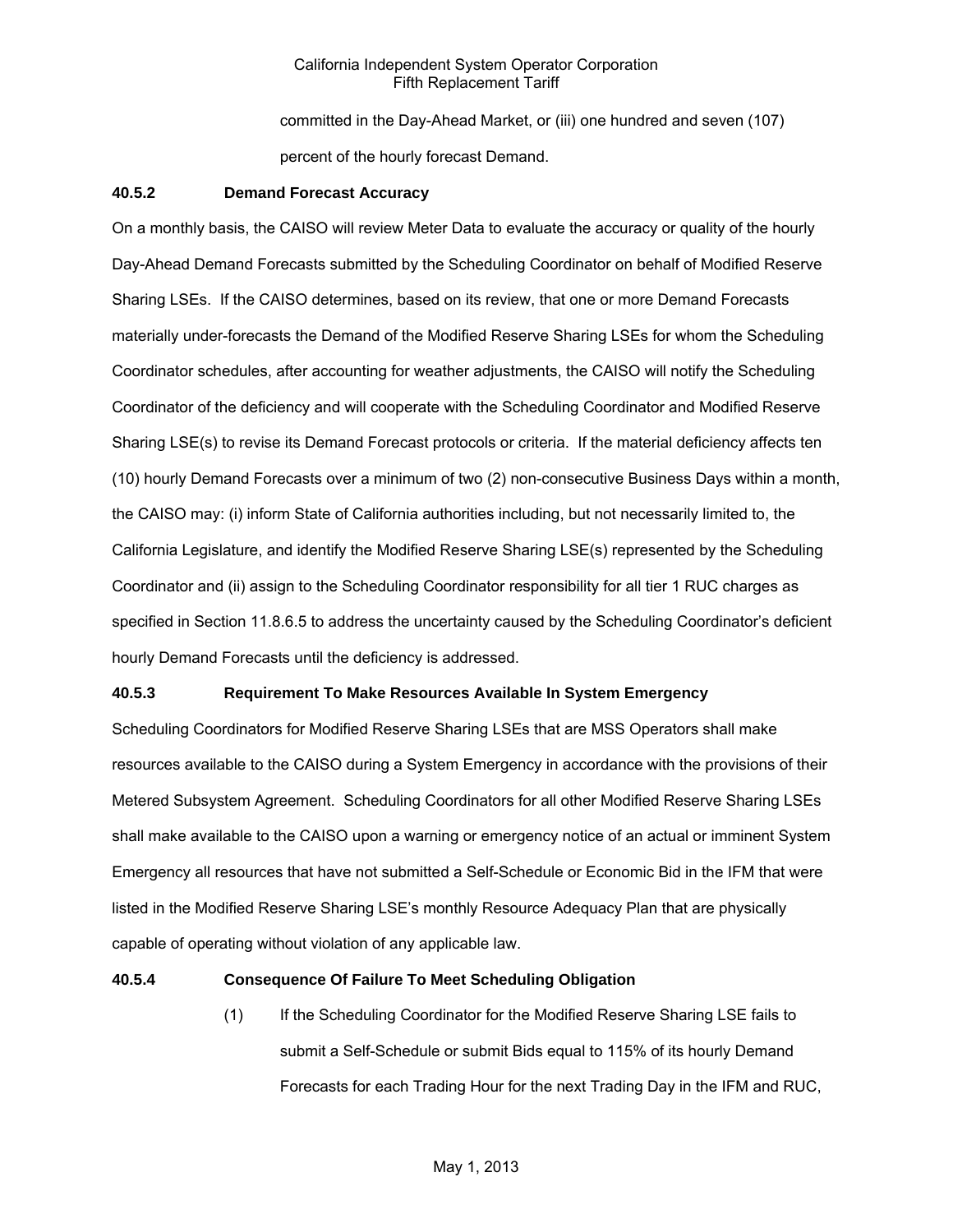committed in the Day-Ahead Market, or (iii) one hundred and seven (107) percent of the hourly forecast Demand.

**40.5.2 Demand Forecast Accuracy**

On a monthly basis, the CAISO will review Meter Data to evaluate the accuracy or quality of the hourly Day-Ahead Demand Forecasts submitted by the Scheduling Coordinator on behalf of Modified Reserve Sharing LSEs. If the CAISO determines, based on its review, that one or more Demand Forecasts materially under-forecasts the Demand of the Modified Reserve Sharing LSEs for whom the Scheduling Coordinator schedules, after accounting for weather adjustments, the CAISO will notify the Scheduling Coordinator of the deficiency and will cooperate with the Scheduling Coordinator and Modified Reserve Sharing LSE(s) to revise its Demand Forecast protocols or criteria. If the material deficiency affects ten (10) hourly Demand Forecasts over a minimum of two (2) non-consecutive Business Days within a month, the CAISO may: (i) inform State of California authorities including, but not necessarily limited to, the California Legislature, and identify the Modified Reserve Sharing LSE(s) represented by the Scheduling Coordinator and (ii) assign to the Scheduling Coordinator responsibility for all tier 1 RUC charges as specified in Section 11.8.6.5 to address the uncertainty caused by the Scheduling Coordinator's deficient hourly Demand Forecasts until the deficiency is addressed.

**40.5.3 Requirement To Make Resources Available In System Emergency**

Scheduling Coordinators for Modified Reserve Sharing LSEs that are MSS Operators shall make resources available to the CAISO during a System Emergency in accordance with the provisions of their Metered Subsystem Agreement. Scheduling Coordinators for all other Modified Reserve Sharing LSEs shall make available to the CAISO upon a warning or emergency notice of an actual or imminent System Emergency all resources that have not submitted a Self-Schedule or Economic Bid in the IFM that were listed in the Modified Reserve Sharing LSE's monthly Resource Adequacy Plan that are physically capable of operating without violation of any applicable law.

**40.5.4 Consequence Of Failure To Meet Scheduling Obligation**

(1) If the Scheduling Coordinator for the Modified Reserve Sharing LSE fails to submit a Self-Schedule or submit Bids equal to 115% of its hourly Demand Forecasts for each Trading Hour for the next Trading Day in the IFM and RUC,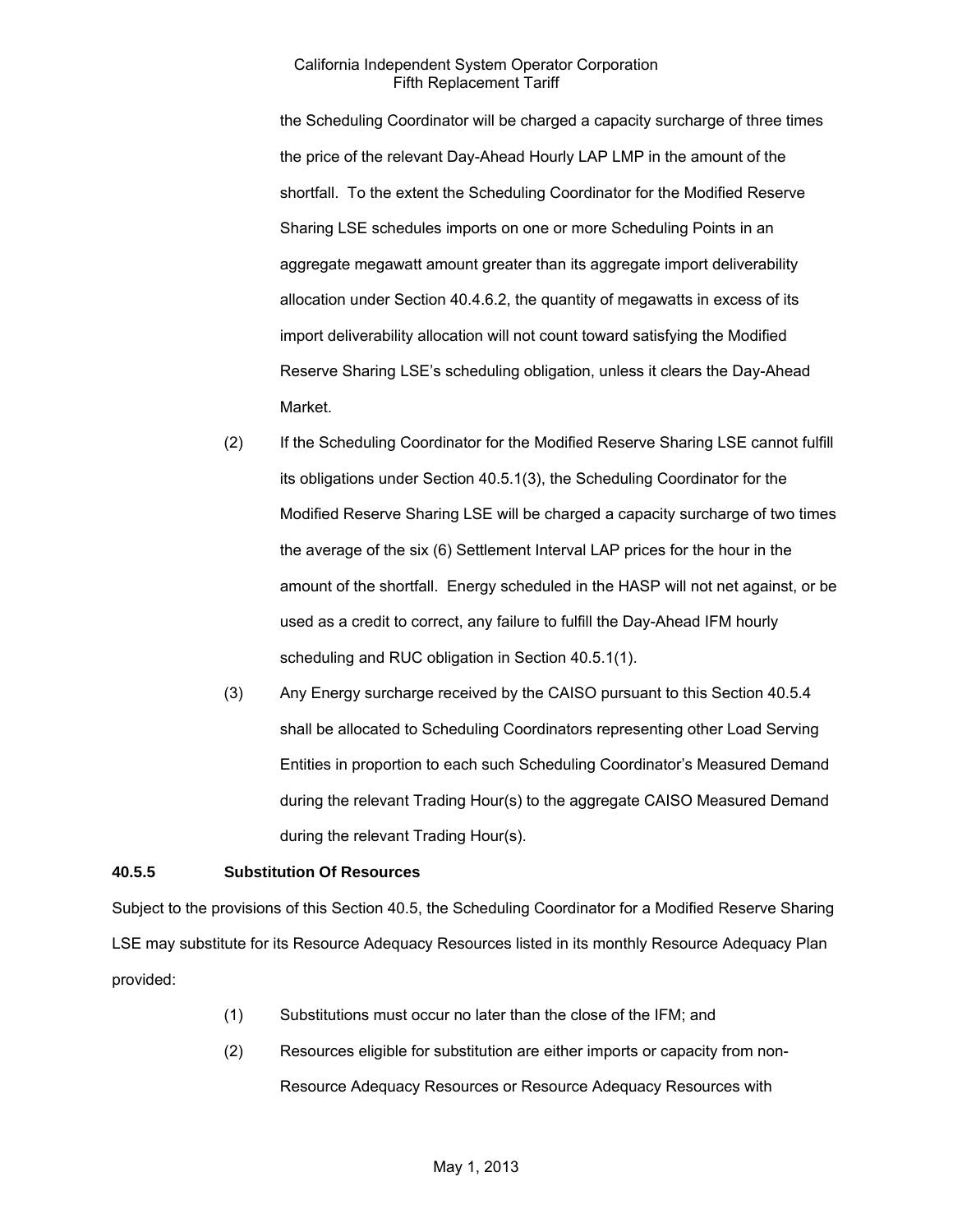the Scheduling Coordinator will be charged a capacity surcharge of three times the price of the relevant Day-Ahead Hourly LAP LMP in the amount of the shortfall. To the extent the Scheduling Coordinator for the Modified Reserve Sharing LSE schedules imports on one or more Scheduling Points in an aggregate megawatt amount greater than its aggregate import deliverability allocation under Section 40.4.6.2, the quantity of megawatts in excess of its import deliverability allocation will not count toward satisfying the Modified Reserve Sharing LSE's scheduling obligation, unless it clears the Day-Ahead Market.

(2) If the Scheduling Coordinator for the Modified Reserve Sharing LSE cannot fulfill its obligations under Section 40.5.1(3), the Scheduling Coordinator for the Modified Reserve Sharing LSE will be charged a capacity surcharge of two times the average of the six (6) Settlement Interval LAP prices for the hour in the amount of the shortfall. Energy scheduled in the HASP will not net against, or be used as a credit to correct, any failure to fulfill the Day-Ahead IFM hourly scheduling and RUC obligation in Section 40.5.1(1).

(3) Any Energy surcharge received by the CAISO pursuant to this Section 40.5.4 shall be allocated to Scheduling Coordinators representing other Load Serving Entities in proportion to each such Scheduling Coordinator's Measured Demand during the relevant Trading Hour(s) to the aggregate CAISO Measured Demand during the relevant Trading Hour(s).

**40.5.5 Substitution Of Resources**

Subject to the provisions of this Section 40.5, the Scheduling Coordinator for a Modified Reserve Sharing LSE may substitute for its Resource Adequacy Resources listed in its monthly Resource Adequacy Plan provided:

(1) Substitutions must occur no later than the close of the IFM; and

(2) Resources eligible for substitution are either imports or capacity from non-Resource Adequacy Resources or Resource Adequacy Resources with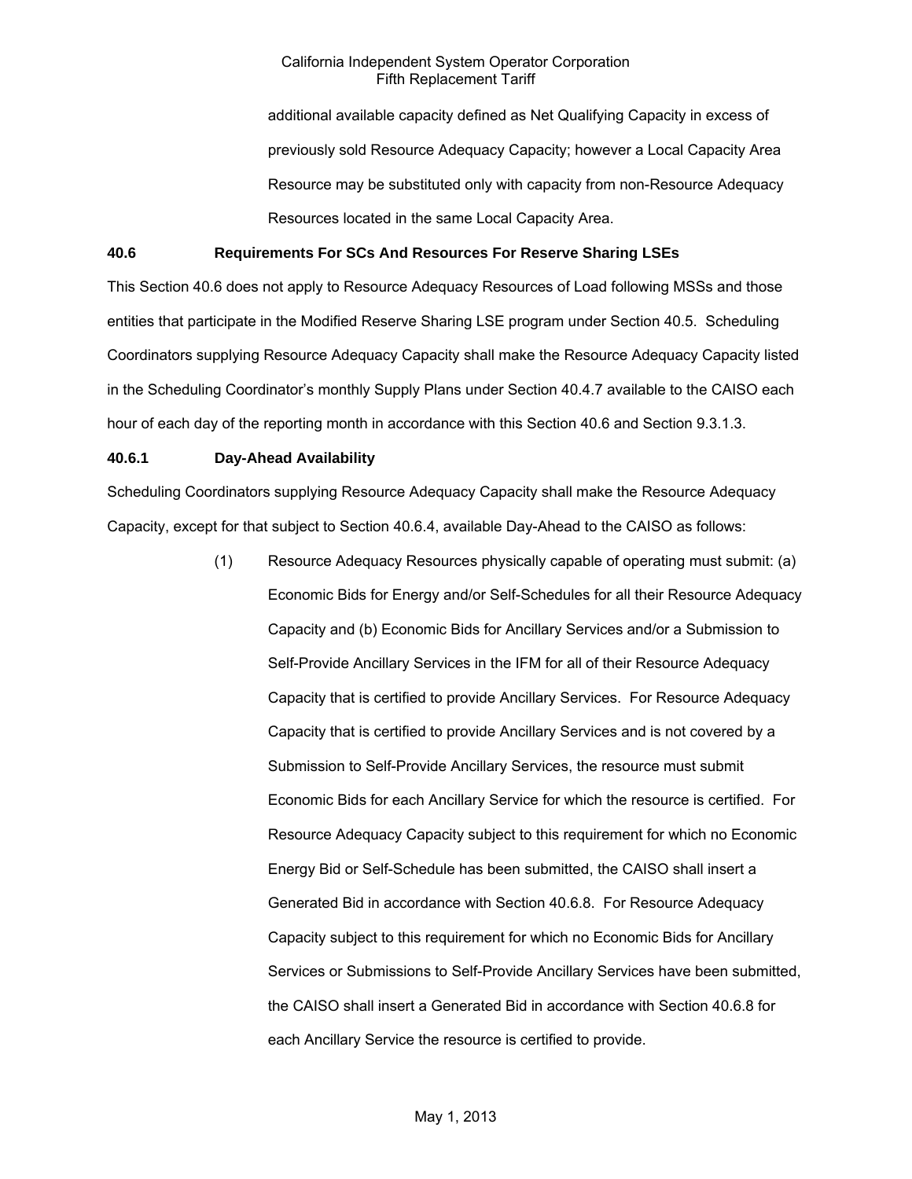additional available capacity defined as Net Qualifying Capacity in excess of previously sold Resource Adequacy Capacity; however a Local Capacity Area Resource may be substituted only with capacity from non-Resource Adequacy Resources located in the same Local Capacity Area.

### 40.6 Requirements For SCs And Resources For Reserve Sharing LSEs

This Section 40.6 does not apply to Resource Adequacy Resources of Load following MSSs and those entities that participate in the Modified Reserve Sharing LSE program under Section 40.5. Scheduling Coordinators supplying Resource Adequacy Capacity shall make the Resource Adequacy Capacity listed in the Scheduling Coordinator's monthly Supply Plans under Section 40.4.7 available to the CAISO each hour of each day of the reporting month in accordance with this Section 40.6 and Section 9.3.1.3.

#### 40.6.1 Day-Ahead Availability

Scheduling Coordinators supplying Resource Adequacy Capacity shall make the Resource Adequacy Capacity, except for that subject to Section 40.6.4, available Day-Ahead to the CAISO as follows:

(1) Resource Adequacy Resources physically capable of operating must submit: (a) Economic Bids for Energy and/or Self-Schedules for all their Resource Adequacy Capacity and (b) Economic Bids for Ancillary Services and/or a Submission to Self-Provide Ancillary Services in the IFM for all of their Resource Adequacy Capacity that is certified to provide Ancillary Services. For Resource Adequacy Capacity that is certified to provide Ancillary Services and is not covered by a Submission to Self-Provide Ancillary Services, the resource must submit Economic Bids for each Ancillary Service for which the resource is certified. For Resource Adequacy Capacity subject to this requirement for which no Economic Energy Bid or Self-Schedule has been submitted, the CAISO shall insert a Generated Bid in accordance with Section 40.6.8. For Resource Adequacy Capacity subject to this requirement for which no Economic Bids for Ancillary Services or Submissions to Self-Provide Ancillary Services have been submitted, the CAISO shall insert a Generated Bid in accordance with Section 40.6.8 for each Ancillary Service the resource is certified to provide.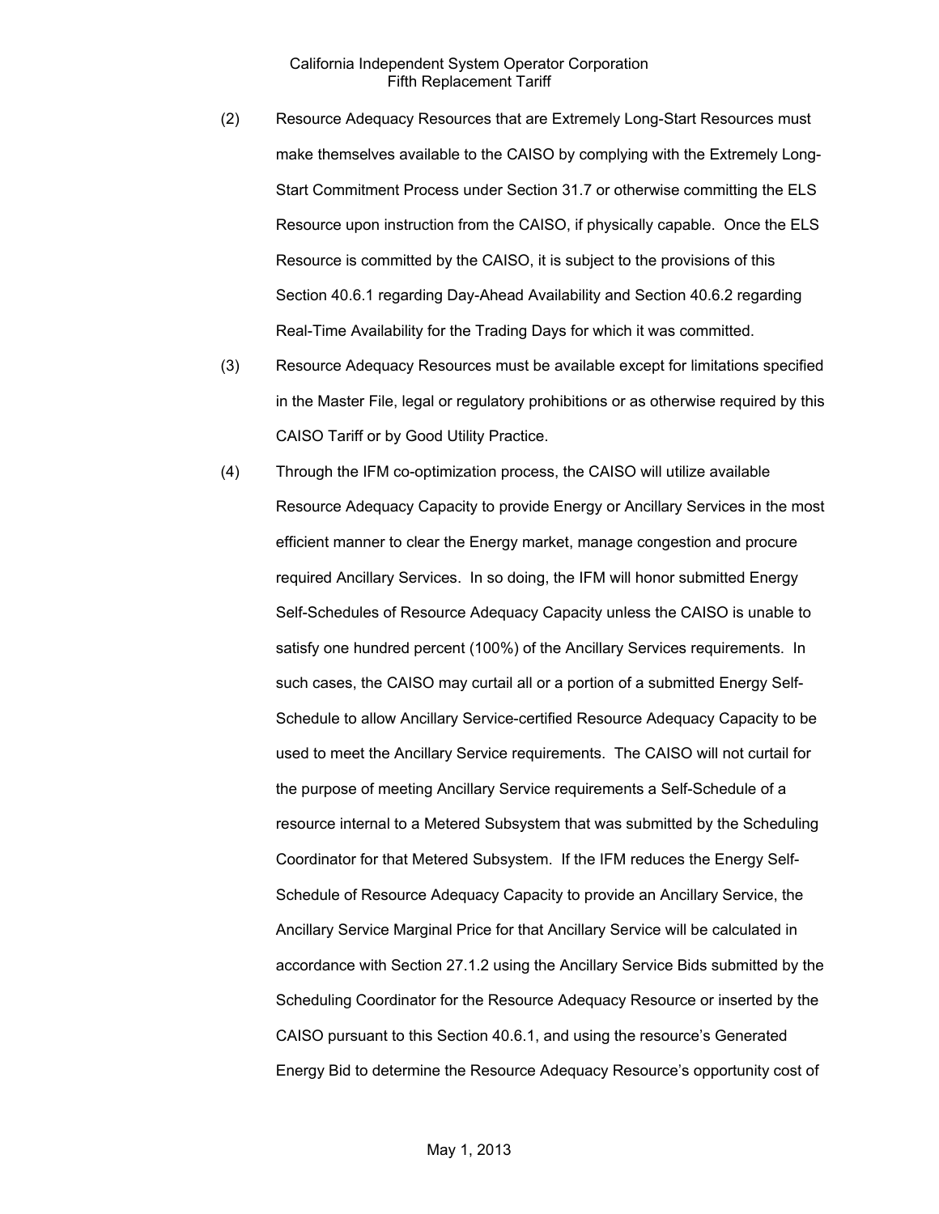(2) Resource Adequacy Resources that are Extremely Long-Start Resources must make themselves available to the CAISO by complying with the Extremely Long-Start Commitment Process under Section 31.7 or otherwise committing the ELS Resource upon instruction from the CAISO, if physically capable. Once the ELS Resource is committed by the CAISO, it is subject to the provisions of this Section 40.6.1 regarding Day-Ahead Availability and Section 40.6.2 regarding Real-Time Availability for the Trading Days for which it was committed.

(3) Resource Adequacy Resources must be available except for limitations specified in the Master File, legal or regulatory prohibitions or as otherwise required by this CAISO Tariff or by Good Utility Practice.

(4) Through the IFM co-optimization process, the CAISO will utilize available Resource Adequacy Capacity to provide Energy or Ancillary Services in the most efficient manner to clear the Energy market, manage congestion and procure required Ancillary Services. In so doing, the IFM will honor submitted Energy Self-Schedules of Resource Adequacy Capacity unless the CAISO is unable to satisfy one hundred percent (100%) of the Ancillary Services requirements. In such cases, the CAISO may curtail all or a portion of a submitted Energy Self-Schedule to allow Ancillary Service-certified Resource Adequacy Capacity to be used to meet the Ancillary Service requirements. The CAISO will not curtail for the purpose of meeting Ancillary Service requirements a Self-Schedule of a resource internal to a Metered Subsystem that was submitted by the Scheduling Coordinator for that Metered Subsystem. If the IFM reduces the Energy Self-Schedule of Resource Adequacy Capacity to provide an Ancillary Service, the Ancillary Service Marginal Price for that Ancillary Service will be calculated in accordance with Section 27.1.2 using the Ancillary Service Bids submitted by the Scheduling Coordinator for the Resource Adequacy Resource or inserted by the CAISO pursuant to this Section 40.6.1, and using the resource's Generated Energy Bid to determine the Resource Adequacy Resource's opportunity cost of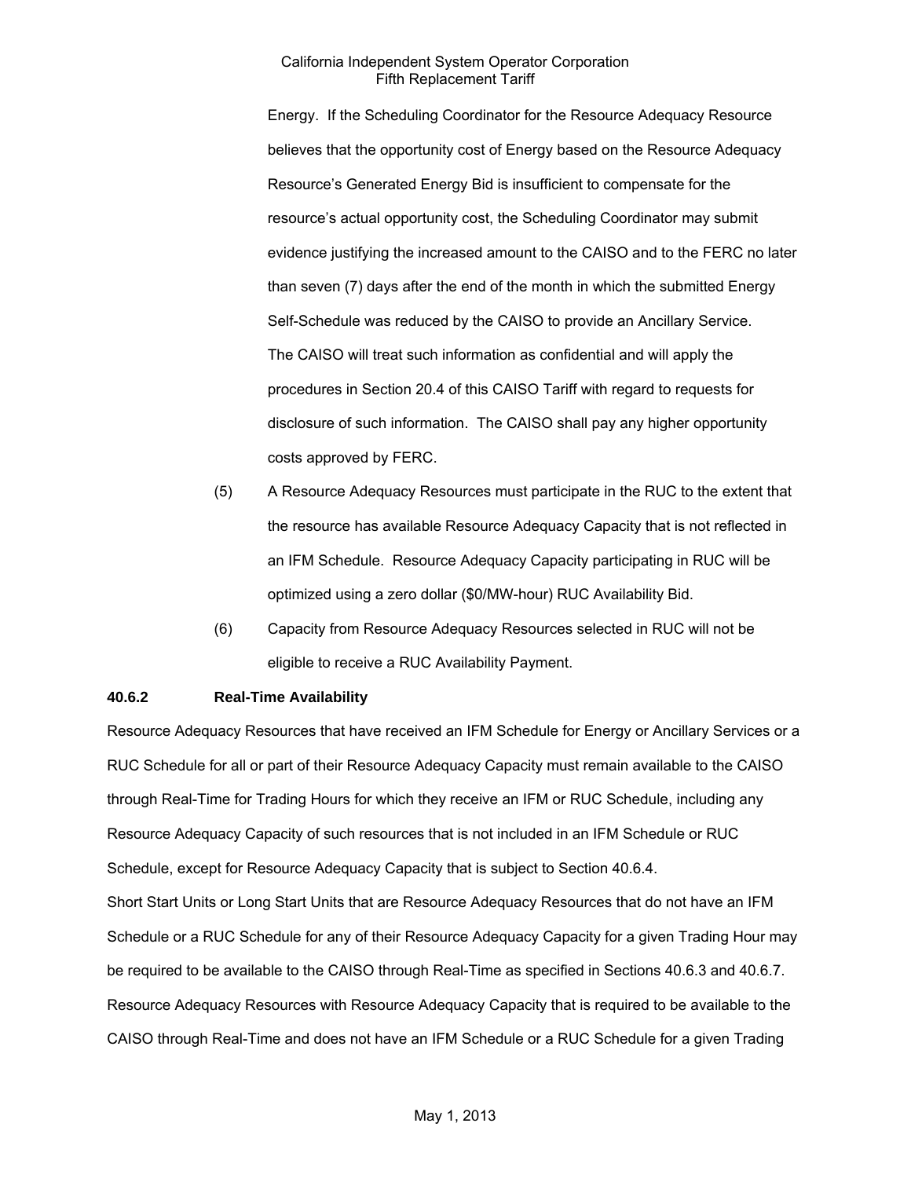Energy. If the Scheduling Coordinator for the Resource Adequacy Resource believes that the opportunity cost of Energy based on the Resource Adequacy Resource's Generated Energy Bid is insufficient to compensate for the resource's actual opportunity cost, the Scheduling Coordinator may submit evidence justifying the increased amount to the CAISO and to the FERC no later than seven (7) days after the end of the month in which the submitted Energy Self-Schedule was reduced by the CAISO to provide an Ancillary Service. The CAISO will treat such information as confidential and will apply the procedures in Section 20.4 of this CAISO Tariff with regard to requests for disclosure of such information. The CAISO shall pay any higher opportunity costs approved by FERC.

(5) A Resource Adequacy Resources must participate in the RUC to the extent that the resource has available Resource Adequacy Capacity that is not reflected in an IFM Schedule. Resource Adequacy Capacity participating in RUC will be optimized using a zero dollar ($0/MW-hour) RUC Availability Bid.

(6) Capacity from Resource Adequacy Resources selected in RUC will not be eligible to receive a RUC Availability Payment.

**40.6.2 Real-Time Availability**

Resource Adequacy Resources that have received an IFM Schedule for Energy or Ancillary Services or a RUC Schedule for all or part of their Resource Adequacy Capacity must remain available to the CAISO through Real-Time for Trading Hours for which they receive an IFM or RUC Schedule, including any Resource Adequacy Capacity of such resources that is not included in an IFM Schedule or RUC Schedule, except for Resource Adequacy Capacity that is subject to Section 40.6.4.

Short Start Units or Long Start Units that are Resource Adequacy Resources that do not have an IFM Schedule or a RUC Schedule for any of their Resource Adequacy Capacity for a given Trading Hour may be required to be available to the CAISO through Real-Time as specified in Sections 40.6.3 and 40.6.7. Resource Adequacy Resources with Resource Adequacy Capacity that is required to be available to the CAISO through Real-Time and does not have an IFM Schedule or a RUC Schedule for a given Trading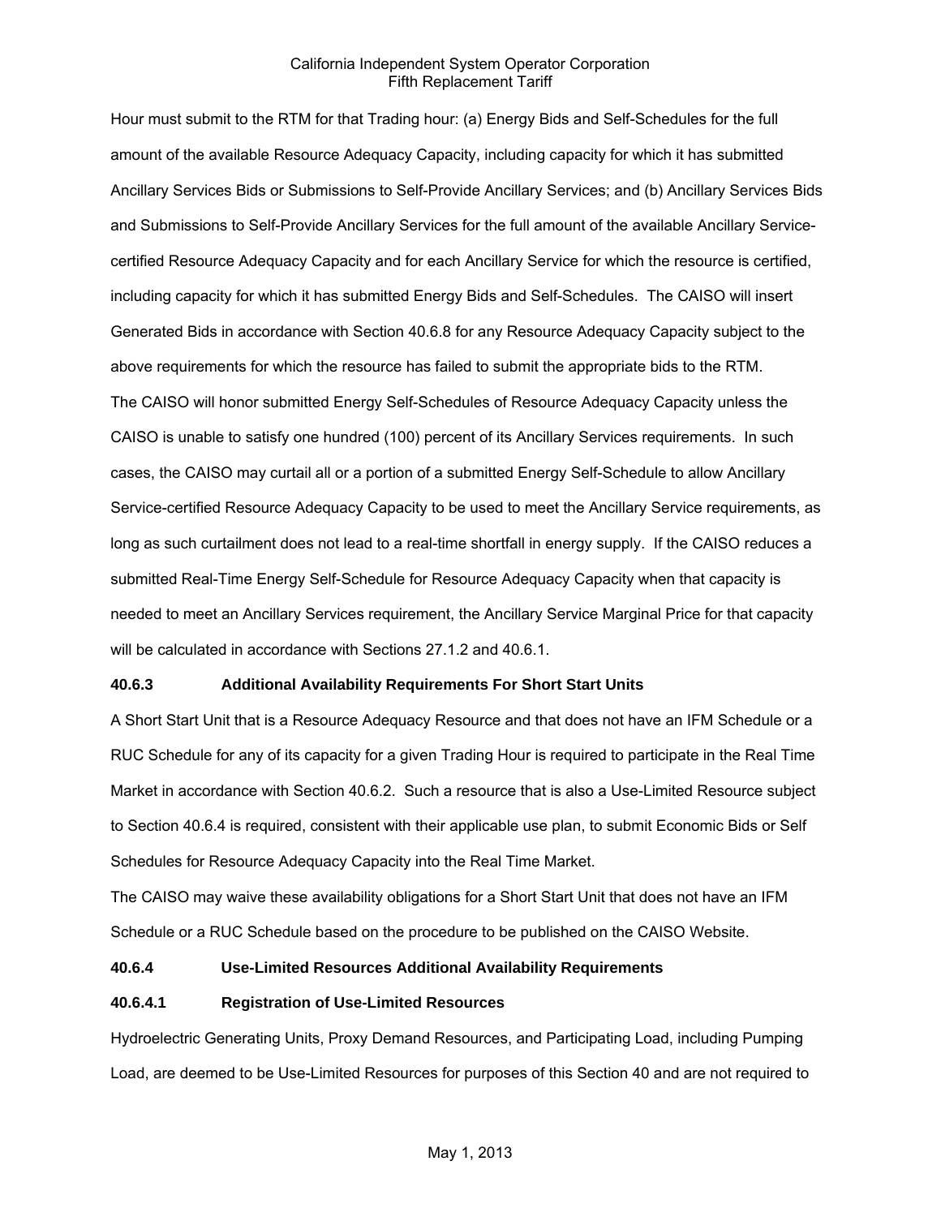Hour must submit to the RTM for that Trading hour: (a) Energy Bids and Self-Schedules for the full amount of the available Resource Adequacy Capacity, including capacity for which it has submitted Ancillary Services Bids or Submissions to Self-Provide Ancillary Services; and (b) Ancillary Services Bids and Submissions to Self-Provide Ancillary Services for the full amount of the available Ancillary Service-certified Resource Adequacy Capacity and for each Ancillary Service for which the resource is certified, including capacity for which it has submitted Energy Bids and Self-Schedules. The CAISO will insert Generated Bids in accordance with Section 40.6.8 for any Resource Adequacy Capacity subject to the above requirements for which the resource has failed to submit the appropriate bids to the RTM.

The CAISO will honor submitted Energy Self-Schedules of Resource Adequacy Capacity unless the CAISO is unable to satisfy one hundred (100) percent of its Ancillary Services requirements. In such cases, the CAISO may curtail all or a portion of a submitted Energy Self-Schedule to allow Ancillary Service-certified Resource Adequacy Capacity to be used to meet the Ancillary Service requirements, as long as such curtailment does not lead to a real-time shortfall in energy supply. If the CAISO reduces a submitted Real-Time Energy Self-Schedule for Resource Adequacy Capacity when that capacity is needed to meet an Ancillary Services requirement, the Ancillary Service Marginal Price for that capacity will be calculated in accordance with Sections 27.1.2 and 40.6.1.

**40.6.3 Additional Availability Requirements For Short Start Units**

A Short Start Unit that is a Resource Adequacy Resource and that does not have an IFM Schedule or a RUC Schedule for any of its capacity for a given Trading Hour is required to participate in the Real Time Market in accordance with Section 40.6.2. Such a resource that is also a Use-Limited Resource subject to Section 40.6.4 is required, consistent with their applicable use plan, to submit Economic Bids or Self Schedules for Resource Adequacy Capacity into the Real Time Market.

The CAISO may waive these availability obligations for a Short Start Unit that does not have an IFM Schedule or a RUC Schedule based on the procedure to be published on the CAISO Website.

**40.6.4 Use-Limited Resources Additional Availability Requirements**

**40.6.4.1 Registration of Use-Limited Resources**

Hydroelectric Generating Units, Proxy Demand Resources, and Participating Load, including Pumping Load, are deemed to be Use-Limited Resources for purposes of this Section 40 and are not required to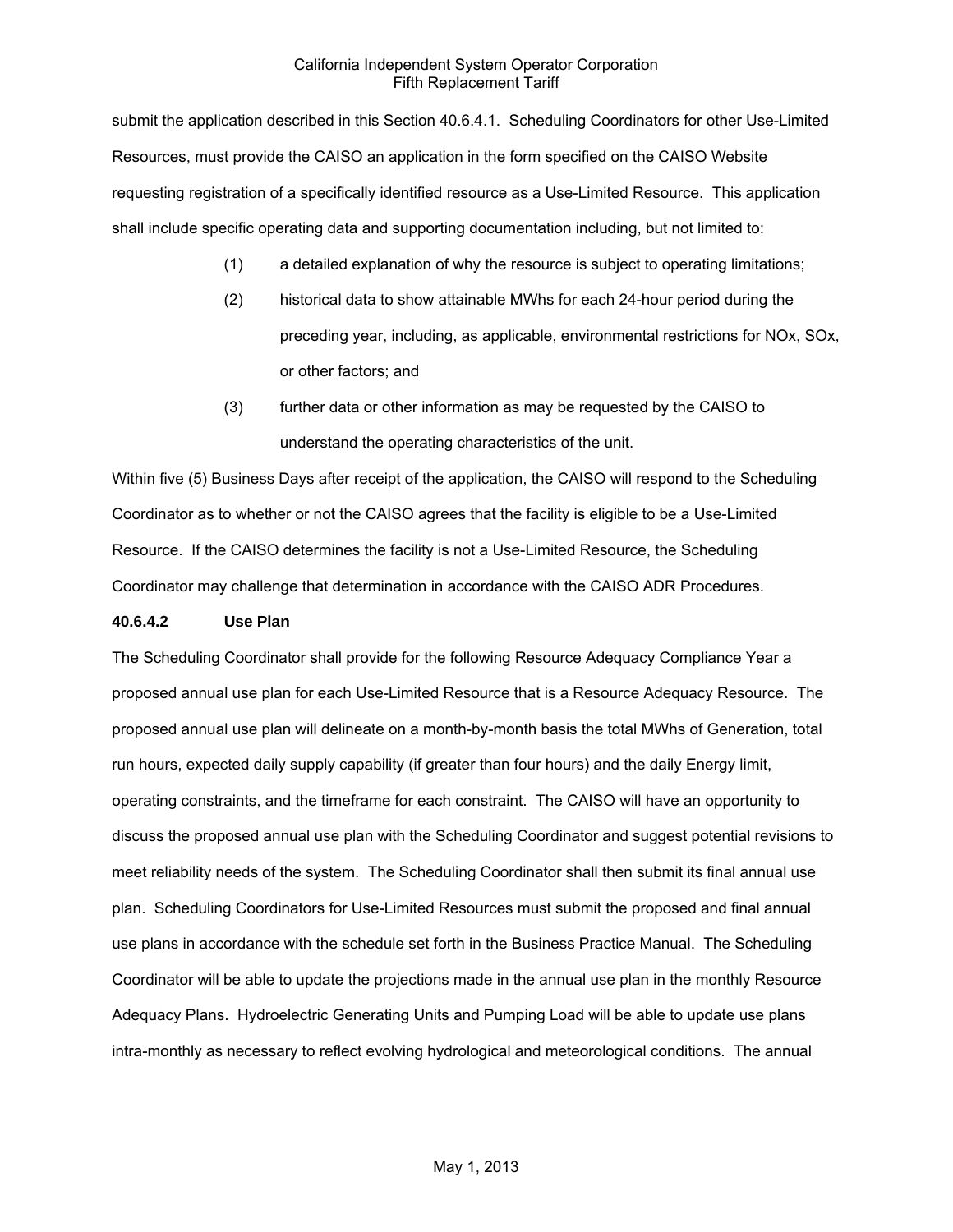submit the application described in this Section 40.6.4.1. Scheduling Coordinators for other Use-Limited Resources, must provide the CAISO an application in the form specified on the CAISO Website requesting registration of a specifically identified resource as a Use-Limited Resource. This application shall include specific operating data and supporting documentation including, but not limited to:

(1) a detailed explanation of why the resource is subject to operating limitations;

(2) historical data to show attainable MWhs for each 24-hour period during the preceding year, including, as applicable, environmental restrictions for NOx, SOx, or other factors; and

(3) further data or other information as may be requested by the CAISO to understand the operating characteristics of the unit.

Within five (5) Business Days after receipt of the application, the CAISO will respond to the Scheduling Coordinator as to whether or not the CAISO agrees that the facility is eligible to be a Use-Limited Resource. If the CAISO determines the facility is not a Use-Limited Resource, the Scheduling Coordinator may challenge that determination in accordance with the CAISO ADR Procedures.

**40.6.4.2 Use Plan**

The Scheduling Coordinator shall provide for the following Resource Adequacy Compliance Year a proposed annual use plan for each Use-Limited Resource that is a Resource Adequacy Resource. The proposed annual use plan will delineate on a month-by-month basis the total MWhs of Generation, total run hours, expected daily supply capability (if greater than four hours) and the daily Energy limit, operating constraints, and the timeframe for each constraint. The CAISO will have an opportunity to discuss the proposed annual use plan with the Scheduling Coordinator and suggest potential revisions to meet reliability needs of the system. The Scheduling Coordinator shall then submit its final annual use plan. Scheduling Coordinators for Use-Limited Resources must submit the proposed and final annual use plans in accordance with the schedule set forth in the Business Practice Manual. The Scheduling Coordinator will be able to update the projections made in the annual use plan in the monthly Resource Adequacy Plans. Hydroelectric Generating Units and Pumping Load will be able to update use plans intra-monthly as necessary to reflect evolving hydrological and meteorological conditions. The annual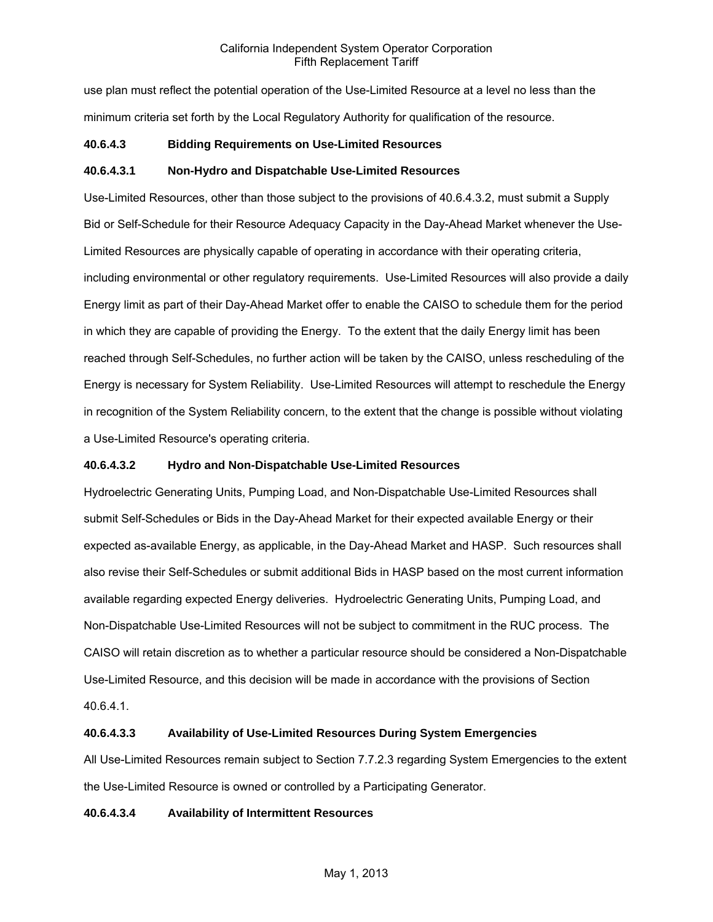use plan must reflect the potential operation of the Use-Limited Resource at a level no less than the minimum criteria set forth by the Local Regulatory Authority for qualification of the resource.

**40.6.4.3 Bidding Requirements on Use-Limited Resources**

**40.6.4.3.1 Non-Hydro and Dispatchable Use-Limited Resources**

Use-Limited Resources, other than those subject to the provisions of 40.6.4.3.2, must submit a Supply Bid or Self-Schedule for their Resource Adequacy Capacity in the Day-Ahead Market whenever the Use-Limited Resources are physically capable of operating in accordance with their operating criteria, including environmental or other regulatory requirements. Use-Limited Resources will also provide a daily Energy limit as part of their Day-Ahead Market offer to enable the CAISO to schedule them for the period in which they are capable of providing the Energy. To the extent that the daily Energy limit has been reached through Self-Schedules, no further action will be taken by the CAISO, unless rescheduling of the Energy is necessary for System Reliability. Use-Limited Resources will attempt to reschedule the Energy in recognition of the System Reliability concern, to the extent that the change is possible without violating a Use-Limited Resource's operating criteria.

**40.6.4.3.2 Hydro and Non-Dispatchable Use-Limited Resources**

Hydroelectric Generating Units, Pumping Load, and Non-Dispatchable Use-Limited Resources shall submit Self-Schedules or Bids in the Day-Ahead Market for their expected available Energy or their expected as-available Energy, as applicable, in the Day-Ahead Market and HASP. Such resources shall also revise their Self-Schedules or submit additional Bids in HASP based on the most current information available regarding expected Energy deliveries. Hydroelectric Generating Units, Pumping Load, and Non-Dispatchable Use-Limited Resources will not be subject to commitment in the RUC process. The CAISO will retain discretion as to whether a particular resource should be considered a Non-Dispatchable Use-Limited Resource, and this decision will be made in accordance with the provisions of Section 40.6.4.1.

**40.6.4.3.3 Availability of Use-Limited Resources During System Emergencies**

All Use-Limited Resources remain subject to Section 7.7.2.3 regarding System Emergencies to the extent the Use-Limited Resource is owned or controlled by a Participating Generator.

**40.6.4.3.4 Availability of Intermittent Resources**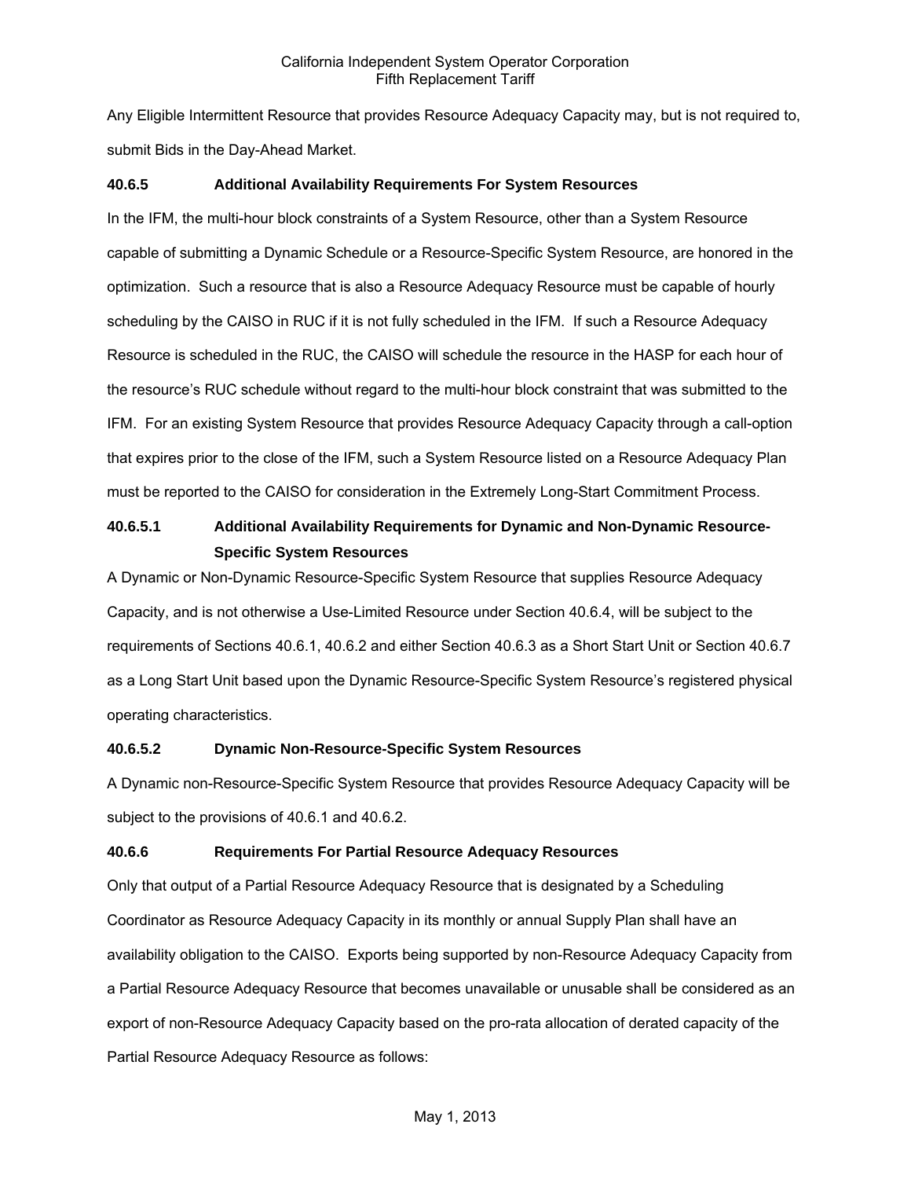Any Eligible Intermittent Resource that provides Resource Adequacy Capacity may, but is not required to, submit Bids in the Day-Ahead Market.

### 40.6.5 Additional Availability Requirements For System Resources

In the IFM, the multi-hour block constraints of a System Resource, other than a System Resource capable of submitting a Dynamic Schedule or a Resource-Specific System Resource, are honored in the optimization. Such a resource that is also a Resource Adequacy Resource must be capable of hourly scheduling by the CAISO in RUC if it is not fully scheduled in the IFM. If such a Resource Adequacy Resource is scheduled in the RUC, the CAISO will schedule the resource in the HASP for each hour of the resource's RUC schedule without regard to the multi-hour block constraint that was submitted to the IFM. For an existing System Resource that provides Resource Adequacy Capacity through a call-option that expires prior to the close of the IFM, such a System Resource listed on a Resource Adequacy Plan must be reported to the CAISO for consideration in the Extremely Long-Start Commitment Process.

#### 40.6.5.1 Additional Availability Requirements for Dynamic and Non-Dynamic Resource-Specific System Resources

A Dynamic or Non-Dynamic Resource-Specific System Resource that supplies Resource Adequacy Capacity, and is not otherwise a Use-Limited Resource under Section 40.6.4, will be subject to the requirements of Sections 40.6.1, 40.6.2 and either Section 40.6.3 as a Short Start Unit or Section 40.6.7 as a Long Start Unit based upon the Dynamic Resource-Specific System Resource's registered physical operating characteristics.

#### 40.6.5.2 Dynamic Non-Resource-Specific System Resources

A Dynamic non-Resource-Specific System Resource that provides Resource Adequacy Capacity will be subject to the provisions of 40.6.1 and 40.6.2.

### 40.6.6 Requirements For Partial Resource Adequacy Resources

Only that output of a Partial Resource Adequacy Resource that is designated by a Scheduling Coordinator as Resource Adequacy Capacity in its monthly or annual Supply Plan shall have an availability obligation to the CAISO. Exports being supported by non-Resource Adequacy Capacity from a Partial Resource Adequacy Resource that becomes unavailable or unusable shall be considered as an export of non-Resource Adequacy Capacity based on the pro-rata allocation of derated capacity of the Partial Resource Adequacy Resource as follows: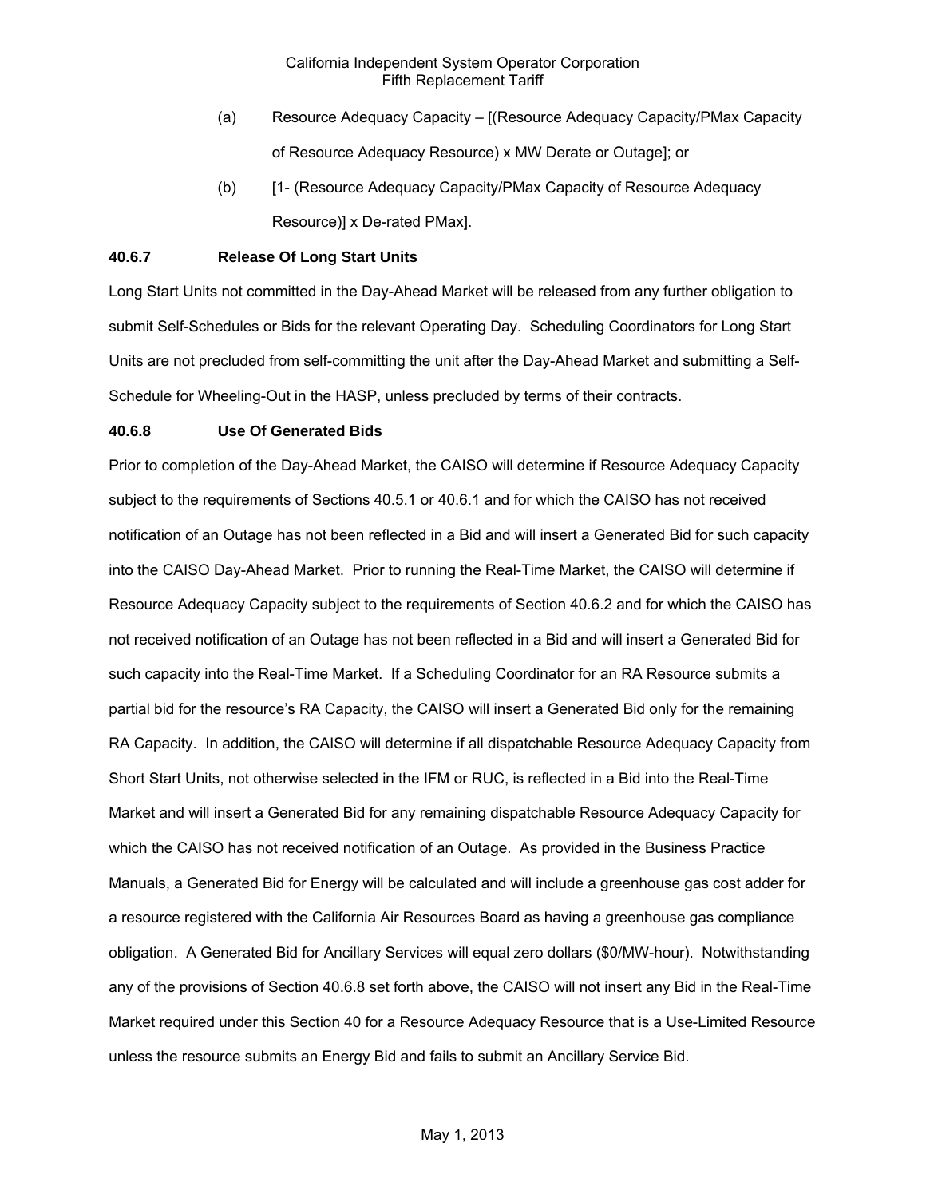(a) Resource Adequacy Capacity – [(Resource Adequacy Capacity/PMax Capacity of Resource Adequacy Resource) x MW Derate or Outage]; or

(b) [1- (Resource Adequacy Capacity/PMax Capacity of Resource Adequacy Resource)] x De-rated PMax].

**40.6.7 Release Of Long Start Units**

Long Start Units not committed in the Day-Ahead Market will be released from any further obligation to submit Self-Schedules or Bids for the relevant Operating Day. Scheduling Coordinators for Long Start Units are not precluded from self-committing the unit after the Day-Ahead Market and submitting a Self-Schedule for Wheeling-Out in the HASP, unless precluded by terms of their contracts.

**40.6.8 Use Of Generated Bids**

Prior to completion of the Day-Ahead Market, the CAISO will determine if Resource Adequacy Capacity subject to the requirements of Sections 40.5.1 or 40.6.1 and for which the CAISO has not received notification of an Outage has not been reflected in a Bid and will insert a Generated Bid for such capacity into the CAISO Day-Ahead Market. Prior to running the Real-Time Market, the CAISO will determine if Resource Adequacy Capacity subject to the requirements of Section 40.6.2 and for which the CAISO has not received notification of an Outage has not been reflected in a Bid and will insert a Generated Bid for such capacity into the Real-Time Market. If a Scheduling Coordinator for an RA Resource submits a partial bid for the resource's RA Capacity, the CAISO will insert a Generated Bid only for the remaining RA Capacity. In addition, the CAISO will determine if all dispatchable Resource Adequacy Capacity from Short Start Units, not otherwise selected in the IFM or RUC, is reflected in a Bid into the Real-Time Market and will insert a Generated Bid for any remaining dispatchable Resource Adequacy Capacity for which the CAISO has not received notification of an Outage. As provided in the Business Practice Manuals, a Generated Bid for Energy will be calculated and will include a greenhouse gas cost adder for a resource registered with the California Air Resources Board as having a greenhouse gas compliance obligation. A Generated Bid for Ancillary Services will equal zero dollars ($0/MW-hour). Notwithstanding any of the provisions of Section 40.6.8 set forth above, the CAISO will not insert any Bid in the Real-Time Market required under this Section 40 for a Resource Adequacy Resource that is a Use-Limited Resource unless the resource submits an Energy Bid and fails to submit an Ancillary Service Bid.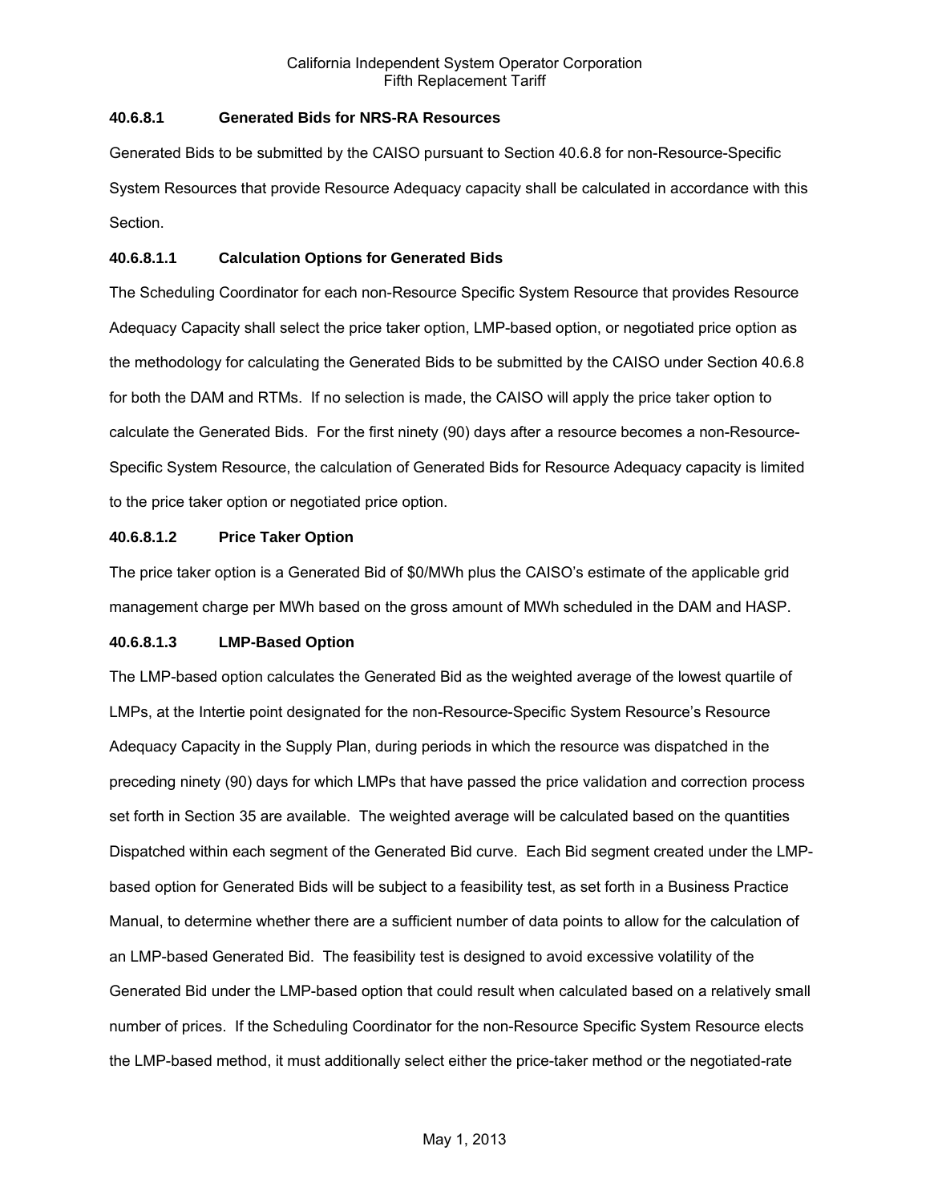### 40.6.8.1 Generated Bids for NRS-RA Resources

Generated Bids to be submitted by the CAISO pursuant to Section 40.6.8 for non-Resource-Specific System Resources that provide Resource Adequacy capacity shall be calculated in accordance with this Section.

#### 40.6.8.1.1 Calculation Options for Generated Bids

The Scheduling Coordinator for each non-Resource Specific System Resource that provides Resource Adequacy Capacity shall select the price taker option, LMP-based option, or negotiated price option as the methodology for calculating the Generated Bids to be submitted by the CAISO under Section 40.6.8 for both the DAM and RTMs. If no selection is made, the CAISO will apply the price taker option to calculate the Generated Bids. For the first ninety (90) days after a resource becomes a non-Resource-Specific System Resource, the calculation of Generated Bids for Resource Adequacy capacity is limited to the price taker option or negotiated price option.

#### 40.6.8.1.2 Price Taker Option

The price taker option is a Generated Bid of $0/MWh plus the CAISO's estimate of the applicable grid management charge per MWh based on the gross amount of MWh scheduled in the DAM and HASP.

#### 40.6.8.1.3 LMP-Based Option

The LMP-based option calculates the Generated Bid as the weighted average of the lowest quartile of LMPs, at the Intertie point designated for the non-Resource-Specific System Resource's Resource Adequacy Capacity in the Supply Plan, during periods in which the resource was dispatched in the preceding ninety (90) days for which LMPs that have passed the price validation and correction process set forth in Section 35 are available. The weighted average will be calculated based on the quantities Dispatched within each segment of the Generated Bid curve. Each Bid segment created under the LMP-based option for Generated Bids will be subject to a feasibility test, as set forth in a Business Practice Manual, to determine whether there are a sufficient number of data points to allow for the calculation of an LMP-based Generated Bid. The feasibility test is designed to avoid excessive volatility of the Generated Bid under the LMP-based option that could result when calculated based on a relatively small number of prices. If the Scheduling Coordinator for the non-Resource Specific System Resource elects the LMP-based method, it must additionally select either the price-taker method or the negotiated-rate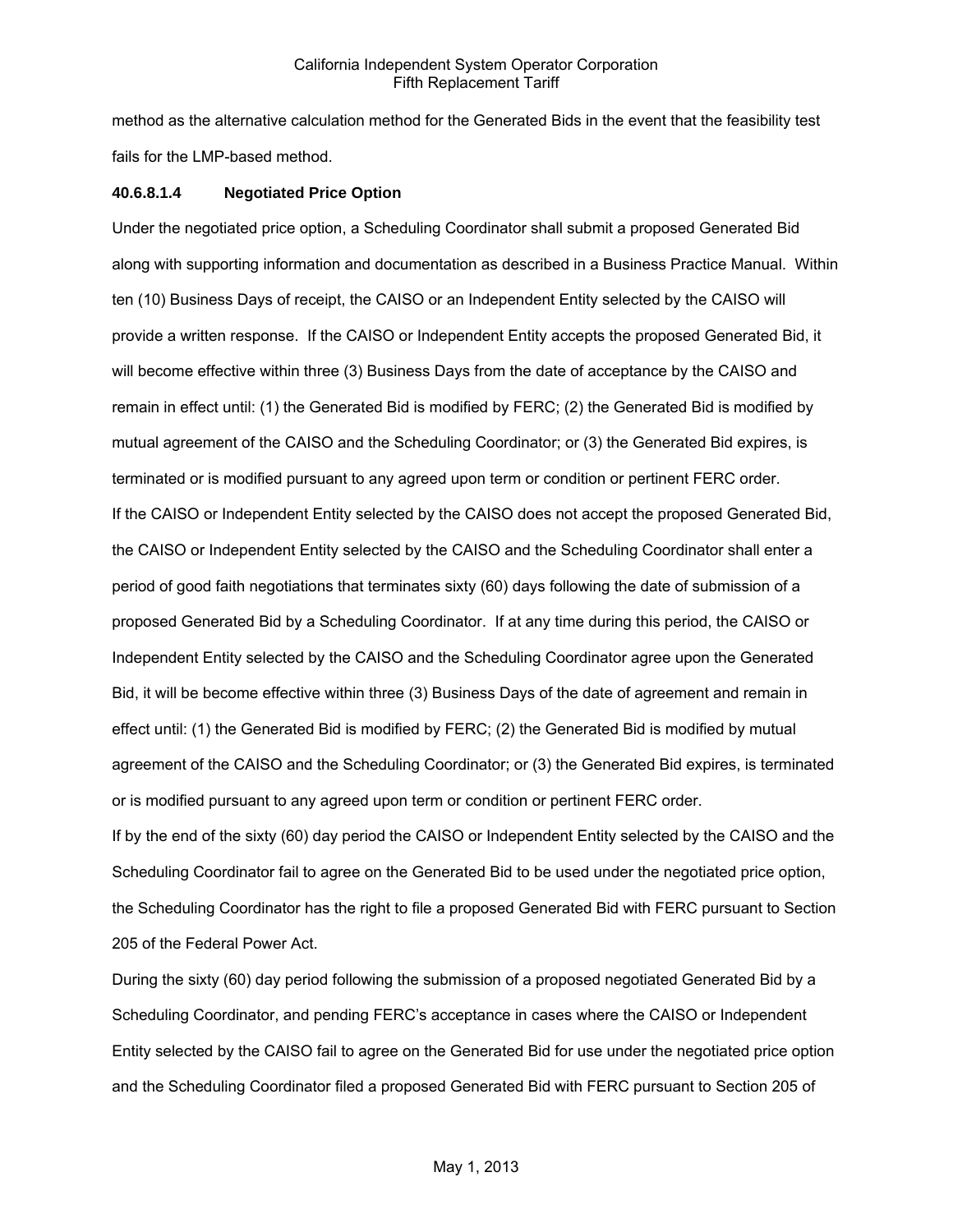method as the alternative calculation method for the Generated Bids in the event that the feasibility test fails for the LMP-based method.

**40.6.8.1.4 Negotiated Price Option**

Under the negotiated price option, a Scheduling Coordinator shall submit a proposed Generated Bid along with supporting information and documentation as described in a Business Practice Manual. Within ten (10) Business Days of receipt, the CAISO or an Independent Entity selected by the CAISO will provide a written response. If the CAISO or Independent Entity accepts the proposed Generated Bid, it will become effective within three (3) Business Days from the date of acceptance by the CAISO and remain in effect until: (1) the Generated Bid is modified by FERC; (2) the Generated Bid is modified by mutual agreement of the CAISO and the Scheduling Coordinator; or (3) the Generated Bid expires, is terminated or is modified pursuant to any agreed upon term or condition or pertinent FERC order.

If the CAISO or Independent Entity selected by the CAISO does not accept the proposed Generated Bid, the CAISO or Independent Entity selected by the CAISO and the Scheduling Coordinator shall enter a period of good faith negotiations that terminates sixty (60) days following the date of submission of a proposed Generated Bid by a Scheduling Coordinator. If at any time during this period, the CAISO or Independent Entity selected by the CAISO and the Scheduling Coordinator agree upon the Generated Bid, it will be become effective within three (3) Business Days of the date of agreement and remain in effect until: (1) the Generated Bid is modified by FERC; (2) the Generated Bid is modified by mutual agreement of the CAISO and the Scheduling Coordinator; or (3) the Generated Bid expires, is terminated or is modified pursuant to any agreed upon term or condition or pertinent FERC order.

If by the end of the sixty (60) day period the CAISO or Independent Entity selected by the CAISO and the Scheduling Coordinator fail to agree on the Generated Bid to be used under the negotiated price option, the Scheduling Coordinator has the right to file a proposed Generated Bid with FERC pursuant to Section 205 of the Federal Power Act.

During the sixty (60) day period following the submission of a proposed negotiated Generated Bid by a Scheduling Coordinator, and pending FERC's acceptance in cases where the CAISO or Independent Entity selected by the CAISO fail to agree on the Generated Bid for use under the negotiated price option and the Scheduling Coordinator filed a proposed Generated Bid with FERC pursuant to Section 205 of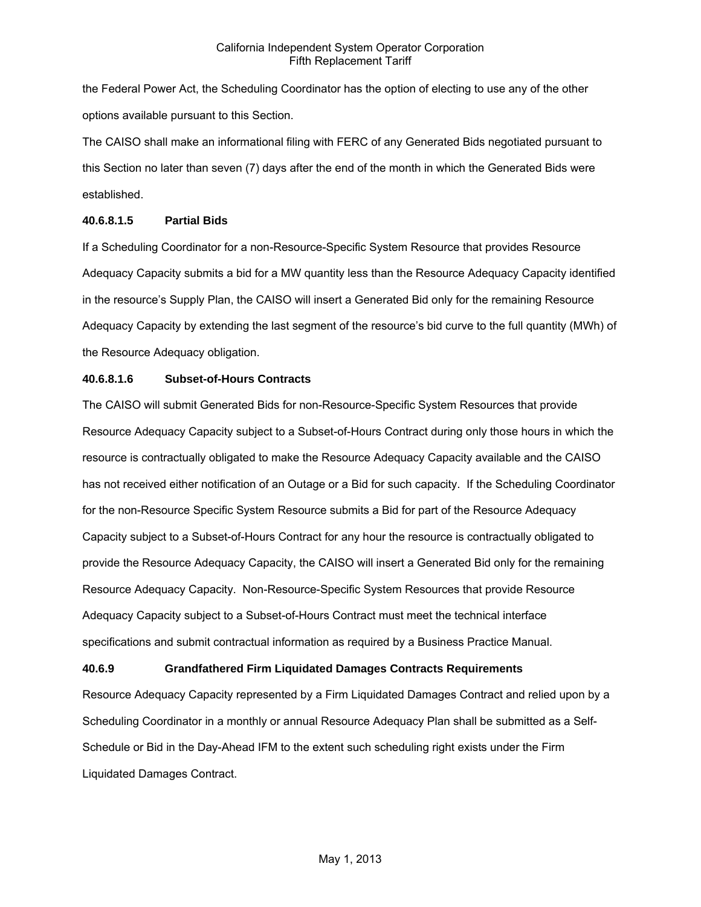the Federal Power Act, the Scheduling Coordinator has the option of electing to use any of the other options available pursuant to this Section.

The CAISO shall make an informational filing with FERC of any Generated Bids negotiated pursuant to this Section no later than seven (7) days after the end of the month in which the Generated Bids were established.

#### 40.6.8.1.5 Partial Bids

If a Scheduling Coordinator for a non-Resource-Specific System Resource that provides Resource Adequacy Capacity submits a bid for a MW quantity less than the Resource Adequacy Capacity identified in the resource's Supply Plan, the CAISO will insert a Generated Bid only for the remaining Resource Adequacy Capacity by extending the last segment of the resource's bid curve to the full quantity (MWh) of the Resource Adequacy obligation.

#### 40.6.8.1.6 Subset-of-Hours Contracts

The CAISO will submit Generated Bids for non-Resource-Specific System Resources that provide Resource Adequacy Capacity subject to a Subset-of-Hours Contract during only those hours in which the resource is contractually obligated to make the Resource Adequacy Capacity available and the CAISO has not received either notification of an Outage or a Bid for such capacity. If the Scheduling Coordinator for the non-Resource Specific System Resource submits a Bid for part of the Resource Adequacy Capacity subject to a Subset-of-Hours Contract for any hour the resource is contractually obligated to provide the Resource Adequacy Capacity, the CAISO will insert a Generated Bid only for the remaining Resource Adequacy Capacity. Non-Resource-Specific System Resources that provide Resource Adequacy Capacity subject to a Subset-of-Hours Contract must meet the technical interface specifications and submit contractual information as required by a Business Practice Manual.

### 40.6.9 Grandfathered Firm Liquidated Damages Contracts Requirements

Resource Adequacy Capacity represented by a Firm Liquidated Damages Contract and relied upon by a Scheduling Coordinator in a monthly or annual Resource Adequacy Plan shall be submitted as a Self-Schedule or Bid in the Day-Ahead IFM to the extent such scheduling right exists under the Firm Liquidated Damages Contract.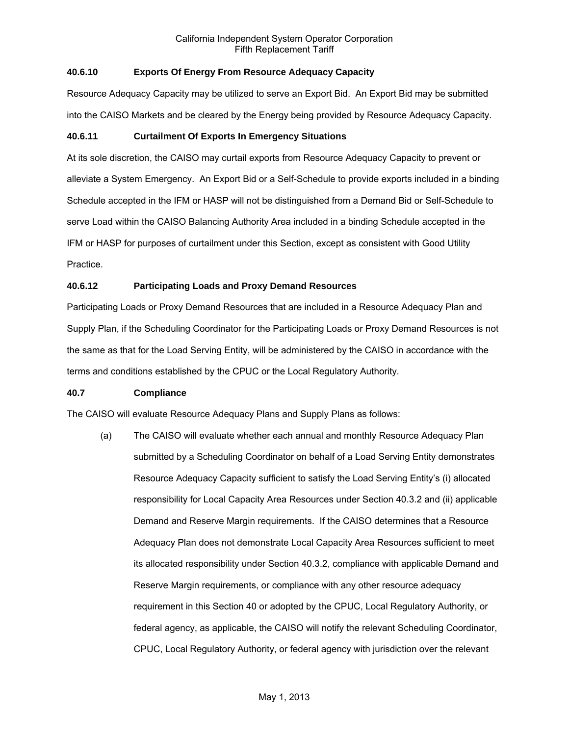### 40.6.10 Exports Of Energy From Resource Adequacy Capacity

Resource Adequacy Capacity may be utilized to serve an Export Bid. An Export Bid may be submitted into the CAISO Markets and be cleared by the Energy being provided by Resource Adequacy Capacity.

### 40.6.11 Curtailment Of Exports In Emergency Situations

At its sole discretion, the CAISO may curtail exports from Resource Adequacy Capacity to prevent or alleviate a System Emergency. An Export Bid or a Self-Schedule to provide exports included in a binding Schedule accepted in the IFM or HASP will not be distinguished from a Demand Bid or Self-Schedule to serve Load within the CAISO Balancing Authority Area included in a binding Schedule accepted in the IFM or HASP for purposes of curtailment under this Section, except as consistent with Good Utility Practice.

### 40.6.12 Participating Loads and Proxy Demand Resources

Participating Loads or Proxy Demand Resources that are included in a Resource Adequacy Plan and Supply Plan, if the Scheduling Coordinator for the Participating Loads or Proxy Demand Resources is not the same as that for the Load Serving Entity, will be administered by the CAISO in accordance with the terms and conditions established by the CPUC or the Local Regulatory Authority.

## 40.7 Compliance

The CAISO will evaluate Resource Adequacy Plans and Supply Plans as follows:

(a) The CAISO will evaluate whether each annual and monthly Resource Adequacy Plan submitted by a Scheduling Coordinator on behalf of a Load Serving Entity demonstrates Resource Adequacy Capacity sufficient to satisfy the Load Serving Entity's (i) allocated responsibility for Local Capacity Area Resources under Section 40.3.2 and (ii) applicable Demand and Reserve Margin requirements. If the CAISO determines that a Resource Adequacy Plan does not demonstrate Local Capacity Area Resources sufficient to meet its allocated responsibility under Section 40.3.2, compliance with applicable Demand and Reserve Margin requirements, or compliance with any other resource adequacy requirement in this Section 40 or adopted by the CPUC, Local Regulatory Authority, or federal agency, as applicable, the CAISO will notify the relevant Scheduling Coordinator, CPUC, Local Regulatory Authority, or federal agency with jurisdiction over the relevant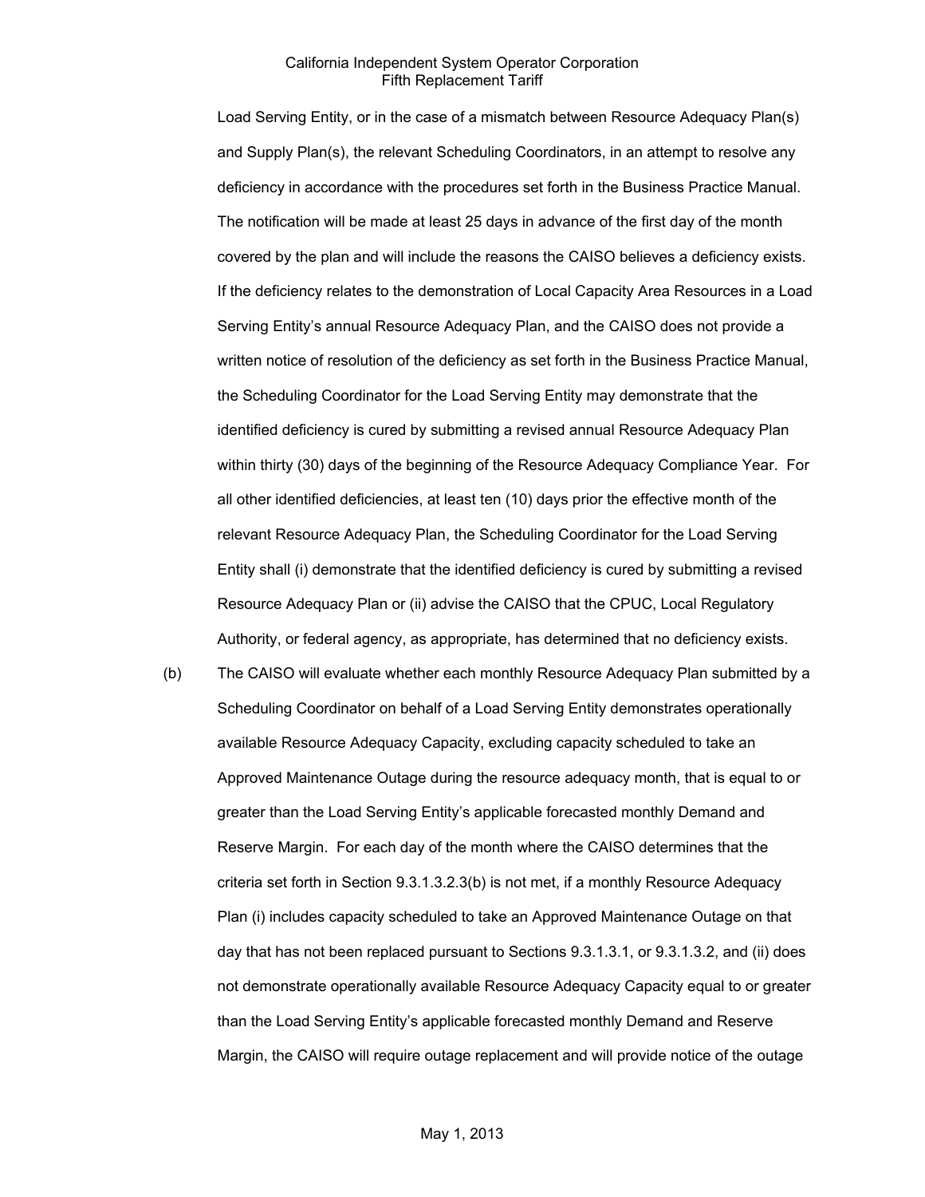Load Serving Entity, or in the case of a mismatch between Resource Adequacy Plan(s) and Supply Plan(s), the relevant Scheduling Coordinators, in an attempt to resolve any deficiency in accordance with the procedures set forth in the Business Practice Manual. The notification will be made at least 25 days in advance of the first day of the month covered by the plan and will include the reasons the CAISO believes a deficiency exists. If the deficiency relates to the demonstration of Local Capacity Area Resources in a Load Serving Entity's annual Resource Adequacy Plan, and the CAISO does not provide a written notice of resolution of the deficiency as set forth in the Business Practice Manual, the Scheduling Coordinator for the Load Serving Entity may demonstrate that the identified deficiency is cured by submitting a revised annual Resource Adequacy Plan within thirty (30) days of the beginning of the Resource Adequacy Compliance Year. For all other identified deficiencies, at least ten (10) days prior the effective month of the relevant Resource Adequacy Plan, the Scheduling Coordinator for the Load Serving Entity shall (i) demonstrate that the identified deficiency is cured by submitting a revised Resource Adequacy Plan or (ii) advise the CAISO that the CPUC, Local Regulatory Authority, or federal agency, as appropriate, has determined that no deficiency exists.

(b) The CAISO will evaluate whether each monthly Resource Adequacy Plan submitted by a Scheduling Coordinator on behalf of a Load Serving Entity demonstrates operationally available Resource Adequacy Capacity, excluding capacity scheduled to take an Approved Maintenance Outage during the resource adequacy month, that is equal to or greater than the Load Serving Entity's applicable forecasted monthly Demand and Reserve Margin. For each day of the month where the CAISO determines that the criteria set forth in Section 9.3.1.3.2.3(b) is not met, if a monthly Resource Adequacy Plan (i) includes capacity scheduled to take an Approved Maintenance Outage on that day that has not been replaced pursuant to Sections 9.3.1.3.1, or 9.3.1.3.2, and (ii) does not demonstrate operationally available Resource Adequacy Capacity equal to or greater than the Load Serving Entity's applicable forecasted monthly Demand and Reserve Margin, the CAISO will require outage replacement and will provide notice of the outage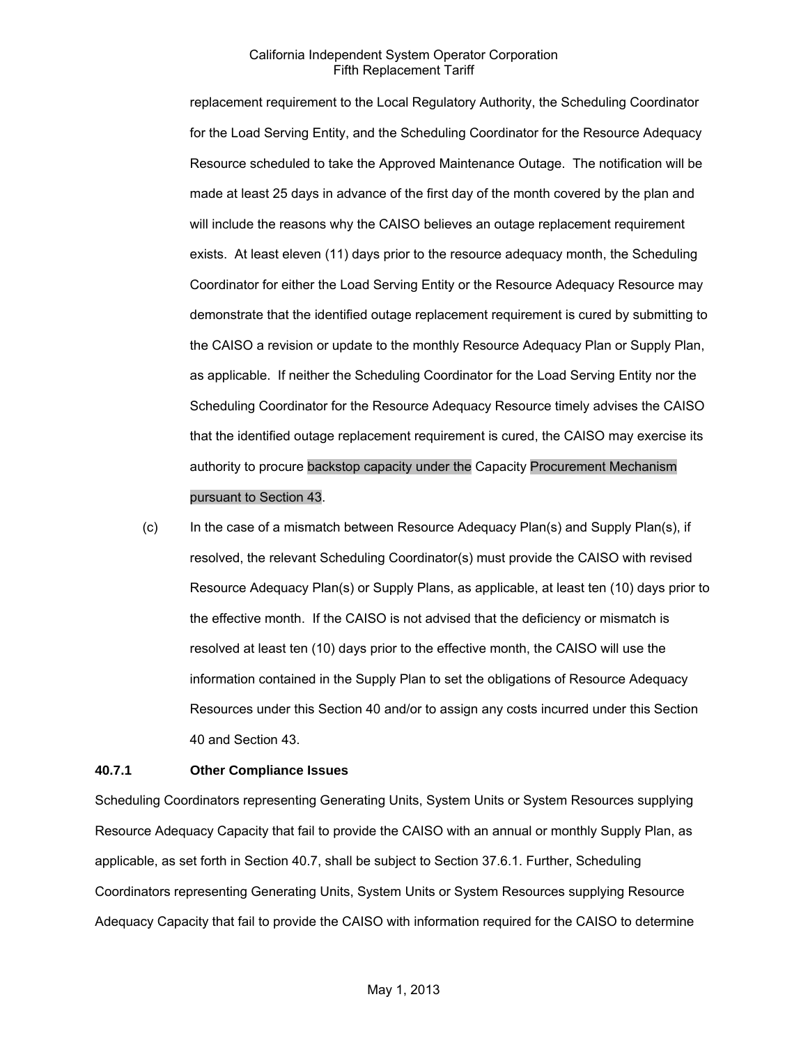replacement requirement to the Local Regulatory Authority, the Scheduling Coordinator for the Load Serving Entity, and the Scheduling Coordinator for the Resource Adequacy Resource scheduled to take the Approved Maintenance Outage. The notification will be made at least 25 days in advance of the first day of the month covered by the plan and will include the reasons why the CAISO believes an outage replacement requirement exists. At least eleven (11) days prior to the resource adequacy month, the Scheduling Coordinator for either the Load Serving Entity or the Resource Adequacy Resource may demonstrate that the identified outage replacement requirement is cured by submitting to the CAISO a revision or update to the monthly Resource Adequacy Plan or Supply Plan, as applicable. If neither the Scheduling Coordinator for the Load Serving Entity nor the Scheduling Coordinator for the Resource Adequacy Resource timely advises the CAISO that the identified outage replacement requirement is cured, the CAISO may exercise its authority to procure backstop capacity under the Capacity Procurement Mechanism pursuant to Section 43.

(c) In the case of a mismatch between Resource Adequacy Plan(s) and Supply Plan(s), if resolved, the relevant Scheduling Coordinator(s) must provide the CAISO with revised Resource Adequacy Plan(s) or Supply Plans, as applicable, at least ten (10) days prior to the effective month. If the CAISO is not advised that the deficiency or mismatch is resolved at least ten (10) days prior to the effective month, the CAISO will use the information contained in the Supply Plan to set the obligations of Resource Adequacy Resources under this Section 40 and/or to assign any costs incurred under this Section 40 and Section 43.

### 40.7.1 Other Compliance Issues

Scheduling Coordinators representing Generating Units, System Units or System Resources supplying Resource Adequacy Capacity that fail to provide the CAISO with an annual or monthly Supply Plan, as applicable, as set forth in Section 40.7, shall be subject to Section 37.6.1. Further, Scheduling Coordinators representing Generating Units, System Units or System Resources supplying Resource Adequacy Capacity that fail to provide the CAISO with information required for the CAISO to determine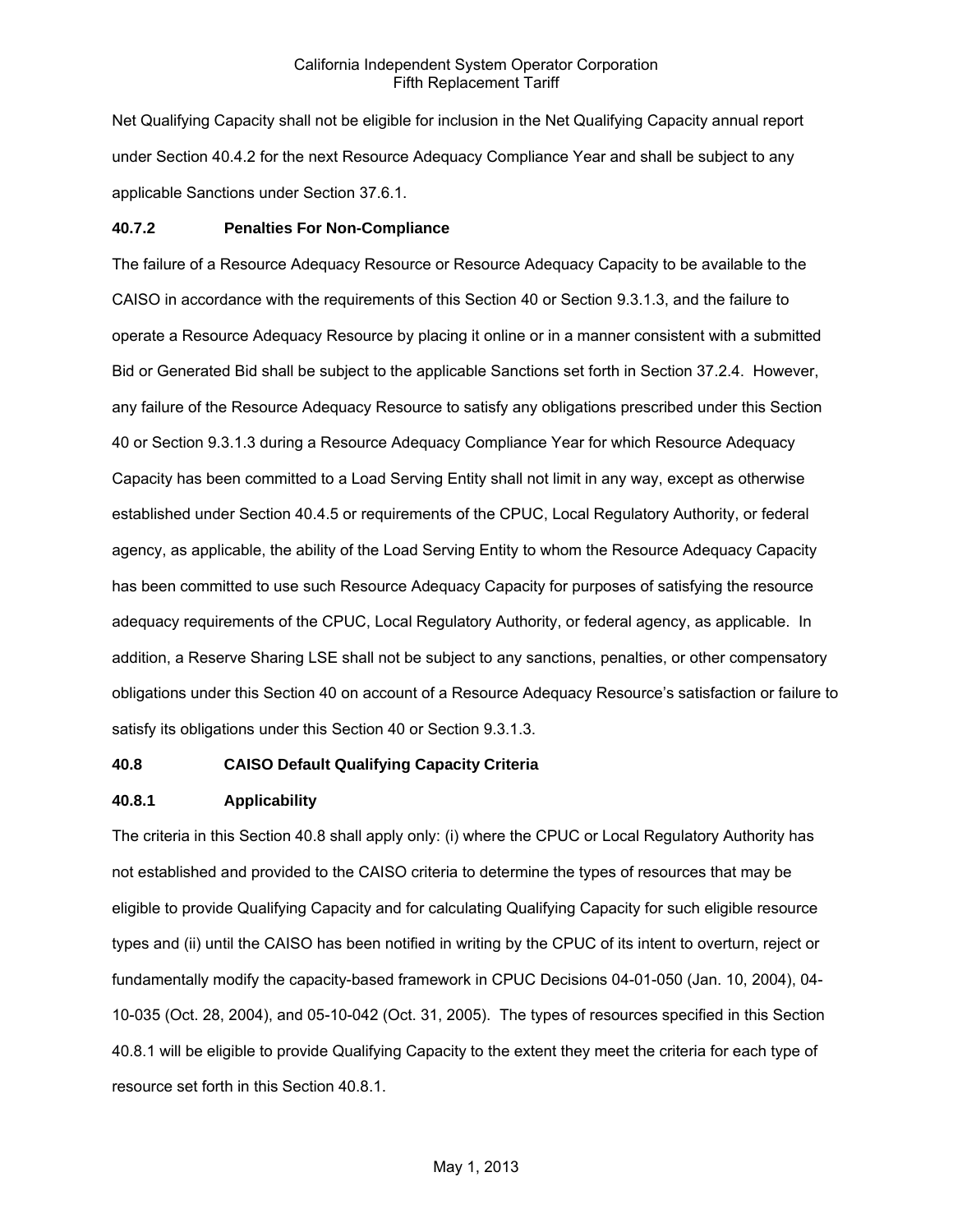Net Qualifying Capacity shall not be eligible for inclusion in the Net Qualifying Capacity annual report under Section 40.4.2 for the next Resource Adequacy Compliance Year and shall be subject to any applicable Sanctions under Section 37.6.1.

**40.7.2 Penalties For Non-Compliance**

The failure of a Resource Adequacy Resource or Resource Adequacy Capacity to be available to the CAISO in accordance with the requirements of this Section 40 or Section 9.3.1.3, and the failure to operate a Resource Adequacy Resource by placing it online or in a manner consistent with a submitted Bid or Generated Bid shall be subject to the applicable Sanctions set forth in Section 37.2.4. However, any failure of the Resource Adequacy Resource to satisfy any obligations prescribed under this Section 40 or Section 9.3.1.3 during a Resource Adequacy Compliance Year for which Resource Adequacy Capacity has been committed to a Load Serving Entity shall not limit in any way, except as otherwise established under Section 40.4.5 or requirements of the CPUC, Local Regulatory Authority, or federal agency, as applicable, the ability of the Load Serving Entity to whom the Resource Adequacy Capacity has been committed to use such Resource Adequacy Capacity for purposes of satisfying the resource adequacy requirements of the CPUC, Local Regulatory Authority, or federal agency, as applicable. In addition, a Reserve Sharing LSE shall not be subject to any sanctions, penalties, or other compensatory obligations under this Section 40 on account of a Resource Adequacy Resource's satisfaction or failure to satisfy its obligations under this Section 40 or Section 9.3.1.3.

**40.8 CAISO Default Qualifying Capacity Criteria**

**40.8.1 Applicability**

The criteria in this Section 40.8 shall apply only: (i) where the CPUC or Local Regulatory Authority has not established and provided to the CAISO criteria to determine the types of resources that may be eligible to provide Qualifying Capacity and for calculating Qualifying Capacity for such eligible resource types and (ii) until the CAISO has been notified in writing by the CPUC of its intent to overturn, reject or fundamentally modify the capacity-based framework in CPUC Decisions 04-01-050 (Jan. 10, 2004), 04-10-035 (Oct. 28, 2004), and 05-10-042 (Oct. 31, 2005). The types of resources specified in this Section 40.8.1 will be eligible to provide Qualifying Capacity to the extent they meet the criteria for each type of resource set forth in this Section 40.8.1.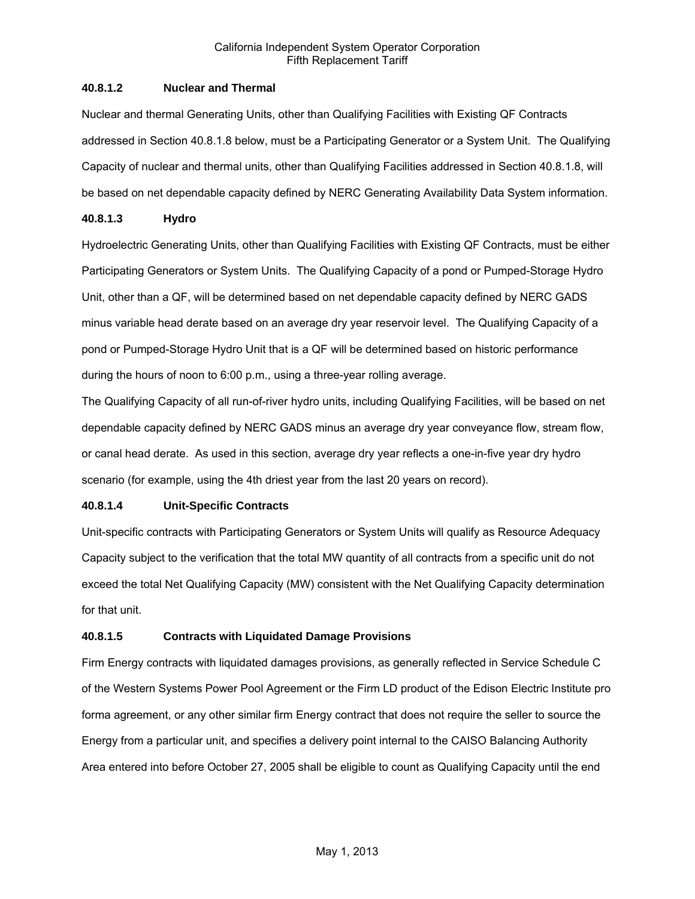#### 40.8.1.2 Nuclear and Thermal

Nuclear and thermal Generating Units, other than Qualifying Facilities with Existing QF Contracts addressed in Section 40.8.1.8 below, must be a Participating Generator or a System Unit. The Qualifying Capacity of nuclear and thermal units, other than Qualifying Facilities addressed in Section 40.8.1.8, will be based on net dependable capacity defined by NERC Generating Availability Data System information.

#### 40.8.1.3 Hydro

Hydroelectric Generating Units, other than Qualifying Facilities with Existing QF Contracts, must be either Participating Generators or System Units. The Qualifying Capacity of a pond or Pumped-Storage Hydro Unit, other than a QF, will be determined based on net dependable capacity defined by NERC GADS minus variable head derate based on an average dry year reservoir level. The Qualifying Capacity of a pond or Pumped-Storage Hydro Unit that is a QF will be determined based on historic performance during the hours of noon to 6:00 p.m., using a three-year rolling average.

The Qualifying Capacity of all run-of-river hydro units, including Qualifying Facilities, will be based on net dependable capacity defined by NERC GADS minus an average dry year conveyance flow, stream flow, or canal head derate. As used in this section, average dry year reflects a one-in-five year dry hydro scenario (for example, using the 4th driest year from the last 20 years on record).

#### 40.8.1.4 Unit-Specific Contracts

Unit-specific contracts with Participating Generators or System Units will qualify as Resource Adequacy Capacity subject to the verification that the total MW quantity of all contracts from a specific unit do not exceed the total Net Qualifying Capacity (MW) consistent with the Net Qualifying Capacity determination for that unit.

#### 40.8.1.5 Contracts with Liquidated Damage Provisions

Firm Energy contracts with liquidated damages provisions, as generally reflected in Service Schedule C of the Western Systems Power Pool Agreement or the Firm LD product of the Edison Electric Institute pro forma agreement, or any other similar firm Energy contract that does not require the seller to source the Energy from a particular unit, and specifies a delivery point internal to the CAISO Balancing Authority Area entered into before October 27, 2005 shall be eligible to count as Qualifying Capacity until the end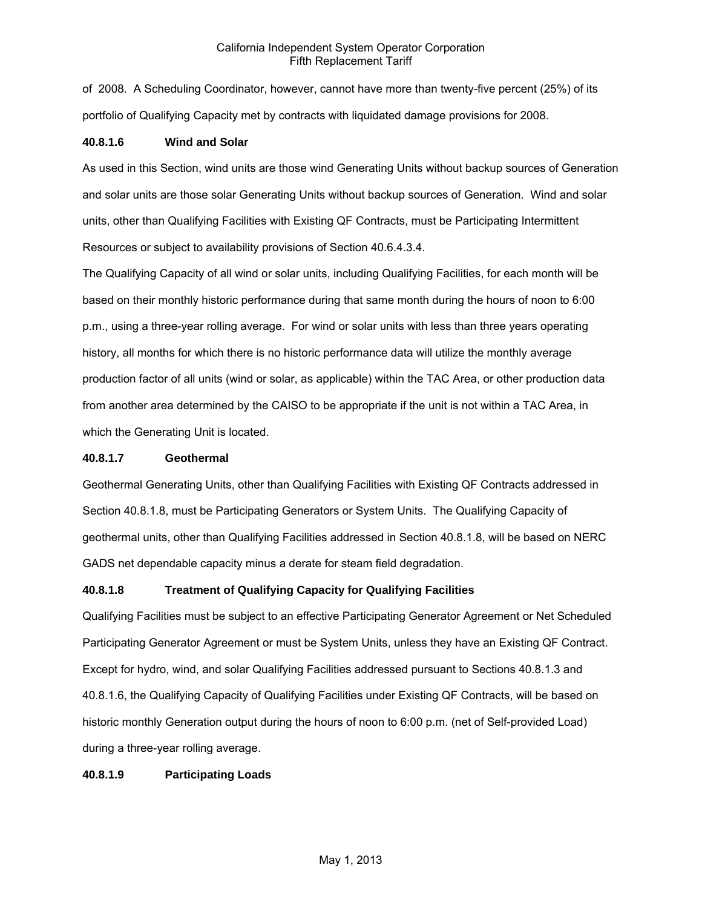of 2008. A Scheduling Coordinator, however, cannot have more than twenty-five percent (25%) of its portfolio of Qualifying Capacity met by contracts with liquidated damage provisions for 2008.

**40.8.1.6 Wind and Solar**

As used in this Section, wind units are those wind Generating Units without backup sources of Generation and solar units are those solar Generating Units without backup sources of Generation. Wind and solar units, other than Qualifying Facilities with Existing QF Contracts, must be Participating Intermittent Resources or subject to availability provisions of Section 40.6.4.3.4.

The Qualifying Capacity of all wind or solar units, including Qualifying Facilities, for each month will be based on their monthly historic performance during that same month during the hours of noon to 6:00 p.m., using a three-year rolling average. For wind or solar units with less than three years operating history, all months for which there is no historic performance data will utilize the monthly average production factor of all units (wind or solar, as applicable) within the TAC Area, or other production data from another area determined by the CAISO to be appropriate if the unit is not within a TAC Area, in which the Generating Unit is located.

**40.8.1.7 Geothermal**

Geothermal Generating Units, other than Qualifying Facilities with Existing QF Contracts addressed in Section 40.8.1.8, must be Participating Generators or System Units. The Qualifying Capacity of geothermal units, other than Qualifying Facilities addressed in Section 40.8.1.8, will be based on NERC GADS net dependable capacity minus a derate for steam field degradation.

**40.8.1.8 Treatment of Qualifying Capacity for Qualifying Facilities**

Qualifying Facilities must be subject to an effective Participating Generator Agreement or Net Scheduled Participating Generator Agreement or must be System Units, unless they have an Existing QF Contract. Except for hydro, wind, and solar Qualifying Facilities addressed pursuant to Sections 40.8.1.3 and 40.8.1.6, the Qualifying Capacity of Qualifying Facilities under Existing QF Contracts, will be based on historic monthly Generation output during the hours of noon to 6:00 p.m. (net of Self-provided Load) during a three-year rolling average.

**40.8.1.9 Participating Loads**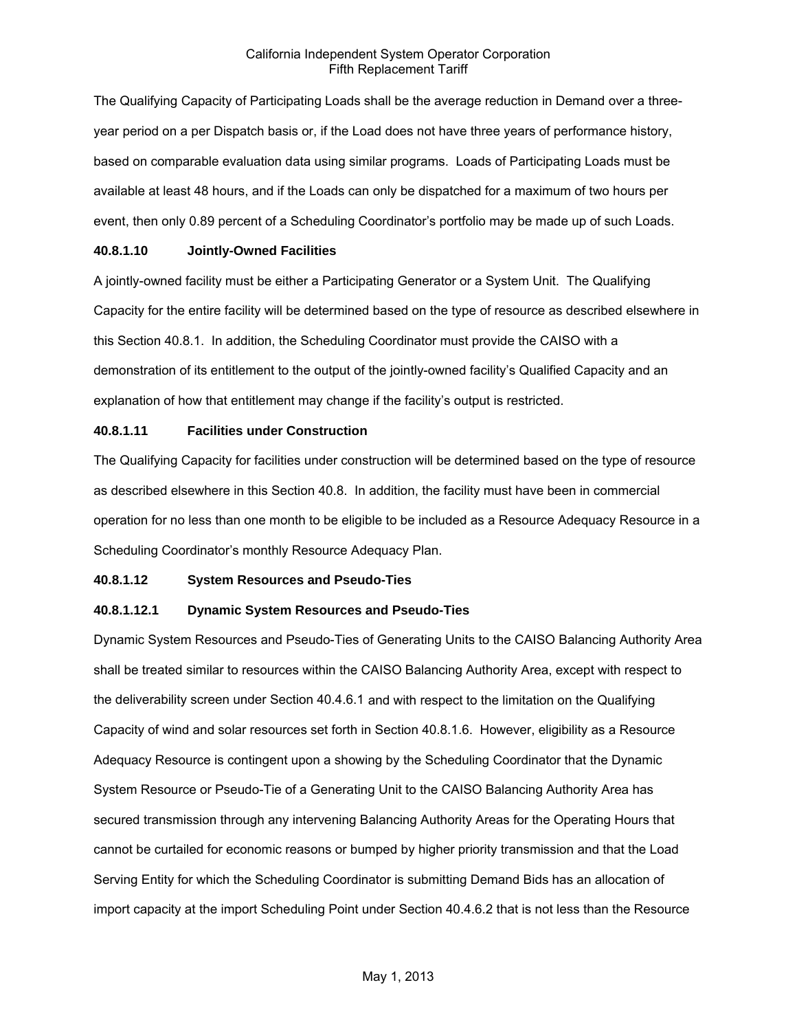The Qualifying Capacity of Participating Loads shall be the average reduction in Demand over a three-year period on a per Dispatch basis or, if the Load does not have three years of performance history, based on comparable evaluation data using similar programs. Loads of Participating Loads must be available at least 48 hours, and if the Loads can only be dispatched for a maximum of two hours per event, then only 0.89 percent of a Scheduling Coordinator's portfolio may be made up of such Loads.

**40.8.1.10 Jointly-Owned Facilities**

A jointly-owned facility must be either a Participating Generator or a System Unit. The Qualifying Capacity for the entire facility will be determined based on the type of resource as described elsewhere in this Section 40.8.1. In addition, the Scheduling Coordinator must provide the CAISO with a demonstration of its entitlement to the output of the jointly-owned facility's Qualified Capacity and an explanation of how that entitlement may change if the facility's output is restricted.

**40.8.1.11 Facilities under Construction**

The Qualifying Capacity for facilities under construction will be determined based on the type of resource as described elsewhere in this Section 40.8. In addition, the facility must have been in commercial operation for no less than one month to be eligible to be included as a Resource Adequacy Resource in a Scheduling Coordinator's monthly Resource Adequacy Plan.

**40.8.1.12 System Resources and Pseudo-Ties**

**40.8.1.12.1 Dynamic System Resources and Pseudo-Ties**

Dynamic System Resources and Pseudo-Ties of Generating Units to the CAISO Balancing Authority Area shall be treated similar to resources within the CAISO Balancing Authority Area, except with respect to the deliverability screen under Section 40.4.6.1 and with respect to the limitation on the Qualifying Capacity of wind and solar resources set forth in Section 40.8.1.6. However, eligibility as a Resource Adequacy Resource is contingent upon a showing by the Scheduling Coordinator that the Dynamic System Resource or Pseudo-Tie of a Generating Unit to the CAISO Balancing Authority Area has secured transmission through any intervening Balancing Authority Areas for the Operating Hours that cannot be curtailed for economic reasons or bumped by higher priority transmission and that the Load Serving Entity for which the Scheduling Coordinator is submitting Demand Bids has an allocation of import capacity at the import Scheduling Point under Section 40.4.6.2 that is not less than the Resource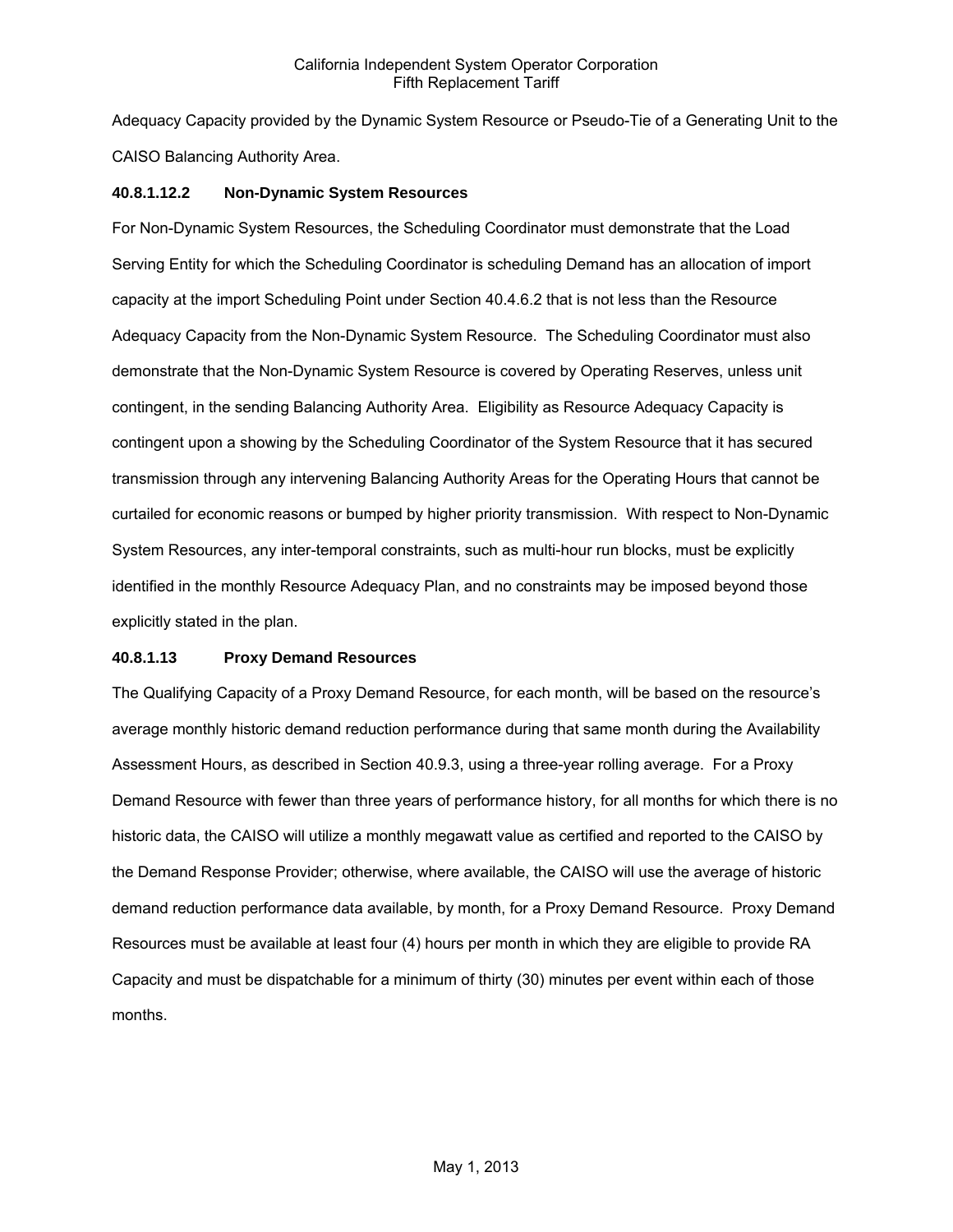Adequacy Capacity provided by the Dynamic System Resource or Pseudo-Tie of a Generating Unit to the CAISO Balancing Authority Area.

**40.8.1.12.2 Non-Dynamic System Resources**

For Non-Dynamic System Resources, the Scheduling Coordinator must demonstrate that the Load Serving Entity for which the Scheduling Coordinator is scheduling Demand has an allocation of import capacity at the import Scheduling Point under Section 40.4.6.2 that is not less than the Resource Adequacy Capacity from the Non-Dynamic System Resource. The Scheduling Coordinator must also demonstrate that the Non-Dynamic System Resource is covered by Operating Reserves, unless unit contingent, in the sending Balancing Authority Area. Eligibility as Resource Adequacy Capacity is contingent upon a showing by the Scheduling Coordinator of the System Resource that it has secured transmission through any intervening Balancing Authority Areas for the Operating Hours that cannot be curtailed for economic reasons or bumped by higher priority transmission. With respect to Non-Dynamic System Resources, any inter-temporal constraints, such as multi-hour run blocks, must be explicitly identified in the monthly Resource Adequacy Plan, and no constraints may be imposed beyond those explicitly stated in the plan.

**40.8.1.13 Proxy Demand Resources**

The Qualifying Capacity of a Proxy Demand Resource, for each month, will be based on the resource's average monthly historic demand reduction performance during that same month during the Availability Assessment Hours, as described in Section 40.9.3, using a three-year rolling average. For a Proxy Demand Resource with fewer than three years of performance history, for all months for which there is no historic data, the CAISO will utilize a monthly megawatt value as certified and reported to the CAISO by the Demand Response Provider; otherwise, where available, the CAISO will use the average of historic demand reduction performance data available, by month, for a Proxy Demand Resource. Proxy Demand Resources must be available at least four (4) hours per month in which they are eligible to provide RA Capacity and must be dispatchable for a minimum of thirty (30) minutes per event within each of those months.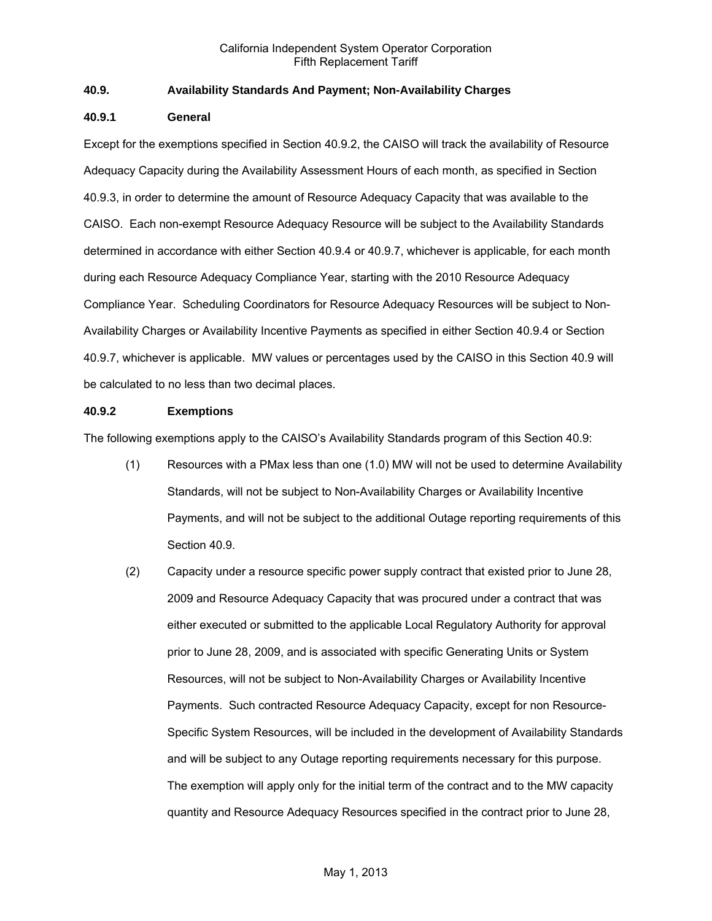### 40.9. Availability Standards And Payment; Non-Availability Charges

#### 40.9.1 General

Except for the exemptions specified in Section 40.9.2, the CAISO will track the availability of Resource Adequacy Capacity during the Availability Assessment Hours of each month, as specified in Section 40.9.3, in order to determine the amount of Resource Adequacy Capacity that was available to the CAISO. Each non-exempt Resource Adequacy Resource will be subject to the Availability Standards determined in accordance with either Section 40.9.4 or 40.9.7, whichever is applicable, for each month during each Resource Adequacy Compliance Year, starting with the 2010 Resource Adequacy Compliance Year. Scheduling Coordinators for Resource Adequacy Resources will be subject to Non-Availability Charges or Availability Incentive Payments as specified in either Section 40.9.4 or Section 40.9.7, whichever is applicable. MW values or percentages used by the CAISO in this Section 40.9 will be calculated to no less than two decimal places.

#### 40.9.2 Exemptions

The following exemptions apply to the CAISO's Availability Standards program of this Section 40.9:

(1) Resources with a PMax less than one (1.0) MW will not be used to determine Availability Standards, will not be subject to Non-Availability Charges or Availability Incentive Payments, and will not be subject to the additional Outage reporting requirements of this Section 40.9.

(2) Capacity under a resource specific power supply contract that existed prior to June 28, 2009 and Resource Adequacy Capacity that was procured under a contract that was either executed or submitted to the applicable Local Regulatory Authority for approval prior to June 28, 2009, and is associated with specific Generating Units or System Resources, will not be subject to Non-Availability Charges or Availability Incentive Payments. Such contracted Resource Adequacy Capacity, except for non Resource-Specific System Resources, will be included in the development of Availability Standards and will be subject to any Outage reporting requirements necessary for this purpose. The exemption will apply only for the initial term of the contract and to the MW capacity quantity and Resource Adequacy Resources specified in the contract prior to June 28,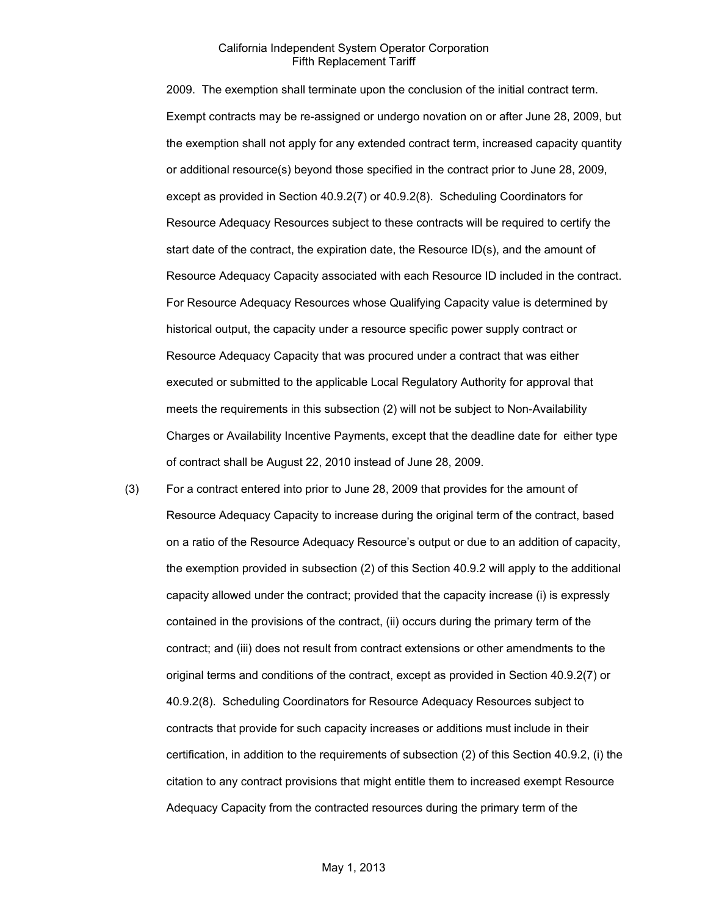2009. The exemption shall terminate upon the conclusion of the initial contract term. Exempt contracts may be re-assigned or undergo novation on or after June 28, 2009, but the exemption shall not apply for any extended contract term, increased capacity quantity or additional resource(s) beyond those specified in the contract prior to June 28, 2009, except as provided in Section 40.9.2(7) or 40.9.2(8). Scheduling Coordinators for Resource Adequacy Resources subject to these contracts will be required to certify the start date of the contract, the expiration date, the Resource ID(s), and the amount of Resource Adequacy Capacity associated with each Resource ID included in the contract. For Resource Adequacy Resources whose Qualifying Capacity value is determined by historical output, the capacity under a resource specific power supply contract or Resource Adequacy Capacity that was procured under a contract that was either executed or submitted to the applicable Local Regulatory Authority for approval that meets the requirements in this subsection (2) will not be subject to Non-Availability Charges or Availability Incentive Payments, except that the deadline date for either type of contract shall be August 22, 2010 instead of June 28, 2009.

(3) For a contract entered into prior to June 28, 2009 that provides for the amount of Resource Adequacy Capacity to increase during the original term of the contract, based on a ratio of the Resource Adequacy Resource's output or due to an addition of capacity, the exemption provided in subsection (2) of this Section 40.9.2 will apply to the additional capacity allowed under the contract; provided that the capacity increase (i) is expressly contained in the provisions of the contract, (ii) occurs during the primary term of the contract; and (iii) does not result from contract extensions or other amendments to the original terms and conditions of the contract, except as provided in Section 40.9.2(7) or 40.9.2(8). Scheduling Coordinators for Resource Adequacy Resources subject to contracts that provide for such capacity increases or additions must include in their certification, in addition to the requirements of subsection (2) of this Section 40.9.2, (i) the citation to any contract provisions that might entitle them to increased exempt Resource Adequacy Capacity from the contracted resources during the primary term of the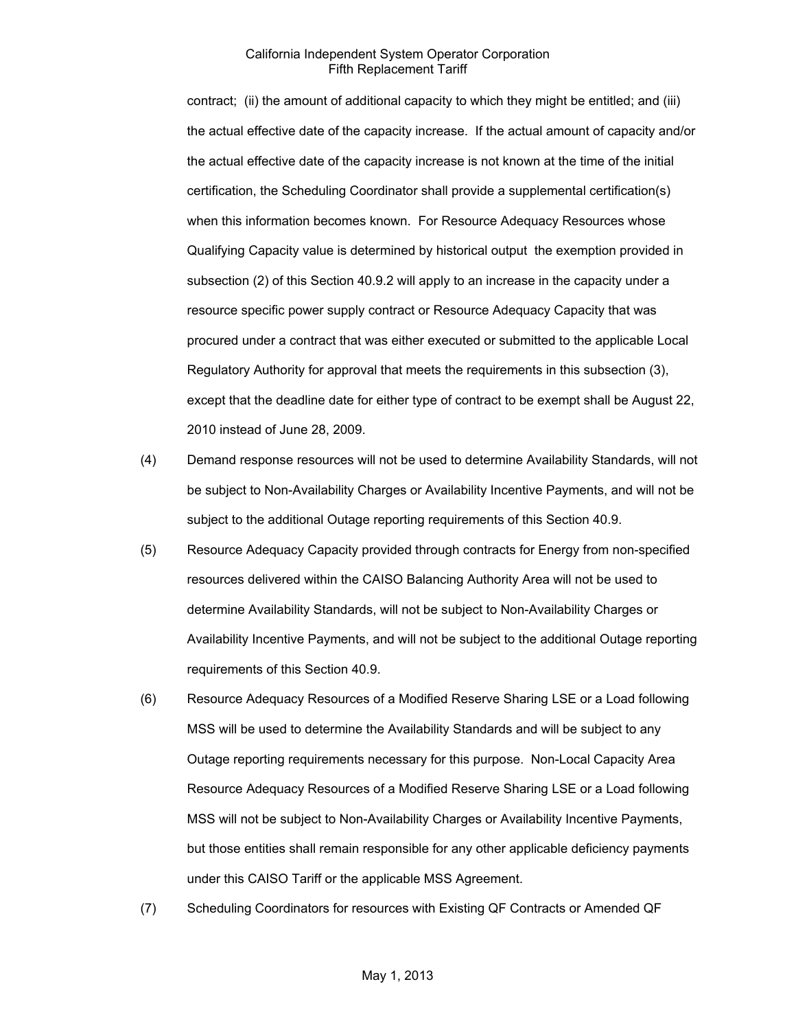contract; (ii) the amount of additional capacity to which they might be entitled; and (iii) the actual effective date of the capacity increase. If the actual amount of capacity and/or the actual effective date of the capacity increase is not known at the time of the initial certification, the Scheduling Coordinator shall provide a supplemental certification(s) when this information becomes known. For Resource Adequacy Resources whose Qualifying Capacity value is determined by historical output the exemption provided in subsection (2) of this Section 40.9.2 will apply to an increase in the capacity under a resource specific power supply contract or Resource Adequacy Capacity that was procured under a contract that was either executed or submitted to the applicable Local Regulatory Authority for approval that meets the requirements in this subsection (3), except that the deadline date for either type of contract to be exempt shall be August 22, 2010 instead of June 28, 2009.

(4) Demand response resources will not be used to determine Availability Standards, will not be subject to Non-Availability Charges or Availability Incentive Payments, and will not be subject to the additional Outage reporting requirements of this Section 40.9.

(5) Resource Adequacy Capacity provided through contracts for Energy from non-specified resources delivered within the CAISO Balancing Authority Area will not be used to determine Availability Standards, will not be subject to Non-Availability Charges or Availability Incentive Payments, and will not be subject to the additional Outage reporting requirements of this Section 40.9.

(6) Resource Adequacy Resources of a Modified Reserve Sharing LSE or a Load following MSS will be used to determine the Availability Standards and will be subject to any Outage reporting requirements necessary for this purpose. Non-Local Capacity Area Resource Adequacy Resources of a Modified Reserve Sharing LSE or a Load following MSS will not be subject to Non-Availability Charges or Availability Incentive Payments, but those entities shall remain responsible for any other applicable deficiency payments under this CAISO Tariff or the applicable MSS Agreement.

(7) Scheduling Coordinators for resources with Existing QF Contracts or Amended QF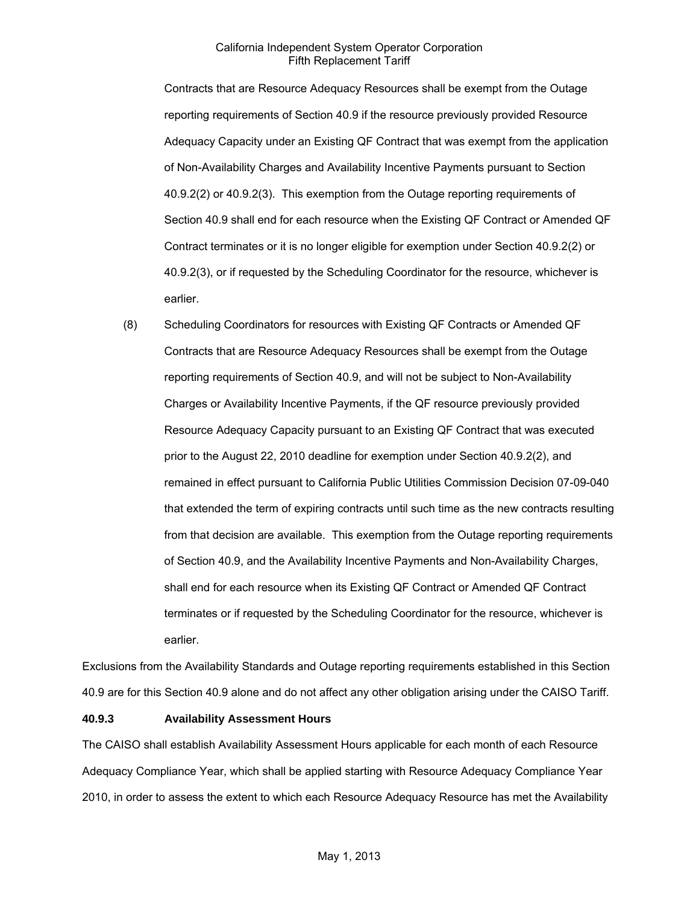Contracts that are Resource Adequacy Resources shall be exempt from the Outage reporting requirements of Section 40.9 if the resource previously provided Resource Adequacy Capacity under an Existing QF Contract that was exempt from the application of Non-Availability Charges and Availability Incentive Payments pursuant to Section 40.9.2(2) or 40.9.2(3). This exemption from the Outage reporting requirements of Section 40.9 shall end for each resource when the Existing QF Contract or Amended QF Contract terminates or it is no longer eligible for exemption under Section 40.9.2(2) or 40.9.2(3), or if requested by the Scheduling Coordinator for the resource, whichever is earlier.

(8) Scheduling Coordinators for resources with Existing QF Contracts or Amended QF Contracts that are Resource Adequacy Resources shall be exempt from the Outage reporting requirements of Section 40.9, and will not be subject to Non-Availability Charges or Availability Incentive Payments, if the QF resource previously provided Resource Adequacy Capacity pursuant to an Existing QF Contract that was executed prior to the August 22, 2010 deadline for exemption under Section 40.9.2(2), and remained in effect pursuant to California Public Utilities Commission Decision 07-09-040 that extended the term of expiring contracts until such time as the new contracts resulting from that decision are available. This exemption from the Outage reporting requirements of Section 40.9, and the Availability Incentive Payments and Non-Availability Charges, shall end for each resource when its Existing QF Contract or Amended QF Contract terminates or if requested by the Scheduling Coordinator for the resource, whichever is earlier.

Exclusions from the Availability Standards and Outage reporting requirements established in this Section 40.9 are for this Section 40.9 alone and do not affect any other obligation arising under the CAISO Tariff.

### 40.9.3 Availability Assessment Hours

The CAISO shall establish Availability Assessment Hours applicable for each month of each Resource Adequacy Compliance Year, which shall be applied starting with Resource Adequacy Compliance Year 2010, in order to assess the extent to which each Resource Adequacy Resource has met the Availability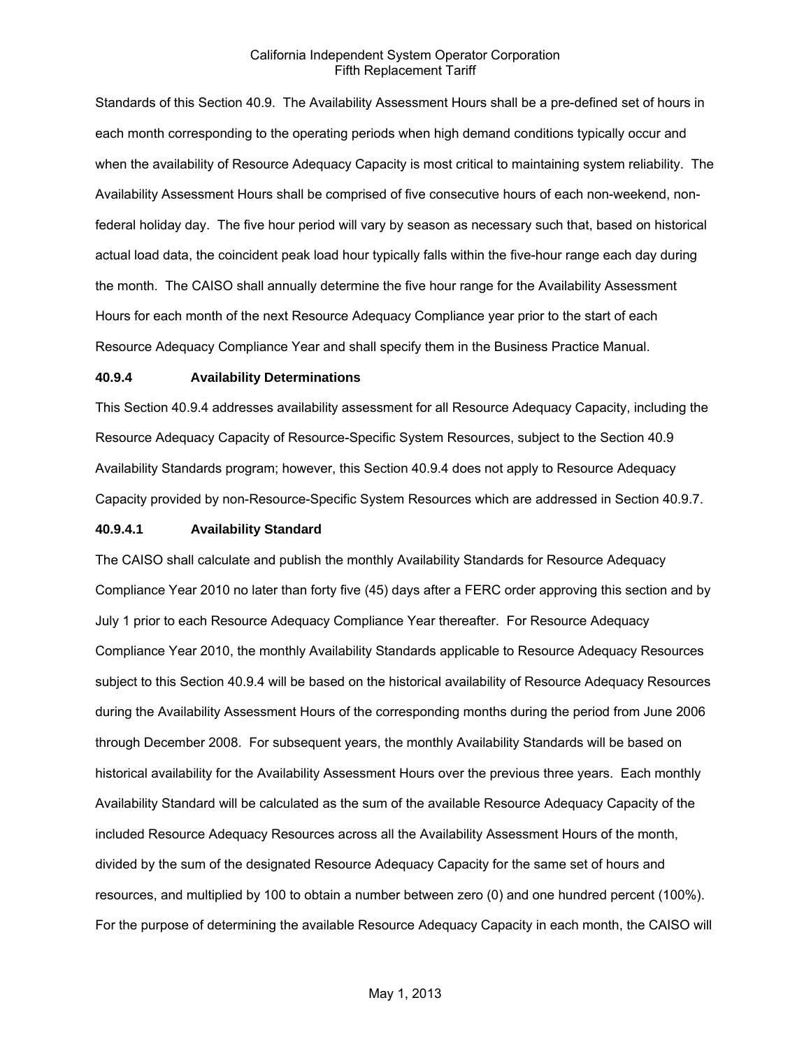Standards of this Section 40.9. The Availability Assessment Hours shall be a pre-defined set of hours in each month corresponding to the operating periods when high demand conditions typically occur and when the availability of Resource Adequacy Capacity is most critical to maintaining system reliability. The Availability Assessment Hours shall be comprised of five consecutive hours of each non-weekend, non-federal holiday day. The five hour period will vary by season as necessary such that, based on historical actual load data, the coincident peak load hour typically falls within the five-hour range each day during the month. The CAISO shall annually determine the five hour range for the Availability Assessment Hours for each month of the next Resource Adequacy Compliance year prior to the start of each Resource Adequacy Compliance Year and shall specify them in the Business Practice Manual.

**40.9.4 Availability Determinations**

This Section 40.9.4 addresses availability assessment for all Resource Adequacy Capacity, including the Resource Adequacy Capacity of Resource-Specific System Resources, subject to the Section 40.9 Availability Standards program; however, this Section 40.9.4 does not apply to Resource Adequacy Capacity provided by non-Resource-Specific System Resources which are addressed in Section 40.9.7.

**40.9.4.1 Availability Standard**

The CAISO shall calculate and publish the monthly Availability Standards for Resource Adequacy Compliance Year 2010 no later than forty five (45) days after a FERC order approving this section and by July 1 prior to each Resource Adequacy Compliance Year thereafter. For Resource Adequacy Compliance Year 2010, the monthly Availability Standards applicable to Resource Adequacy Resources subject to this Section 40.9.4 will be based on the historical availability of Resource Adequacy Resources during the Availability Assessment Hours of the corresponding months during the period from June 2006 through December 2008. For subsequent years, the monthly Availability Standards will be based on historical availability for the Availability Assessment Hours over the previous three years. Each monthly Availability Standard will be calculated as the sum of the available Resource Adequacy Capacity of the included Resource Adequacy Resources across all the Availability Assessment Hours of the month, divided by the sum of the designated Resource Adequacy Capacity for the same set of hours and resources, and multiplied by 100 to obtain a number between zero (0) and one hundred percent (100%). For the purpose of determining the available Resource Adequacy Capacity in each month, the CAISO will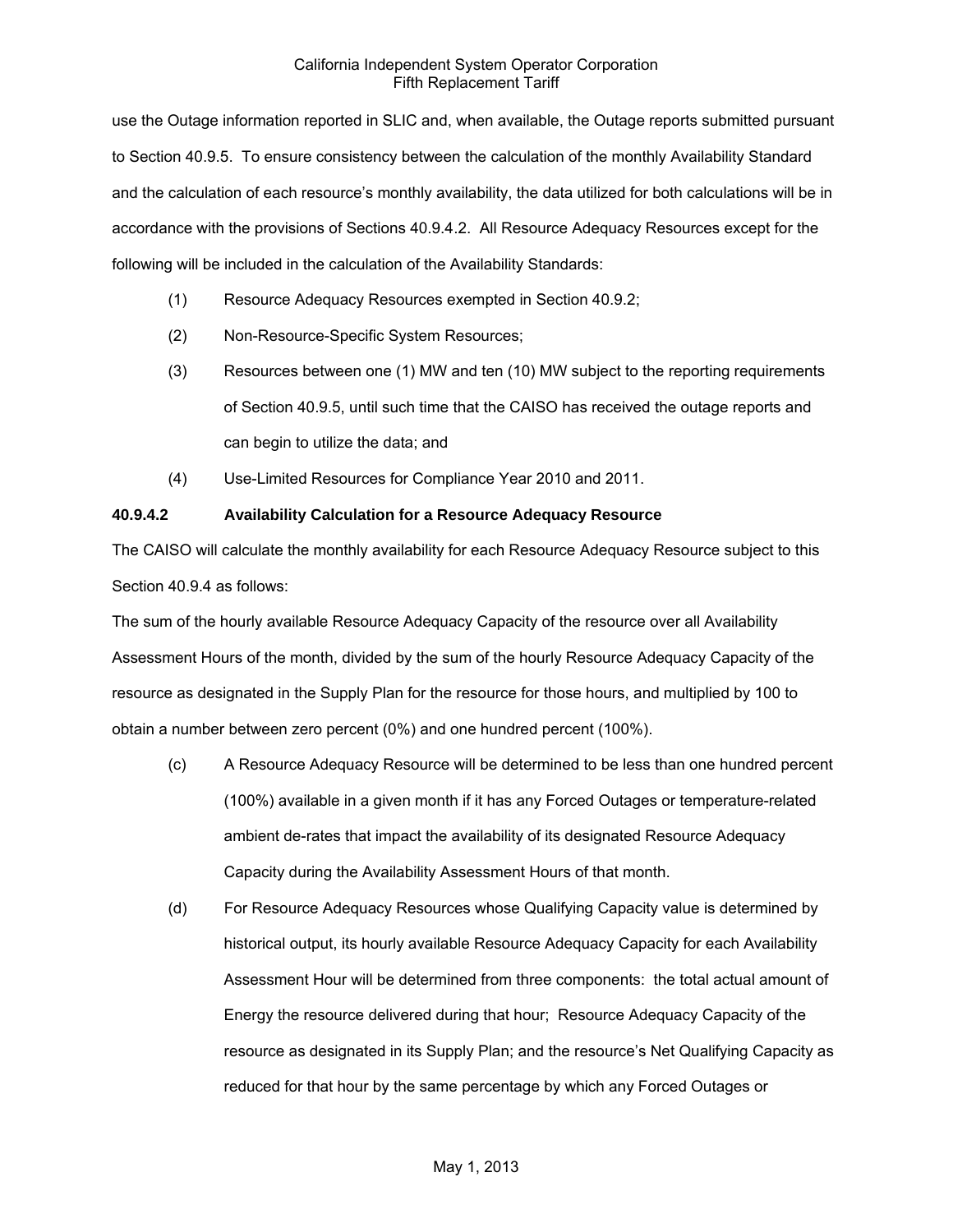use the Outage information reported in SLIC and, when available, the Outage reports submitted pursuant to Section 40.9.5. To ensure consistency between the calculation of the monthly Availability Standard and the calculation of each resource's monthly availability, the data utilized for both calculations will be in accordance with the provisions of Sections 40.9.4.2. All Resource Adequacy Resources except for the following will be included in the calculation of the Availability Standards:

(1) Resource Adequacy Resources exempted in Section 40.9.2;

(2) Non-Resource-Specific System Resources;

(3) Resources between one (1) MW and ten (10) MW subject to the reporting requirements of Section 40.9.5, until such time that the CAISO has received the outage reports and can begin to utilize the data; and

(4) Use-Limited Resources for Compliance Year 2010 and 2011.

**40.9.4.2 Availability Calculation for a Resource Adequacy Resource**

The CAISO will calculate the monthly availability for each Resource Adequacy Resource subject to this Section 40.9.4 as follows:

The sum of the hourly available Resource Adequacy Capacity of the resource over all Availability Assessment Hours of the month, divided by the sum of the hourly Resource Adequacy Capacity of the resource as designated in the Supply Plan for the resource for those hours, and multiplied by 100 to obtain a number between zero percent (0%) and one hundred percent (100%).

(c) A Resource Adequacy Resource will be determined to be less than one hundred percent (100%) available in a given month if it has any Forced Outages or temperature-related ambient de-rates that impact the availability of its designated Resource Adequacy Capacity during the Availability Assessment Hours of that month.

(d) For Resource Adequacy Resources whose Qualifying Capacity value is determined by historical output, its hourly available Resource Adequacy Capacity for each Availability Assessment Hour will be determined from three components: the total actual amount of Energy the resource delivered during that hour; Resource Adequacy Capacity of the resource as designated in its Supply Plan; and the resource's Net Qualifying Capacity as reduced for that hour by the same percentage by which any Forced Outages or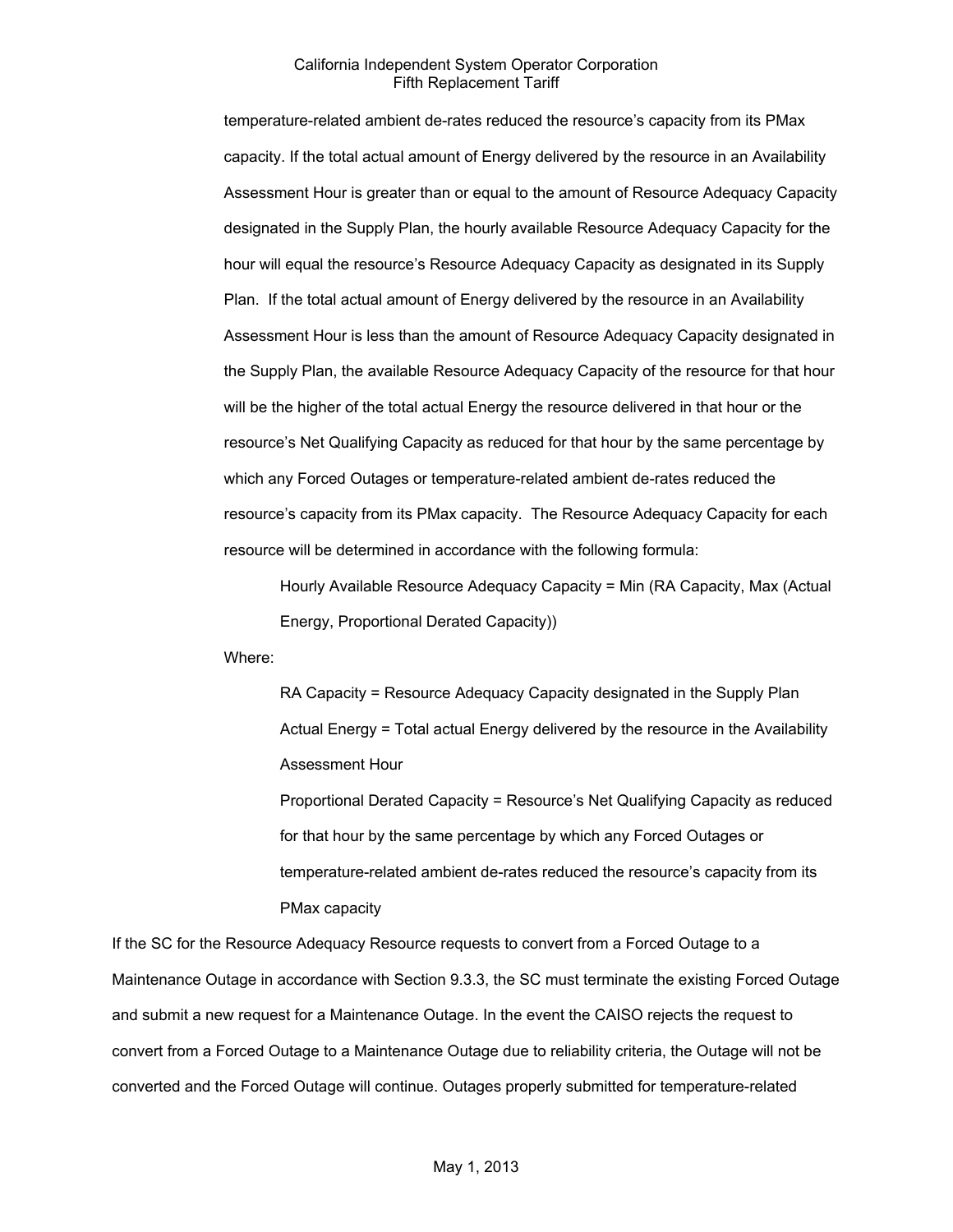temperature-related ambient de-rates reduced the resource's capacity from its PMax capacity. If the total actual amount of Energy delivered by the resource in an Availability Assessment Hour is greater than or equal to the amount of Resource Adequacy Capacity designated in the Supply Plan, the hourly available Resource Adequacy Capacity for the hour will equal the resource's Resource Adequacy Capacity as designated in its Supply Plan. If the total actual amount of Energy delivered by the resource in an Availability Assessment Hour is less than the amount of Resource Adequacy Capacity designated in the Supply Plan, the available Resource Adequacy Capacity of the resource for that hour will be the higher of the total actual Energy the resource delivered in that hour or the resource's Net Qualifying Capacity as reduced for that hour by the same percentage by which any Forced Outages or temperature-related ambient de-rates reduced the resource's capacity from its PMax capacity. The Resource Adequacy Capacity for each resource will be determined in accordance with the following formula:

> Hourly Available Resource Adequacy Capacity = Min (RA Capacity, Max (Actual Energy, Proportional Derated Capacity))

Where:

> RA Capacity = Resource Adequacy Capacity designated in the Supply Plan
>
> Actual Energy = Total actual Energy delivered by the resource in the Availability Assessment Hour
>
> Proportional Derated Capacity = Resource's Net Qualifying Capacity as reduced for that hour by the same percentage by which any Forced Outages or temperature-related ambient de-rates reduced the resource's capacity from its PMax capacity

If the SC for the Resource Adequacy Resource requests to convert from a Forced Outage to a Maintenance Outage in accordance with Section 9.3.3, the SC must terminate the existing Forced Outage and submit a new request for a Maintenance Outage. In the event the CAISO rejects the request to convert from a Forced Outage to a Maintenance Outage due to reliability criteria, the Outage will not be converted and the Forced Outage will continue. Outages properly submitted for temperature-related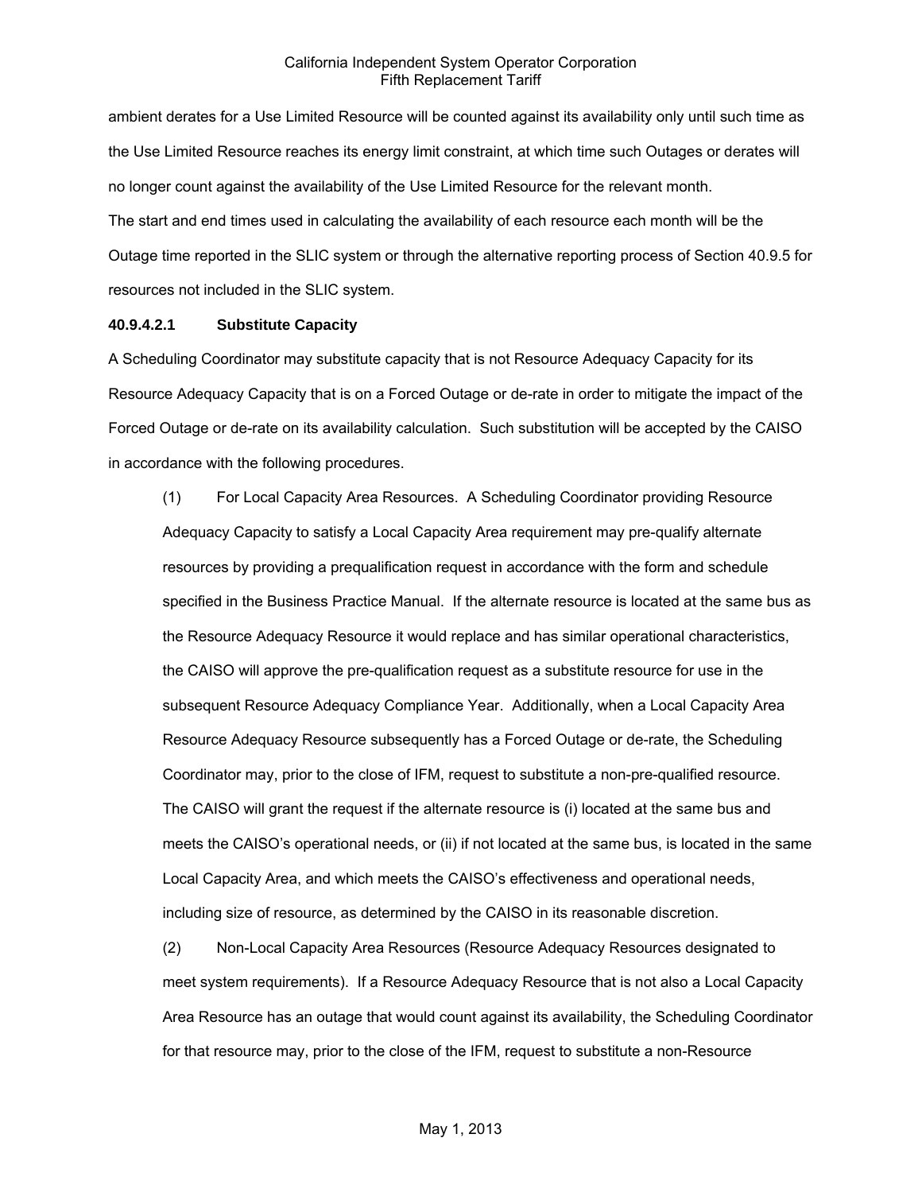ambient derates for a Use Limited Resource will be counted against its availability only until such time as the Use Limited Resource reaches its energy limit constraint, at which time such Outages or derates will no longer count against the availability of the Use Limited Resource for the relevant month.

The start and end times used in calculating the availability of each resource each month will be the Outage time reported in the SLIC system or through the alternative reporting process of Section 40.9.5 for resources not included in the SLIC system.

**40.9.4.2.1 Substitute Capacity**

A Scheduling Coordinator may substitute capacity that is not Resource Adequacy Capacity for its Resource Adequacy Capacity that is on a Forced Outage or de-rate in order to mitigate the impact of the Forced Outage or de-rate on its availability calculation. Such substitution will be accepted by the CAISO in accordance with the following procedures.

(1) For Local Capacity Area Resources. A Scheduling Coordinator providing Resource Adequacy Capacity to satisfy a Local Capacity Area requirement may pre-qualify alternate resources by providing a prequalification request in accordance with the form and schedule specified in the Business Practice Manual. If the alternate resource is located at the same bus as the Resource Adequacy Resource it would replace and has similar operational characteristics, the CAISO will approve the pre-qualification request as a substitute resource for use in the subsequent Resource Adequacy Compliance Year. Additionally, when a Local Capacity Area Resource Adequacy Resource subsequently has a Forced Outage or de-rate, the Scheduling Coordinator may, prior to the close of IFM, request to substitute a non-pre-qualified resource. The CAISO will grant the request if the alternate resource is (i) located at the same bus and meets the CAISO's operational needs, or (ii) if not located at the same bus, is located in the same Local Capacity Area, and which meets the CAISO's effectiveness and operational needs, including size of resource, as determined by the CAISO in its reasonable discretion.

(2) Non-Local Capacity Area Resources (Resource Adequacy Resources designated to meet system requirements). If a Resource Adequacy Resource that is not also a Local Capacity Area Resource has an outage that would count against its availability, the Scheduling Coordinator for that resource may, prior to the close of the IFM, request to substitute a non-Resource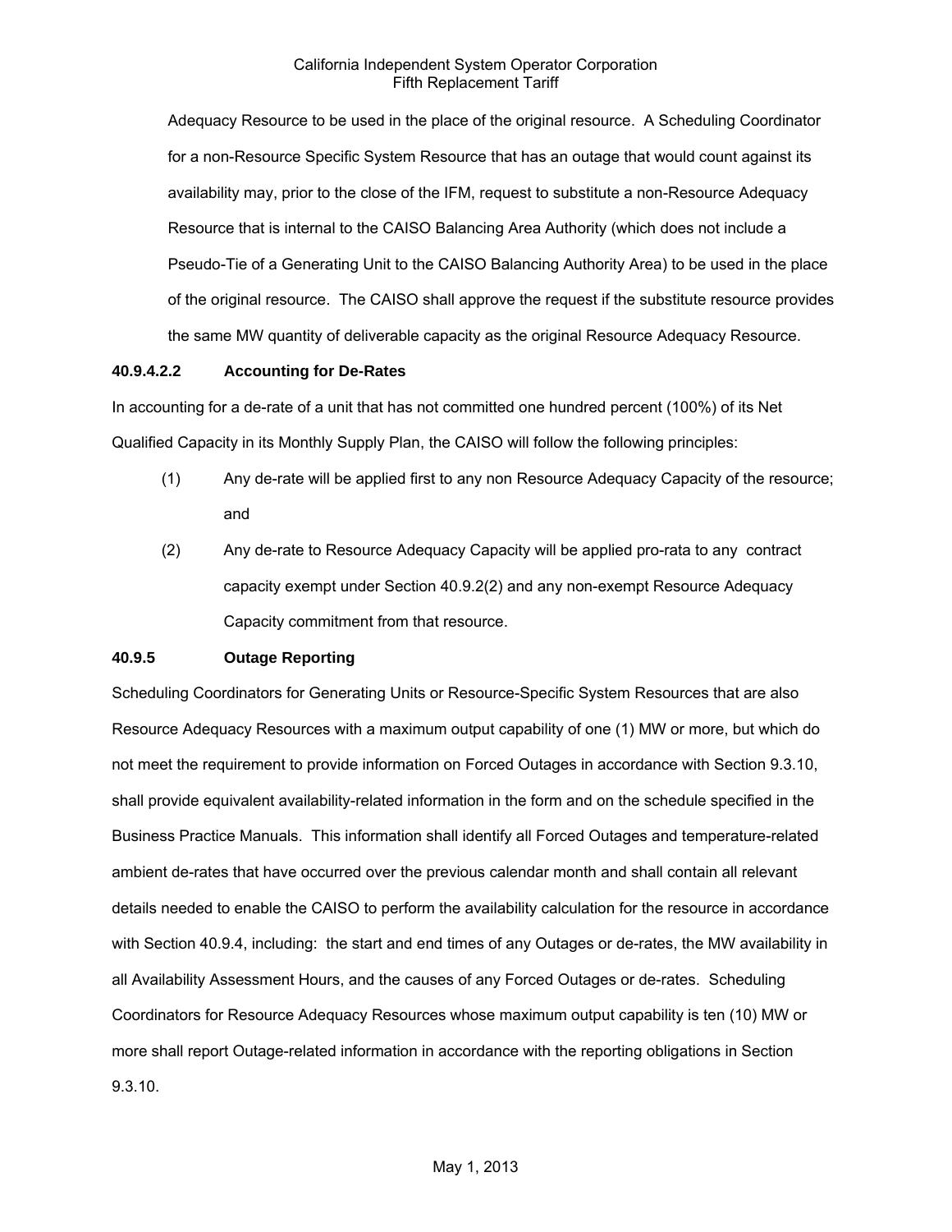Adequacy Resource to be used in the place of the original resource. A Scheduling Coordinator for a non-Resource Specific System Resource that has an outage that would count against its availability may, prior to the close of the IFM, request to substitute a non-Resource Adequacy Resource that is internal to the CAISO Balancing Area Authority (which does not include a Pseudo-Tie of a Generating Unit to the CAISO Balancing Authority Area) to be used in the place of the original resource. The CAISO shall approve the request if the substitute resource provides the same MW quantity of deliverable capacity as the original Resource Adequacy Resource.

**40.9.4.2.2 Accounting for De-Rates**

In accounting for a de-rate of a unit that has not committed one hundred percent (100%) of its Net Qualified Capacity in its Monthly Supply Plan, the CAISO will follow the following principles:

(1) Any de-rate will be applied first to any non Resource Adequacy Capacity of the resource; and

(2) Any de-rate to Resource Adequacy Capacity will be applied pro-rata to any contract capacity exempt under Section 40.9.2(2) and any non-exempt Resource Adequacy Capacity commitment from that resource.

**40.9.5 Outage Reporting**

Scheduling Coordinators for Generating Units or Resource-Specific System Resources that are also Resource Adequacy Resources with a maximum output capability of one (1) MW or more, but which do not meet the requirement to provide information on Forced Outages in accordance with Section 9.3.10, shall provide equivalent availability-related information in the form and on the schedule specified in the Business Practice Manuals. This information shall identify all Forced Outages and temperature-related ambient de-rates that have occurred over the previous calendar month and shall contain all relevant details needed to enable the CAISO to perform the availability calculation for the resource in accordance with Section 40.9.4, including: the start and end times of any Outages or de-rates, the MW availability in all Availability Assessment Hours, and the causes of any Forced Outages or de-rates. Scheduling Coordinators for Resource Adequacy Resources whose maximum output capability is ten (10) MW or more shall report Outage-related information in accordance with the reporting obligations in Section 9.3.10.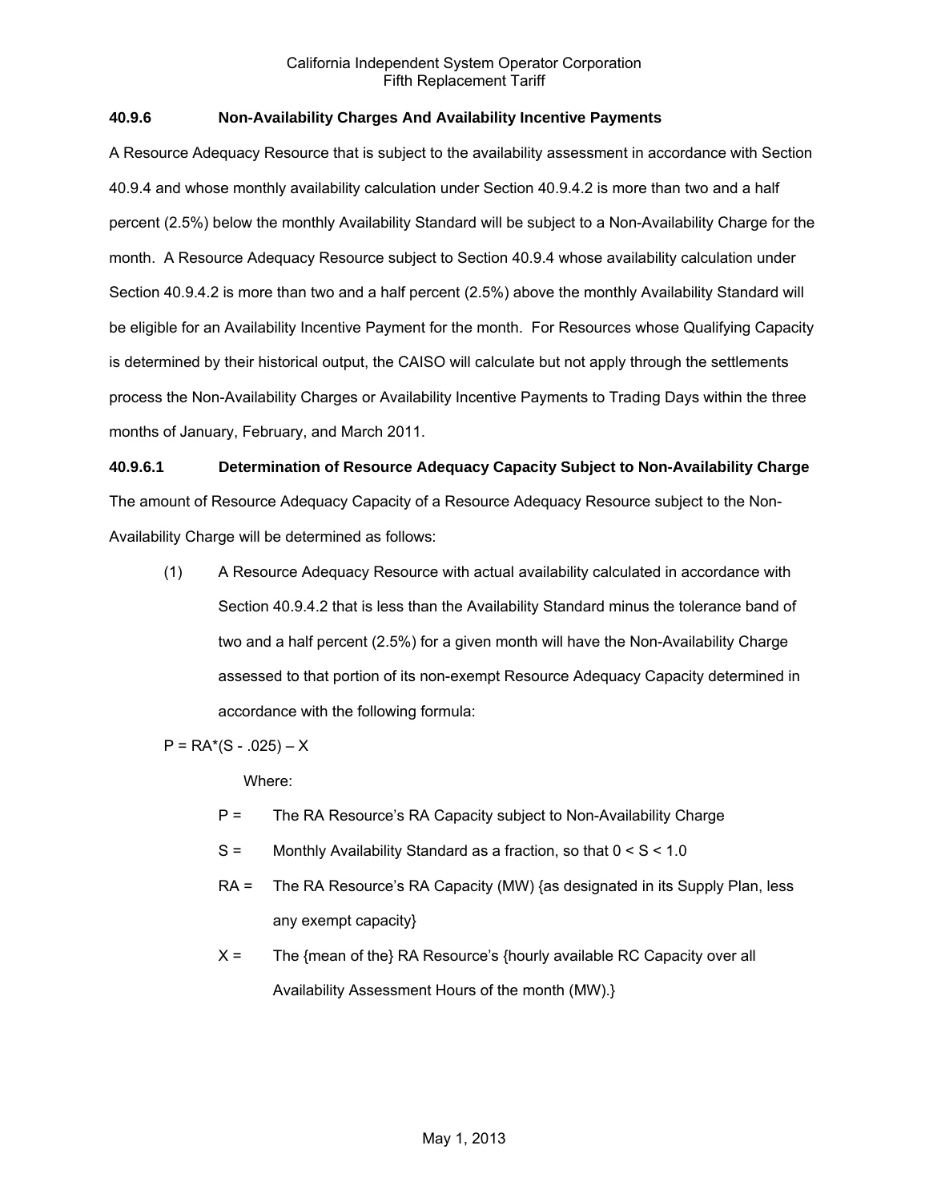### 40.9.6 Non-Availability Charges And Availability Incentive Payments

A Resource Adequacy Resource that is subject to the availability assessment in accordance with Section 40.9.4 and whose monthly availability calculation under Section 40.9.4.2 is more than two and a half percent (2.5%) below the monthly Availability Standard will be subject to a Non-Availability Charge for the month. A Resource Adequacy Resource subject to Section 40.9.4 whose availability calculation under Section 40.9.4.2 is more than two and a half percent (2.5%) above the monthly Availability Standard will be eligible for an Availability Incentive Payment for the month. For Resources whose Qualifying Capacity is determined by their historical output, the CAISO will calculate but not apply through the settlements process the Non-Availability Charges or Availability Incentive Payments to Trading Days within the three months of January, February, and March 2011.

### 40.9.6.1 Determination of Resource Adequacy Capacity Subject to Non-Availability Charge

The amount of Resource Adequacy Capacity of a Resource Adequacy Resource subject to the Non-Availability Charge will be determined as follows:

(1) A Resource Adequacy Resource with actual availability calculated in accordance with Section 40.9.4.2 that is less than the Availability Standard minus the tolerance band of two and a half percent (2.5%) for a given month will have the Non-Availability Charge assessed to that portion of its non-exempt Resource Adequacy Capacity determined in accordance with the following formula:

$$P = RA*(S - .025) - X$$

Where:

- $P$ = The RA Resource's RA Capacity subject to Non-Availability Charge
- $S$ = Monthly Availability Standard as a fraction, so that $0 < S < 1.0$
- $RA$ = The RA Resource's RA Capacity (MW) {as designated in its Supply Plan, less any exempt capacity}
- $X$ = The {mean of the} RA Resource's {hourly available RC Capacity over all Availability Assessment Hours of the month (MW).}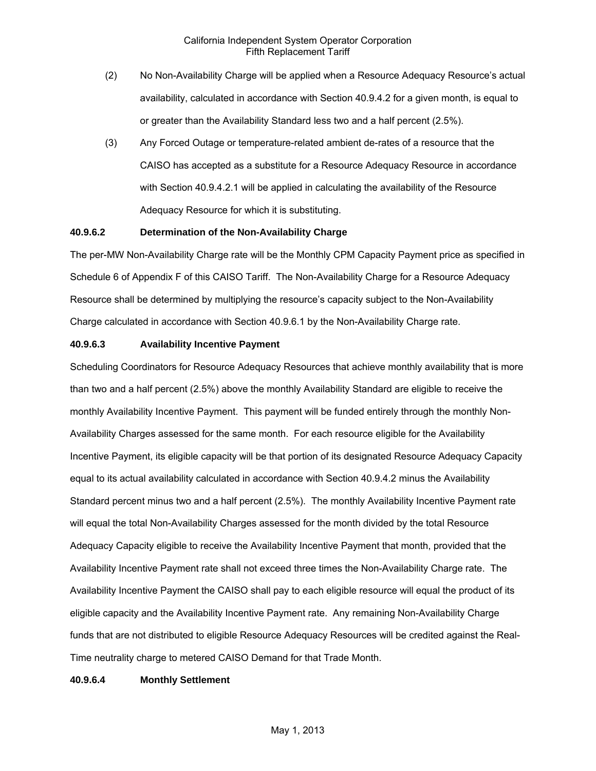(2) No Non-Availability Charge will be applied when a Resource Adequacy Resource's actual availability, calculated in accordance with Section 40.9.4.2 for a given month, is equal to or greater than the Availability Standard less two and a half percent (2.5%).

(3) Any Forced Outage or temperature-related ambient de-rates of a resource that the CAISO has accepted as a substitute for a Resource Adequacy Resource in accordance with Section 40.9.4.2.1 will be applied in calculating the availability of the Resource Adequacy Resource for which it is substituting.

**40.9.6.2 Determination of the Non-Availability Charge**

The per-MW Non-Availability Charge rate will be the Monthly CPM Capacity Payment price as specified in Schedule 6 of Appendix F of this CAISO Tariff. The Non-Availability Charge for a Resource Adequacy Resource shall be determined by multiplying the resource's capacity subject to the Non-Availability Charge calculated in accordance with Section 40.9.6.1 by the Non-Availability Charge rate.

**40.9.6.3 Availability Incentive Payment**

Scheduling Coordinators for Resource Adequacy Resources that achieve monthly availability that is more than two and a half percent (2.5%) above the monthly Availability Standard are eligible to receive the monthly Availability Incentive Payment. This payment will be funded entirely through the monthly Non-Availability Charges assessed for the same month. For each resource eligible for the Availability Incentive Payment, its eligible capacity will be that portion of its designated Resource Adequacy Capacity equal to its actual availability calculated in accordance with Section 40.9.4.2 minus the Availability Standard percent minus two and a half percent (2.5%). The monthly Availability Incentive Payment rate will equal the total Non-Availability Charges assessed for the month divided by the total Resource Adequacy Capacity eligible to receive the Availability Incentive Payment that month, provided that the Availability Incentive Payment rate shall not exceed three times the Non-Availability Charge rate. The Availability Incentive Payment the CAISO shall pay to each eligible resource will equal the product of its eligible capacity and the Availability Incentive Payment rate. Any remaining Non-Availability Charge funds that are not distributed to eligible Resource Adequacy Resources will be credited against the Real-Time neutrality charge to metered CAISO Demand for that Trade Month.

**40.9.6.4 Monthly Settlement**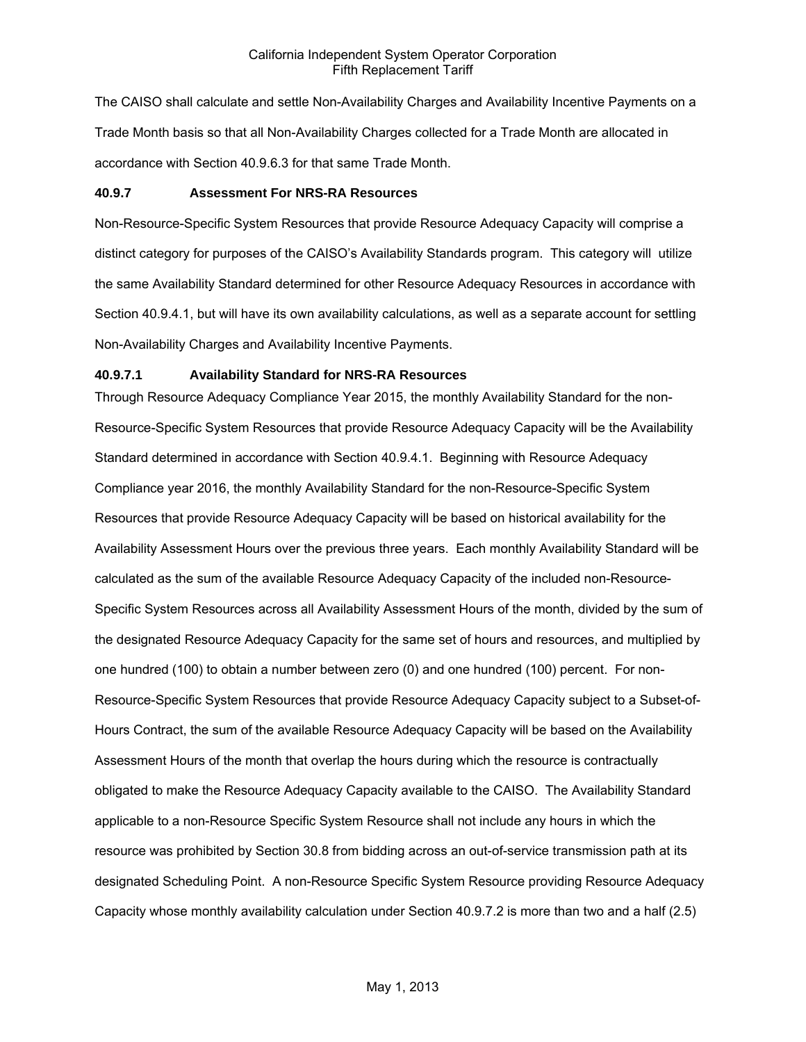The CAISO shall calculate and settle Non-Availability Charges and Availability Incentive Payments on a Trade Month basis so that all Non-Availability Charges collected for a Trade Month are allocated in accordance with Section 40.9.6.3 for that same Trade Month.

**40.9.7 Assessment For NRS-RA Resources**

Non-Resource-Specific System Resources that provide Resource Adequacy Capacity will comprise a distinct category for purposes of the CAISO's Availability Standards program. This category will utilize the same Availability Standard determined for other Resource Adequacy Resources in accordance with Section 40.9.4.1, but will have its own availability calculations, as well as a separate account for settling Non-Availability Charges and Availability Incentive Payments.

**40.9.7.1 Availability Standard for NRS-RA Resources**

Through Resource Adequacy Compliance Year 2015, the monthly Availability Standard for the non-Resource-Specific System Resources that provide Resource Adequacy Capacity will be the Availability Standard determined in accordance with Section 40.9.4.1. Beginning with Resource Adequacy Compliance year 2016, the monthly Availability Standard for the non-Resource-Specific System Resources that provide Resource Adequacy Capacity will be based on historical availability for the Availability Assessment Hours over the previous three years. Each monthly Availability Standard will be calculated as the sum of the available Resource Adequacy Capacity of the included non-Resource-Specific System Resources across all Availability Assessment Hours of the month, divided by the sum of the designated Resource Adequacy Capacity for the same set of hours and resources, and multiplied by one hundred (100) to obtain a number between zero (0) and one hundred (100) percent. For non-Resource-Specific System Resources that provide Resource Adequacy Capacity subject to a Subset-of-Hours Contract, the sum of the available Resource Adequacy Capacity will be based on the Availability Assessment Hours of the month that overlap the hours during which the resource is contractually obligated to make the Resource Adequacy Capacity available to the CAISO. The Availability Standard applicable to a non-Resource Specific System Resource shall not include any hours in which the resource was prohibited by Section 30.8 from bidding across an out-of-service transmission path at its designated Scheduling Point. A non-Resource Specific System Resource providing Resource Adequacy Capacity whose monthly availability calculation under Section 40.9.7.2 is more than two and a half (2.5)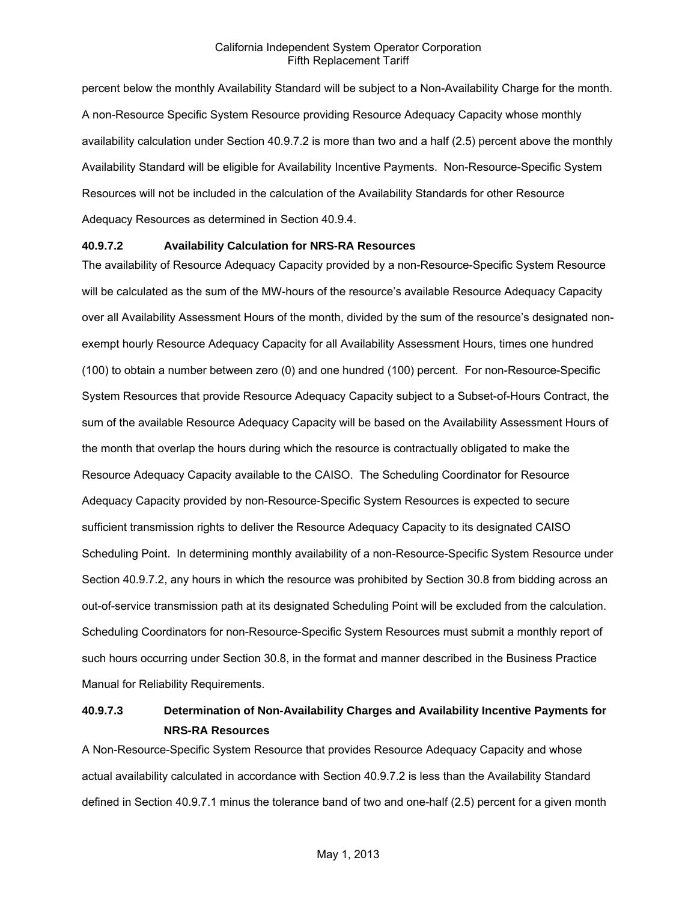percent below the monthly Availability Standard will be subject to a Non-Availability Charge for the month. A non-Resource Specific System Resource providing Resource Adequacy Capacity whose monthly availability calculation under Section 40.9.7.2 is more than two and a half (2.5) percent above the monthly Availability Standard will be eligible for Availability Incentive Payments. Non-Resource-Specific System Resources will not be included in the calculation of the Availability Standards for other Resource Adequacy Resources as determined in Section 40.9.4.

### 40.9.7.2 Availability Calculation for NRS-RA Resources

The availability of Resource Adequacy Capacity provided by a non-Resource-Specific System Resource will be calculated as the sum of the MW-hours of the resource's available Resource Adequacy Capacity over all Availability Assessment Hours of the month, divided by the sum of the resource's designated non-exempt hourly Resource Adequacy Capacity for all Availability Assessment Hours, times one hundred (100) to obtain a number between zero (0) and one hundred (100) percent. For non-Resource-Specific System Resources that provide Resource Adequacy Capacity subject to a Subset-of-Hours Contract, the sum of the available Resource Adequacy Capacity will be based on the Availability Assessment Hours of the month that overlap the hours during which the resource is contractually obligated to make the Resource Adequacy Capacity available to the CAISO. The Scheduling Coordinator for Resource Adequacy Capacity provided by non-Resource-Specific System Resources is expected to secure sufficient transmission rights to deliver the Resource Adequacy Capacity to its designated CAISO Scheduling Point. In determining monthly availability of a non-Resource-Specific System Resource under Section 40.9.7.2, any hours in which the resource was prohibited by Section 30.8 from bidding across an out-of-service transmission path at its designated Scheduling Point will be excluded from the calculation. Scheduling Coordinators for non-Resource-Specific System Resources must submit a monthly report of such hours occurring under Section 30.8, in the format and manner described in the Business Practice Manual for Reliability Requirements.

### 40.9.7.3 Determination of Non-Availability Charges and Availability Incentive Payments for NRS-RA Resources

A Non-Resource-Specific System Resource that provides Resource Adequacy Capacity and whose actual availability calculated in accordance with Section 40.9.7.2 is less than the Availability Standard defined in Section 40.9.7.1 minus the tolerance band of two and one-half (2.5) percent for a given month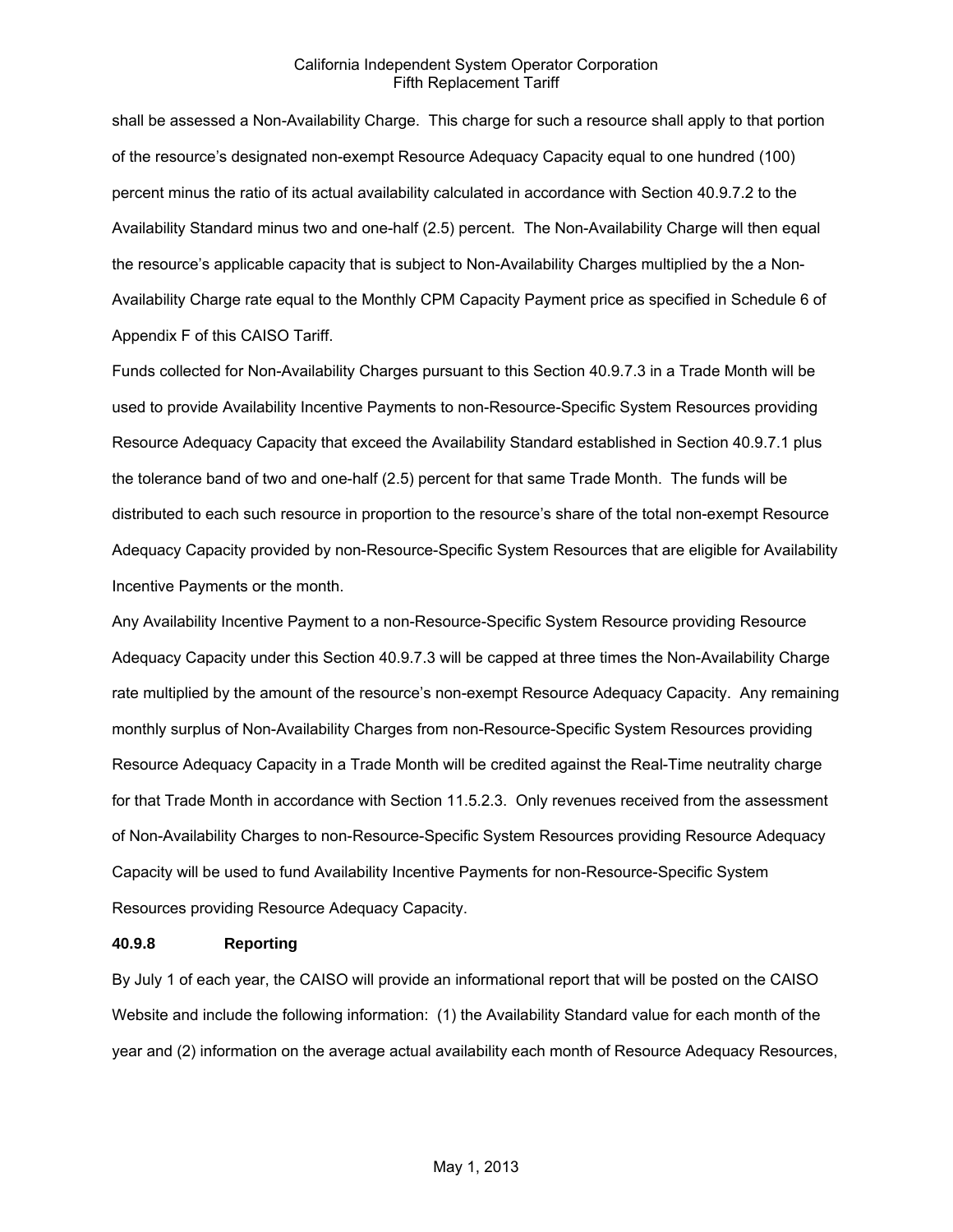shall be assessed a Non-Availability Charge. This charge for such a resource shall apply to that portion of the resource's designated non-exempt Resource Adequacy Capacity equal to one hundred (100) percent minus the ratio of its actual availability calculated in accordance with Section 40.9.7.2 to the Availability Standard minus two and one-half (2.5) percent. The Non-Availability Charge will then equal the resource's applicable capacity that is subject to Non-Availability Charges multiplied by the a Non-Availability Charge rate equal to the Monthly CPM Capacity Payment price as specified in Schedule 6 of Appendix F of this CAISO Tariff.

Funds collected for Non-Availability Charges pursuant to this Section 40.9.7.3 in a Trade Month will be used to provide Availability Incentive Payments to non-Resource-Specific System Resources providing Resource Adequacy Capacity that exceed the Availability Standard established in Section 40.9.7.1 plus the tolerance band of two and one-half (2.5) percent for that same Trade Month. The funds will be distributed to each such resource in proportion to the resource's share of the total non-exempt Resource Adequacy Capacity provided by non-Resource-Specific System Resources that are eligible for Availability Incentive Payments or the month.

Any Availability Incentive Payment to a non-Resource-Specific System Resource providing Resource Adequacy Capacity under this Section 40.9.7.3 will be capped at three times the Non-Availability Charge rate multiplied by the amount of the resource's non-exempt Resource Adequacy Capacity. Any remaining monthly surplus of Non-Availability Charges from non-Resource-Specific System Resources providing Resource Adequacy Capacity in a Trade Month will be credited against the Real-Time neutrality charge for that Trade Month in accordance with Section 11.5.2.3. Only revenues received from the assessment of Non-Availability Charges to non-Resource-Specific System Resources providing Resource Adequacy Capacity will be used to fund Availability Incentive Payments for non-Resource-Specific System Resources providing Resource Adequacy Capacity.

**40.9.8 Reporting**

By July 1 of each year, the CAISO will provide an informational report that will be posted on the CAISO Website and include the following information: (1) the Availability Standard value for each month of the year and (2) information on the average actual availability each month of Resource Adequacy Resources,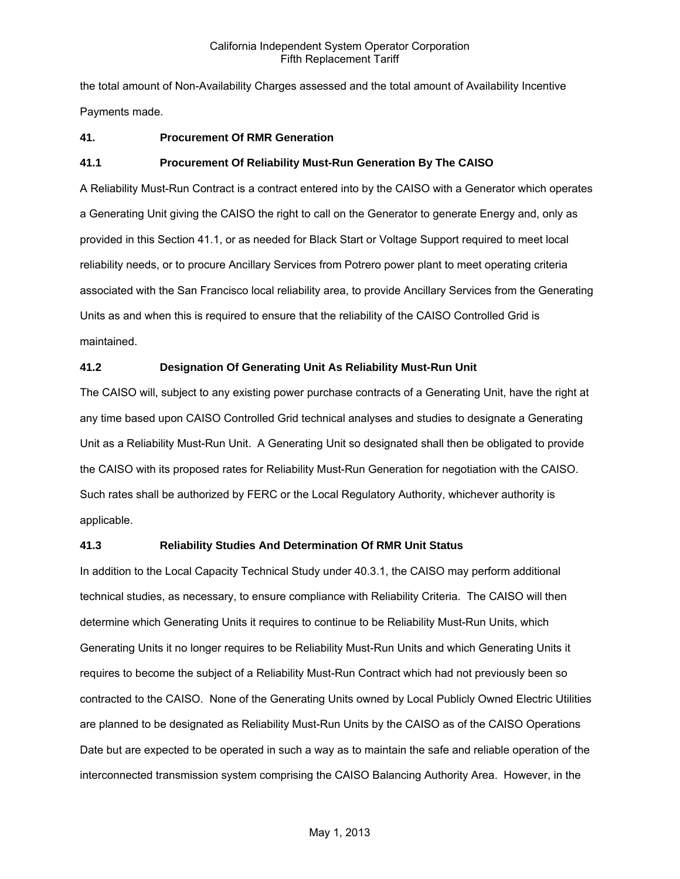the total amount of Non-Availability Charges assessed and the total amount of Availability Incentive Payments made.

## 41. Procurement Of RMR Generation

### 41.1 Procurement Of Reliability Must-Run Generation By The CAISO

A Reliability Must-Run Contract is a contract entered into by the CAISO with a Generator which operates a Generating Unit giving the CAISO the right to call on the Generator to generate Energy and, only as provided in this Section 41.1, or as needed for Black Start or Voltage Support required to meet local reliability needs, or to procure Ancillary Services from Potrero power plant to meet operating criteria associated with the San Francisco local reliability area, to provide Ancillary Services from the Generating Units as and when this is required to ensure that the reliability of the CAISO Controlled Grid is maintained.

### 41.2 Designation Of Generating Unit As Reliability Must-Run Unit

The CAISO will, subject to any existing power purchase contracts of a Generating Unit, have the right at any time based upon CAISO Controlled Grid technical analyses and studies to designate a Generating Unit as a Reliability Must-Run Unit. A Generating Unit so designated shall then be obligated to provide the CAISO with its proposed rates for Reliability Must-Run Generation for negotiation with the CAISO. Such rates shall be authorized by FERC or the Local Regulatory Authority, whichever authority is applicable.

### 41.3 Reliability Studies And Determination Of RMR Unit Status

In addition to the Local Capacity Technical Study under 40.3.1, the CAISO may perform additional technical studies, as necessary, to ensure compliance with Reliability Criteria. The CAISO will then determine which Generating Units it requires to continue to be Reliability Must-Run Units, which Generating Units it no longer requires to be Reliability Must-Run Units and which Generating Units it requires to become the subject of a Reliability Must-Run Contract which had not previously been so contracted to the CAISO. None of the Generating Units owned by Local Publicly Owned Electric Utilities are planned to be designated as Reliability Must-Run Units by the CAISO as of the CAISO Operations Date but are expected to be operated in such a way as to maintain the safe and reliable operation of the interconnected transmission system comprising the CAISO Balancing Authority Area. However, in the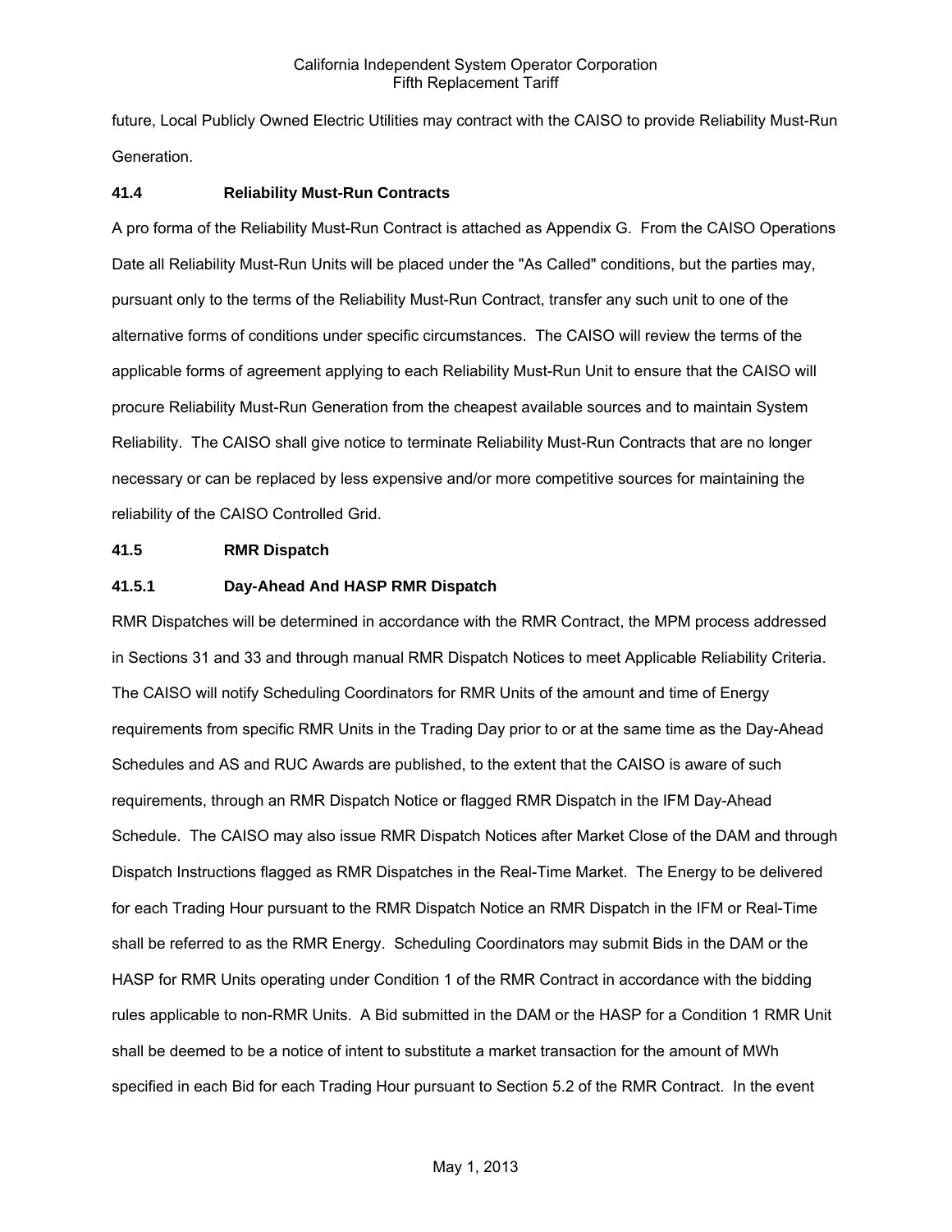future, Local Publicly Owned Electric Utilities may contract with the CAISO to provide Reliability Must-Run Generation.

### 41.4 Reliability Must-Run Contracts

A pro forma of the Reliability Must-Run Contract is attached as Appendix G. From the CAISO Operations Date all Reliability Must-Run Units will be placed under the "As Called" conditions, but the parties may, pursuant only to the terms of the Reliability Must-Run Contract, transfer any such unit to one of the alternative forms of conditions under specific circumstances. The CAISO will review the terms of the applicable forms of agreement applying to each Reliability Must-Run Unit to ensure that the CAISO will procure Reliability Must-Run Generation from the cheapest available sources and to maintain System Reliability. The CAISO shall give notice to terminate Reliability Must-Run Contracts that are no longer necessary or can be replaced by less expensive and/or more competitive sources for maintaining the reliability of the CAISO Controlled Grid.

### 41.5 RMR Dispatch

#### 41.5.1 Day-Ahead And HASP RMR Dispatch

RMR Dispatches will be determined in accordance with the RMR Contract, the MPM process addressed in Sections 31 and 33 and through manual RMR Dispatch Notices to meet Applicable Reliability Criteria. The CAISO will notify Scheduling Coordinators for RMR Units of the amount and time of Energy requirements from specific RMR Units in the Trading Day prior to or at the same time as the Day-Ahead Schedules and AS and RUC Awards are published, to the extent that the CAISO is aware of such requirements, through an RMR Dispatch Notice or flagged RMR Dispatch in the IFM Day-Ahead Schedule. The CAISO may also issue RMR Dispatch Notices after Market Close of the DAM and through Dispatch Instructions flagged as RMR Dispatches in the Real-Time Market. The Energy to be delivered for each Trading Hour pursuant to the RMR Dispatch Notice an RMR Dispatch in the IFM or Real-Time shall be referred to as the RMR Energy. Scheduling Coordinators may submit Bids in the DAM or the HASP for RMR Units operating under Condition 1 of the RMR Contract in accordance with the bidding rules applicable to non-RMR Units. A Bid submitted in the DAM or the HASP for a Condition 1 RMR Unit shall be deemed to be a notice of intent to substitute a market transaction for the amount of MWh specified in each Bid for each Trading Hour pursuant to Section 5.2 of the RMR Contract. In the event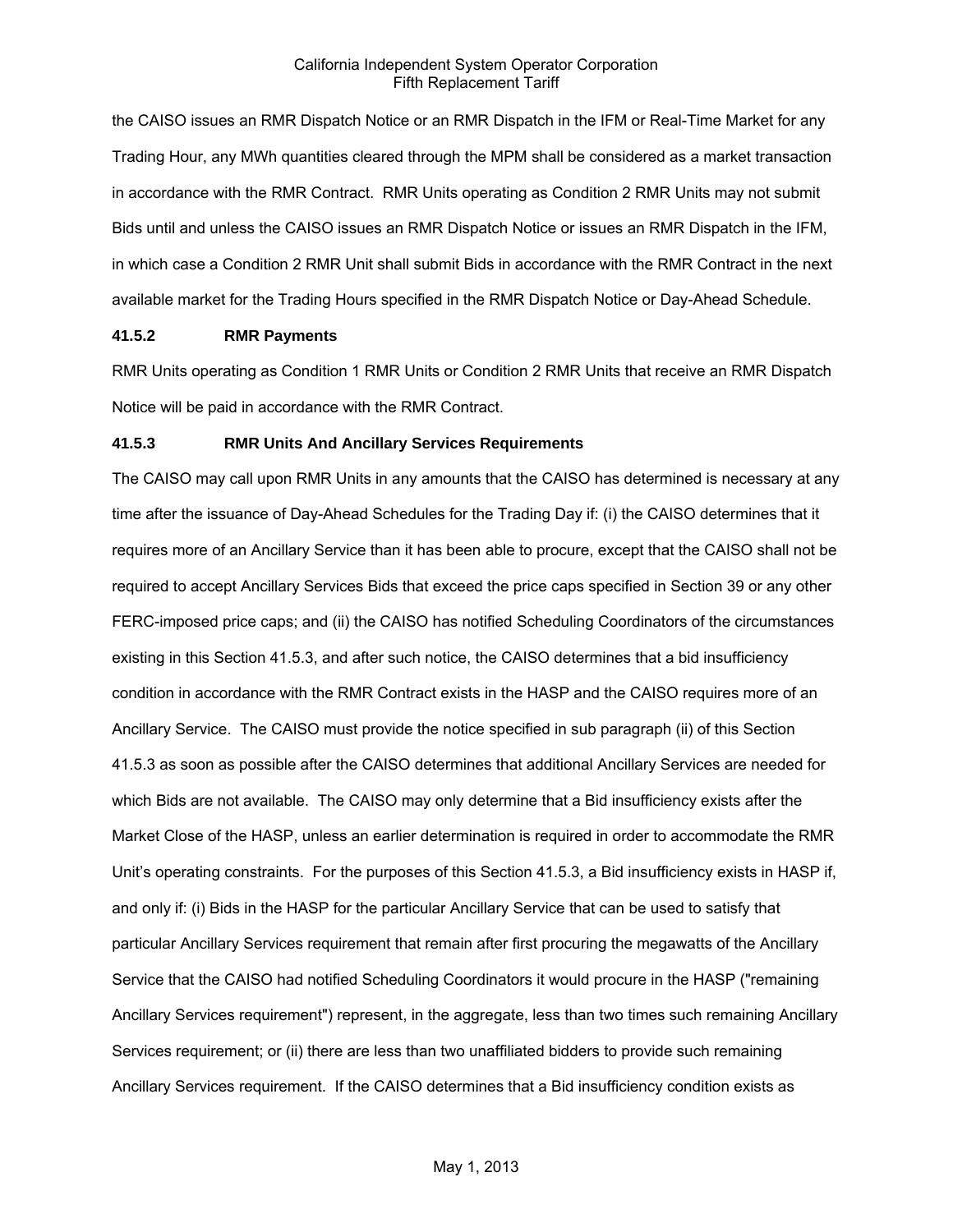the CAISO issues an RMR Dispatch Notice or an RMR Dispatch in the IFM or Real-Time Market for any Trading Hour, any MWh quantities cleared through the MPM shall be considered as a market transaction in accordance with the RMR Contract. RMR Units operating as Condition 2 RMR Units may not submit Bids until and unless the CAISO issues an RMR Dispatch Notice or issues an RMR Dispatch in the IFM, in which case a Condition 2 RMR Unit shall submit Bids in accordance with the RMR Contract in the next available market for the Trading Hours specified in the RMR Dispatch Notice or Day-Ahead Schedule.

**41.5.2 RMR Payments**

RMR Units operating as Condition 1 RMR Units or Condition 2 RMR Units that receive an RMR Dispatch Notice will be paid in accordance with the RMR Contract.

**41.5.3 RMR Units And Ancillary Services Requirements**

The CAISO may call upon RMR Units in any amounts that the CAISO has determined is necessary at any time after the issuance of Day-Ahead Schedules for the Trading Day if: (i) the CAISO determines that it requires more of an Ancillary Service than it has been able to procure, except that the CAISO shall not be required to accept Ancillary Services Bids that exceed the price caps specified in Section 39 or any other FERC-imposed price caps; and (ii) the CAISO has notified Scheduling Coordinators of the circumstances existing in this Section 41.5.3, and after such notice, the CAISO determines that a bid insufficiency condition in accordance with the RMR Contract exists in the HASP and the CAISO requires more of an Ancillary Service. The CAISO must provide the notice specified in sub paragraph (ii) of this Section 41.5.3 as soon as possible after the CAISO determines that additional Ancillary Services are needed for which Bids are not available. The CAISO may only determine that a Bid insufficiency exists after the Market Close of the HASP, unless an earlier determination is required in order to accommodate the RMR Unit's operating constraints. For the purposes of this Section 41.5.3, a Bid insufficiency exists in HASP if, and only if: (i) Bids in the HASP for the particular Ancillary Service that can be used to satisfy that particular Ancillary Services requirement that remain after first procuring the megawatts of the Ancillary Service that the CAISO had notified Scheduling Coordinators it would procure in the HASP ("remaining Ancillary Services requirement") represent, in the aggregate, less than two times such remaining Ancillary Services requirement; or (ii) there are less than two unaffiliated bidders to provide such remaining Ancillary Services requirement. If the CAISO determines that a Bid insufficiency condition exists as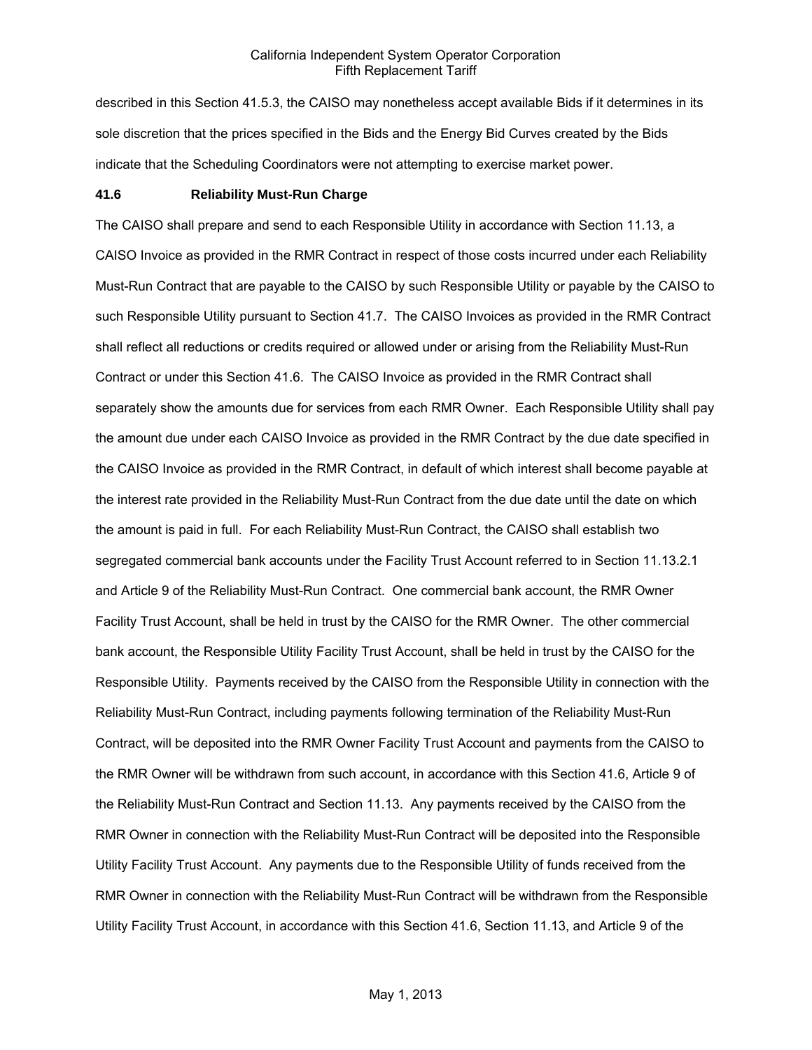described in this Section 41.5.3, the CAISO may nonetheless accept available Bids if it determines in its sole discretion that the prices specified in the Bids and the Energy Bid Curves created by the Bids indicate that the Scheduling Coordinators were not attempting to exercise market power.

### 41.6 Reliability Must-Run Charge

The CAISO shall prepare and send to each Responsible Utility in accordance with Section 11.13, a CAISO Invoice as provided in the RMR Contract in respect of those costs incurred under each Reliability Must-Run Contract that are payable to the CAISO by such Responsible Utility or payable by the CAISO to such Responsible Utility pursuant to Section 41.7. The CAISO Invoices as provided in the RMR Contract shall reflect all reductions or credits required or allowed under or arising from the Reliability Must-Run Contract or under this Section 41.6. The CAISO Invoice as provided in the RMR Contract shall separately show the amounts due for services from each RMR Owner. Each Responsible Utility shall pay the amount due under each CAISO Invoice as provided in the RMR Contract by the due date specified in the CAISO Invoice as provided in the RMR Contract, in default of which interest shall become payable at the interest rate provided in the Reliability Must-Run Contract from the due date until the date on which the amount is paid in full. For each Reliability Must-Run Contract, the CAISO shall establish two segregated commercial bank accounts under the Facility Trust Account referred to in Section 11.13.2.1 and Article 9 of the Reliability Must-Run Contract. One commercial bank account, the RMR Owner Facility Trust Account, shall be held in trust by the CAISO for the RMR Owner. The other commercial bank account, the Responsible Utility Facility Trust Account, shall be held in trust by the CAISO for the Responsible Utility. Payments received by the CAISO from the Responsible Utility in connection with the Reliability Must-Run Contract, including payments following termination of the Reliability Must-Run Contract, will be deposited into the RMR Owner Facility Trust Account and payments from the CAISO to the RMR Owner will be withdrawn from such account, in accordance with this Section 41.6, Article 9 of the Reliability Must-Run Contract and Section 11.13. Any payments received by the CAISO from the RMR Owner in connection with the Reliability Must-Run Contract will be deposited into the Responsible Utility Facility Trust Account. Any payments due to the Responsible Utility of funds received from the RMR Owner in connection with the Reliability Must-Run Contract will be withdrawn from the Responsible Utility Facility Trust Account, in accordance with this Section 41.6, Section 11.13, and Article 9 of the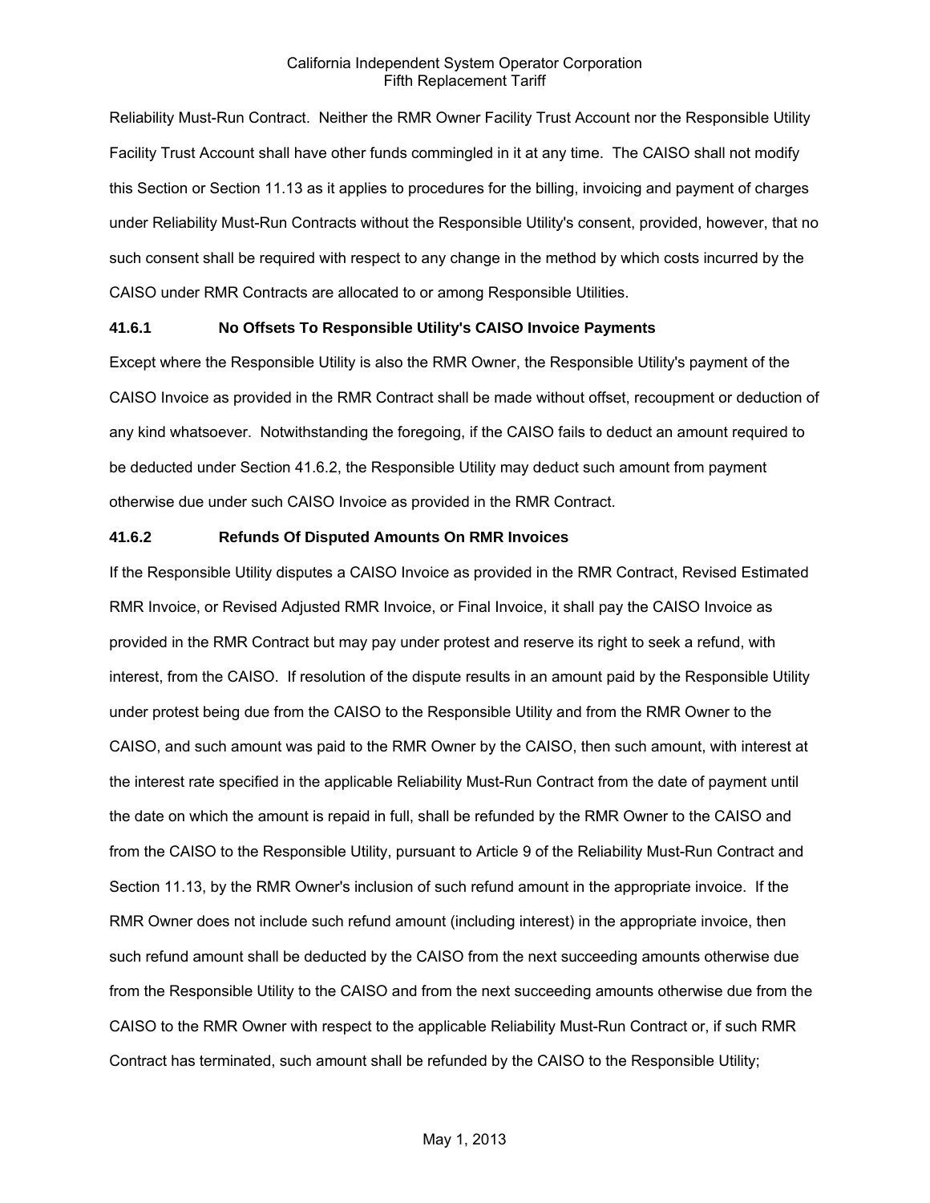Reliability Must-Run Contract. Neither the RMR Owner Facility Trust Account nor the Responsible Utility Facility Trust Account shall have other funds commingled in it at any time. The CAISO shall not modify this Section or Section 11.13 as it applies to procedures for the billing, invoicing and payment of charges under Reliability Must-Run Contracts without the Responsible Utility's consent, provided, however, that no such consent shall be required with respect to any change in the method by which costs incurred by the CAISO under RMR Contracts are allocated to or among Responsible Utilities.

**41.6.1 No Offsets To Responsible Utility's CAISO Invoice Payments**

Except where the Responsible Utility is also the RMR Owner, the Responsible Utility's payment of the CAISO Invoice as provided in the RMR Contract shall be made without offset, recoupment or deduction of any kind whatsoever. Notwithstanding the foregoing, if the CAISO fails to deduct an amount required to be deducted under Section 41.6.2, the Responsible Utility may deduct such amount from payment otherwise due under such CAISO Invoice as provided in the RMR Contract.

**41.6.2 Refunds Of Disputed Amounts On RMR Invoices**

If the Responsible Utility disputes a CAISO Invoice as provided in the RMR Contract, Revised Estimated RMR Invoice, or Revised Adjusted RMR Invoice, or Final Invoice, it shall pay the CAISO Invoice as provided in the RMR Contract but may pay under protest and reserve its right to seek a refund, with interest, from the CAISO. If resolution of the dispute results in an amount paid by the Responsible Utility under protest being due from the CAISO to the Responsible Utility and from the RMR Owner to the CAISO, and such amount was paid to the RMR Owner by the CAISO, then such amount, with interest at the interest rate specified in the applicable Reliability Must-Run Contract from the date of payment until the date on which the amount is repaid in full, shall be refunded by the RMR Owner to the CAISO and from the CAISO to the Responsible Utility, pursuant to Article 9 of the Reliability Must-Run Contract and Section 11.13, by the RMR Owner's inclusion of such refund amount in the appropriate invoice. If the RMR Owner does not include such refund amount (including interest) in the appropriate invoice, then such refund amount shall be deducted by the CAISO from the next succeeding amounts otherwise due from the Responsible Utility to the CAISO and from the next succeeding amounts otherwise due from the CAISO to the RMR Owner with respect to the applicable Reliability Must-Run Contract or, if such RMR Contract has terminated, such amount shall be refunded by the CAISO to the Responsible Utility;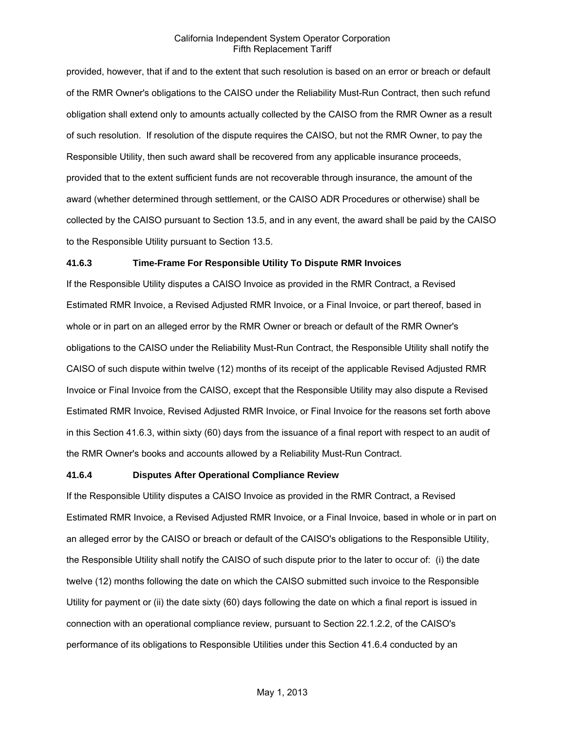provided, however, that if and to the extent that such resolution is based on an error or breach or default of the RMR Owner's obligations to the CAISO under the Reliability Must-Run Contract, then such refund obligation shall extend only to amounts actually collected by the CAISO from the RMR Owner as a result of such resolution. If resolution of the dispute requires the CAISO, but not the RMR Owner, to pay the Responsible Utility, then such award shall be recovered from any applicable insurance proceeds, provided that to the extent sufficient funds are not recoverable through insurance, the amount of the award (whether determined through settlement, or the CAISO ADR Procedures or otherwise) shall be collected by the CAISO pursuant to Section 13.5, and in any event, the award shall be paid by the CAISO to the Responsible Utility pursuant to Section 13.5.

**41.6.3 Time-Frame For Responsible Utility To Dispute RMR Invoices**

If the Responsible Utility disputes a CAISO Invoice as provided in the RMR Contract, a Revised Estimated RMR Invoice, a Revised Adjusted RMR Invoice, or a Final Invoice, or part thereof, based in whole or in part on an alleged error by the RMR Owner or breach or default of the RMR Owner's obligations to the CAISO under the Reliability Must-Run Contract, the Responsible Utility shall notify the CAISO of such dispute within twelve (12) months of its receipt of the applicable Revised Adjusted RMR Invoice or Final Invoice from the CAISO, except that the Responsible Utility may also dispute a Revised Estimated RMR Invoice, Revised Adjusted RMR Invoice, or Final Invoice for the reasons set forth above in this Section 41.6.3, within sixty (60) days from the issuance of a final report with respect to an audit of the RMR Owner's books and accounts allowed by a Reliability Must-Run Contract.

**41.6.4 Disputes After Operational Compliance Review**

If the Responsible Utility disputes a CAISO Invoice as provided in the RMR Contract, a Revised Estimated RMR Invoice, a Revised Adjusted RMR Invoice, or a Final Invoice, based in whole or in part on an alleged error by the CAISO or breach or default of the CAISO's obligations to the Responsible Utility, the Responsible Utility shall notify the CAISO of such dispute prior to the later to occur of: (i) the date twelve (12) months following the date on which the CAISO submitted such invoice to the Responsible Utility for payment or (ii) the date sixty (60) days following the date on which a final report is issued in connection with an operational compliance review, pursuant to Section 22.1.2.2, of the CAISO's performance of its obligations to Responsible Utilities under this Section 41.6.4 conducted by an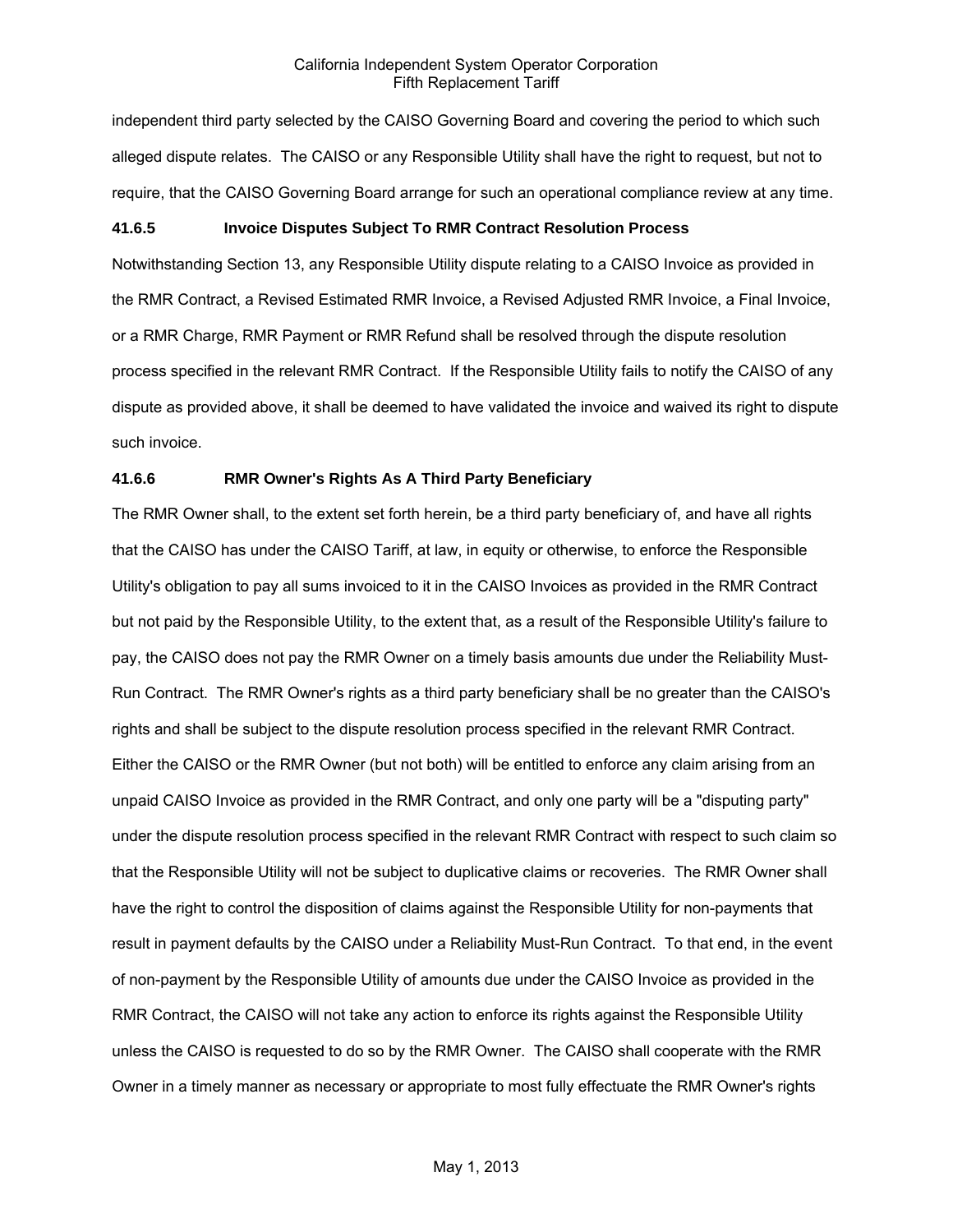independent third party selected by the CAISO Governing Board and covering the period to which such alleged dispute relates. The CAISO or any Responsible Utility shall have the right to request, but not to require, that the CAISO Governing Board arrange for such an operational compliance review at any time.

### 41.6.5 Invoice Disputes Subject To RMR Contract Resolution Process

Notwithstanding Section 13, any Responsible Utility dispute relating to a CAISO Invoice as provided in the RMR Contract, a Revised Estimated RMR Invoice, a Revised Adjusted RMR Invoice, a Final Invoice, or a RMR Charge, RMR Payment or RMR Refund shall be resolved through the dispute resolution process specified in the relevant RMR Contract. If the Responsible Utility fails to notify the CAISO of any dispute as provided above, it shall be deemed to have validated the invoice and waived its right to dispute such invoice.

### 41.6.6 RMR Owner's Rights As A Third Party Beneficiary

The RMR Owner shall, to the extent set forth herein, be a third party beneficiary of, and have all rights that the CAISO has under the CAISO Tariff, at law, in equity or otherwise, to enforce the Responsible Utility's obligation to pay all sums invoiced to it in the CAISO Invoices as provided in the RMR Contract but not paid by the Responsible Utility, to the extent that, as a result of the Responsible Utility's failure to pay, the CAISO does not pay the RMR Owner on a timely basis amounts due under the Reliability Must-Run Contract. The RMR Owner's rights as a third party beneficiary shall be no greater than the CAISO's rights and shall be subject to the dispute resolution process specified in the relevant RMR Contract. Either the CAISO or the RMR Owner (but not both) will be entitled to enforce any claim arising from an unpaid CAISO Invoice as provided in the RMR Contract, and only one party will be a "disputing party" under the dispute resolution process specified in the relevant RMR Contract with respect to such claim so that the Responsible Utility will not be subject to duplicative claims or recoveries. The RMR Owner shall have the right to control the disposition of claims against the Responsible Utility for non-payments that result in payment defaults by the CAISO under a Reliability Must-Run Contract. To that end, in the event of non-payment by the Responsible Utility of amounts due under the CAISO Invoice as provided in the RMR Contract, the CAISO will not take any action to enforce its rights against the Responsible Utility unless the CAISO is requested to do so by the RMR Owner. The CAISO shall cooperate with the RMR Owner in a timely manner as necessary or appropriate to most fully effectuate the RMR Owner's rights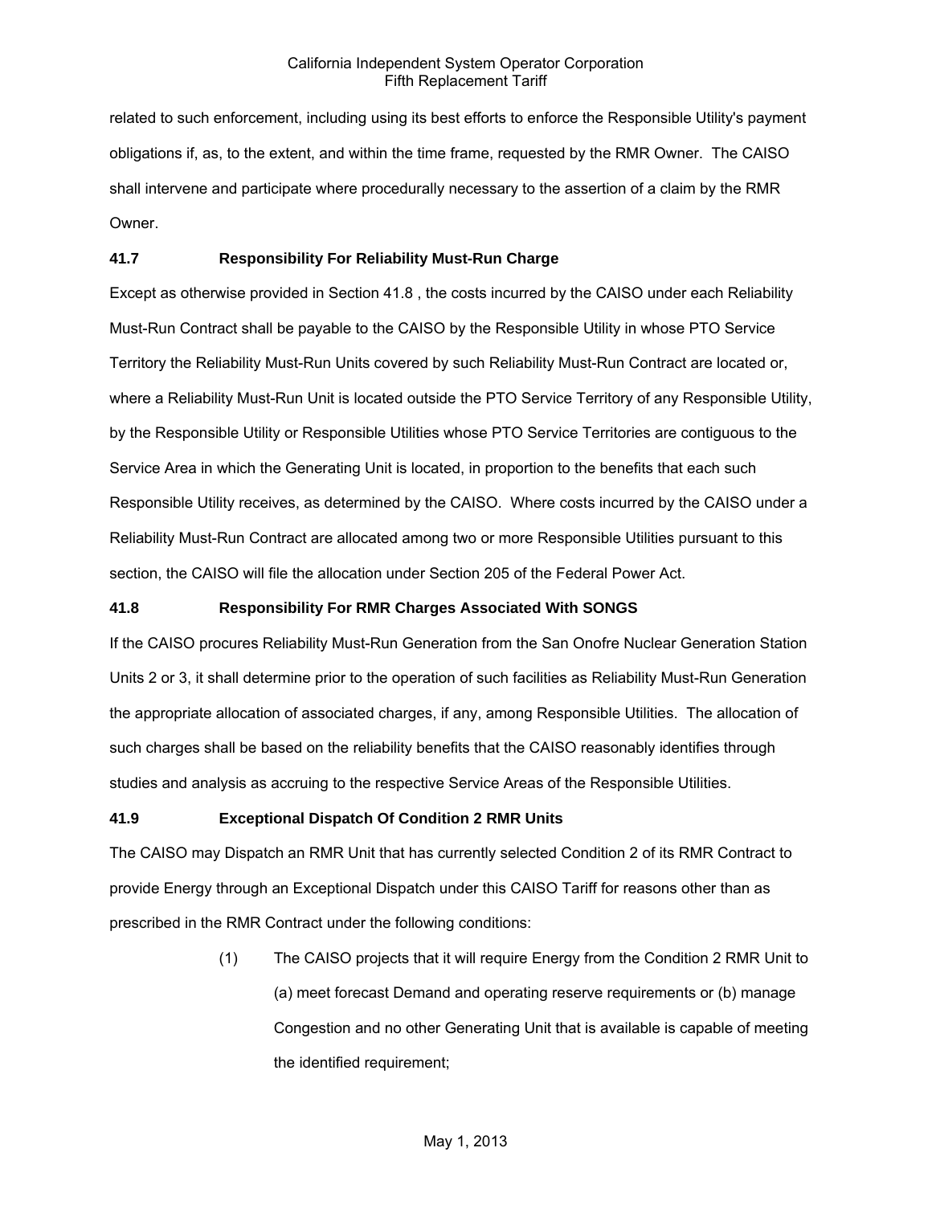related to such enforcement, including using its best efforts to enforce the Responsible Utility's payment obligations if, as, to the extent, and within the time frame, requested by the RMR Owner. The CAISO shall intervene and participate where procedurally necessary to the assertion of a claim by the RMR Owner.

### 41.7 Responsibility For Reliability Must-Run Charge

Except as otherwise provided in Section 41.8 , the costs incurred by the CAISO under each Reliability Must-Run Contract shall be payable to the CAISO by the Responsible Utility in whose PTO Service Territory the Reliability Must-Run Units covered by such Reliability Must-Run Contract are located or, where a Reliability Must-Run Unit is located outside the PTO Service Territory of any Responsible Utility, by the Responsible Utility or Responsible Utilities whose PTO Service Territories are contiguous to the Service Area in which the Generating Unit is located, in proportion to the benefits that each such Responsible Utility receives, as determined by the CAISO. Where costs incurred by the CAISO under a Reliability Must-Run Contract are allocated among two or more Responsible Utilities pursuant to this section, the CAISO will file the allocation under Section 205 of the Federal Power Act.

### 41.8 Responsibility For RMR Charges Associated With SONGS

If the CAISO procures Reliability Must-Run Generation from the San Onofre Nuclear Generation Station Units 2 or 3, it shall determine prior to the operation of such facilities as Reliability Must-Run Generation the appropriate allocation of associated charges, if any, among Responsible Utilities. The allocation of such charges shall be based on the reliability benefits that the CAISO reasonably identifies through studies and analysis as accruing to the respective Service Areas of the Responsible Utilities.

### 41.9 Exceptional Dispatch Of Condition 2 RMR Units

The CAISO may Dispatch an RMR Unit that has currently selected Condition 2 of its RMR Contract to provide Energy through an Exceptional Dispatch under this CAISO Tariff for reasons other than as prescribed in the RMR Contract under the following conditions:

(1) The CAISO projects that it will require Energy from the Condition 2 RMR Unit to (a) meet forecast Demand and operating reserve requirements or (b) manage Congestion and no other Generating Unit that is available is capable of meeting the identified requirement;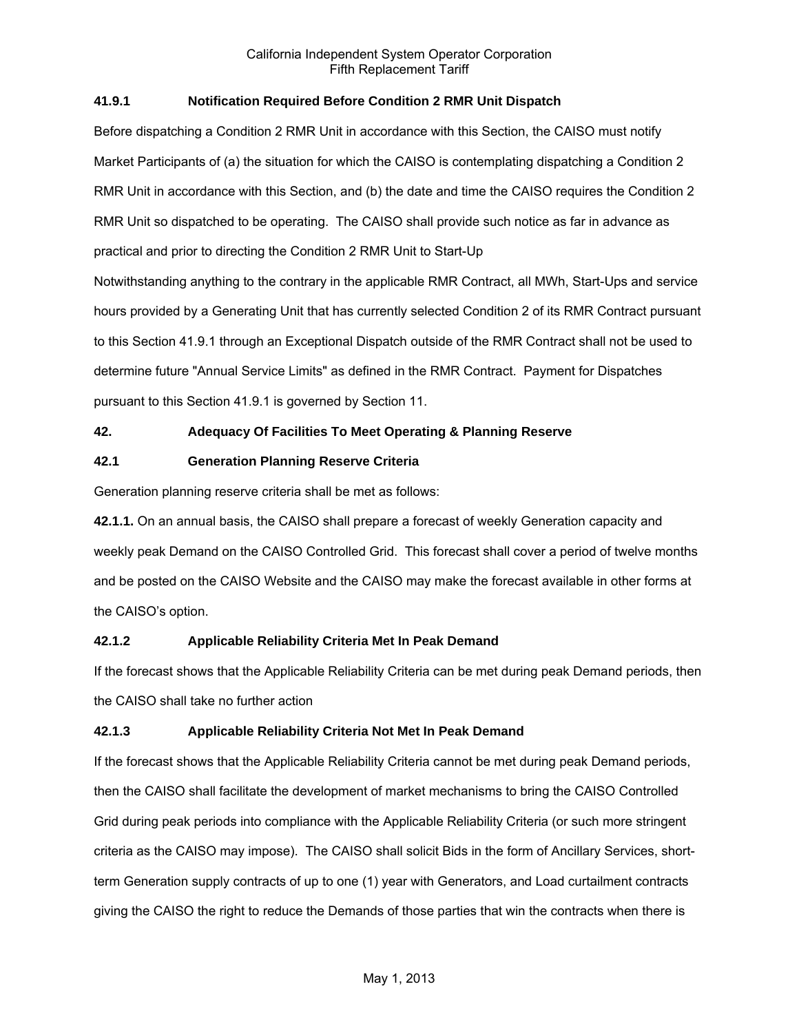### 41.9.1 Notification Required Before Condition 2 RMR Unit Dispatch

Before dispatching a Condition 2 RMR Unit in accordance with this Section, the CAISO must notify Market Participants of (a) the situation for which the CAISO is contemplating dispatching a Condition 2 RMR Unit in accordance with this Section, and (b) the date and time the CAISO requires the Condition 2 RMR Unit so dispatched to be operating. The CAISO shall provide such notice as far in advance as practical and prior to directing the Condition 2 RMR Unit to Start-Up

Notwithstanding anything to the contrary in the applicable RMR Contract, all MWh, Start-Ups and service hours provided by a Generating Unit that has currently selected Condition 2 of its RMR Contract pursuant to this Section 41.9.1 through an Exceptional Dispatch outside of the RMR Contract shall not be used to determine future "Annual Service Limits" as defined in the RMR Contract. Payment for Dispatches pursuant to this Section 41.9.1 is governed by Section 11.

## 42. Adequacy Of Facilities To Meet Operating & Planning Reserve

### 42.1 Generation Planning Reserve Criteria

Generation planning reserve criteria shall be met as follows:

**42.1.1.** On an annual basis, the CAISO shall prepare a forecast of weekly Generation capacity and weekly peak Demand on the CAISO Controlled Grid. This forecast shall cover a period of twelve months and be posted on the CAISO Website and the CAISO may make the forecast available in other forms at the CAISO's option.

### 42.1.2 Applicable Reliability Criteria Met In Peak Demand

If the forecast shows that the Applicable Reliability Criteria can be met during peak Demand periods, then the CAISO shall take no further action

### 42.1.3 Applicable Reliability Criteria Not Met In Peak Demand

If the forecast shows that the Applicable Reliability Criteria cannot be met during peak Demand periods, then the CAISO shall facilitate the development of market mechanisms to bring the CAISO Controlled Grid during peak periods into compliance with the Applicable Reliability Criteria (or such more stringent criteria as the CAISO may impose). The CAISO shall solicit Bids in the form of Ancillary Services, short-term Generation supply contracts of up to one (1) year with Generators, and Load curtailment contracts giving the CAISO the right to reduce the Demands of those parties that win the contracts when there is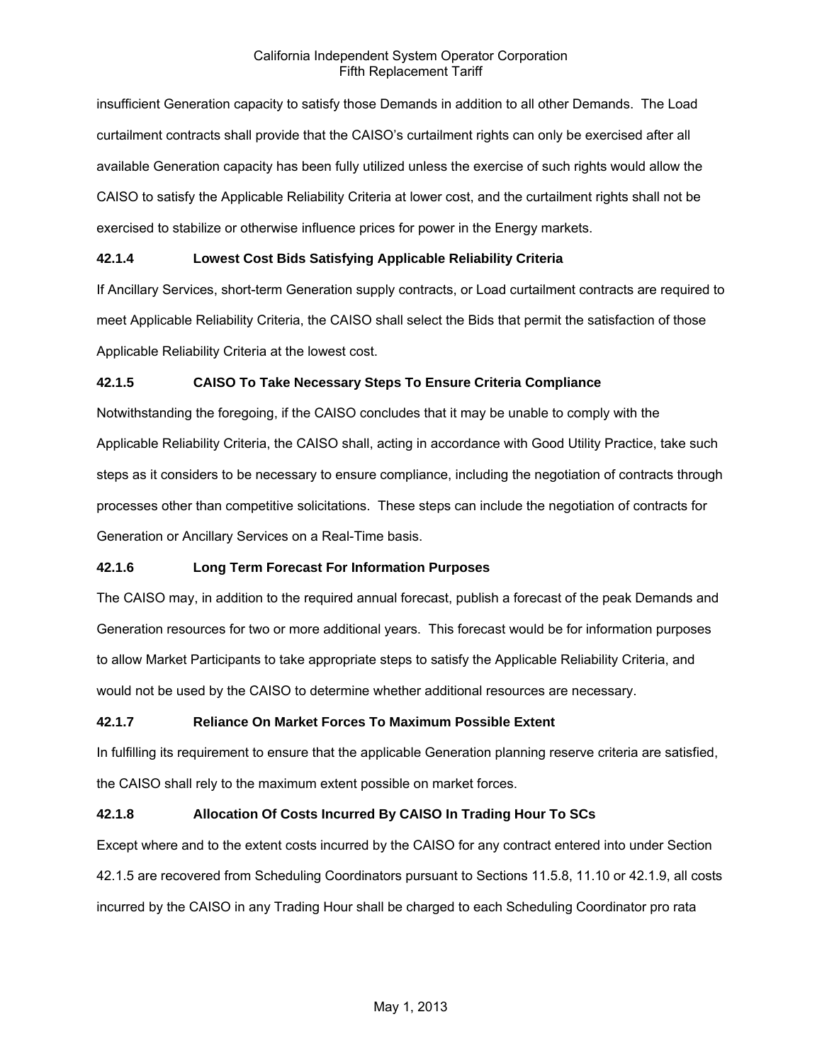insufficient Generation capacity to satisfy those Demands in addition to all other Demands. The Load curtailment contracts shall provide that the CAISO's curtailment rights can only be exercised after all available Generation capacity has been fully utilized unless the exercise of such rights would allow the CAISO to satisfy the Applicable Reliability Criteria at lower cost, and the curtailment rights shall not be exercised to stabilize or otherwise influence prices for power in the Energy markets.

### 42.1.4 Lowest Cost Bids Satisfying Applicable Reliability Criteria

If Ancillary Services, short-term Generation supply contracts, or Load curtailment contracts are required to meet Applicable Reliability Criteria, the CAISO shall select the Bids that permit the satisfaction of those Applicable Reliability Criteria at the lowest cost.

### 42.1.5 CAISO To Take Necessary Steps To Ensure Criteria Compliance

Notwithstanding the foregoing, if the CAISO concludes that it may be unable to comply with the Applicable Reliability Criteria, the CAISO shall, acting in accordance with Good Utility Practice, take such steps as it considers to be necessary to ensure compliance, including the negotiation of contracts through processes other than competitive solicitations. These steps can include the negotiation of contracts for Generation or Ancillary Services on a Real-Time basis.

### 42.1.6 Long Term Forecast For Information Purposes

The CAISO may, in addition to the required annual forecast, publish a forecast of the peak Demands and Generation resources for two or more additional years. This forecast would be for information purposes to allow Market Participants to take appropriate steps to satisfy the Applicable Reliability Criteria, and would not be used by the CAISO to determine whether additional resources are necessary.

### 42.1.7 Reliance On Market Forces To Maximum Possible Extent

In fulfilling its requirement to ensure that the applicable Generation planning reserve criteria are satisfied, the CAISO shall rely to the maximum extent possible on market forces.

### 42.1.8 Allocation Of Costs Incurred By CAISO In Trading Hour To SCs

Except where and to the extent costs incurred by the CAISO for any contract entered into under Section 42.1.5 are recovered from Scheduling Coordinators pursuant to Sections 11.5.8, 11.10 or 42.1.9, all costs incurred by the CAISO in any Trading Hour shall be charged to each Scheduling Coordinator pro rata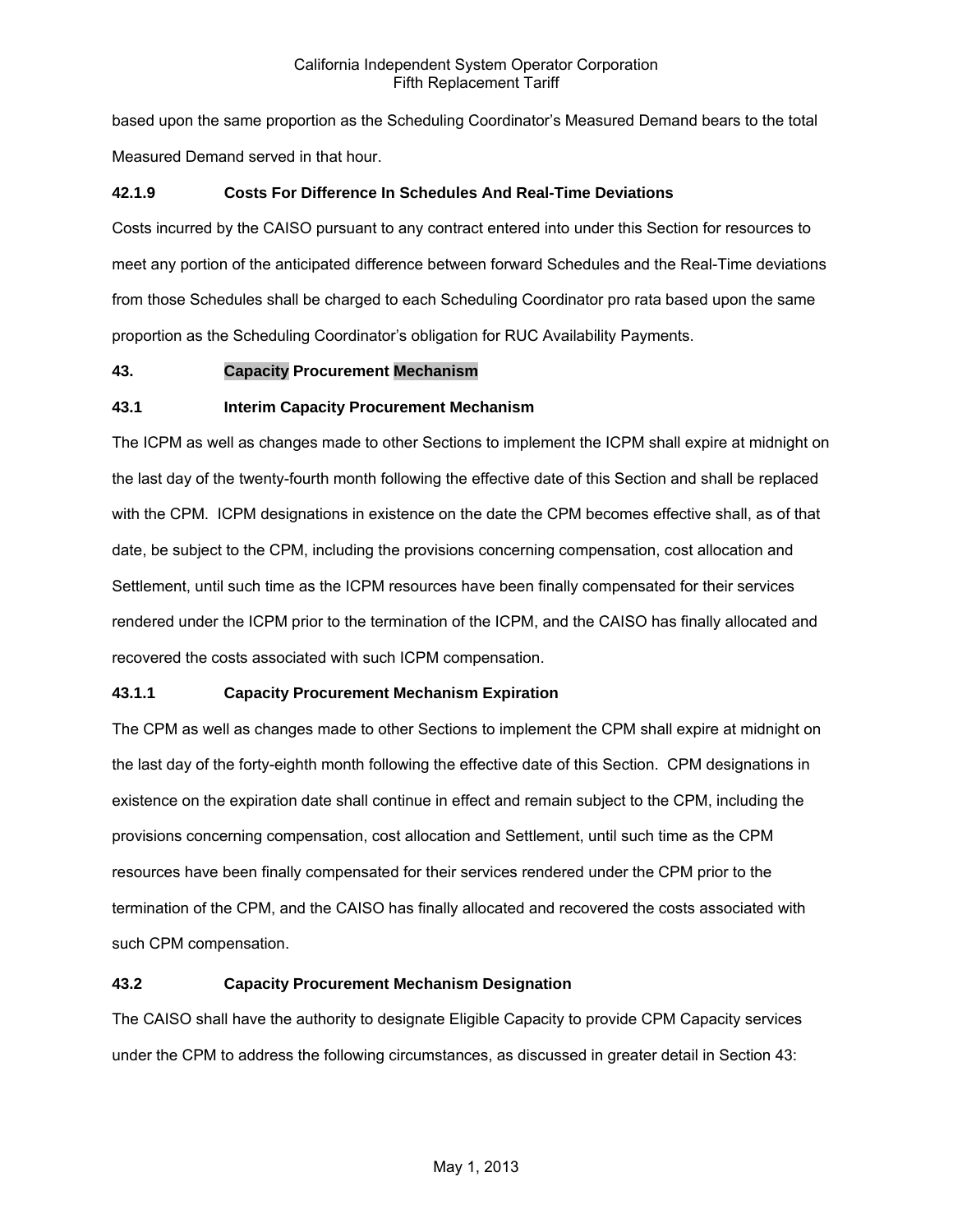based upon the same proportion as the Scheduling Coordinator's Measured Demand bears to the total Measured Demand served in that hour.

**42.1.9 Costs For Difference In Schedules And Real-Time Deviations**

Costs incurred by the CAISO pursuant to any contract entered into under this Section for resources to meet any portion of the anticipated difference between forward Schedules and the Real-Time deviations from those Schedules shall be charged to each Scheduling Coordinator pro rata based upon the same proportion as the Scheduling Coordinator's obligation for RUC Availability Payments.

## 43. Capacity Procurement Mechanism

### 43.1 Interim Capacity Procurement Mechanism

The ICPM as well as changes made to other Sections to implement the ICPM shall expire at midnight on the last day of the twenty-fourth month following the effective date of this Section and shall be replaced with the CPM. ICPM designations in existence on the date the CPM becomes effective shall, as of that date, be subject to the CPM, including the provisions concerning compensation, cost allocation and Settlement, until such time as the ICPM resources have been finally compensated for their services rendered under the ICPM prior to the termination of the ICPM, and the CAISO has finally allocated and recovered the costs associated with such ICPM compensation.

#### 43.1.1 Capacity Procurement Mechanism Expiration

The CPM as well as changes made to other Sections to implement the CPM shall expire at midnight on the last day of the forty-eighth month following the effective date of this Section. CPM designations in existence on the expiration date shall continue in effect and remain subject to the CPM, including the provisions concerning compensation, cost allocation and Settlement, until such time as the CPM resources have been finally compensated for their services rendered under the CPM prior to the termination of the CPM, and the CAISO has finally allocated and recovered the costs associated with such CPM compensation.

### 43.2 Capacity Procurement Mechanism Designation

The CAISO shall have the authority to designate Eligible Capacity to provide CPM Capacity services under the CPM to address the following circumstances, as discussed in greater detail in Section 43: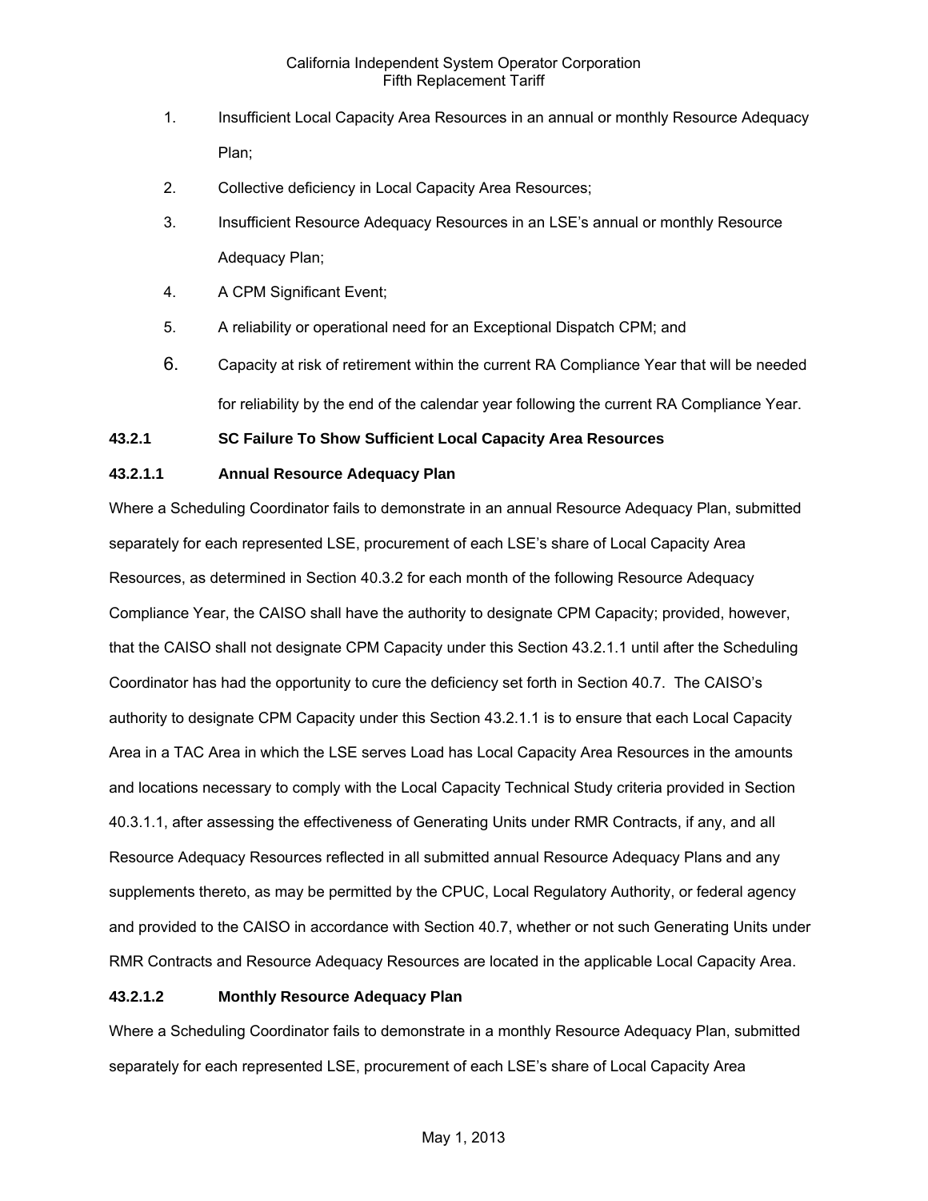1. Insufficient Local Capacity Area Resources in an annual or monthly Resource Adequacy Plan;
2. Collective deficiency in Local Capacity Area Resources;
3. Insufficient Resource Adequacy Resources in an LSE's annual or monthly Resource Adequacy Plan;
4. A CPM Significant Event;
5. A reliability or operational need for an Exceptional Dispatch CPM; and
6. Capacity at risk of retirement within the current RA Compliance Year that will be needed for reliability by the end of the calendar year following the current RA Compliance Year.

**43.2.1 SC Failure To Show Sufficient Local Capacity Area Resources**

**43.2.1.1 Annual Resource Adequacy Plan**

Where a Scheduling Coordinator fails to demonstrate in an annual Resource Adequacy Plan, submitted separately for each represented LSE, procurement of each LSE's share of Local Capacity Area Resources, as determined in Section 40.3.2 for each month of the following Resource Adequacy Compliance Year, the CAISO shall have the authority to designate CPM Capacity; provided, however, that the CAISO shall not designate CPM Capacity under this Section 43.2.1.1 until after the Scheduling Coordinator has had the opportunity to cure the deficiency set forth in Section 40.7. The CAISO's authority to designate CPM Capacity under this Section 43.2.1.1 is to ensure that each Local Capacity Area in a TAC Area in which the LSE serves Load has Local Capacity Area Resources in the amounts and locations necessary to comply with the Local Capacity Technical Study criteria provided in Section 40.3.1.1, after assessing the effectiveness of Generating Units under RMR Contracts, if any, and all Resource Adequacy Resources reflected in all submitted annual Resource Adequacy Plans and any supplements thereto, as may be permitted by the CPUC, Local Regulatory Authority, or federal agency and provided to the CAISO in accordance with Section 40.7, whether or not such Generating Units under RMR Contracts and Resource Adequacy Resources are located in the applicable Local Capacity Area.

**43.2.1.2 Monthly Resource Adequacy Plan**

Where a Scheduling Coordinator fails to demonstrate in a monthly Resource Adequacy Plan, submitted separately for each represented LSE, procurement of each LSE's share of Local Capacity Area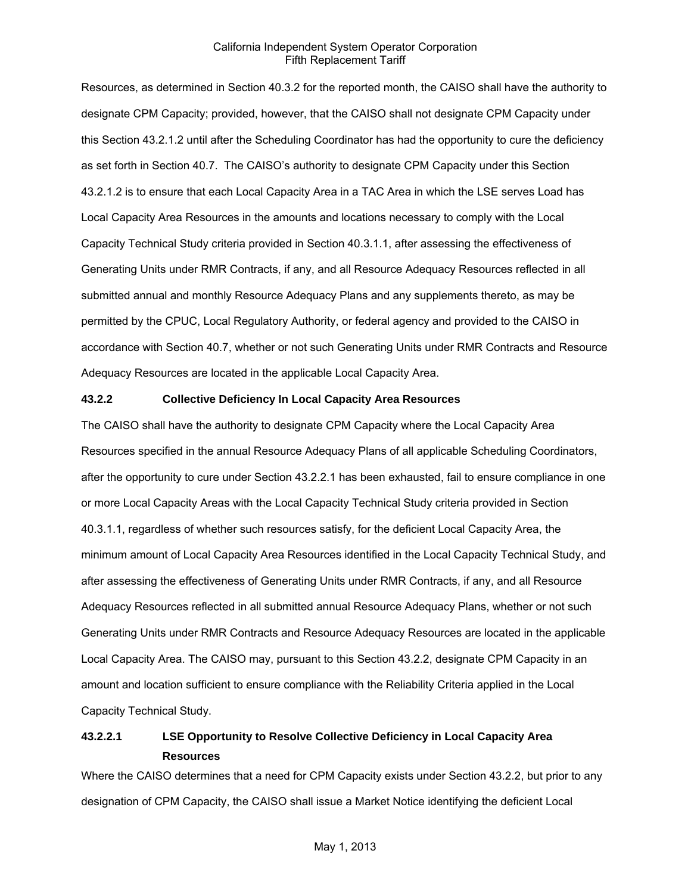Resources, as determined in Section 40.3.2 for the reported month, the CAISO shall have the authority to designate CPM Capacity; provided, however, that the CAISO shall not designate CPM Capacity under this Section 43.2.1.2 until after the Scheduling Coordinator has had the opportunity to cure the deficiency as set forth in Section 40.7. The CAISO's authority to designate CPM Capacity under this Section 43.2.1.2 is to ensure that each Local Capacity Area in a TAC Area in which the LSE serves Load has Local Capacity Area Resources in the amounts and locations necessary to comply with the Local Capacity Technical Study criteria provided in Section 40.3.1.1, after assessing the effectiveness of Generating Units under RMR Contracts, if any, and all Resource Adequacy Resources reflected in all submitted annual and monthly Resource Adequacy Plans and any supplements thereto, as may be permitted by the CPUC, Local Regulatory Authority, or federal agency and provided to the CAISO in accordance with Section 40.7, whether or not such Generating Units under RMR Contracts and Resource Adequacy Resources are located in the applicable Local Capacity Area.

**43.2.2 Collective Deficiency In Local Capacity Area Resources**

The CAISO shall have the authority to designate CPM Capacity where the Local Capacity Area Resources specified in the annual Resource Adequacy Plans of all applicable Scheduling Coordinators, after the opportunity to cure under Section 43.2.2.1 has been exhausted, fail to ensure compliance in one or more Local Capacity Areas with the Local Capacity Technical Study criteria provided in Section 40.3.1.1, regardless of whether such resources satisfy, for the deficient Local Capacity Area, the minimum amount of Local Capacity Area Resources identified in the Local Capacity Technical Study, and after assessing the effectiveness of Generating Units under RMR Contracts, if any, and all Resource Adequacy Resources reflected in all submitted annual Resource Adequacy Plans, whether or not such Generating Units under RMR Contracts and Resource Adequacy Resources are located in the applicable Local Capacity Area. The CAISO may, pursuant to this Section 43.2.2, designate CPM Capacity in an amount and location sufficient to ensure compliance with the Reliability Criteria applied in the Local Capacity Technical Study.

**43.2.2.1 LSE Opportunity to Resolve Collective Deficiency in Local Capacity Area Resources**

Where the CAISO determines that a need for CPM Capacity exists under Section 43.2.2, but prior to any designation of CPM Capacity, the CAISO shall issue a Market Notice identifying the deficient Local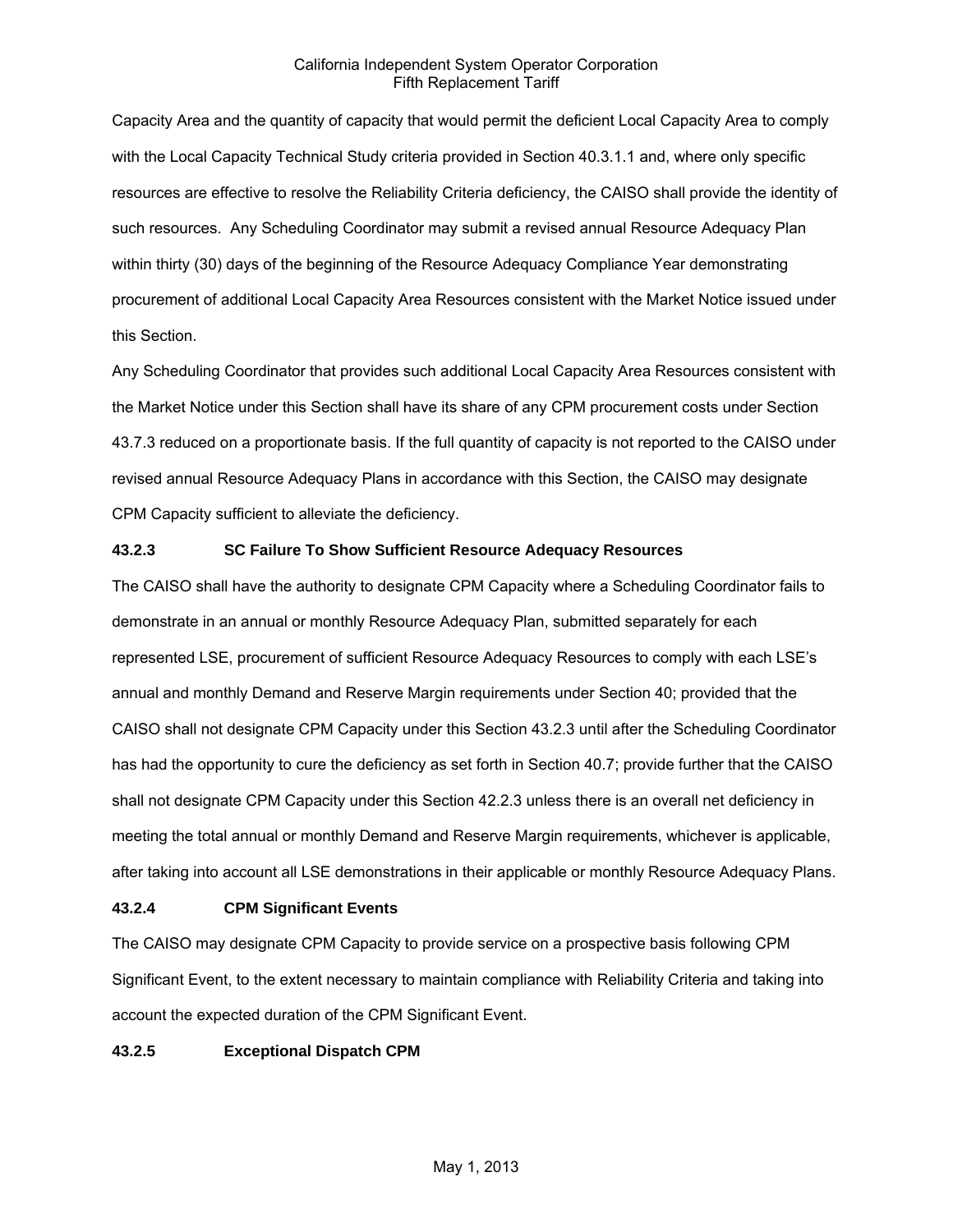Capacity Area and the quantity of capacity that would permit the deficient Local Capacity Area to comply with the Local Capacity Technical Study criteria provided in Section 40.3.1.1 and, where only specific resources are effective to resolve the Reliability Criteria deficiency, the CAISO shall provide the identity of such resources. Any Scheduling Coordinator may submit a revised annual Resource Adequacy Plan within thirty (30) days of the beginning of the Resource Adequacy Compliance Year demonstrating procurement of additional Local Capacity Area Resources consistent with the Market Notice issued under this Section.

Any Scheduling Coordinator that provides such additional Local Capacity Area Resources consistent with the Market Notice under this Section shall have its share of any CPM procurement costs under Section 43.7.3 reduced on a proportionate basis. If the full quantity of capacity is not reported to the CAISO under revised annual Resource Adequacy Plans in accordance with this Section, the CAISO may designate CPM Capacity sufficient to alleviate the deficiency.

### 43.2.3 SC Failure To Show Sufficient Resource Adequacy Resources

The CAISO shall have the authority to designate CPM Capacity where a Scheduling Coordinator fails to demonstrate in an annual or monthly Resource Adequacy Plan, submitted separately for each represented LSE, procurement of sufficient Resource Adequacy Resources to comply with each LSE's annual and monthly Demand and Reserve Margin requirements under Section 40; provided that the CAISO shall not designate CPM Capacity under this Section 43.2.3 until after the Scheduling Coordinator has had the opportunity to cure the deficiency as set forth in Section 40.7; provide further that the CAISO shall not designate CPM Capacity under this Section 42.2.3 unless there is an overall net deficiency in meeting the total annual or monthly Demand and Reserve Margin requirements, whichever is applicable, after taking into account all LSE demonstrations in their applicable or monthly Resource Adequacy Plans.

### 43.2.4 CPM Significant Events

The CAISO may designate CPM Capacity to provide service on a prospective basis following CPM Significant Event, to the extent necessary to maintain compliance with Reliability Criteria and taking into account the expected duration of the CPM Significant Event.

### 43.2.5 Exceptional Dispatch CPM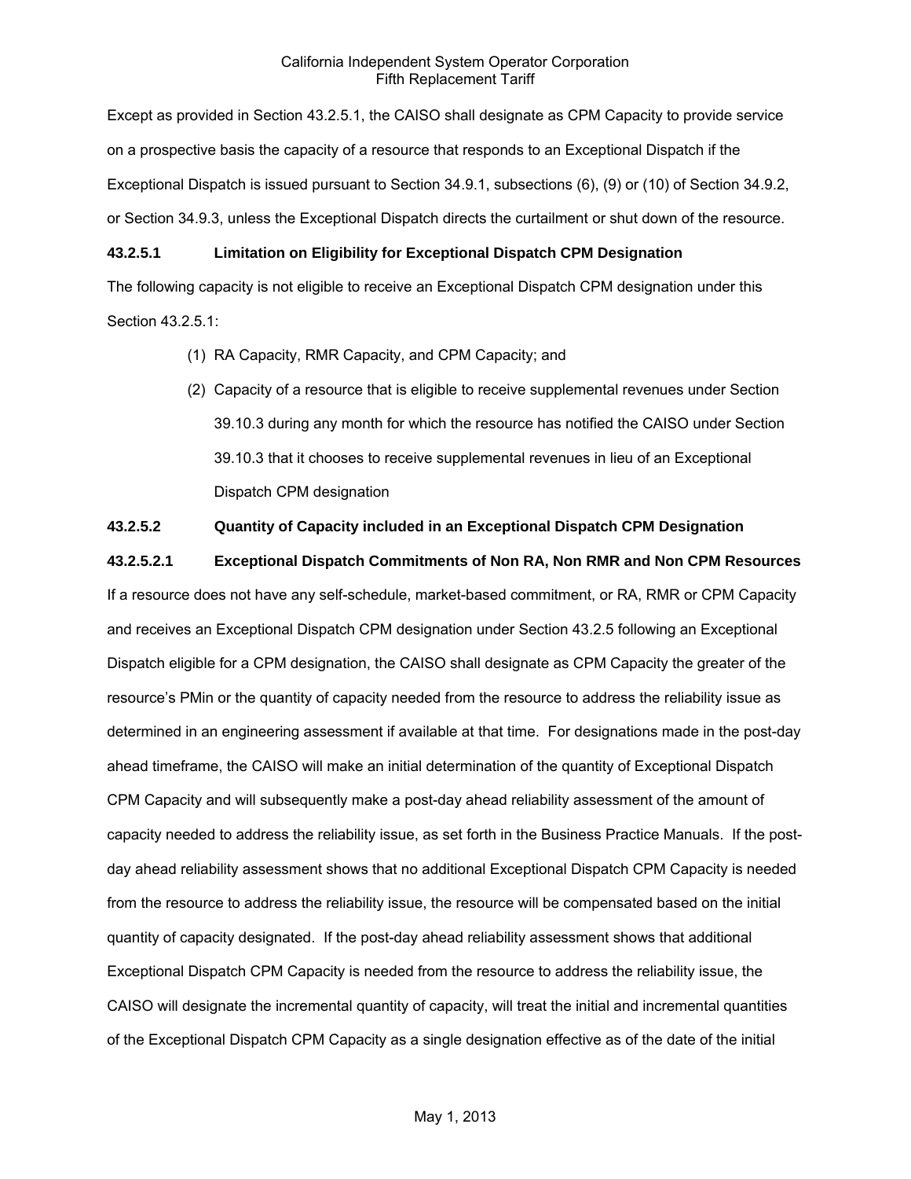Except as provided in Section 43.2.5.1, the CAISO shall designate as CPM Capacity to provide service on a prospective basis the capacity of a resource that responds to an Exceptional Dispatch if the Exceptional Dispatch is issued pursuant to Section 34.9.1, subsections (6), (9) or (10) of Section 34.9.2, or Section 34.9.3, unless the Exceptional Dispatch directs the curtailment or shut down of the resource.

**43.2.5.1 Limitation on Eligibility for Exceptional Dispatch CPM Designation**

The following capacity is not eligible to receive an Exceptional Dispatch CPM designation under this Section 43.2.5.1:

(1) RA Capacity, RMR Capacity, and CPM Capacity; and

(2) Capacity of a resource that is eligible to receive supplemental revenues under Section 39.10.3 during any month for which the resource has notified the CAISO under Section 39.10.3 that it chooses to receive supplemental revenues in lieu of an Exceptional Dispatch CPM designation

**43.2.5.2 Quantity of Capacity included in an Exceptional Dispatch CPM Designation**

**43.2.5.2.1 Exceptional Dispatch Commitments of Non RA, Non RMR and Non CPM Resources**

If a resource does not have any self-schedule, market-based commitment, or RA, RMR or CPM Capacity and receives an Exceptional Dispatch CPM designation under Section 43.2.5 following an Exceptional Dispatch eligible for a CPM designation, the CAISO shall designate as CPM Capacity the greater of the resource's PMin or the quantity of capacity needed from the resource to address the reliability issue as determined in an engineering assessment if available at that time. For designations made in the post-day ahead timeframe, the CAISO will make an initial determination of the quantity of Exceptional Dispatch CPM Capacity and will subsequently make a post-day ahead reliability assessment of the amount of capacity needed to address the reliability issue, as set forth in the Business Practice Manuals. If the post-day ahead reliability assessment shows that no additional Exceptional Dispatch CPM Capacity is needed from the resource to address the reliability issue, the resource will be compensated based on the initial quantity of capacity designated. If the post-day ahead reliability assessment shows that additional Exceptional Dispatch CPM Capacity is needed from the resource to address the reliability issue, the CAISO will designate the incremental quantity of capacity, will treat the initial and incremental quantities of the Exceptional Dispatch CPM Capacity as a single designation effective as of the date of the initial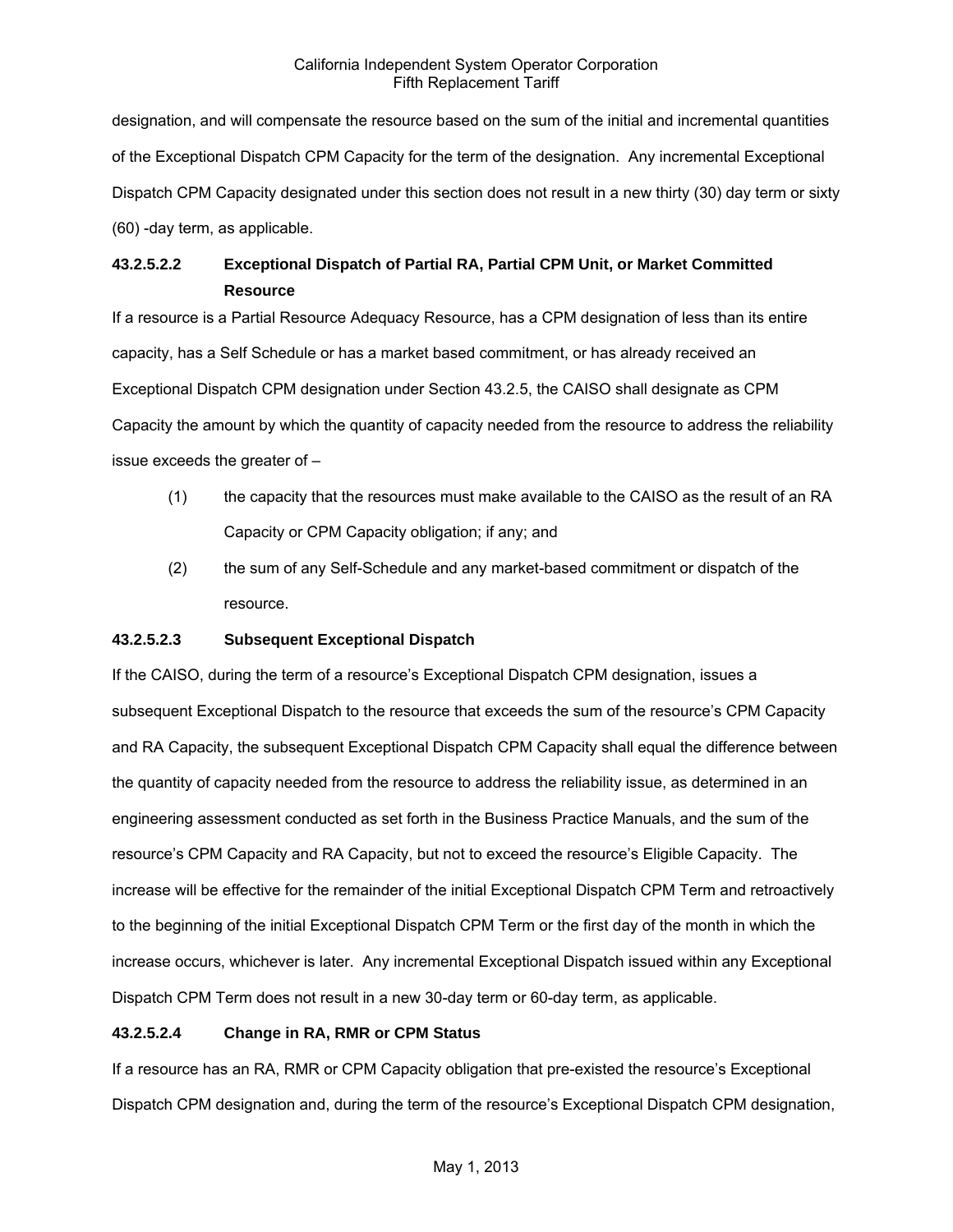designation, and will compensate the resource based on the sum of the initial and incremental quantities of the Exceptional Dispatch CPM Capacity for the term of the designation. Any incremental Exceptional Dispatch CPM Capacity designated under this section does not result in a new thirty (30) day term or sixty (60) -day term, as applicable.

**43.2.5.2.2 Exceptional Dispatch of Partial RA, Partial CPM Unit, or Market Committed Resource**

If a resource is a Partial Resource Adequacy Resource, has a CPM designation of less than its entire capacity, has a Self Schedule or has a market based commitment, or has already received an Exceptional Dispatch CPM designation under Section 43.2.5, the CAISO shall designate as CPM Capacity the amount by which the quantity of capacity needed from the resource to address the reliability issue exceeds the greater of –

(1) the capacity that the resources must make available to the CAISO as the result of an RA Capacity or CPM Capacity obligation; if any; and

(2) the sum of any Self-Schedule and any market-based commitment or dispatch of the resource.

**43.2.5.2.3 Subsequent Exceptional Dispatch**

If the CAISO, during the term of a resource's Exceptional Dispatch CPM designation, issues a subsequent Exceptional Dispatch to the resource that exceeds the sum of the resource's CPM Capacity and RA Capacity, the subsequent Exceptional Dispatch CPM Capacity shall equal the difference between the quantity of capacity needed from the resource to address the reliability issue, as determined in an engineering assessment conducted as set forth in the Business Practice Manuals, and the sum of the resource's CPM Capacity and RA Capacity, but not to exceed the resource's Eligible Capacity. The increase will be effective for the remainder of the initial Exceptional Dispatch CPM Term and retroactively to the beginning of the initial Exceptional Dispatch CPM Term or the first day of the month in which the increase occurs, whichever is later. Any incremental Exceptional Dispatch issued within any Exceptional Dispatch CPM Term does not result in a new 30-day term or 60-day term, as applicable.

**43.2.5.2.4 Change in RA, RMR or CPM Status**

If a resource has an RA, RMR or CPM Capacity obligation that pre-existed the resource's Exceptional Dispatch CPM designation and, during the term of the resource's Exceptional Dispatch CPM designation,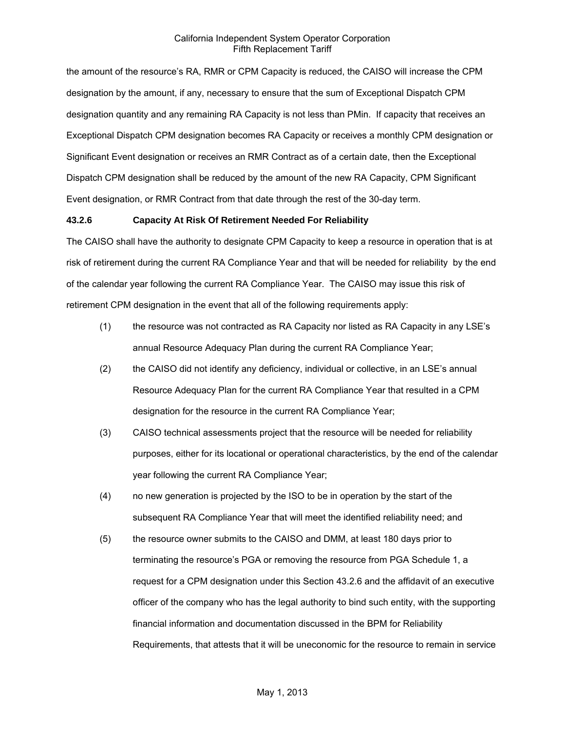the amount of the resource's RA, RMR or CPM Capacity is reduced, the CAISO will increase the CPM designation by the amount, if any, necessary to ensure that the sum of Exceptional Dispatch CPM designation quantity and any remaining RA Capacity is not less than PMin. If capacity that receives an Exceptional Dispatch CPM designation becomes RA Capacity or receives a monthly CPM designation or Significant Event designation or receives an RMR Contract as of a certain date, then the Exceptional Dispatch CPM designation shall be reduced by the amount of the new RA Capacity, CPM Significant Event designation, or RMR Contract from that date through the rest of the 30-day term.

**43.2.6 Capacity At Risk Of Retirement Needed For Reliability**

The CAISO shall have the authority to designate CPM Capacity to keep a resource in operation that is at risk of retirement during the current RA Compliance Year and that will be needed for reliability by the end of the calendar year following the current RA Compliance Year. The CAISO may issue this risk of retirement CPM designation in the event that all of the following requirements apply:

(1) the resource was not contracted as RA Capacity nor listed as RA Capacity in any LSE's annual Resource Adequacy Plan during the current RA Compliance Year;

(2) the CAISO did not identify any deficiency, individual or collective, in an LSE's annual Resource Adequacy Plan for the current RA Compliance Year that resulted in a CPM designation for the resource in the current RA Compliance Year;

(3) CAISO technical assessments project that the resource will be needed for reliability purposes, either for its locational or operational characteristics, by the end of the calendar year following the current RA Compliance Year;

(4) no new generation is projected by the ISO to be in operation by the start of the subsequent RA Compliance Year that will meet the identified reliability need; and

(5) the resource owner submits to the CAISO and DMM, at least 180 days prior to terminating the resource's PGA or removing the resource from PGA Schedule 1, a request for a CPM designation under this Section 43.2.6 and the affidavit of an executive officer of the company who has the legal authority to bind such entity, with the supporting financial information and documentation discussed in the BPM for Reliability Requirements, that attests that it will be uneconomic for the resource to remain in service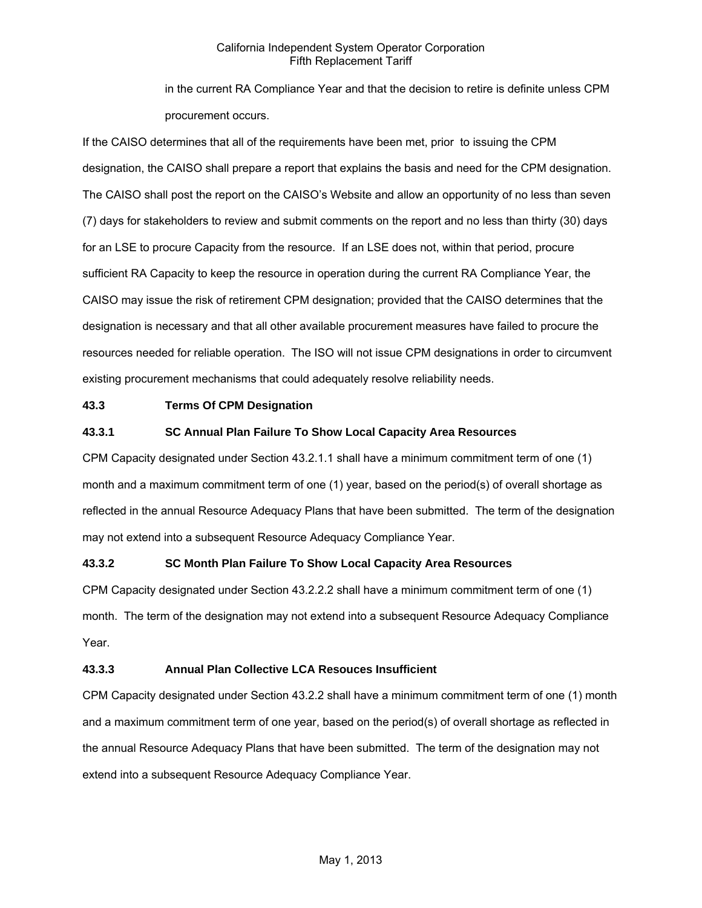in the current RA Compliance Year and that the decision to retire is definite unless CPM procurement occurs.

If the CAISO determines that all of the requirements have been met, prior to issuing the CPM designation, the CAISO shall prepare a report that explains the basis and need for the CPM designation. The CAISO shall post the report on the CAISO's Website and allow an opportunity of no less than seven (7) days for stakeholders to review and submit comments on the report and no less than thirty (30) days for an LSE to procure Capacity from the resource. If an LSE does not, within that period, procure sufficient RA Capacity to keep the resource in operation during the current RA Compliance Year, the CAISO may issue the risk of retirement CPM designation; provided that the CAISO determines that the designation is necessary and that all other available procurement measures have failed to procure the resources needed for reliable operation. The ISO will not issue CPM designations in order to circumvent existing procurement mechanisms that could adequately resolve reliability needs.

### 43.3 Terms Of CPM Designation

#### 43.3.1 SC Annual Plan Failure To Show Local Capacity Area Resources

CPM Capacity designated under Section 43.2.1.1 shall have a minimum commitment term of one (1) month and a maximum commitment term of one (1) year, based on the period(s) of overall shortage as reflected in the annual Resource Adequacy Plans that have been submitted. The term of the designation may not extend into a subsequent Resource Adequacy Compliance Year.

#### 43.3.2 SC Month Plan Failure To Show Local Capacity Area Resources

CPM Capacity designated under Section 43.2.2.2 shall have a minimum commitment term of one (1) month. The term of the designation may not extend into a subsequent Resource Adequacy Compliance Year.

#### 43.3.3 Annual Plan Collective LCA Resouces Insufficient

CPM Capacity designated under Section 43.2.2 shall have a minimum commitment term of one (1) month and a maximum commitment term of one year, based on the period(s) of overall shortage as reflected in the annual Resource Adequacy Plans that have been submitted. The term of the designation may not extend into a subsequent Resource Adequacy Compliance Year.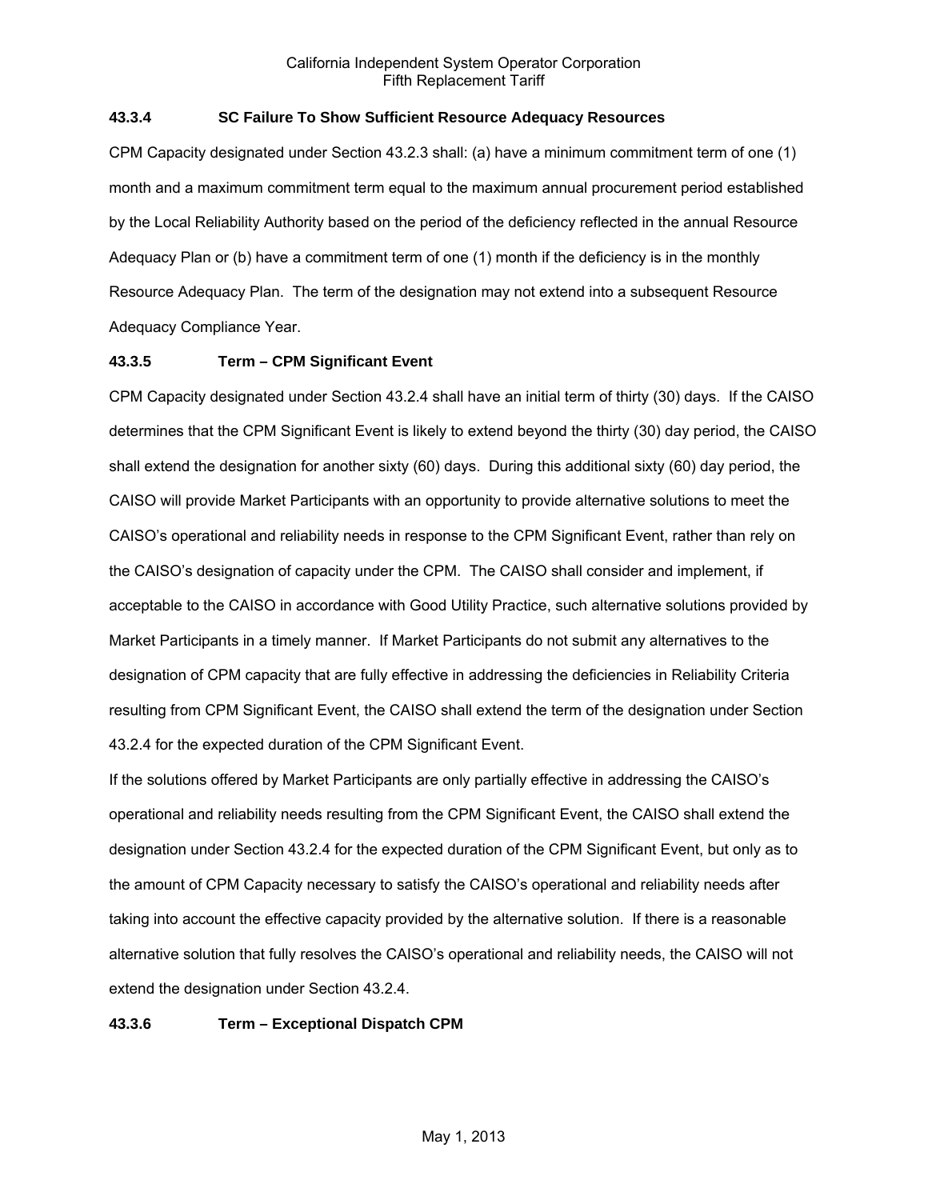### 43.3.4 SC Failure To Show Sufficient Resource Adequacy Resources

CPM Capacity designated under Section 43.2.3 shall: (a) have a minimum commitment term of one (1) month and a maximum commitment term equal to the maximum annual procurement period established by the Local Reliability Authority based on the period of the deficiency reflected in the annual Resource Adequacy Plan or (b) have a commitment term of one (1) month if the deficiency is in the monthly Resource Adequacy Plan. The term of the designation may not extend into a subsequent Resource Adequacy Compliance Year.

### 43.3.5 Term – CPM Significant Event

CPM Capacity designated under Section 43.2.4 shall have an initial term of thirty (30) days. If the CAISO determines that the CPM Significant Event is likely to extend beyond the thirty (30) day period, the CAISO shall extend the designation for another sixty (60) days. During this additional sixty (60) day period, the CAISO will provide Market Participants with an opportunity to provide alternative solutions to meet the CAISO's operational and reliability needs in response to the CPM Significant Event, rather than rely on the CAISO's designation of capacity under the CPM. The CAISO shall consider and implement, if acceptable to the CAISO in accordance with Good Utility Practice, such alternative solutions provided by Market Participants in a timely manner. If Market Participants do not submit any alternatives to the designation of CPM capacity that are fully effective in addressing the deficiencies in Reliability Criteria resulting from CPM Significant Event, the CAISO shall extend the term of the designation under Section 43.2.4 for the expected duration of the CPM Significant Event.

If the solutions offered by Market Participants are only partially effective in addressing the CAISO's operational and reliability needs resulting from the CPM Significant Event, the CAISO shall extend the designation under Section 43.2.4 for the expected duration of the CPM Significant Event, but only as to the amount of CPM Capacity necessary to satisfy the CAISO's operational and reliability needs after taking into account the effective capacity provided by the alternative solution. If there is a reasonable alternative solution that fully resolves the CAISO's operational and reliability needs, the CAISO will not extend the designation under Section 43.2.4.

### 43.3.6 Term – Exceptional Dispatch CPM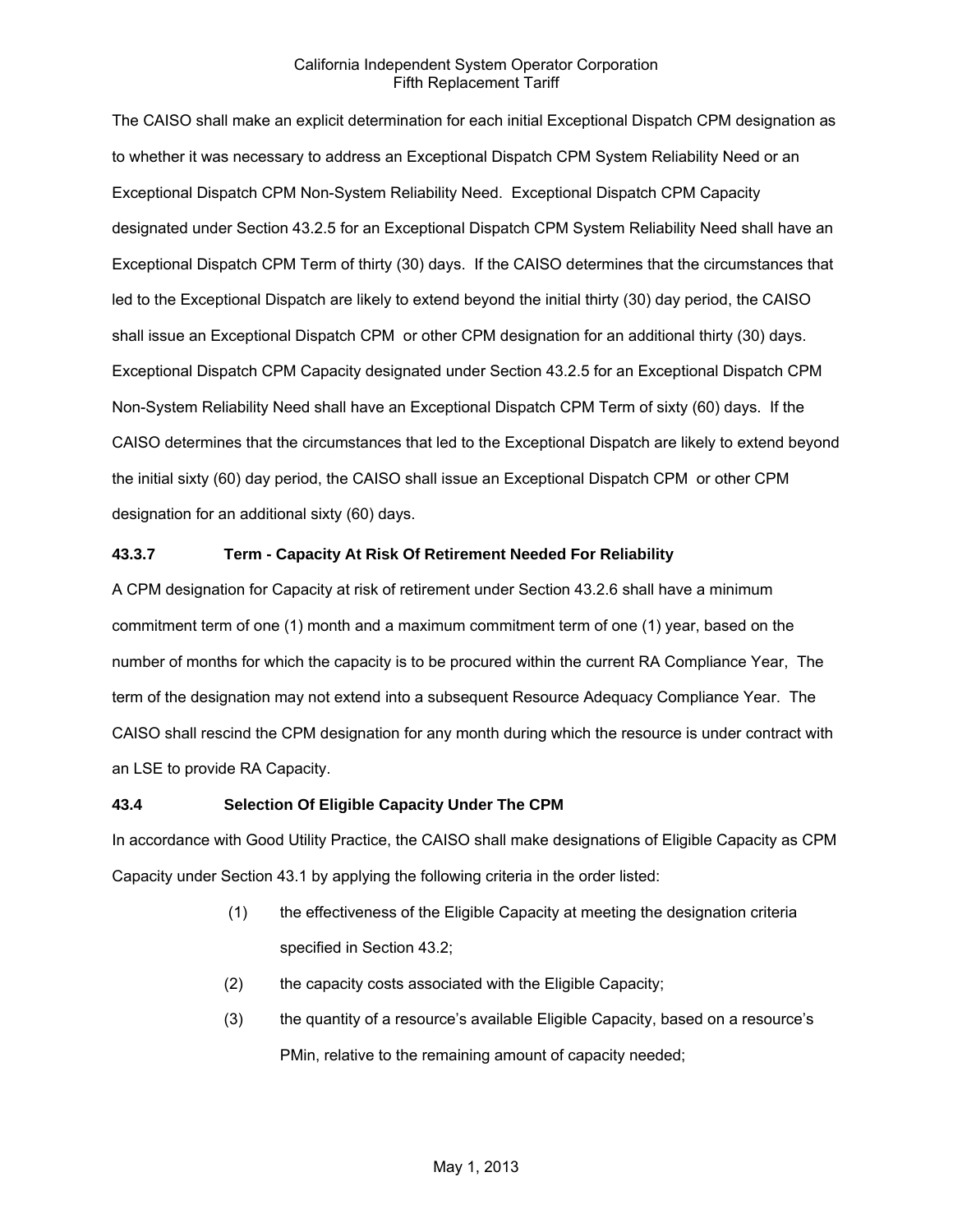The CAISO shall make an explicit determination for each initial Exceptional Dispatch CPM designation as to whether it was necessary to address an Exceptional Dispatch CPM System Reliability Need or an Exceptional Dispatch CPM Non-System Reliability Need. Exceptional Dispatch CPM Capacity designated under Section 43.2.5 for an Exceptional Dispatch CPM System Reliability Need shall have an Exceptional Dispatch CPM Term of thirty (30) days. If the CAISO determines that the circumstances that led to the Exceptional Dispatch are likely to extend beyond the initial thirty (30) day period, the CAISO shall issue an Exceptional Dispatch CPM or other CPM designation for an additional thirty (30) days. Exceptional Dispatch CPM Capacity designated under Section 43.2.5 for an Exceptional Dispatch CPM Non-System Reliability Need shall have an Exceptional Dispatch CPM Term of sixty (60) days. If the CAISO determines that the circumstances that led to the Exceptional Dispatch are likely to extend beyond the initial sixty (60) day period, the CAISO shall issue an Exceptional Dispatch CPM or other CPM designation for an additional sixty (60) days.

### 43.3.7 Term - Capacity At Risk Of Retirement Needed For Reliability

A CPM designation for Capacity at risk of retirement under Section 43.2.6 shall have a minimum commitment term of one (1) month and a maximum commitment term of one (1) year, based on the number of months for which the capacity is to be procured within the current RA Compliance Year, The term of the designation may not extend into a subsequent Resource Adequacy Compliance Year. The CAISO shall rescind the CPM designation for any month during which the resource is under contract with an LSE to provide RA Capacity.

## 43.4 Selection Of Eligible Capacity Under The CPM

In accordance with Good Utility Practice, the CAISO shall make designations of Eligible Capacity as CPM Capacity under Section 43.1 by applying the following criteria in the order listed:

(1) the effectiveness of the Eligible Capacity at meeting the designation criteria specified in Section 43.2;

(2) the capacity costs associated with the Eligible Capacity;

(3) the quantity of a resource's available Eligible Capacity, based on a resource's PMin, relative to the remaining amount of capacity needed;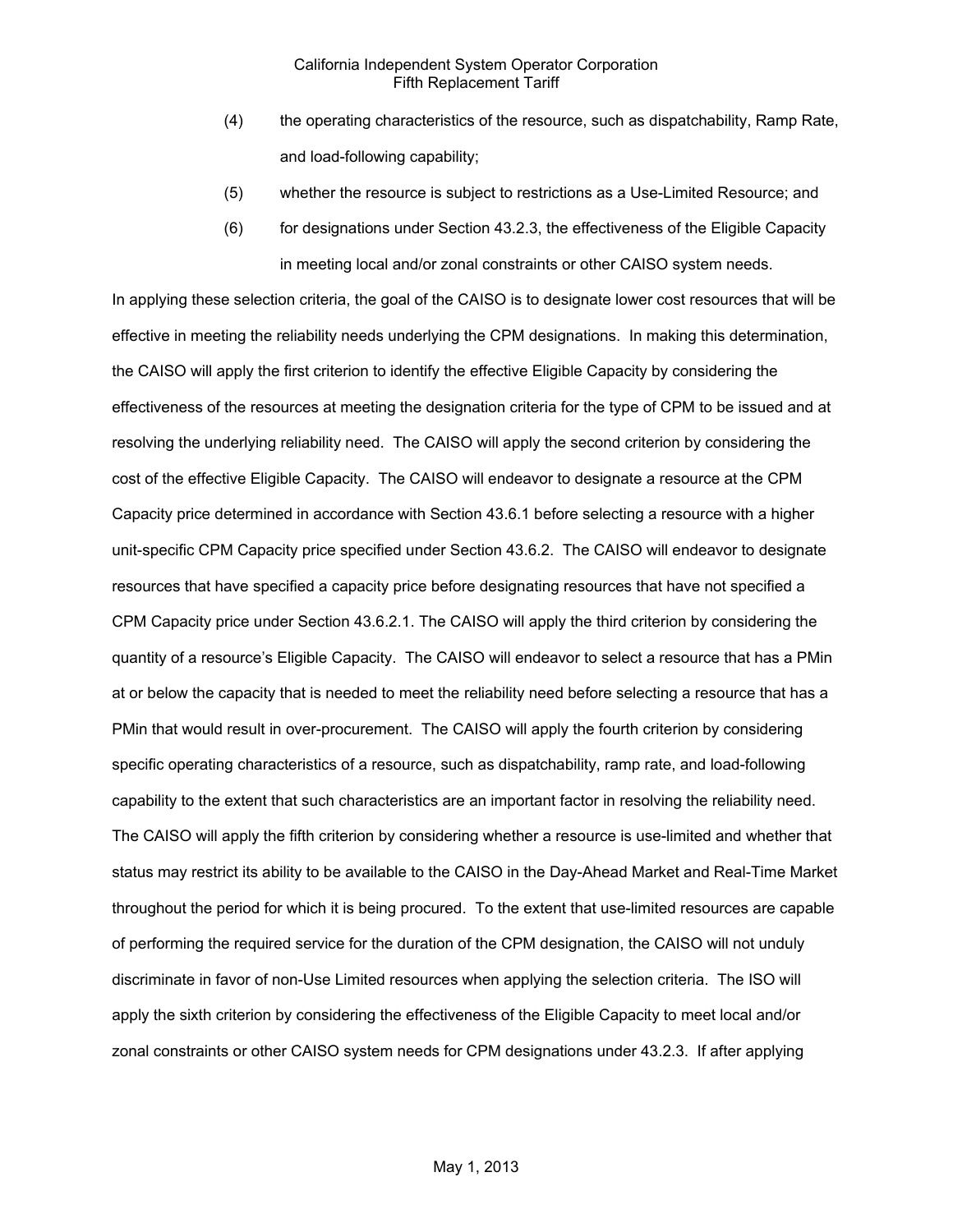(4) the operating characteristics of the resource, such as dispatchability, Ramp Rate, and load-following capability;

(5) whether the resource is subject to restrictions as a Use-Limited Resource; and

(6) for designations under Section 43.2.3, the effectiveness of the Eligible Capacity in meeting local and/or zonal constraints or other CAISO system needs.

In applying these selection criteria, the goal of the CAISO is to designate lower cost resources that will be effective in meeting the reliability needs underlying the CPM designations. In making this determination, the CAISO will apply the first criterion to identify the effective Eligible Capacity by considering the effectiveness of the resources at meeting the designation criteria for the type of CPM to be issued and at resolving the underlying reliability need. The CAISO will apply the second criterion by considering the cost of the effective Eligible Capacity. The CAISO will endeavor to designate a resource at the CPM Capacity price determined in accordance with Section 43.6.1 before selecting a resource with a higher unit-specific CPM Capacity price specified under Section 43.6.2. The CAISO will endeavor to designate resources that have specified a capacity price before designating resources that have not specified a CPM Capacity price under Section 43.6.2.1. The CAISO will apply the third criterion by considering the quantity of a resource's Eligible Capacity. The CAISO will endeavor to select a resource that has a PMin at or below the capacity that is needed to meet the reliability need before selecting a resource that has a PMin that would result in over-procurement. The CAISO will apply the fourth criterion by considering specific operating characteristics of a resource, such as dispatchability, ramp rate, and load-following capability to the extent that such characteristics are an important factor in resolving the reliability need. The CAISO will apply the fifth criterion by considering whether a resource is use-limited and whether that status may restrict its ability to be available to the CAISO in the Day-Ahead Market and Real-Time Market throughout the period for which it is being procured. To the extent that use-limited resources are capable of performing the required service for the duration of the CPM designation, the CAISO will not unduly discriminate in favor of non-Use Limited resources when applying the selection criteria. The ISO will apply the sixth criterion by considering the effectiveness of the Eligible Capacity to meet local and/or zonal constraints or other CAISO system needs for CPM designations under 43.2.3. If after applying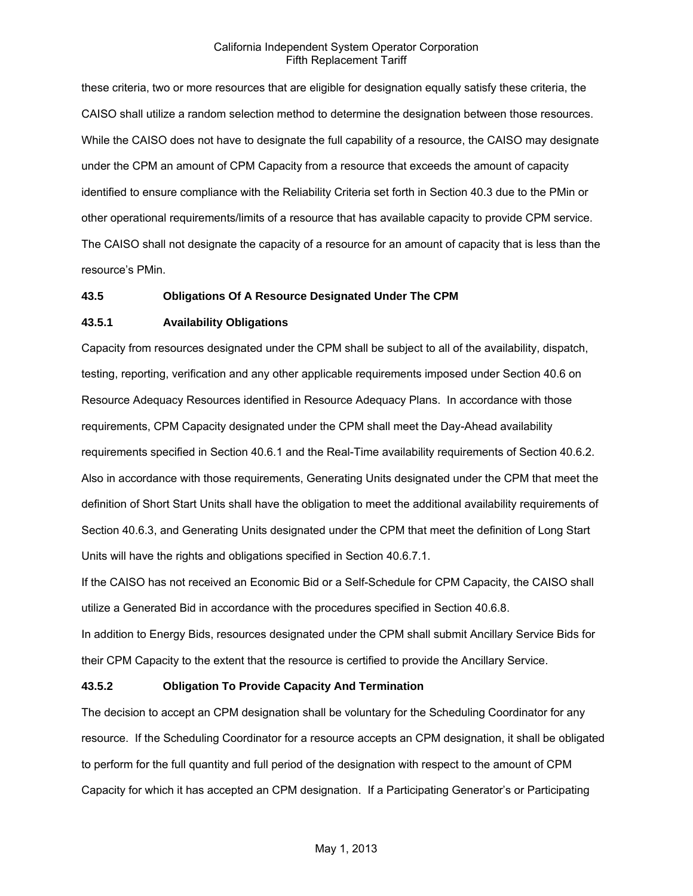these criteria, two or more resources that are eligible for designation equally satisfy these criteria, the CAISO shall utilize a random selection method to determine the designation between those resources. While the CAISO does not have to designate the full capability of a resource, the CAISO may designate under the CPM an amount of CPM Capacity from a resource that exceeds the amount of capacity identified to ensure compliance with the Reliability Criteria set forth in Section 40.3 due to the PMin or other operational requirements/limits of a resource that has available capacity to provide CPM service. The CAISO shall not designate the capacity of a resource for an amount of capacity that is less than the resource's PMin.

### 43.5 Obligations Of A Resource Designated Under The CPM

#### 43.5.1 Availability Obligations

Capacity from resources designated under the CPM shall be subject to all of the availability, dispatch, testing, reporting, verification and any other applicable requirements imposed under Section 40.6 on Resource Adequacy Resources identified in Resource Adequacy Plans. In accordance with those requirements, CPM Capacity designated under the CPM shall meet the Day-Ahead availability requirements specified in Section 40.6.1 and the Real-Time availability requirements of Section 40.6.2. Also in accordance with those requirements, Generating Units designated under the CPM that meet the definition of Short Start Units shall have the obligation to meet the additional availability requirements of Section 40.6.3, and Generating Units designated under the CPM that meet the definition of Long Start Units will have the rights and obligations specified in Section 40.6.7.1.

If the CAISO has not received an Economic Bid or a Self-Schedule for CPM Capacity, the CAISO shall utilize a Generated Bid in accordance with the procedures specified in Section 40.6.8.

In addition to Energy Bids, resources designated under the CPM shall submit Ancillary Service Bids for their CPM Capacity to the extent that the resource is certified to provide the Ancillary Service.

#### 43.5.2 Obligation To Provide Capacity And Termination

The decision to accept an CPM designation shall be voluntary for the Scheduling Coordinator for any resource. If the Scheduling Coordinator for a resource accepts an CPM designation, it shall be obligated to perform for the full quantity and full period of the designation with respect to the amount of CPM Capacity for which it has accepted an CPM designation. If a Participating Generator's or Participating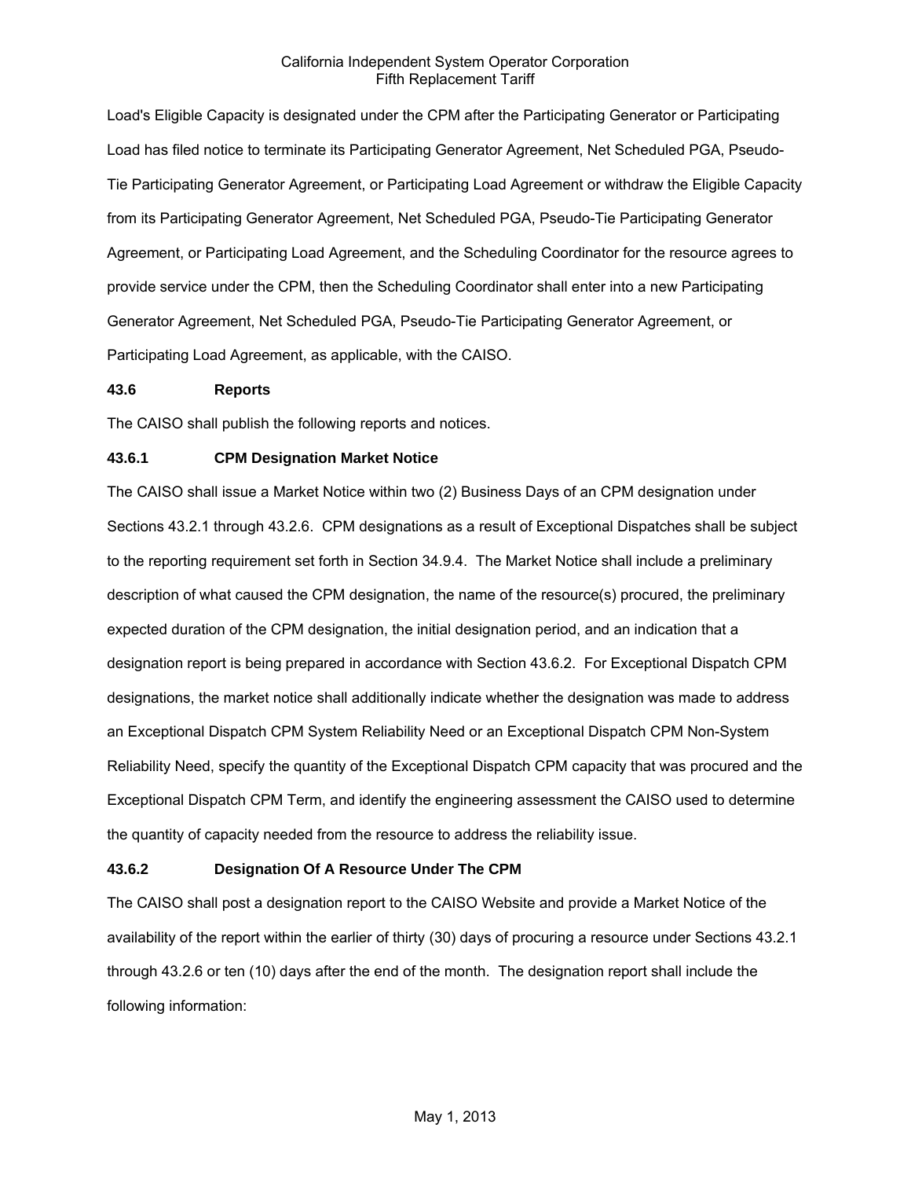Load's Eligible Capacity is designated under the CPM after the Participating Generator or Participating Load has filed notice to terminate its Participating Generator Agreement, Net Scheduled PGA, Pseudo-Tie Participating Generator Agreement, or Participating Load Agreement or withdraw the Eligible Capacity from its Participating Generator Agreement, Net Scheduled PGA, Pseudo-Tie Participating Generator Agreement, or Participating Load Agreement, and the Scheduling Coordinator for the resource agrees to provide service under the CPM, then the Scheduling Coordinator shall enter into a new Participating Generator Agreement, Net Scheduled PGA, Pseudo-Tie Participating Generator Agreement, or Participating Load Agreement, as applicable, with the CAISO.

### 43.6 Reports

The CAISO shall publish the following reports and notices.

#### 43.6.1 CPM Designation Market Notice

The CAISO shall issue a Market Notice within two (2) Business Days of an CPM designation under Sections 43.2.1 through 43.2.6. CPM designations as a result of Exceptional Dispatches shall be subject to the reporting requirement set forth in Section 34.9.4. The Market Notice shall include a preliminary description of what caused the CPM designation, the name of the resource(s) procured, the preliminary expected duration of the CPM designation, the initial designation period, and an indication that a designation report is being prepared in accordance with Section 43.6.2. For Exceptional Dispatch CPM designations, the market notice shall additionally indicate whether the designation was made to address an Exceptional Dispatch CPM System Reliability Need or an Exceptional Dispatch CPM Non-System Reliability Need, specify the quantity of the Exceptional Dispatch CPM capacity that was procured and the Exceptional Dispatch CPM Term, and identify the engineering assessment the CAISO used to determine the quantity of capacity needed from the resource to address the reliability issue.

#### 43.6.2 Designation Of A Resource Under The CPM

The CAISO shall post a designation report to the CAISO Website and provide a Market Notice of the availability of the report within the earlier of thirty (30) days of procuring a resource under Sections 43.2.1 through 43.2.6 or ten (10) days after the end of the month. The designation report shall include the following information: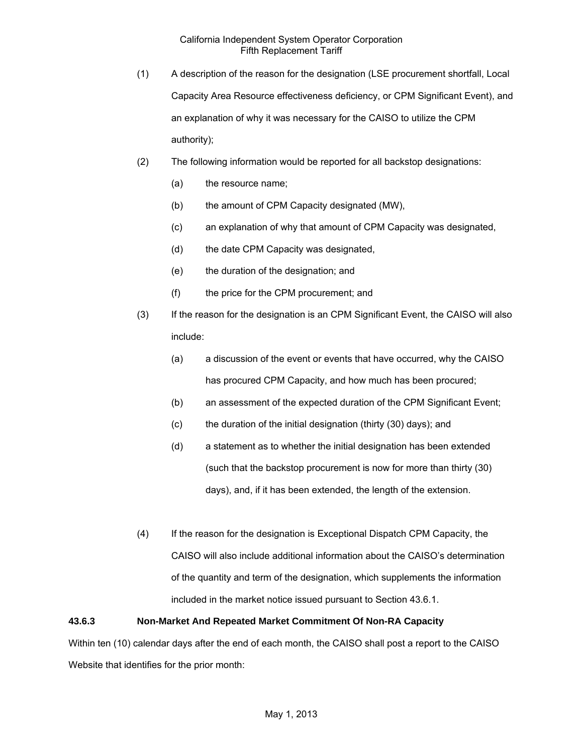(1) A description of the reason for the designation (LSE procurement shortfall, Local Capacity Area Resource effectiveness deficiency, or CPM Significant Event), and an explanation of why it was necessary for the CAISO to utilize the CPM authority);

(2) The following information would be reported for all backstop designations:

   (a) the resource name;

   (b) the amount of CPM Capacity designated (MW),

   (c) an explanation of why that amount of CPM Capacity was designated,

   (d) the date CPM Capacity was designated,

   (e) the duration of the designation; and

   (f) the price for the CPM procurement; and

(3) If the reason for the designation is an CPM Significant Event, the CAISO will also include:

   (a) a discussion of the event or events that have occurred, why the CAISO has procured CPM Capacity, and how much has been procured;

   (b) an assessment of the expected duration of the CPM Significant Event;

   (c) the duration of the initial designation (thirty (30) days); and

   (d) a statement as to whether the initial designation has been extended (such that the backstop procurement is now for more than thirty (30) days), and, if it has been extended, the length of the extension.

(4) If the reason for the designation is Exceptional Dispatch CPM Capacity, the CAISO will also include additional information about the CAISO's determination of the quantity and term of the designation, which supplements the information included in the market notice issued pursuant to Section 43.6.1.

**43.6.3 Non-Market And Repeated Market Commitment Of Non-RA Capacity**

Within ten (10) calendar days after the end of each month, the CAISO shall post a report to the CAISO Website that identifies for the prior month: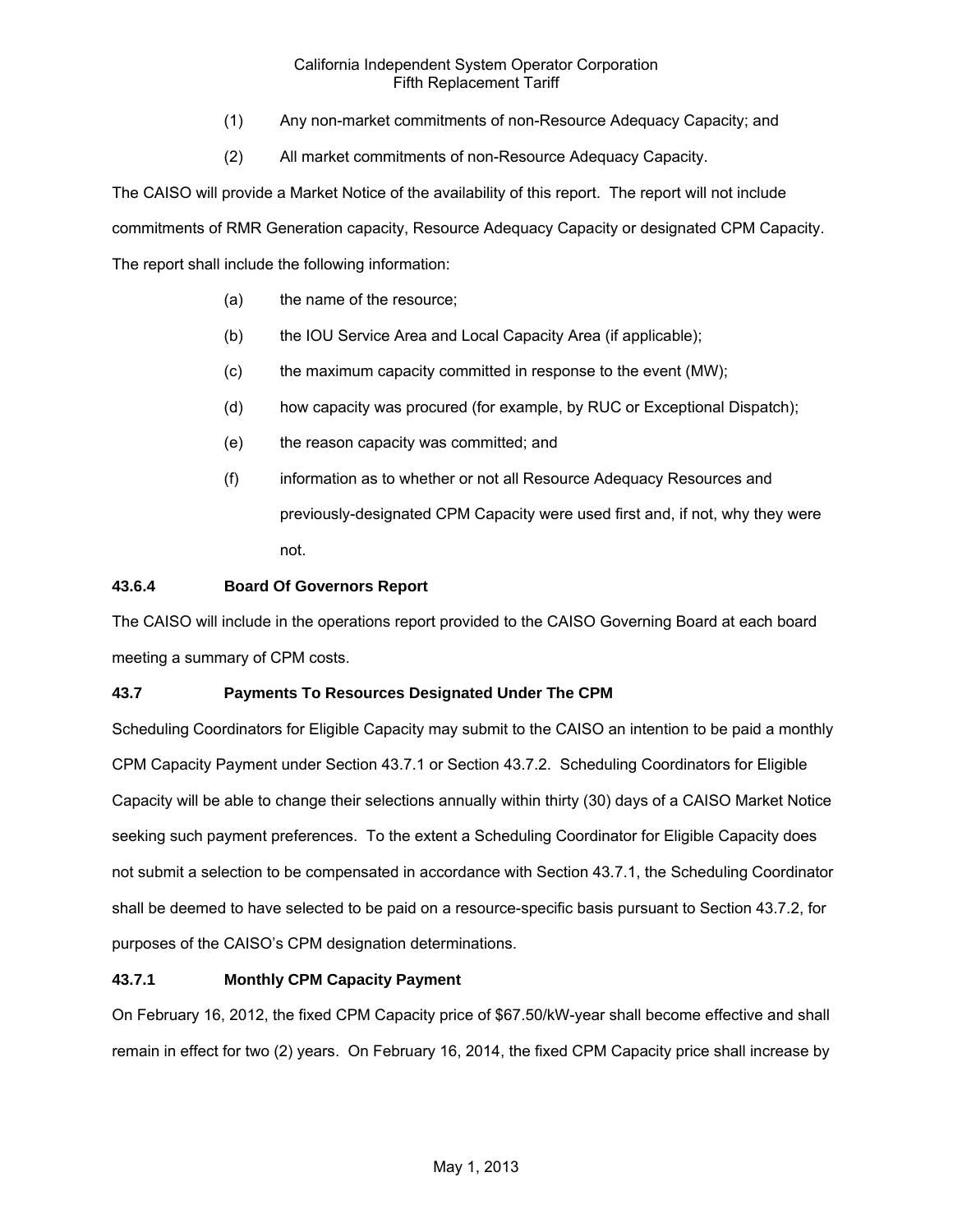(1) Any non-market commitments of non-Resource Adequacy Capacity; and

(2) All market commitments of non-Resource Adequacy Capacity.

The CAISO will provide a Market Notice of the availability of this report. The report will not include commitments of RMR Generation capacity, Resource Adequacy Capacity or designated CPM Capacity. The report shall include the following information:

(a) the name of the resource;

(b) the IOU Service Area and Local Capacity Area (if applicable);

(c) the maximum capacity committed in response to the event (MW);

(d) how capacity was procured (for example, by RUC or Exceptional Dispatch);

(e) the reason capacity was committed; and

(f) information as to whether or not all Resource Adequacy Resources and previously-designated CPM Capacity were used first and, if not, why they were not.

**43.6.4 Board Of Governors Report**

The CAISO will include in the operations report provided to the CAISO Governing Board at each board meeting a summary of CPM costs.

**43.7 Payments To Resources Designated Under The CPM**

Scheduling Coordinators for Eligible Capacity may submit to the CAISO an intention to be paid a monthly CPM Capacity Payment under Section 43.7.1 or Section 43.7.2. Scheduling Coordinators for Eligible Capacity will be able to change their selections annually within thirty (30) days of a CAISO Market Notice seeking such payment preferences. To the extent a Scheduling Coordinator for Eligible Capacity does not submit a selection to be compensated in accordance with Section 43.7.1, the Scheduling Coordinator shall be deemed to have selected to be paid on a resource-specific basis pursuant to Section 43.7.2, for purposes of the CAISO's CPM designation determinations.

**43.7.1 Monthly CPM Capacity Payment**

On February 16, 2012, the fixed CPM Capacity price of $67.50/kW-year shall become effective and shall remain in effect for two (2) years. On February 16, 2014, the fixed CPM Capacity price shall increase by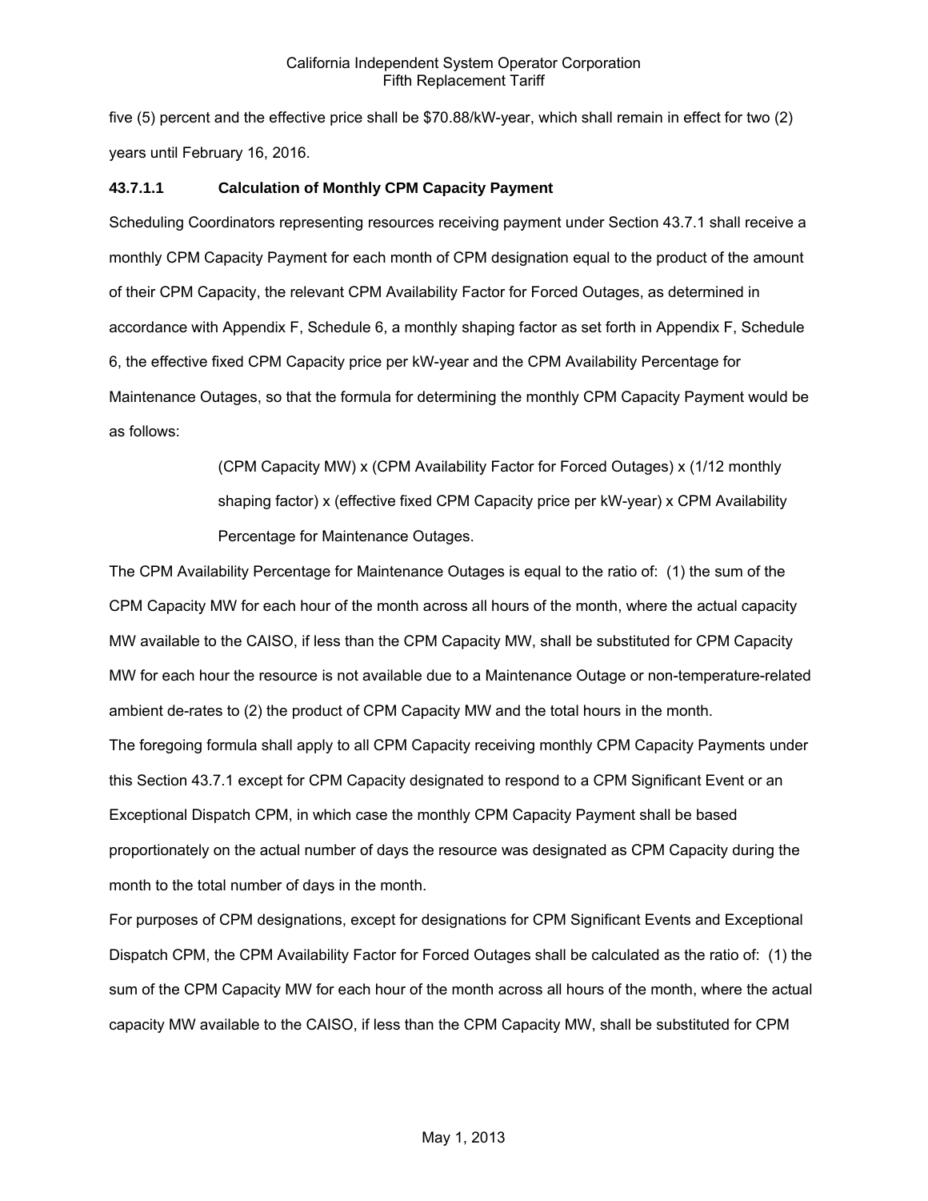five (5) percent and the effective price shall be $70.88/kW-year, which shall remain in effect for two (2) years until February 16, 2016.

### 43.7.1.1 Calculation of Monthly CPM Capacity Payment

Scheduling Coordinators representing resources receiving payment under Section 43.7.1 shall receive a monthly CPM Capacity Payment for each month of CPM designation equal to the product of the amount of their CPM Capacity, the relevant CPM Availability Factor for Forced Outages, as determined in accordance with Appendix F, Schedule 6, a monthly shaping factor as set forth in Appendix F, Schedule 6, the effective fixed CPM Capacity price per kW-year and the CPM Availability Percentage for Maintenance Outages, so that the formula for determining the monthly CPM Capacity Payment would be as follows:

> (CPM Capacity MW) x (CPM Availability Factor for Forced Outages) x (1/12 monthly shaping factor) x (effective fixed CPM Capacity price per kW-year) x CPM Availability Percentage for Maintenance Outages.

The CPM Availability Percentage for Maintenance Outages is equal to the ratio of: (1) the sum of the CPM Capacity MW for each hour of the month across all hours of the month, where the actual capacity MW available to the CAISO, if less than the CPM Capacity MW, shall be substituted for CPM Capacity MW for each hour the resource is not available due to a Maintenance Outage or non-temperature-related ambient de-rates to (2) the product of CPM Capacity MW and the total hours in the month.

The foregoing formula shall apply to all CPM Capacity receiving monthly CPM Capacity Payments under this Section 43.7.1 except for CPM Capacity designated to respond to a CPM Significant Event or an Exceptional Dispatch CPM, in which case the monthly CPM Capacity Payment shall be based proportionately on the actual number of days the resource was designated as CPM Capacity during the month to the total number of days in the month.

For purposes of CPM designations, except for designations for CPM Significant Events and Exceptional Dispatch CPM, the CPM Availability Factor for Forced Outages shall be calculated as the ratio of: (1) the sum of the CPM Capacity MW for each hour of the month across all hours of the month, where the actual capacity MW available to the CAISO, if less than the CPM Capacity MW, shall be substituted for CPM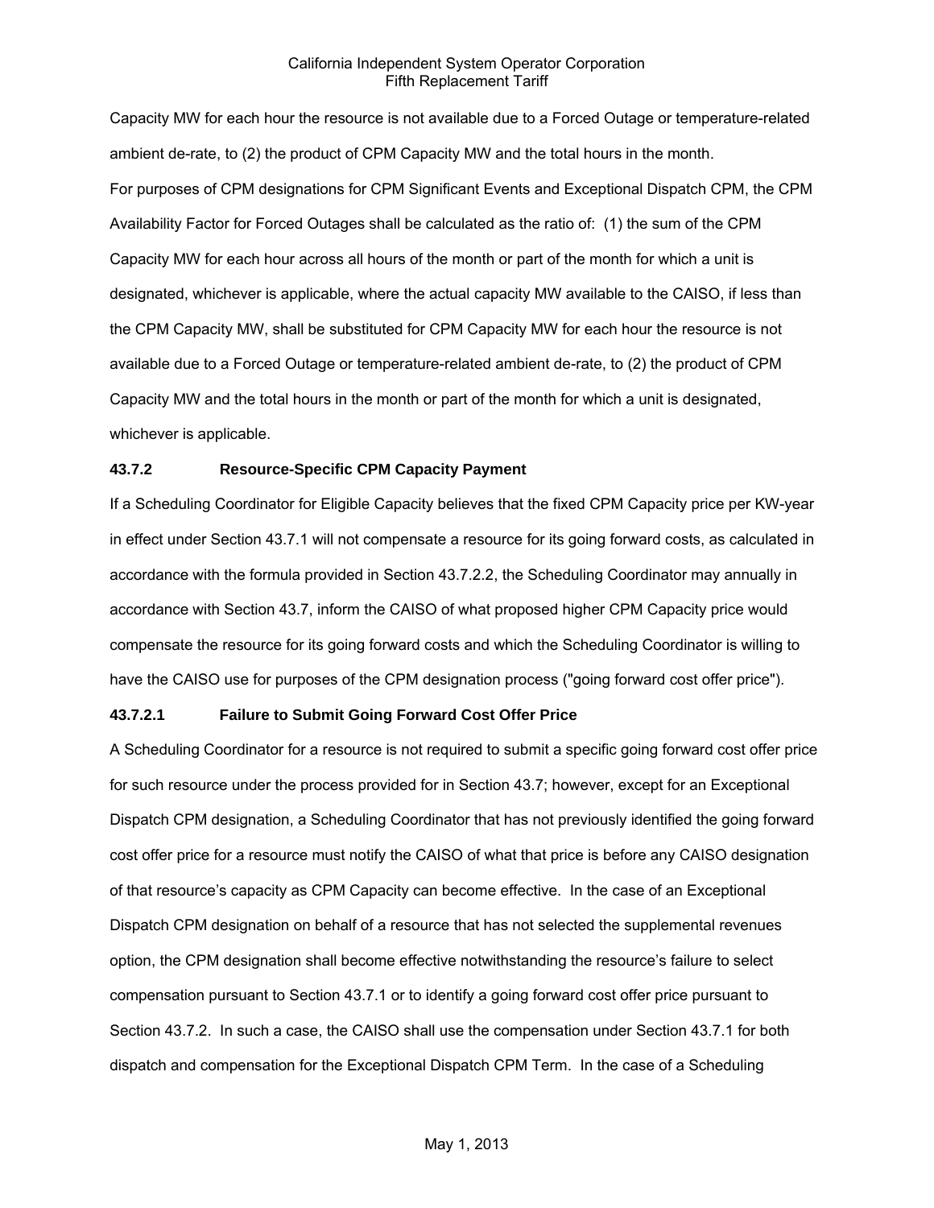Capacity MW for each hour the resource is not available due to a Forced Outage or temperature-related ambient de-rate, to (2) the product of CPM Capacity MW and the total hours in the month.

For purposes of CPM designations for CPM Significant Events and Exceptional Dispatch CPM, the CPM Availability Factor for Forced Outages shall be calculated as the ratio of: (1) the sum of the CPM Capacity MW for each hour across all hours of the month or part of the month for which a unit is designated, whichever is applicable, where the actual capacity MW available to the CAISO, if less than the CPM Capacity MW, shall be substituted for CPM Capacity MW for each hour the resource is not available due to a Forced Outage or temperature-related ambient de-rate, to (2) the product of CPM Capacity MW and the total hours in the month or part of the month for which a unit is designated, whichever is applicable.

**43.7.2 Resource-Specific CPM Capacity Payment**

If a Scheduling Coordinator for Eligible Capacity believes that the fixed CPM Capacity price per KW-year in effect under Section 43.7.1 will not compensate a resource for its going forward costs, as calculated in accordance with the formula provided in Section 43.7.2.2, the Scheduling Coordinator may annually in accordance with Section 43.7, inform the CAISO of what proposed higher CPM Capacity price would compensate the resource for its going forward costs and which the Scheduling Coordinator is willing to have the CAISO use for purposes of the CPM designation process ("going forward cost offer price").

**43.7.2.1 Failure to Submit Going Forward Cost Offer Price**

A Scheduling Coordinator for a resource is not required to submit a specific going forward cost offer price for such resource under the process provided for in Section 43.7; however, except for an Exceptional Dispatch CPM designation, a Scheduling Coordinator that has not previously identified the going forward cost offer price for a resource must notify the CAISO of what that price is before any CAISO designation of that resource's capacity as CPM Capacity can become effective. In the case of an Exceptional Dispatch CPM designation on behalf of a resource that has not selected the supplemental revenues option, the CPM designation shall become effective notwithstanding the resource's failure to select compensation pursuant to Section 43.7.1 or to identify a going forward cost offer price pursuant to Section 43.7.2. In such a case, the CAISO shall use the compensation under Section 43.7.1 for both dispatch and compensation for the Exceptional Dispatch CPM Term. In the case of a Scheduling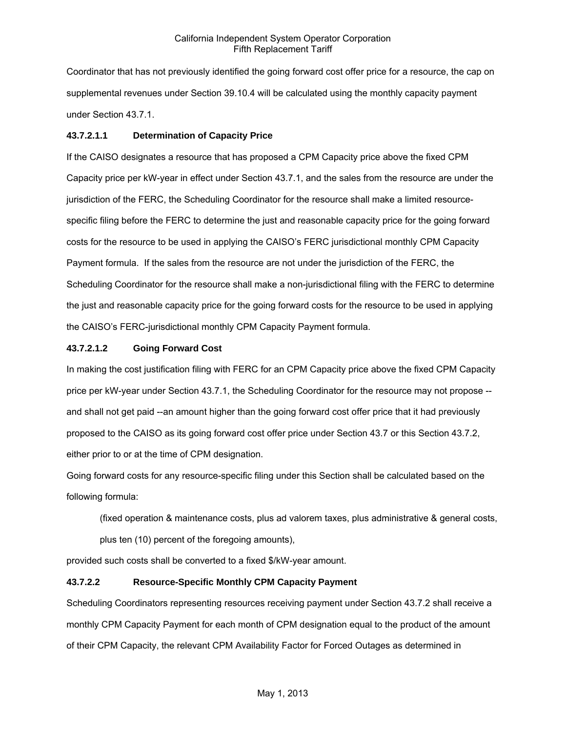Coordinator that has not previously identified the going forward cost offer price for a resource, the cap on supplemental revenues under Section 39.10.4 will be calculated using the monthly capacity payment under Section 43.7.1.

**43.7.2.1.1 Determination of Capacity Price**

If the CAISO designates a resource that has proposed a CPM Capacity price above the fixed CPM Capacity price per kW-year in effect under Section 43.7.1, and the sales from the resource are under the jurisdiction of the FERC, the Scheduling Coordinator for the resource shall make a limited resource-specific filing before the FERC to determine the just and reasonable capacity price for the going forward costs for the resource to be used in applying the CAISO's FERC jurisdictional monthly CPM Capacity Payment formula. If the sales from the resource are not under the jurisdiction of the FERC, the Scheduling Coordinator for the resource shall make a non-jurisdictional filing with the FERC to determine the just and reasonable capacity price for the going forward costs for the resource to be used in applying the CAISO's FERC-jurisdictional monthly CPM Capacity Payment formula.

**43.7.2.1.2 Going Forward Cost**

In making the cost justification filing with FERC for an CPM Capacity price above the fixed CPM Capacity price per kW-year under Section 43.7.1, the Scheduling Coordinator for the resource may not propose -- and shall not get paid --an amount higher than the going forward cost offer price that it had previously proposed to the CAISO as its going forward cost offer price under Section 43.7 or this Section 43.7.2, either prior to or at the time of CPM designation.

Going forward costs for any resource-specific filing under this Section shall be calculated based on the following formula:

(fixed operation & maintenance costs, plus ad valorem taxes, plus administrative & general costs, plus ten (10) percent of the foregoing amounts),

provided such costs shall be converted to a fixed $/kW-year amount.

**43.7.2.2 Resource-Specific Monthly CPM Capacity Payment**

Scheduling Coordinators representing resources receiving payment under Section 43.7.2 shall receive a monthly CPM Capacity Payment for each month of CPM designation equal to the product of the amount of their CPM Capacity, the relevant CPM Availability Factor for Forced Outages as determined in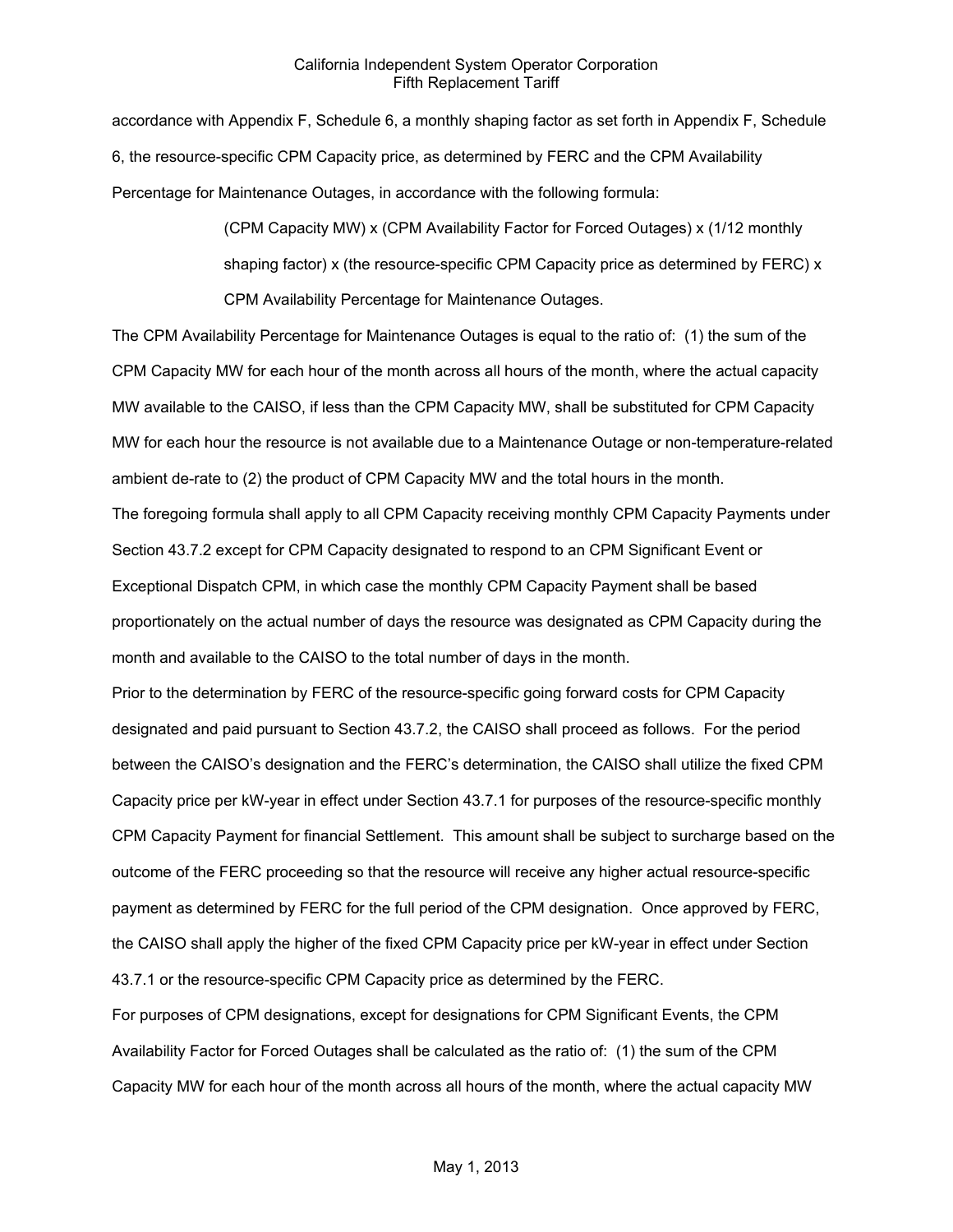accordance with Appendix F, Schedule 6, a monthly shaping factor as set forth in Appendix F, Schedule 6, the resource-specific CPM Capacity price, as determined by FERC and the CPM Availability Percentage for Maintenance Outages, in accordance with the following formula:

> (CPM Capacity MW) x (CPM Availability Factor for Forced Outages) x (1/12 monthly shaping factor) x (the resource-specific CPM Capacity price as determined by FERC) x CPM Availability Percentage for Maintenance Outages.

The CPM Availability Percentage for Maintenance Outages is equal to the ratio of: (1) the sum of the CPM Capacity MW for each hour of the month across all hours of the month, where the actual capacity MW available to the CAISO, if less than the CPM Capacity MW, shall be substituted for CPM Capacity MW for each hour the resource is not available due to a Maintenance Outage or non-temperature-related ambient de-rate to (2) the product of CPM Capacity MW and the total hours in the month.

The foregoing formula shall apply to all CPM Capacity receiving monthly CPM Capacity Payments under Section 43.7.2 except for CPM Capacity designated to respond to an CPM Significant Event or Exceptional Dispatch CPM, in which case the monthly CPM Capacity Payment shall be based proportionately on the actual number of days the resource was designated as CPM Capacity during the month and available to the CAISO to the total number of days in the month.

Prior to the determination by FERC of the resource-specific going forward costs for CPM Capacity designated and paid pursuant to Section 43.7.2, the CAISO shall proceed as follows. For the period between the CAISO's designation and the FERC's determination, the CAISO shall utilize the fixed CPM Capacity price per kW-year in effect under Section 43.7.1 for purposes of the resource-specific monthly CPM Capacity Payment for financial Settlement. This amount shall be subject to surcharge based on the outcome of the FERC proceeding so that the resource will receive any higher actual resource-specific payment as determined by FERC for the full period of the CPM designation. Once approved by FERC, the CAISO shall apply the higher of the fixed CPM Capacity price per kW-year in effect under Section 43.7.1 or the resource-specific CPM Capacity price as determined by the FERC.

For purposes of CPM designations, except for designations for CPM Significant Events, the CPM Availability Factor for Forced Outages shall be calculated as the ratio of: (1) the sum of the CPM Capacity MW for each hour of the month across all hours of the month, where the actual capacity MW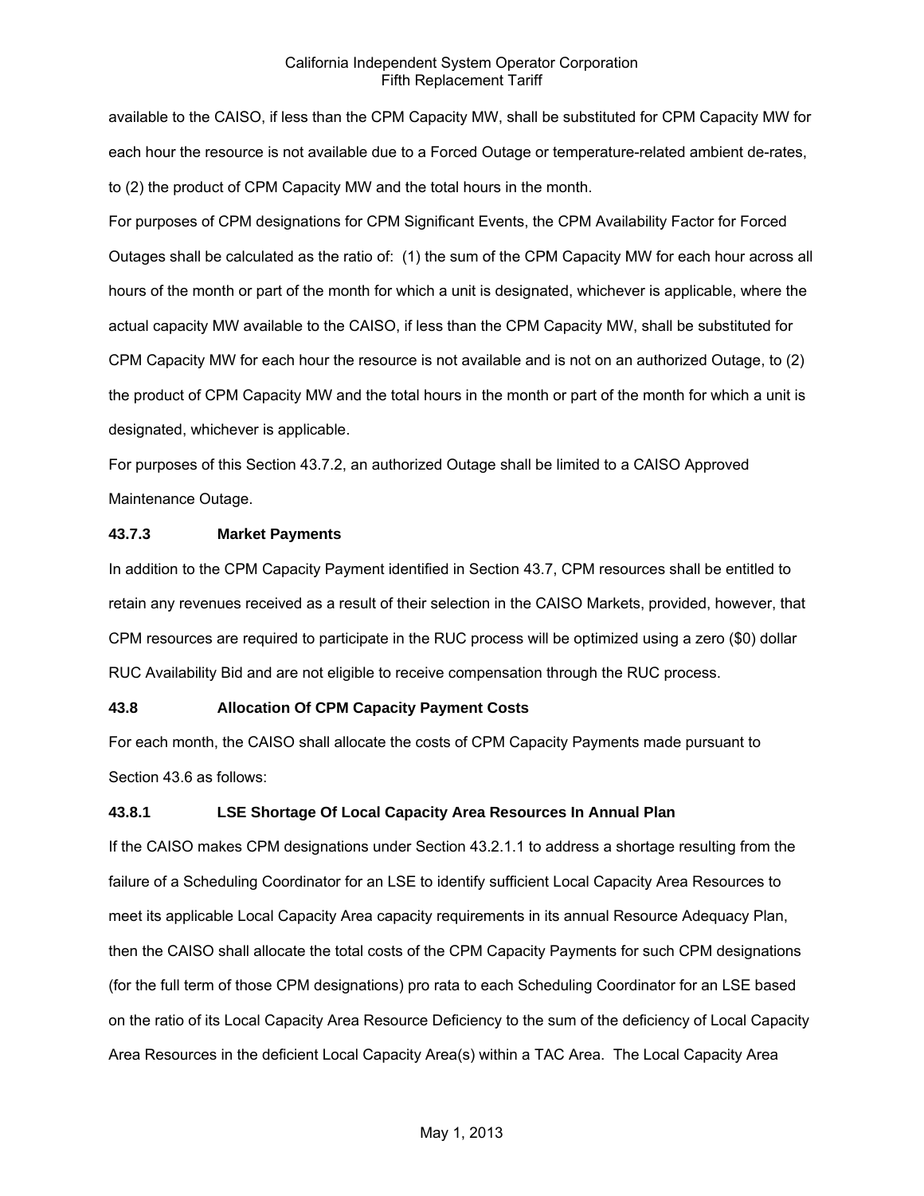available to the CAISO, if less than the CPM Capacity MW, shall be substituted for CPM Capacity MW for each hour the resource is not available due to a Forced Outage or temperature-related ambient de-rates, to (2) the product of CPM Capacity MW and the total hours in the month.

For purposes of CPM designations for CPM Significant Events, the CPM Availability Factor for Forced Outages shall be calculated as the ratio of: (1) the sum of the CPM Capacity MW for each hour across all hours of the month or part of the month for which a unit is designated, whichever is applicable, where the actual capacity MW available to the CAISO, if less than the CPM Capacity MW, shall be substituted for CPM Capacity MW for each hour the resource is not available and is not on an authorized Outage, to (2) the product of CPM Capacity MW and the total hours in the month or part of the month for which a unit is designated, whichever is applicable.

For purposes of this Section 43.7.2, an authorized Outage shall be limited to a CAISO Approved Maintenance Outage.

### 43.7.3 Market Payments

In addition to the CPM Capacity Payment identified in Section 43.7, CPM resources shall be entitled to retain any revenues received as a result of their selection in the CAISO Markets, provided, however, that CPM resources are required to participate in the RUC process will be optimized using a zero ($0) dollar RUC Availability Bid and are not eligible to receive compensation through the RUC process.

## 43.8 Allocation Of CPM Capacity Payment Costs

For each month, the CAISO shall allocate the costs of CPM Capacity Payments made pursuant to Section 43.6 as follows:

### 43.8.1 LSE Shortage Of Local Capacity Area Resources In Annual Plan

If the CAISO makes CPM designations under Section 43.2.1.1 to address a shortage resulting from the failure of a Scheduling Coordinator for an LSE to identify sufficient Local Capacity Area Resources to meet its applicable Local Capacity Area capacity requirements in its annual Resource Adequacy Plan, then the CAISO shall allocate the total costs of the CPM Capacity Payments for such CPM designations (for the full term of those CPM designations) pro rata to each Scheduling Coordinator for an LSE based on the ratio of its Local Capacity Area Resource Deficiency to the sum of the deficiency of Local Capacity Area Resources in the deficient Local Capacity Area(s) within a TAC Area. The Local Capacity Area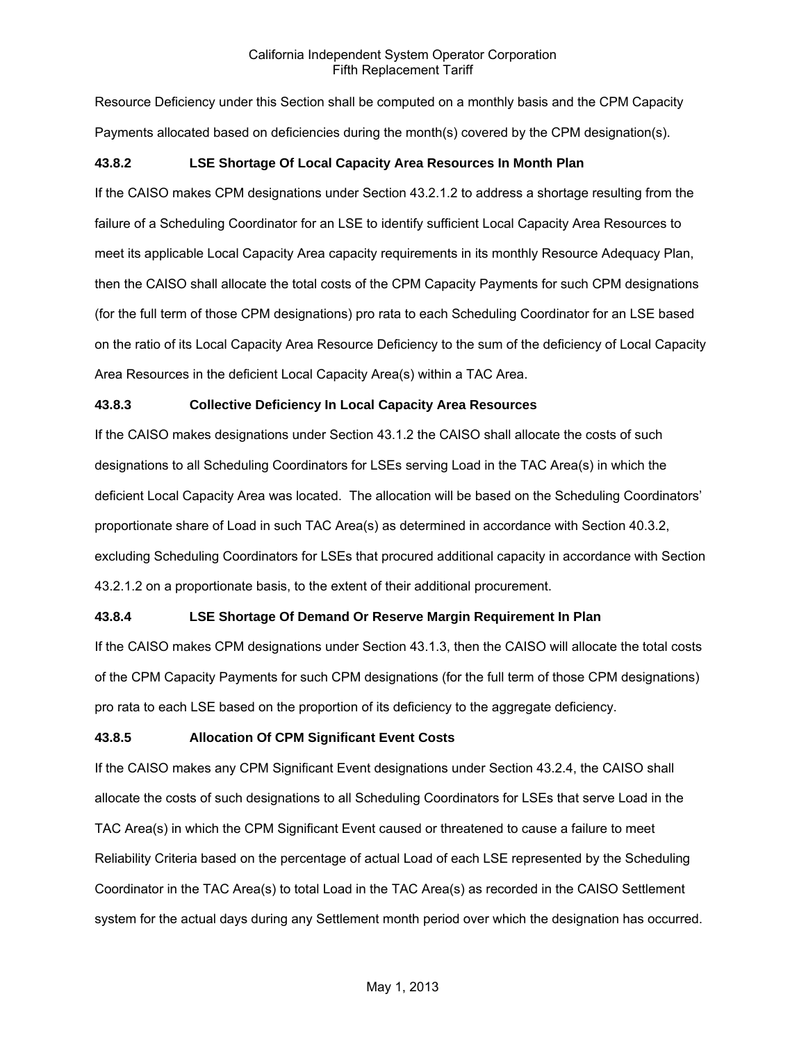Resource Deficiency under this Section shall be computed on a monthly basis and the CPM Capacity Payments allocated based on deficiencies during the month(s) covered by the CPM designation(s).

### 43.8.2 LSE Shortage Of Local Capacity Area Resources In Month Plan

If the CAISO makes CPM designations under Section 43.2.1.2 to address a shortage resulting from the failure of a Scheduling Coordinator for an LSE to identify sufficient Local Capacity Area Resources to meet its applicable Local Capacity Area capacity requirements in its monthly Resource Adequacy Plan, then the CAISO shall allocate the total costs of the CPM Capacity Payments for such CPM designations (for the full term of those CPM designations) pro rata to each Scheduling Coordinator for an LSE based on the ratio of its Local Capacity Area Resource Deficiency to the sum of the deficiency of Local Capacity Area Resources in the deficient Local Capacity Area(s) within a TAC Area.

### 43.8.3 Collective Deficiency In Local Capacity Area Resources

If the CAISO makes designations under Section 43.1.2 the CAISO shall allocate the costs of such designations to all Scheduling Coordinators for LSEs serving Load in the TAC Area(s) in which the deficient Local Capacity Area was located. The allocation will be based on the Scheduling Coordinators' proportionate share of Load in such TAC Area(s) as determined in accordance with Section 40.3.2, excluding Scheduling Coordinators for LSEs that procured additional capacity in accordance with Section 43.2.1.2 on a proportionate basis, to the extent of their additional procurement.

### 43.8.4 LSE Shortage Of Demand Or Reserve Margin Requirement In Plan

If the CAISO makes CPM designations under Section 43.1.3, then the CAISO will allocate the total costs of the CPM Capacity Payments for such CPM designations (for the full term of those CPM designations) pro rata to each LSE based on the proportion of its deficiency to the aggregate deficiency.

### 43.8.5 Allocation Of CPM Significant Event Costs

If the CAISO makes any CPM Significant Event designations under Section 43.2.4, the CAISO shall allocate the costs of such designations to all Scheduling Coordinators for LSEs that serve Load in the TAC Area(s) in which the CPM Significant Event caused or threatened to cause a failure to meet Reliability Criteria based on the percentage of actual Load of each LSE represented by the Scheduling Coordinator in the TAC Area(s) to total Load in the TAC Area(s) as recorded in the CAISO Settlement system for the actual days during any Settlement month period over which the designation has occurred.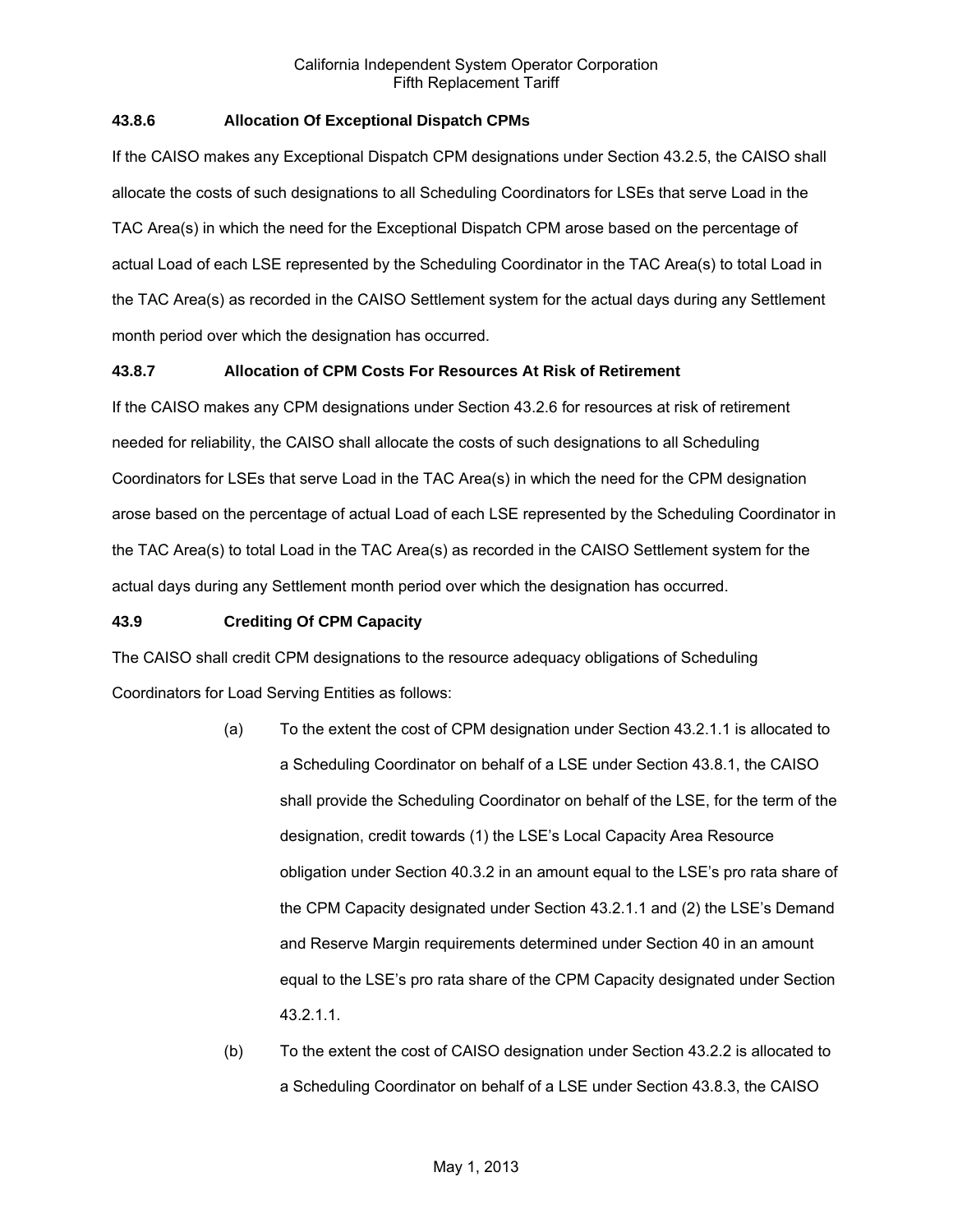**43.8.6 Allocation Of Exceptional Dispatch CPMs**

If the CAISO makes any Exceptional Dispatch CPM designations under Section 43.2.5, the CAISO shall allocate the costs of such designations to all Scheduling Coordinators for LSEs that serve Load in the TAC Area(s) in which the need for the Exceptional Dispatch CPM arose based on the percentage of actual Load of each LSE represented by the Scheduling Coordinator in the TAC Area(s) to total Load in the TAC Area(s) as recorded in the CAISO Settlement system for the actual days during any Settlement month period over which the designation has occurred.

**43.8.7 Allocation of CPM Costs For Resources At Risk of Retirement**

If the CAISO makes any CPM designations under Section 43.2.6 for resources at risk of retirement needed for reliability, the CAISO shall allocate the costs of such designations to all Scheduling Coordinators for LSEs that serve Load in the TAC Area(s) in which the need for the CPM designation arose based on the percentage of actual Load of each LSE represented by the Scheduling Coordinator in the TAC Area(s) to total Load in the TAC Area(s) as recorded in the CAISO Settlement system for the actual days during any Settlement month period over which the designation has occurred.

**43.9 Crediting Of CPM Capacity**

The CAISO shall credit CPM designations to the resource adequacy obligations of Scheduling Coordinators for Load Serving Entities as follows:

(a) To the extent the cost of CPM designation under Section 43.2.1.1 is allocated to a Scheduling Coordinator on behalf of a LSE under Section 43.8.1, the CAISO shall provide the Scheduling Coordinator on behalf of the LSE, for the term of the designation, credit towards (1) the LSE's Local Capacity Area Resource obligation under Section 40.3.2 in an amount equal to the LSE's pro rata share of the CPM Capacity designated under Section 43.2.1.1 and (2) the LSE's Demand and Reserve Margin requirements determined under Section 40 in an amount equal to the LSE's pro rata share of the CPM Capacity designated under Section 43.2.1.1.

(b) To the extent the cost of CAISO designation under Section 43.2.2 is allocated to a Scheduling Coordinator on behalf of a LSE under Section 43.8.3, the CAISO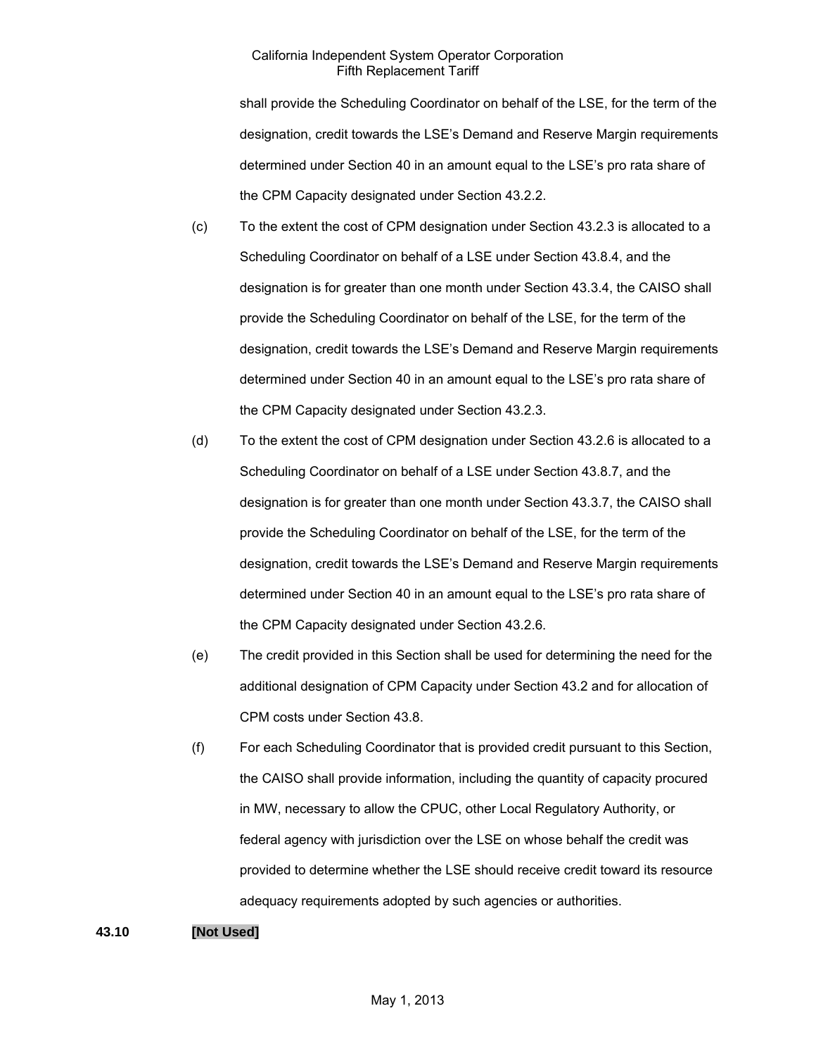shall provide the Scheduling Coordinator on behalf of the LSE, for the term of the designation, credit towards the LSE's Demand and Reserve Margin requirements determined under Section 40 in an amount equal to the LSE's pro rata share of the CPM Capacity designated under Section 43.2.2.

(c) To the extent the cost of CPM designation under Section 43.2.3 is allocated to a Scheduling Coordinator on behalf of a LSE under Section 43.8.4, and the designation is for greater than one month under Section 43.3.4, the CAISO shall provide the Scheduling Coordinator on behalf of the LSE, for the term of the designation, credit towards the LSE's Demand and Reserve Margin requirements determined under Section 40 in an amount equal to the LSE's pro rata share of the CPM Capacity designated under Section 43.2.3.

(d) To the extent the cost of CPM designation under Section 43.2.6 is allocated to a Scheduling Coordinator on behalf of a LSE under Section 43.8.7, and the designation is for greater than one month under Section 43.3.7, the CAISO shall provide the Scheduling Coordinator on behalf of the LSE, for the term of the designation, credit towards the LSE's Demand and Reserve Margin requirements determined under Section 40 in an amount equal to the LSE's pro rata share of the CPM Capacity designated under Section 43.2.6.

(e) The credit provided in this Section shall be used for determining the need for the additional designation of CPM Capacity under Section 43.2 and for allocation of CPM costs under Section 43.8.

(f) For each Scheduling Coordinator that is provided credit pursuant to this Section, the CAISO shall provide information, including the quantity of capacity procured in MW, necessary to allow the CPUC, other Local Regulatory Authority, or federal agency with jurisdiction over the LSE on whose behalf the credit was provided to determine whether the LSE should receive credit toward its resource adequacy requirements adopted by such agencies or authorities.

**43.10 [Not Used]**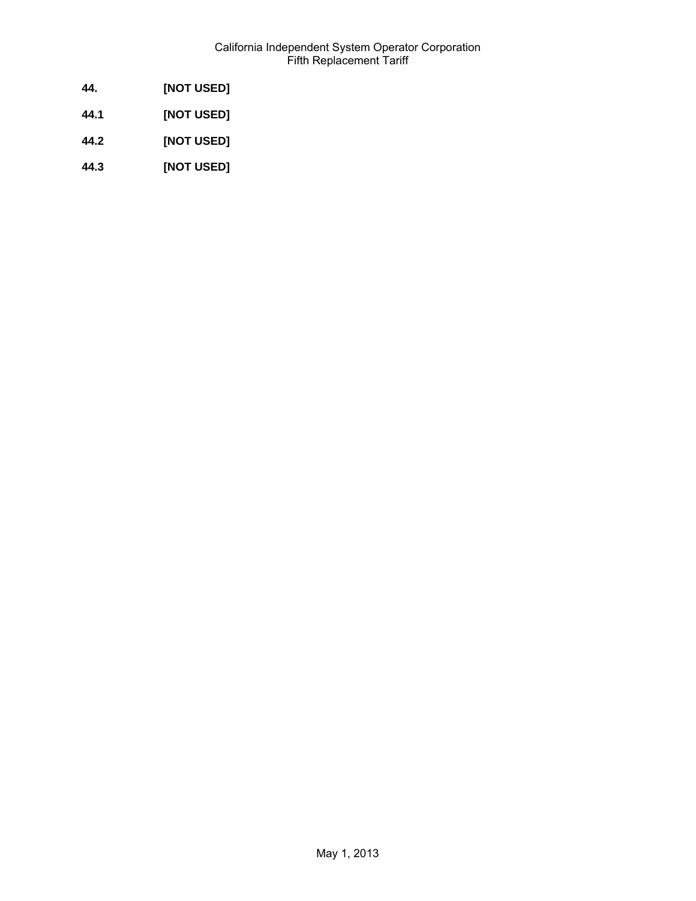**44. [NOT USED]**

**44.1 [NOT USED]**

**44.2 [NOT USED]**

**44.3 [NOT USED]**